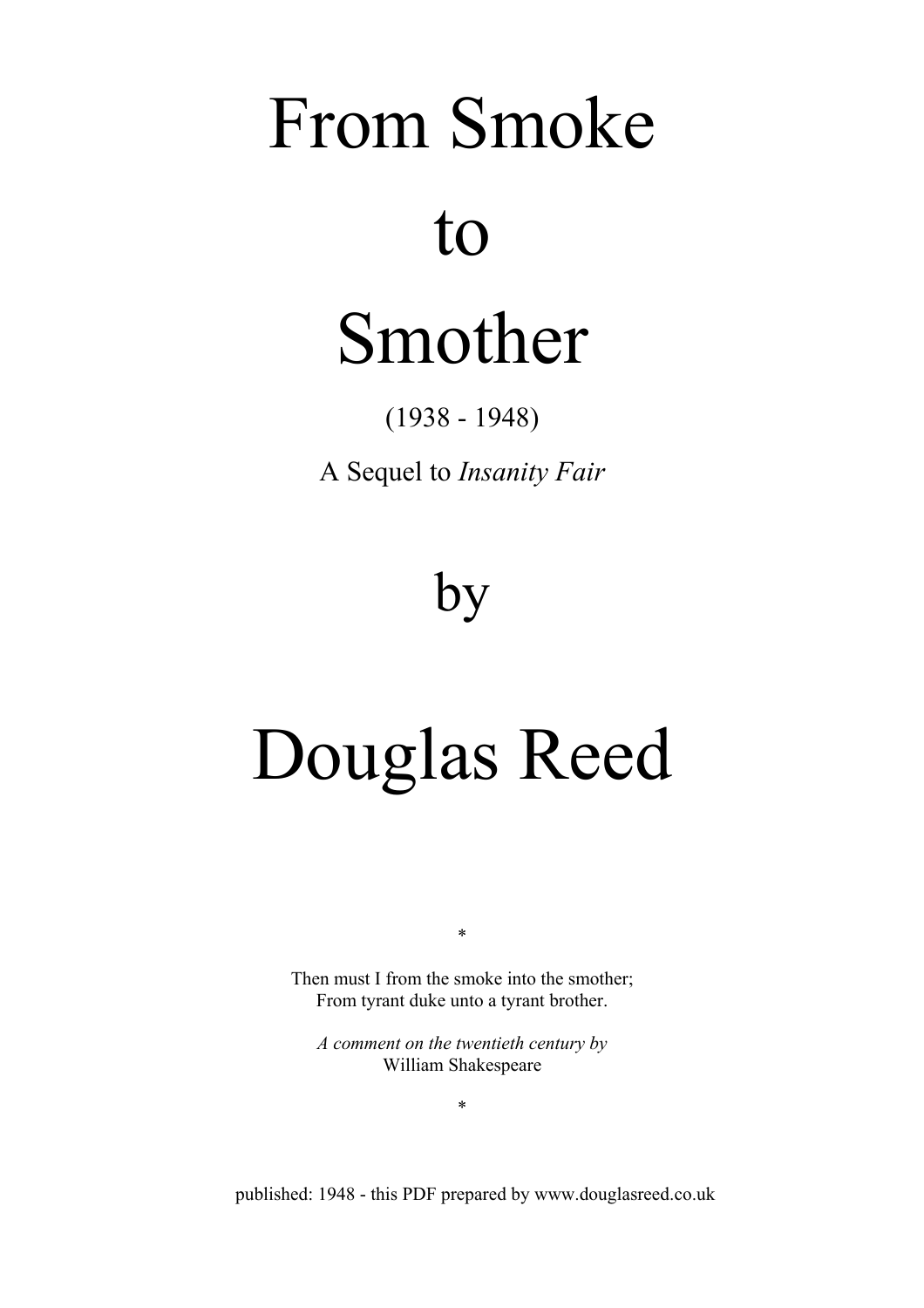# From Smoke to Smother

(1938 - 1948)

A Sequel to *Insanity Fair*

by

# Douglas Reed

\*

Then must I from the smoke into the smother;
From tyrant duke unto a tyrant brother.

*A comment on the twentieth century by*
William Shakespeare

\*

published: 1948 - this PDF prepared by www.douglasreed.co.uk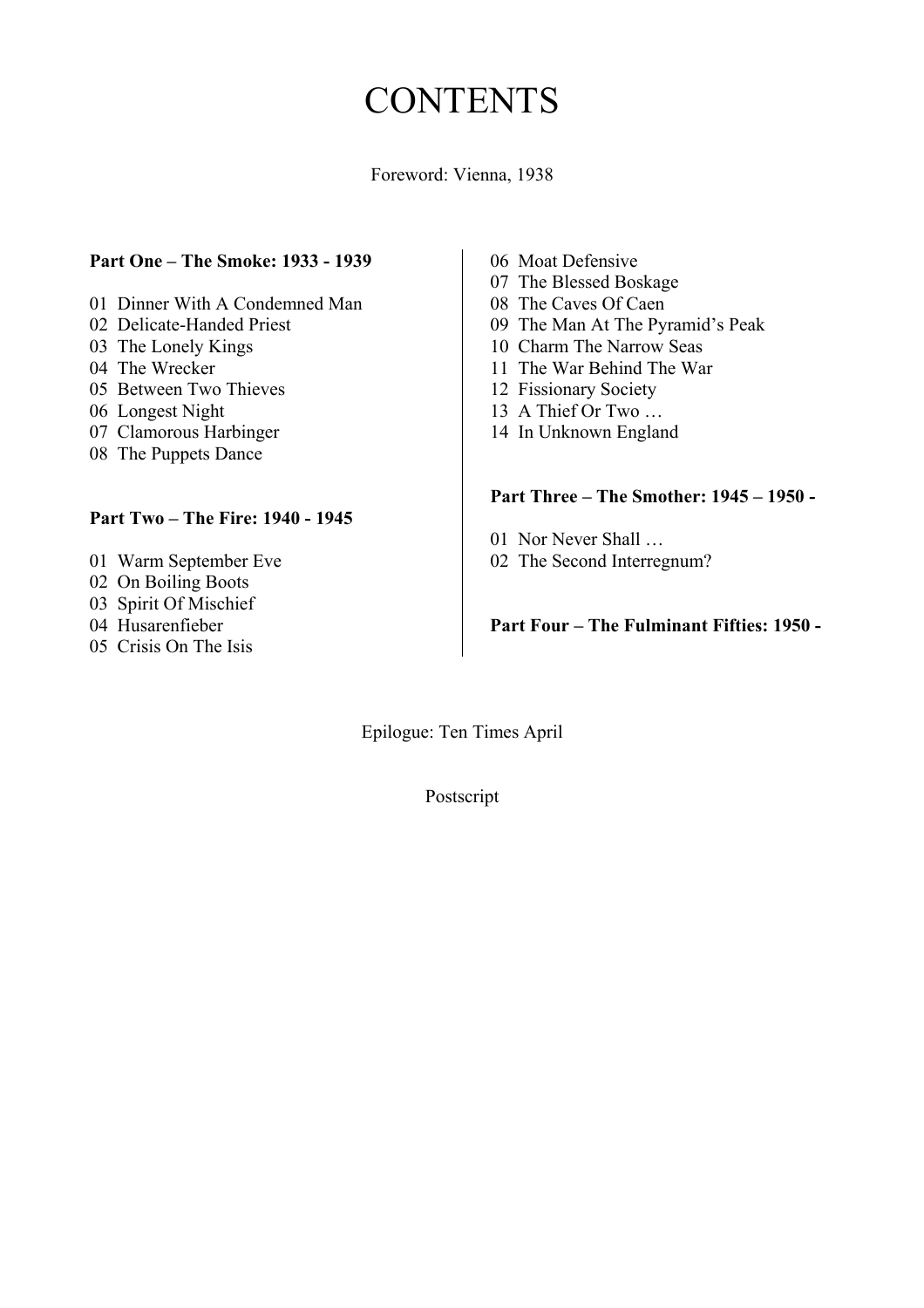# CONTENTS

Foreword: Vienna, 1938

**Part One – The Smoke: 1933 - 1939**

01 Dinner With A Condemned Man
02 Delicate-Handed Priest
03 The Lonely Kings
04 The Wrecker
05 Between Two Thieves
06 Longest Night
07 Clamorous Harbinger
08 The Puppets Dance

**Part Two – The Fire: 1940 - 1945**

01 Warm September Eve
02 On Boiling Boots
03 Spirit Of Mischief
04 Husarenfieber
05 Crisis On The Isis
06 Moat Defensive
07 The Blessed Boskage
08 The Caves Of Caen
09 The Man At The Pyramid's Peak
10 Charm The Narrow Seas
11 The War Behind The War
12 Fissionary Society
13 A Thief Or Two …
14 In Unknown England

**Part Three – The Smother: 1945 – 1950 -**

01 Nor Never Shall …
02 The Second Interregnum?

**Part Four – The Fulminant Fifties: 1950 -**

Epilogue: Ten Times April

Postscript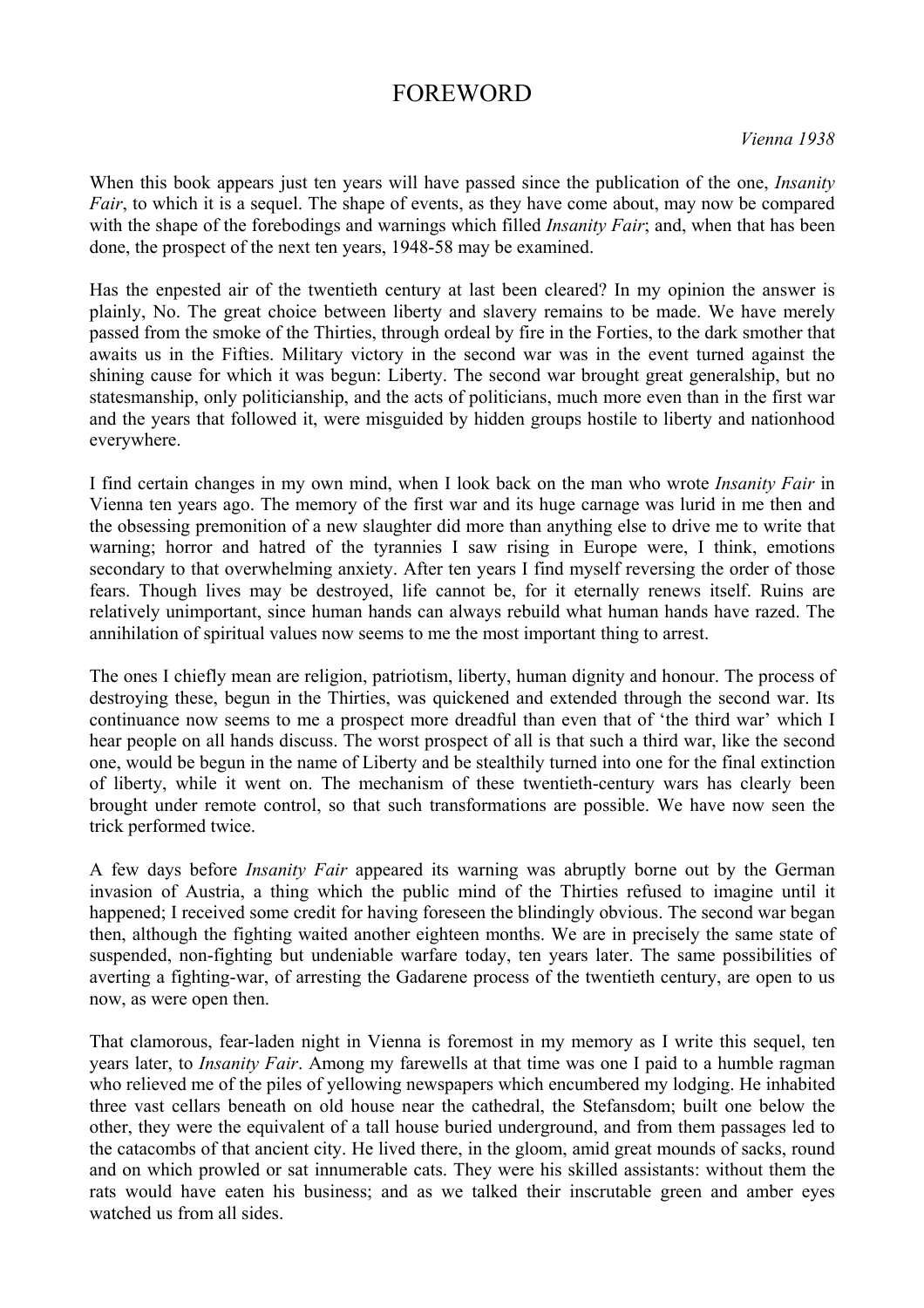# FOREWORD

*Vienna 1938*

When this book appears just ten years will have passed since the publication of the one, *Insanity Fair*, to which it is a sequel. The shape of events, as they have come about, may now be compared with the shape of the forebodings and warnings which filled *Insanity Fair*; and, when that has been done, the prospect of the next ten years, 1948-58 may be examined.

Has the enpested air of the twentieth century at last been cleared? In my opinion the answer is plainly, No. The great choice between liberty and slavery remains to be made. We have merely passed from the smoke of the Thirties, through ordeal by fire in the Forties, to the dark smother that awaits us in the Fifties. Military victory in the second war was in the event turned against the shining cause for which it was begun: Liberty. The second war brought great generalship, but no statesmanship, only politicianship, and the acts of politicians, much more even than in the first war and the years that followed it, were misguided by hidden groups hostile to liberty and nationhood everywhere.

I find certain changes in my own mind, when I look back on the man who wrote *Insanity Fair* in Vienna ten years ago. The memory of the first war and its huge carnage was lurid in me then and the obsessing premonition of a new slaughter did more than anything else to drive me to write that warning; horror and hatred of the tyrannies I saw rising in Europe were, I think, emotions secondary to that overwhelming anxiety. After ten years I find myself reversing the order of those fears. Though lives may be destroyed, life cannot be, for it eternally renews itself. Ruins are relatively unimportant, since human hands can always rebuild what human hands have razed. The annihilation of spiritual values now seems to me the most important thing to arrest.

The ones I chiefly mean are religion, patriotism, liberty, human dignity and honour. The process of destroying these, begun in the Thirties, was quickened and extended through the second war. Its continuance now seems to me a prospect more dreadful than even that of 'the third war' which I hear people on all hands discuss. The worst prospect of all is that such a third war, like the second one, would be begun in the name of Liberty and be stealthily turned into one for the final extinction of liberty, while it went on. The mechanism of these twentieth-century wars has clearly been brought under remote control, so that such transformations are possible. We have now seen the trick performed twice.

A few days before *Insanity Fair* appeared its warning was abruptly borne out by the German invasion of Austria, a thing which the public mind of the Thirties refused to imagine until it happened; I received some credit for having foreseen the blindingly obvious. The second war began then, although the fighting waited another eighteen months. We are in precisely the same state of suspended, non-fighting but undeniable warfare today, ten years later. The same possibilities of averting a fighting-war, of arresting the Gadarene process of the twentieth century, are open to us now, as were open then.

That clamorous, fear-laden night in Vienna is foremost in my memory as I write this sequel, ten years later, to *Insanity Fair*. Among my farewells at that time was one I paid to a humble ragman who relieved me of the piles of yellowing newspapers which encumbered my lodging. He inhabited three vast cellars beneath on old house near the cathedral, the Stefansdom; built one below the other, they were the equivalent of a tall house buried underground, and from them passages led to the catacombs of that ancient city. He lived there, in the gloom, amid great mounds of sacks, round and on which prowled or sat innumerable cats. They were his skilled assistants: without them the rats would have eaten his business; and as we talked their inscrutable green and amber eyes watched us from all sides.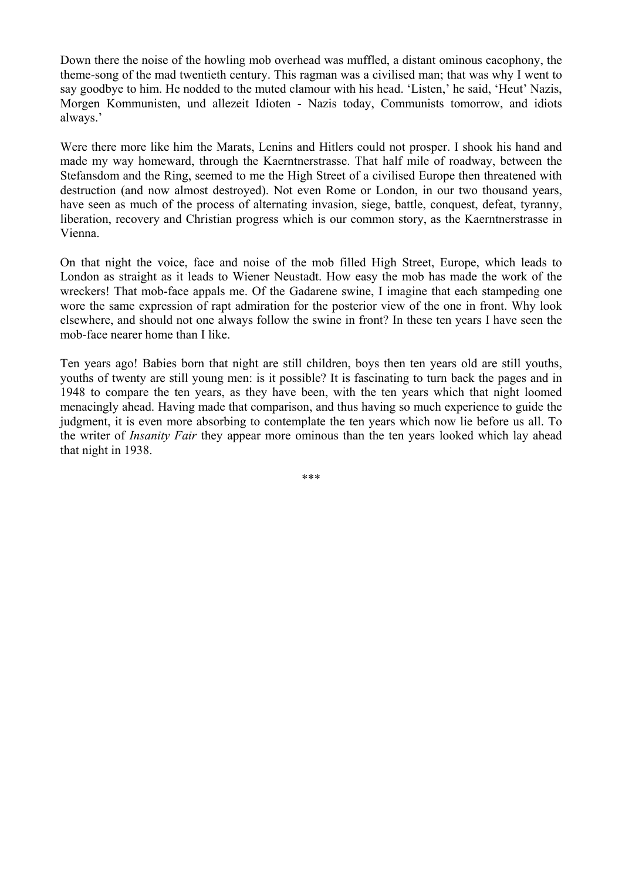Down there the noise of the howling mob overhead was muffled, a distant ominous cacophony, the theme-song of the mad twentieth century. This ragman was a civilised man; that was why I went to say goodbye to him. He nodded to the muted clamour with his head. 'Listen,' he said, 'Heut' Nazis, Morgen Kommunisten, und allezeit Idioten - Nazis today, Communists tomorrow, and idiots always.'

Were there more like him the Marats, Lenins and Hitlers could not prosper. I shook his hand and made my way homeward, through the Kaerntnerstrasse. That half mile of roadway, between the Stefansdom and the Ring, seemed to me the High Street of a civilised Europe then threatened with destruction (and now almost destroyed). Not even Rome or London, in our two thousand years, have seen as much of the process of alternating invasion, siege, battle, conquest, defeat, tyranny, liberation, recovery and Christian progress which is our common story, as the Kaerntnerstrasse in Vienna.

On that night the voice, face and noise of the mob filled High Street, Europe, which leads to London as straight as it leads to Wiener Neustadt. How easy the mob has made the work of the wreckers! That mob-face appals me. Of the Gadarene swine, I imagine that each stampeding one wore the same expression of rapt admiration for the posterior view of the one in front. Why look elsewhere, and should not one always follow the swine in front? In these ten years I have seen the mob-face nearer home than I like.

Ten years ago! Babies born that night are still children, boys then ten years old are still youths, youths of twenty are still young men: is it possible? It is fascinating to turn back the pages and in 1948 to compare the ten years, as they have been, with the ten years which that night loomed menacingly ahead. Having made that comparison, and thus having so much experience to guide the judgment, it is even more absorbing to contemplate the ten years which now lie before us all. To the writer of *Insanity Fair* they appear more ominous than the ten years looked which lay ahead that night in 1938.

***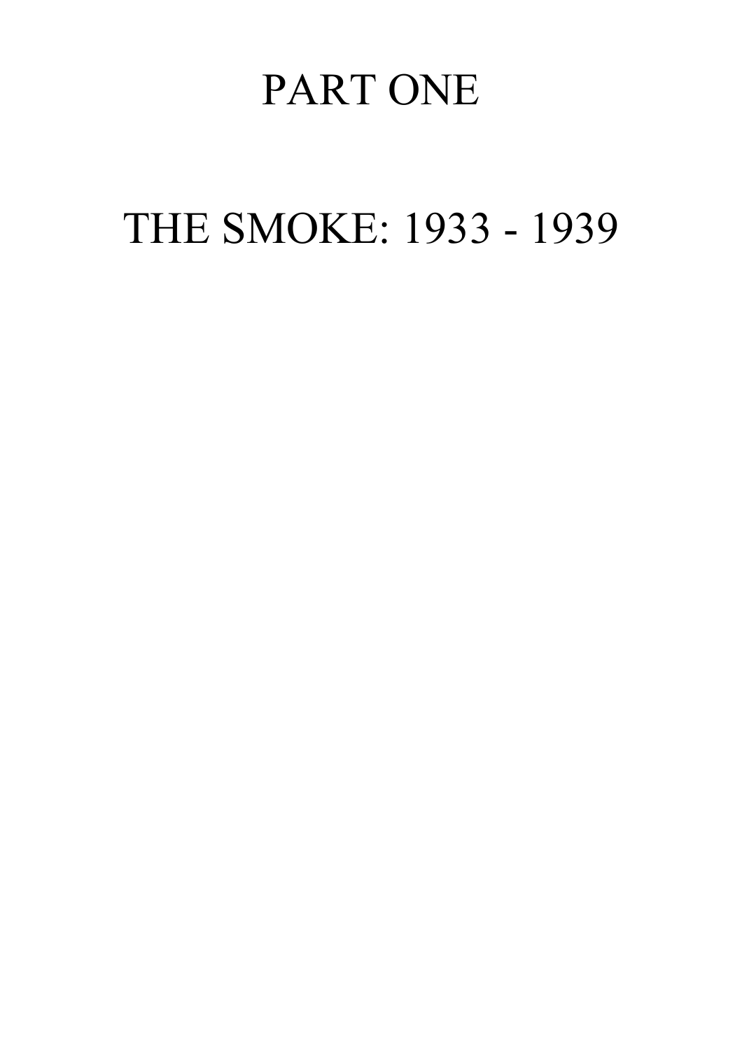# PART ONE

# THE SMOKE: 1933 - 1939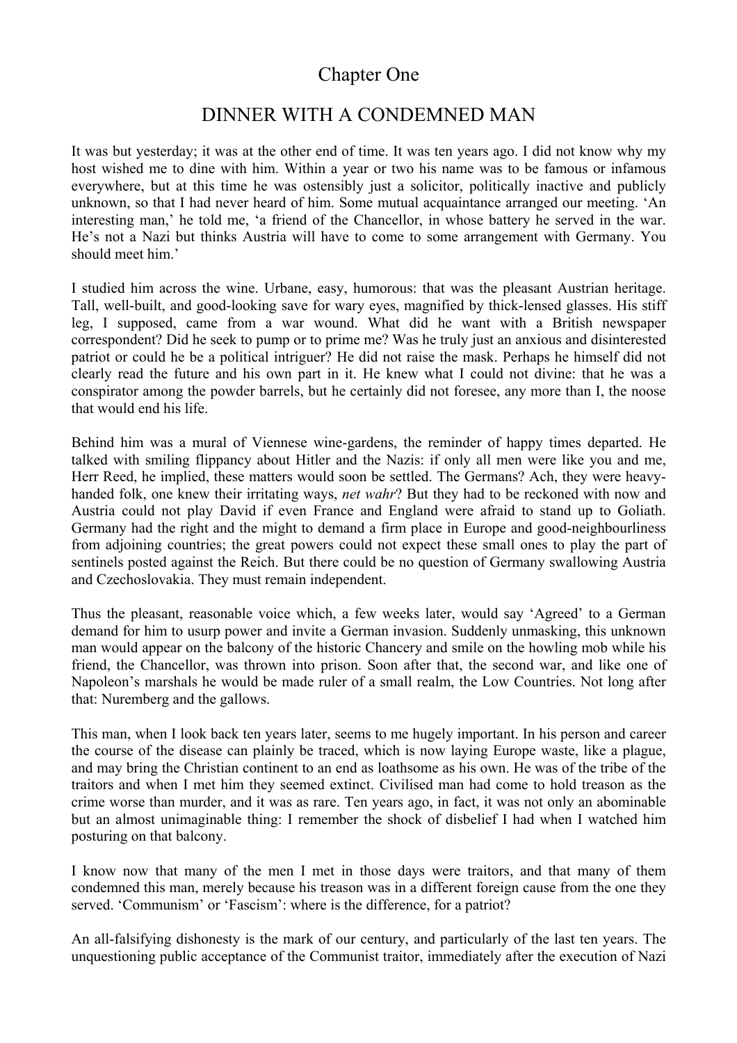# Chapter One

## DINNER WITH A CONDEMNED MAN

It was but yesterday; it was at the other end of time. It was ten years ago. I did not know why my host wished me to dine with him. Within a year or two his name was to be famous or infamous everywhere, but at this time he was ostensibly just a solicitor, politically inactive and publicly unknown, so that I had never heard of him. Some mutual acquaintance arranged our meeting. 'An interesting man,' he told me, 'a friend of the Chancellor, in whose battery he served in the war. He's not a Nazi but thinks Austria will have to come to some arrangement with Germany. You should meet him.'

I studied him across the wine. Urbane, easy, humorous: that was the pleasant Austrian heritage. Tall, well-built, and good-looking save for wary eyes, magnified by thick-lensed glasses. His stiff leg, I supposed, came from a war wound. What did he want with a British newspaper correspondent? Did he seek to pump or to prime me? Was he truly just an anxious and disinterested patriot or could he be a political intriguer? He did not raise the mask. Perhaps he himself did not clearly read the future and his own part in it. He knew what I could not divine: that he was a conspirator among the powder barrels, but he certainly did not foresee, any more than I, the noose that would end his life.

Behind him was a mural of Viennese wine-gardens, the reminder of happy times departed. He talked with smiling flippancy about Hitler and the Nazis: if only all men were like you and me, Herr Reed, he implied, these matters would soon be settled. The Germans? Ach, they were heavy-handed folk, one knew their irritating ways, *net wahr*? But they had to be reckoned with now and Austria could not play David if even France and England were afraid to stand up to Goliath. Germany had the right and the might to demand a firm place in Europe and good-neighbourliness from adjoining countries; the great powers could not expect these small ones to play the part of sentinels posted against the Reich. But there could be no question of Germany swallowing Austria and Czechoslovakia. They must remain independent.

Thus the pleasant, reasonable voice which, a few weeks later, would say 'Agreed' to a German demand for him to usurp power and invite a German invasion. Suddenly unmasking, this unknown man would appear on the balcony of the historic Chancery and smile on the howling mob while his friend, the Chancellor, was thrown into prison. Soon after that, the second war, and like one of Napoleon's marshals he would be made ruler of a small realm, the Low Countries. Not long after that: Nuremberg and the gallows.

This man, when I look back ten years later, seems to me hugely important. In his person and career the course of the disease can plainly be traced, which is now laying Europe waste, like a plague, and may bring the Christian continent to an end as loathsome as his own. He was of the tribe of the traitors and when I met him they seemed extinct. Civilised man had come to hold treason as the crime worse than murder, and it was as rare. Ten years ago, in fact, it was not only an abominable but an almost unimaginable thing: I remember the shock of disbelief I had when I watched him posturing on that balcony.

I know now that many of the men I met in those days were traitors, and that many of them condemned this man, merely because his treason was in a different foreign cause from the one they served. 'Communism' or 'Fascism': where is the difference, for a patriot?

An all-falsifying dishonesty is the mark of our century, and particularly of the last ten years. The unquestioning public acceptance of the Communist traitor, immediately after the execution of Nazi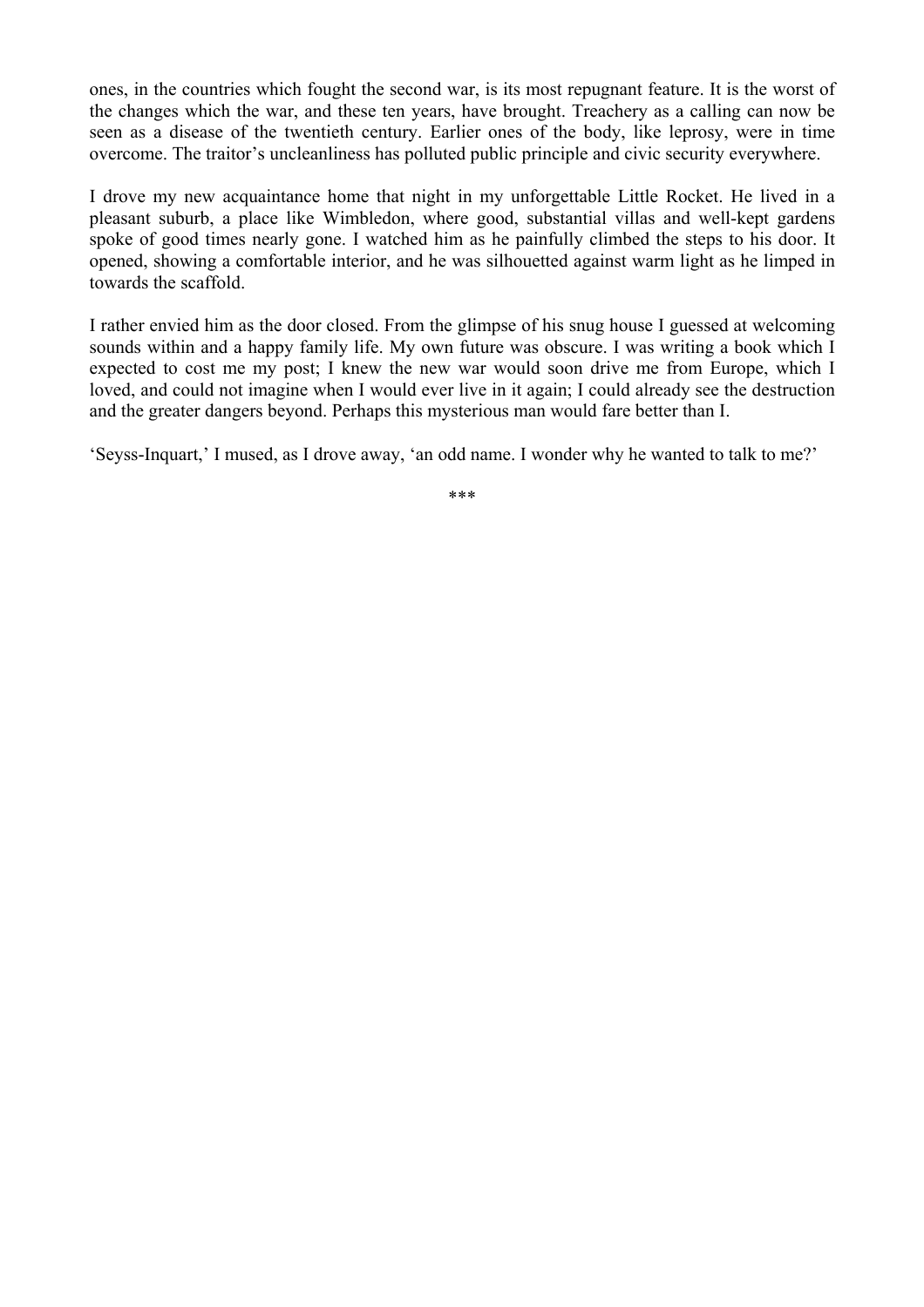ones, in the countries which fought the second war, is its most repugnant feature. It is the worst of the changes which the war, and these ten years, have brought. Treachery as a calling can now be seen as a disease of the twentieth century. Earlier ones of the body, like leprosy, were in time overcome. The traitor's uncleanliness has polluted public principle and civic security everywhere.

I drove my new acquaintance home that night in my unforgettable Little Rocket. He lived in a pleasant suburb, a place like Wimbledon, where good, substantial villas and well-kept gardens spoke of good times nearly gone. I watched him as he painfully climbed the steps to his door. It opened, showing a comfortable interior, and he was silhouetted against warm light as he limped in towards the scaffold.

I rather envied him as the door closed. From the glimpse of his snug house I guessed at welcoming sounds within and a happy family life. My own future was obscure. I was writing a book which I expected to cost me my post; I knew the new war would soon drive me from Europe, which I loved, and could not imagine when I would ever live in it again; I could already see the destruction and the greater dangers beyond. Perhaps this mysterious man would fare better than I.

'Seyss-Inquart,' I mused, as I drove away, 'an odd name. I wonder why he wanted to talk to me?'

***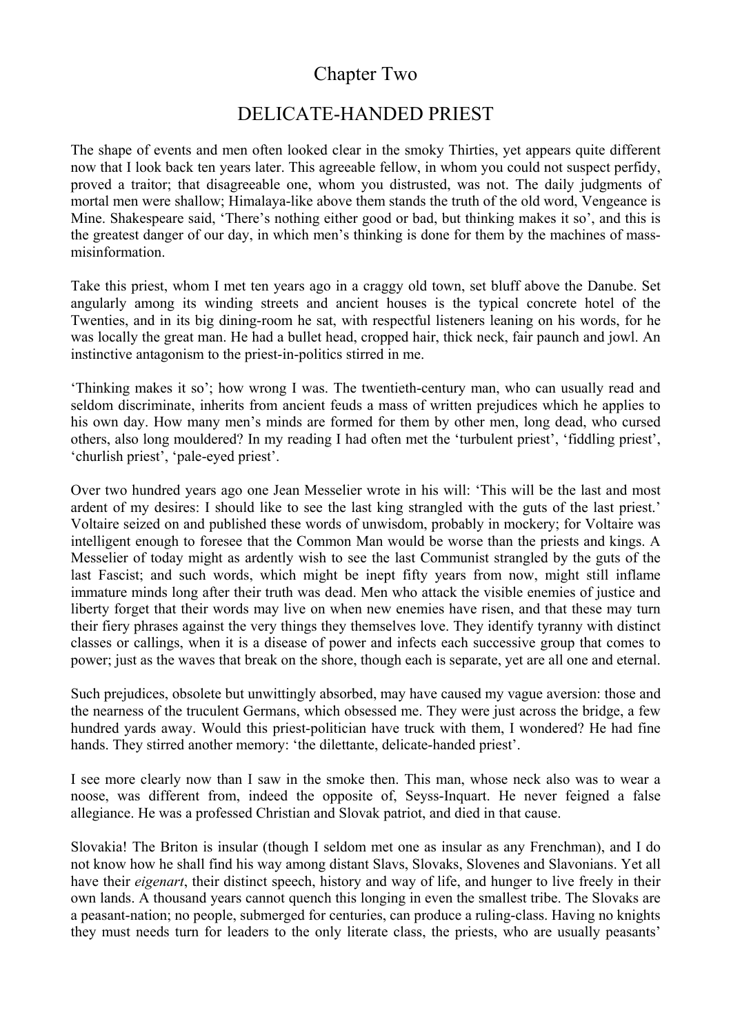## Chapter Two

## DELICATE-HANDED PRIEST

The shape of events and men often looked clear in the smoky Thirties, yet appears quite different now that I look back ten years later. This agreeable fellow, in whom you could not suspect perfidy, proved a traitor; that disagreeable one, whom you distrusted, was not. The daily judgments of mortal men were shallow; Himalaya-like above them stands the truth of the old word, Vengeance is Mine. Shakespeare said, 'There's nothing either good or bad, but thinking makes it so', and this is the greatest danger of our day, in which men's thinking is done for them by the machines of mass-misinformation.

Take this priest, whom I met ten years ago in a craggy old town, set bluff above the Danube. Set angularly among its winding streets and ancient houses is the typical concrete hotel of the Twenties, and in its big dining-room he sat, with respectful listeners leaning on his words, for he was locally the great man. He had a bullet head, cropped hair, thick neck, fair paunch and jowl. An instinctive antagonism to the priest-in-politics stirred in me.

'Thinking makes it so'; how wrong I was. The twentieth-century man, who can usually read and seldom discriminate, inherits from ancient feuds a mass of written prejudices which he applies to his own day. How many men's minds are formed for them by other men, long dead, who cursed others, also long mouldered? In my reading I had often met the 'turbulent priest', 'fiddling priest', 'churlish priest', 'pale-eyed priest'.

Over two hundred years ago one Jean Messelier wrote in his will: 'This will be the last and most ardent of my desires: I should like to see the last king strangled with the guts of the last priest.' Voltaire seized on and published these words of unwisdom, probably in mockery; for Voltaire was intelligent enough to foresee that the Common Man would be worse than the priests and kings. A Messelier of today might as ardently wish to see the last Communist strangled by the guts of the last Fascist; and such words, which might be inept fifty years from now, might still inflame immature minds long after their truth was dead. Men who attack the visible enemies of justice and liberty forget that their words may live on when new enemies have risen, and that these may turn their fiery phrases against the very things they themselves love. They identify tyranny with distinct classes or callings, when it is a disease of power and infects each successive group that comes to power; just as the waves that break on the shore, though each is separate, yet are all one and eternal.

Such prejudices, obsolete but unwittingly absorbed, may have caused my vague aversion: those and the nearness of the truculent Germans, which obsessed me. They were just across the bridge, a few hundred yards away. Would this priest-politician have truck with them, I wondered? He had fine hands. They stirred another memory: 'the dilettante, delicate-handed priest'.

I see more clearly now than I saw in the smoke then. This man, whose neck also was to wear a noose, was different from, indeed the opposite of, Seyss-Inquart. He never feigned a false allegiance. He was a professed Christian and Slovak patriot, and died in that cause.

Slovakia! The Briton is insular (though I seldom met one as insular as any Frenchman), and I do not know how he shall find his way among distant Slavs, Slovaks, Slovenes and Slavonians. Yet all have their *eigenart*, their distinct speech, history and way of life, and hunger to live freely in their own lands. A thousand years cannot quench this longing in even the smallest tribe. The Slovaks are a peasant-nation; no people, submerged for centuries, can produce a ruling-class. Having no knights they must needs turn for leaders to the only literate class, the priests, who are usually peasants'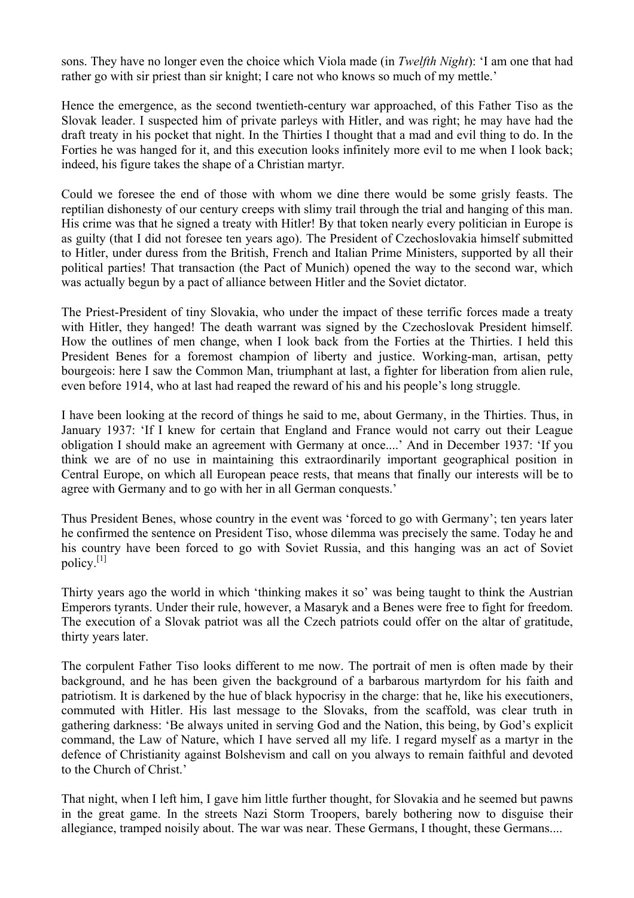sons. They have no longer even the choice which Viola made (in *Twelfth Night*): 'I am one that had rather go with sir priest than sir knight; I care not who knows so much of my mettle.'

Hence the emergence, as the second twentieth-century war approached, of this Father Tiso as the Slovak leader. I suspected him of private parleys with Hitler, and was right; he may have had the draft treaty in his pocket that night. In the Thirties I thought that a mad and evil thing to do. In the Forties he was hanged for it, and this execution looks infinitely more evil to me when I look back; indeed, his figure takes the shape of a Christian martyr.

Could we foresee the end of those with whom we dine there would be some grisly feasts. The reptilian dishonesty of our century creeps with slimy trail through the trial and hanging of this man. His crime was that he signed a treaty with Hitler! By that token nearly every politician in Europe is as guilty (that I did not foresee ten years ago). The President of Czechoslovakia himself submitted to Hitler, under duress from the British, French and Italian Prime Ministers, supported by all their political parties! That transaction (the Pact of Munich) opened the way to the second war, which was actually begun by a pact of alliance between Hitler and the Soviet dictator.

The Priest-President of tiny Slovakia, who under the impact of these terrific forces made a treaty with Hitler, they hanged! The death warrant was signed by the Czechoslovak President himself. How the outlines of men change, when I look back from the Forties at the Thirties. I held this President Benes for a foremost champion of liberty and justice. Working-man, artisan, petty bourgeois: here I saw the Common Man, triumphant at last, a fighter for liberation from alien rule, even before 1914, who at last had reaped the reward of his and his people's long struggle.

I have been looking at the record of things he said to me, about Germany, in the Thirties. Thus, in January 1937: 'If I knew for certain that England and France would not carry out their League obligation I should make an agreement with Germany at once....' And in December 1937: 'If you think we are of no use in maintaining this extraordinarily important geographical position in Central Europe, on which all European peace rests, that means that finally our interests will be to agree with Germany and to go with her in all German conquests.'

Thus President Benes, whose country in the event was 'forced to go with Germany'; ten years later he confirmed the sentence on President Tiso, whose dilemma was precisely the same. Today he and his country have been forced to go with Soviet Russia, and this hanging was an act of Soviet policy.[1]

Thirty years ago the world in which 'thinking makes it so' was being taught to think the Austrian Emperors tyrants. Under their rule, however, a Masaryk and a Benes were free to fight for freedom. The execution of a Slovak patriot was all the Czech patriots could offer on the altar of gratitude, thirty years later.

The corpulent Father Tiso looks different to me now. The portrait of men is often made by their background, and he has been given the background of a barbarous martyrdom for his faith and patriotism. It is darkened by the hue of black hypocrisy in the charge: that he, like his executioners, commuted with Hitler. His last message to the Slovaks, from the scaffold, was clear truth in gathering darkness: 'Be always united in serving God and the Nation, this being, by God's explicit command, the Law of Nature, which I have served all my life. I regard myself as a martyr in the defence of Christianity against Bolshevism and call on you always to remain faithful and devoted to the Church of Christ.'

That night, when I left him, I gave him little further thought, for Slovakia and he seemed but pawns in the great game. In the streets Nazi Storm Troopers, barely bothering now to disguise their allegiance, tramped noisily about. The war was near. These Germans, I thought, these Germans....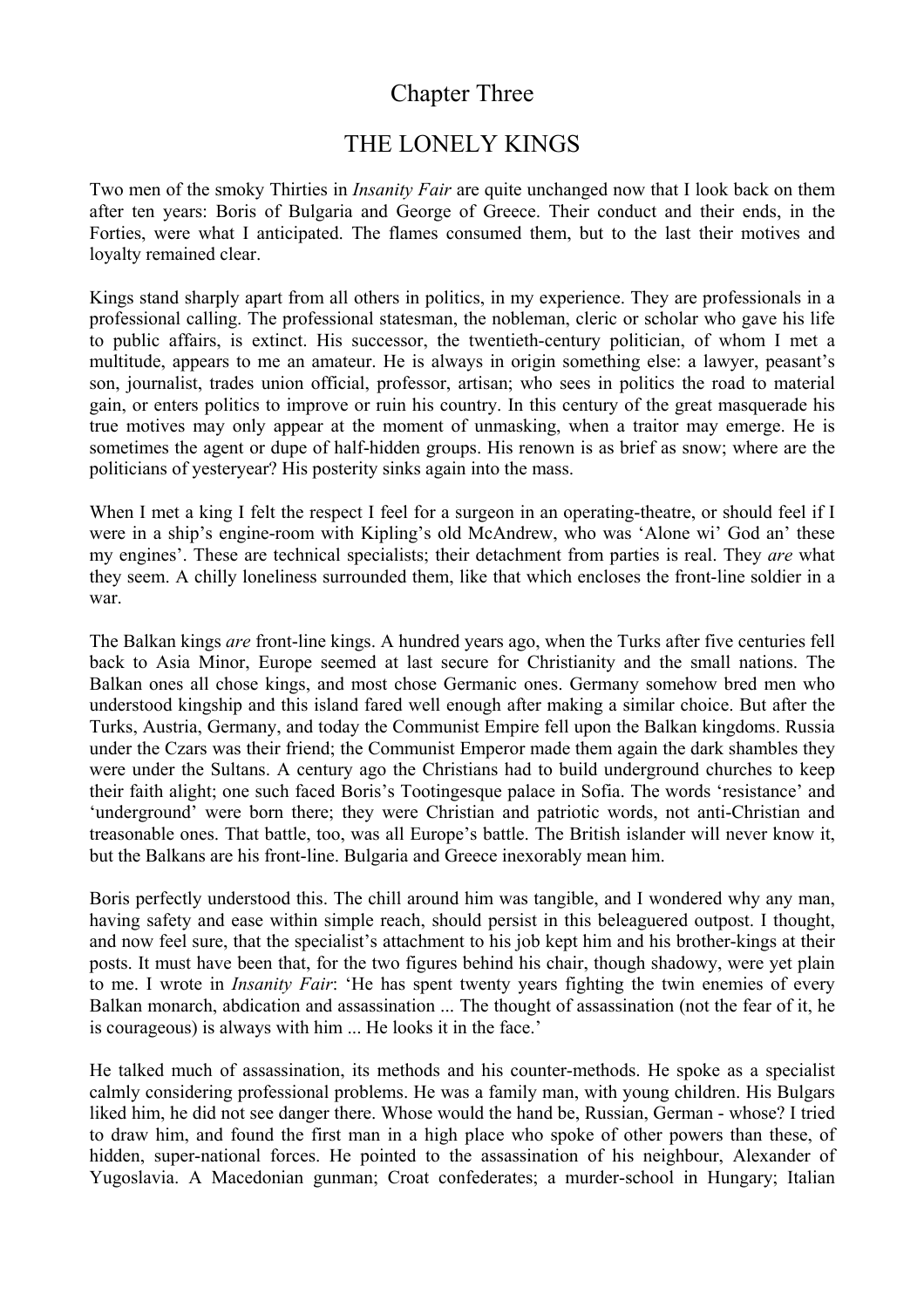# Chapter Three

## THE LONELY KINGS

Two men of the smoky Thirties in *Insanity Fair* are quite unchanged now that I look back on them after ten years: Boris of Bulgaria and George of Greece. Their conduct and their ends, in the Forties, were what I anticipated. The flames consumed them, but to the last their motives and loyalty remained clear.

Kings stand sharply apart from all others in politics, in my experience. They are professionals in a professional calling. The professional statesman, the nobleman, cleric or scholar who gave his life to public affairs, is extinct. His successor, the twentieth-century politician, of whom I met a multitude, appears to me an amateur. He is always in origin something else: a lawyer, peasant's son, journalist, trades union official, professor, artisan; who sees in politics the road to material gain, or enters politics to improve or ruin his country. In this century of the great masquerade his true motives may only appear at the moment of unmasking, when a traitor may emerge. He is sometimes the agent or dupe of half-hidden groups. His renown is as brief as snow; where are the politicians of yesteryear? His posterity sinks again into the mass.

When I met a king I felt the respect I feel for a surgeon in an operating-theatre, or should feel if I were in a ship's engine-room with Kipling's old McAndrew, who was 'Alone wi' God an' these my engines'. These are technical specialists; their detachment from parties is real. They *are* what they seem. A chilly loneliness surrounded them, like that which encloses the front-line soldier in a war.

The Balkan kings *are* front-line kings. A hundred years ago, when the Turks after five centuries fell back to Asia Minor, Europe seemed at last secure for Christianity and the small nations. The Balkan ones all chose kings, and most chose Germanic ones. Germany somehow bred men who understood kingship and this island fared well enough after making a similar choice. But after the Turks, Austria, Germany, and today the Communist Empire fell upon the Balkan kingdoms. Russia under the Czars was their friend; the Communist Emperor made them again the dark shambles they were under the Sultans. A century ago the Christians had to build underground churches to keep their faith alight; one such faced Boris's Tootingesque palace in Sofia. The words 'resistance' and 'underground' were born there; they were Christian and patriotic words, not anti-Christian and treasonable ones. That battle, too, was all Europe's battle. The British islander will never know it, but the Balkans are his front-line. Bulgaria and Greece inexorably mean him.

Boris perfectly understood this. The chill around him was tangible, and I wondered why any man, having safety and ease within simple reach, should persist in this beleaguered outpost. I thought, and now feel sure, that the specialist's attachment to his job kept him and his brother-kings at their posts. It must have been that, for the two figures behind his chair, though shadowy, were yet plain to me. I wrote in *Insanity Fair*: 'He has spent twenty years fighting the twin enemies of every Balkan monarch, abdication and assassination ... The thought of assassination (not the fear of it, he is courageous) is always with him ... He looks it in the face.'

He talked much of assassination, its methods and his counter-methods. He spoke as a specialist calmly considering professional problems. He was a family man, with young children. His Bulgars liked him, he did not see danger there. Whose would the hand be, Russian, German - whose? I tried to draw him, and found the first man in a high place who spoke of other powers than these, of hidden, super-national forces. He pointed to the assassination of his neighbour, Alexander of Yugoslavia. A Macedonian gunman; Croat confederates; a murder-school in Hungary; Italian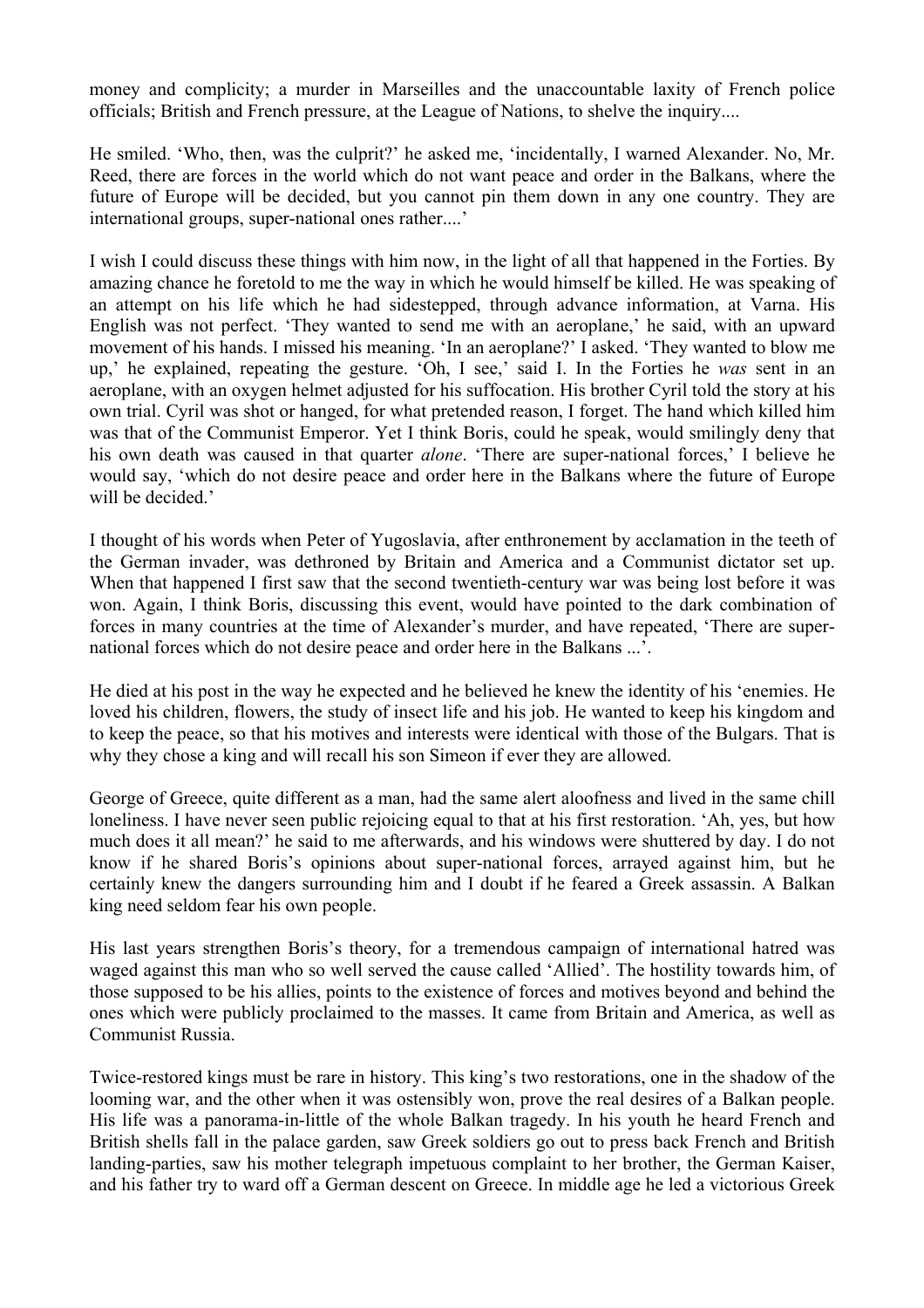money and complicity; a murder in Marseilles and the unaccountable laxity of French police officials; British and French pressure, at the League of Nations, to shelve the inquiry....

He smiled. 'Who, then, was the culprit?' he asked me, 'incidentally, I warned Alexander. No, Mr. Reed, there are forces in the world which do not want peace and order in the Balkans, where the future of Europe will be decided, but you cannot pin them down in any one country. They are international groups, super-national ones rather....'

I wish I could discuss these things with him now, in the light of all that happened in the Forties. By amazing chance he foretold to me the way in which he would himself be killed. He was speaking of an attempt on his life which he had sidestepped, through advance information, at Varna. His English was not perfect. 'They wanted to send me with an aeroplane,' he said, with an upward movement of his hands. I missed his meaning. 'In an aeroplane?' I asked. 'They wanted to blow me up,' he explained, repeating the gesture. 'Oh, I see,' said I. In the Forties he *was* sent in an aeroplane, with an oxygen helmet adjusted for his suffocation. His brother Cyril told the story at his own trial. Cyril was shot or hanged, for what pretended reason, I forget. The hand which killed him was that of the Communist Emperor. Yet I think Boris, could he speak, would smilingly deny that his own death was caused in that quarter *alone*. 'There are super-national forces,' I believe he would say, 'which do not desire peace and order here in the Balkans where the future of Europe will be decided.'

I thought of his words when Peter of Yugoslavia, after enthronement by acclamation in the teeth of the German invader, was dethroned by Britain and America and a Communist dictator set up. When that happened I first saw that the second twentieth-century war was being lost before it was won. Again, I think Boris, discussing this event, would have pointed to the dark combination of forces in many countries at the time of Alexander's murder, and have repeated, 'There are super-national forces which do not desire peace and order here in the Balkans ...'.

He died at his post in the way he expected and he believed he knew the identity of his 'enemies. He loved his children, flowers, the study of insect life and his job. He wanted to keep his kingdom and to keep the peace, so that his motives and interests were identical with those of the Bulgars. That is why they chose a king and will recall his son Simeon if ever they are allowed.

George of Greece, quite different as a man, had the same alert aloofness and lived in the same chill loneliness. I have never seen public rejoicing equal to that at his first restoration. 'Ah, yes, but how much does it all mean?' he said to me afterwards, and his windows were shuttered by day. I do not know if he shared Boris's opinions about super-national forces, arrayed against him, but he certainly knew the dangers surrounding him and I doubt if he feared a Greek assassin. A Balkan king need seldom fear his own people.

His last years strengthen Boris's theory, for a tremendous campaign of international hatred was waged against this man who so well served the cause called 'Allied'. The hostility towards him, of those supposed to be his allies, points to the existence of forces and motives beyond and behind the ones which were publicly proclaimed to the masses. It came from Britain and America, as well as Communist Russia.

Twice-restored kings must be rare in history. This king's two restorations, one in the shadow of the looming war, and the other when it was ostensibly won, prove the real desires of a Balkan people. His life was a panorama-in-little of the whole Balkan tragedy. In his youth he heard French and British shells fall in the palace garden, saw Greek soldiers go out to press back French and British landing-parties, saw his mother telegraph impetuous complaint to her brother, the German Kaiser, and his father try to ward off a German descent on Greece. In middle age he led a victorious Greek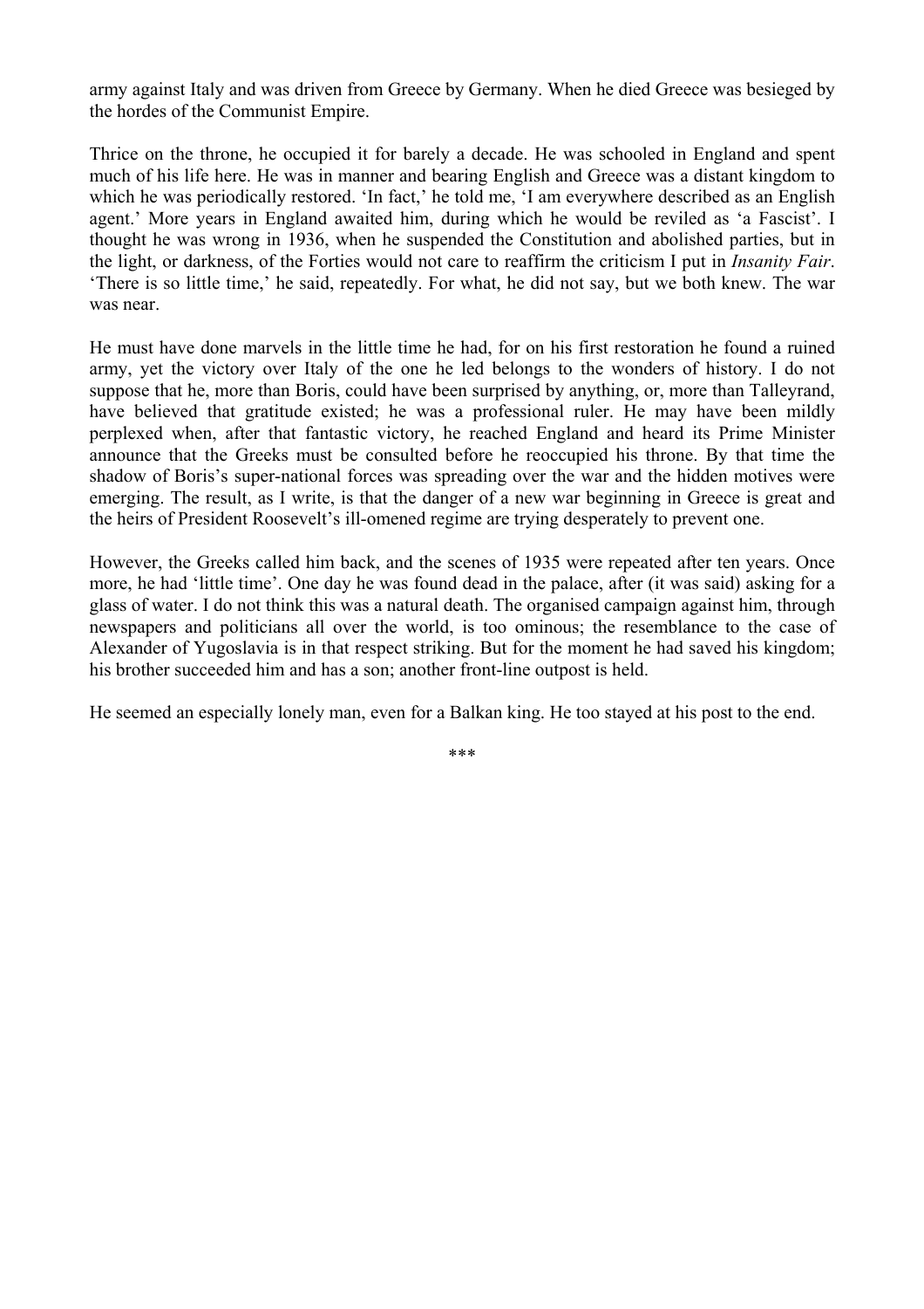army against Italy and was driven from Greece by Germany. When he died Greece was besieged by the hordes of the Communist Empire.

Thrice on the throne, he occupied it for barely a decade. He was schooled in England and spent much of his life here. He was in manner and bearing English and Greece was a distant kingdom to which he was periodically restored. 'In fact,' he told me, 'I am everywhere described as an English agent.' More years in England awaited him, during which he would be reviled as 'a Fascist'. I thought he was wrong in 1936, when he suspended the Constitution and abolished parties, but in the light, or darkness, of the Forties would not care to reaffirm the criticism I put in *Insanity Fair*. 'There is so little time,' he said, repeatedly. For what, he did not say, but we both knew. The war was near.

He must have done marvels in the little time he had, for on his first restoration he found a ruined army, yet the victory over Italy of the one he led belongs to the wonders of history. I do not suppose that he, more than Boris, could have been surprised by anything, or, more than Talleyrand, have believed that gratitude existed; he was a professional ruler. He may have been mildly perplexed when, after that fantastic victory, he reached England and heard its Prime Minister announce that the Greeks must be consulted before he reoccupied his throne. By that time the shadow of Boris's super-national forces was spreading over the war and the hidden motives were emerging. The result, as I write, is that the danger of a new war beginning in Greece is great and the heirs of President Roosevelt's ill-omened regime are trying desperately to prevent one.

However, the Greeks called him back, and the scenes of 1935 were repeated after ten years. Once more, he had 'little time'. One day he was found dead in the palace, after (it was said) asking for a glass of water. I do not think this was a natural death. The organised campaign against him, through newspapers and politicians all over the world, is too ominous; the resemblance to the case of Alexander of Yugoslavia is in that respect striking. But for the moment he had saved his kingdom; his brother succeeded him and has a son; another front-line outpost is held.

He seemed an especially lonely man, even for a Balkan king. He too stayed at his post to the end.

\*\*\*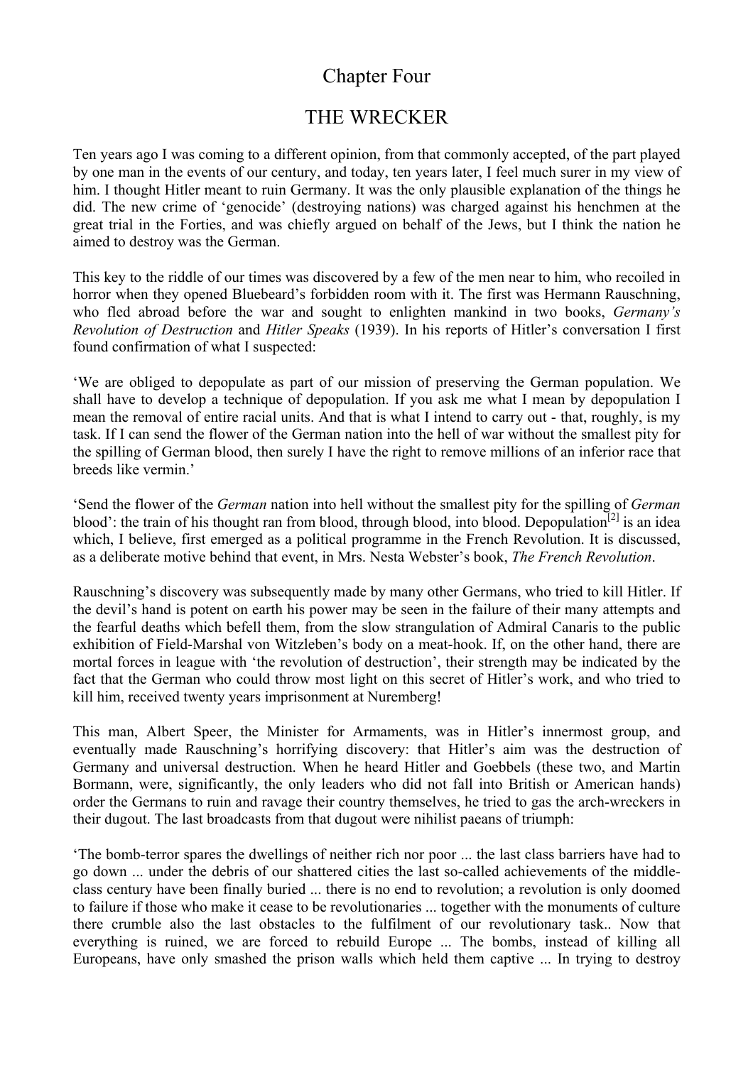# Chapter Four

## THE WRECKER

Ten years ago I was coming to a different opinion, from that commonly accepted, of the part played by one man in the events of our century, and today, ten years later, I feel much surer in my view of him. I thought Hitler meant to ruin Germany. It was the only plausible explanation of the things he did. The new crime of 'genocide' (destroying nations) was charged against his henchmen at the great trial in the Forties, and was chiefly argued on behalf of the Jews, but I think the nation he aimed to destroy was the German.

This key to the riddle of our times was discovered by a few of the men near to him, who recoiled in horror when they opened Bluebeard's forbidden room with it. The first was Hermann Rauschning, who fled abroad before the war and sought to enlighten mankind in two books, *Germany's Revolution of Destruction* and *Hitler Speaks* (1939). In his reports of Hitler's conversation I first found confirmation of what I suspected:

'We are obliged to depopulate as part of our mission of preserving the German population. We shall have to develop a technique of depopulation. If you ask me what I mean by depopulation I mean the removal of entire racial units. And that is what I intend to carry out - that, roughly, is my task. If I can send the flower of the German nation into the hell of war without the smallest pity for the spilling of German blood, then surely I have the right to remove millions of an inferior race that breeds like vermin.'

'Send the flower of the *German* nation into hell without the smallest pity for the spilling of *German* blood': the train of his thought ran from blood, through blood, into blood. Depopulation[2] is an idea which, I believe, first emerged as a political programme in the French Revolution. It is discussed, as a deliberate motive behind that event, in Mrs. Nesta Webster's book, *The French Revolution*.

Rauschning's discovery was subsequently made by many other Germans, who tried to kill Hitler. If the devil's hand is potent on earth his power may be seen in the failure of their many attempts and the fearful deaths which befell them, from the slow strangulation of Admiral Canaris to the public exhibition of Field-Marshal von Witzleben's body on a meat-hook. If, on the other hand, there are mortal forces in league with 'the revolution of destruction', their strength may be indicated by the fact that the German who could throw most light on this secret of Hitler's work, and who tried to kill him, received twenty years imprisonment at Nuremberg!

This man, Albert Speer, the Minister for Armaments, was in Hitler's innermost group, and eventually made Rauschning's horrifying discovery: that Hitler's aim was the destruction of Germany and universal destruction. When he heard Hitler and Goebbels (these two, and Martin Bormann, were, significantly, the only leaders who did not fall into British or American hands) order the Germans to ruin and ravage their country themselves, he tried to gas the arch-wreckers in their dugout. The last broadcasts from that dugout were nihilist paeans of triumph:

'The bomb-terror spares the dwellings of neither rich nor poor ... the last class barriers have had to go down ... under the debris of our shattered cities the last so-called achievements of the middle-class century have been finally buried ... there is no end to revolution; a revolution is only doomed to failure if those who make it cease to be revolutionaries ... together with the monuments of culture there crumble also the last obstacles to the fulfilment of our revolutionary task.. Now that everything is ruined, we are forced to rebuild Europe ... The bombs, instead of killing all Europeans, have only smashed the prison walls which held them captive ... In trying to destroy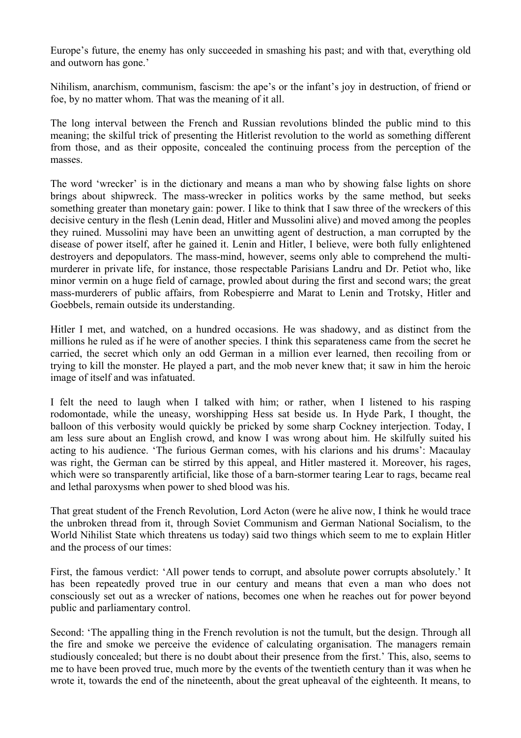Europe's future, the enemy has only succeeded in smashing his past; and with that, everything old and outworn has gone.'

Nihilism, anarchism, communism, fascism: the ape's or the infant's joy in destruction, of friend or foe, by no matter whom. That was the meaning of it all.

The long interval between the French and Russian revolutions blinded the public mind to this meaning; the skilful trick of presenting the Hitlerist revolution to the world as something different from those, and as their opposite, concealed the continuing process from the perception of the masses.

The word 'wrecker' is in the dictionary and means a man who by showing false lights on shore brings about shipwreck. The mass-wrecker in politics works by the same method, but seeks something greater than monetary gain: power. I like to think that I saw three of the wreckers of this decisive century in the flesh (Lenin dead, Hitler and Mussolini alive) and moved among the peoples they ruined. Mussolini may have been an unwitting agent of destruction, a man corrupted by the disease of power itself, after he gained it. Lenin and Hitler, I believe, were both fully enlightened destroyers and depopulators. The mass-mind, however, seems only able to comprehend the multi-murderer in private life, for instance, those respectable Parisians Landru and Dr. Petiot who, like minor vermin on a huge field of carnage, prowled about during the first and second wars; the great mass-murderers of public affairs, from Robespierre and Marat to Lenin and Trotsky, Hitler and Goebbels, remain outside its understanding.

Hitler I met, and watched, on a hundred occasions. He was shadowy, and as distinct from the millions he ruled as if he were of another species. I think this separateness came from the secret he carried, the secret which only an odd German in a million ever learned, then recoiling from or trying to kill the monster. He played a part, and the mob never knew that; it saw in him the heroic image of itself and was infatuated.

I felt the need to laugh when I talked with him; or rather, when I listened to his rasping rodomontade, while the uneasy, worshipping Hess sat beside us. In Hyde Park, I thought, the balloon of this verbosity would quickly be pricked by some sharp Cockney interjection. Today, I am less sure about an English crowd, and know I was wrong about him. He skilfully suited his acting to his audience. 'The furious German comes, with his clarions and his drums': Macaulay was right, the German can be stirred by this appeal, and Hitler mastered it. Moreover, his rages, which were so transparently artificial, like those of a barn-stormer tearing Lear to rags, became real and lethal paroxysms when power to shed blood was his.

That great student of the French Revolution, Lord Acton (were he alive now, I think he would trace the unbroken thread from it, through Soviet Communism and German National Socialism, to the World Nihilist State which threatens us today) said two things which seem to me to explain Hitler and the process of our times:

First, the famous verdict: 'All power tends to corrupt, and absolute power corrupts absolutely.' It has been repeatedly proved true in our century and means that even a man who does not consciously set out as a wrecker of nations, becomes one when he reaches out for power beyond public and parliamentary control.

Second: 'The appalling thing in the French revolution is not the tumult, but the design. Through all the fire and smoke we perceive the evidence of calculating organisation. The managers remain studiously concealed; but there is no doubt about their presence from the first.' This, also, seems to me to have been proved true, much more by the events of the twentieth century than it was when he wrote it, towards the end of the nineteenth, about the great upheaval of the eighteenth. It means, to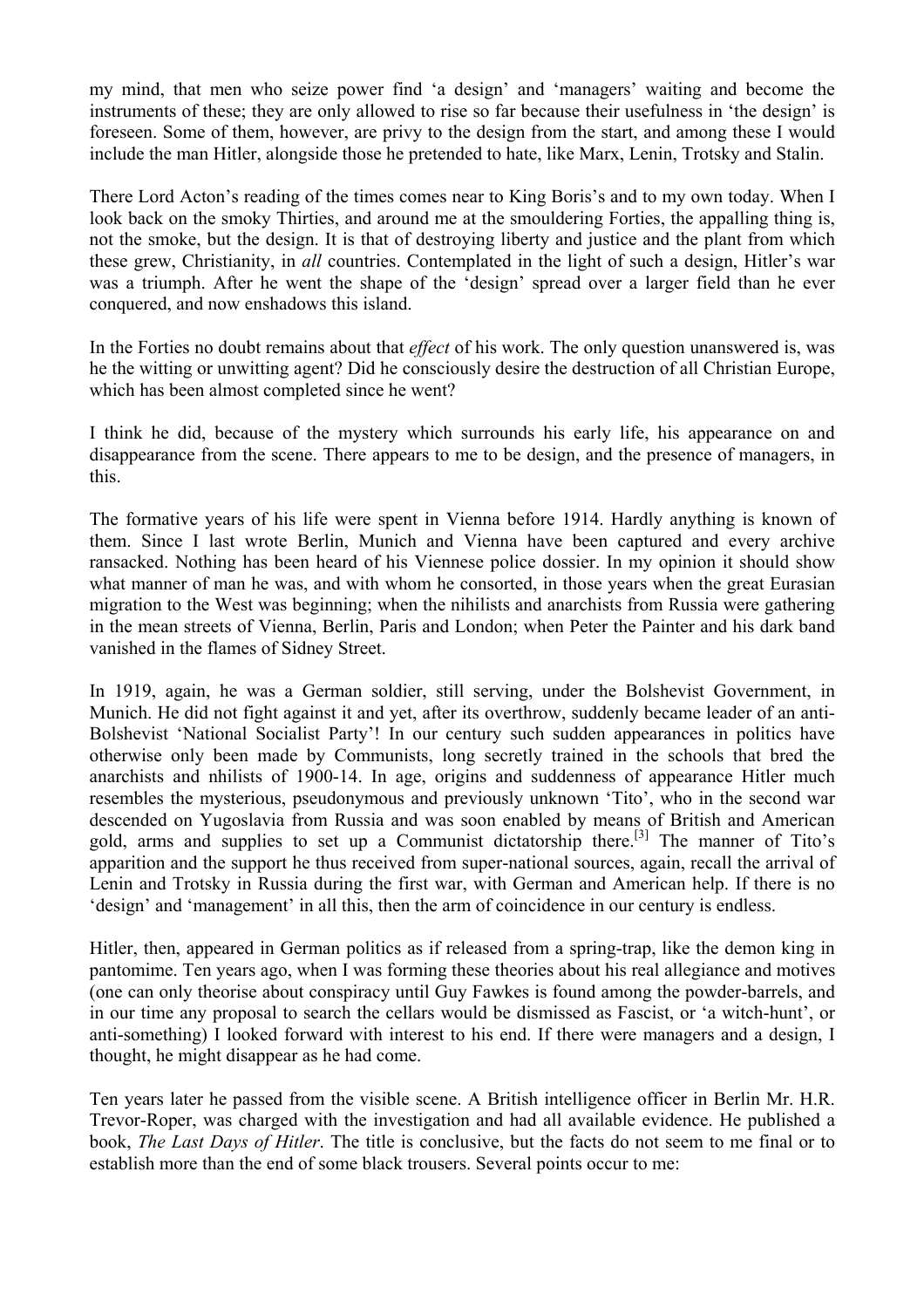my mind, that men who seize power find 'a design' and 'managers' waiting and become the instruments of these; they are only allowed to rise so far because their usefulness in 'the design' is foreseen. Some of them, however, are privy to the design from the start, and among these I would include the man Hitler, alongside those he pretended to hate, like Marx, Lenin, Trotsky and Stalin.

There Lord Acton's reading of the times comes near to King Boris's and to my own today. When I look back on the smoky Thirties, and around me at the smouldering Forties, the appalling thing is, not the smoke, but the design. It is that of destroying liberty and justice and the plant from which these grew, Christianity, in *all* countries. Contemplated in the light of such a design, Hitler's war was a triumph. After he went the shape of the 'design' spread over a larger field than he ever conquered, and now enshadows this island.

In the Forties no doubt remains about that *effect* of his work. The only question unanswered is, was he the witting or unwitting agent? Did he consciously desire the destruction of all Christian Europe, which has been almost completed since he went?

I think he did, because of the mystery which surrounds his early life, his appearance on and disappearance from the scene. There appears to me to be design, and the presence of managers, in this.

The formative years of his life were spent in Vienna before 1914. Hardly anything is known of them. Since I last wrote Berlin, Munich and Vienna have been captured and every archive ransacked. Nothing has been heard of his Viennese police dossier. In my opinion it should show what manner of man he was, and with whom he consorted, in those years when the great Eurasian migration to the West was beginning; when the nihilists and anarchists from Russia were gathering in the mean streets of Vienna, Berlin, Paris and London; when Peter the Painter and his dark band vanished in the flames of Sidney Street.

In 1919, again, he was a German soldier, still serving, under the Bolshevist Government, in Munich. He did not fight against it and yet, after its overthrow, suddenly became leader of an anti-Bolshevist 'National Socialist Party'! In our century such sudden appearances in politics have otherwise only been made by Communists, long secretly trained in the schools that bred the anarchists and nhilists of 1900-14. In age, origins and suddenness of appearance Hitler much resembles the mysterious, pseudonymous and previously unknown 'Tito', who in the second war descended on Yugoslavia from Russia and was soon enabled by means of British and American gold, arms and supplies to set up a Communist dictatorship there.[3] The manner of Tito's apparition and the support he thus received from super-national sources, again, recall the arrival of Lenin and Trotsky in Russia during the first war, with German and American help. If there is no 'design' and 'management' in all this, then the arm of coincidence in our century is endless.

Hitler, then, appeared in German politics as if released from a spring-trap, like the demon king in pantomime. Ten years ago, when I was forming these theories about his real allegiance and motives (one can only theorise about conspiracy until Guy Fawkes is found among the powder-barrels, and in our time any proposal to search the cellars would be dismissed as Fascist, or 'a witch-hunt', or anti-something) I looked forward with interest to his end. If there were managers and a design, I thought, he might disappear as he had come.

Ten years later he passed from the visible scene. A British intelligence officer in Berlin Mr. H.R. Trevor-Roper, was charged with the investigation and had all available evidence. He published a book, *The Last Days of Hitler*. The title is conclusive, but the facts do not seem to me final or to establish more than the end of some black trousers. Several points occur to me: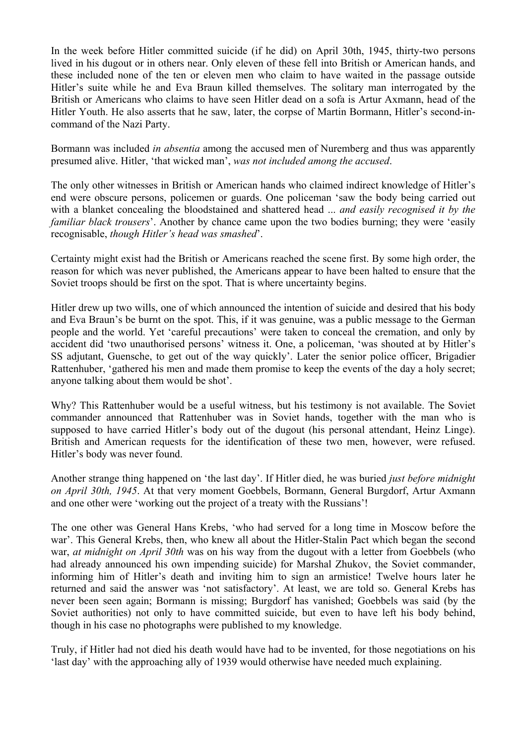In the week before Hitler committed suicide (if he did) on April 30th, 1945, thirty-two persons lived in his dugout or in others near. Only eleven of these fell into British or American hands, and these included none of the ten or eleven men who claim to have waited in the passage outside Hitler's suite while he and Eva Braun killed themselves. The solitary man interrogated by the British or Americans who claims to have seen Hitler dead on a sofa is Artur Axmann, head of the Hitler Youth. He also asserts that he saw, later, the corpse of Martin Bormann, Hitler's second-in-command of the Nazi Party.

Bormann was included *in absentia* among the accused men of Nuremberg and thus was apparently presumed alive. Hitler, 'that wicked man', *was not included among the accused*.

The only other witnesses in British or American hands who claimed indirect knowledge of Hitler's end were obscure persons, policemen or guards. One policeman 'saw the body being carried out with a blanket concealing the bloodstained and shattered head ... *and easily recognised it by the familiar black trousers*'. Another by chance came upon the two bodies burning; they were 'easily recognisable, *though Hitler's head was smashed*'.

Certainty might exist had the British or Americans reached the scene first. By some high order, the reason for which was never published, the Americans appear to have been halted to ensure that the Soviet troops should be first on the spot. That is where uncertainty begins.

Hitler drew up two wills, one of which announced the intention of suicide and desired that his body and Eva Braun's be burnt on the spot. This, if it was genuine, was a public message to the German people and the world. Yet 'careful precautions' were taken to conceal the cremation, and only by accident did 'two unauthorised persons' witness it. One, a policeman, 'was shouted at by Hitler's SS adjutant, Guensche, to get out of the way quickly'. Later the senior police officer, Brigadier Rattenhuber, 'gathered his men and made them promise to keep the events of the day a holy secret; anyone talking about them would be shot'.

Why? This Rattenhuber would be a useful witness, but his testimony is not available. The Soviet commander announced that Rattenhuber was in Soviet hands, together with the man who is supposed to have carried Hitler's body out of the dugout (his personal attendant, Heinz Linge). British and American requests for the identification of these two men, however, were refused. Hitler's body was never found.

Another strange thing happened on 'the last day'. If Hitler died, he was buried *just before midnight on April 30th, 1945*. At that very moment Goebbels, Bormann, General Burgdorf, Artur Axmann and one other were 'working out the project of a treaty with the Russians'!

The one other was General Hans Krebs, 'who had served for a long time in Moscow before the war'. This General Krebs, then, who knew all about the Hitler-Stalin Pact which began the second war, *at midnight on April 30th* was on his way from the dugout with a letter from Goebbels (who had already announced his own impending suicide) for Marshal Zhukov, the Soviet commander, informing him of Hitler's death and inviting him to sign an armistice! Twelve hours later he returned and said the answer was 'not satisfactory'. At least, we are told so. General Krebs has never been seen again; Bormann is missing; Burgdorf has vanished; Goebbels was said (by the Soviet authorities) not only to have committed suicide, but even to have left his body behind, though in his case no photographs were published to my knowledge.

Truly, if Hitler had not died his death would have had to be invented, for those negotiations on his 'last day' with the approaching ally of 1939 would otherwise have needed much explaining.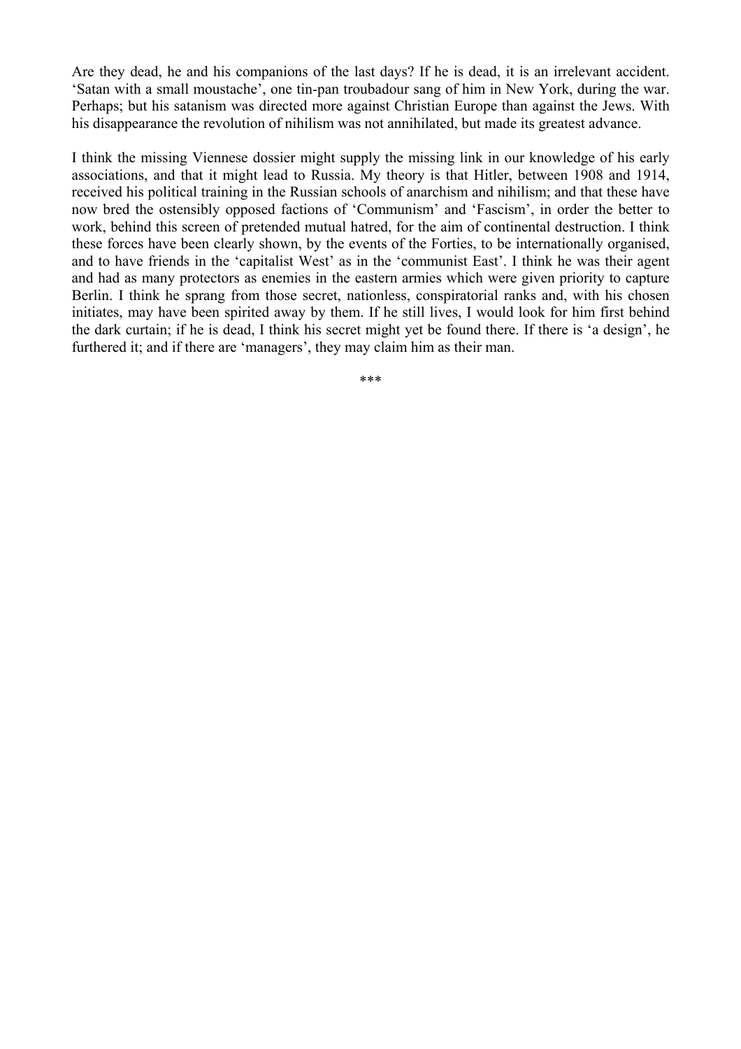Are they dead, he and his companions of the last days? If he is dead, it is an irrelevant accident. 'Satan with a small moustache', one tin-pan troubadour sang of him in New York, during the war. Perhaps; but his satanism was directed more against Christian Europe than against the Jews. With his disappearance the revolution of nihilism was not annihilated, but made its greatest advance.

I think the missing Viennese dossier might supply the missing link in our knowledge of his early associations, and that it might lead to Russia. My theory is that Hitler, between 1908 and 1914, received his political training in the Russian schools of anarchism and nihilism; and that these have now bred the ostensibly opposed factions of 'Communism' and 'Fascism', in order the better to work, behind this screen of pretended mutual hatred, for the aim of continental destruction. I think these forces have been clearly shown, by the events of the Forties, to be internationally organised, and to have friends in the 'capitalist West' as in the 'communist East'. I think he was their agent and had as many protectors as enemies in the eastern armies which were given priority to capture Berlin. I think he sprang from those secret, nationless, conspiratorial ranks and, with his chosen initiates, may have been spirited away by them. If he still lives, I would look for him first behind the dark curtain; if he is dead, I think his secret might yet be found there. If there is 'a design', he furthered it; and if there are 'managers', they may claim him as their man.

***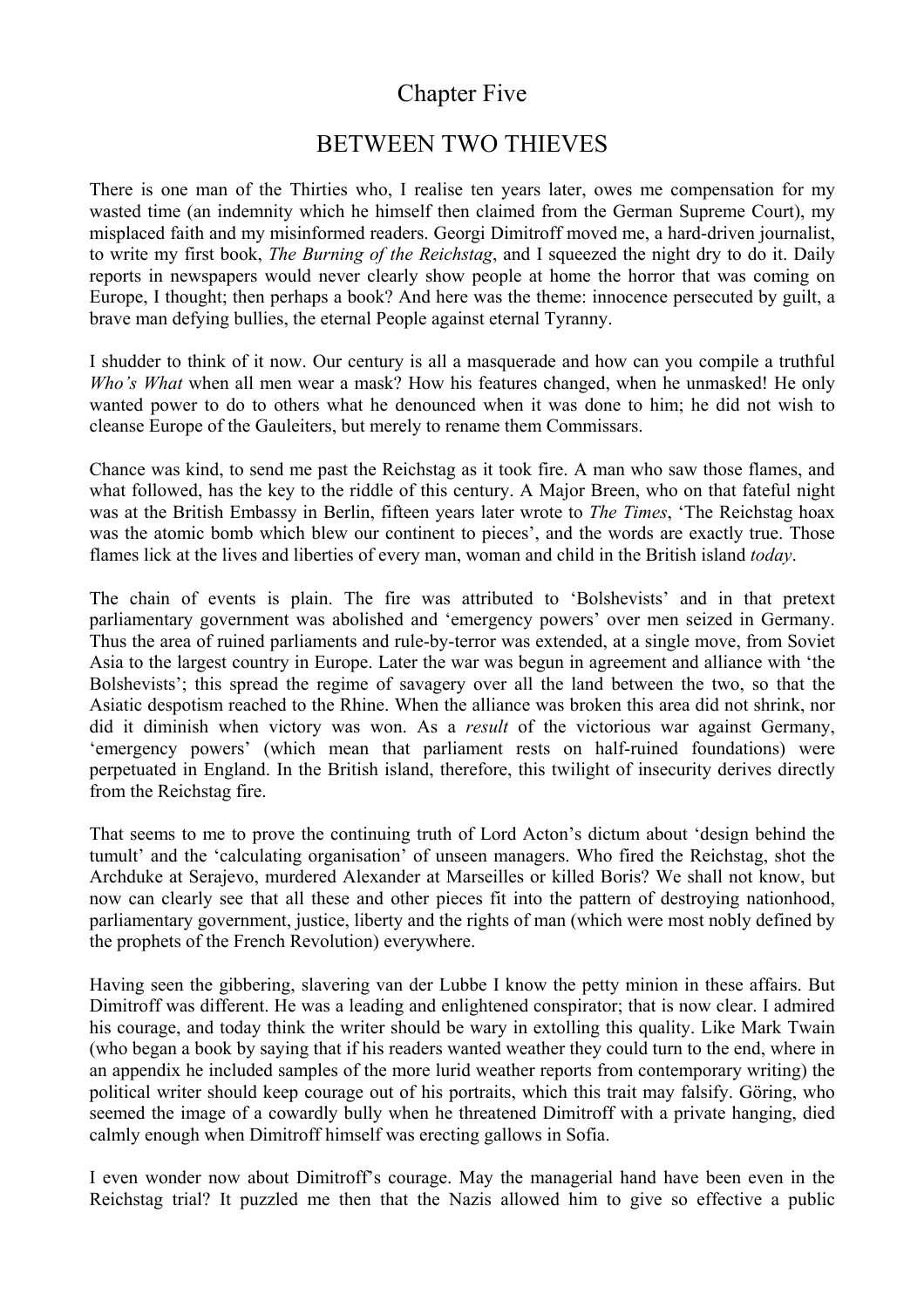# Chapter Five

## BETWEEN TWO THIEVES

There is one man of the Thirties who, I realise ten years later, owes me compensation for my wasted time (an indemnity which he himself then claimed from the German Supreme Court), my misplaced faith and my misinformed readers. Georgi Dimitroff moved me, a hard-driven journalist, to write my first book, *The Burning of the Reichstag*, and I squeezed the night dry to do it. Daily reports in newspapers would never clearly show people at home the horror that was coming on Europe, I thought; then perhaps a book? And here was the theme: innocence persecuted by guilt, a brave man defying bullies, the eternal People against eternal Tyranny.

I shudder to think of it now. Our century is all a masquerade and how can you compile a truthful *Who's What* when all men wear a mask? How his features changed, when he unmasked! He only wanted power to do to others what he denounced when it was done to him; he did not wish to cleanse Europe of the Gauleiters, but merely to rename them Commissars.

Chance was kind, to send me past the Reichstag as it took fire. A man who saw those flames, and what followed, has the key to the riddle of this century. A Major Breen, who on that fateful night was at the British Embassy in Berlin, fifteen years later wrote to *The Times*, 'The Reichstag hoax was the atomic bomb which blew our continent to pieces', and the words are exactly true. Those flames lick at the lives and liberties of every man, woman and child in the British island *today*.

The chain of events is plain. The fire was attributed to 'Bolshevists' and in that pretext parliamentary government was abolished and 'emergency powers' over men seized in Germany. Thus the area of ruined parliaments and rule-by-terror was extended, at a single move, from Soviet Asia to the largest country in Europe. Later the war was begun in agreement and alliance with 'the Bolshevists'; this spread the regime of savagery over all the land between the two, so that the Asiatic despotism reached to the Rhine. When the alliance was broken this area did not shrink, nor did it diminish when victory was won. As a *result* of the victorious war against Germany, 'emergency powers' (which mean that parliament rests on half-ruined foundations) were perpetuated in England. In the British island, therefore, this twilight of insecurity derives directly from the Reichstag fire.

That seems to me to prove the continuing truth of Lord Acton's dictum about 'design behind the tumult' and the 'calculating organisation' of unseen managers. Who fired the Reichstag, shot the Archduke at Serajevo, murdered Alexander at Marseilles or killed Boris? We shall not know, but now can clearly see that all these and other pieces fit into the pattern of destroying nationhood, parliamentary government, justice, liberty and the rights of man (which were most nobly defined by the prophets of the French Revolution) everywhere.

Having seen the gibbering, slavering van der Lubbe I know the petty minion in these affairs. But Dimitroff was different. He was a leading and enlightened conspirator; that is now clear. I admired his courage, and today think the writer should be wary in extolling this quality. Like Mark Twain (who began a book by saying that if his readers wanted weather they could turn to the end, where in an appendix he included samples of the more lurid weather reports from contemporary writing) the political writer should keep courage out of his portraits, which this trait may falsify. Göring, who seemed the image of a cowardly bully when he threatened Dimitroff with a private hanging, died calmly enough when Dimitroff himself was erecting gallows in Sofia.

I even wonder now about Dimitroff's courage. May the managerial hand have been even in the Reichstag trial? It puzzled me then that the Nazis allowed him to give so effective a public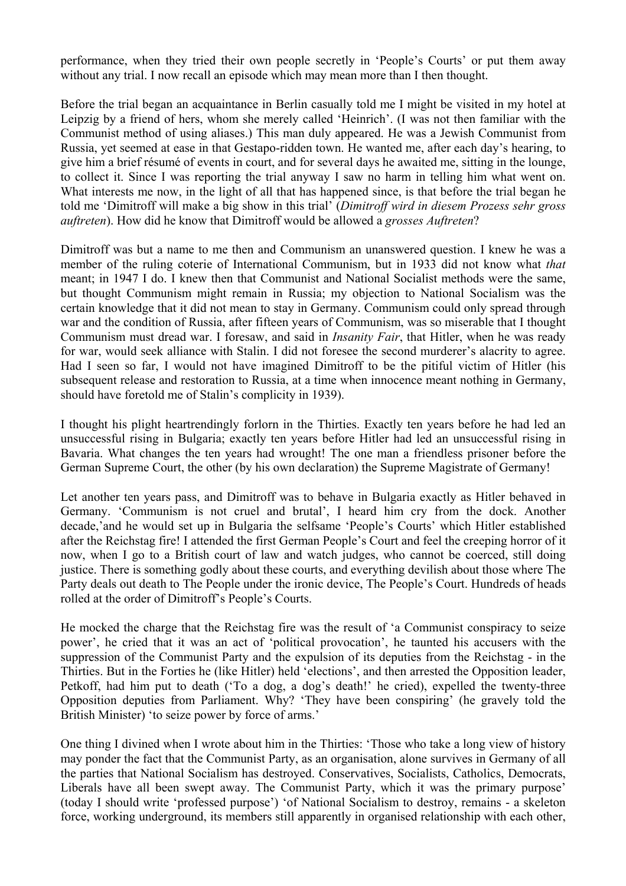performance, when they tried their own people secretly in 'People's Courts' or put them away without any trial. I now recall an episode which may mean more than I then thought.

Before the trial began an acquaintance in Berlin casually told me I might be visited in my hotel at Leipzig by a friend of hers, whom she merely called 'Heinrich'. (I was not then familiar with the Communist method of using aliases.) This man duly appeared. He was a Jewish Communist from Russia, yet seemed at ease in that Gestapo-ridden town. He wanted me, after each day's hearing, to give him a brief résumé of events in court, and for several days he awaited me, sitting in the lounge, to collect it. Since I was reporting the trial anyway I saw no harm in telling him what went on. What interests me now, in the light of all that has happened since, is that before the trial began he told me 'Dimitroff will make a big show in this trial' (*Dimitroff wird in diesem Prozess sehr gross auftreten*). How did he know that Dimitroff would be allowed a *grosses Auftreten*?

Dimitroff was but a name to me then and Communism an unanswered question. I knew he was a member of the ruling coterie of International Communism, but in 1933 did not know what *that* meant; in 1947 I do. I knew then that Communist and National Socialist methods were the same, but thought Communism might remain in Russia; my objection to National Socialism was the certain knowledge that it did not mean to stay in Germany. Communism could only spread through war and the condition of Russia, after fifteen years of Communism, was so miserable that I thought Communism must dread war. I foresaw, and said in *Insanity Fair*, that Hitler, when he was ready for war, would seek alliance with Stalin. I did not foresee the second murderer's alacrity to agree. Had I seen so far, I would not have imagined Dimitroff to be the pitiful victim of Hitler (his subsequent release and restoration to Russia, at a time when innocence meant nothing in Germany, should have foretold me of Stalin's complicity in 1939).

I thought his plight heartrendingly forlorn in the Thirties. Exactly ten years before he had led an unsuccessful rising in Bulgaria; exactly ten years before Hitler had led an unsuccessful rising in Bavaria. What changes the ten years had wrought! The one man a friendless prisoner before the German Supreme Court, the other (by his own declaration) the Supreme Magistrate of Germany!

Let another ten years pass, and Dimitroff was to behave in Bulgaria exactly as Hitler behaved in Germany. 'Communism is not cruel and brutal', I heard him cry from the dock. Another decade,'and he would set up in Bulgaria the selfsame 'People's Courts' which Hitler established after the Reichstag fire! I attended the first German People's Court and feel the creeping horror of it now, when I go to a British court of law and watch judges, who cannot be coerced, still doing justice. There is something godly about these courts, and everything devilish about those where The Party deals out death to The People under the ironic device, The People's Court. Hundreds of heads rolled at the order of Dimitroff's People's Courts.

He mocked the charge that the Reichstag fire was the result of 'a Communist conspiracy to seize power', he cried that it was an act of 'political provocation', he taunted his accusers with the suppression of the Communist Party and the expulsion of its deputies from the Reichstag - in the Thirties. But in the Forties he (like Hitler) held 'elections', and then arrested the Opposition leader, Petkoff, had him put to death ('To a dog, a dog's death!' he cried), expelled the twenty-three Opposition deputies from Parliament. Why? 'They have been conspiring' (he gravely told the British Minister) 'to seize power by force of arms.'

One thing I divined when I wrote about him in the Thirties: 'Those who take a long view of history may ponder the fact that the Communist Party, as an organisation, alone survives in Germany of all the parties that National Socialism has destroyed. Conservatives, Socialists, Catholics, Democrats, Liberals have all been swept away. The Communist Party, which it was the primary purpose' (today I should write 'professed purpose') 'of National Socialism to destroy, remains - a skeleton force, working underground, its members still apparently in organised relationship with each other,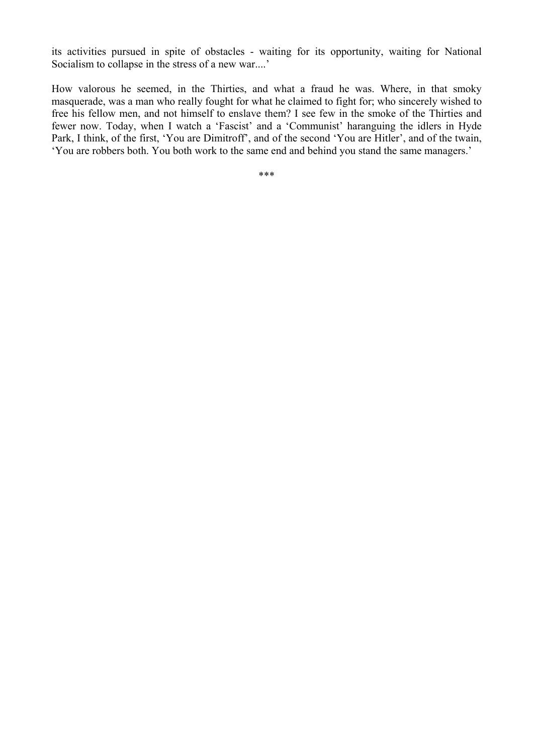its activities pursued in spite of obstacles - waiting for its opportunity, waiting for National Socialism to collapse in the stress of a new war....'

How valorous he seemed, in the Thirties, and what a fraud he was. Where, in that smoky masquerade, was a man who really fought for what he claimed to fight for; who sincerely wished to free his fellow men, and not himself to enslave them? I see few in the smoke of the Thirties and fewer now. Today, when I watch a 'Fascist' and a 'Communist' haranguing the idlers in Hyde Park, I think, of the first, 'You are Dimitroff', and of the second 'You are Hitler', and of the twain, 'You are robbers both. You both work to the same end and behind you stand the same managers.'

***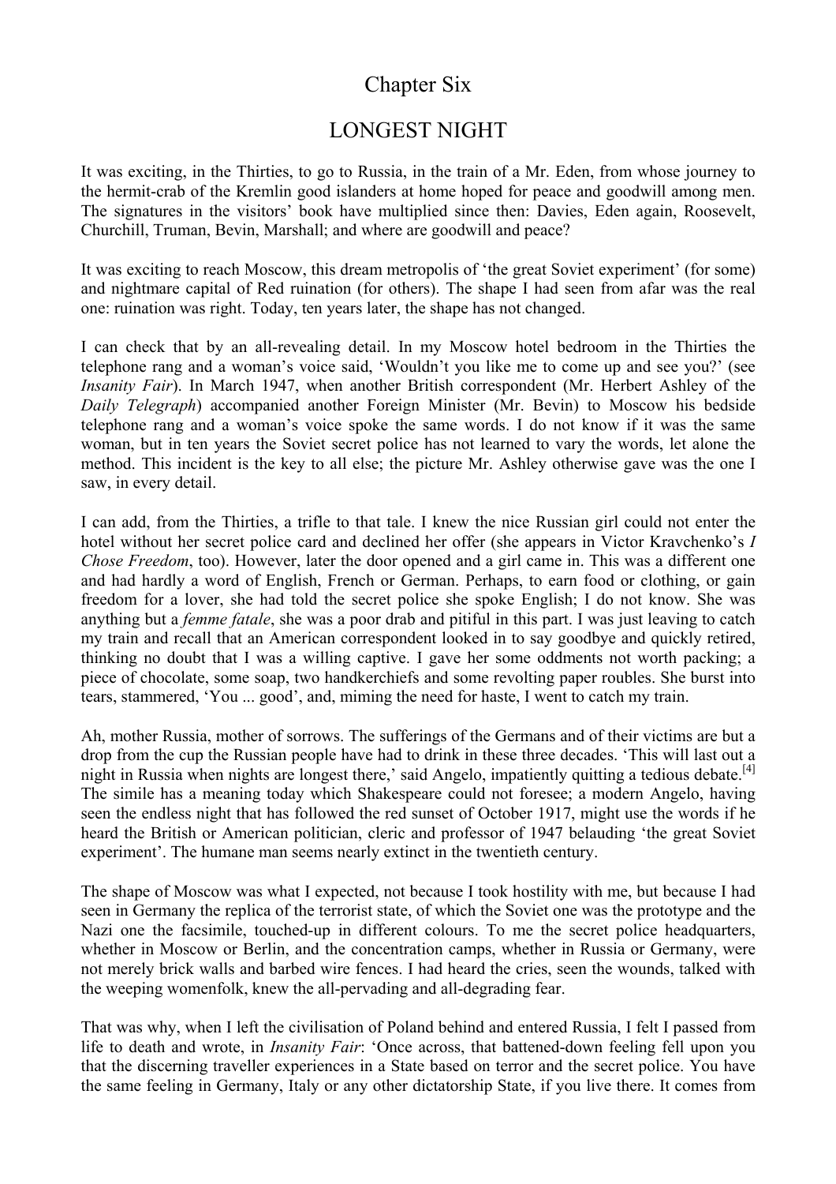# Chapter Six

## LONGEST NIGHT

It was exciting, in the Thirties, to go to Russia, in the train of a Mr. Eden, from whose journey to the hermit-crab of the Kremlin good islanders at home hoped for peace and goodwill among men. The signatures in the visitors' book have multiplied since then: Davies, Eden again, Roosevelt, Churchill, Truman, Bevin, Marshall; and where are goodwill and peace?

It was exciting to reach Moscow, this dream metropolis of 'the great Soviet experiment' (for some) and nightmare capital of Red ruination (for others). The shape I had seen from afar was the real one: ruination was right. Today, ten years later, the shape has not changed.

I can check that by an all-revealing detail. In my Moscow hotel bedroom in the Thirties the telephone rang and a woman's voice said, 'Wouldn't you like me to come up and see you?' (see *Insanity Fair*). In March 1947, when another British correspondent (Mr. Herbert Ashley of the *Daily Telegraph*) accompanied another Foreign Minister (Mr. Bevin) to Moscow his bedside telephone rang and a woman's voice spoke the same words. I do not know if it was the same woman, but in ten years the Soviet secret police has not learned to vary the words, let alone the method. This incident is the key to all else; the picture Mr. Ashley otherwise gave was the one I saw, in every detail.

I can add, from the Thirties, a trifle to that tale. I knew the nice Russian girl could not enter the hotel without her secret police card and declined her offer (she appears in Victor Kravchenko's *I Chose Freedom*, too). However, later the door opened and a girl came in. This was a different one and had hardly a word of English, French or German. Perhaps, to earn food or clothing, or gain freedom for a lover, she had told the secret police she spoke English; I do not know. She was anything but a *femme fatale*, she was a poor drab and pitiful in this part. I was just leaving to catch my train and recall that an American correspondent looked in to say goodbye and quickly retired, thinking no doubt that I was a willing captive. I gave her some oddments not worth packing; a piece of chocolate, some soap, two handkerchiefs and some revolting paper roubles. She burst into tears, stammered, 'You ... good', and, miming the need for haste, I went to catch my train.

Ah, mother Russia, mother of sorrows. The sufferings of the Germans and of their victims are but a drop from the cup the Russian people have had to drink in these three decades. 'This will last out a night in Russia when nights are longest there,' said Angelo, impatiently quitting a tedious debate.[4] The simile has a meaning today which Shakespeare could not foresee; a modern Angelo, having seen the endless night that has followed the red sunset of October 1917, might use the words if he heard the British or American politician, cleric and professor of 1947 belauding 'the great Soviet experiment'. The humane man seems nearly extinct in the twentieth century.

The shape of Moscow was what I expected, not because I took hostility with me, but because I had seen in Germany the replica of the terrorist state, of which the Soviet one was the prototype and the Nazi one the facsimile, touched-up in different colours. To me the secret police headquarters, whether in Moscow or Berlin, and the concentration camps, whether in Russia or Germany, were not merely brick walls and barbed wire fences. I had heard the cries, seen the wounds, talked with the weeping womenfolk, knew the all-pervading and all-degrading fear.

That was why, when I left the civilisation of Poland behind and entered Russia, I felt I passed from life to death and wrote, in *Insanity Fair*: 'Once across, that battened-down feeling fell upon you that the discerning traveller experiences in a State based on terror and the secret police. You have the same feeling in Germany, Italy or any other dictatorship State, if you live there. It comes from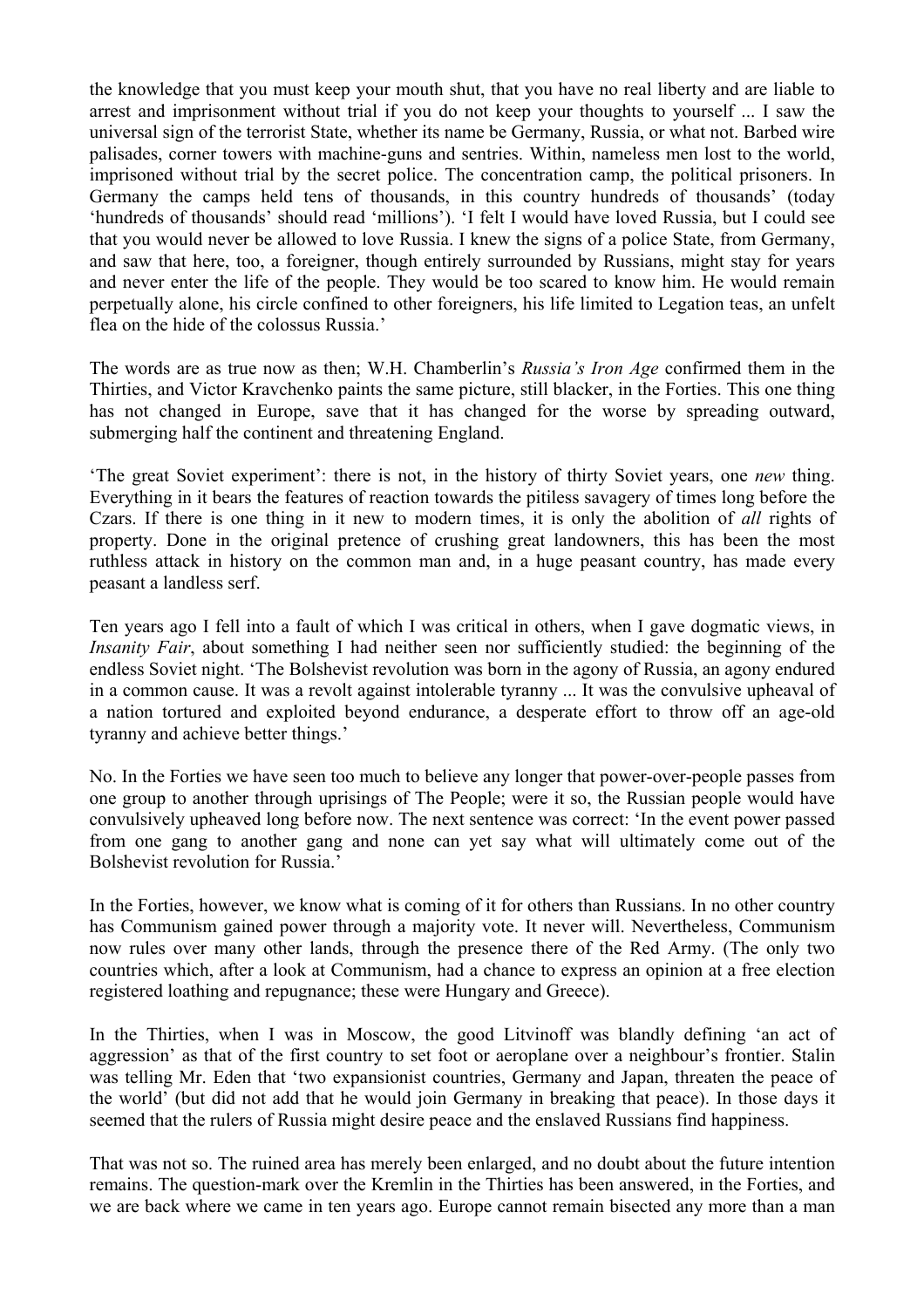the knowledge that you must keep your mouth shut, that you have no real liberty and are liable to arrest and imprisonment without trial if you do not keep your thoughts to yourself ... I saw the universal sign of the terrorist State, whether its name be Germany, Russia, or what not. Barbed wire palisades, corner towers with machine-guns and sentries. Within, nameless men lost to the world, imprisoned without trial by the secret police. The concentration camp, the political prisoners. In Germany the camps held tens of thousands, in this country hundreds of thousands' (today 'hundreds of thousands' should read 'millions'). 'I felt I would have loved Russia, but I could see that you would never be allowed to love Russia. I knew the signs of a police State, from Germany, and saw that here, too, a foreigner, though entirely surrounded by Russians, might stay for years and never enter the life of the people. They would be too scared to know him. He would remain perpetually alone, his circle confined to other foreigners, his life limited to Legation teas, an unfelt flea on the hide of the colossus Russia.'

The words are as true now as then; W.H. Chamberlin's *Russia's Iron Age* confirmed them in the Thirties, and Victor Kravchenko paints the same picture, still blacker, in the Forties. This one thing has not changed in Europe, save that it has changed for the worse by spreading outward, submerging half the continent and threatening England.

'The great Soviet experiment': there is not, in the history of thirty Soviet years, one *new* thing. Everything in it bears the features of reaction towards the pitiless savagery of times long before the Czars. If there is one thing in it new to modern times, it is only the abolition of *all* rights of property. Done in the original pretence of crushing great landowners, this has been the most ruthless attack in history on the common man and, in a huge peasant country, has made every peasant a landless serf.

Ten years ago I fell into a fault of which I was critical in others, when I gave dogmatic views, in *Insanity Fair*, about something I had neither seen nor sufficiently studied: the beginning of the endless Soviet night. 'The Bolshevist revolution was born in the agony of Russia, an agony endured in a common cause. It was a revolt against intolerable tyranny ... It was the convulsive upheaval of a nation tortured and exploited beyond endurance, a desperate effort to throw off an age-old tyranny and achieve better things.'

No. In the Forties we have seen too much to believe any longer that power-over-people passes from one group to another through uprisings of The People; were it so, the Russian people would have convulsively upheaved long before now. The next sentence was correct: 'In the event power passed from one gang to another gang and none can yet say what will ultimately come out of the Bolshevist revolution for Russia.'

In the Forties, however, we know what is coming of it for others than Russians. In no other country has Communism gained power through a majority vote. It never will. Nevertheless, Communism now rules over many other lands, through the presence there of the Red Army. (The only two countries which, after a look at Communism, had a chance to express an opinion at a free election registered loathing and repugnance; these were Hungary and Greece).

In the Thirties, when I was in Moscow, the good Litvinoff was blandly defining 'an act of aggression' as that of the first country to set foot or aeroplane over a neighbour's frontier. Stalin was telling Mr. Eden that 'two expansionist countries, Germany and Japan, threaten the peace of the world' (but did not add that he would join Germany in breaking that peace). In those days it seemed that the rulers of Russia might desire peace and the enslaved Russians find happiness.

That was not so. The ruined area has merely been enlarged, and no doubt about the future intention remains. The question-mark over the Kremlin in the Thirties has been answered, in the Forties, and we are back where we came in ten years ago. Europe cannot remain bisected any more than a man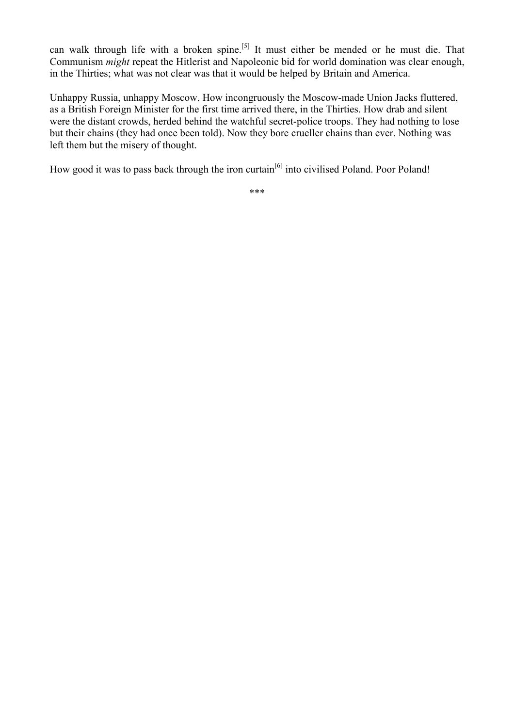can walk through life with a broken spine.[5] It must either be mended or he must die. That Communism *might* repeat the Hitlerist and Napoleonic bid for world domination was clear enough, in the Thirties; what was not clear was that it would be helped by Britain and America.

Unhappy Russia, unhappy Moscow. How incongruously the Moscow-made Union Jacks fluttered, as a British Foreign Minister for the first time arrived there, in the Thirties. How drab and silent were the distant crowds, herded behind the watchful secret-police troops. They had nothing to lose but their chains (they had once been told). Now they bore crueller chains than ever. Nothing was left them but the misery of thought.

How good it was to pass back through the iron curtain[6] into civilised Poland. Poor Poland!

***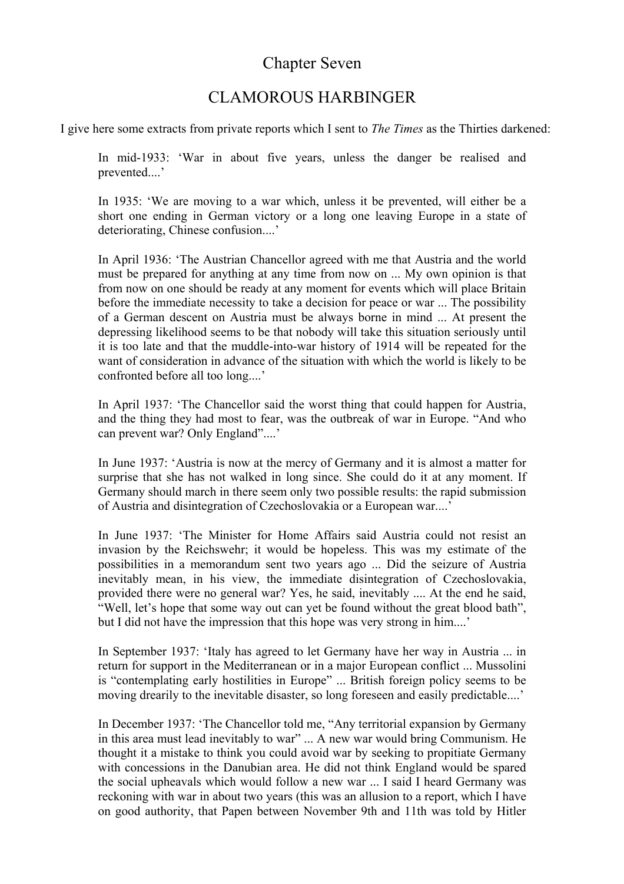# Chapter Seven

## CLAMOROUS HARBINGER

I give here some extracts from private reports which I sent to *The Times* as the Thirties darkened:

> In mid-1933: 'War in about five years, unless the danger be realised and prevented....'

> In 1935: 'We are moving to a war which, unless it be prevented, will either be a short one ending in German victory or a long one leaving Europe in a state of deteriorating, Chinese confusion....'

> In April 1936: 'The Austrian Chancellor agreed with me that Austria and the world must be prepared for anything at any time from now on ... My own opinion is that from now on one should be ready at any moment for events which will place Britain before the immediate necessity to take a decision for peace or war ... The possibility of a German descent on Austria must be always borne in mind ... At present the depressing likelihood seems to be that nobody will take this situation seriously until it is too late and that the muddle-into-war history of 1914 will be repeated for the want of consideration in advance of the situation with which the world is likely to be confronted before all too long....'

> In April 1937: 'The Chancellor said the worst thing that could happen for Austria, and the thing they had most to fear, was the outbreak of war in Europe. "And who can prevent war? Only England"....'

> In June 1937: 'Austria is now at the mercy of Germany and it is almost a matter for surprise that she has not walked in long since. She could do it at any moment. If Germany should march in there seem only two possible results: the rapid submission of Austria and disintegration of Czechoslovakia or a European war....'

> In June 1937: 'The Minister for Home Affairs said Austria could not resist an invasion by the Reichswehr; it would be hopeless. This was my estimate of the possibilities in a memorandum sent two years ago ... Did the seizure of Austria inevitably mean, in his view, the immediate disintegration of Czechoslovakia, provided there were no general war? Yes, he said, inevitably .... At the end he said, "Well, let's hope that some way out can yet be found without the great blood bath", but I did not have the impression that this hope was very strong in him....'

> In September 1937: 'Italy has agreed to let Germany have her way in Austria ... in return for support in the Mediterranean or in a major European conflict ... Mussolini is "contemplating early hostilities in Europe" ... British foreign policy seems to be moving drearily to the inevitable disaster, so long foreseen and easily predictable....'

> In December 1937: 'The Chancellor told me, "Any territorial expansion by Germany in this area must lead inevitably to war" ... A new war would bring Communism. He thought it a mistake to think you could avoid war by seeking to propitiate Germany with concessions in the Danubian area. He did not think England would be spared the social upheavals which would follow a new war ... I said I heard Germany was reckoning with war in about two years (this was an allusion to a report, which I have on good authority, that Papen between November 9th and 11th was told by Hitler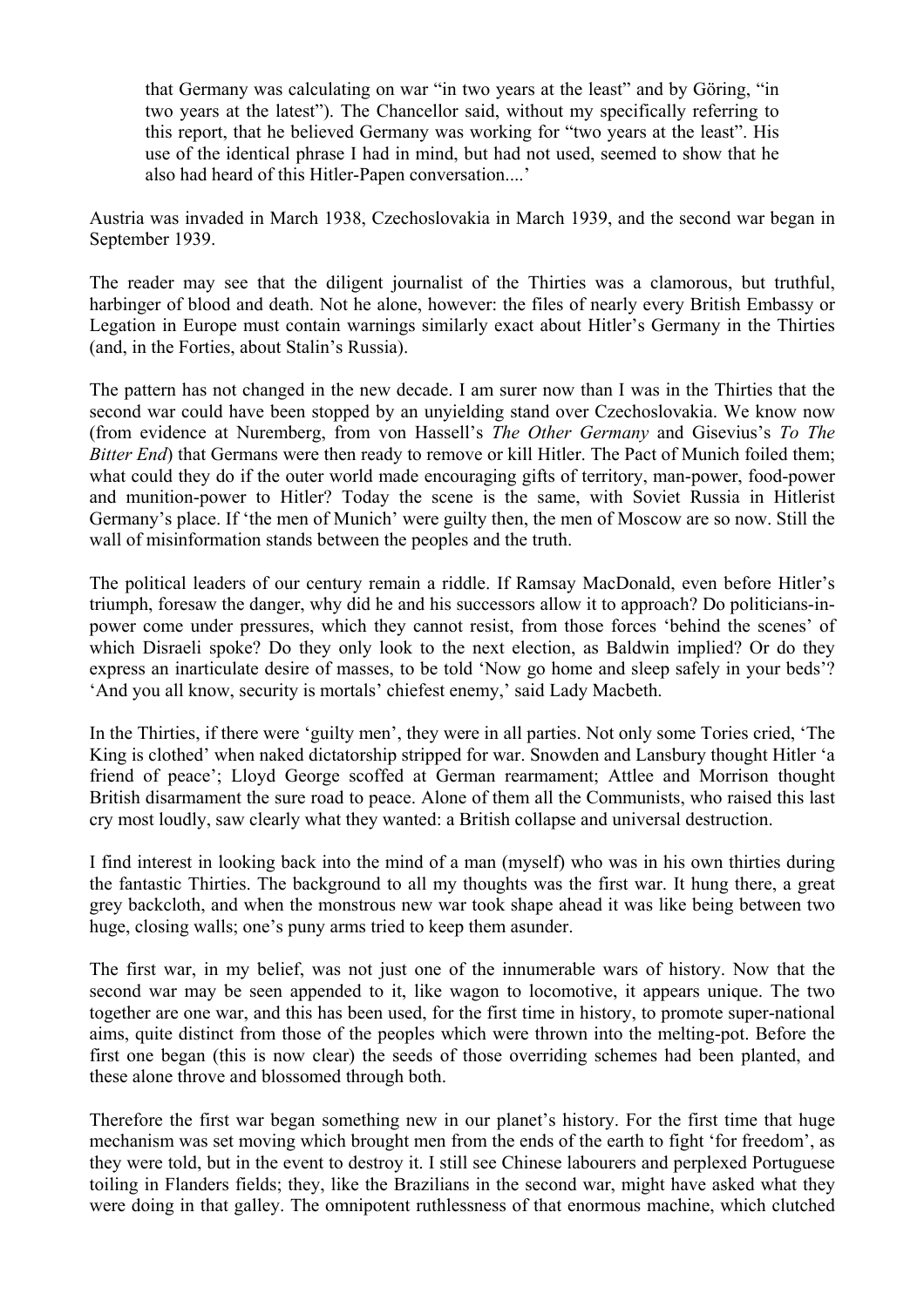> that Germany was calculating on war "in two years at the least" and by Göring, "in two years at the latest"). The Chancellor said, without my specifically referring to this report, that he believed Germany was working for "two years at the least". His use of the identical phrase I had in mind, but had not used, seemed to show that he also had heard of this Hitler-Papen conversation....'

Austria was invaded in March 1938, Czechoslovakia in March 1939, and the second war began in September 1939.

The reader may see that the diligent journalist of the Thirties was a clamorous, but truthful, harbinger of blood and death. Not he alone, however: the files of nearly every British Embassy or Legation in Europe must contain warnings similarly exact about Hitler's Germany in the Thirties (and, in the Forties, about Stalin's Russia).

The pattern has not changed in the new decade. I am surer now than I was in the Thirties that the second war could have been stopped by an unyielding stand over Czechoslovakia. We know now (from evidence at Nuremberg, from von Hassell's *The Other Germany* and Gisevius's *To The Bitter End*) that Germans were then ready to remove or kill Hitler. The Pact of Munich foiled them; what could they do if the outer world made encouraging gifts of territory, man-power, food-power and munition-power to Hitler? Today the scene is the same, with Soviet Russia in Hitlerist Germany's place. If 'the men of Munich' were guilty then, the men of Moscow are so now. Still the wall of misinformation stands between the peoples and the truth.

The political leaders of our century remain a riddle. If Ramsay MacDonald, even before Hitler's triumph, foresaw the danger, why did he and his successors allow it to approach? Do politicians-in-power come under pressures, which they cannot resist, from those forces 'behind the scenes' of which Disraeli spoke? Do they only look to the next election, as Baldwin implied? Or do they express an inarticulate desire of masses, to be told 'Now go home and sleep safely in your beds'? 'And you all know, security is mortals' chiefest enemy,' said Lady Macbeth.

In the Thirties, if there were 'guilty men', they were in all parties. Not only some Tories cried, 'The King is clothed' when naked dictatorship stripped for war. Snowden and Lansbury thought Hitler 'a friend of peace'; Lloyd George scoffed at German rearmament; Attlee and Morrison thought British disarmament the sure road to peace. Alone of them all the Communists, who raised this last cry most loudly, saw clearly what they wanted: a British collapse and universal destruction.

I find interest in looking back into the mind of a man (myself) who was in his own thirties during the fantastic Thirties. The background to all my thoughts was the first war. It hung there, a great grey backcloth, and when the monstrous new war took shape ahead it was like being between two huge, closing walls; one's puny arms tried to keep them asunder.

The first war, in my belief, was not just one of the innumerable wars of history. Now that the second war may be seen appended to it, like wagon to locomotive, it appears unique. The two together are one war, and this has been used, for the first time in history, to promote super-national aims, quite distinct from those of the peoples which were thrown into the melting-pot. Before the first one began (this is now clear) the seeds of those overriding schemes had been planted, and these alone throve and blossomed through both.

Therefore the first war began something new in our planet's history. For the first time that huge mechanism was set moving which brought men from the ends of the earth to fight 'for freedom', as they were told, but in the event to destroy it. I still see Chinese labourers and perplexed Portuguese toiling in Flanders fields; they, like the Brazilians in the second war, might have asked what they were doing in that galley. The omnipotent ruthlessness of that enormous machine, which clutched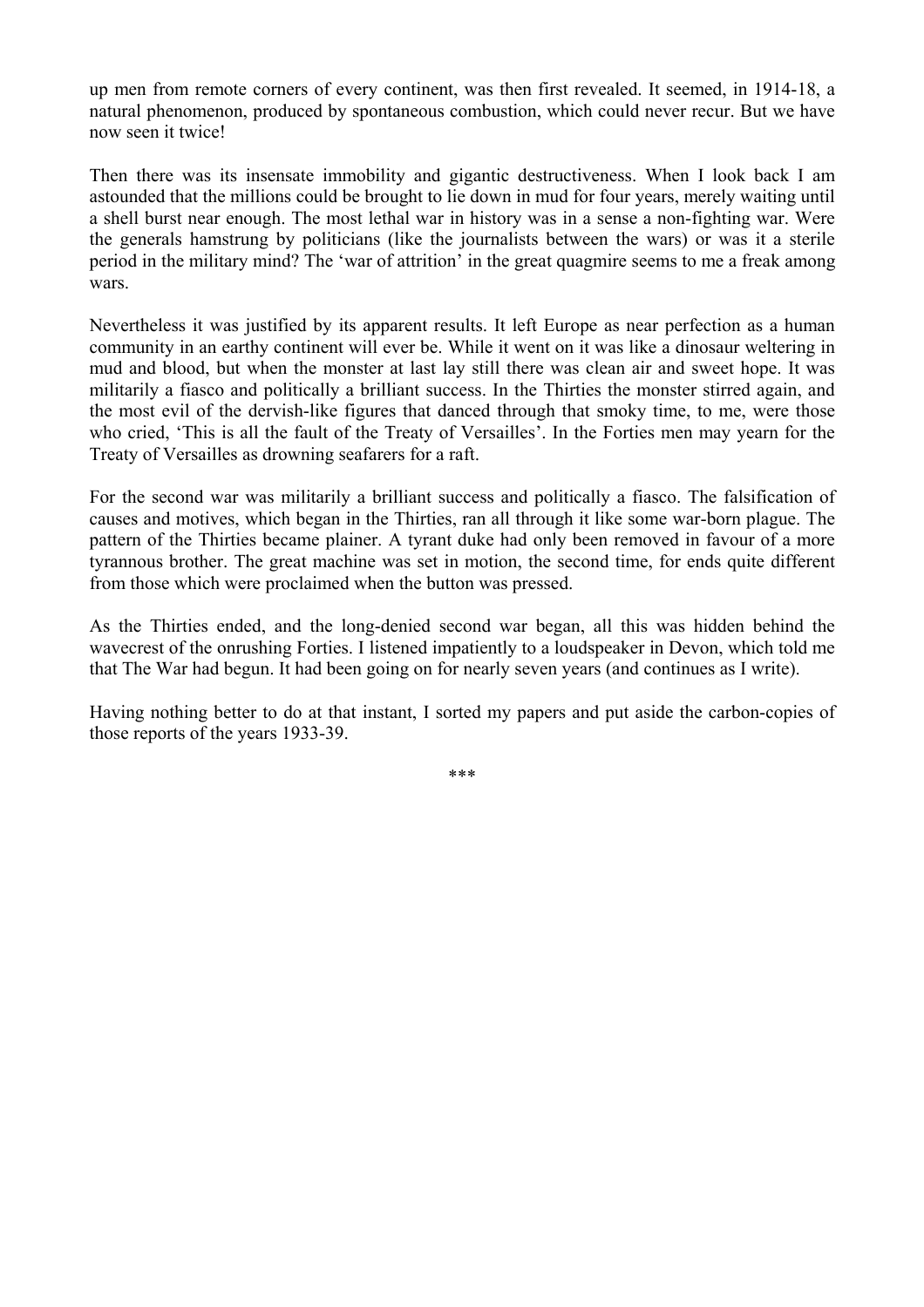up men from remote corners of every continent, was then first revealed. It seemed, in 1914-18, a natural phenomenon, produced by spontaneous combustion, which could never recur. But we have now seen it twice!

Then there was its insensate immobility and gigantic destructiveness. When I look back I am astounded that the millions could be brought to lie down in mud for four years, merely waiting until a shell burst near enough. The most lethal war in history was in a sense a non-fighting war. Were the generals hamstrung by politicians (like the journalists between the wars) or was it a sterile period in the military mind? The 'war of attrition' in the great quagmire seems to me a freak among wars.

Nevertheless it was justified by its apparent results. It left Europe as near perfection as a human community in an earthy continent will ever be. While it went on it was like a dinosaur weltering in mud and blood, but when the monster at last lay still there was clean air and sweet hope. It was militarily a fiasco and politically a brilliant success. In the Thirties the monster stirred again, and the most evil of the dervish-like figures that danced through that smoky time, to me, were those who cried, 'This is all the fault of the Treaty of Versailles'. In the Forties men may yearn for the Treaty of Versailles as drowning seafarers for a raft.

For the second war was militarily a brilliant success and politically a fiasco. The falsification of causes and motives, which began in the Thirties, ran all through it like some war-born plague. The pattern of the Thirties became plainer. A tyrant duke had only been removed in favour of a more tyrannous brother. The great machine was set in motion, the second time, for ends quite different from those which were proclaimed when the button was pressed.

As the Thirties ended, and the long-denied second war began, all this was hidden behind the wavecrest of the onrushing Forties. I listened impatiently to a loudspeaker in Devon, which told me that The War had begun. It had been going on for nearly seven years (and continues as I write).

Having nothing better to do at that instant, I sorted my papers and put aside the carbon-copies of those reports of the years 1933-39.

***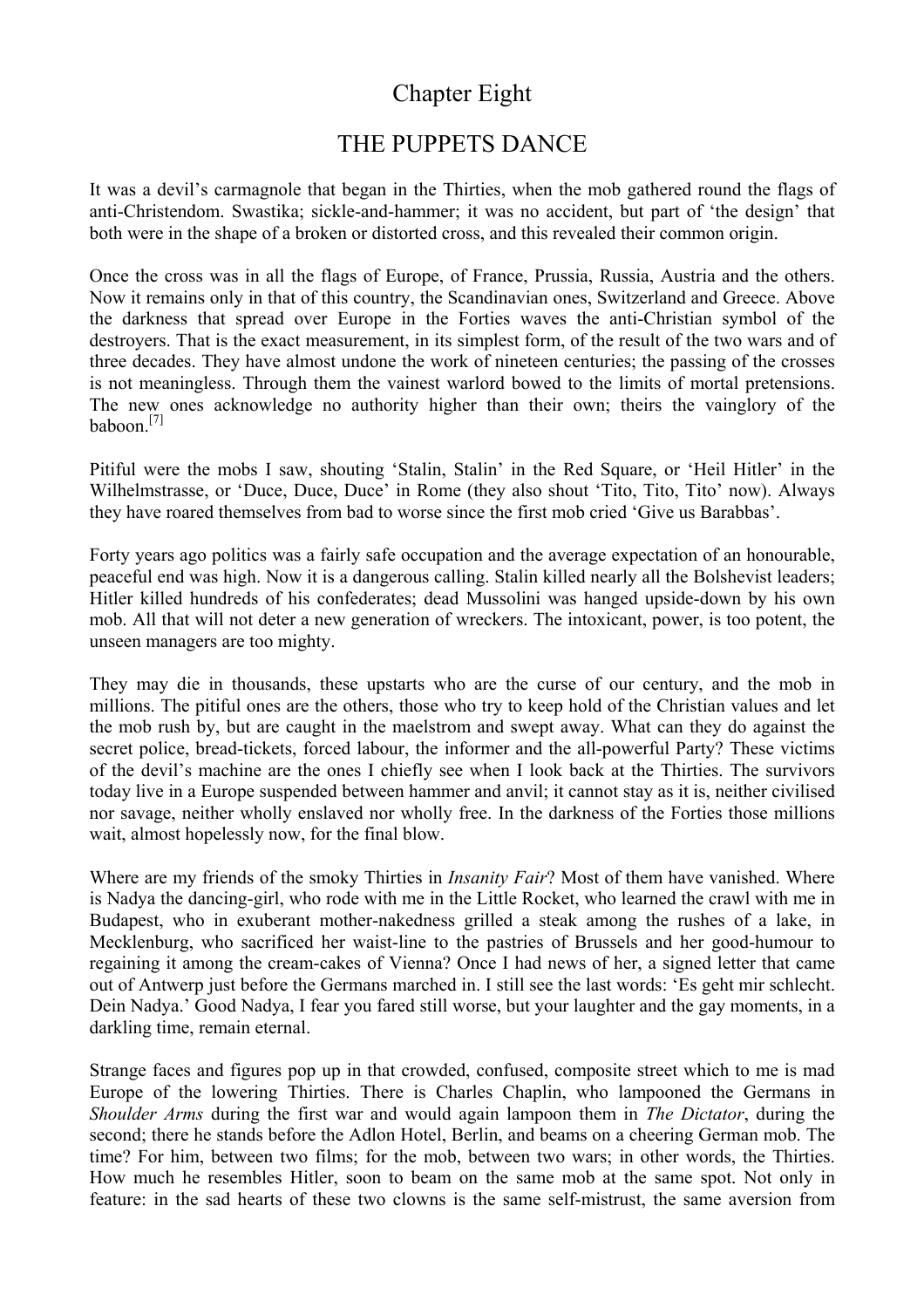# Chapter Eight

## THE PUPPETS DANCE

It was a devil's carmagnole that began in the Thirties, when the mob gathered round the flags of anti-Christendom. Swastika; sickle-and-hammer; it was no accident, but part of 'the design' that both were in the shape of a broken or distorted cross, and this revealed their common origin.

Once the cross was in all the flags of Europe, of France, Prussia, Russia, Austria and the others. Now it remains only in that of this country, the Scandinavian ones, Switzerland and Greece. Above the darkness that spread over Europe in the Forties waves the anti-Christian symbol of the destroyers. That is the exact measurement, in its simplest form, of the result of the two wars and of three decades. They have almost undone the work of nineteen centuries; the passing of the crosses is not meaningless. Through them the vainest warlord bowed to the limits of mortal pretensions. The new ones acknowledge no authority higher than their own; theirs the vainglory of the baboon.[7]

Pitiful were the mobs I saw, shouting 'Stalin, Stalin' in the Red Square, or 'Heil Hitler' in the Wilhelmstrasse, or 'Duce, Duce, Duce' in Rome (they also shout 'Tito, Tito, Tito' now). Always they have roared themselves from bad to worse since the first mob cried 'Give us Barabbas'.

Forty years ago politics was a fairly safe occupation and the average expectation of an honourable, peaceful end was high. Now it is a dangerous calling. Stalin killed nearly all the Bolshevist leaders; Hitler killed hundreds of his confederates; dead Mussolini was hanged upside-down by his own mob. All that will not deter a new generation of wreckers. The intoxicant, power, is too potent, the unseen managers are too mighty.

They may die in thousands, these upstarts who are the curse of our century, and the mob in millions. The pitiful ones are the others, those who try to keep hold of the Christian values and let the mob rush by, but are caught in the maelstrom and swept away. What can they do against the secret police, bread-tickets, forced labour, the informer and the all-powerful Party? These victims of the devil's machine are the ones I chiefly see when I look back at the Thirties. The survivors today live in a Europe suspended between hammer and anvil; it cannot stay as it is, neither civilised nor savage, neither wholly enslaved nor wholly free. In the darkness of the Forties those millions wait, almost hopelessly now, for the final blow.

Where are my friends of the smoky Thirties in *Insanity Fair*? Most of them have vanished. Where is Nadya the dancing-girl, who rode with me in the Little Rocket, who learned the crawl with me in Budapest, who in exuberant mother-nakedness grilled a steak among the rushes of a lake, in Mecklenburg, who sacrificed her waist-line to the pastries of Brussels and her good-humour to regaining it among the cream-cakes of Vienna? Once I had news of her, a signed letter that came out of Antwerp just before the Germans marched in. I still see the last words: 'Es geht mir schlecht. Dein Nadya.' Good Nadya, I fear you fared still worse, but your laughter and the gay moments, in a darkling time, remain eternal.

Strange faces and figures pop up in that crowded, confused, composite street which to me is mad Europe of the lowering Thirties. There is Charles Chaplin, who lampooned the Germans in *Shoulder Arms* during the first war and would again lampoon them in *The Dictator*, during the second; there he stands before the Adlon Hotel, Berlin, and beams on a cheering German mob. The time? For him, between two films; for the mob, between two wars; in other words, the Thirties. How much he resembles Hitler, soon to beam on the same mob at the same spot. Not only in feature: in the sad hearts of these two clowns is the same self-mistrust, the same aversion from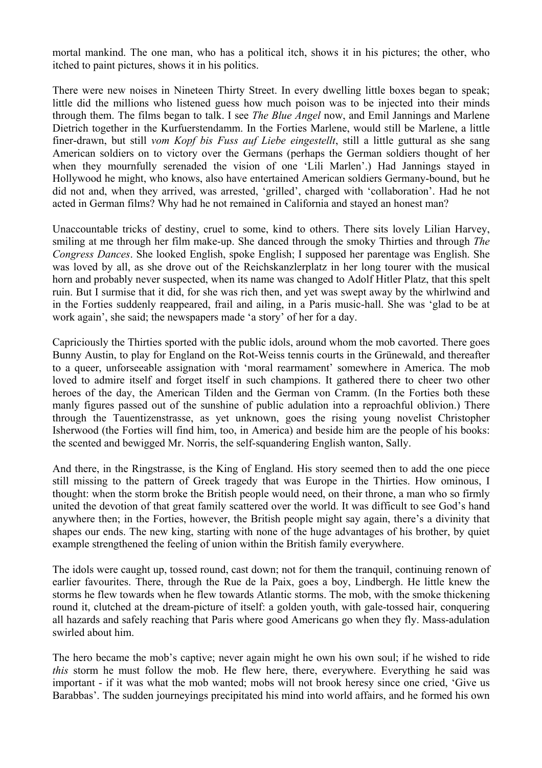mortal mankind. The one man, who has a political itch, shows it in his pictures; the other, who itched to paint pictures, shows it in his politics.

There were new noises in Nineteen Thirty Street. In every dwelling little boxes began to speak; little did the millions who listened guess how much poison was to be injected into their minds through them. The films began to talk. I see *The Blue Angel* now, and Emil Jannings and Marlene Dietrich together in the Kurfuerstendamm. In the Forties Marlene, would still be Marlene, a little finer-drawn, but still *vom Kopf bis Fuss auf Liebe eingestellt*, still a little guttural as she sang American soldiers on to victory over the Germans (perhaps the German soldiers thought of her when they mournfully serenaded the vision of one 'Lili Marlen'.) Had Jannings stayed in Hollywood he might, who knows, also have entertained American soldiers Germany-bound, but he did not and, when they arrived, was arrested, 'grilled', charged with 'collaboration'. Had he not acted in German films? Why had he not remained in California and stayed an honest man?

Unaccountable tricks of destiny, cruel to some, kind to others. There sits lovely Lilian Harvey, smiling at me through her film make-up. She danced through the smoky Thirties and through *The Congress Dances*. She looked English, spoke English; I supposed her parentage was English. She was loved by all, as she drove out of the Reichskanzlerplatz in her long tourer with the musical horn and probably never suspected, when its name was changed to Adolf Hitler Platz, that this spelt ruin. But I surmise that it did, for she was rich then, and yet was swept away by the whirlwind and in the Forties suddenly reappeared, frail and ailing, in a Paris music-hall. She was 'glad to be at work again', she said; the newspapers made 'a story' of her for a day.

Capriciously the Thirties sported with the public idols, around whom the mob cavorted. There goes Bunny Austin, to play for England on the Rot-Weiss tennis courts in the Grünewald, and thereafter to a queer, unforseeable assignation with 'moral rearmament' somewhere in America. The mob loved to admire itself and forget itself in such champions. It gathered there to cheer two other heroes of the day, the American Tilden and the German von Cramm. (In the Forties both these manly figures passed out of the sunshine of public adulation into a reproachful oblivion.) There through the Tauentizenstrasse, as yet unknown, goes the rising young novelist Christopher Isherwood (the Forties will find him, too, in America) and beside him are the people of his books: the scented and bewigged Mr. Norris, the self-squandering English wanton, Sally.

And there, in the Ringstrasse, is the King of England. His story seemed then to add the one piece still missing to the pattern of Greek tragedy that was Europe in the Thirties. How ominous, I thought: when the storm broke the British people would need, on their throne, a man who so firmly united the devotion of that great family scattered over the world. It was difficult to see God's hand anywhere then; in the Forties, however, the British people might say again, there's a divinity that shapes our ends. The new king, starting with none of the huge advantages of his brother, by quiet example strengthened the feeling of union within the British family everywhere.

The idols were caught up, tossed round, cast down; not for them the tranquil, continuing renown of earlier favourites. There, through the Rue de la Paix, goes a boy, Lindbergh. He little knew the storms he flew towards when he flew towards Atlantic storms. The mob, with the smoke thickening round it, clutched at the dream-picture of itself: a golden youth, with gale-tossed hair, conquering all hazards and safely reaching that Paris where good Americans go when they fly. Mass-adulation swirled about him.

The hero became the mob's captive; never again might he own his own soul; if he wished to ride *this* storm he must follow the mob. He flew here, there, everywhere. Everything he said was important - if it was what the mob wanted; mobs will not brook heresy since one cried, 'Give us Barabbas'. The sudden journeyings precipitated his mind into world affairs, and he formed his own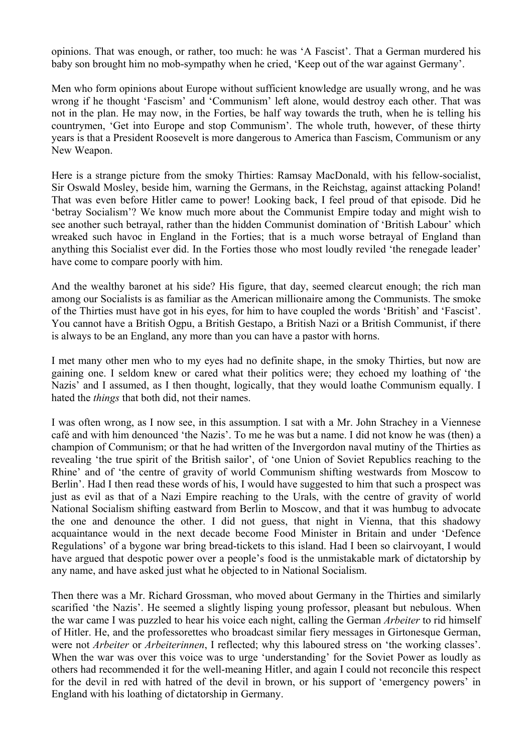opinions. That was enough, or rather, too much: he was 'A Fascist'. That a German murdered his baby son brought him no mob-sympathy when he cried, 'Keep out of the war against Germany'.

Men who form opinions about Europe without sufficient knowledge are usually wrong, and he was wrong if he thought 'Fascism' and 'Communism' left alone, would destroy each other. That was not in the plan. He may now, in the Forties, be half way towards the truth, when he is telling his countrymen, 'Get into Europe and stop Communism'. The whole truth, however, of these thirty years is that a President Roosevelt is more dangerous to America than Fascism, Communism or any New Weapon.

Here is a strange picture from the smoky Thirties: Ramsay MacDonald, with his fellow-socialist, Sir Oswald Mosley, beside him, warning the Germans, in the Reichstag, against attacking Poland! That was even before Hitler came to power! Looking back, I feel proud of that episode. Did he 'betray Socialism'? We know much more about the Communist Empire today and might wish to see another such betrayal, rather than the hidden Communist domination of 'British Labour' which wreaked such havoc in England in the Forties; that is a much worse betrayal of England than anything this Socialist ever did. In the Forties those who most loudly reviled 'the renegade leader' have come to compare poorly with him.

And the wealthy baronet at his side? His figure, that day, seemed clearcut enough; the rich man among our Socialists is as familiar as the American millionaire among the Communists. The smoke of the Thirties must have got in his eyes, for him to have coupled the words 'British' and 'Fascist'. You cannot have a British Ogpu, a British Gestapo, a British Nazi or a British Communist, if there is always to be an England, any more than you can have a pastor with horns.

I met many other men who to my eyes had no definite shape, in the smoky Thirties, but now are gaining one. I seldom knew or cared what their politics were; they echoed my loathing of 'the Nazis' and I assumed, as I then thought, logically, that they would loathe Communism equally. I hated the *things* that both did, not their names.

I was often wrong, as I now see, in this assumption. I sat with a Mr. John Strachey in a Viennese café and with him denounced 'the Nazis'. To me he was but a name. I did not know he was (then) a champion of Communism; or that he had written of the Invergordon naval mutiny of the Thirties as revealing 'the true spirit of the British sailor', of 'one Union of Soviet Republics reaching to the Rhine' and of 'the centre of gravity of world Communism shifting westwards from Moscow to Berlin'. Had I then read these words of his, I would have suggested to him that such a prospect was just as evil as that of a Nazi Empire reaching to the Urals, with the centre of gravity of world National Socialism shifting eastward from Berlin to Moscow, and that it was humbug to advocate the one and denounce the other. I did not guess, that night in Vienna, that this shadowy acquaintance would in the next decade become Food Minister in Britain and under 'Defence Regulations' of a bygone war bring bread-tickets to this island. Had I been so clairvoyant, I would have argued that despotic power over a people's food is the unmistakable mark of dictatorship by any name, and have asked just what he objected to in National Socialism.

Then there was a Mr. Richard Grossman, who moved about Germany in the Thirties and similarly scarified 'the Nazis'. He seemed a slightly lisping young professor, pleasant but nebulous. When the war came I was puzzled to hear his voice each night, calling the German *Arbeiter* to rid himself of Hitler. He, and the professorettes who broadcast similar fiery messages in Girtonesque German, were not *Arbeiter* or *Arbeiterinnen*, I reflected; why this laboured stress on 'the working classes'. When the war was over this voice was to urge 'understanding' for the Soviet Power as loudly as others had recommended it for the well-meaning Hitler, and again I could not reconcile this respect for the devil in red with hatred of the devil in brown, or his support of 'emergency powers' in England with his loathing of dictatorship in Germany.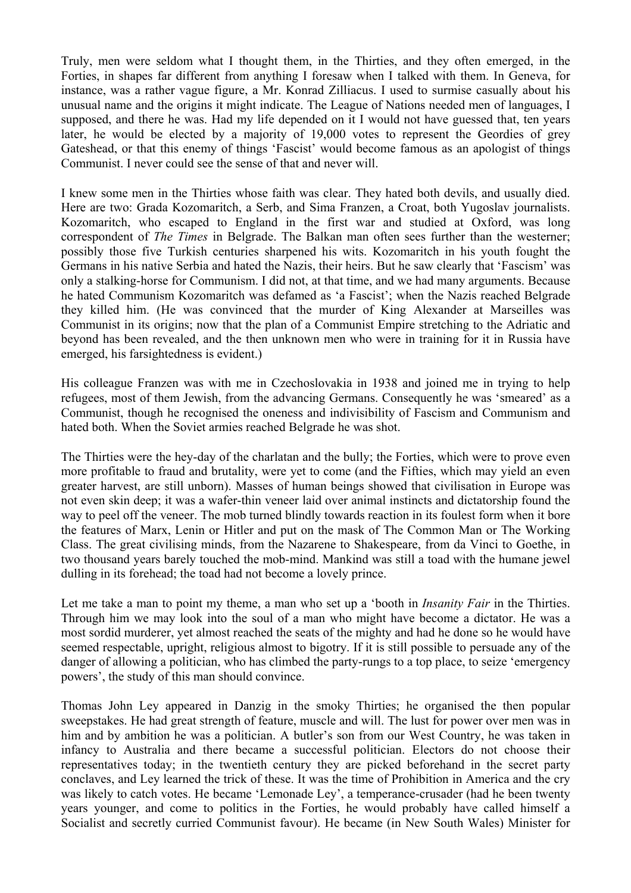Truly, men were seldom what I thought them, in the Thirties, and they often emerged, in the Forties, in shapes far different from anything I foresaw when I talked with them. In Geneva, for instance, was a rather vague figure, a Mr. Konrad Zilliacus. I used to surmise casually about his unusual name and the origins it might indicate. The League of Nations needed men of languages, I supposed, and there he was. Had my life depended on it I would not have guessed that, ten years later, he would be elected by a majority of 19,000 votes to represent the Geordies of grey Gateshead, or that this enemy of things 'Fascist' would become famous as an apologist of things Communist. I never could see the sense of that and never will.

I knew some men in the Thirties whose faith was clear. They hated both devils, and usually died. Here are two: Grada Kozomaritch, a Serb, and Sima Franzen, a Croat, both Yugoslav journalists. Kozomaritch, who escaped to England in the first war and studied at Oxford, was long correspondent of *The Times* in Belgrade. The Balkan man often sees further than the westerner; possibly those five Turkish centuries sharpened his wits. Kozomaritch in his youth fought the Germans in his native Serbia and hated the Nazis, their heirs. But he saw clearly that 'Fascism' was only a stalking-horse for Communism. I did not, at that time, and we had many arguments. Because he hated Communism Kozomaritch was defamed as 'a Fascist'; when the Nazis reached Belgrade they killed him. (He was convinced that the murder of King Alexander at Marseilles was Communist in its origins; now that the plan of a Communist Empire stretching to the Adriatic and beyond has been revealed, and the then unknown men who were in training for it in Russia have emerged, his farsightedness is evident.)

His colleague Franzen was with me in Czechoslovakia in 1938 and joined me in trying to help refugees, most of them Jewish, from the advancing Germans. Consequently he was 'smeared' as a Communist, though he recognised the oneness and indivisibility of Fascism and Communism and hated both. When the Soviet armies reached Belgrade he was shot.

The Thirties were the hey-day of the charlatan and the bully; the Forties, which were to prove even more profitable to fraud and brutality, were yet to come (and the Fifties, which may yield an even greater harvest, are still unborn). Masses of human beings showed that civilisation in Europe was not even skin deep; it was a wafer-thin veneer laid over animal instincts and dictatorship found the way to peel off the veneer. The mob turned blindly towards reaction in its foulest form when it bore the features of Marx, Lenin or Hitler and put on the mask of The Common Man or The Working Class. The great civilising minds, from the Nazarene to Shakespeare, from da Vinci to Goethe, in two thousand years barely touched the mob-mind. Mankind was still a toad with the humane jewel dulling in its forehead; the toad had not become a lovely prince.

Let me take a man to point my theme, a man who set up a 'booth in *Insanity Fair* in the Thirties. Through him we may look into the soul of a man who might have become a dictator. He was a most sordid murderer, yet almost reached the seats of the mighty and had he done so he would have seemed respectable, upright, religious almost to bigotry. If it is still possible to persuade any of the danger of allowing a politician, who has climbed the party-rungs to a top place, to seize 'emergency powers', the study of this man should convince.

Thomas John Ley appeared in Danzig in the smoky Thirties; he organised the then popular sweepstakes. He had great strength of feature, muscle and will. The lust for power over men was in him and by ambition he was a politician. A butler's son from our West Country, he was taken in infancy to Australia and there became a successful politician. Electors do not choose their representatives today; in the twentieth century they are picked beforehand in the secret party conclaves, and Ley learned the trick of these. It was the time of Prohibition in America and the cry was likely to catch votes. He became 'Lemonade Ley', a temperance-crusader (had he been twenty years younger, and come to politics in the Forties, he would probably have called himself a Socialist and secretly curried Communist favour). He became (in New South Wales) Minister for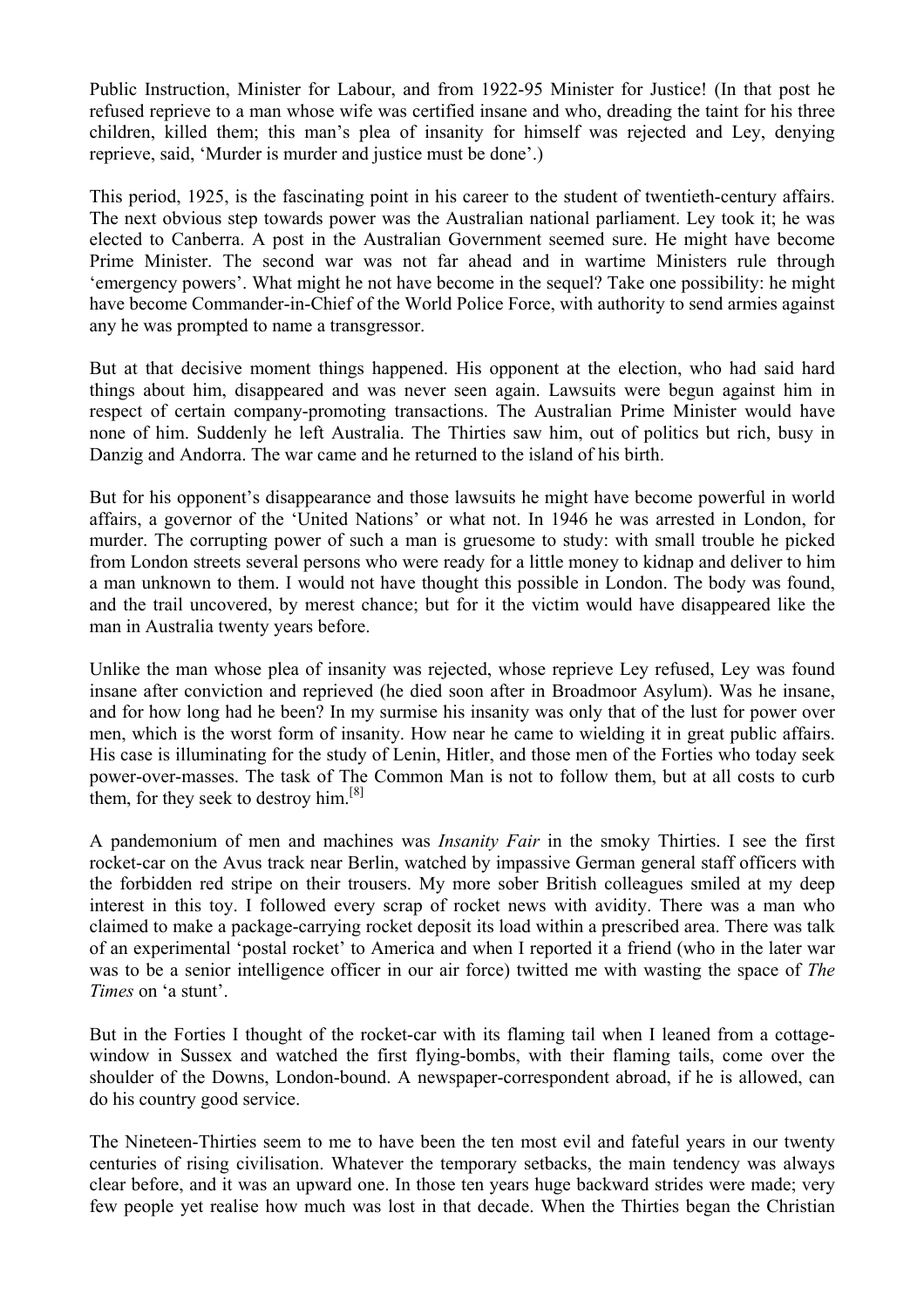Public Instruction, Minister for Labour, and from 1922-95 Minister for Justice! (In that post he refused reprieve to a man whose wife was certified insane and who, dreading the taint for his three children, killed them; this man's plea of insanity for himself was rejected and Ley, denying reprieve, said, 'Murder is murder and justice must be done'.)

This period, 1925, is the fascinating point in his career to the student of twentieth-century affairs. The next obvious step towards power was the Australian national parliament. Ley took it; he was elected to Canberra. A post in the Australian Government seemed sure. He might have become Prime Minister. The second war was not far ahead and in wartime Ministers rule through 'emergency powers'. What might he not have become in the sequel? Take one possibility: he might have become Commander-in-Chief of the World Police Force, with authority to send armies against any he was prompted to name a transgressor.

But at that decisive moment things happened. His opponent at the election, who had said hard things about him, disappeared and was never seen again. Lawsuits were begun against him in respect of certain company-promoting transactions. The Australian Prime Minister would have none of him. Suddenly he left Australia. The Thirties saw him, out of politics but rich, busy in Danzig and Andorra. The war came and he returned to the island of his birth.

But for his opponent's disappearance and those lawsuits he might have become powerful in world affairs, a governor of the 'United Nations' or what not. In 1946 he was arrested in London, for murder. The corrupting power of such a man is gruesome to study: with small trouble he picked from London streets several persons who were ready for a little money to kidnap and deliver to him a man unknown to them. I would not have thought this possible in London. The body was found, and the trail uncovered, by merest chance; but for it the victim would have disappeared like the man in Australia twenty years before.

Unlike the man whose plea of insanity was rejected, whose reprieve Ley refused, Ley was found insane after conviction and reprieved (he died soon after in Broadmoor Asylum). Was he insane, and for how long had he been? In my surmise his insanity was only that of the lust for power over men, which is the worst form of insanity. How near he came to wielding it in great public affairs. His case is illuminating for the study of Lenin, Hitler, and those men of the Forties who today seek power-over-masses. The task of The Common Man is not to follow them, but at all costs to curb them, for they seek to destroy him.[8]

A pandemonium of men and machines was *Insanity Fair* in the smoky Thirties. I see the first rocket-car on the Avus track near Berlin, watched by impassive German general staff officers with the forbidden red stripe on their trousers. My more sober British colleagues smiled at my deep interest in this toy. I followed every scrap of rocket news with avidity. There was a man who claimed to make a package-carrying rocket deposit its load within a prescribed area. There was talk of an experimental 'postal rocket' to America and when I reported it a friend (who in the later war was to be a senior intelligence officer in our air force) twitted me with wasting the space of *The Times* on 'a stunt'.

But in the Forties I thought of the rocket-car with its flaming tail when I leaned from a cottage-window in Sussex and watched the first flying-bombs, with their flaming tails, come over the shoulder of the Downs, London-bound. A newspaper-correspondent abroad, if he is allowed, can do his country good service.

The Nineteen-Thirties seem to me to have been the ten most evil and fateful years in our twenty centuries of rising civilisation. Whatever the temporary setbacks, the main tendency was always clear before, and it was an upward one. In those ten years huge backward strides were made; very few people yet realise how much was lost in that decade. When the Thirties began the Christian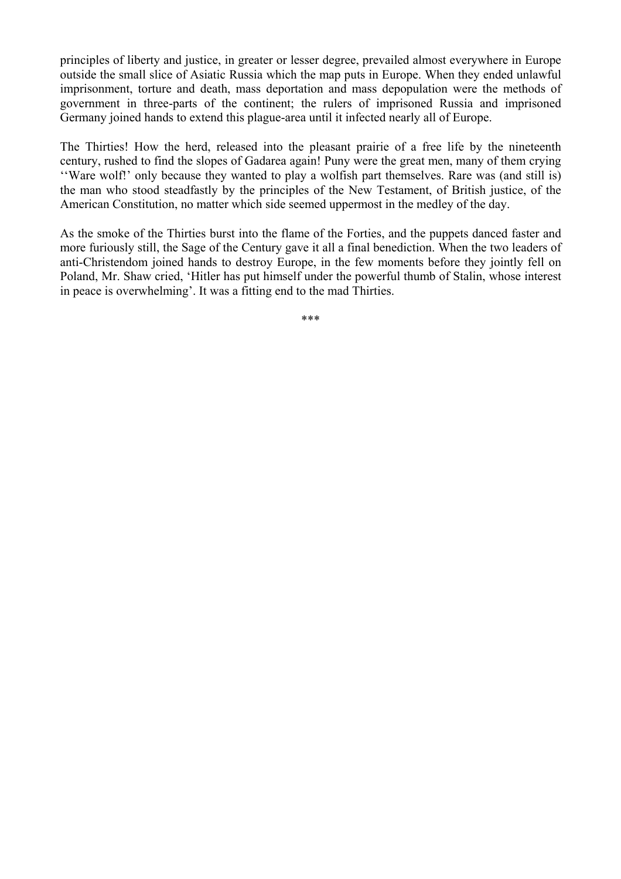principles of liberty and justice, in greater or lesser degree, prevailed almost everywhere in Europe outside the small slice of Asiatic Russia which the map puts in Europe. When they ended unlawful imprisonment, torture and death, mass deportation and mass depopulation were the methods of government in three-parts of the continent; the rulers of imprisoned Russia and imprisoned Germany joined hands to extend this plague-area until it infected nearly all of Europe.

The Thirties! How the herd, released into the pleasant prairie of a free life by the nineteenth century, rushed to find the slopes of Gadarea again! Puny were the great men, many of them crying ''Ware wolf!' only because they wanted to play a wolfish part themselves. Rare was (and still is) the man who stood steadfastly by the principles of the New Testament, of British justice, of the American Constitution, no matter which side seemed uppermost in the medley of the day.

As the smoke of the Thirties burst into the flame of the Forties, and the puppets danced faster and more furiously still, the Sage of the Century gave it all a final benediction. When the two leaders of anti-Christendom joined hands to destroy Europe, in the few moments before they jointly fell on Poland, Mr. Shaw cried, 'Hitler has put himself under the powerful thumb of Stalin, whose interest in peace is overwhelming'. It was a fitting end to the mad Thirties.

***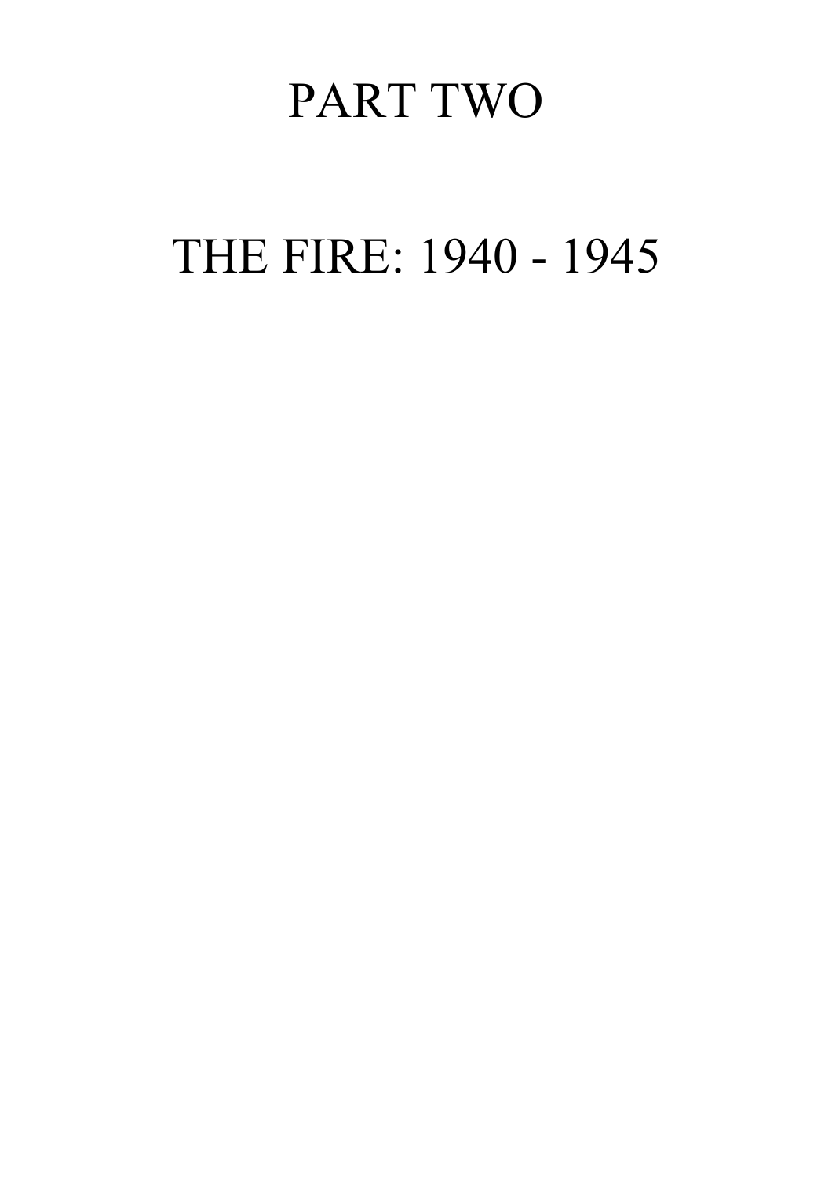# PART TWO

# THE FIRE: 1940 - 1945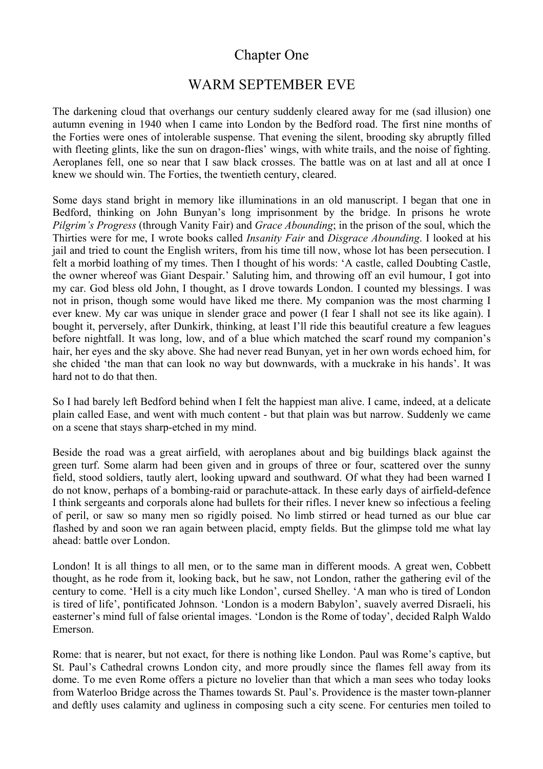# Chapter One

## WARM SEPTEMBER EVE

The darkening cloud that overhangs our century suddenly cleared away for me (sad illusion) one autumn evening in 1940 when I came into London by the Bedford road. The first nine months of the Forties were ones of intolerable suspense. That evening the silent, brooding sky abruptly filled with fleeting glints, like the sun on dragon-flies' wings, with white trails, and the noise of fighting. Aeroplanes fell, one so near that I saw black crosses. The battle was on at last and all at once I knew we should win. The Forties, the twentieth century, cleared.

Some days stand bright in memory like illuminations in an old manuscript. I began that one in Bedford, thinking on John Bunyan's long imprisonment by the bridge. In prisons he wrote *Pilgrim's Progress* (through Vanity Fair) and *Grace Abounding*; in the prison of the soul, which the Thirties were for me, I wrote books called *Insanity Fair* and *Disgrace Abounding*. I looked at his jail and tried to count the English writers, from his time till now, whose lot has been persecution. I felt a morbid loathing of my times. Then I thought of his words: 'A castle, called Doubting Castle, the owner whereof was Giant Despair.' Saluting him, and throwing off an evil humour, I got into my car. God bless old John, I thought, as I drove towards London. I counted my blessings. I was not in prison, though some would have liked me there. My companion was the most charming I ever knew. My car was unique in slender grace and power (I fear I shall not see its like again). I bought it, perversely, after Dunkirk, thinking, at least I'll ride this beautiful creature a few leagues before nightfall. It was long, low, and of a blue which matched the scarf round my companion's hair, her eyes and the sky above. She had never read Bunyan, yet in her own words echoed him, for she chided 'the man that can look no way but downwards, with a muckrake in his hands'. It was hard not to do that then.

So I had barely left Bedford behind when I felt the happiest man alive. I came, indeed, at a delicate plain called Ease, and went with much content - but that plain was but narrow. Suddenly we came on a scene that stays sharp-etched in my mind.

Beside the road was a great airfield, with aeroplanes about and big buildings black against the green turf. Some alarm had been given and in groups of three or four, scattered over the sunny field, stood soldiers, tautly alert, looking upward and southward. Of what they had been warned I do not know, perhaps of a bombing-raid or parachute-attack. In these early days of airfield-defence I think sergeants and corporals alone had bullets for their rifles. I never knew so infectious a feeling of peril, or saw so many men so rigidly poised. No limb stirred or head turned as our blue car flashed by and soon we ran again between placid, empty fields. But the glimpse told me what lay ahead: battle over London.

London! It is all things to all men, or to the same man in different moods. A great wen, Cobbett thought, as he rode from it, looking back, but he saw, not London, rather the gathering evil of the century to come. 'Hell is a city much like London', cursed Shelley. 'A man who is tired of London is tired of life', pontificated Johnson. 'London is a modern Babylon', suavely averred Disraeli, his easterner's mind full of false oriental images. 'London is the Rome of today', decided Ralph Waldo Emerson.

Rome: that is nearer, but not exact, for there is nothing like London. Paul was Rome's captive, but St. Paul's Cathedral crowns London city, and more proudly since the flames fell away from its dome. To me even Rome offers a picture no lovelier than that which a man sees who today looks from Waterloo Bridge across the Thames towards St. Paul's. Providence is the master town-planner and deftly uses calamity and ugliness in composing such a city scene. For centuries men toiled to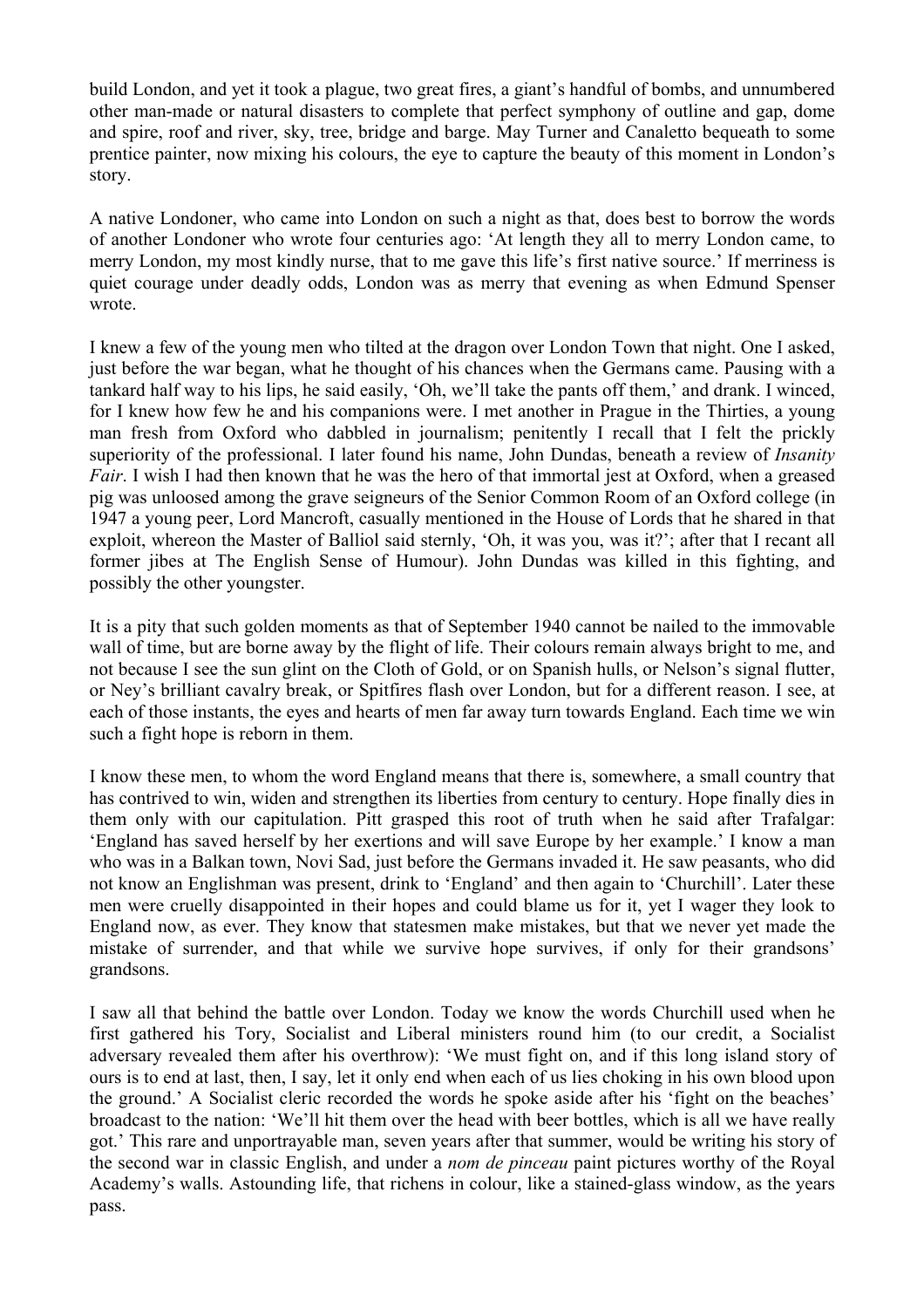build London, and yet it took a plague, two great fires, a giant's handful of bombs, and unnumbered other man-made or natural disasters to complete that perfect symphony of outline and gap, dome and spire, roof and river, sky, tree, bridge and barge. May Turner and Canaletto bequeath to some prentice painter, now mixing his colours, the eye to capture the beauty of this moment in London's story.

A native Londoner, who came into London on such a night as that, does best to borrow the words of another Londoner who wrote four centuries ago: 'At length they all to merry London came, to merry London, my most kindly nurse, that to me gave this life's first native source.' If merriness is quiet courage under deadly odds, London was as merry that evening as when Edmund Spenser wrote.

I knew a few of the young men who tilted at the dragon over London Town that night. One I asked, just before the war began, what he thought of his chances when the Germans came. Pausing with a tankard half way to his lips, he said easily, 'Oh, we'll take the pants off them,' and drank. I winced, for I knew how few he and his companions were. I met another in Prague in the Thirties, a young man fresh from Oxford who dabbled in journalism; penitently I recall that I felt the prickly superiority of the professional. I later found his name, John Dundas, beneath a review of *Insanity Fair*. I wish I had then known that he was the hero of that immortal jest at Oxford, when a greased pig was unloosed among the grave seigneurs of the Senior Common Room of an Oxford college (in 1947 a young peer, Lord Mancroft, casually mentioned in the House of Lords that he shared in that exploit, whereon the Master of Balliol said sternly, 'Oh, it was you, was it?'; after that I recant all former jibes at The English Sense of Humour). John Dundas was killed in this fighting, and possibly the other youngster.

It is a pity that such golden moments as that of September 1940 cannot be nailed to the immovable wall of time, but are borne away by the flight of life. Their colours remain always bright to me, and not because I see the sun glint on the Cloth of Gold, or on Spanish hulls, or Nelson's signal flutter, or Ney's brilliant cavalry break, or Spitfires flash over London, but for a different reason. I see, at each of those instants, the eyes and hearts of men far away turn towards England. Each time we win such a fight hope is reborn in them.

I know these men, to whom the word England means that there is, somewhere, a small country that has contrived to win, widen and strengthen its liberties from century to century. Hope finally dies in them only with our capitulation. Pitt grasped this root of truth when he said after Trafalgar: 'England has saved herself by her exertions and will save Europe by her example.' I know a man who was in a Balkan town, Novi Sad, just before the Germans invaded it. He saw peasants, who did not know an Englishman was present, drink to 'England' and then again to 'Churchill'. Later these men were cruelly disappointed in their hopes and could blame us for it, yet I wager they look to England now, as ever. They know that statesmen make mistakes, but that we never yet made the mistake of surrender, and that while we survive hope survives, if only for their grandsons' grandsons.

I saw all that behind the battle over London. Today we know the words Churchill used when he first gathered his Tory, Socialist and Liberal ministers round him (to our credit, a Socialist adversary revealed them after his overthrow): 'We must fight on, and if this long island story of ours is to end at last, then, I say, let it only end when each of us lies choking in his own blood upon the ground.' A Socialist cleric recorded the words he spoke aside after his 'fight on the beaches' broadcast to the nation: 'We'll hit them over the head with beer bottles, which is all we have really got.' This rare and unportrayable man, seven years after that summer, would be writing his story of the second war in classic English, and under a *nom de pinceau* paint pictures worthy of the Royal Academy's walls. Astounding life, that richens in colour, like a stained-glass window, as the years pass.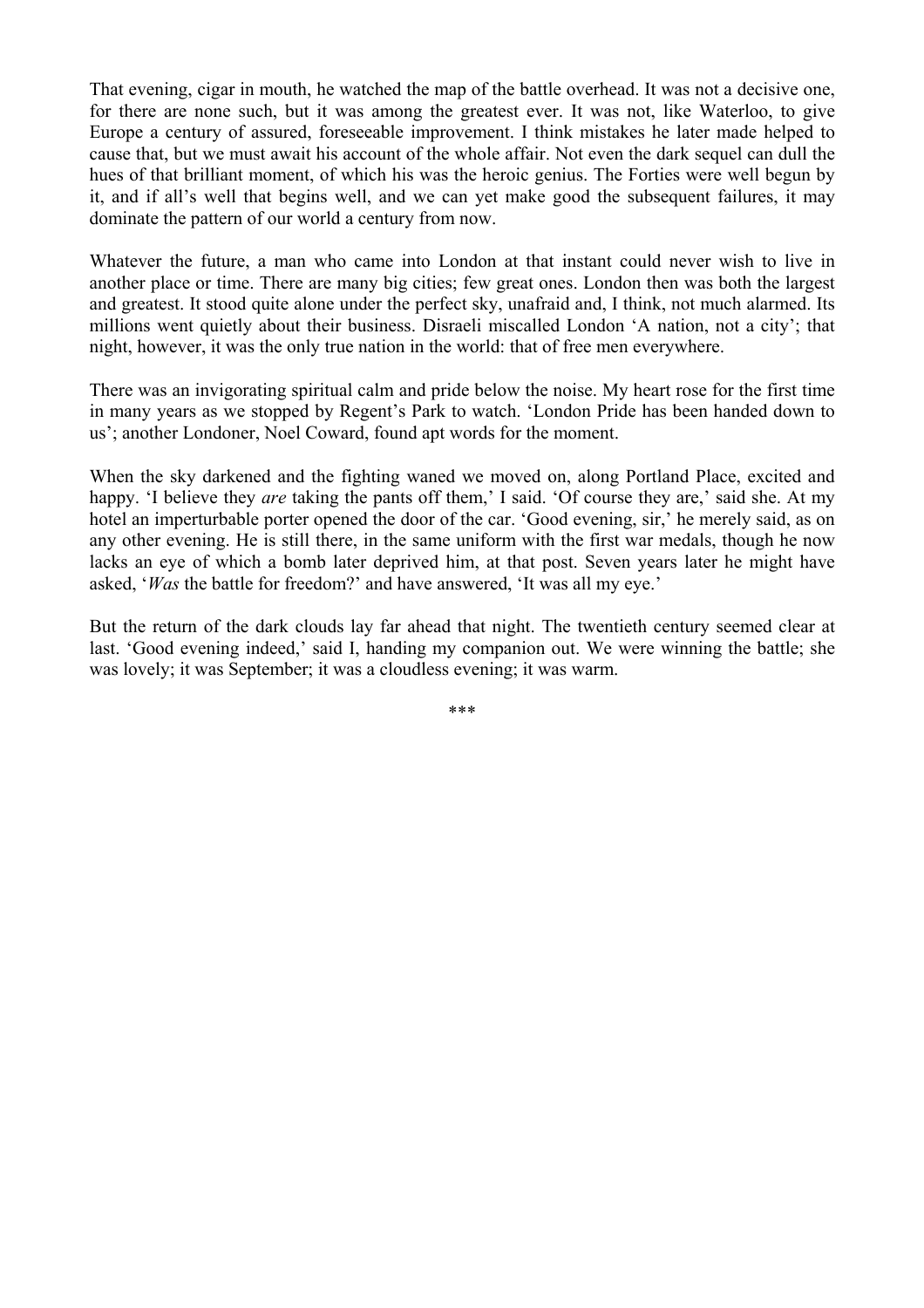That evening, cigar in mouth, he watched the map of the battle overhead. It was not a decisive one, for there are none such, but it was among the greatest ever. It was not, like Waterloo, to give Europe a century of assured, foreseeable improvement. I think mistakes he later made helped to cause that, but we must await his account of the whole affair. Not even the dark sequel can dull the hues of that brilliant moment, of which his was the heroic genius. The Forties were well begun by it, and if all's well that begins well, and we can yet make good the subsequent failures, it may dominate the pattern of our world a century from now.

Whatever the future, a man who came into London at that instant could never wish to live in another place or time. There are many big cities; few great ones. London then was both the largest and greatest. It stood quite alone under the perfect sky, unafraid and, I think, not much alarmed. Its millions went quietly about their business. Disraeli miscalled London 'A nation, not a city'; that night, however, it was the only true nation in the world: that of free men everywhere.

There was an invigorating spiritual calm and pride below the noise. My heart rose for the first time in many years as we stopped by Regent's Park to watch. 'London Pride has been handed down to us'; another Londoner, Noel Coward, found apt words for the moment.

When the sky darkened and the fighting waned we moved on, along Portland Place, excited and happy. 'I believe they *are* taking the pants off them,' I said. 'Of course they are,' said she. At my hotel an imperturbable porter opened the door of the car. 'Good evening, sir,' he merely said, as on any other evening. He is still there, in the same uniform with the first war medals, though he now lacks an eye of which a bomb later deprived him, at that post. Seven years later he might have asked, '*Was* the battle for freedom?' and have answered, 'It was all my eye.'

But the return of the dark clouds lay far ahead that night. The twentieth century seemed clear at last. 'Good evening indeed,' said I, handing my companion out. We were winning the battle; she was lovely; it was September; it was a cloudless evening; it was warm.

***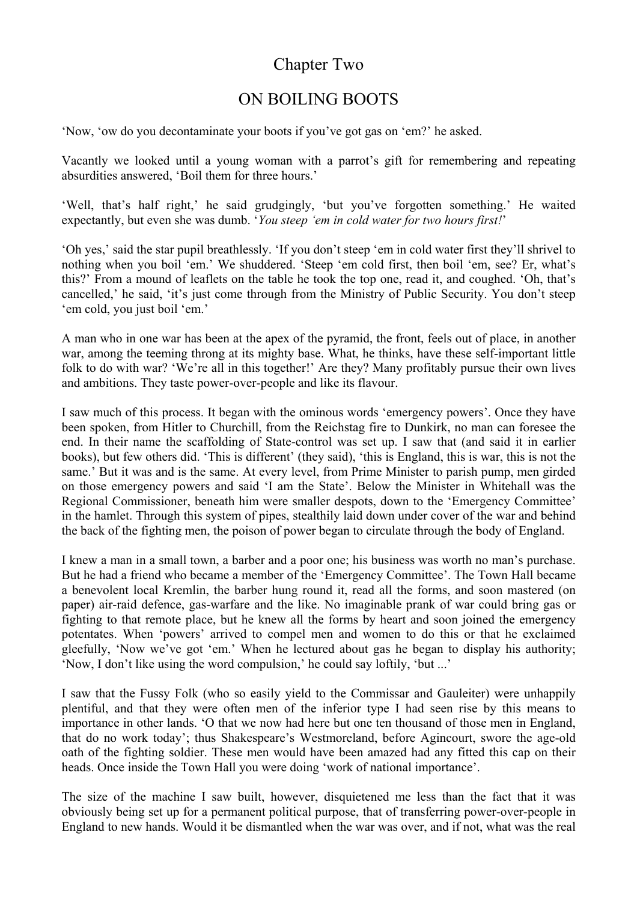# Chapter Two

## ON BOILING BOOTS

'Now, 'ow do you decontaminate your boots if you've got gas on 'em?' he asked.

Vacantly we looked until a young woman with a parrot's gift for remembering and repeating absurdities answered, 'Boil them for three hours.'

'Well, that's half right,' he said grudgingly, 'but you've forgotten something.' He waited expectantly, but even she was dumb. '*You steep 'em in cold water for two hours first!*'

'Oh yes,' said the star pupil breathlessly. 'If you don't steep 'em in cold water first they'll shrivel to nothing when you boil 'em.' We shuddered. 'Steep 'em cold first, then boil 'em, see? Er, what's this?' From a mound of leaflets on the table he took the top one, read it, and coughed. 'Oh, that's cancelled,' he said, 'it's just come through from the Ministry of Public Security. You don't steep 'em cold, you just boil 'em.'

A man who in one war has been at the apex of the pyramid, the front, feels out of place, in another war, among the teeming throng at its mighty base. What, he thinks, have these self-important little folk to do with war? 'We're all in this together!' Are they? Many profitably pursue their own lives and ambitions. They taste power-over-people and like its flavour.

I saw much of this process. It began with the ominous words 'emergency powers'. Once they have been spoken, from Hitler to Churchill, from the Reichstag fire to Dunkirk, no man can foresee the end. In their name the scaffolding of State-control was set up. I saw that (and said it in earlier books), but few others did. 'This is different' (they said), 'this is England, this is war, this is not the same.' But it was and is the same. At every level, from Prime Minister to parish pump, men girded on those emergency powers and said 'I am the State'. Below the Minister in Whitehall was the Regional Commissioner, beneath him were smaller despots, down to the 'Emergency Committee' in the hamlet. Through this system of pipes, stealthily laid down under cover of the war and behind the back of the fighting men, the poison of power began to circulate through the body of England.

I knew a man in a small town, a barber and a poor one; his business was worth no man's purchase. But he had a friend who became a member of the 'Emergency Committee'. The Town Hall became a benevolent local Kremlin, the barber hung round it, read all the forms, and soon mastered (on paper) air-raid defence, gas-warfare and the like. No imaginable prank of war could bring gas or fighting to that remote place, but he knew all the forms by heart and soon joined the emergency potentates. When 'powers' arrived to compel men and women to do this or that he exclaimed gleefully, 'Now we've got 'em.' When he lectured about gas he began to display his authority; 'Now, I don't like using the word compulsion,' he could say loftily, 'but ...'

I saw that the Fussy Folk (who so easily yield to the Commissar and Gauleiter) were unhappily plentiful, and that they were often men of the inferior type I had seen rise by this means to importance in other lands. 'O that we now had here but one ten thousand of those men in England, that do no work today'; thus Shakespeare's Westmoreland, before Agincourt, swore the age-old oath of the fighting soldier. These men would have been amazed had any fitted this cap on their heads. Once inside the Town Hall you were doing 'work of national importance'.

The size of the machine I saw built, however, disquietened me less than the fact that it was obviously being set up for a permanent political purpose, that of transferring power-over-people in England to new hands. Would it be dismantled when the war was over, and if not, what was the real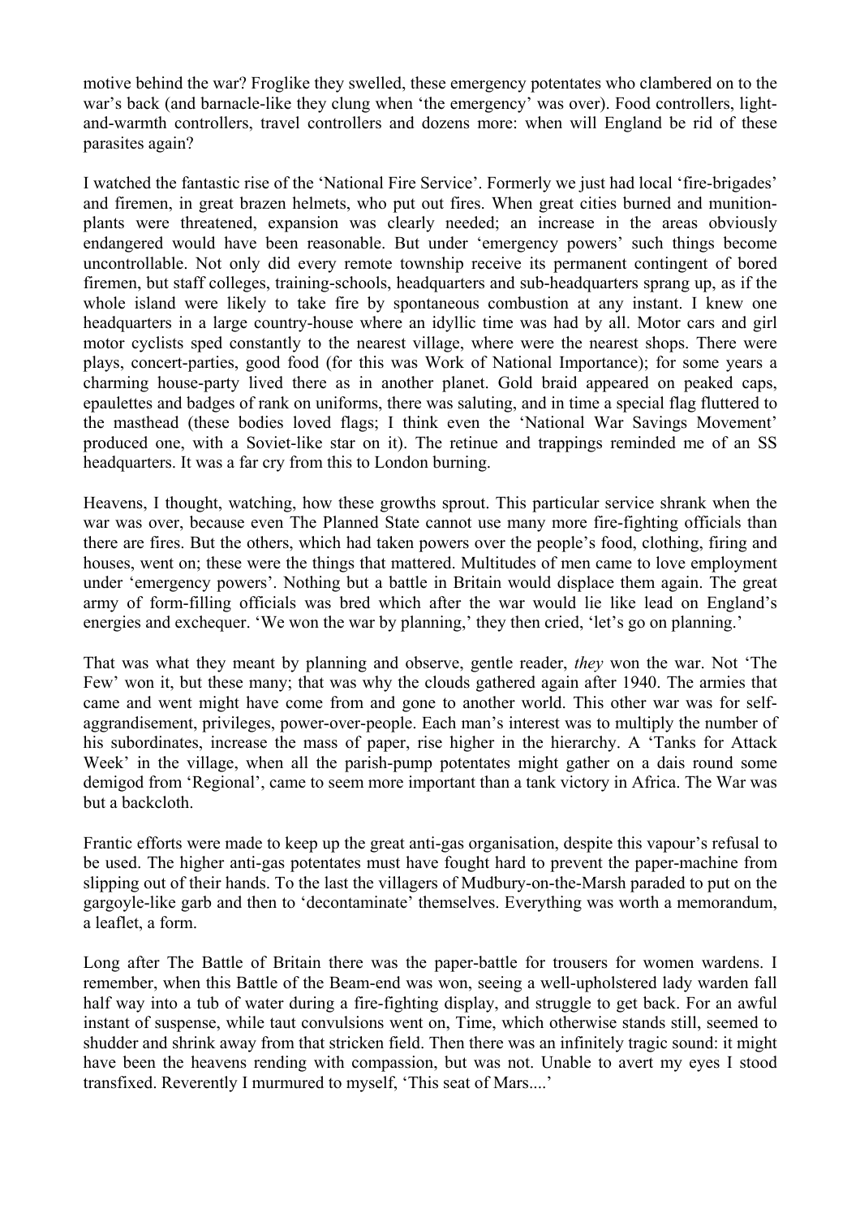motive behind the war? Froglike they swelled, these emergency potentates who clambered on to the war's back (and barnacle-like they clung when 'the emergency' was over). Food controllers, light-and-warmth controllers, travel controllers and dozens more: when will England be rid of these parasites again?

I watched the fantastic rise of the 'National Fire Service'. Formerly we just had local 'fire-brigades' and firemen, in great brazen helmets, who put out fires. When great cities burned and munition-plants were threatened, expansion was clearly needed; an increase in the areas obviously endangered would have been reasonable. But under 'emergency powers' such things become uncontrollable. Not only did every remote township receive its permanent contingent of bored firemen, but staff colleges, training-schools, headquarters and sub-headquarters sprang up, as if the whole island were likely to take fire by spontaneous combustion at any instant. I knew one headquarters in a large country-house where an idyllic time was had by all. Motor cars and girl motor cyclists sped constantly to the nearest village, where were the nearest shops. There were plays, concert-parties, good food (for this was Work of National Importance); for some years a charming house-party lived there as in another planet. Gold braid appeared on peaked caps, epaulettes and badges of rank on uniforms, there was saluting, and in time a special flag fluttered to the masthead (these bodies loved flags; I think even the 'National War Savings Movement' produced one, with a Soviet-like star on it). The retinue and trappings reminded me of an SS headquarters. It was a far cry from this to London burning.

Heavens, I thought, watching, how these growths sprout. This particular service shrank when the war was over, because even The Planned State cannot use many more fire-fighting officials than there are fires. But the others, which had taken powers over the people's food, clothing, firing and houses, went on; these were the things that mattered. Multitudes of men came to love employment under 'emergency powers'. Nothing but a battle in Britain would displace them again. The great army of form-filling officials was bred which after the war would lie like lead on England's energies and exchequer. 'We won the war by planning,' they then cried, 'let's go on planning.'

That was what they meant by planning and observe, gentle reader, *they* won the war. Not 'The Few' won it, but these many; that was why the clouds gathered again after 1940. The armies that came and went might have come from and gone to another world. This other war was for self-aggrandisement, privileges, power-over-people. Each man's interest was to multiply the number of his subordinates, increase the mass of paper, rise higher in the hierarchy. A 'Tanks for Attack Week' in the village, when all the parish-pump potentates might gather on a dais round some demigod from 'Regional', came to seem more important than a tank victory in Africa. The War was but a backcloth.

Frantic efforts were made to keep up the great anti-gas organisation, despite this vapour's refusal to be used. The higher anti-gas potentates must have fought hard to prevent the paper-machine from slipping out of their hands. To the last the villagers of Mudbury-on-the-Marsh paraded to put on the gargoyle-like garb and then to 'decontaminate' themselves. Everything was worth a memorandum, a leaflet, a form.

Long after The Battle of Britain there was the paper-battle for trousers for women wardens. I remember, when this Battle of the Beam-end was won, seeing a well-upholstered lady warden fall half way into a tub of water during a fire-fighting display, and struggle to get back. For an awful instant of suspense, while taut convulsions went on, Time, which otherwise stands still, seemed to shudder and shrink away from that stricken field. Then there was an infinitely tragic sound: it might have been the heavens rending with compassion, but was not. Unable to avert my eyes I stood transfixed. Reverently I murmured to myself, 'This seat of Mars....'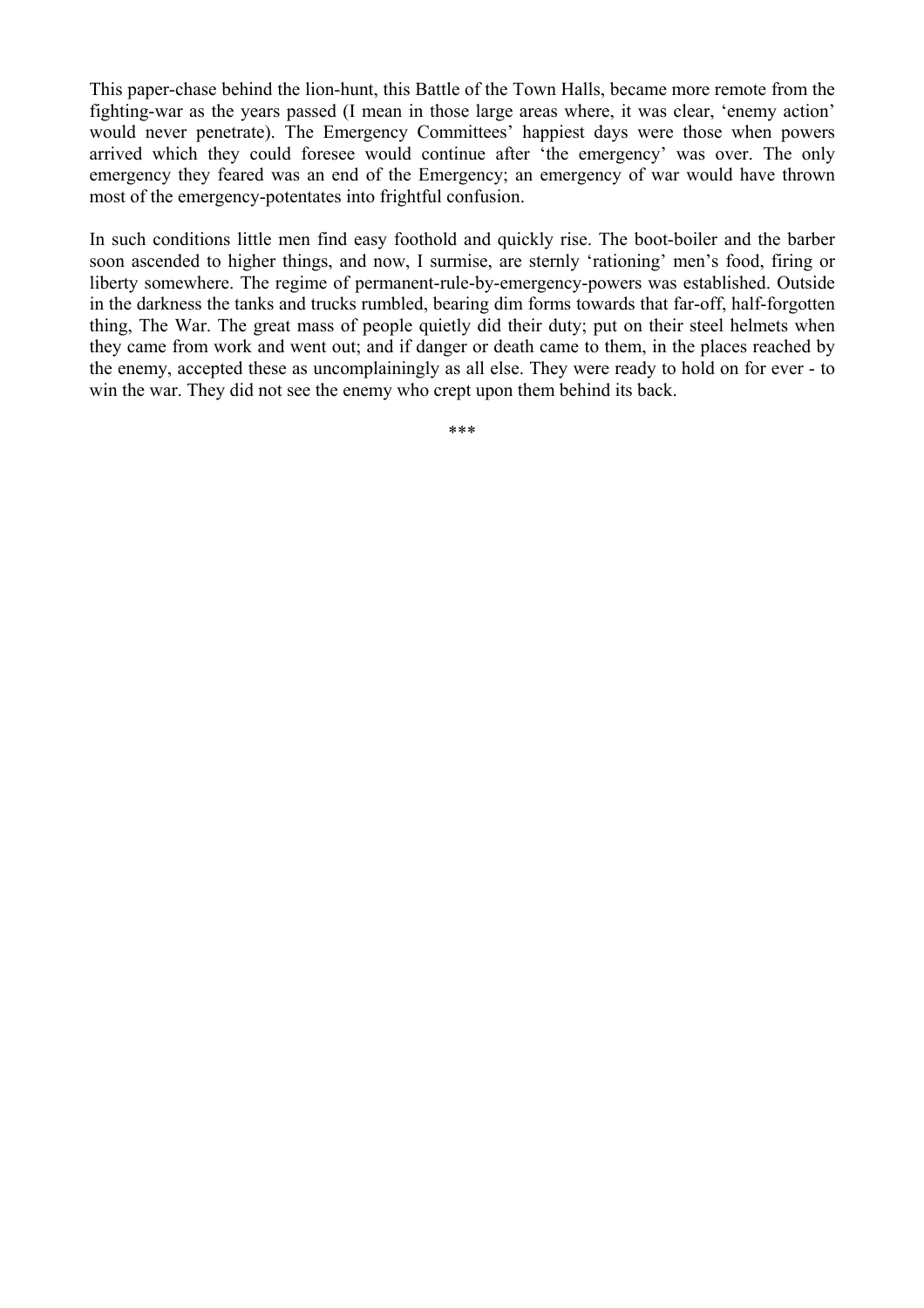This paper-chase behind the lion-hunt, this Battle of the Town Halls, became more remote from the fighting-war as the years passed (I mean in those large areas where, it was clear, 'enemy action' would never penetrate). The Emergency Committees' happiest days were those when powers arrived which they could foresee would continue after 'the emergency' was over. The only emergency they feared was an end of the Emergency; an emergency of war would have thrown most of the emergency-potentates into frightful confusion.

In such conditions little men find easy foothold and quickly rise. The boot-boiler and the barber soon ascended to higher things, and now, I surmise, are sternly 'rationing' men's food, firing or liberty somewhere. The regime of permanent-rule-by-emergency-powers was established. Outside in the darkness the tanks and trucks rumbled, bearing dim forms towards that far-off, half-forgotten thing, The War. The great mass of people quietly did their duty; put on their steel helmets when they came from work and went out; and if danger or death came to them, in the places reached by the enemy, accepted these as uncomplainingly as all else. They were ready to hold on for ever - to win the war. They did not see the enemy who crept upon them behind its back.

***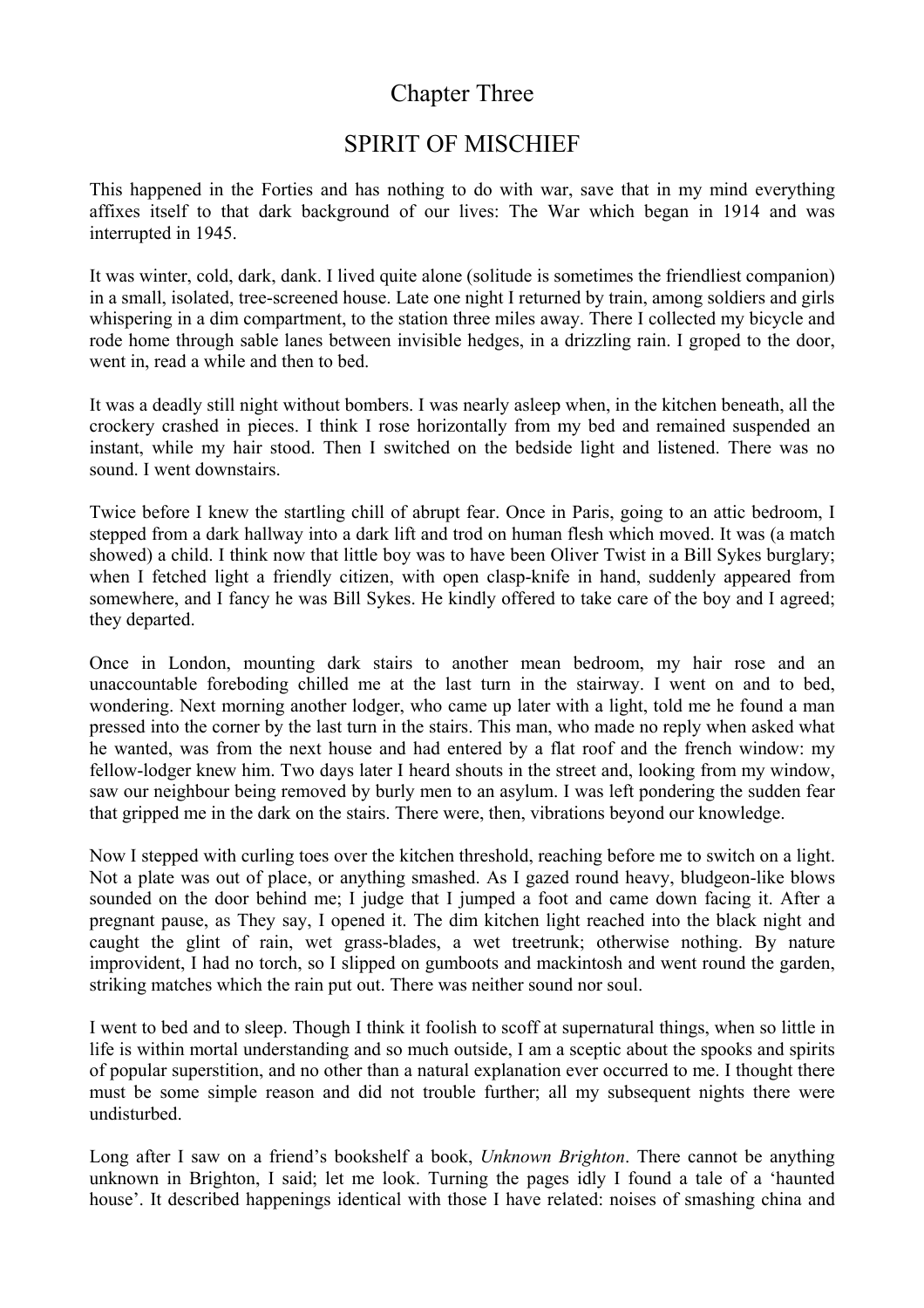# Chapter Three

## SPIRIT OF MISCHIEF

This happened in the Forties and has nothing to do with war, save that in my mind everything affixes itself to that dark background of our lives: The War which began in 1914 and was interrupted in 1945.

It was winter, cold, dark, dank. I lived quite alone (solitude is sometimes the friendliest companion) in a small, isolated, tree-screened house. Late one night I returned by train, among soldiers and girls whispering in a dim compartment, to the station three miles away. There I collected my bicycle and rode home through sable lanes between invisible hedges, in a drizzling rain. I groped to the door, went in, read a while and then to bed.

It was a deadly still night without bombers. I was nearly asleep when, in the kitchen beneath, all the crockery crashed in pieces. I think I rose horizontally from my bed and remained suspended an instant, while my hair stood. Then I switched on the bedside light and listened. There was no sound. I went downstairs.

Twice before I knew the startling chill of abrupt fear. Once in Paris, going to an attic bedroom, I stepped from a dark hallway into a dark lift and trod on human flesh which moved. It was (a match showed) a child. I think now that little boy was to have been Oliver Twist in a Bill Sykes burglary; when I fetched light a friendly citizen, with open clasp-knife in hand, suddenly appeared from somewhere, and I fancy he was Bill Sykes. He kindly offered to take care of the boy and I agreed; they departed.

Once in London, mounting dark stairs to another mean bedroom, my hair rose and an unaccountable foreboding chilled me at the last turn in the stairway. I went on and to bed, wondering. Next morning another lodger, who came up later with a light, told me he found a man pressed into the corner by the last turn in the stairs. This man, who made no reply when asked what he wanted, was from the next house and had entered by a flat roof and the french window: my fellow-lodger knew him. Two days later I heard shouts in the street and, looking from my window, saw our neighbour being removed by burly men to an asylum. I was left pondering the sudden fear that gripped me in the dark on the stairs. There were, then, vibrations beyond our knowledge.

Now I stepped with curling toes over the kitchen threshold, reaching before me to switch on a light. Not a plate was out of place, or anything smashed. As I gazed round heavy, bludgeon-like blows sounded on the door behind me; I judge that I jumped a foot and came down facing it. After a pregnant pause, as They say, I opened it. The dim kitchen light reached into the black night and caught the glint of rain, wet grass-blades, a wet treetrunk; otherwise nothing. By nature improvident, I had no torch, so I slipped on gumboots and mackintosh and went round the garden, striking matches which the rain put out. There was neither sound nor soul.

I went to bed and to sleep. Though I think it foolish to scoff at supernatural things, when so little in life is within mortal understanding and so much outside, I am a sceptic about the spooks and spirits of popular superstition, and no other than a natural explanation ever occurred to me. I thought there must be some simple reason and did not trouble further; all my subsequent nights there were undisturbed.

Long after I saw on a friend's bookshelf a book, *Unknown Brighton*. There cannot be anything unknown in Brighton, I said; let me look. Turning the pages idly I found a tale of a 'haunted house'. It described happenings identical with those I have related: noises of smashing china and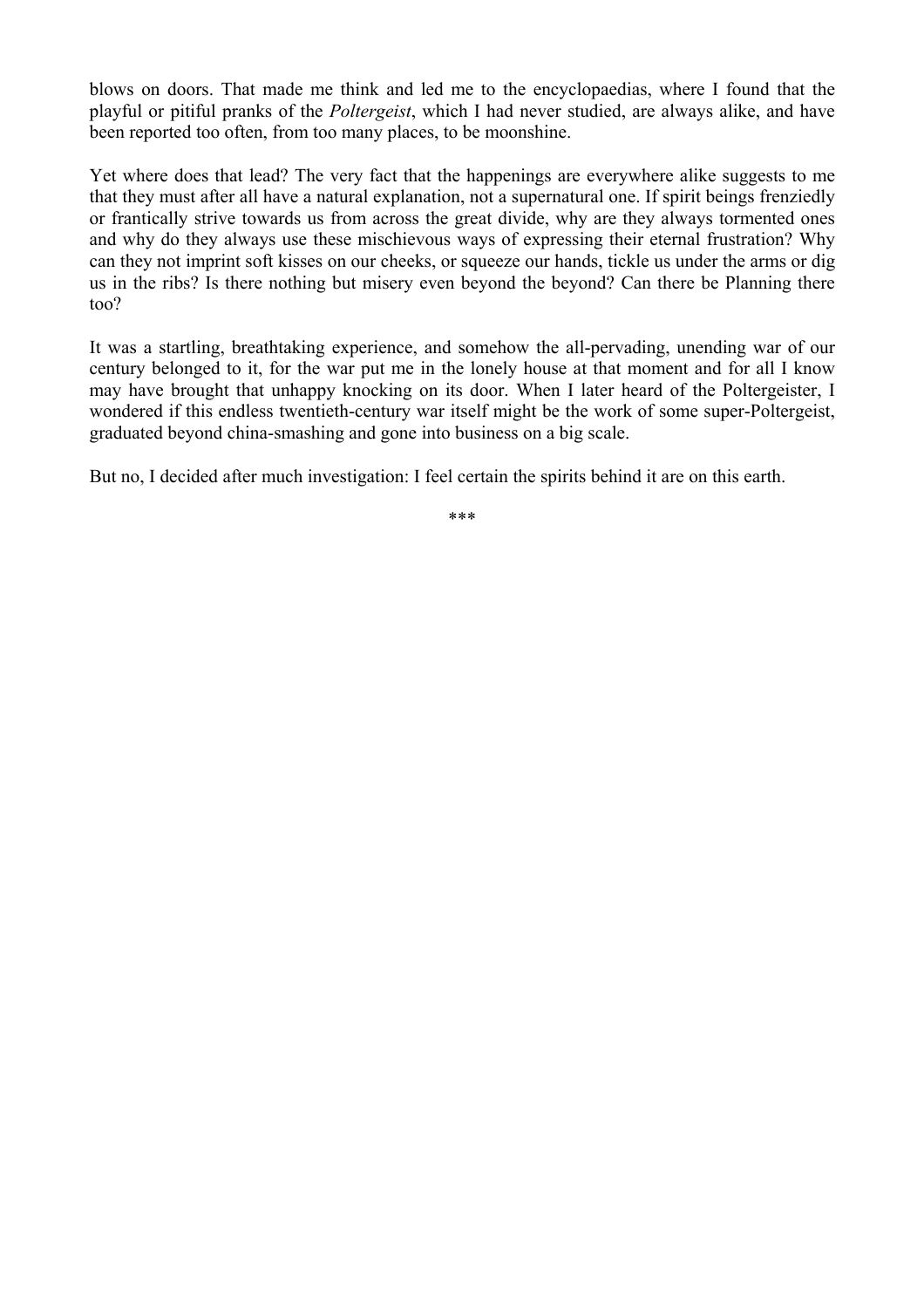blows on doors. That made me think and led me to the encyclopaedias, where I found that the playful or pitiful pranks of the *Poltergeist*, which I had never studied, are always alike, and have been reported too often, from too many places, to be moonshine.

Yet where does that lead? The very fact that the happenings are everywhere alike suggests to me that they must after all have a natural explanation, not a supernatural one. If spirit beings frenziedly or frantically strive towards us from across the great divide, why are they always tormented ones and why do they always use these mischievous ways of expressing their eternal frustration? Why can they not imprint soft kisses on our cheeks, or squeeze our hands, tickle us under the arms or dig us in the ribs? Is there nothing but misery even beyond the beyond? Can there be Planning there too?

It was a startling, breathtaking experience, and somehow the all-pervading, unending war of our century belonged to it, for the war put me in the lonely house at that moment and for all I know may have brought that unhappy knocking on its door. When I later heard of the Poltergeister, I wondered if this endless twentieth-century war itself might be the work of some super-Poltergeist, graduated beyond china-smashing and gone into business on a big scale.

But no, I decided after much investigation: I feel certain the spirits behind it are on this earth.

***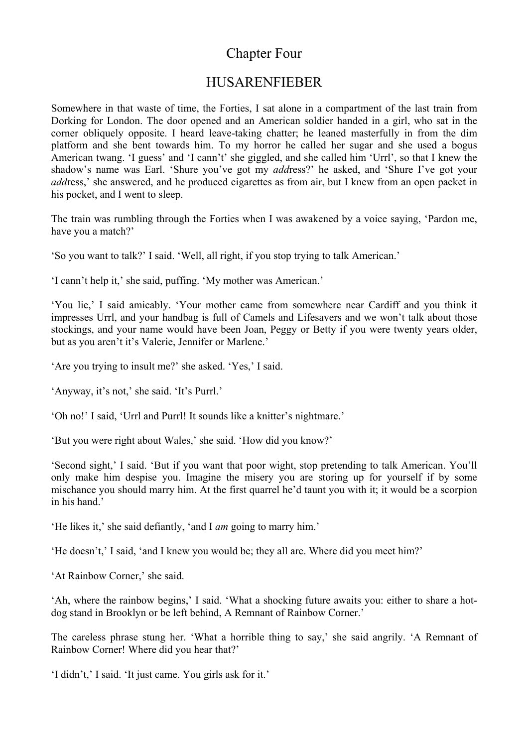# Chapter Four

## HUSARENFIEBER

Somewhere in that waste of time, the Forties, I sat alone in a compartment of the last train from Dorking for London. The door opened and an American soldier handed in a girl, who sat in the corner obliquely opposite. I heard leave-taking chatter; he leaned masterfully in from the dim platform and she bent towards him. To my horror he called her sugar and she used a bogus American twang. 'I guess' and 'I cann't' she giggled, and she called him 'Urrl', so that I knew the shadow's name was Earl. 'Shure you've got my *add*ress?' he asked, and 'Shure I've got your *add*ress,' she answered, and he produced cigarettes as from air, but I knew from an open packet in his pocket, and I went to sleep.

The train was rumbling through the Forties when I was awakened by a voice saying, 'Pardon me, have you a match?'

'So you want to talk?' I said. 'Well, all right, if you stop trying to talk American.'

'I cann't help it,' she said, puffing. 'My mother was American.'

'You lie,' I said amicably. 'Your mother came from somewhere near Cardiff and you think it impresses Urrl, and your handbag is full of Camels and Lifesavers and we won't talk about those stockings, and your name would have been Joan, Peggy or Betty if you were twenty years older, but as you aren't it's Valerie, Jennifer or Marlene.'

'Are you trying to insult me?' she asked. 'Yes,' I said.

'Anyway, it's not,' she said. 'It's Purrl.'

'Oh no!' I said, 'Urrl and Purrl! It sounds like a knitter's nightmare.'

'But you were right about Wales,' she said. 'How did you know?'

'Second sight,' I said. 'But if you want that poor wight, stop pretending to talk American. You'll only make him despise you. Imagine the misery you are storing up for yourself if by some mischance you should marry him. At the first quarrel he'd taunt you with it; it would be a scorpion in his hand.'

'He likes it,' she said defiantly, 'and I *am* going to marry him.'

'He doesn't,' I said, 'and I knew you would be; they all are. Where did you meet him?'

'At Rainbow Corner,' she said.

'Ah, where the rainbow begins,' I said. 'What a shocking future awaits you: either to share a hot-dog stand in Brooklyn or be left behind, A Remnant of Rainbow Corner.'

The careless phrase stung her. 'What a horrible thing to say,' she said angrily. 'A Remnant of Rainbow Corner! Where did you hear that?'

'I didn't,' I said. 'It just came. You girls ask for it.'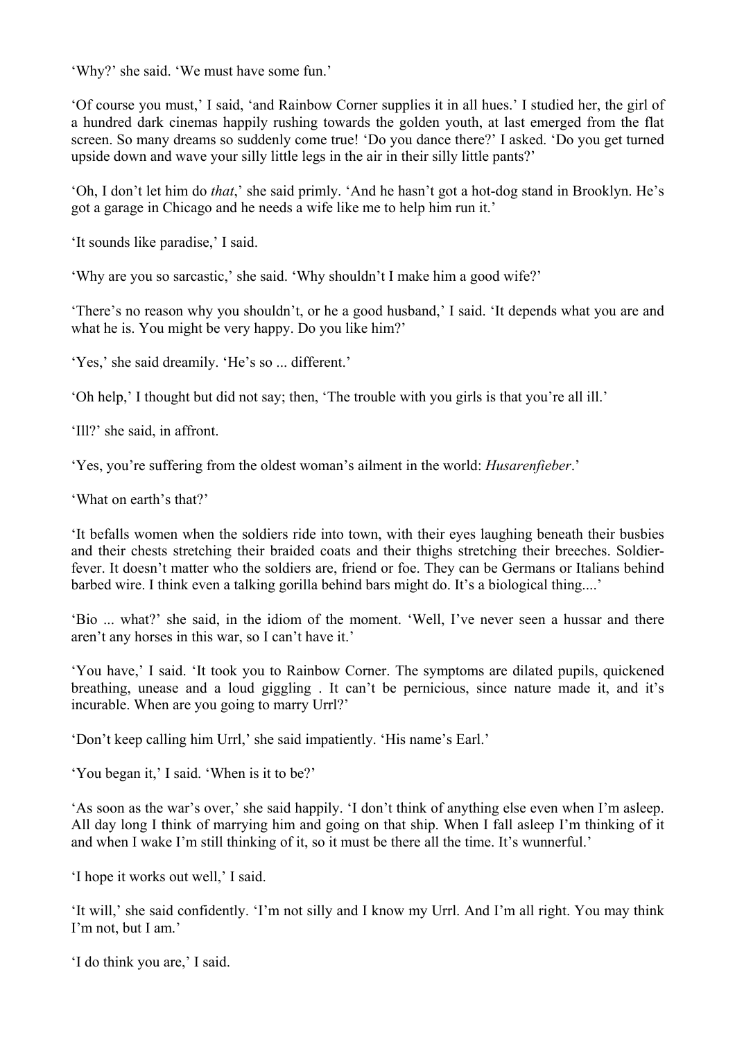'Why?' she said. 'We must have some fun.'

'Of course you must,' I said, 'and Rainbow Corner supplies it in all hues.' I studied her, the girl of a hundred dark cinemas happily rushing towards the golden youth, at last emerged from the flat screen. So many dreams so suddenly come true! 'Do you dance there?' I asked. 'Do you get turned upside down and wave your silly little legs in the air in their silly little pants?'

'Oh, I don't let him do *that*,' she said primly. 'And he hasn't got a hot-dog stand in Brooklyn. He's got a garage in Chicago and he needs a wife like me to help him run it.'

'It sounds like paradise,' I said.

'Why are you so sarcastic,' she said. 'Why shouldn't I make him a good wife?'

'There's no reason why you shouldn't, or he a good husband,' I said. 'It depends what you are and what he is. You might be very happy. Do you like him?'

'Yes,' she said dreamily. 'He's so ... different.'

'Oh help,' I thought but did not say; then, 'The trouble with you girls is that you're all ill.'

'Ill?' she said, in affront.

'Yes, you're suffering from the oldest woman's ailment in the world: *Husarenfieber*.'

'What on earth's that?'

'It befalls women when the soldiers ride into town, with their eyes laughing beneath their busbies and their chests stretching their braided coats and their thighs stretching their breeches. Soldier-fever. It doesn't matter who the soldiers are, friend or foe. They can be Germans or Italians behind barbed wire. I think even a talking gorilla behind bars might do. It's a biological thing....'

'Bio ... what?' she said, in the idiom of the moment. 'Well, I've never seen a hussar and there aren't any horses in this war, so I can't have it.'

'You have,' I said. 'It took you to Rainbow Corner. The symptoms are dilated pupils, quickened breathing, unease and a loud giggling . It can't be pernicious, since nature made it, and it's incurable. When are you going to marry Urrl?'

'Don't keep calling him Urrl,' she said impatiently. 'His name's Earl.'

'You began it,' I said. 'When is it to be?'

'As soon as the war's over,' she said happily. 'I don't think of anything else even when I'm asleep. All day long I think of marrying him and going on that ship. When I fall asleep I'm thinking of it and when I wake I'm still thinking of it, so it must be there all the time. It's wunnerful.'

'I hope it works out well,' I said.

'It will,' she said confidently. 'I'm not silly and I know my Urrl. And I'm all right. You may think I'm not, but I am.'

'I do think you are,' I said.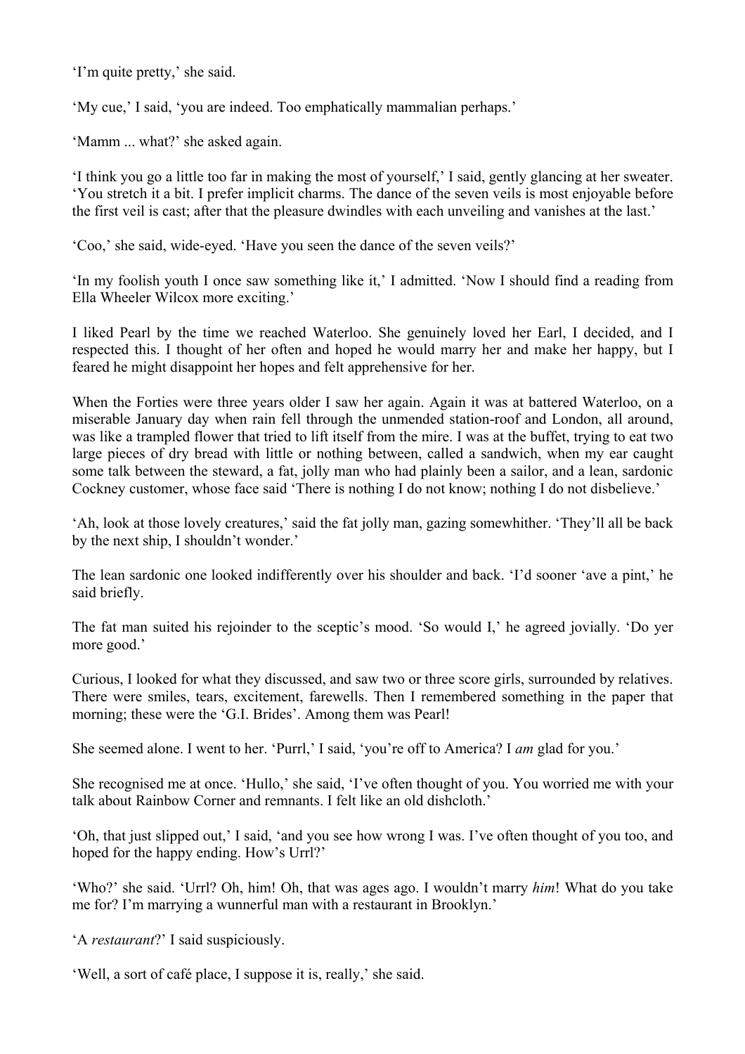'I'm quite pretty,' she said.

'My cue,' I said, 'you are indeed. Too emphatically mammalian perhaps.'

'Mamm ... what?' she asked again.

'I think you go a little too far in making the most of yourself,' I said, gently glancing at her sweater. 'You stretch it a bit. I prefer implicit charms. The dance of the seven veils is most enjoyable before the first veil is cast; after that the pleasure dwindles with each unveiling and vanishes at the last.'

'Coo,' she said, wide-eyed. 'Have you seen the dance of the seven veils?'

'In my foolish youth I once saw something like it,' I admitted. 'Now I should find a reading from Ella Wheeler Wilcox more exciting.'

I liked Pearl by the time we reached Waterloo. She genuinely loved her Earl, I decided, and I respected this. I thought of her often and hoped he would marry her and make her happy, but I feared he might disappoint her hopes and felt apprehensive for her.

When the Forties were three years older I saw her again. Again it was at battered Waterloo, on a miserable January day when rain fell through the unmended station-roof and London, all around, was like a trampled flower that tried to lift itself from the mire. I was at the buffet, trying to eat two large pieces of dry bread with little or nothing between, called a sandwich, when my ear caught some talk between the steward, a fat, jolly man who had plainly been a sailor, and a lean, sardonic Cockney customer, whose face said 'There is nothing I do not know; nothing I do not disbelieve.'

'Ah, look at those lovely creatures,' said the fat jolly man, gazing somewhither. 'They'll all be back by the next ship, I shouldn't wonder.'

The lean sardonic one looked indifferently over his shoulder and back. 'I'd sooner 'ave a pint,' he said briefly.

The fat man suited his rejoinder to the sceptic's mood. 'So would I,' he agreed jovially. 'Do yer more good.'

Curious, I looked for what they discussed, and saw two or three score girls, surrounded by relatives. There were smiles, tears, excitement, farewells. Then I remembered something in the paper that morning; these were the 'G.I. Brides'. Among them was Pearl!

She seemed alone. I went to her. 'Purrl,' I said, 'you're off to America? I *am* glad for you.'

She recognised me at once. 'Hullo,' she said, 'I've often thought of you. You worried me with your talk about Rainbow Corner and remnants. I felt like an old dishcloth.'

'Oh, that just slipped out,' I said, 'and you see how wrong I was. I've often thought of you too, and hoped for the happy ending. How's Urrl?'

'Who?' she said. 'Urrl? Oh, him! Oh, that was ages ago. I wouldn't marry *him*! What do you take me for? I'm marrying a wunnerful man with a restaurant in Brooklyn.'

'A *restaurant*?' I said suspiciously.

'Well, a sort of café place, I suppose it is, really,' she said.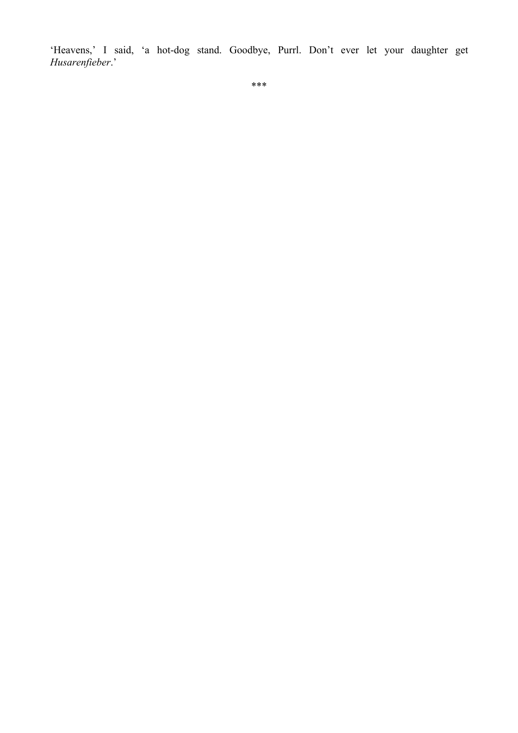'Heavens,' I said, 'a hot-dog stand. Goodbye, Purrl. Don't ever let your daughter get *Husarenfieber*.'

***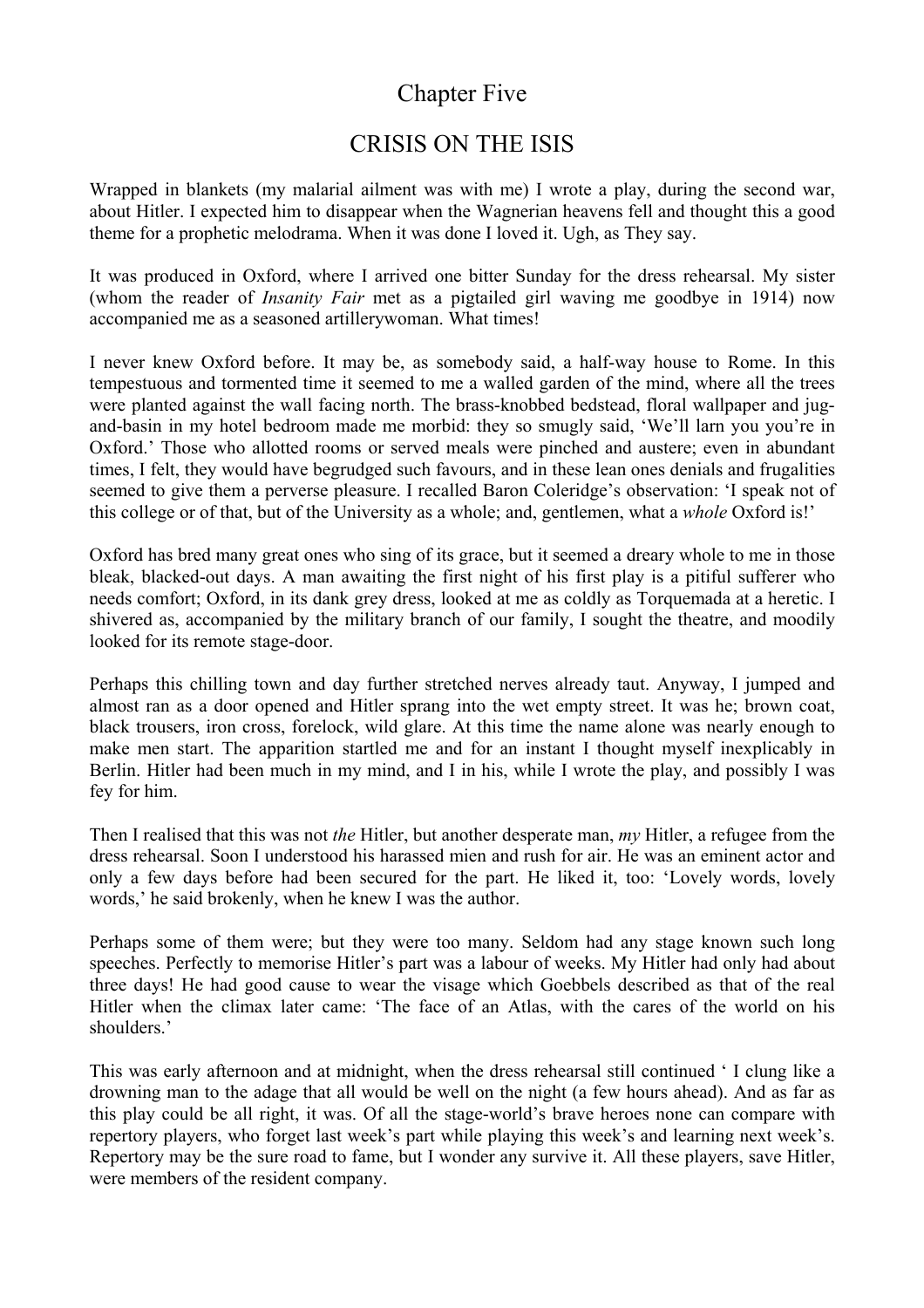# Chapter Five

## CRISIS ON THE ISIS

Wrapped in blankets (my malarial ailment was with me) I wrote a play, during the second war, about Hitler. I expected him to disappear when the Wagnerian heavens fell and thought this a good theme for a prophetic melodrama. When it was done I loved it. Ugh, as They say.

It was produced in Oxford, where I arrived one bitter Sunday for the dress rehearsal. My sister (whom the reader of *Insanity Fair* met as a pigtailed girl waving me goodbye in 1914) now accompanied me as a seasoned artillerywoman. What times!

I never knew Oxford before. It may be, as somebody said, a half-way house to Rome. In this tempestuous and tormented time it seemed to me a walled garden of the mind, where all the trees were planted against the wall facing north. The brass-knobbed bedstead, floral wallpaper and jug-and-basin in my hotel bedroom made me morbid: they so smugly said, 'We'll larn you you're in Oxford.' Those who allotted rooms or served meals were pinched and austere; even in abundant times, I felt, they would have begrudged such favours, and in these lean ones denials and frugalities seemed to give them a perverse pleasure. I recalled Baron Coleridge's observation: 'I speak not of this college or of that, but of the University as a whole; and, gentlemen, what a *whole* Oxford is!'

Oxford has bred many great ones who sing of its grace, but it seemed a dreary whole to me in those bleak, blacked-out days. A man awaiting the first night of his first play is a pitiful sufferer who needs comfort; Oxford, in its dank grey dress, looked at me as coldly as Torquemada at a heretic. I shivered as, accompanied by the military branch of our family, I sought the theatre, and moodily looked for its remote stage-door.

Perhaps this chilling town and day further stretched nerves already taut. Anyway, I jumped and almost ran as a door opened and Hitler sprang into the wet empty street. It was he; brown coat, black trousers, iron cross, forelock, wild glare. At this time the name alone was nearly enough to make men start. The apparition startled me and for an instant I thought myself inexplicably in Berlin. Hitler had been much in my mind, and I in his, while I wrote the play, and possibly I was fey for him.

Then I realised that this was not *the* Hitler, but another desperate man, *my* Hitler, a refugee from the dress rehearsal. Soon I understood his harassed mien and rush for air. He was an eminent actor and only a few days before had been secured for the part. He liked it, too: 'Lovely words, lovely words,' he said brokenly, when he knew I was the author.

Perhaps some of them were; but they were too many. Seldom had any stage known such long speeches. Perfectly to memorise Hitler's part was a labour of weeks. My Hitler had only had about three days! He had good cause to wear the visage which Goebbels described as that of the real Hitler when the climax later came: 'The face of an Atlas, with the cares of the world on his shoulders.'

This was early afternoon and at midnight, when the dress rehearsal still continued ' I clung like a drowning man to the adage that all would be well on the night (a few hours ahead). And as far as this play could be all right, it was. Of all the stage-world's brave heroes none can compare with repertory players, who forget last week's part while playing this week's and learning next week's. Repertory may be the sure road to fame, but I wonder any survive it. All these players, save Hitler, were members of the resident company.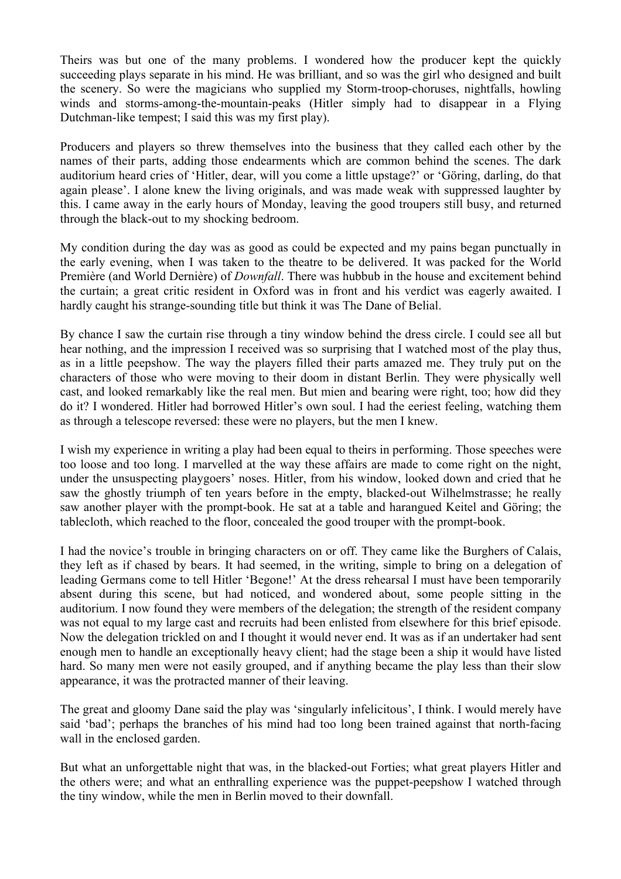Theirs was but one of the many problems. I wondered how the producer kept the quickly succeeding plays separate in his mind. He was brilliant, and so was the girl who designed and built the scenery. So were the magicians who supplied my Storm-troop-choruses, nightfalls, howling winds and storms-among-the-mountain-peaks (Hitler simply had to disappear in a Flying Dutchman-like tempest; I said this was my first play).

Producers and players so threw themselves into the business that they called each other by the names of their parts, adding those endearments which are common behind the scenes. The dark auditorium heard cries of 'Hitler, dear, will you come a little upstage?' or 'Göring, darling, do that again please'. I alone knew the living originals, and was made weak with suppressed laughter by this. I came away in the early hours of Monday, leaving the good troupers still busy, and returned through the black-out to my shocking bedroom.

My condition during the day was as good as could be expected and my pains began punctually in the early evening, when I was taken to the theatre to be delivered. It was packed for the World Première (and World Dernière) of *Downfall*. There was hubbub in the house and excitement behind the curtain; a great critic resident in Oxford was in front and his verdict was eagerly awaited. I hardly caught his strange-sounding title but think it was The Dane of Belial.

By chance I saw the curtain rise through a tiny window behind the dress circle. I could see all but hear nothing, and the impression I received was so surprising that I watched most of the play thus, as in a little peepshow. The way the players filled their parts amazed me. They truly put on the characters of those who were moving to their doom in distant Berlin. They were physically well cast, and looked remarkably like the real men. But mien and bearing were right, too; how did they do it? I wondered. Hitler had borrowed Hitler's own soul. I had the eeriest feeling, watching them as through a telescope reversed: these were no players, but the men I knew.

I wish my experience in writing a play had been equal to theirs in performing. Those speeches were too loose and too long. I marvelled at the way these affairs are made to come right on the night, under the unsuspecting playgoers' noses. Hitler, from his window, looked down and cried that he saw the ghostly triumph of ten years before in the empty, blacked-out Wilhelmstrasse; he really saw another player with the prompt-book. He sat at a table and harangued Keitel and Göring; the tablecloth, which reached to the floor, concealed the good trouper with the prompt-book.

I had the novice's trouble in bringing characters on or off. They came like the Burghers of Calais, they left as if chased by bears. It had seemed, in the writing, simple to bring on a delegation of leading Germans come to tell Hitler 'Begone!' At the dress rehearsal I must have been temporarily absent during this scene, but had noticed, and wondered about, some people sitting in the auditorium. I now found they were members of the delegation; the strength of the resident company was not equal to my large cast and recruits had been enlisted from elsewhere for this brief episode. Now the delegation trickled on and I thought it would never end. It was as if an undertaker had sent enough men to handle an exceptionally heavy client; had the stage been a ship it would have listed hard. So many men were not easily grouped, and if anything became the play less than their slow appearance, it was the protracted manner of their leaving.

The great and gloomy Dane said the play was 'singularly infelicitous', I think. I would merely have said 'bad'; perhaps the branches of his mind had too long been trained against that north-facing wall in the enclosed garden.

But what an unforgettable night that was, in the blacked-out Forties; what great players Hitler and the others were; and what an enthralling experience was the puppet-peepshow I watched through the tiny window, while the men in Berlin moved to their downfall.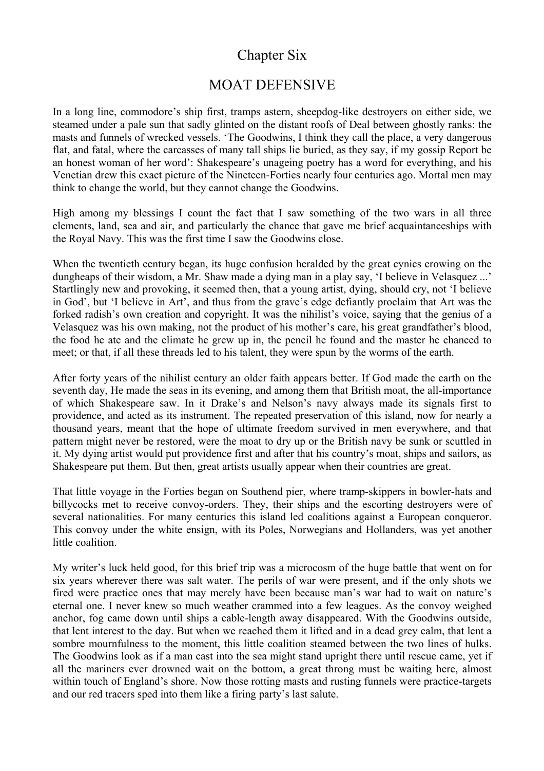# Chapter Six

## MOAT DEFENSIVE

In a long line, commodore's ship first, tramps astern, sheepdog-like destroyers on either side, we steamed under a pale sun that sadly glinted on the distant roofs of Deal between ghostly ranks: the masts and funnels of wrecked vessels. 'The Goodwins, I think they call the place, a very dangerous flat, and fatal, where the carcasses of many tall ships lie buried, as they say, if my gossip Report be an honest woman of her word': Shakespeare's unageing poetry has a word for everything, and his Venetian drew this exact picture of the Nineteen-Forties nearly four centuries ago. Mortal men may think to change the world, but they cannot change the Goodwins.

High among my blessings I count the fact that I saw something of the two wars in all three elements, land, sea and air, and particularly the chance that gave me brief acquaintanceships with the Royal Navy. This was the first time I saw the Goodwins close.

When the twentieth century began, its huge confusion heralded by the great cynics crowing on the dungheaps of their wisdom, a Mr. Shaw made a dying man in a play say, 'I believe in Velasquez ...' Startlingly new and provoking, it seemed then, that a young artist, dying, should cry, not 'I believe in God', but 'I believe in Art', and thus from the grave's edge defiantly proclaim that Art was the forked radish's own creation and copyright. It was the nihilist's voice, saying that the genius of a Velasquez was his own making, not the product of his mother's care, his great grandfather's blood, the food he ate and the climate he grew up in, the pencil he found and the master he chanced to meet; or that, if all these threads led to his talent, they were spun by the worms of the earth.

After forty years of the nihilist century an older faith appears better. If God made the earth on the seventh day, He made the seas in its evening, and among them that British moat, the all-importance of which Shakespeare saw. In it Drake's and Nelson's navy always made its signals first to providence, and acted as its instrument. The repeated preservation of this island, now for nearly a thousand years, meant that the hope of ultimate freedom survived in men everywhere, and that pattern might never be restored, were the moat to dry up or the British navy be sunk or scuttled in it. My dying artist would put providence first and after that his country's moat, ships and sailors, as Shakespeare put them. But then, great artists usually appear when their countries are great.

That little voyage in the Forties began on Southend pier, where tramp-skippers in bowler-hats and billycocks met to receive convoy-orders. They, their ships and the escorting destroyers were of several nationalities. For many centuries this island led coalitions against a European conqueror. This convoy under the white ensign, with its Poles, Norwegians and Hollanders, was yet another little coalition.

My writer's luck held good, for this brief trip was a microcosm of the huge battle that went on for six years wherever there was salt water. The perils of war were present, and if the only shots we fired were practice ones that may merely have been because man's war had to wait on nature's eternal one. I never knew so much weather crammed into a few leagues. As the convoy weighed anchor, fog came down until ships a cable-length away disappeared. With the Goodwins outside, that lent interest to the day. But when we reached them it lifted and in a dead grey calm, that lent a sombre mournfulness to the moment, this little coalition steamed between the two lines of hulks. The Goodwins look as if a man cast into the sea might stand upright there until rescue came, yet if all the mariners ever drowned wait on the bottom, a great throng must be waiting here, almost within touch of England's shore. Now those rotting masts and rusting funnels were practice-targets and our red tracers sped into them like a firing party's last salute.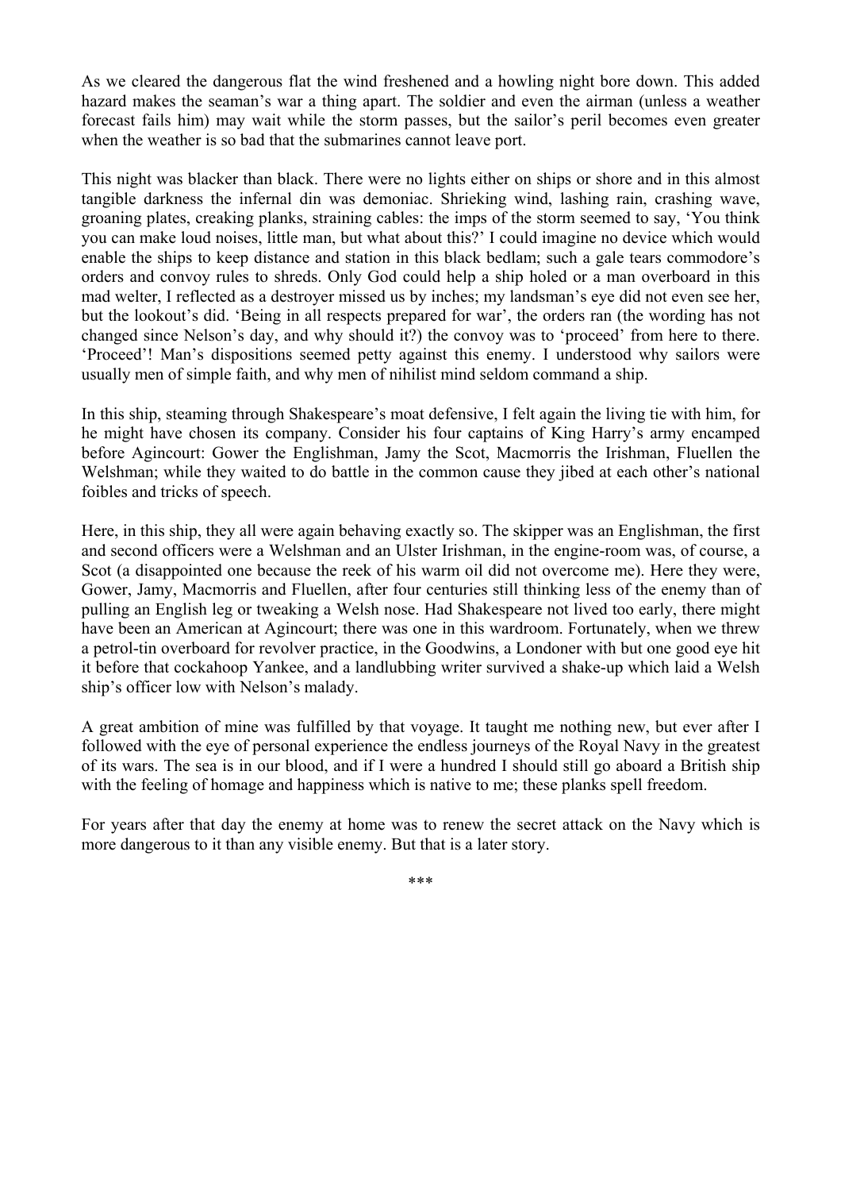As we cleared the dangerous flat the wind freshened and a howling night bore down. This added hazard makes the seaman's war a thing apart. The soldier and even the airman (unless a weather forecast fails him) may wait while the storm passes, but the sailor's peril becomes even greater when the weather is so bad that the submarines cannot leave port.

This night was blacker than black. There were no lights either on ships or shore and in this almost tangible darkness the infernal din was demoniac. Shrieking wind, lashing rain, crashing wave, groaning plates, creaking planks, straining cables: the imps of the storm seemed to say, 'You think you can make loud noises, little man, but what about this?' I could imagine no device which would enable the ships to keep distance and station in this black bedlam; such a gale tears commodore's orders and convoy rules to shreds. Only God could help a ship holed or a man overboard in this mad welter, I reflected as a destroyer missed us by inches; my landsman's eye did not even see her, but the lookout's did. 'Being in all respects prepared for war', the orders ran (the wording has not changed since Nelson's day, and why should it?) the convoy was to 'proceed' from here to there. 'Proceed'! Man's dispositions seemed petty against this enemy. I understood why sailors were usually men of simple faith, and why men of nihilist mind seldom command a ship.

In this ship, steaming through Shakespeare's moat defensive, I felt again the living tie with him, for he might have chosen its company. Consider his four captains of King Harry's army encamped before Agincourt: Gower the Englishman, Jamy the Scot, Macmorris the Irishman, Fluellen the Welshman; while they waited to do battle in the common cause they jibed at each other's national foibles and tricks of speech.

Here, in this ship, they all were again behaving exactly so. The skipper was an Englishman, the first and second officers were a Welshman and an Ulster Irishman, in the engine-room was, of course, a Scot (a disappointed one because the reek of his warm oil did not overcome me). Here they were, Gower, Jamy, Macmorris and Fluellen, after four centuries still thinking less of the enemy than of pulling an English leg or tweaking a Welsh nose. Had Shakespeare not lived too early, there might have been an American at Agincourt; there was one in this wardroom. Fortunately, when we threw a petrol-tin overboard for revolver practice, in the Goodwins, a Londoner with but one good eye hit it before that cockahoop Yankee, and a landlubbing writer survived a shake-up which laid a Welsh ship's officer low with Nelson's malady.

A great ambition of mine was fulfilled by that voyage. It taught me nothing new, but ever after I followed with the eye of personal experience the endless journeys of the Royal Navy in the greatest of its wars. The sea is in our blood, and if I were a hundred I should still go aboard a British ship with the feeling of homage and happiness which is native to me; these planks spell freedom.

For years after that day the enemy at home was to renew the secret attack on the Navy which is more dangerous to it than any visible enemy. But that is a later story.

***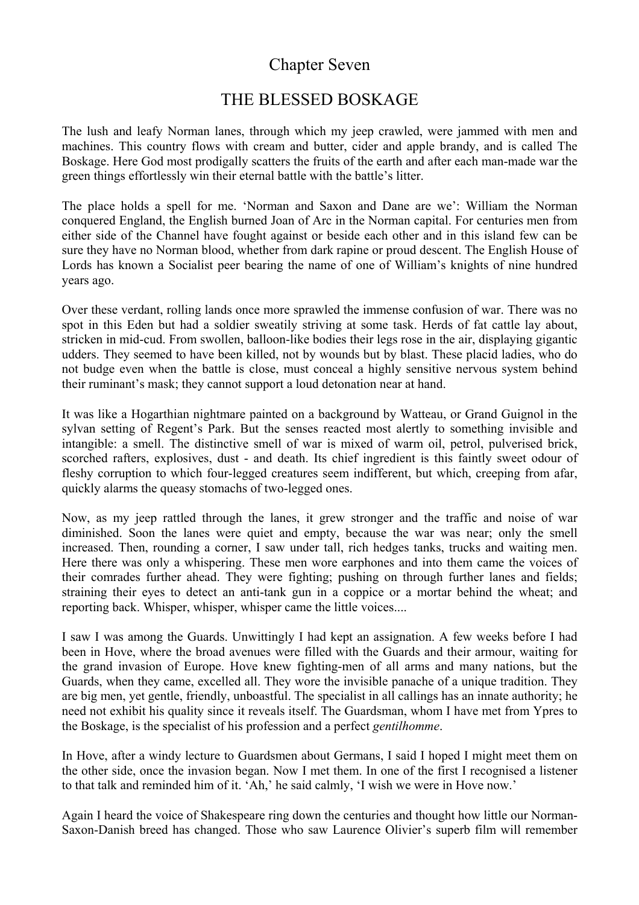# Chapter Seven

## THE BLESSED BOSKAGE

The lush and leafy Norman lanes, through which my jeep crawled, were jammed with men and machines. This country flows with cream and butter, cider and apple brandy, and is called The Boskage. Here God most prodigally scatters the fruits of the earth and after each man-made war the green things effortlessly win their eternal battle with the battle's litter.

The place holds a spell for me. 'Norman and Saxon and Dane are we': William the Norman conquered England, the English burned Joan of Arc in the Norman capital. For centuries men from either side of the Channel have fought against or beside each other and in this island few can be sure they have no Norman blood, whether from dark rapine or proud descent. The English House of Lords has known a Socialist peer bearing the name of one of William's knights of nine hundred years ago.

Over these verdant, rolling lands once more sprawled the immense confusion of war. There was no spot in this Eden but had a soldier sweatily striving at some task. Herds of fat cattle lay about, stricken in mid-cud. From swollen, balloon-like bodies their legs rose in the air, displaying gigantic udders. They seemed to have been killed, not by wounds but by blast. These placid ladies, who do not budge even when the battle is close, must conceal a highly sensitive nervous system behind their ruminant's mask; they cannot support a loud detonation near at hand.

It was like a Hogarthian nightmare painted on a background by Watteau, or Grand Guignol in the sylvan setting of Regent's Park. But the senses reacted most alertly to something invisible and intangible: a smell. The distinctive smell of war is mixed of warm oil, petrol, pulverised brick, scorched rafters, explosives, dust - and death. Its chief ingredient is this faintly sweet odour of fleshy corruption to which four-legged creatures seem indifferent, but which, creeping from afar, quickly alarms the queasy stomachs of two-legged ones.

Now, as my jeep rattled through the lanes, it grew stronger and the traffic and noise of war diminished. Soon the lanes were quiet and empty, because the war was near; only the smell increased. Then, rounding a corner, I saw under tall, rich hedges tanks, trucks and waiting men. Here there was only a whispering. These men wore earphones and into them came the voices of their comrades further ahead. They were fighting; pushing on through further lanes and fields; straining their eyes to detect an anti-tank gun in a coppice or a mortar behind the wheat; and reporting back. Whisper, whisper, whisper came the little voices....

I saw I was among the Guards. Unwittingly I had kept an assignation. A few weeks before I had been in Hove, where the broad avenues were filled with the Guards and their armour, waiting for the grand invasion of Europe. Hove knew fighting-men of all arms and many nations, but the Guards, when they came, excelled all. They wore the invisible panache of a unique tradition. They are big men, yet gentle, friendly, unboastful. The specialist in all callings has an innate authority; he need not exhibit his quality since it reveals itself. The Guardsman, whom I have met from Ypres to the Boskage, is the specialist of his profession and a perfect *gentilhomme*.

In Hove, after a windy lecture to Guardsmen about Germans, I said I hoped I might meet them on the other side, once the invasion began. Now I met them. In one of the first I recognised a listener to that talk and reminded him of it. 'Ah,' he said calmly, 'I wish we were in Hove now.'

Again I heard the voice of Shakespeare ring down the centuries and thought how little our Norman-Saxon-Danish breed has changed. Those who saw Laurence Olivier's superb film will remember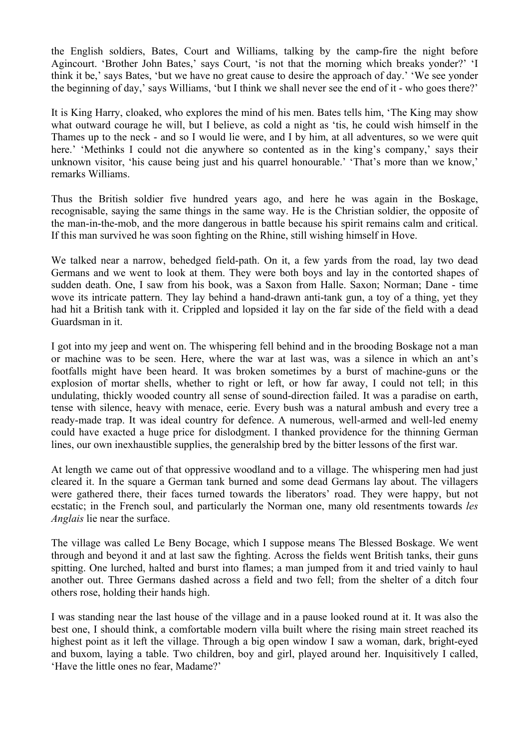the English soldiers, Bates, Court and Williams, talking by the camp-fire the night before Agincourt. 'Brother John Bates,' says Court, 'is not that the morning which breaks yonder?' 'I think it be,' says Bates, 'but we have no great cause to desire the approach of day.' 'We see yonder the beginning of day,' says Williams, 'but I think we shall never see the end of it - who goes there?'

It is King Harry, cloaked, who explores the mind of his men. Bates tells him, 'The King may show what outward courage he will, but I believe, as cold a night as 'tis, he could wish himself in the Thames up to the neck - and so I would lie were, and I by him, at all adventures, so we were quit here.' 'Methinks I could not die anywhere so contented as in the king's company,' says their unknown visitor, 'his cause being just and his quarrel honourable.' 'That's more than we know,' remarks Williams.

Thus the British soldier five hundred years ago, and here he was again in the Boskage, recognisable, saying the same things in the same way. He is the Christian soldier, the opposite of the man-in-the-mob, and the more dangerous in battle because his spirit remains calm and critical. If this man survived he was soon fighting on the Rhine, still wishing himself in Hove.

We talked near a narrow, behedged field-path. On it, a few yards from the road, lay two dead Germans and we went to look at them. They were both boys and lay in the contorted shapes of sudden death. One, I saw from his book, was a Saxon from Halle. Saxon; Norman; Dane - time wove its intricate pattern. They lay behind a hand-drawn anti-tank gun, a toy of a thing, yet they had hit a British tank with it. Crippled and lopsided it lay on the far side of the field with a dead Guardsman in it.

I got into my jeep and went on. The whispering fell behind and in the brooding Boskage not a man or machine was to be seen. Here, where the war at last was, was a silence in which an ant's footfalls might have been heard. It was broken sometimes by a burst of machine-guns or the explosion of mortar shells, whether to right or left, or how far away, I could not tell; in this undulating, thickly wooded country all sense of sound-direction failed. It was a paradise on earth, tense with silence, heavy with menace, eerie. Every bush was a natural ambush and every tree a ready-made trap. It was ideal country for defence. A numerous, well-armed and well-led enemy could have exacted a huge price for dislodgment. I thanked providence for the thinning German lines, our own inexhaustible supplies, the generalship bred by the bitter lessons of the first war.

At length we came out of that oppressive woodland and to a village. The whispering men had just cleared it. In the square a German tank burned and some dead Germans lay about. The villagers were gathered there, their faces turned towards the liberators' road. They were happy, but not ecstatic; in the French soul, and particularly the Norman one, many old resentments towards *les Anglais* lie near the surface.

The village was called Le Beny Bocage, which I suppose means The Blessed Boskage. We went through and beyond it and at last saw the fighting. Across the fields went British tanks, their guns spitting. One lurched, halted and burst into flames; a man jumped from it and tried vainly to haul another out. Three Germans dashed across a field and two fell; from the shelter of a ditch four others rose, holding their hands high.

I was standing near the last house of the village and in a pause looked round at it. It was also the best one, I should think, a comfortable modern villa built where the rising main street reached its highest point as it left the village. Through a big open window I saw a woman, dark, bright-eyed and buxom, laying a table. Two children, boy and girl, played around her. Inquisitively I called, 'Have the little ones no fear, Madame?'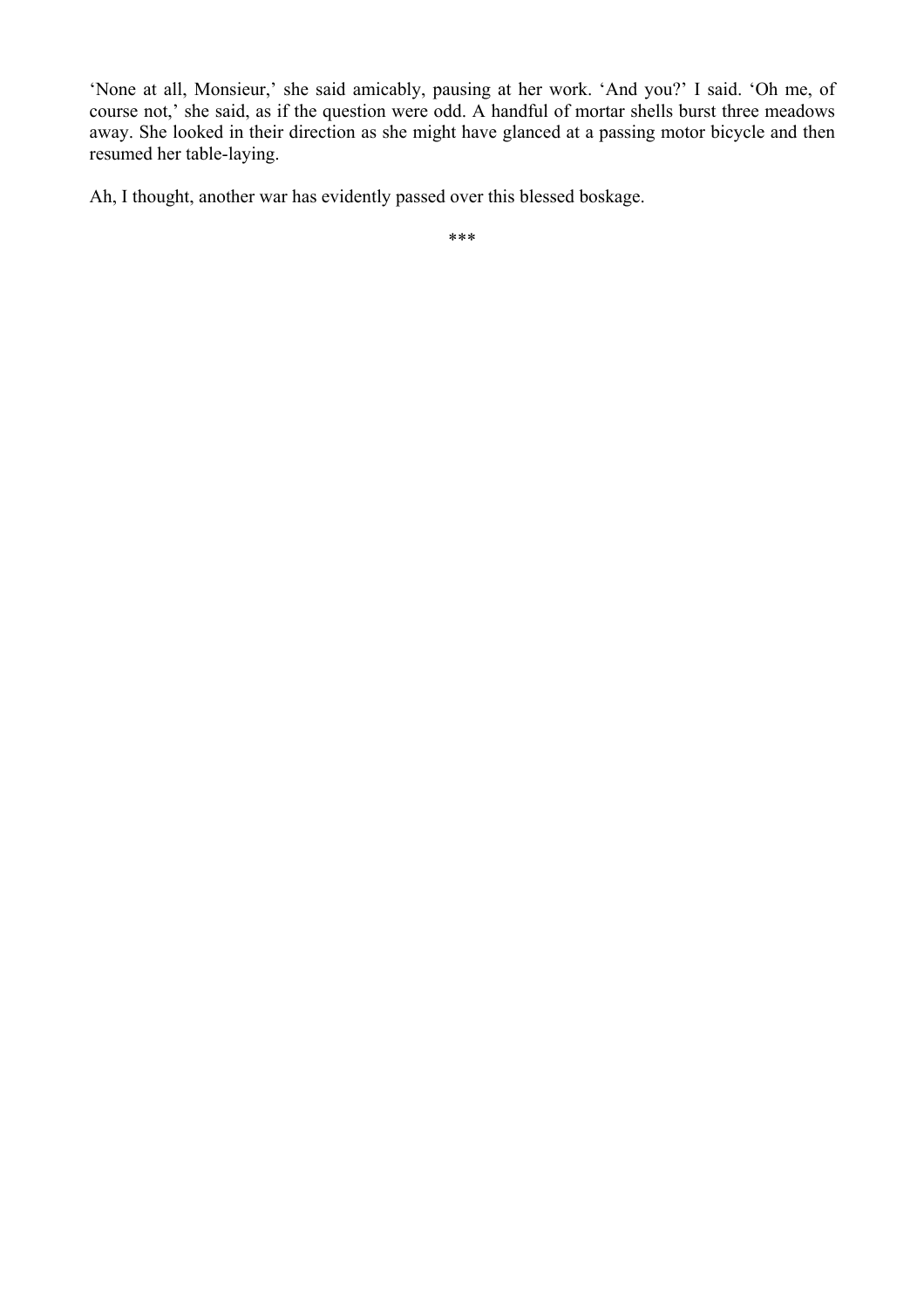'None at all, Monsieur,' she said amicably, pausing at her work. 'And you?' I said. 'Oh me, of course not,' she said, as if the question were odd. A handful of mortar shells burst three meadows away. She looked in their direction as she might have glanced at a passing motor bicycle and then resumed her table-laying.

Ah, I thought, another war has evidently passed over this blessed boskage.

***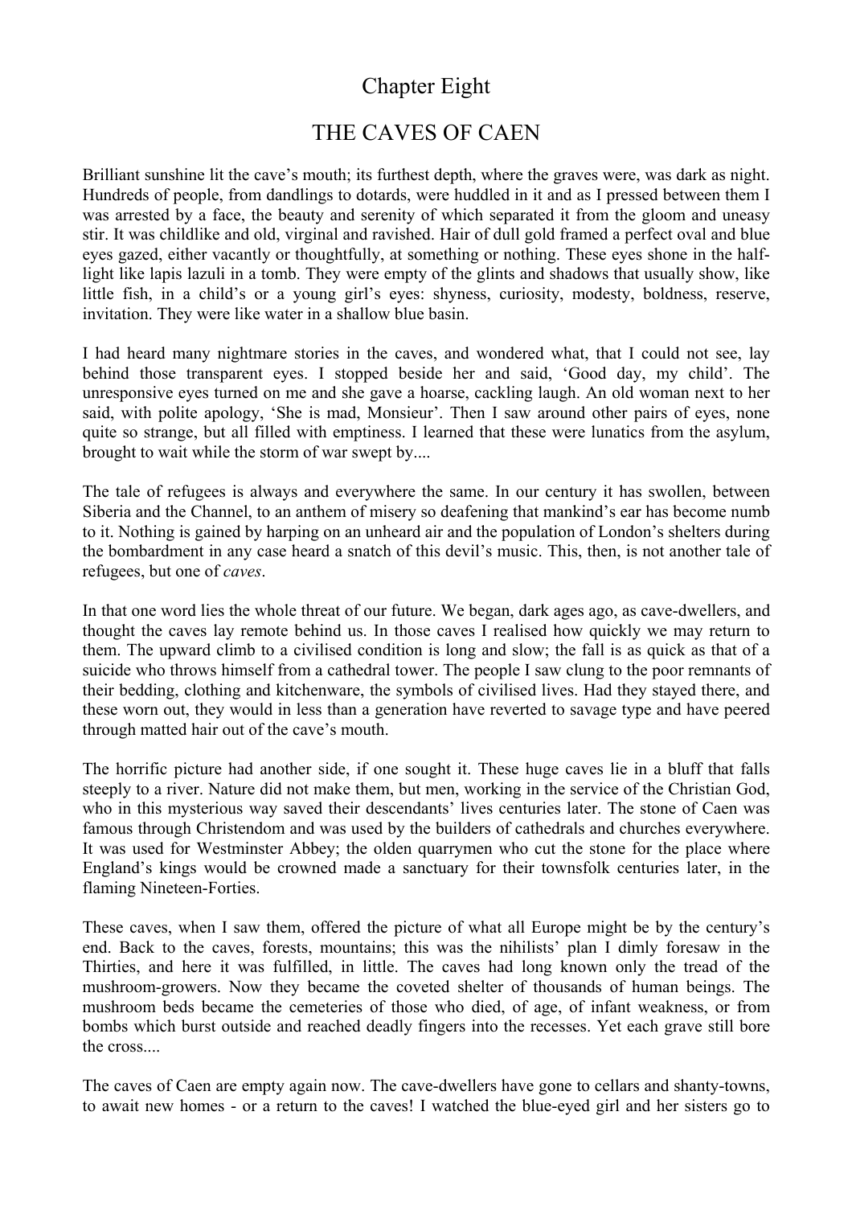# Chapter Eight

## THE CAVES OF CAEN

Brilliant sunshine lit the cave's mouth; its furthest depth, where the graves were, was dark as night. Hundreds of people, from dandlings to dotards, were huddled in it and as I pressed between them I was arrested by a face, the beauty and serenity of which separated it from the gloom and uneasy stir. It was childlike and old, virginal and ravished. Hair of dull gold framed a perfect oval and blue eyes gazed, either vacantly or thoughtfully, at something or nothing. These eyes shone in the half-light like lapis lazuli in a tomb. They were empty of the glints and shadows that usually show, like little fish, in a child's or a young girl's eyes: shyness, curiosity, modesty, boldness, reserve, invitation. They were like water in a shallow blue basin.

I had heard many nightmare stories in the caves, and wondered what, that I could not see, lay behind those transparent eyes. I stopped beside her and said, 'Good day, my child'. The unresponsive eyes turned on me and she gave a hoarse, cackling laugh. An old woman next to her said, with polite apology, 'She is mad, Monsieur'. Then I saw around other pairs of eyes, none quite so strange, but all filled with emptiness. I learned that these were lunatics from the asylum, brought to wait while the storm of war swept by....

The tale of refugees is always and everywhere the same. In our century it has swollen, between Siberia and the Channel, to an anthem of misery so deafening that mankind's ear has become numb to it. Nothing is gained by harping on an unheard air and the population of London's shelters during the bombardment in any case heard a snatch of this devil's music. This, then, is not another tale of refugees, but one of *caves*.

In that one word lies the whole threat of our future. We began, dark ages ago, as cave-dwellers, and thought the caves lay remote behind us. In those caves I realised how quickly we may return to them. The upward climb to a civilised condition is long and slow; the fall is as quick as that of a suicide who throws himself from a cathedral tower. The people I saw clung to the poor remnants of their bedding, clothing and kitchenware, the symbols of civilised lives. Had they stayed there, and these worn out, they would in less than a generation have reverted to savage type and have peered through matted hair out of the cave's mouth.

The horrific picture had another side, if one sought it. These huge caves lie in a bluff that falls steeply to a river. Nature did not make them, but men, working in the service of the Christian God, who in this mysterious way saved their descendants' lives centuries later. The stone of Caen was famous through Christendom and was used by the builders of cathedrals and churches everywhere. It was used for Westminster Abbey; the olden quarrymen who cut the stone for the place where England's kings would be crowned made a sanctuary for their townsfolk centuries later, in the flaming Nineteen-Forties.

These caves, when I saw them, offered the picture of what all Europe might be by the century's end. Back to the caves, forests, mountains; this was the nihilists' plan I dimly foresaw in the Thirties, and here it was fulfilled, in little. The caves had long known only the tread of the mushroom-growers. Now they became the coveted shelter of thousands of human beings. The mushroom beds became the cemeteries of those who died, of age, of infant weakness, or from bombs which burst outside and reached deadly fingers into the recesses. Yet each grave still bore the cross....

The caves of Caen are empty again now. The cave-dwellers have gone to cellars and shanty-towns, to await new homes - or a return to the caves! I watched the blue-eyed girl and her sisters go to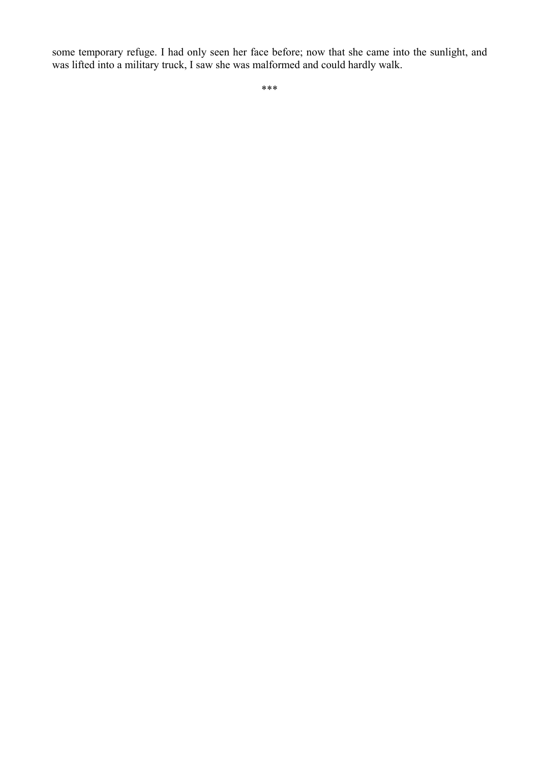some temporary refuge. I had only seen her face before; now that she came into the sunlight, and was lifted into a military truck, I saw she was malformed and could hardly walk.

***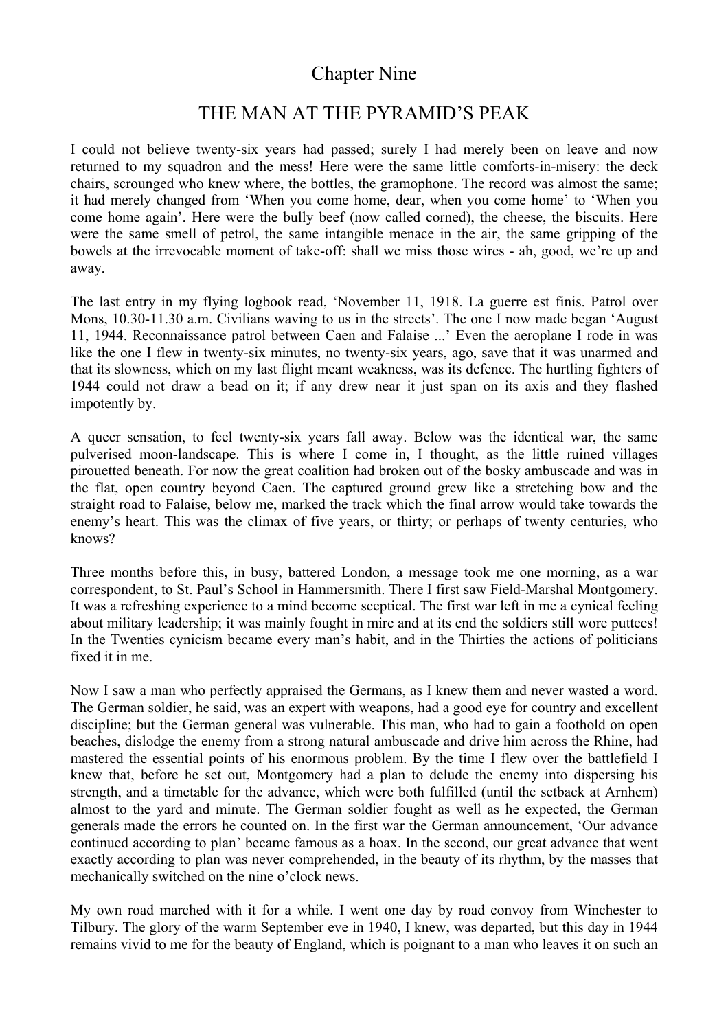# Chapter Nine

## THE MAN AT THE PYRAMID'S PEAK

I could not believe twenty-six years had passed; surely I had merely been on leave and now returned to my squadron and the mess! Here were the same little comforts-in-misery: the deck chairs, scrounged who knew where, the bottles, the gramophone. The record was almost the same; it had merely changed from 'When you come home, dear, when you come home' to 'When you come home again'. Here were the bully beef (now called corned), the cheese, the biscuits. Here were the same smell of petrol, the same intangible menace in the air, the same gripping of the bowels at the irrevocable moment of take-off: shall we miss those wires - ah, good, we're up and away.

The last entry in my flying logbook read, 'November 11, 1918. La guerre est finis. Patrol over Mons, 10.30-11.30 a.m. Civilians waving to us in the streets'. The one I now made began 'August 11, 1944. Reconnaissance patrol between Caen and Falaise ...' Even the aeroplane I rode in was like the one I flew in twenty-six minutes, no twenty-six years, ago, save that it was unarmed and that its slowness, which on my last flight meant weakness, was its defence. The hurtling fighters of 1944 could not draw a bead on it; if any drew near it just span on its axis and they flashed impotently by.

A queer sensation, to feel twenty-six years fall away. Below was the identical war, the same pulverised moon-landscape. This is where I come in, I thought, as the little ruined villages pirouetted beneath. For now the great coalition had broken out of the bosky ambuscade and was in the flat, open country beyond Caen. The captured ground grew like a stretching bow and the straight road to Falaise, below me, marked the track which the final arrow would take towards the enemy's heart. This was the climax of five years, or thirty; or perhaps of twenty centuries, who knows?

Three months before this, in busy, battered London, a message took me one morning, as a war correspondent, to St. Paul's School in Hammersmith. There I first saw Field-Marshal Montgomery. It was a refreshing experience to a mind become sceptical. The first war left in me a cynical feeling about military leadership; it was mainly fought in mire and at its end the soldiers still wore puttees! In the Twenties cynicism became every man's habit, and in the Thirties the actions of politicians fixed it in me.

Now I saw a man who perfectly appraised the Germans, as I knew them and never wasted a word. The German soldier, he said, was an expert with weapons, had a good eye for country and excellent discipline; but the German general was vulnerable. This man, who had to gain a foothold on open beaches, dislodge the enemy from a strong natural ambuscade and drive him across the Rhine, had mastered the essential points of his enormous problem. By the time I flew over the battlefield I knew that, before he set out, Montgomery had a plan to delude the enemy into dispersing his strength, and a timetable for the advance, which were both fulfilled (until the setback at Arnhem) almost to the yard and minute. The German soldier fought as well as he expected, the German generals made the errors he counted on. In the first war the German announcement, 'Our advance continued according to plan' became famous as a hoax. In the second, our great advance that went exactly according to plan was never comprehended, in the beauty of its rhythm, by the masses that mechanically switched on the nine o'clock news.

My own road marched with it for a while. I went one day by road convoy from Winchester to Tilbury. The glory of the warm September eve in 1940, I knew, was departed, but this day in 1944 remains vivid to me for the beauty of England, which is poignant to a man who leaves it on such an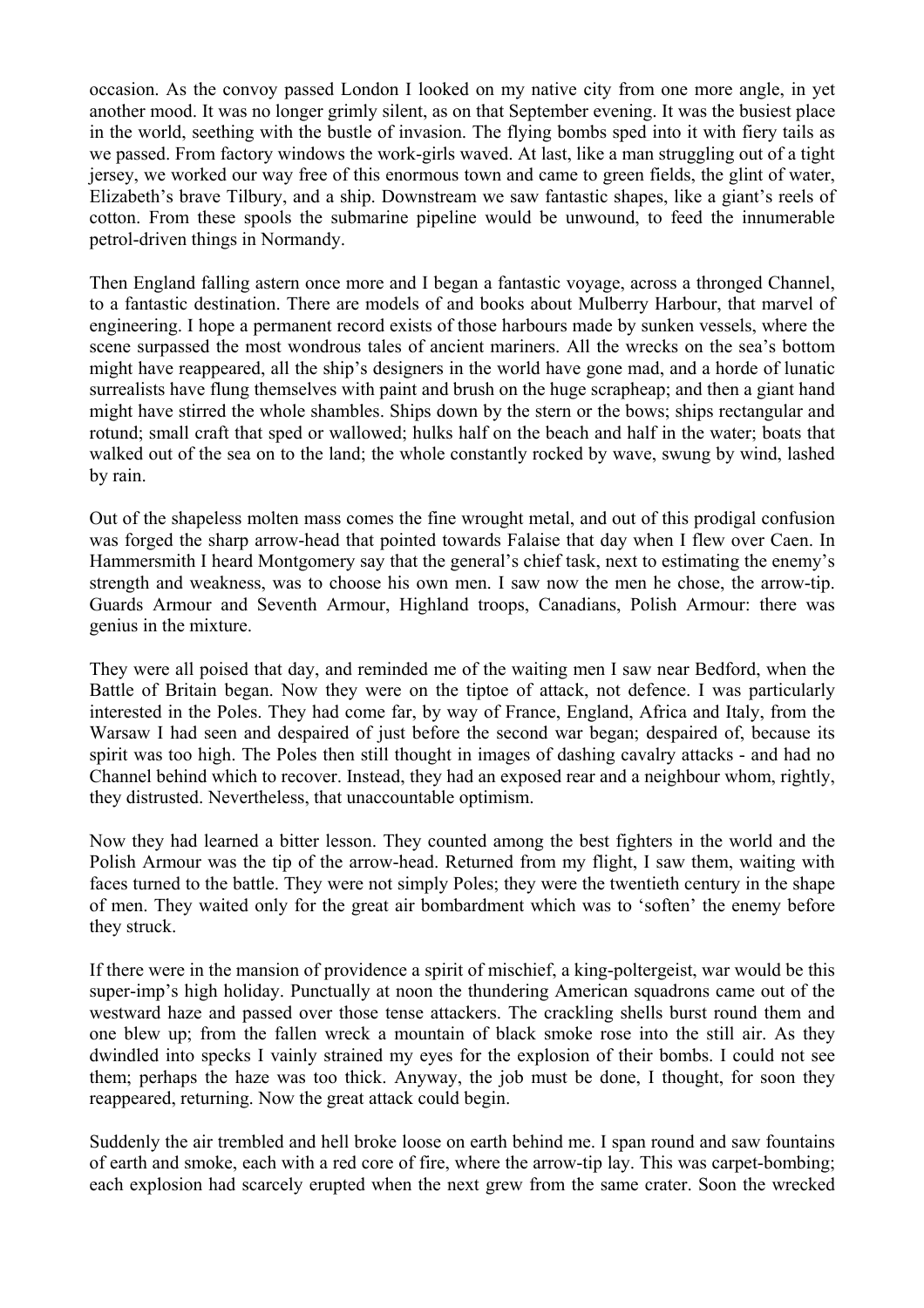occasion. As the convoy passed London I looked on my native city from one more angle, in yet another mood. It was no longer grimly silent, as on that September evening. It was the busiest place in the world, seething with the bustle of invasion. The flying bombs sped into it with fiery tails as we passed. From factory windows the work-girls waved. At last, like a man struggling out of a tight jersey, we worked our way free of this enormous town and came to green fields, the glint of water, Elizabeth's brave Tilbury, and a ship. Downstream we saw fantastic shapes, like a giant's reels of cotton. From these spools the submarine pipeline would be unwound, to feed the innumerable petrol-driven things in Normandy.

Then England falling astern once more and I began a fantastic voyage, across a thronged Channel, to a fantastic destination. There are models of and books about Mulberry Harbour, that marvel of engineering. I hope a permanent record exists of those harbours made by sunken vessels, where the scene surpassed the most wondrous tales of ancient mariners. All the wrecks on the sea's bottom might have reappeared, all the ship's designers in the world have gone mad, and a horde of lunatic surrealists have flung themselves with paint and brush on the huge scrapheap; and then a giant hand might have stirred the whole shambles. Ships down by the stern or the bows; ships rectangular and rotund; small craft that sped or wallowed; hulks half on the beach and half in the water; boats that walked out of the sea on to the land; the whole constantly rocked by wave, swung by wind, lashed by rain.

Out of the shapeless molten mass comes the fine wrought metal, and out of this prodigal confusion was forged the sharp arrow-head that pointed towards Falaise that day when I flew over Caen. In Hammersmith I heard Montgomery say that the general's chief task, next to estimating the enemy's strength and weakness, was to choose his own men. I saw now the men he chose, the arrow-tip. Guards Armour and Seventh Armour, Highland troops, Canadians, Polish Armour: there was genius in the mixture.

They were all poised that day, and reminded me of the waiting men I saw near Bedford, when the Battle of Britain began. Now they were on the tiptoe of attack, not defence. I was particularly interested in the Poles. They had come far, by way of France, England, Africa and Italy, from the Warsaw I had seen and despaired of just before the second war began; despaired of, because its spirit was too high. The Poles then still thought in images of dashing cavalry attacks - and had no Channel behind which to recover. Instead, they had an exposed rear and a neighbour whom, rightly, they distrusted. Nevertheless, that unaccountable optimism.

Now they had learned a bitter lesson. They counted among the best fighters in the world and the Polish Armour was the tip of the arrow-head. Returned from my flight, I saw them, waiting with faces turned to the battle. They were not simply Poles; they were the twentieth century in the shape of men. They waited only for the great air bombardment which was to 'soften' the enemy before they struck.

If there were in the mansion of providence a spirit of mischief, a king-poltergeist, war would be this super-imp's high holiday. Punctually at noon the thundering American squadrons came out of the westward haze and passed over those tense attackers. The crackling shells burst round them and one blew up; from the fallen wreck a mountain of black smoke rose into the still air. As they dwindled into specks I vainly strained my eyes for the explosion of their bombs. I could not see them; perhaps the haze was too thick. Anyway, the job must be done, I thought, for soon they reappeared, returning. Now the great attack could begin.

Suddenly the air trembled and hell broke loose on earth behind me. I span round and saw fountains of earth and smoke, each with a red core of fire, where the arrow-tip lay. This was carpet-bombing; each explosion had scarcely erupted when the next grew from the same crater. Soon the wrecked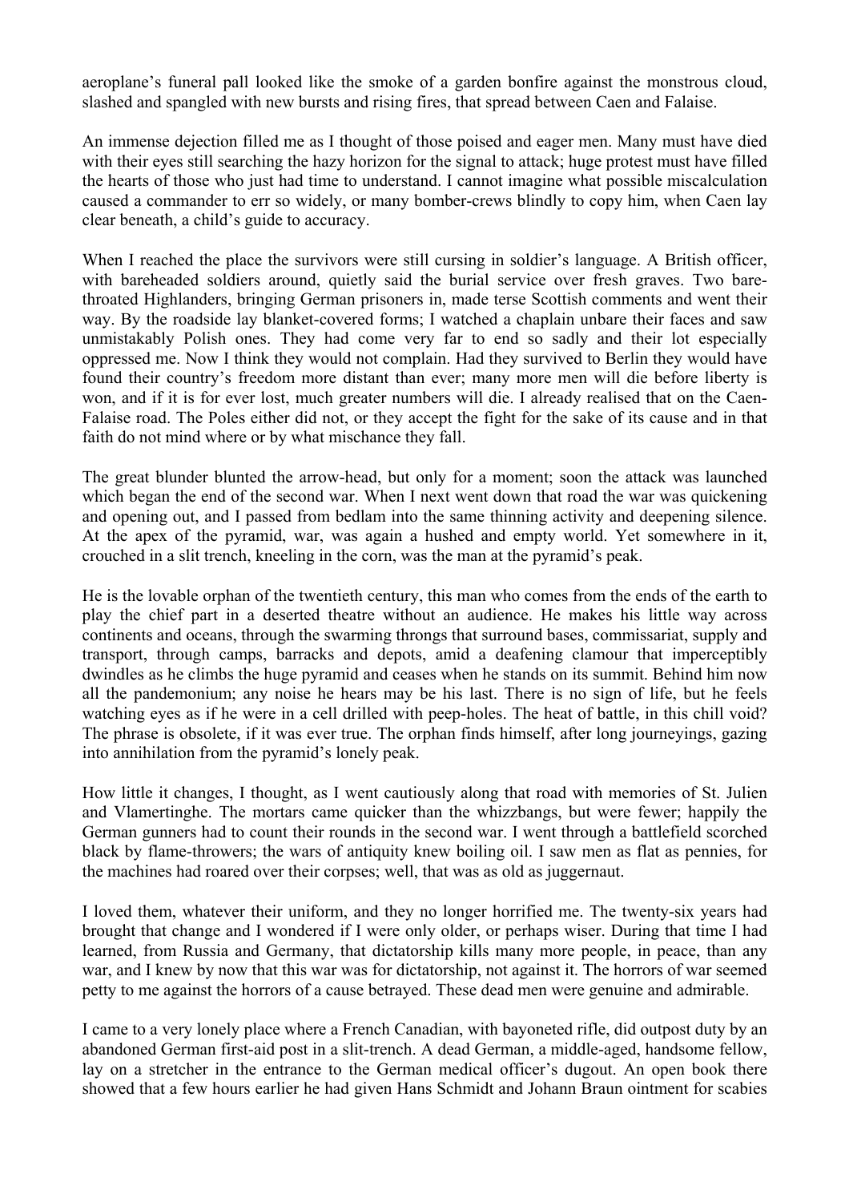aeroplane's funeral pall looked like the smoke of a garden bonfire against the monstrous cloud, slashed and spangled with new bursts and rising fires, that spread between Caen and Falaise.

An immense dejection filled me as I thought of those poised and eager men. Many must have died with their eyes still searching the hazy horizon for the signal to attack; huge protest must have filled the hearts of those who just had time to understand. I cannot imagine what possible miscalculation caused a commander to err so widely, or many bomber-crews blindly to copy him, when Caen lay clear beneath, a child's guide to accuracy.

When I reached the place the survivors were still cursing in soldier's language. A British officer, with bareheaded soldiers around, quietly said the burial service over fresh graves. Two bare-throated Highlanders, bringing German prisoners in, made terse Scottish comments and went their way. By the roadside lay blanket-covered forms; I watched a chaplain unbare their faces and saw unmistakably Polish ones. They had come very far to end so sadly and their lot especially oppressed me. Now I think they would not complain. Had they survived to Berlin they would have found their country's freedom more distant than ever; many more men will die before liberty is won, and if it is for ever lost, much greater numbers will die. I already realised that on the Caen-Falaise road. The Poles either did not, or they accept the fight for the sake of its cause and in that faith do not mind where or by what mischance they fall.

The great blunder blunted the arrow-head, but only for a moment; soon the attack was launched which began the end of the second war. When I next went down that road the war was quickening and opening out, and I passed from bedlam into the same thinning activity and deepening silence. At the apex of the pyramid, war, was again a hushed and empty world. Yet somewhere in it, crouched in a slit trench, kneeling in the corn, was the man at the pyramid's peak.

He is the lovable orphan of the twentieth century, this man who comes from the ends of the earth to play the chief part in a deserted theatre without an audience. He makes his little way across continents and oceans, through the swarming throngs that surround bases, commissariat, supply and transport, through camps, barracks and depots, amid a deafening clamour that imperceptibly dwindles as he climbs the huge pyramid and ceases when he stands on its summit. Behind him now all the pandemonium; any noise he hears may be his last. There is no sign of life, but he feels watching eyes as if he were in a cell drilled with peep-holes. The heat of battle, in this chill void? The phrase is obsolete, if it was ever true. The orphan finds himself, after long journeyings, gazing into annihilation from the pyramid's lonely peak.

How little it changes, I thought, as I went cautiously along that road with memories of St. Julien and Vlamertinghe. The mortars came quicker than the whizzbangs, but were fewer; happily the German gunners had to count their rounds in the second war. I went through a battlefield scorched black by flame-throwers; the wars of antiquity knew boiling oil. I saw men as flat as pennies, for the machines had roared over their corpses; well, that was as old as juggernaut.

I loved them, whatever their uniform, and they no longer horrified me. The twenty-six years had brought that change and I wondered if I were only older, or perhaps wiser. During that time I had learned, from Russia and Germany, that dictatorship kills many more people, in peace, than any war, and I knew by now that this war was for dictatorship, not against it. The horrors of war seemed petty to me against the horrors of a cause betrayed. These dead men were genuine and admirable.

I came to a very lonely place where a French Canadian, with bayoneted rifle, did outpost duty by an abandoned German first-aid post in a slit-trench. A dead German, a middle-aged, handsome fellow, lay on a stretcher in the entrance to the German medical officer's dugout. An open book there showed that a few hours earlier he had given Hans Schmidt and Johann Braun ointment for scabies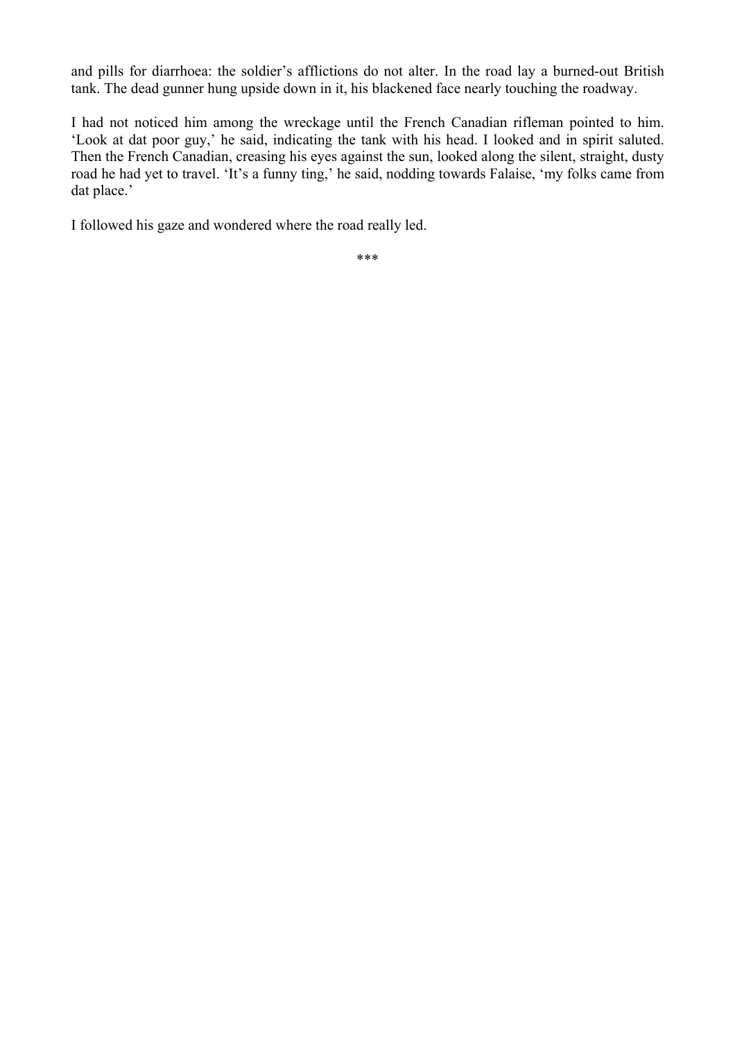and pills for diarrhoea: the soldier's afflictions do not alter. In the road lay a burned-out British tank. The dead gunner hung upside down in it, his blackened face nearly touching the roadway.

I had not noticed him among the wreckage until the French Canadian rifleman pointed to him. 'Look at dat poor guy,' he said, indicating the tank with his head. I looked and in spirit saluted. Then the French Canadian, creasing his eyes against the sun, looked along the silent, straight, dusty road he had yet to travel. 'It's a funny ting,' he said, nodding towards Falaise, 'my folks came from dat place.'

I followed his gaze and wondered where the road really led.

***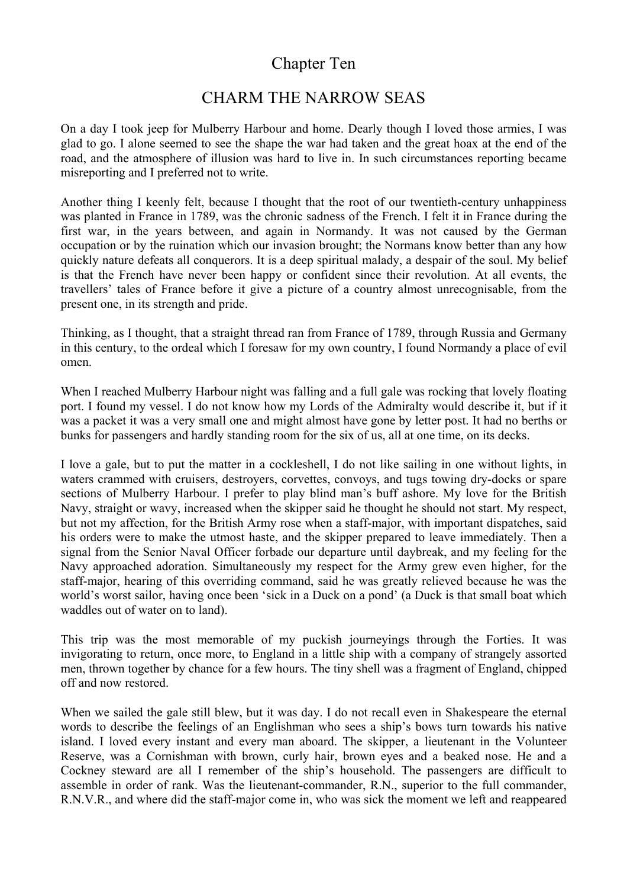# Chapter Ten

## CHARM THE NARROW SEAS

On a day I took jeep for Mulberry Harbour and home. Dearly though I loved those armies, I was glad to go. I alone seemed to see the shape the war had taken and the great hoax at the end of the road, and the atmosphere of illusion was hard to live in. In such circumstances reporting became misreporting and I preferred not to write.

Another thing I keenly felt, because I thought that the root of our twentieth-century unhappiness was planted in France in 1789, was the chronic sadness of the French. I felt it in France during the first war, in the years between, and again in Normandy. It was not caused by the German occupation or by the ruination which our invasion brought; the Normans know better than any how quickly nature defeats all conquerors. It is a deep spiritual malady, a despair of the soul. My belief is that the French have never been happy or confident since their revolution. At all events, the travellers' tales of France before it give a picture of a country almost unrecognisable, from the present one, in its strength and pride.

Thinking, as I thought, that a straight thread ran from France of 1789, through Russia and Germany in this century, to the ordeal which I foresaw for my own country, I found Normandy a place of evil omen.

When I reached Mulberry Harbour night was falling and a full gale was rocking that lovely floating port. I found my vessel. I do not know how my Lords of the Admiralty would describe it, but if it was a packet it was a very small one and might almost have gone by letter post. It had no berths or bunks for passengers and hardly standing room for the six of us, all at one time, on its decks.

I love a gale, but to put the matter in a cockleshell, I do not like sailing in one without lights, in waters crammed with cruisers, destroyers, corvettes, convoys, and tugs towing dry-docks or spare sections of Mulberry Harbour. I prefer to play blind man's buff ashore. My love for the British Navy, straight or wavy, increased when the skipper said he thought he should not start. My respect, but not my affection, for the British Army rose when a staff-major, with important dispatches, said his orders were to make the utmost haste, and the skipper prepared to leave immediately. Then a signal from the Senior Naval Officer forbade our departure until daybreak, and my feeling for the Navy approached adoration. Simultaneously my respect for the Army grew even higher, for the staff-major, hearing of this overriding command, said he was greatly relieved because he was the world's worst sailor, having once been 'sick in a Duck on a pond' (a Duck is that small boat which waddles out of water on to land).

This trip was the most memorable of my puckish journeyings through the Forties. It was invigorating to return, once more, to England in a little ship with a company of strangely assorted men, thrown together by chance for a few hours. The tiny shell was a fragment of England, chipped off and now restored.

When we sailed the gale still blew, but it was day. I do not recall even in Shakespeare the eternal words to describe the feelings of an Englishman who sees a ship's bows turn towards his native island. I loved every instant and every man aboard. The skipper, a lieutenant in the Volunteer Reserve, was a Cornishman with brown, curly hair, brown eyes and a beaked nose. He and a Cockney steward are all I remember of the ship's household. The passengers are difficult to assemble in order of rank. Was the lieutenant-commander, R.N., superior to the full commander, R.N.V.R., and where did the staff-major come in, who was sick the moment we left and reappeared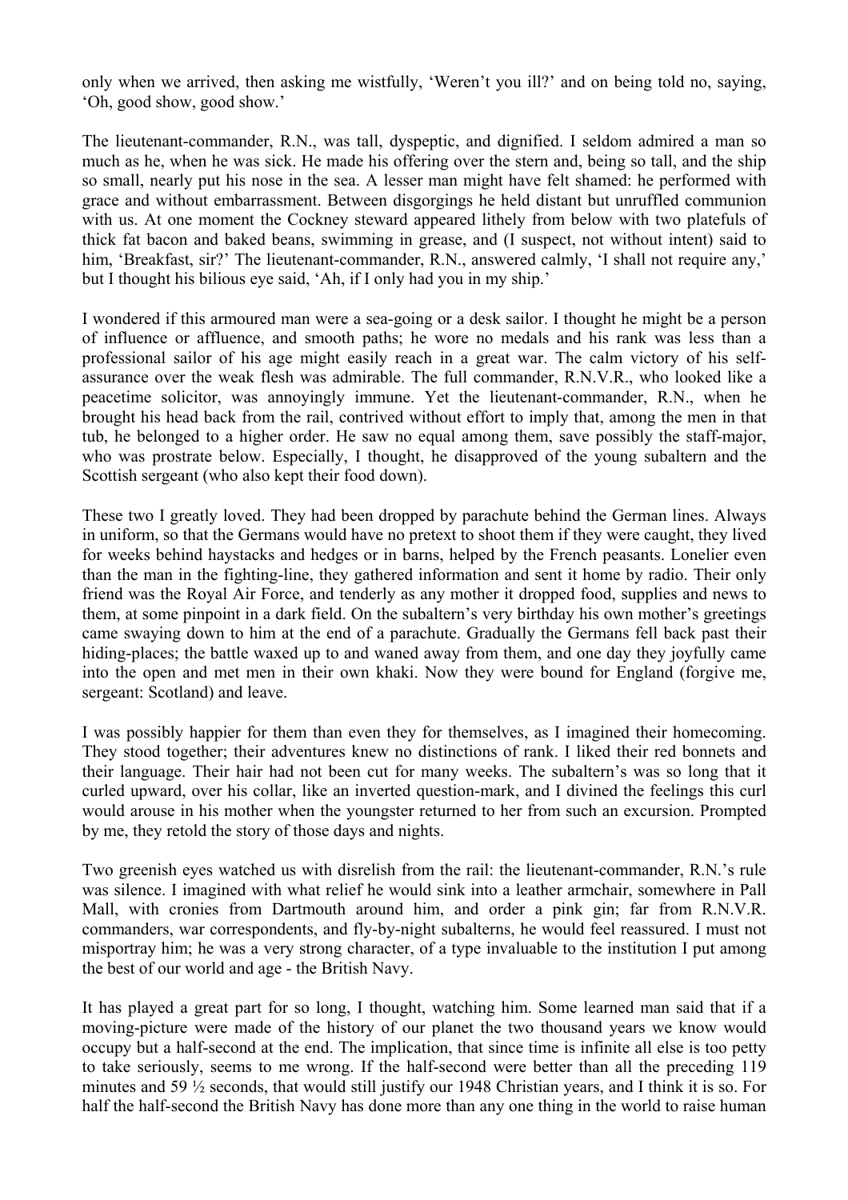only when we arrived, then asking me wistfully, 'Weren't you ill?' and on being told no, saying, 'Oh, good show, good show.'

The lieutenant-commander, R.N., was tall, dyspeptic, and dignified. I seldom admired a man so much as he, when he was sick. He made his offering over the stern and, being so tall, and the ship so small, nearly put his nose in the sea. A lesser man might have felt shamed: he performed with grace and without embarrassment. Between disgorgings he held distant but unruffled communion with us. At one moment the Cockney steward appeared lithely from below with two platefuls of thick fat bacon and baked beans, swimming in grease, and (I suspect, not without intent) said to him, 'Breakfast, sir?' The lieutenant-commander, R.N., answered calmly, 'I shall not require any,' but I thought his bilious eye said, 'Ah, if I only had you in my ship.'

I wondered if this armoured man were a sea-going or a desk sailor. I thought he might be a person of influence or affluence, and smooth paths; he wore no medals and his rank was less than a professional sailor of his age might easily reach in a great war. The calm victory of his self-assurance over the weak flesh was admirable. The full commander, R.N.V.R., who looked like a peacetime solicitor, was annoyingly immune. Yet the lieutenant-commander, R.N., when he brought his head back from the rail, contrived without effort to imply that, among the men in that tub, he belonged to a higher order. He saw no equal among them, save possibly the staff-major, who was prostrate below. Especially, I thought, he disapproved of the young subaltern and the Scottish sergeant (who also kept their food down).

These two I greatly loved. They had been dropped by parachute behind the German lines. Always in uniform, so that the Germans would have no pretext to shoot them if they were caught, they lived for weeks behind haystacks and hedges or in barns, helped by the French peasants. Lonelier even than the man in the fighting-line, they gathered information and sent it home by radio. Their only friend was the Royal Air Force, and tenderly as any mother it dropped food, supplies and news to them, at some pinpoint in a dark field. On the subaltern's very birthday his own mother's greetings came swaying down to him at the end of a parachute. Gradually the Germans fell back past their hiding-places; the battle waxed up to and waned away from them, and one day they joyfully came into the open and met men in their own khaki. Now they were bound for England (forgive me, sergeant: Scotland) and leave.

I was possibly happier for them than even they for themselves, as I imagined their homecoming. They stood together; their adventures knew no distinctions of rank. I liked their red bonnets and their language. Their hair had not been cut for many weeks. The subaltern's was so long that it curled upward, over his collar, like an inverted question-mark, and I divined the feelings this curl would arouse in his mother when the youngster returned to her from such an excursion. Prompted by me, they retold the story of those days and nights.

Two greenish eyes watched us with disrelish from the rail: the lieutenant-commander, R.N.'s rule was silence. I imagined with what relief he would sink into a leather armchair, somewhere in Pall Mall, with cronies from Dartmouth around him, and order a pink gin; far from R.N.V.R. commanders, war correspondents, and fly-by-night subalterns, he would feel reassured. I must not misportray him; he was a very strong character, of a type invaluable to the institution I put among the best of our world and age - the British Navy.

It has played a great part for so long, I thought, watching him. Some learned man said that if a moving-picture were made of the history of our planet the two thousand years we know would occupy but a half-second at the end. The implication, that since time is infinite all else is too petty to take seriously, seems to me wrong. If the half-second were better than all the preceding 119 minutes and 59 ½ seconds, that would still justify our 1948 Christian years, and I think it is so. For half the half-second the British Navy has done more than any one thing in the world to raise human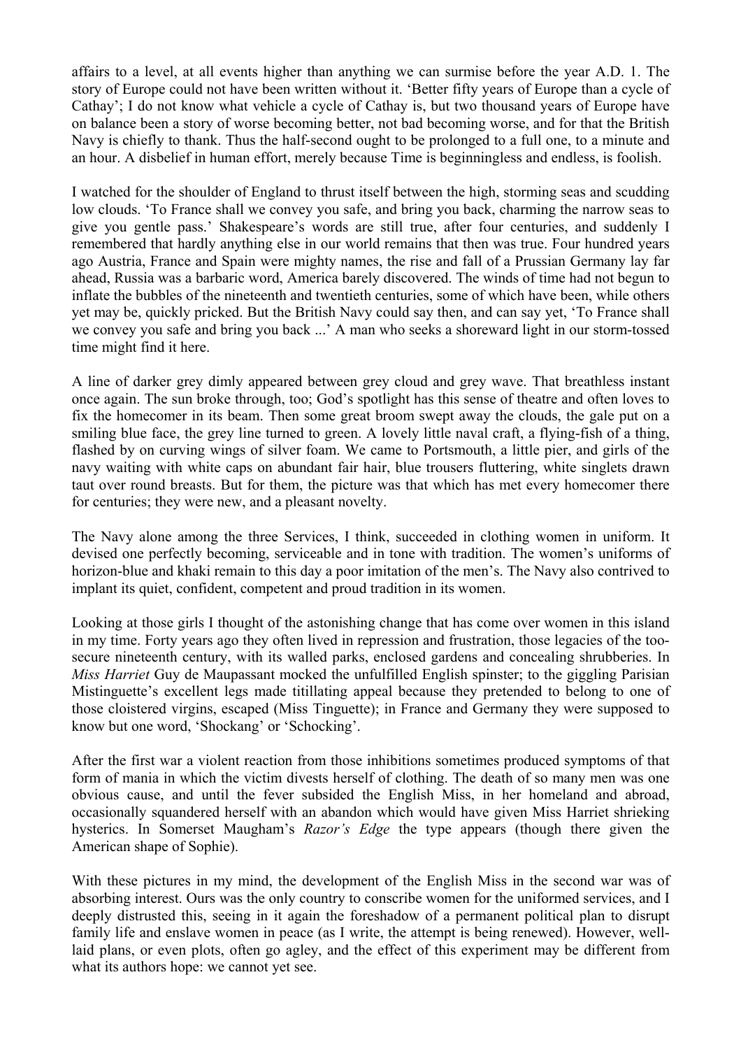affairs to a level, at all events higher than anything we can surmise before the year A.D. 1. The story of Europe could not have been written without it. 'Better fifty years of Europe than a cycle of Cathay'; I do not know what vehicle a cycle of Cathay is, but two thousand years of Europe have on balance been a story of worse becoming better, not bad becoming worse, and for that the British Navy is chiefly to thank. Thus the half-second ought to be prolonged to a full one, to a minute and an hour. A disbelief in human effort, merely because Time is beginningless and endless, is foolish.

I watched for the shoulder of England to thrust itself between the high, storming seas and scudding low clouds. 'To France shall we convey you safe, and bring you back, charming the narrow seas to give you gentle pass.' Shakespeare's words are still true, after four centuries, and suddenly I remembered that hardly anything else in our world remains that then was true. Four hundred years ago Austria, France and Spain were mighty names, the rise and fall of a Prussian Germany lay far ahead, Russia was a barbaric word, America barely discovered. The winds of time had not begun to inflate the bubbles of the nineteenth and twentieth centuries, some of which have been, while others yet may be, quickly pricked. But the British Navy could say then, and can say yet, 'To France shall we convey you safe and bring you back ...' A man who seeks a shoreward light in our storm-tossed time might find it here.

A line of darker grey dimly appeared between grey cloud and grey wave. That breathless instant once again. The sun broke through, too; God's spotlight has this sense of theatre and often loves to fix the homecomer in its beam. Then some great broom swept away the clouds, the gale put on a smiling blue face, the grey line turned to green. A lovely little naval craft, a flying-fish of a thing, flashed by on curving wings of silver foam. We came to Portsmouth, a little pier, and girls of the navy waiting with white caps on abundant fair hair, blue trousers fluttering, white singlets drawn taut over round breasts. But for them, the picture was that which has met every homecomer there for centuries; they were new, and a pleasant novelty.

The Navy alone among the three Services, I think, succeeded in clothing women in uniform. It devised one perfectly becoming, serviceable and in tone with tradition. The women's uniforms of horizon-blue and khaki remain to this day a poor imitation of the men's. The Navy also contrived to implant its quiet, confident, competent and proud tradition in its women.

Looking at those girls I thought of the astonishing change that has come over women in this island in my time. Forty years ago they often lived in repression and frustration, those legacies of the too-secure nineteenth century, with its walled parks, enclosed gardens and concealing shrubberies. In *Miss Harriet* Guy de Maupassant mocked the unfulfilled English spinster; to the giggling Parisian Mistinguette's excellent legs made titillating appeal because they pretended to belong to one of those cloistered virgins, escaped (Miss Tinguette); in France and Germany they were supposed to know but one word, 'Shockang' or 'Schocking'.

After the first war a violent reaction from those inhibitions sometimes produced symptoms of that form of mania in which the victim divests herself of clothing. The death of so many men was one obvious cause, and until the fever subsided the English Miss, in her homeland and abroad, occasionally squandered herself with an abandon which would have given Miss Harriet shrieking hysterics. In Somerset Maugham's *Razor's Edge* the type appears (though there given the American shape of Sophie).

With these pictures in my mind, the development of the English Miss in the second war was of absorbing interest. Ours was the only country to conscribe women for the uniformed services, and I deeply distrusted this, seeing in it again the foreshadow of a permanent political plan to disrupt family life and enslave women in peace (as I write, the attempt is being renewed). However, well-laid plans, or even plots, often go agley, and the effect of this experiment may be different from what its authors hope: we cannot yet see.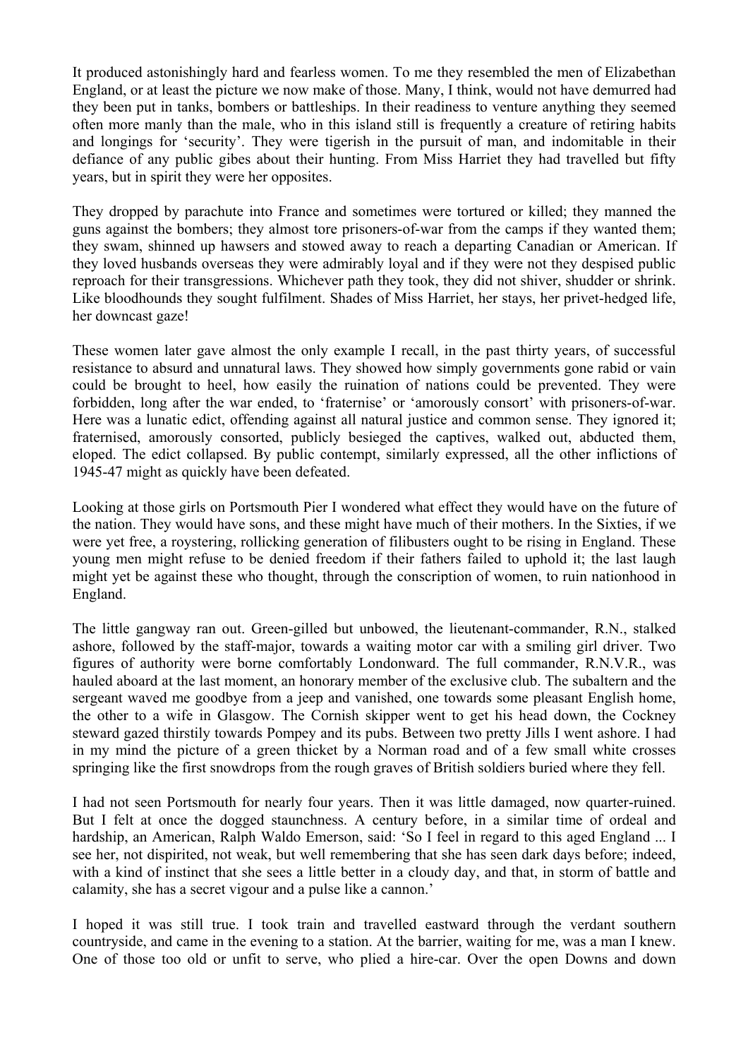It produced astonishingly hard and fearless women. To me they resembled the men of Elizabethan England, or at least the picture we now make of those. Many, I think, would not have demurred had they been put in tanks, bombers or battleships. In their readiness to venture anything they seemed often more manly than the male, who in this island still is frequently a creature of retiring habits and longings for 'security'. They were tigerish in the pursuit of man, and indomitable in their defiance of any public gibes about their hunting. From Miss Harriet they had travelled but fifty years, but in spirit they were her opposites.

They dropped by parachute into France and sometimes were tortured or killed; they manned the guns against the bombers; they almost tore prisoners-of-war from the camps if they wanted them; they swam, shinned up hawsers and stowed away to reach a departing Canadian or American. If they loved husbands overseas they were admirably loyal and if they were not they despised public reproach for their transgressions. Whichever path they took, they did not shiver, shudder or shrink. Like bloodhounds they sought fulfilment. Shades of Miss Harriet, her stays, her privet-hedged life, her downcast gaze!

These women later gave almost the only example I recall, in the past thirty years, of successful resistance to absurd and unnatural laws. They showed how simply governments gone rabid or vain could be brought to heel, how easily the ruination of nations could be prevented. They were forbidden, long after the war ended, to 'fraternise' or 'amorously consort' with prisoners-of-war. Here was a lunatic edict, offending against all natural justice and common sense. They ignored it; fraternised, amorously consorted, publicly besieged the captives, walked out, abducted them, eloped. The edict collapsed. By public contempt, similarly expressed, all the other inflictions of 1945-47 might as quickly have been defeated.

Looking at those girls on Portsmouth Pier I wondered what effect they would have on the future of the nation. They would have sons, and these might have much of their mothers. In the Sixties, if we were yet free, a roystering, rollicking generation of filibusters ought to be rising in England. These young men might refuse to be denied freedom if their fathers failed to uphold it; the last laugh might yet be against these who thought, through the conscription of women, to ruin nationhood in England.

The little gangway ran out. Green-gilled but unbowed, the lieutenant-commander, R.N., stalked ashore, followed by the staff-major, towards a waiting motor car with a smiling girl driver. Two figures of authority were borne comfortably Londonward. The full commander, R.N.V.R., was hauled aboard at the last moment, an honorary member of the exclusive club. The subaltern and the sergeant waved me goodbye from a jeep and vanished, one towards some pleasant English home, the other to a wife in Glasgow. The Cornish skipper went to get his head down, the Cockney steward gazed thirstily towards Pompey and its pubs. Between two pretty Jills I went ashore. I had in my mind the picture of a green thicket by a Norman road and of a few small white crosses springing like the first snowdrops from the rough graves of British soldiers buried where they fell.

I had not seen Portsmouth for nearly four years. Then it was little damaged, now quarter-ruined. But I felt at once the dogged staunchness. A century before, in a similar time of ordeal and hardship, an American, Ralph Waldo Emerson, said: 'So I feel in regard to this aged England ... I see her, not dispirited, not weak, but well remembering that she has seen dark days before; indeed, with a kind of instinct that she sees a little better in a cloudy day, and that, in storm of battle and calamity, she has a secret vigour and a pulse like a cannon.'

I hoped it was still true. I took train and travelled eastward through the verdant southern countryside, and came in the evening to a station. At the barrier, waiting for me, was a man I knew. One of those too old or unfit to serve, who plied a hire-car. Over the open Downs and down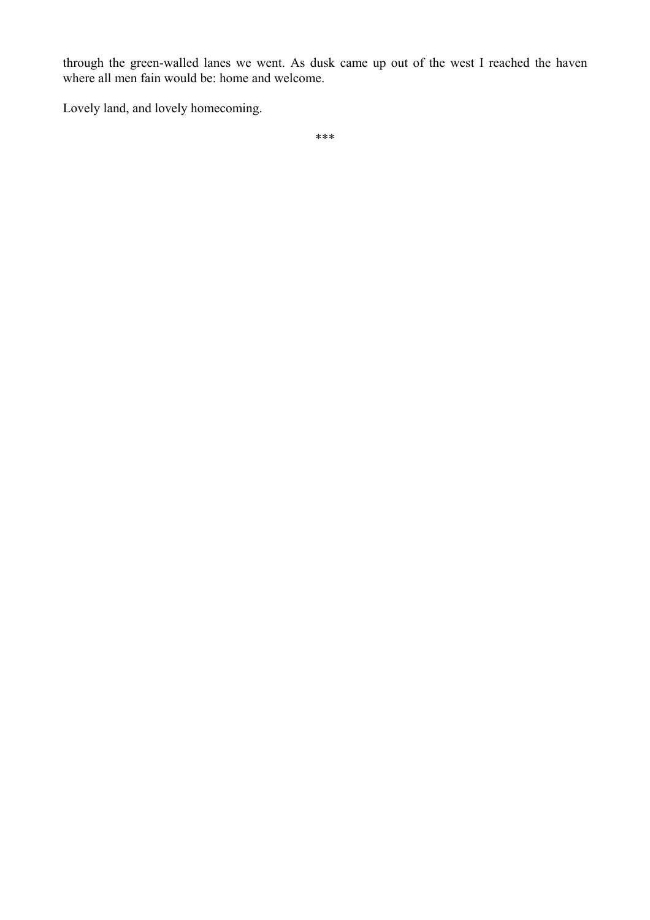through the green-walled lanes we went. As dusk came up out of the west I reached the haven where all men fain would be: home and welcome.

Lovely land, and lovely homecoming.

***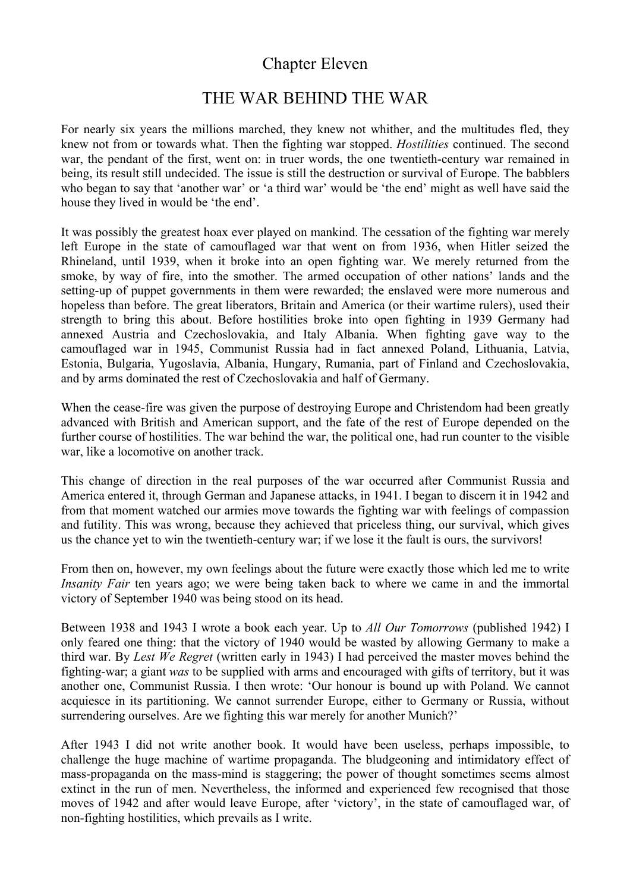# Chapter Eleven

## THE WAR BEHIND THE WAR

For nearly six years the millions marched, they knew not whither, and the multitudes fled, they knew not from or towards what. Then the fighting war stopped. *Hostilities* continued. The second war, the pendant of the first, went on: in truer words, the one twentieth-century war remained in being, its result still undecided. The issue is still the destruction or survival of Europe. The babblers who began to say that 'another war' or 'a third war' would be 'the end' might as well have said the house they lived in would be 'the end'.

It was possibly the greatest hoax ever played on mankind. The cessation of the fighting war merely left Europe in the state of camouflaged war that went on from 1936, when Hitler seized the Rhineland, until 1939, when it broke into an open fighting war. We merely returned from the smoke, by way of fire, into the smother. The armed occupation of other nations' lands and the setting-up of puppet governments in them were rewarded; the enslaved were more numerous and hopeless than before. The great liberators, Britain and America (or their wartime rulers), used their strength to bring this about. Before hostilities broke into open fighting in 1939 Germany had annexed Austria and Czechoslovakia, and Italy Albania. When fighting gave way to the camouflaged war in 1945, Communist Russia had in fact annexed Poland, Lithuania, Latvia, Estonia, Bulgaria, Yugoslavia, Albania, Hungary, Rumania, part of Finland and Czechoslovakia, and by arms dominated the rest of Czechoslovakia and half of Germany.

When the cease-fire was given the purpose of destroying Europe and Christendom had been greatly advanced with British and American support, and the fate of the rest of Europe depended on the further course of hostilities. The war behind the war, the political one, had run counter to the visible war, like a locomotive on another track.

This change of direction in the real purposes of the war occurred after Communist Russia and America entered it, through German and Japanese attacks, in 1941. I began to discern it in 1942 and from that moment watched our armies move towards the fighting war with feelings of compassion and futility. This was wrong, because they achieved that priceless thing, our survival, which gives us the chance yet to win the twentieth-century war; if we lose it the fault is ours, the survivors!

From then on, however, my own feelings about the future were exactly those which led me to write *Insanity Fair* ten years ago; we were being taken back to where we came in and the immortal victory of September 1940 was being stood on its head.

Between 1938 and 1943 I wrote a book each year. Up to *All Our Tomorrows* (published 1942) I only feared one thing: that the victory of 1940 would be wasted by allowing Germany to make a third war. By *Lest We Regret* (written early in 1943) I had perceived the master moves behind the fighting-war; a giant *was* to be supplied with arms and encouraged with gifts of territory, but it was another one, Communist Russia. I then wrote: 'Our honour is bound up with Poland. We cannot acquiesce in its partitioning. We cannot surrender Europe, either to Germany or Russia, without surrendering ourselves. Are we fighting this war merely for another Munich?'

After 1943 I did not write another book. It would have been useless, perhaps impossible, to challenge the huge machine of wartime propaganda. The bludgeoning and intimidatory effect of mass-propaganda on the mass-mind is staggering; the power of thought sometimes seems almost extinct in the run of men. Nevertheless, the informed and experienced few recognised that those moves of 1942 and after would leave Europe, after 'victory', in the state of camouflaged war, of non-fighting hostilities, which prevails as I write.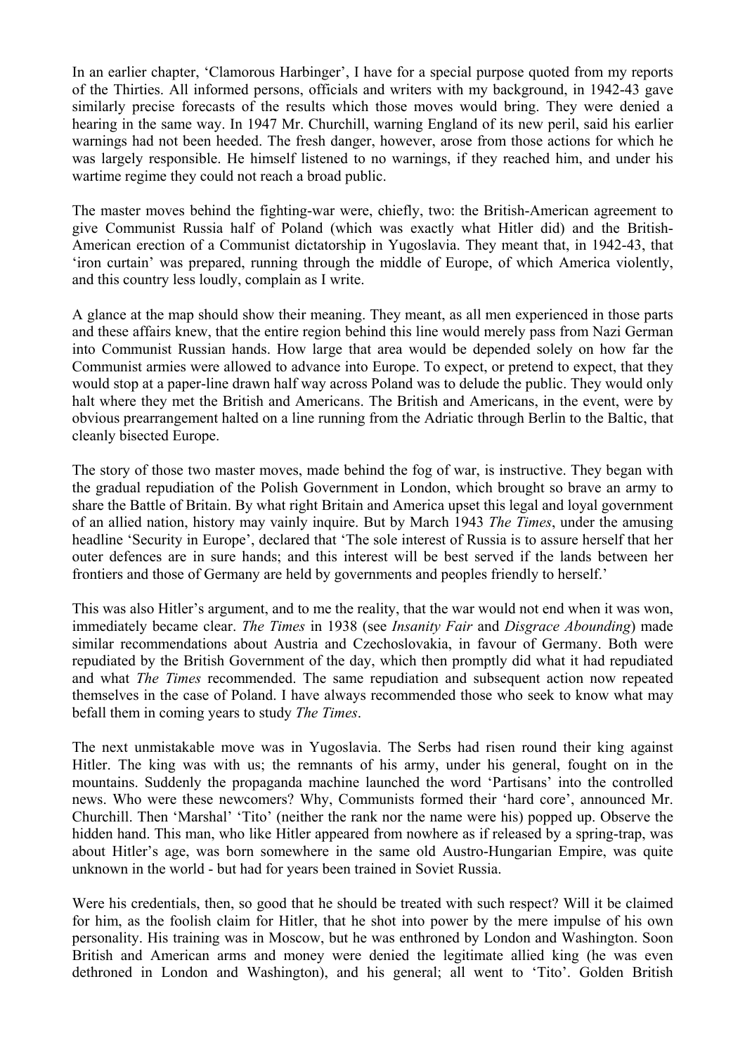In an earlier chapter, 'Clamorous Harbinger', I have for a special purpose quoted from my reports of the Thirties. All informed persons, officials and writers with my background, in 1942-43 gave similarly precise forecasts of the results which those moves would bring. They were denied a hearing in the same way. In 1947 Mr. Churchill, warning England of its new peril, said his earlier warnings had not been heeded. The fresh danger, however, arose from those actions for which he was largely responsible. He himself listened to no warnings, if they reached him, and under his wartime regime they could not reach a broad public.

The master moves behind the fighting-war were, chiefly, two: the British-American agreement to give Communist Russia half of Poland (which was exactly what Hitler did) and the British-American erection of a Communist dictatorship in Yugoslavia. They meant that, in 1942-43, that 'iron curtain' was prepared, running through the middle of Europe, of which America violently, and this country less loudly, complain as I write.

A glance at the map should show their meaning. They meant, as all men experienced in those parts and these affairs knew, that the entire region behind this line would merely pass from Nazi German into Communist Russian hands. How large that area would be depended solely on how far the Communist armies were allowed to advance into Europe. To expect, or pretend to expect, that they would stop at a paper-line drawn half way across Poland was to delude the public. They would only halt where they met the British and Americans. The British and Americans, in the event, were by obvious prearrangement halted on a line running from the Adriatic through Berlin to the Baltic, that cleanly bisected Europe.

The story of those two master moves, made behind the fog of war, is instructive. They began with the gradual repudiation of the Polish Government in London, which brought so brave an army to share the Battle of Britain. By what right Britain and America upset this legal and loyal government of an allied nation, history may vainly inquire. But by March 1943 *The Times*, under the amusing headline 'Security in Europe', declared that 'The sole interest of Russia is to assure herself that her outer defences are in sure hands; and this interest will be best served if the lands between her frontiers and those of Germany are held by governments and peoples friendly to herself.'

This was also Hitler's argument, and to me the reality, that the war would not end when it was won, immediately became clear. *The Times* in 1938 (see *Insanity Fair* and *Disgrace Abounding*) made similar recommendations about Austria and Czechoslovakia, in favour of Germany. Both were repudiated by the British Government of the day, which then promptly did what it had repudiated and what *The Times* recommended. The same repudiation and subsequent action now repeated themselves in the case of Poland. I have always recommended those who seek to know what may befall them in coming years to study *The Times*.

The next unmistakable move was in Yugoslavia. The Serbs had risen round their king against Hitler. The king was with us; the remnants of his army, under his general, fought on in the mountains. Suddenly the propaganda machine launched the word 'Partisans' into the controlled news. Who were these newcomers? Why, Communists formed their 'hard core', announced Mr. Churchill. Then 'Marshal' 'Tito' (neither the rank nor the name were his) popped up. Observe the hidden hand. This man, who like Hitler appeared from nowhere as if released by a spring-trap, was about Hitler's age, was born somewhere in the same old Austro-Hungarian Empire, was quite unknown in the world - but had for years been trained in Soviet Russia.

Were his credentials, then, so good that he should be treated with such respect? Will it be claimed for him, as the foolish claim for Hitler, that he shot into power by the mere impulse of his own personality. His training was in Moscow, but he was enthroned by London and Washington. Soon British and American arms and money were denied the legitimate allied king (he was even dethroned in London and Washington), and his general; all went to 'Tito'. Golden British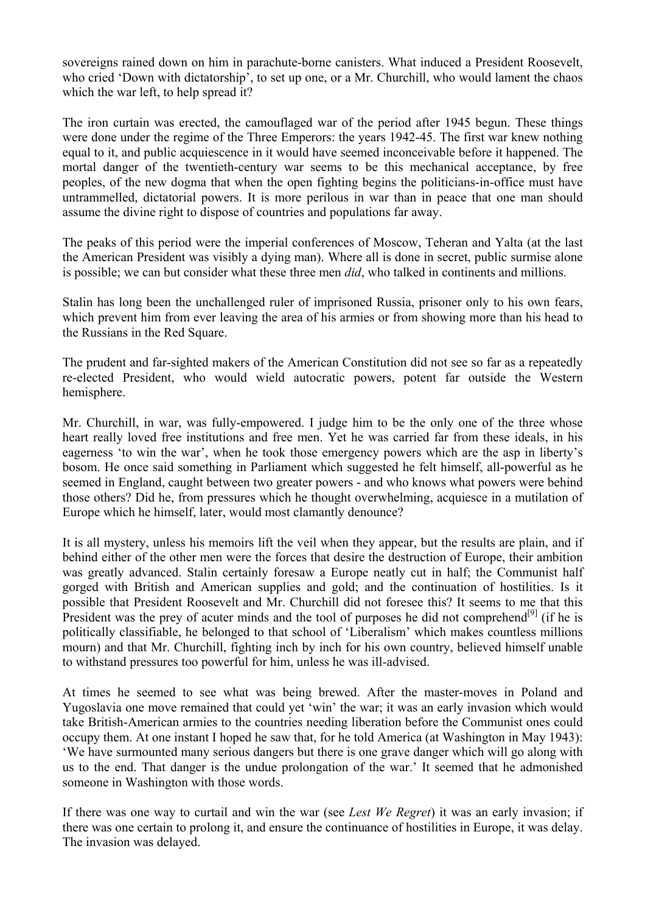sovereigns rained down on him in parachute-borne canisters. What induced a President Roosevelt, who cried 'Down with dictatorship', to set up one, or a Mr. Churchill, who would lament the chaos which the war left, to help spread it?

The iron curtain was erected, the camouflaged war of the period after 1945 begun. These things were done under the regime of the Three Emperors: the years 1942-45. The first war knew nothing equal to it, and public acquiescence in it would have seemed inconceivable before it happened. The mortal danger of the twentieth-century war seems to be this mechanical acceptance, by free peoples, of the new dogma that when the open fighting begins the politicians-in-office must have untrammelled, dictatorial powers. It is more perilous in war than in peace that one man should assume the divine right to dispose of countries and populations far away.

The peaks of this period were the imperial conferences of Moscow, Teheran and Yalta (at the last the American President was visibly a dying man). Where all is done in secret, public surmise alone is possible; we can but consider what these three men *did*, who talked in continents and millions.

Stalin has long been the unchallenged ruler of imprisoned Russia, prisoner only to his own fears, which prevent him from ever leaving the area of his armies or from showing more than his head to the Russians in the Red Square.

The prudent and far-sighted makers of the American Constitution did not see so far as a repeatedly re-elected President, who would wield autocratic powers, potent far outside the Western hemisphere.

Mr. Churchill, in war, was fully-empowered. I judge him to be the only one of the three whose heart really loved free institutions and free men. Yet he was carried far from these ideals, in his eagerness 'to win the war', when he took those emergency powers which are the asp in liberty's bosom. He once said something in Parliament which suggested he felt himself, all-powerful as he seemed in England, caught between two greater powers - and who knows what powers were behind those others? Did he, from pressures which he thought overwhelming, acquiesce in a mutilation of Europe which he himself, later, would most clamantly denounce?

It is all mystery, unless his memoirs lift the veil when they appear, but the results are plain, and if behind either of the other men were the forces that desire the destruction of Europe, their ambition was greatly advanced. Stalin certainly foresaw a Europe neatly cut in half; the Communist half gorged with British and American supplies and gold; and the continuation of hostilities. Is it possible that President Roosevelt and Mr. Churchill did not foresee this? It seems to me that this President was the prey of acuter minds and the tool of purposes he did not comprehend[9] (if he is politically classifiable, he belonged to that school of 'Liberalism' which makes countless millions mourn) and that Mr. Churchill, fighting inch by inch for his own country, believed himself unable to withstand pressures too powerful for him, unless he was ill-advised.

At times he seemed to see what was being brewed. After the master-moves in Poland and Yugoslavia one move remained that could yet 'win' the war; it was an early invasion which would take British-American armies to the countries needing liberation before the Communist ones could occupy them. At one instant I hoped he saw that, for he told America (at Washington in May 1943): 'We have surmounted many serious dangers but there is one grave danger which will go along with us to the end. That danger is the undue prolongation of the war.' It seemed that he admonished someone in Washington with those words.

If there was one way to curtail and win the war (see *Lest We Regret*) it was an early invasion; if there was one certain to prolong it, and ensure the continuance of hostilities in Europe, it was delay. The invasion was delayed.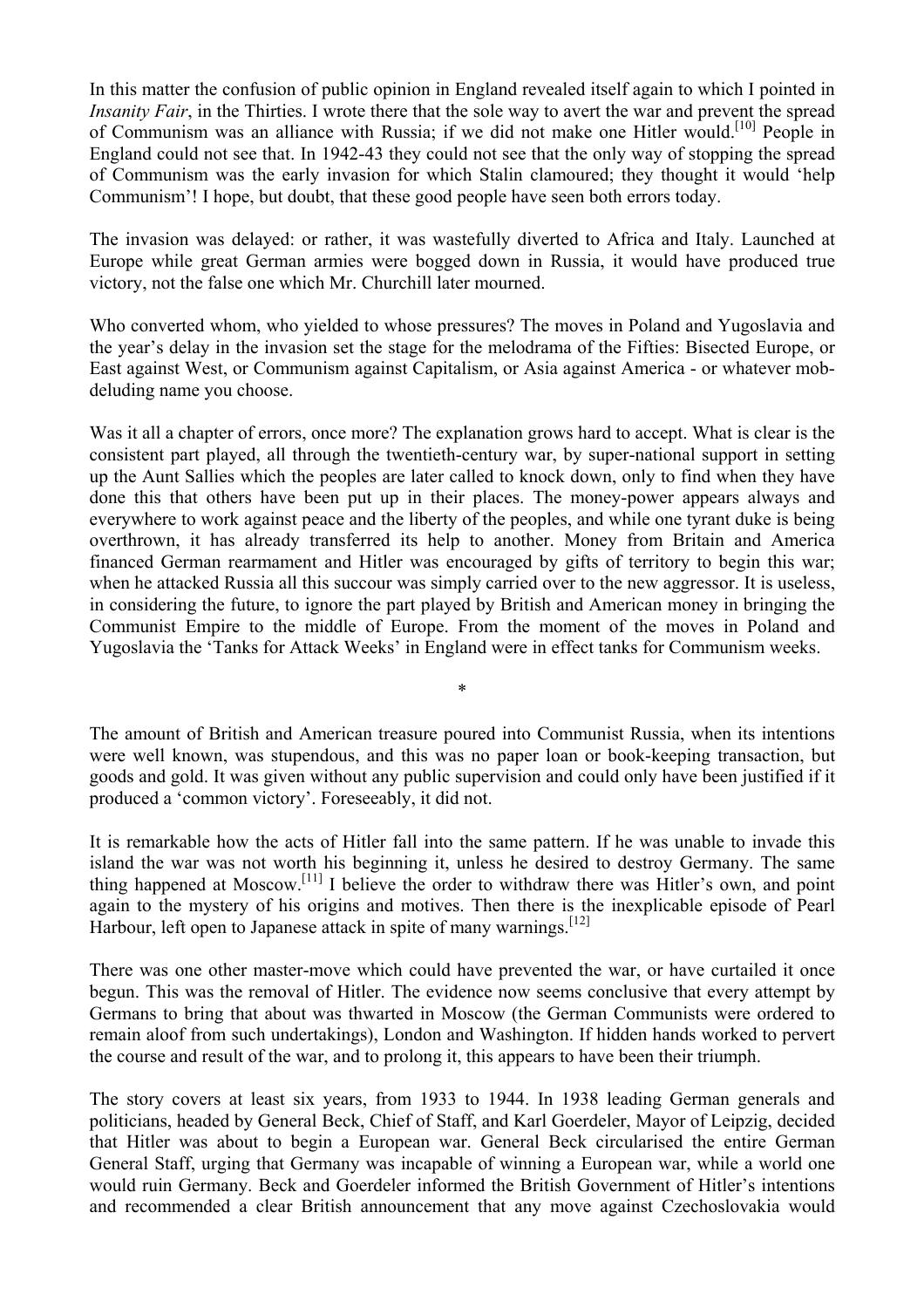In this matter the confusion of public opinion in England revealed itself again to which I pointed in *Insanity Fair*, in the Thirties. I wrote there that the sole way to avert the war and prevent the spread of Communism was an alliance with Russia; if we did not make one Hitler would.[10] People in England could not see that. In 1942-43 they could not see that the only way of stopping the spread of Communism was the early invasion for which Stalin clamoured; they thought it would 'help Communism'! I hope, but doubt, that these good people have seen both errors today.

The invasion was delayed: or rather, it was wastefully diverted to Africa and Italy. Launched at Europe while great German armies were bogged down in Russia, it would have produced true victory, not the false one which Mr. Churchill later mourned.

Who converted whom, who yielded to whose pressures? The moves in Poland and Yugoslavia and the year's delay in the invasion set the stage for the melodrama of the Fifties: Bisected Europe, or East against West, or Communism against Capitalism, or Asia against America - or whatever mob-deluding name you choose.

Was it all a chapter of errors, once more? The explanation grows hard to accept. What is clear is the consistent part played, all through the twentieth-century war, by super-national support in setting up the Aunt Sallies which the peoples are later called to knock down, only to find when they have done this that others have been put up in their places. The money-power appears always and everywhere to work against peace and the liberty of the peoples, and while one tyrant duke is being overthrown, it has already transferred its help to another. Money from Britain and America financed German rearmament and Hitler was encouraged by gifts of territory to begin this war; when he attacked Russia all this succour was simply carried over to the new aggressor. It is useless, in considering the future, to ignore the part played by British and American money in bringing the Communist Empire to the middle of Europe. From the moment of the moves in Poland and Yugoslavia the 'Tanks for Attack Weeks' in England were in effect tanks for Communism weeks.

*

The amount of British and American treasure poured into Communist Russia, when its intentions were well known, was stupendous, and this was no paper loan or book-keeping transaction, but goods and gold. It was given without any public supervision and could only have been justified if it produced a 'common victory'. Foreseeably, it did not.

It is remarkable how the acts of Hitler fall into the same pattern. If he was unable to invade this island the war was not worth his beginning it, unless he desired to destroy Germany. The same thing happened at Moscow.[11] I believe the order to withdraw there was Hitler's own, and point again to the mystery of his origins and motives. Then there is the inexplicable episode of Pearl Harbour, left open to Japanese attack in spite of many warnings.[12]

There was one other master-move which could have prevented the war, or have curtailed it once begun. This was the removal of Hitler. The evidence now seems conclusive that every attempt by Germans to bring that about was thwarted in Moscow (the German Communists were ordered to remain aloof from such undertakings), London and Washington. If hidden hands worked to pervert the course and result of the war, and to prolong it, this appears to have been their triumph.

The story covers at least six years, from 1933 to 1944. In 1938 leading German generals and politicians, headed by General Beck, Chief of Staff, and Karl Goerdeler, Mayor of Leipzig, decided that Hitler was about to begin a European war. General Beck circularised the entire German General Staff, urging that Germany was incapable of winning a European war, while a world one would ruin Germany. Beck and Goerdeler informed the British Government of Hitler's intentions and recommended a clear British announcement that any move against Czechoslovakia would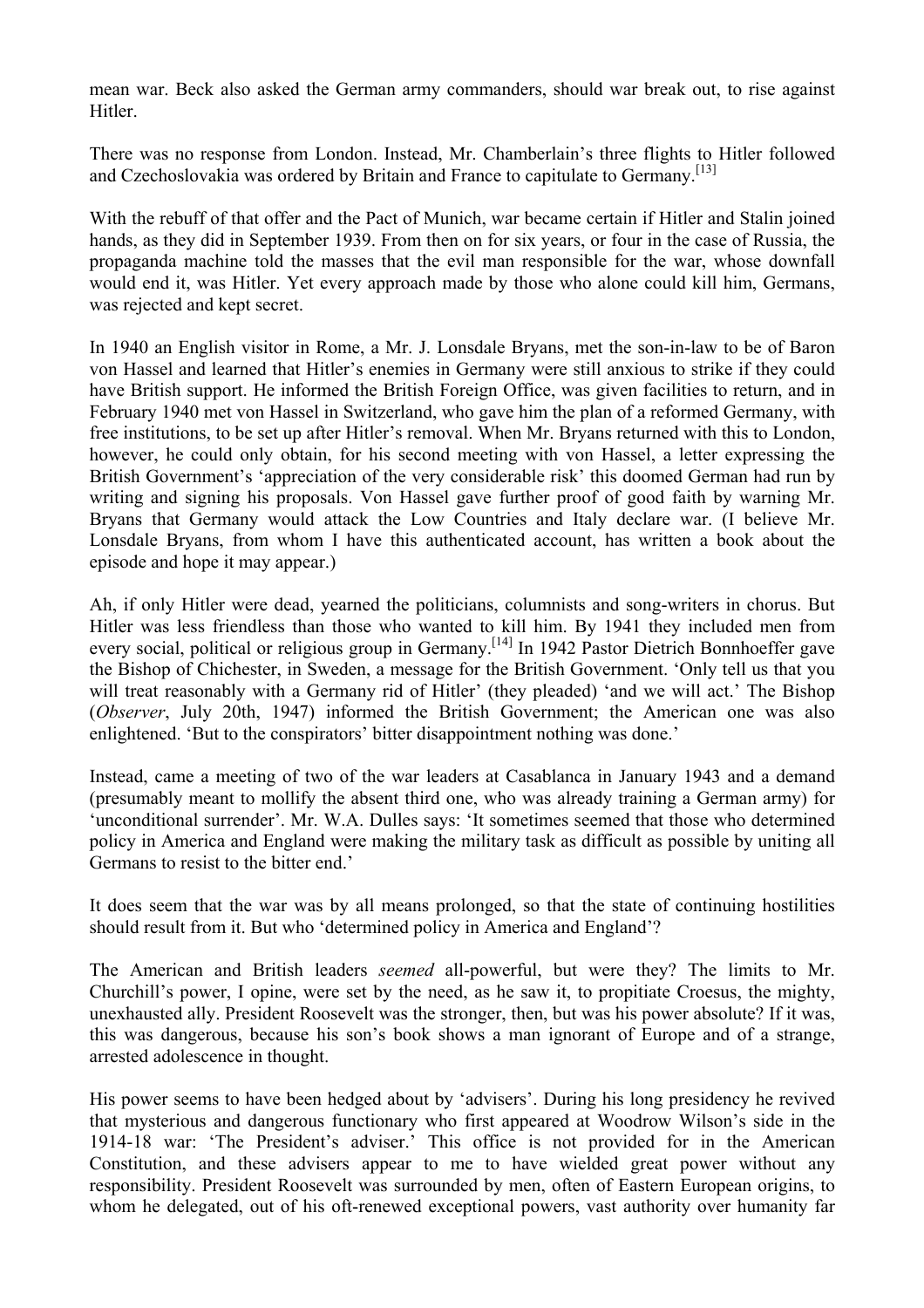mean war. Beck also asked the German army commanders, should war break out, to rise against Hitler.

There was no response from London. Instead, Mr. Chamberlain's three flights to Hitler followed and Czechoslovakia was ordered by Britain and France to capitulate to Germany.[13]

With the rebuff of that offer and the Pact of Munich, war became certain if Hitler and Stalin joined hands, as they did in September 1939. From then on for six years, or four in the case of Russia, the propaganda machine told the masses that the evil man responsible for the war, whose downfall would end it, was Hitler. Yet every approach made by those who alone could kill him, Germans, was rejected and kept secret.

In 1940 an English visitor in Rome, a Mr. J. Lonsdale Bryans, met the son-in-law to be of Baron von Hassel and learned that Hitler's enemies in Germany were still anxious to strike if they could have British support. He informed the British Foreign Office, was given facilities to return, and in February 1940 met von Hassel in Switzerland, who gave him the plan of a reformed Germany, with free institutions, to be set up after Hitler's removal. When Mr. Bryans returned with this to London, however, he could only obtain, for his second meeting with von Hassel, a letter expressing the British Government's 'appreciation of the very considerable risk' this doomed German had run by writing and signing his proposals. Von Hassel gave further proof of good faith by warning Mr. Bryans that Germany would attack the Low Countries and Italy declare war. (I believe Mr. Lonsdale Bryans, from whom I have this authenticated account, has written a book about the episode and hope it may appear.)

Ah, if only Hitler were dead, yearned the politicians, columnists and song-writers in chorus. But Hitler was less friendless than those who wanted to kill him. By 1941 they included men from every social, political or religious group in Germany.[14] In 1942 Pastor Dietrich Bonnhoeffer gave the Bishop of Chichester, in Sweden, a message for the British Government. 'Only tell us that you will treat reasonably with a Germany rid of Hitler' (they pleaded) 'and we will act.' The Bishop (*Observer*, July 20th, 1947) informed the British Government; the American one was also enlightened. 'But to the conspirators' bitter disappointment nothing was done.'

Instead, came a meeting of two of the war leaders at Casablanca in January 1943 and a demand (presumably meant to mollify the absent third one, who was already training a German army) for 'unconditional surrender'. Mr. W.A. Dulles says: 'It sometimes seemed that those who determined policy in America and England were making the military task as difficult as possible by uniting all Germans to resist to the bitter end.'

It does seem that the war was by all means prolonged, so that the state of continuing hostilities should result from it. But who 'determined policy in America and England'?

The American and British leaders *seemed* all-powerful, but were they? The limits to Mr. Churchill's power, I opine, were set by the need, as he saw it, to propitiate Croesus, the mighty, unexhausted ally. President Roosevelt was the stronger, then, but was his power absolute? If it was, this was dangerous, because his son's book shows a man ignorant of Europe and of a strange, arrested adolescence in thought.

His power seems to have been hedged about by 'advisers'. During his long presidency he revived that mysterious and dangerous functionary who first appeared at Woodrow Wilson's side in the 1914-18 war: 'The President's adviser.' This office is not provided for in the American Constitution, and these advisers appear to me to have wielded great power without any responsibility. President Roosevelt was surrounded by men, often of Eastern European origins, to whom he delegated, out of his oft-renewed exceptional powers, vast authority over humanity far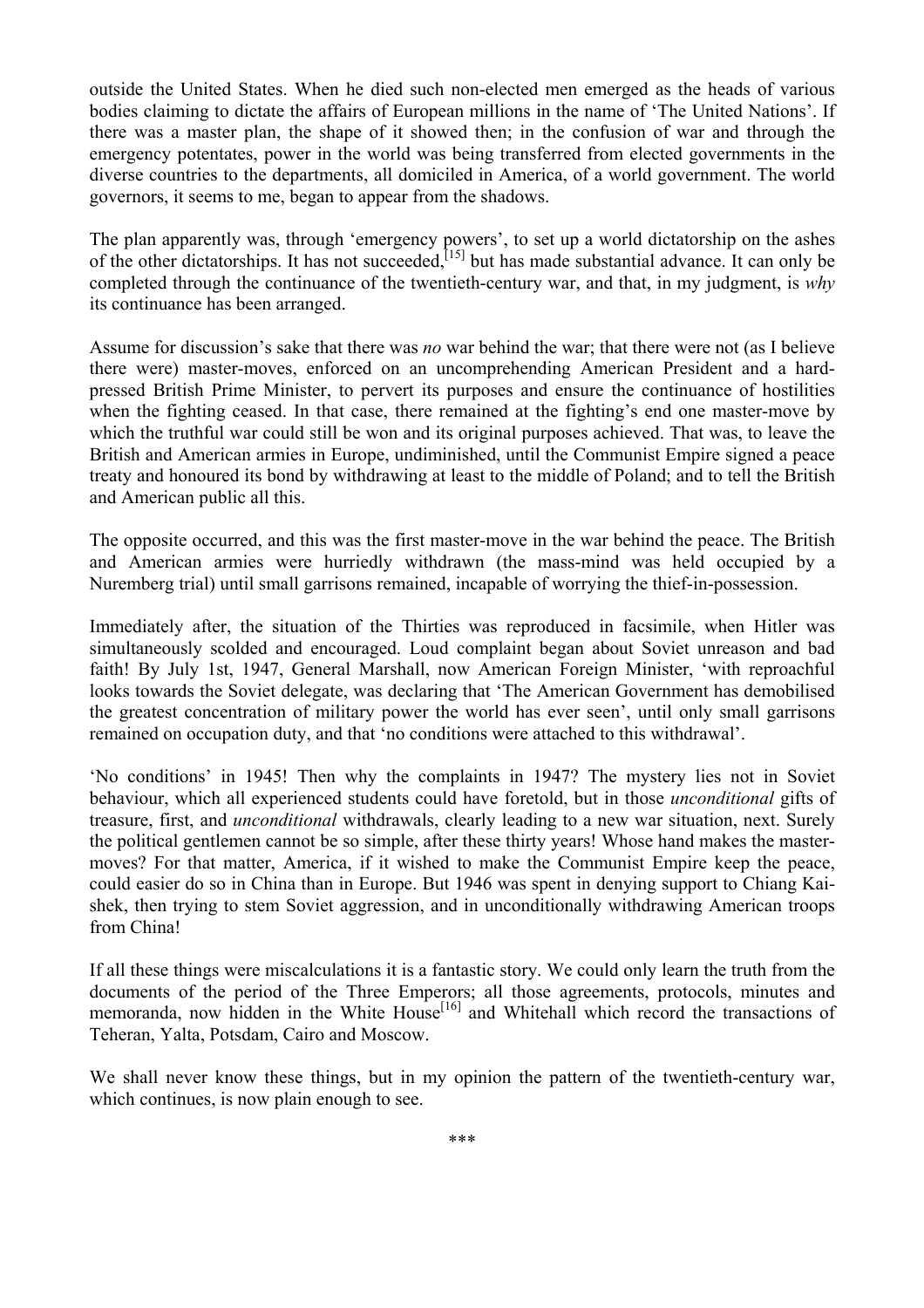outside the United States. When he died such non-elected men emerged as the heads of various bodies claiming to dictate the affairs of European millions in the name of 'The United Nations'. If there was a master plan, the shape of it showed then; in the confusion of war and through the emergency potentates, power in the world was being transferred from elected governments in the diverse countries to the departments, all domiciled in America, of a world government. The world governors, it seems to me, began to appear from the shadows.

The plan apparently was, through 'emergency powers', to set up a world dictatorship on the ashes of the other dictatorships. It has not succeeded,[15] but has made substantial advance. It can only be completed through the continuance of the twentieth-century war, and that, in my judgment, is *why* its continuance has been arranged.

Assume for discussion's sake that there was *no* war behind the war; that there were not (as I believe there were) master-moves, enforced on an uncomprehending American President and a hard-pressed British Prime Minister, to pervert its purposes and ensure the continuance of hostilities when the fighting ceased. In that case, there remained at the fighting's end one master-move by which the truthful war could still be won and its original purposes achieved. That was, to leave the British and American armies in Europe, undiminished, until the Communist Empire signed a peace treaty and honoured its bond by withdrawing at least to the middle of Poland; and to tell the British and American public all this.

The opposite occurred, and this was the first master-move in the war behind the peace. The British and American armies were hurriedly withdrawn (the mass-mind was held occupied by a Nuremberg trial) until small garrisons remained, incapable of worrying the thief-in-possession.

Immediately after, the situation of the Thirties was reproduced in facsimile, when Hitler was simultaneously scolded and encouraged. Loud complaint began about Soviet unreason and bad faith! By July 1st, 1947, General Marshall, now American Foreign Minister, 'with reproachful looks towards the Soviet delegate, was declaring that 'The American Government has demobilised the greatest concentration of military power the world has ever seen', until only small garrisons remained on occupation duty, and that 'no conditions were attached to this withdrawal'.

'No conditions' in 1945! Then why the complaints in 1947? The mystery lies not in Soviet behaviour, which all experienced students could have foretold, but in those *unconditional* gifts of treasure, first, and *unconditional* withdrawals, clearly leading to a new war situation, next. Surely the political gentlemen cannot be so simple, after these thirty years! Whose hand makes the master-moves? For that matter, America, if it wished to make the Communist Empire keep the peace, could easier do so in China than in Europe. But 1946 was spent in denying support to Chiang Kai-shek, then trying to stem Soviet aggression, and in unconditionally withdrawing American troops from China!

If all these things were miscalculations it is a fantastic story. We could only learn the truth from the documents of the period of the Three Emperors; all those agreements, protocols, minutes and memoranda, now hidden in the White House[16] and Whitehall which record the transactions of Teheran, Yalta, Potsdam, Cairo and Moscow.

We shall never know these things, but in my opinion the pattern of the twentieth-century war, which continues, is now plain enough to see.

\*\*\*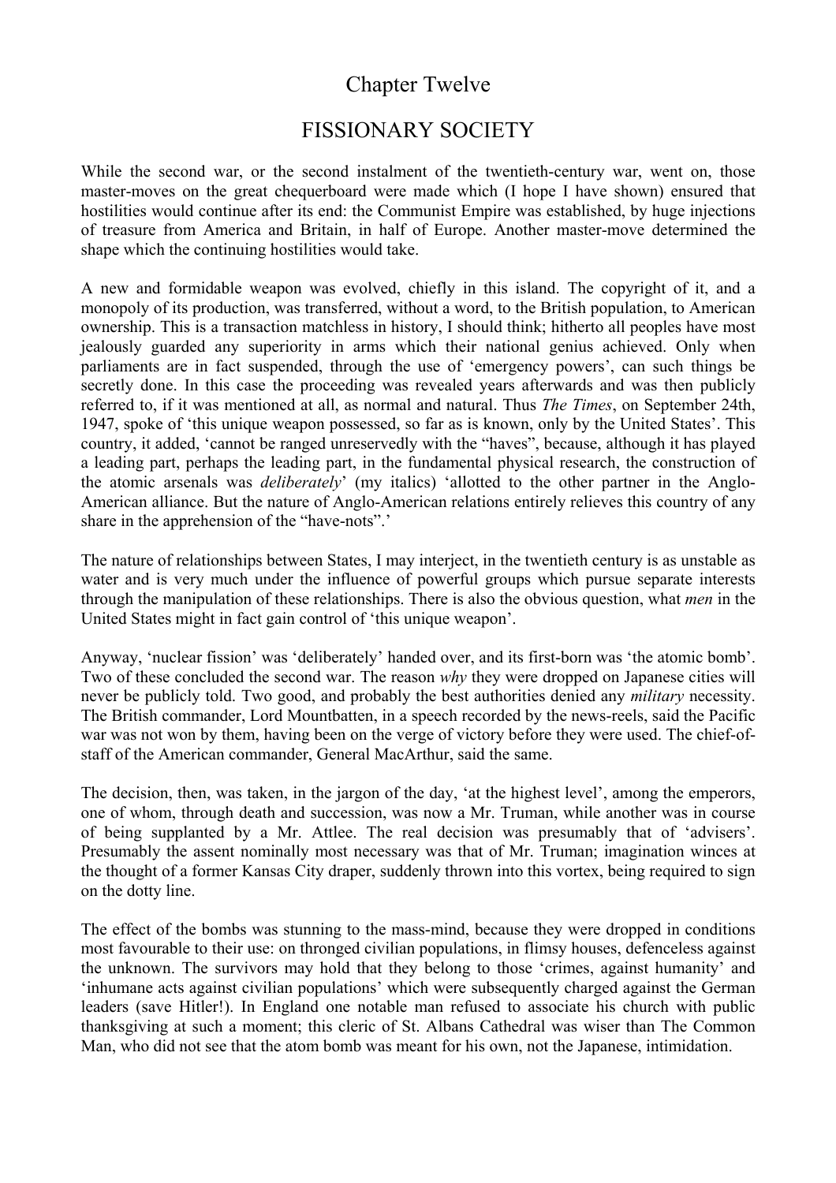# Chapter Twelve

## FISSIONARY SOCIETY

While the second war, or the second instalment of the twentieth-century war, went on, those master-moves on the great chequerboard were made which (I hope I have shown) ensured that hostilities would continue after its end: the Communist Empire was established, by huge injections of treasure from America and Britain, in half of Europe. Another master-move determined the shape which the continuing hostilities would take.

A new and formidable weapon was evolved, chiefly in this island. The copyright of it, and a monopoly of its production, was transferred, without a word, to the British population, to American ownership. This is a transaction matchless in history, I should think; hitherto all peoples have most jealously guarded any superiority in arms which their national genius achieved. Only when parliaments are in fact suspended, through the use of 'emergency powers', can such things be secretly done. In this case the proceeding was revealed years afterwards and was then publicly referred to, if it was mentioned at all, as normal and natural. Thus *The Times*, on September 24th, 1947, spoke of 'this unique weapon possessed, so far as is known, only by the United States'. This country, it added, 'cannot be ranged unreservedly with the "haves", because, although it has played a leading part, perhaps the leading part, in the fundamental physical research, the construction of the atomic arsenals was *deliberately*' (my italics) 'allotted to the other partner in the Anglo-American alliance. But the nature of Anglo-American relations entirely relieves this country of any share in the apprehension of the "have-nots".'

The nature of relationships between States, I may interject, in the twentieth century is as unstable as water and is very much under the influence of powerful groups which pursue separate interests through the manipulation of these relationships. There is also the obvious question, what *men* in the United States might in fact gain control of 'this unique weapon'.

Anyway, 'nuclear fission' was 'deliberately' handed over, and its first-born was 'the atomic bomb'. Two of these concluded the second war. The reason *why* they were dropped on Japanese cities will never be publicly told. Two good, and probably the best authorities denied any *military* necessity. The British commander, Lord Mountbatten, in a speech recorded by the news-reels, said the Pacific war was not won by them, having been on the verge of victory before they were used. The chief-of-staff of the American commander, General MacArthur, said the same.

The decision, then, was taken, in the jargon of the day, 'at the highest level', among the emperors, one of whom, through death and succession, was now a Mr. Truman, while another was in course of being supplanted by a Mr. Attlee. The real decision was presumably that of 'advisers'. Presumably the assent nominally most necessary was that of Mr. Truman; imagination winces at the thought of a former Kansas City draper, suddenly thrown into this vortex, being required to sign on the dotty line.

The effect of the bombs was stunning to the mass-mind, because they were dropped in conditions most favourable to their use: on thronged civilian populations, in flimsy houses, defenceless against the unknown. The survivors may hold that they belong to those 'crimes, against humanity' and 'inhumane acts against civilian populations' which were subsequently charged against the German leaders (save Hitler!). In England one notable man refused to associate his church with public thanksgiving at such a moment; this cleric of St. Albans Cathedral was wiser than The Common Man, who did not see that the atom bomb was meant for his own, not the Japanese, intimidation.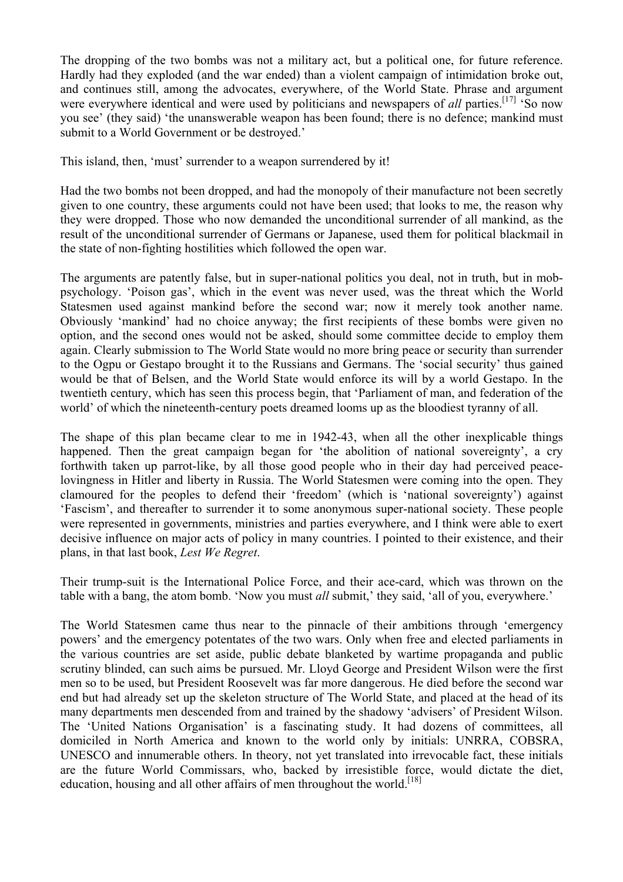The dropping of the two bombs was not a military act, but a political one, for future reference. Hardly had they exploded (and the war ended) than a violent campaign of intimidation broke out, and continues still, among the advocates, everywhere, of the World State. Phrase and argument were everywhere identical and were used by politicians and newspapers of *all* parties.[17] 'So now you see' (they said) 'the unanswerable weapon has been found; there is no defence; mankind must submit to a World Government or be destroyed.'

This island, then, 'must' surrender to a weapon surrendered by it!

Had the two bombs not been dropped, and had the monopoly of their manufacture not been secretly given to one country, these arguments could not have been used; that looks to me, the reason why they were dropped. Those who now demanded the unconditional surrender of all mankind, as the result of the unconditional surrender of Germans or Japanese, used them for political blackmail in the state of non-fighting hostilities which followed the open war.

The arguments are patently false, but in super-national politics you deal, not in truth, but in mob-psychology. 'Poison gas', which in the event was never used, was the threat which the World Statesmen used against mankind before the second war; now it merely took another name. Obviously 'mankind' had no choice anyway; the first recipients of these bombs were given no option, and the second ones would not be asked, should some committee decide to employ them again. Clearly submission to The World State would no more bring peace or security than surrender to the Ogpu or Gestapo brought it to the Russians and Germans. The 'social security' thus gained would be that of Belsen, and the World State would enforce its will by a world Gestapo. In the twentieth century, which has seen this process begin, that 'Parliament of man, and federation of the world' of which the nineteenth-century poets dreamed looms up as the bloodiest tyranny of all.

The shape of this plan became clear to me in 1942-43, when all the other inexplicable things happened. Then the great campaign began for 'the abolition of national sovereignty', a cry forthwith taken up parrot-like, by all those good people who in their day had perceived peace-lovingness in Hitler and liberty in Russia. The World Statesmen were coming into the open. They clamoured for the peoples to defend their 'freedom' (which is 'national sovereignty') against 'Fascism', and thereafter to surrender it to some anonymous super-national society. These people were represented in governments, ministries and parties everywhere, and I think were able to exert decisive influence on major acts of policy in many countries. I pointed to their existence, and their plans, in that last book, *Lest We Regret*.

Their trump-suit is the International Police Force, and their ace-card, which was thrown on the table with a bang, the atom bomb. 'Now you must *all* submit,' they said, 'all of you, everywhere.'

The World Statesmen came thus near to the pinnacle of their ambitions through 'emergency powers' and the emergency potentates of the two wars. Only when free and elected parliaments in the various countries are set aside, public debate blanketed by wartime propaganda and public scrutiny blinded, can such aims be pursued. Mr. Lloyd George and President Wilson were the first men so to be used, but President Roosevelt was far more dangerous. He died before the second war end but had already set up the skeleton structure of The World State, and placed at the head of its many departments men descended from and trained by the shadowy 'advisers' of President Wilson. The 'United Nations Organisation' is a fascinating study. It had dozens of committees, all domiciled in North America and known to the world only by initials: UNRRA, COBSRA, UNESCO and innumerable others. In theory, not yet translated into irrevocable fact, these initials are the future World Commissars, who, backed by irresistible force, would dictate the diet, education, housing and all other affairs of men throughout the world.[18]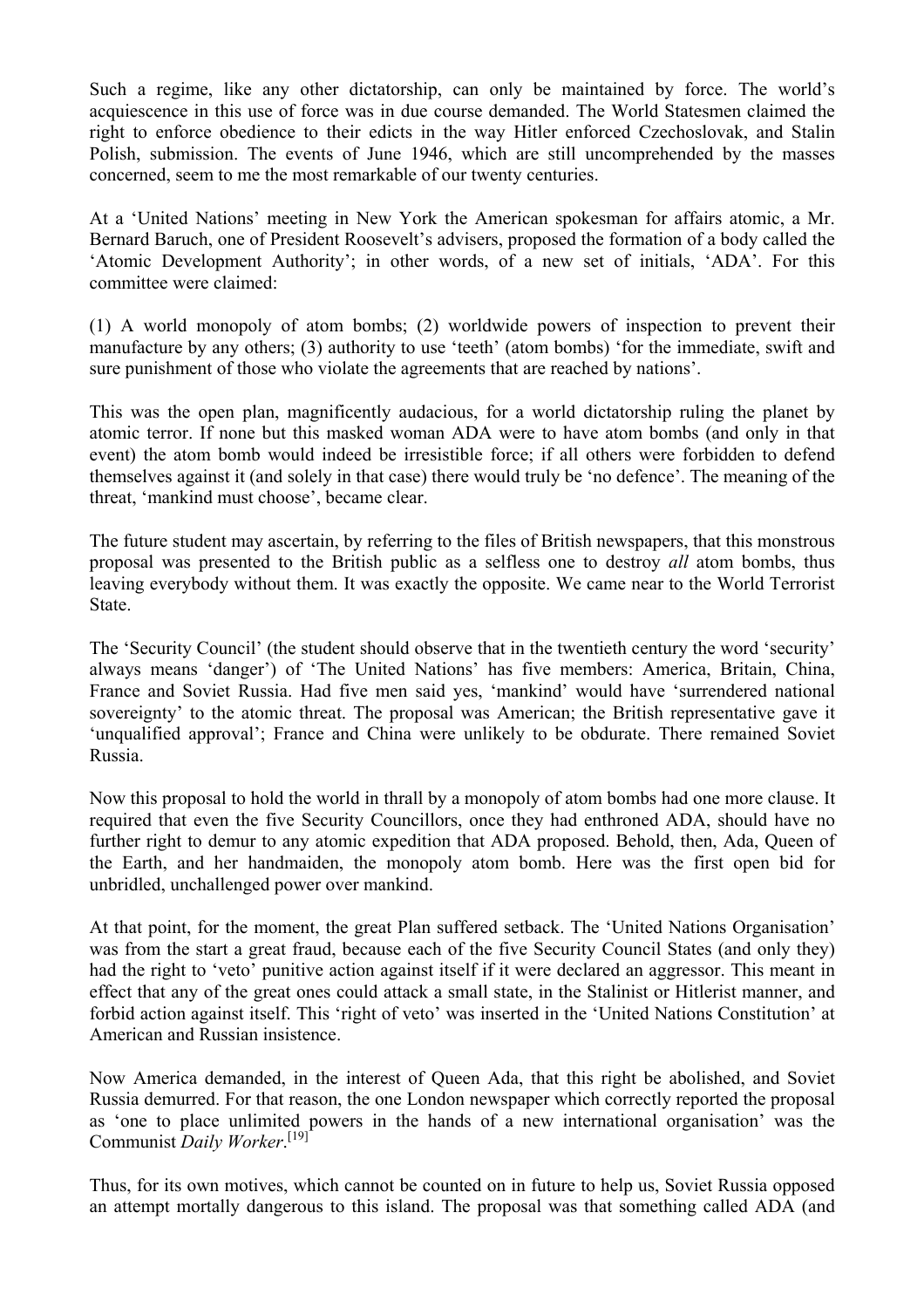Such a regime, like any other dictatorship, can only be maintained by force. The world's acquiescence in this use of force was in due course demanded. The World Statesmen claimed the right to enforce obedience to their edicts in the way Hitler enforced Czechoslovak, and Stalin Polish, submission. The events of June 1946, which are still uncomprehended by the masses concerned, seem to me the most remarkable of our twenty centuries.

At a 'United Nations' meeting in New York the American spokesman for affairs atomic, a Mr. Bernard Baruch, one of President Roosevelt's advisers, proposed the formation of a body called the 'Atomic Development Authority'; in other words, of a new set of initials, 'ADA'. For this committee were claimed:

(1) A world monopoly of atom bombs; (2) worldwide powers of inspection to prevent their manufacture by any others; (3) authority to use 'teeth' (atom bombs) 'for the immediate, swift and sure punishment of those who violate the agreements that are reached by nations'.

This was the open plan, magnificently audacious, for a world dictatorship ruling the planet by atomic terror. If none but this masked woman ADA were to have atom bombs (and only in that event) the atom bomb would indeed be irresistible force; if all others were forbidden to defend themselves against it (and solely in that case) there would truly be 'no defence'. The meaning of the threat, 'mankind must choose', became clear.

The future student may ascertain, by referring to the files of British newspapers, that this monstrous proposal was presented to the British public as a selfless one to destroy *all* atom bombs, thus leaving everybody without them. It was exactly the opposite. We came near to the World Terrorist State.

The 'Security Council' (the student should observe that in the twentieth century the word 'security' always means 'danger') of 'The United Nations' has five members: America, Britain, China, France and Soviet Russia. Had five men said yes, 'mankind' would have 'surrendered national sovereignty' to the atomic threat. The proposal was American; the British representative gave it 'unqualified approval'; France and China were unlikely to be obdurate. There remained Soviet Russia.

Now this proposal to hold the world in thrall by a monopoly of atom bombs had one more clause. It required that even the five Security Councillors, once they had enthroned ADA, should have no further right to demur to any atomic expedition that ADA proposed. Behold, then, Ada, Queen of the Earth, and her handmaiden, the monopoly atom bomb. Here was the first open bid for unbridled, unchallenged power over mankind.

At that point, for the moment, the great Plan suffered setback. The 'United Nations Organisation' was from the start a great fraud, because each of the five Security Council States (and only they) had the right to 'veto' punitive action against itself if it were declared an aggressor. This meant in effect that any of the great ones could attack a small state, in the Stalinist or Hitlerist manner, and forbid action against itself. This 'right of veto' was inserted in the 'United Nations Constitution' at American and Russian insistence.

Now America demanded, in the interest of Queen Ada, that this right be abolished, and Soviet Russia demurred. For that reason, the one London newspaper which correctly reported the proposal as 'one to place unlimited powers in the hands of a new international organisation' was the Communist *Daily Worker*.[19]

Thus, for its own motives, which cannot be counted on in future to help us, Soviet Russia opposed an attempt mortally dangerous to this island. The proposal was that something called ADA (and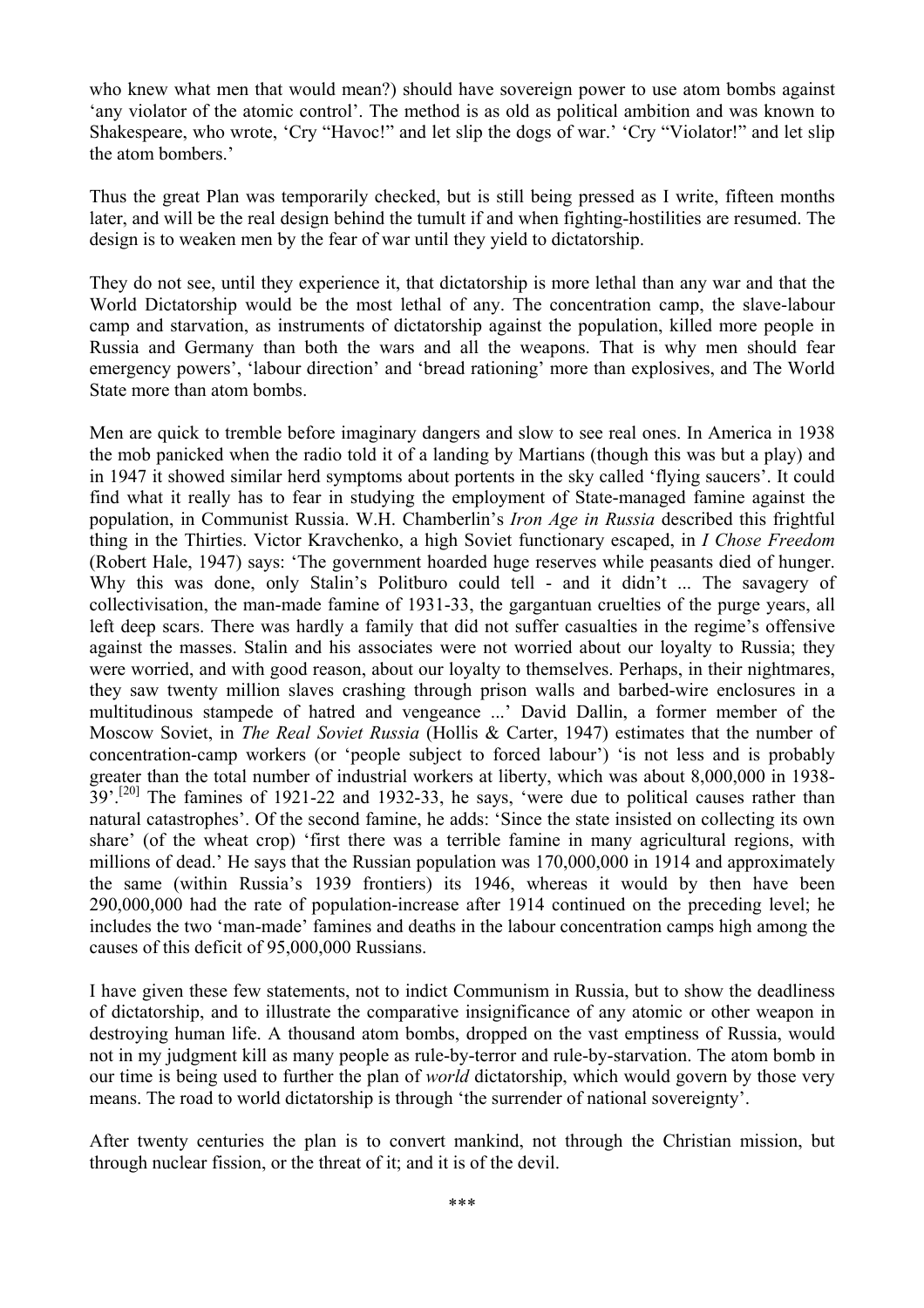who knew what men that would mean?) should have sovereign power to use atom bombs against 'any violator of the atomic control'. The method is as old as political ambition and was known to Shakespeare, who wrote, 'Cry "Havoc!" and let slip the dogs of war.' 'Cry "Violator!" and let slip the atom bombers.'

Thus the great Plan was temporarily checked, but is still being pressed as I write, fifteen months later, and will be the real design behind the tumult if and when fighting-hostilities are resumed. The design is to weaken men by the fear of war until they yield to dictatorship.

They do not see, until they experience it, that dictatorship is more lethal than any war and that the World Dictatorship would be the most lethal of any. The concentration camp, the slave-labour camp and starvation, as instruments of dictatorship against the population, killed more people in Russia and Germany than both the wars and all the weapons. That is why men should fear emergency powers', 'labour direction' and 'bread rationing' more than explosives, and The World State more than atom bombs.

Men are quick to tremble before imaginary dangers and slow to see real ones. In America in 1938 the mob panicked when the radio told it of a landing by Martians (though this was but a play) and in 1947 it showed similar herd symptoms about portents in the sky called 'flying saucers'. It could find what it really has to fear in studying the employment of State-managed famine against the population, in Communist Russia. W.H. Chamberlin's *Iron Age in Russia* described this frightful thing in the Thirties. Victor Kravchenko, a high Soviet functionary escaped, in *I Chose Freedom* (Robert Hale, 1947) says: 'The government hoarded huge reserves while peasants died of hunger. Why this was done, only Stalin's Politburo could tell - and it didn't ... The savagery of collectivisation, the man-made famine of 1931-33, the gargantuan cruelties of the purge years, all left deep scars. There was hardly a family that did not suffer casualties in the regime's offensive against the masses. Stalin and his associates were not worried about our loyalty to Russia; they were worried, and with good reason, about our loyalty to themselves. Perhaps, in their nightmares, they saw twenty million slaves crashing through prison walls and barbed-wire enclosures in a multitudinous stampede of hatred and vengeance ...' David Dallin, a former member of the Moscow Soviet, in *The Real Soviet Russia* (Hollis & Carter, 1947) estimates that the number of concentration-camp workers (or 'people subject to forced labour') 'is not less and is probably greater than the total number of industrial workers at liberty, which was about 8,000,000 in 1938-39'.[20] The famines of 1921-22 and 1932-33, he says, 'were due to political causes rather than natural catastrophes'. Of the second famine, he adds: 'Since the state insisted on collecting its own share' (of the wheat crop) 'first there was a terrible famine in many agricultural regions, with millions of dead.' He says that the Russian population was 170,000,000 in 1914 and approximately the same (within Russia's 1939 frontiers) its 1946, whereas it would by then have been 290,000,000 had the rate of population-increase after 1914 continued on the preceding level; he includes the two 'man-made' famines and deaths in the labour concentration camps high among the causes of this deficit of 95,000,000 Russians.

I have given these few statements, not to indict Communism in Russia, but to show the deadliness of dictatorship, and to illustrate the comparative insignificance of any atomic or other weapon in destroying human life. A thousand atom bombs, dropped on the vast emptiness of Russia, would not in my judgment kill as many people as rule-by-terror and rule-by-starvation. The atom bomb in our time is being used to further the plan of *world* dictatorship, which would govern by those very means. The road to world dictatorship is through 'the surrender of national sovereignty'.

After twenty centuries the plan is to convert mankind, not through the Christian mission, but through nuclear fission, or the threat of it; and it is of the devil.

\*\*\*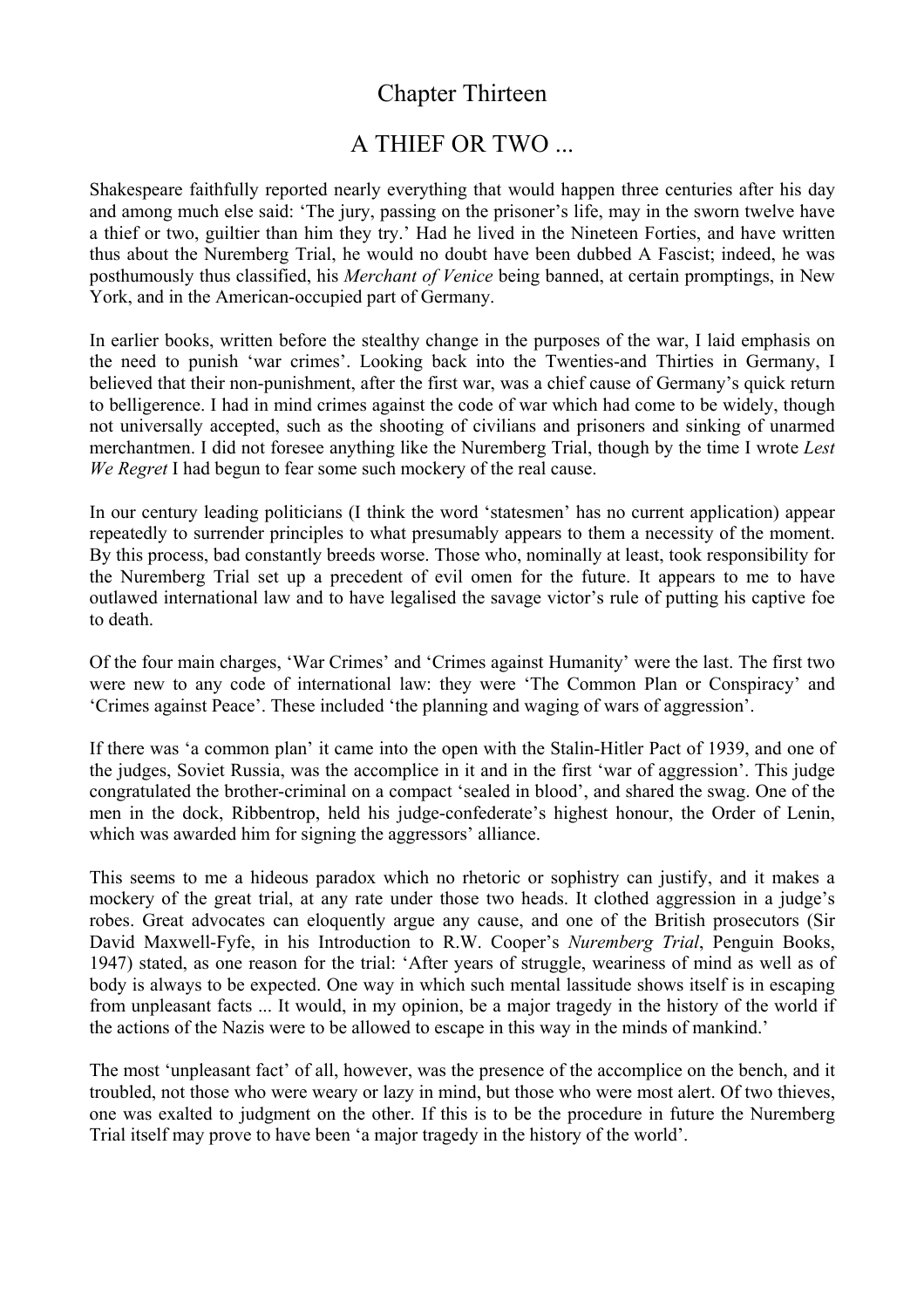# Chapter Thirteen

## A THIEF OR TWO ...

Shakespeare faithfully reported nearly everything that would happen three centuries after his day and among much else said: 'The jury, passing on the prisoner's life, may in the sworn twelve have a thief or two, guiltier than him they try.' Had he lived in the Nineteen Forties, and have written thus about the Nuremberg Trial, he would no doubt have been dubbed A Fascist; indeed, he was posthumously thus classified, his *Merchant of Venice* being banned, at certain promptings, in New York, and in the American-occupied part of Germany.

In earlier books, written before the stealthy change in the purposes of the war, I laid emphasis on the need to punish 'war crimes'. Looking back into the Twenties-and Thirties in Germany, I believed that their non-punishment, after the first war, was a chief cause of Germany's quick return to belligerence. I had in mind crimes against the code of war which had come to be widely, though not universally accepted, such as the shooting of civilians and prisoners and sinking of unarmed merchantmen. I did not foresee anything like the Nuremberg Trial, though by the time I wrote *Lest We Regret* I had begun to fear some such mockery of the real cause.

In our century leading politicians (I think the word 'statesmen' has no current application) appear repeatedly to surrender principles to what presumably appears to them a necessity of the moment. By this process, bad constantly breeds worse. Those who, nominally at least, took responsibility for the Nuremberg Trial set up a precedent of evil omen for the future. It appears to me to have outlawed international law and to have legalised the savage victor's rule of putting his captive foe to death.

Of the four main charges, 'War Crimes' and 'Crimes against Humanity' were the last. The first two were new to any code of international law: they were 'The Common Plan or Conspiracy' and 'Crimes against Peace'. These included 'the planning and waging of wars of aggression'.

If there was 'a common plan' it came into the open with the Stalin-Hitler Pact of 1939, and one of the judges, Soviet Russia, was the accomplice in it and in the first 'war of aggression'. This judge congratulated the brother-criminal on a compact 'sealed in blood', and shared the swag. One of the men in the dock, Ribbentrop, held his judge-confederate's highest honour, the Order of Lenin, which was awarded him for signing the aggressors' alliance.

This seems to me a hideous paradox which no rhetoric or sophistry can justify, and it makes a mockery of the great trial, at any rate under those two heads. It clothed aggression in a judge's robes. Great advocates can eloquently argue any cause, and one of the British prosecutors (Sir David Maxwell-Fyfe, in his Introduction to R.W. Cooper's *Nuremberg Trial*, Penguin Books, 1947) stated, as one reason for the trial: 'After years of struggle, weariness of mind as well as of body is always to be expected. One way in which such mental lassitude shows itself is in escaping from unpleasant facts ... It would, in my opinion, be a major tragedy in the history of the world if the actions of the Nazis were to be allowed to escape in this way in the minds of mankind.'

The most 'unpleasant fact' of all, however, was the presence of the accomplice on the bench, and it troubled, not those who were weary or lazy in mind, but those who were most alert. Of two thieves, one was exalted to judgment on the other. If this is to be the procedure in future the Nuremberg Trial itself may prove to have been 'a major tragedy in the history of the world'.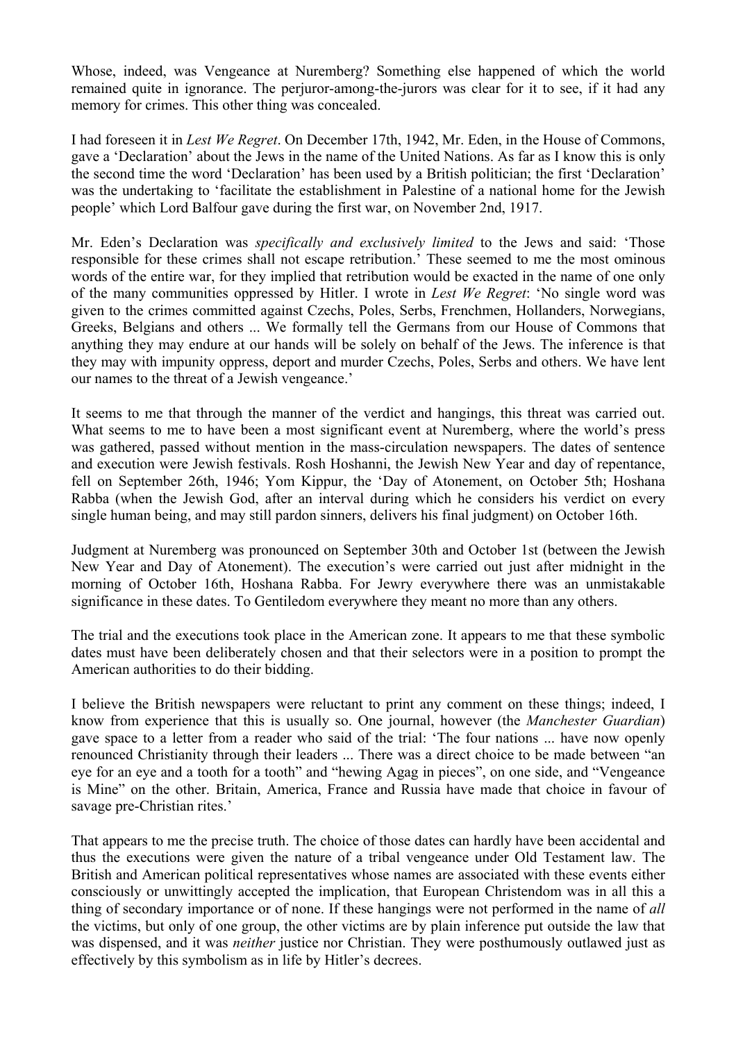Whose, indeed, was Vengeance at Nuremberg? Something else happened of which the world remained quite in ignorance. The perjuror-among-the-jurors was clear for it to see, if it had any memory for crimes. This other thing was concealed.

I had foreseen it in *Lest We Regret*. On December 17th, 1942, Mr. Eden, in the House of Commons, gave a 'Declaration' about the Jews in the name of the United Nations. As far as I know this is only the second time the word 'Declaration' has been used by a British politician; the first 'Declaration' was the undertaking to 'facilitate the establishment in Palestine of a national home for the Jewish people' which Lord Balfour gave during the first war, on November 2nd, 1917.

Mr. Eden's Declaration was *specifically and exclusively limited* to the Jews and said: 'Those responsible for these crimes shall not escape retribution.' These seemed to me the most ominous words of the entire war, for they implied that retribution would be exacted in the name of one only of the many communities oppressed by Hitler. I wrote in *Lest We Regret*: 'No single word was given to the crimes committed against Czechs, Poles, Serbs, Frenchmen, Hollanders, Norwegians, Greeks, Belgians and others ... We formally tell the Germans from our House of Commons that anything they may endure at our hands will be solely on behalf of the Jews. The inference is that they may with impunity oppress, deport and murder Czechs, Poles, Serbs and others. We have lent our names to the threat of a Jewish vengeance.'

It seems to me that through the manner of the verdict and hangings, this threat was carried out. What seems to me to have been a most significant event at Nuremberg, where the world's press was gathered, passed without mention in the mass-circulation newspapers. The dates of sentence and execution were Jewish festivals. Rosh Hoshanni, the Jewish New Year and day of repentance, fell on September 26th, 1946; Yom Kippur, the 'Day of Atonement, on October 5th; Hoshana Rabba (when the Jewish God, after an interval during which he considers his verdict on every single human being, and may still pardon sinners, delivers his final judgment) on October 16th.

Judgment at Nuremberg was pronounced on September 30th and October 1st (between the Jewish New Year and Day of Atonement). The execution's were carried out just after midnight in the morning of October 16th, Hoshana Rabba. For Jewry everywhere there was an unmistakable significance in these dates. To Gentiledom everywhere they meant no more than any others.

The trial and the executions took place in the American zone. It appears to me that these symbolic dates must have been deliberately chosen and that their selectors were in a position to prompt the American authorities to do their bidding.

I believe the British newspapers were reluctant to print any comment on these things; indeed, I know from experience that this is usually so. One journal, however (the *Manchester Guardian*) gave space to a letter from a reader who said of the trial: 'The four nations ... have now openly renounced Christianity through their leaders ... There was a direct choice to be made between "an eye for an eye and a tooth for a tooth" and "hewing Agag in pieces", on one side, and "Vengeance is Mine" on the other. Britain, America, France and Russia have made that choice in favour of savage pre-Christian rites.'

That appears to me the precise truth. The choice of those dates can hardly have been accidental and thus the executions were given the nature of a tribal vengeance under Old Testament law. The British and American political representatives whose names are associated with these events either consciously or unwittingly accepted the implication, that European Christendom was in all this a thing of secondary importance or of none. If these hangings were not performed in the name of *all* the victims, but only of one group, the other victims are by plain inference put outside the law that was dispensed, and it was *neither* justice nor Christian. They were posthumously outlawed just as effectively by this symbolism as in life by Hitler's decrees.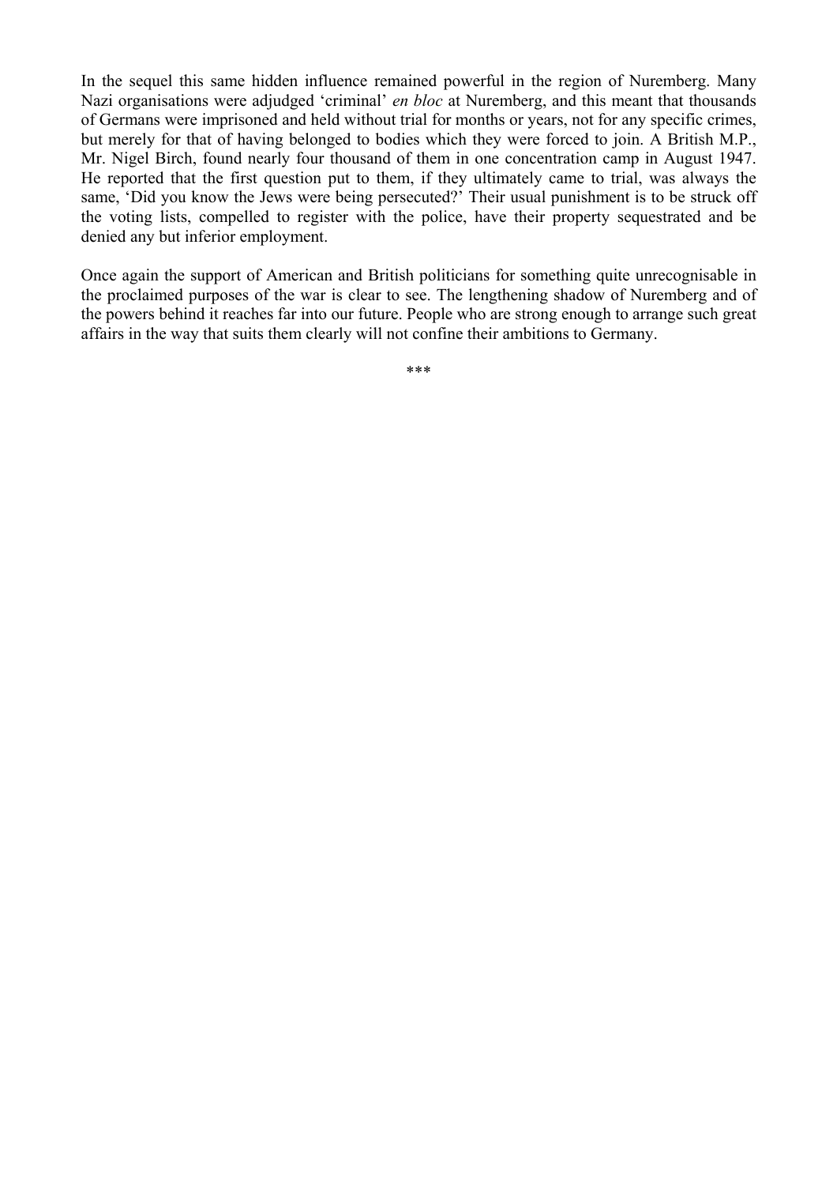In the sequel this same hidden influence remained powerful in the region of Nuremberg. Many Nazi organisations were adjudged 'criminal' *en bloc* at Nuremberg, and this meant that thousands of Germans were imprisoned and held without trial for months or years, not for any specific crimes, but merely for that of having belonged to bodies which they were forced to join. A British M.P., Mr. Nigel Birch, found nearly four thousand of them in one concentration camp in August 1947. He reported that the first question put to them, if they ultimately came to trial, was always the same, 'Did you know the Jews were being persecuted?' Their usual punishment is to be struck off the voting lists, compelled to register with the police, have their property sequestrated and be denied any but inferior employment.

Once again the support of American and British politicians for something quite unrecognisable in the proclaimed purposes of the war is clear to see. The lengthening shadow of Nuremberg and of the powers behind it reaches far into our future. People who are strong enough to arrange such great affairs in the way that suits them clearly will not confine their ambitions to Germany.

***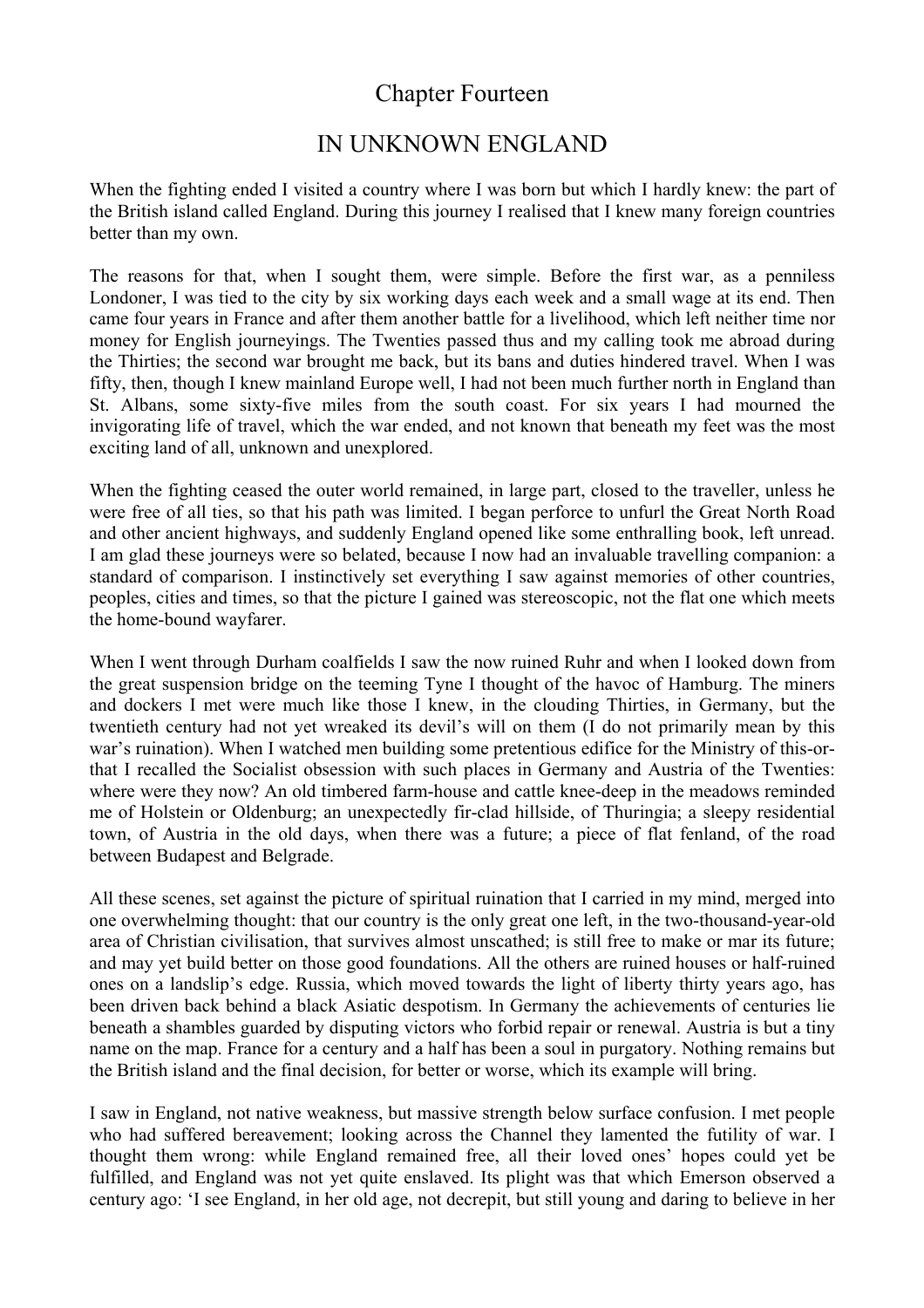# Chapter Fourteen

## IN UNKNOWN ENGLAND

When the fighting ended I visited a country where I was born but which I hardly knew: the part of the British island called England. During this journey I realised that I knew many foreign countries better than my own.

The reasons for that, when I sought them, were simple. Before the first war, as a penniless Londoner, I was tied to the city by six working days each week and a small wage at its end. Then came four years in France and after them another battle for a livelihood, which left neither time nor money for English journeyings. The Twenties passed thus and my calling took me abroad during the Thirties; the second war brought me back, but its bans and duties hindered travel. When I was fifty, then, though I knew mainland Europe well, I had not been much further north in England than St. Albans, some sixty-five miles from the south coast. For six years I had mourned the invigorating life of travel, which the war ended, and not known that beneath my feet was the most exciting land of all, unknown and unexplored.

When the fighting ceased the outer world remained, in large part, closed to the traveller, unless he were free of all ties, so that his path was limited. I began perforce to unfurl the Great North Road and other ancient highways, and suddenly England opened like some enthralling book, left unread. I am glad these journeys were so belated, because I now had an invaluable travelling companion: a standard of comparison. I instinctively set everything I saw against memories of other countries, peoples, cities and times, so that the picture I gained was stereoscopic, not the flat one which meets the home-bound wayfarer.

When I went through Durham coalfields I saw the now ruined Ruhr and when I looked down from the great suspension bridge on the teeming Tyne I thought of the havoc of Hamburg. The miners and dockers I met were much like those I knew, in the clouding Thirties, in Germany, but the twentieth century had not yet wreaked its devil's will on them (I do not primarily mean by this war's ruination). When I watched men building some pretentious edifice for the Ministry of this-or-that I recalled the Socialist obsession with such places in Germany and Austria of the Twenties: where were they now? An old timbered farm-house and cattle knee-deep in the meadows reminded me of Holstein or Oldenburg; an unexpectedly fir-clad hillside, of Thuringia; a sleepy residential town, of Austria in the old days, when there was a future; a piece of flat fenland, of the road between Budapest and Belgrade.

All these scenes, set against the picture of spiritual ruination that I carried in my mind, merged into one overwhelming thought: that our country is the only great one left, in the two-thousand-year-old area of Christian civilisation, that survives almost unscathed; is still free to make or mar its future; and may yet build better on those good foundations. All the others are ruined houses or half-ruined ones on a landslip's edge. Russia, which moved towards the light of liberty thirty years ago, has been driven back behind a black Asiatic despotism. In Germany the achievements of centuries lie beneath a shambles guarded by disputing victors who forbid repair or renewal. Austria is but a tiny name on the map. France for a century and a half has been a soul in purgatory. Nothing remains but the British island and the final decision, for better or worse, which its example will bring.

I saw in England, not native weakness, but massive strength below surface confusion. I met people who had suffered bereavement; looking across the Channel they lamented the futility of war. I thought them wrong: while England remained free, all their loved ones' hopes could yet be fulfilled, and England was not yet quite enslaved. Its plight was that which Emerson observed a century ago: 'I see England, in her old age, not decrepit, but still young and daring to believe in her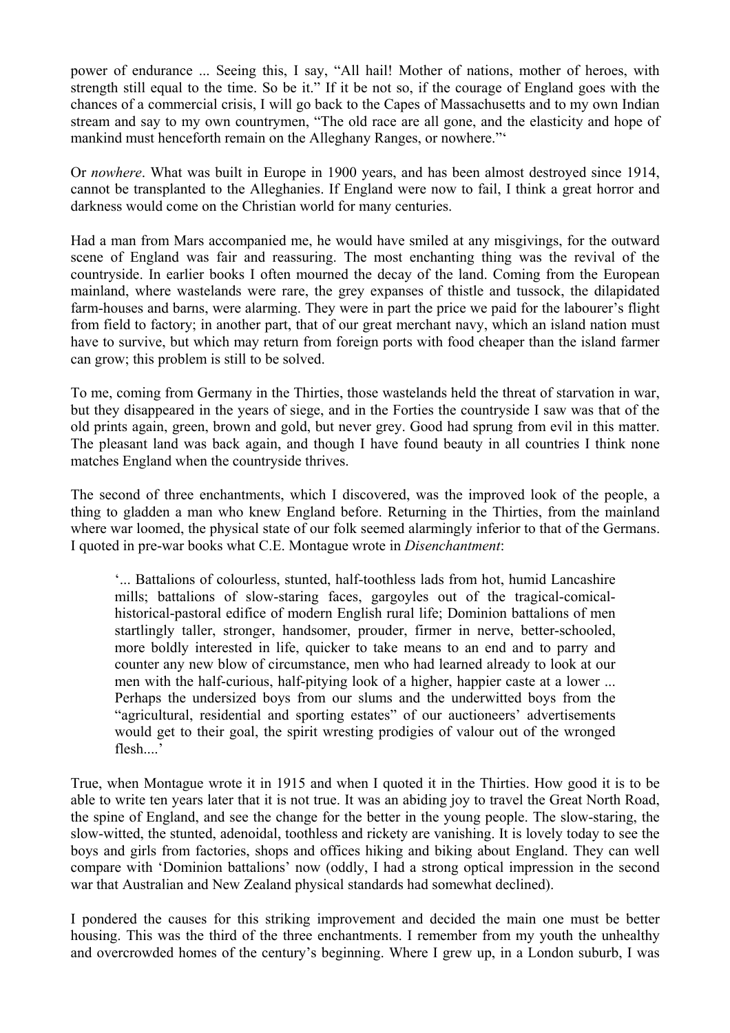power of endurance ... Seeing this, I say, “All hail! Mother of nations, mother of heroes, with strength still equal to the time. So be it.” If it be not so, if the courage of England goes with the chances of a commercial crisis, I will go back to the Capes of Massachusetts and to my own Indian stream and say to my own countrymen, “The old race are all gone, and the elasticity and hope of mankind must henceforth remain on the Alleghany Ranges, or nowhere.”‘

Or *nowhere*. What was built in Europe in 1900 years, and has been almost destroyed since 1914, cannot be transplanted to the Alleghanies. If England were now to fail, I think a great horror and darkness would come on the Christian world for many centuries.

Had a man from Mars accompanied me, he would have smiled at any misgivings, for the outward scene of England was fair and reassuring. The most enchanting thing was the revival of the countryside. In earlier books I often mourned the decay of the land. Coming from the European mainland, where wastelands were rare, the grey expanses of thistle and tussock, the dilapidated farm-houses and barns, were alarming. They were in part the price we paid for the labourer’s flight from field to factory; in another part, that of our great merchant navy, which an island nation must have to survive, but which may return from foreign ports with food cheaper than the island farmer can grow; this problem is still to be solved.

To me, coming from Germany in the Thirties, those wastelands held the threat of starvation in war, but they disappeared in the years of siege, and in the Forties the countryside I saw was that of the old prints again, green, brown and gold, but never grey. Good had sprung from evil in this matter. The pleasant land was back again, and though I have found beauty in all countries I think none matches England when the countryside thrives.

The second of three enchantments, which I discovered, was the improved look of the people, a thing to gladden a man who knew England before. Returning in the Thirties, from the mainland where war loomed, the physical state of our folk seemed alarmingly inferior to that of the Germans. I quoted in pre-war books what C.E. Montague wrote in *Disenchantment*:

> ‘... Battalions of colourless, stunted, half-toothless lads from hot, humid Lancashire mills; battalions of slow-staring faces, gargoyles out of the tragical-comical-historical-pastoral edifice of modern English rural life; Dominion battalions of men startlingly taller, stronger, handsomer, prouder, firmer in nerve, better-schooled, more boldly interested in life, quicker to take means to an end and to parry and counter any new blow of circumstance, men who had learned already to look at our men with the half-curious, half-pitying look of a higher, happier caste at a lower ... Perhaps the undersized boys from our slums and the underwitted boys from the “agricultural, residential and sporting estates” of our auctioneers’ advertisements would get to their goal, the spirit wresting prodigies of valour out of the wronged flesh....’

True, when Montague wrote it in 1915 and when I quoted it in the Thirties. How good it is to be able to write ten years later that it is not true. It was an abiding joy to travel the Great North Road, the spine of England, and see the change for the better in the young people. The slow-staring, the slow-witted, the stunted, adenoidal, toothless and rickety are vanishing. It is lovely today to see the boys and girls from factories, shops and offices hiking and biking about England. They can well compare with ‘Dominion battalions’ now (oddly, I had a strong optical impression in the second war that Australian and New Zealand physical standards had somewhat declined).

I pondered the causes for this striking improvement and decided the main one must be better housing. This was the third of the three enchantments. I remember from my youth the unhealthy and overcrowded homes of the century’s beginning. Where I grew up, in a London suburb, I was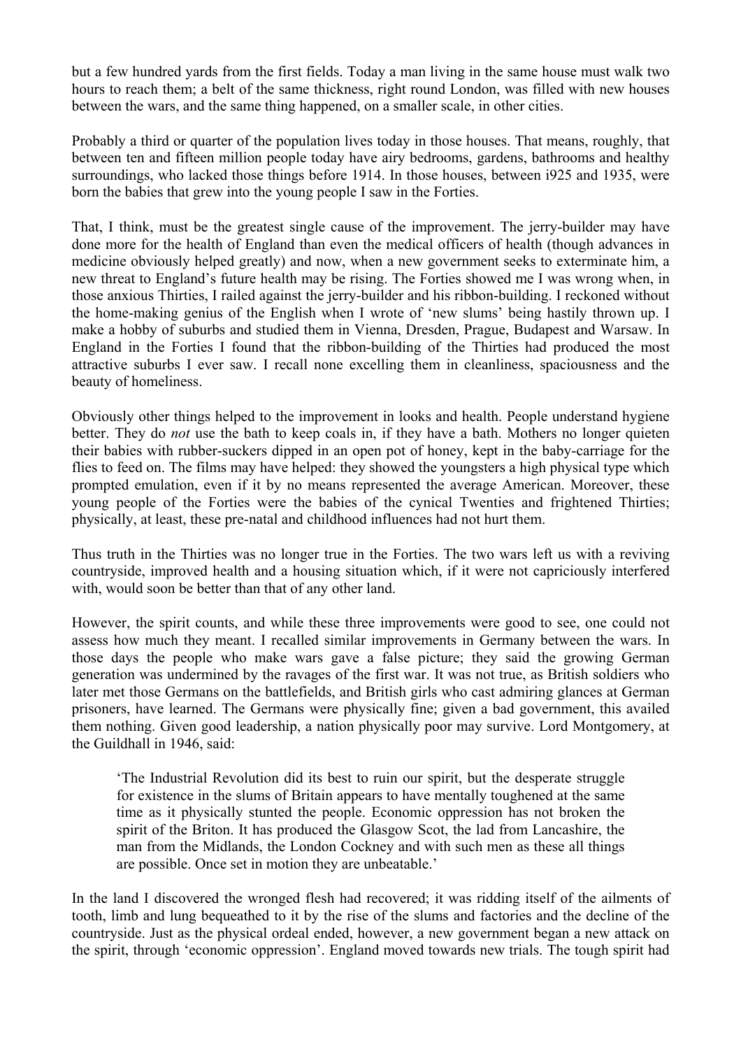but a few hundred yards from the first fields. Today a man living in the same house must walk two hours to reach them; a belt of the same thickness, right round London, was filled with new houses between the wars, and the same thing happened, on a smaller scale, in other cities.

Probably a third or quarter of the population lives today in those houses. That means, roughly, that between ten and fifteen million people today have airy bedrooms, gardens, bathrooms and healthy surroundings, who lacked those things before 1914. In those houses, between i925 and 1935, were born the babies that grew into the young people I saw in the Forties.

That, I think, must be the greatest single cause of the improvement. The jerry-builder may have done more for the health of England than even the medical officers of health (though advances in medicine obviously helped greatly) and now, when a new government seeks to exterminate him, a new threat to England's future health may be rising. The Forties showed me I was wrong when, in those anxious Thirties, I railed against the jerry-builder and his ribbon-building. I reckoned without the home-making genius of the English when I wrote of 'new slums' being hastily thrown up. I make a hobby of suburbs and studied them in Vienna, Dresden, Prague, Budapest and Warsaw. In England in the Forties I found that the ribbon-building of the Thirties had produced the most attractive suburbs I ever saw. I recall none excelling them in cleanliness, spaciousness and the beauty of homeliness.

Obviously other things helped to the improvement in looks and health. People understand hygiene better. They do *not* use the bath to keep coals in, if they have a bath. Mothers no longer quieten their babies with rubber-suckers dipped in an open pot of honey, kept in the baby-carriage for the flies to feed on. The films may have helped: they showed the youngsters a high physical type which prompted emulation, even if it by no means represented the average American. Moreover, these young people of the Forties were the babies of the cynical Twenties and frightened Thirties; physically, at least, these pre-natal and childhood influences had not hurt them.

Thus truth in the Thirties was no longer true in the Forties. The two wars left us with a reviving countryside, improved health and a housing situation which, if it were not capriciously interfered with, would soon be better than that of any other land.

However, the spirit counts, and while these three improvements were good to see, one could not assess how much they meant. I recalled similar improvements in Germany between the wars. In those days the people who make wars gave a false picture; they said the growing German generation was undermined by the ravages of the first war. It was not true, as British soldiers who later met those Germans on the battlefields, and British girls who cast admiring glances at German prisoners, have learned. The Germans were physically fine; given a bad government, this availed them nothing. Given good leadership, a nation physically poor may survive. Lord Montgomery, at the Guildhall in 1946, said:

> 'The Industrial Revolution did its best to ruin our spirit, but the desperate struggle for existence in the slums of Britain appears to have mentally toughened at the same time as it physically stunted the people. Economic oppression has not broken the spirit of the Briton. It has produced the Glasgow Scot, the lad from Lancashire, the man from the Midlands, the London Cockney and with such men as these all things are possible. Once set in motion they are unbeatable.'

In the land I discovered the wronged flesh had recovered; it was ridding itself of the ailments of tooth, limb and lung bequeathed to it by the rise of the slums and factories and the decline of the countryside. Just as the physical ordeal ended, however, a new government began a new attack on the spirit, through 'economic oppression'. England moved towards new trials. The tough spirit had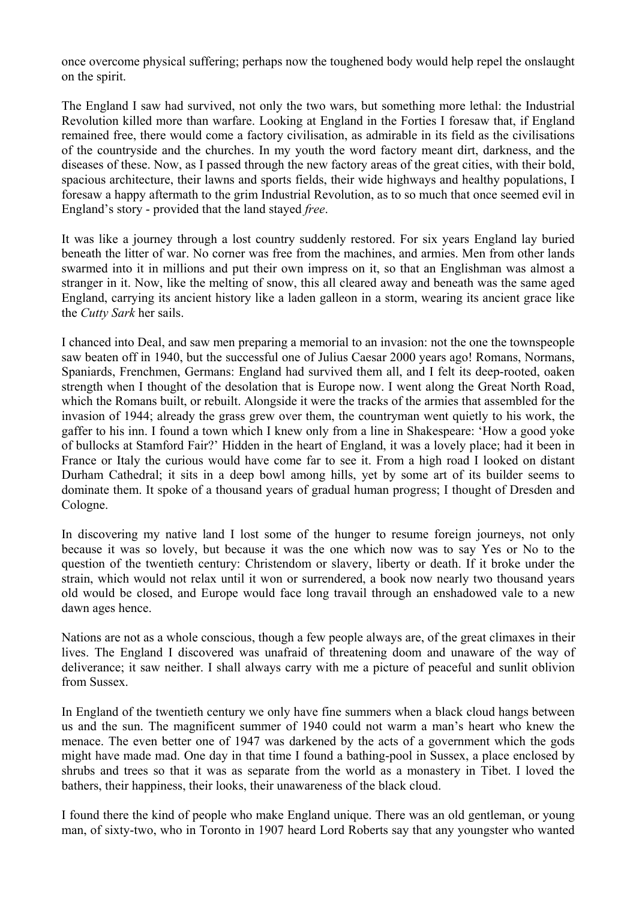once overcome physical suffering; perhaps now the toughened body would help repel the onslaught on the spirit.

The England I saw had survived, not only the two wars, but something more lethal: the Industrial Revolution killed more than warfare. Looking at England in the Forties I foresaw that, if England remained free, there would come a factory civilisation, as admirable in its field as the civilisations of the countryside and the churches. In my youth the word factory meant dirt, darkness, and the diseases of these. Now, as I passed through the new factory areas of the great cities, with their bold, spacious architecture, their lawns and sports fields, their wide highways and healthy populations, I foresaw a happy aftermath to the grim Industrial Revolution, as to so much that once seemed evil in England's story - provided that the land stayed *free*.

It was like a journey through a lost country suddenly restored. For six years England lay buried beneath the litter of war. No corner was free from the machines, and armies. Men from other lands swarmed into it in millions and put their own impress on it, so that an Englishman was almost a stranger in it. Now, like the melting of snow, this all cleared away and beneath was the same aged England, carrying its ancient history like a laden galleon in a storm, wearing its ancient grace like the *Cutty Sark* her sails.

I chanced into Deal, and saw men preparing a memorial to an invasion: not the one the townspeople saw beaten off in 1940, but the successful one of Julius Caesar 2000 years ago! Romans, Normans, Spaniards, Frenchmen, Germans: England had survived them all, and I felt its deep-rooted, oaken strength when I thought of the desolation that is Europe now. I went along the Great North Road, which the Romans built, or rebuilt. Alongside it were the tracks of the armies that assembled for the invasion of 1944; already the grass grew over them, the countryman went quietly to his work, the gaffer to his inn. I found a town which I knew only from a line in Shakespeare: 'How a good yoke of bullocks at Stamford Fair?' Hidden in the heart of England, it was a lovely place; had it been in France or Italy the curious would have come far to see it. From a high road I looked on distant Durham Cathedral; it sits in a deep bowl among hills, yet by some art of its builder seems to dominate them. It spoke of a thousand years of gradual human progress; I thought of Dresden and Cologne.

In discovering my native land I lost some of the hunger to resume foreign journeys, not only because it was so lovely, but because it was the one which now was to say Yes or No to the question of the twentieth century: Christendom or slavery, liberty or death. If it broke under the strain, which would not relax until it won or surrendered, a book now nearly two thousand years old would be closed, and Europe would face long travail through an enshadowed vale to a new dawn ages hence.

Nations are not as a whole conscious, though a few people always are, of the great climaxes in their lives. The England I discovered was unafraid of threatening doom and unaware of the way of deliverance; it saw neither. I shall always carry with me a picture of peaceful and sunlit oblivion from Sussex.

In England of the twentieth century we only have fine summers when a black cloud hangs between us and the sun. The magnificent summer of 1940 could not warm a man's heart who knew the menace. The even better one of 1947 was darkened by the acts of a government which the gods might have made mad. One day in that time I found a bathing-pool in Sussex, a place enclosed by shrubs and trees so that it was as separate from the world as a monastery in Tibet. I loved the bathers, their happiness, their looks, their unawareness of the black cloud.

I found there the kind of people who make England unique. There was an old gentleman, or young man, of sixty-two, who in Toronto in 1907 heard Lord Roberts say that any youngster who wanted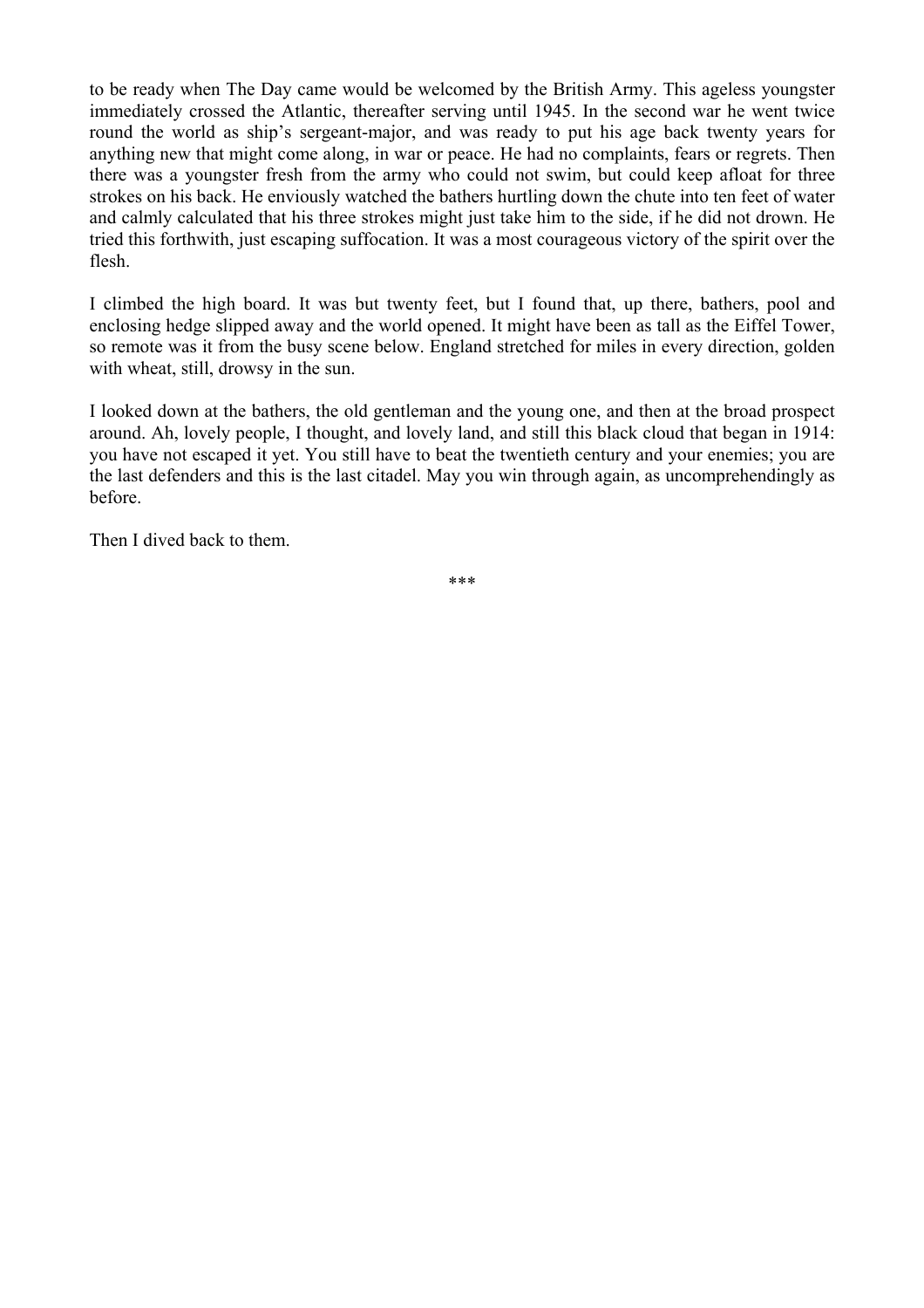to be ready when The Day came would be welcomed by the British Army. This ageless youngster immediately crossed the Atlantic, thereafter serving until 1945. In the second war he went twice round the world as ship's sergeant-major, and was ready to put his age back twenty years for anything new that might come along, in war or peace. He had no complaints, fears or regrets. Then there was a youngster fresh from the army who could not swim, but could keep afloat for three strokes on his back. He enviously watched the bathers hurtling down the chute into ten feet of water and calmly calculated that his three strokes might just take him to the side, if he did not drown. He tried this forthwith, just escaping suffocation. It was a most courageous victory of the spirit over the flesh.

I climbed the high board. It was but twenty feet, but I found that, up there, bathers, pool and enclosing hedge slipped away and the world opened. It might have been as tall as the Eiffel Tower, so remote was it from the busy scene below. England stretched for miles in every direction, golden with wheat, still, drowsy in the sun.

I looked down at the bathers, the old gentleman and the young one, and then at the broad prospect around. Ah, lovely people, I thought, and lovely land, and still this black cloud that began in 1914: you have not escaped it yet. You still have to beat the twentieth century and your enemies; you are the last defenders and this is the last citadel. May you win through again, as uncomprehendingly as before.

Then I dived back to them.

***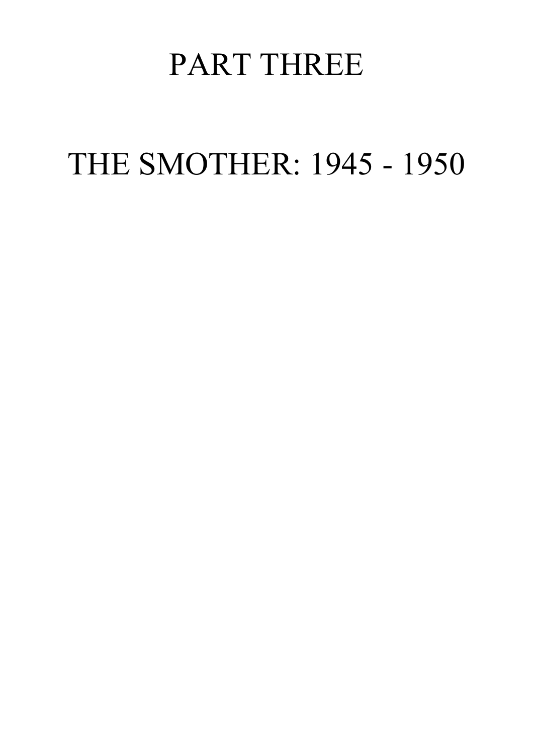# PART THREE

# THE SMOTHER: 1945 - 1950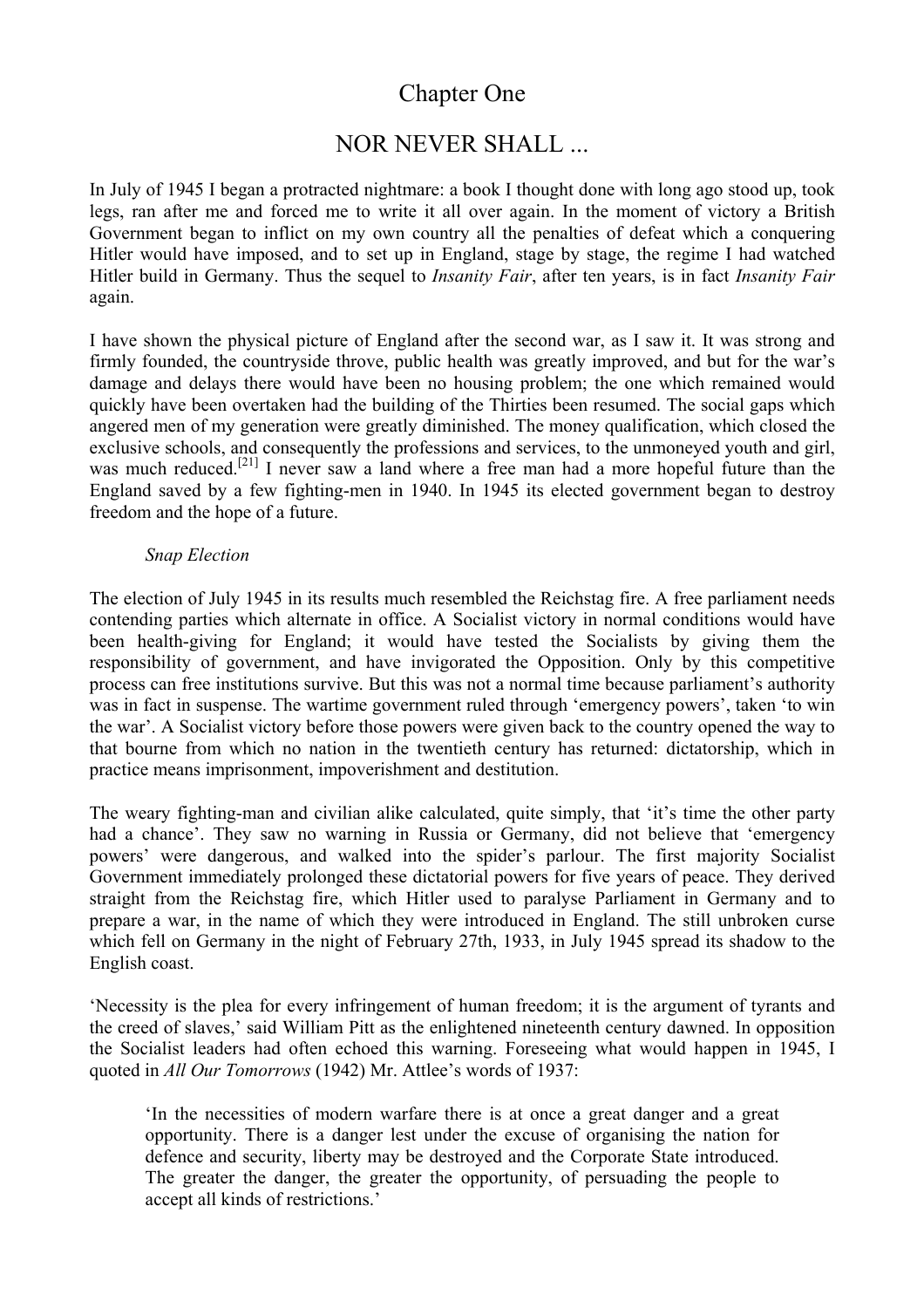# Chapter One

## NOR NEVER SHALL ...

In July of 1945 I began a protracted nightmare: a book I thought done with long ago stood up, took legs, ran after me and forced me to write it all over again. In the moment of victory a British Government began to inflict on my own country all the penalties of defeat which a conquering Hitler would have imposed, and to set up in England, stage by stage, the regime I had watched Hitler build in Germany. Thus the sequel to *Insanity Fair*, after ten years, is in fact *Insanity Fair* again.

I have shown the physical picture of England after the second war, as I saw it. It was strong and firmly founded, the countryside throve, public health was greatly improved, and but for the war's damage and delays there would have been no housing problem; the one which remained would quickly have been overtaken had the building of the Thirties been resumed. The social gaps which angered men of my generation were greatly diminished. The money qualification, which closed the exclusive schools, and consequently the professions and services, to the unmoneyed youth and girl, was much reduced.[21] I never saw a land where a free man had a more hopeful future than the England saved by a few fighting-men in 1940. In 1945 its elected government began to destroy freedom and the hope of a future.

*Snap Election*

The election of July 1945 in its results much resembled the Reichstag fire. A free parliament needs contending parties which alternate in office. A Socialist victory in normal conditions would have been health-giving for England; it would have tested the Socialists by giving them the responsibility of government, and have invigorated the Opposition. Only by this competitive process can free institutions survive. But this was not a normal time because parliament's authority was in fact in suspense. The wartime government ruled through 'emergency powers', taken 'to win the war'. A Socialist victory before those powers were given back to the country opened the way to that bourne from which no nation in the twentieth century has returned: dictatorship, which in practice means imprisonment, impoverishment and destitution.

The weary fighting-man and civilian alike calculated, quite simply, that 'it's time the other party had a chance'. They saw no warning in Russia or Germany, did not believe that 'emergency powers' were dangerous, and walked into the spider's parlour. The first majority Socialist Government immediately prolonged these dictatorial powers for five years of peace. They derived straight from the Reichstag fire, which Hitler used to paralyse Parliament in Germany and to prepare a war, in the name of which they were introduced in England. The still unbroken curse which fell on Germany in the night of February 27th, 1933, in July 1945 spread its shadow to the English coast.

'Necessity is the plea for every infringement of human freedom; it is the argument of tyrants and the creed of slaves,' said William Pitt as the enlightened nineteenth century dawned. In opposition the Socialist leaders had often echoed this warning. Foreseeing what would happen in 1945, I quoted in *All Our Tomorrows* (1942) Mr. Attlee's words of 1937:

> 'In the necessities of modern warfare there is at once a great danger and a great opportunity. There is a danger lest under the excuse of organising the nation for defence and security, liberty may be destroyed and the Corporate State introduced. The greater the danger, the greater the opportunity, of persuading the people to accept all kinds of restrictions.'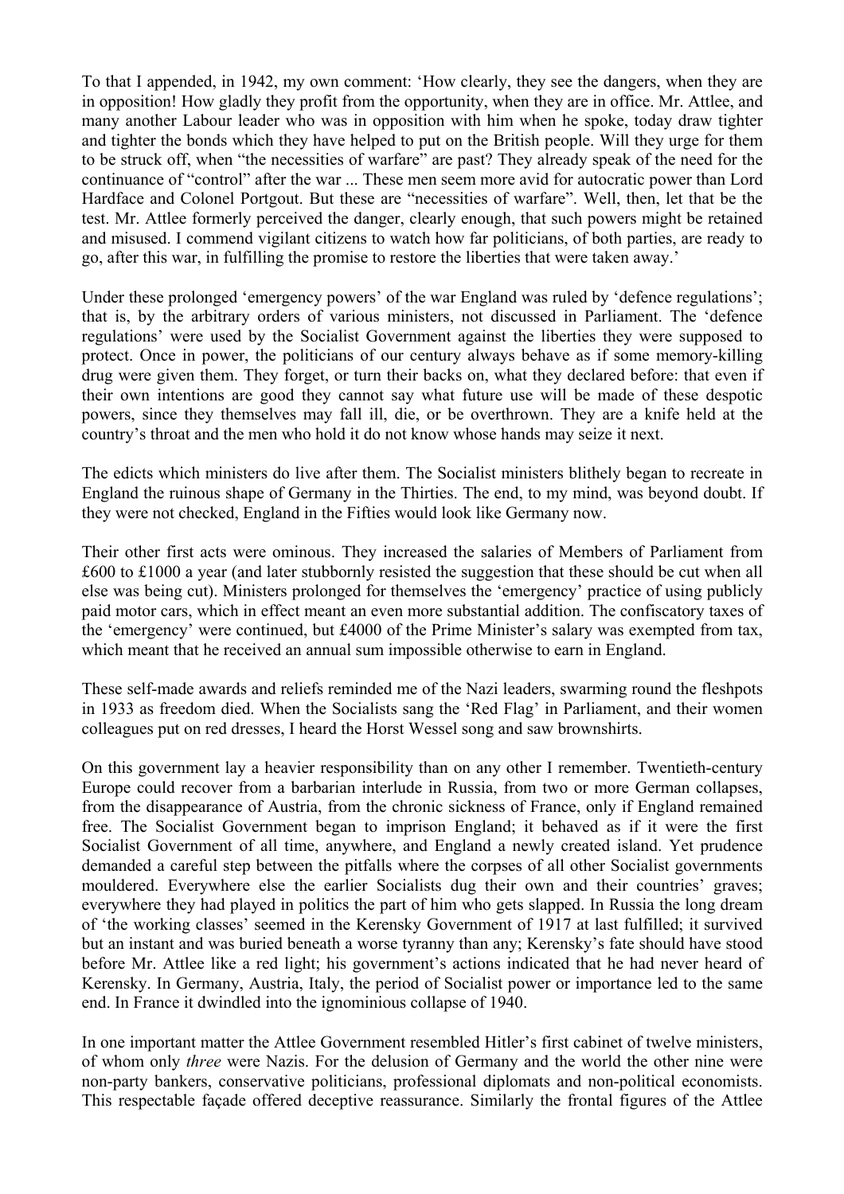To that I appended, in 1942, my own comment: ‘How clearly, they see the dangers, when they are in opposition! How gladly they profit from the opportunity, when they are in office. Mr. Attlee, and many another Labour leader who was in opposition with him when he spoke, today draw tighter and tighter the bonds which they have helped to put on the British people. Will they urge for them to be struck off, when “the necessities of warfare” are past? They already speak of the need for the continuance of “control” after the war ... These men seem more avid for autocratic power than Lord Hardface and Colonel Portgout. But these are “necessities of warfare”. Well, then, let that be the test. Mr. Attlee formerly perceived the danger, clearly enough, that such powers might be retained and misused. I commend vigilant citizens to watch how far politicians, of both parties, are ready to go, after this war, in fulfilling the promise to restore the liberties that were taken away.’

Under these prolonged ‘emergency powers’ of the war England was ruled by ‘defence regulations’; that is, by the arbitrary orders of various ministers, not discussed in Parliament. The ‘defence regulations’ were used by the Socialist Government against the liberties they were supposed to protect. Once in power, the politicians of our century always behave as if some memory-killing drug were given them. They forget, or turn their backs on, what they declared before: that even if their own intentions are good they cannot say what future use will be made of these despotic powers, since they themselves may fall ill, die, or be overthrown. They are a knife held at the country’s throat and the men who hold it do not know whose hands may seize it next.

The edicts which ministers do live after them. The Socialist ministers blithely began to recreate in England the ruinous shape of Germany in the Thirties. The end, to my mind, was beyond doubt. If they were not checked, England in the Fifties would look like Germany now.

Their other first acts were ominous. They increased the salaries of Members of Parliament from £600 to £1000 a year (and later stubbornly resisted the suggestion that these should be cut when all else was being cut). Ministers prolonged for themselves the ‘emergency’ practice of using publicly paid motor cars, which in effect meant an even more substantial addition. The confiscatory taxes of the ‘emergency’ were continued, but £4000 of the Prime Minister’s salary was exempted from tax, which meant that he received an annual sum impossible otherwise to earn in England.

These self-made awards and reliefs reminded me of the Nazi leaders, swarming round the fleshpots in 1933 as freedom died. When the Socialists sang the ‘Red Flag’ in Parliament, and their women colleagues put on red dresses, I heard the Horst Wessel song and saw brownshirts.

On this government lay a heavier responsibility than on any other I remember. Twentieth-century Europe could recover from a barbarian interlude in Russia, from two or more German collapses, from the disappearance of Austria, from the chronic sickness of France, only if England remained free. The Socialist Government began to imprison England; it behaved as if it were the first Socialist Government of all time, anywhere, and England a newly created island. Yet prudence demanded a careful step between the pitfalls where the corpses of all other Socialist governments mouldered. Everywhere else the earlier Socialists dug their own and their countries’ graves; everywhere they had played in politics the part of him who gets slapped. In Russia the long dream of ‘the working classes’ seemed in the Kerensky Government of 1917 at last fulfilled; it survived but an instant and was buried beneath a worse tyranny than any; Kerensky’s fate should have stood before Mr. Attlee like a red light; his government’s actions indicated that he had never heard of Kerensky. In Germany, Austria, Italy, the period of Socialist power or importance led to the same end. In France it dwindled into the ignominious collapse of 1940.

In one important matter the Attlee Government resembled Hitler’s first cabinet of twelve ministers, of whom only *three* were Nazis. For the delusion of Germany and the world the other nine were non-party bankers, conservative politicians, professional diplomats and non-political economists. This respectable façade offered deceptive reassurance. Similarly the frontal figures of the Attlee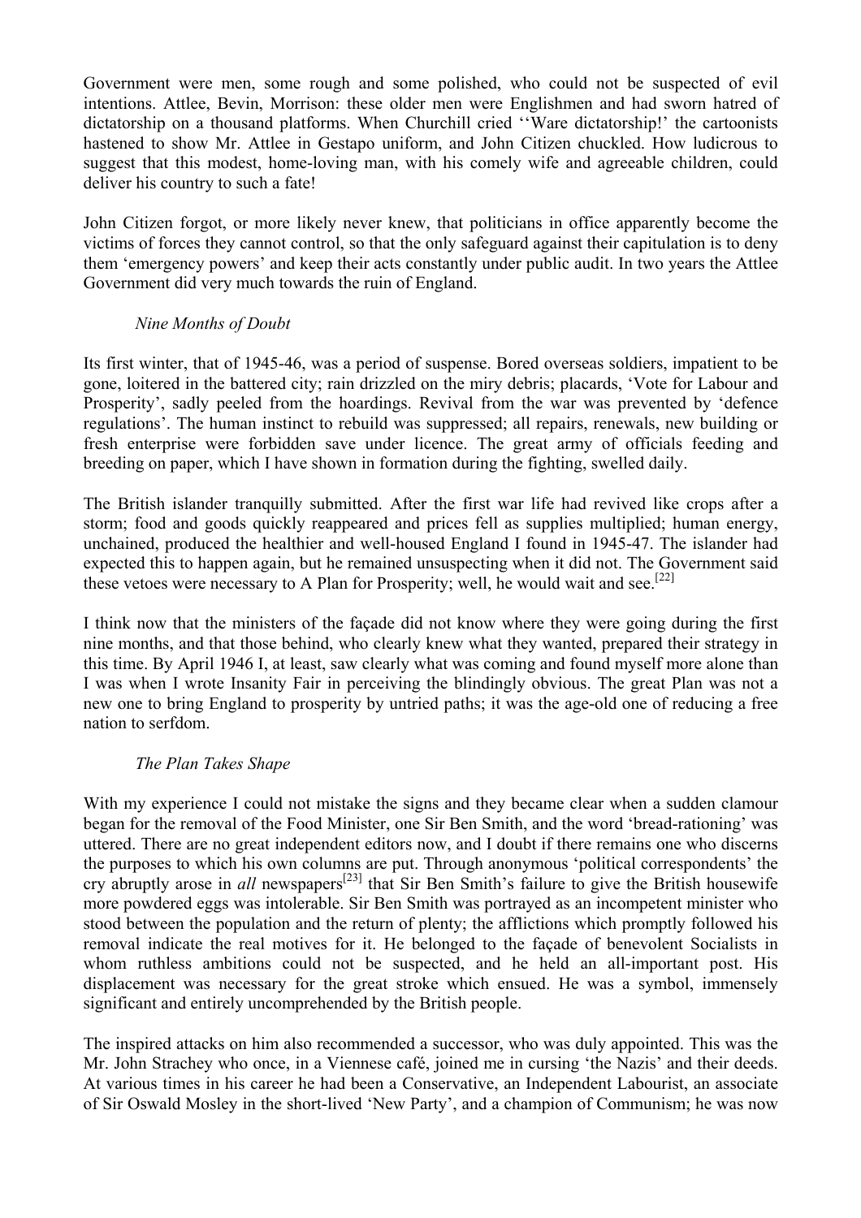Government were men, some rough and some polished, who could not be suspected of evil intentions. Attlee, Bevin, Morrison: these older men were Englishmen and had sworn hatred of dictatorship on a thousand platforms. When Churchill cried ''Ware dictatorship!' the cartoonists hastened to show Mr. Attlee in Gestapo uniform, and John Citizen chuckled. How ludicrous to suggest that this modest, home-loving man, with his comely wife and agreeable children, could deliver his country to such a fate!

John Citizen forgot, or more likely never knew, that politicians in office apparently become the victims of forces they cannot control, so that the only safeguard against their capitulation is to deny them 'emergency powers' and keep their acts constantly under public audit. In two years the Attlee Government did very much towards the ruin of England.

### *Nine Months of Doubt*

Its first winter, that of 1945-46, was a period of suspense. Bored overseas soldiers, impatient to be gone, loitered in the battered city; rain drizzled on the miry debris; placards, 'Vote for Labour and Prosperity', sadly peeled from the hoardings. Revival from the war was prevented by 'defence regulations'. The human instinct to rebuild was suppressed; all repairs, renewals, new building or fresh enterprise were forbidden save under licence. The great army of officials feeding and breeding on paper, which I have shown in formation during the fighting, swelled daily.

The British islander tranquilly submitted. After the first war life had revived like crops after a storm; food and goods quickly reappeared and prices fell as supplies multiplied; human energy, unchained, produced the healthier and well-housed England I found in 1945-47. The islander had expected this to happen again, but he remained unsuspecting when it did not. The Government said these vetoes were necessary to A Plan for Prosperity; well, he would wait and see.[22]

I think now that the ministers of the façade did not know where they were going during the first nine months, and that those behind, who clearly knew what they wanted, prepared their strategy in this time. By April 1946 I, at least, saw clearly what was coming and found myself more alone than I was when I wrote Insanity Fair in perceiving the blindingly obvious. The great Plan was not a new one to bring England to prosperity by untried paths; it was the age-old one of reducing a free nation to serfdom.

### *The Plan Takes Shape*

With my experience I could not mistake the signs and they became clear when a sudden clamour began for the removal of the Food Minister, one Sir Ben Smith, and the word 'bread-rationing' was uttered. There are no great independent editors now, and I doubt if there remains one who discerns the purposes to which his own columns are put. Through anonymous 'political correspondents' the cry abruptly arose in *all* newspapers[23] that Sir Ben Smith's failure to give the British housewife more powdered eggs was intolerable. Sir Ben Smith was portrayed as an incompetent minister who stood between the population and the return of plenty; the afflictions which promptly followed his removal indicate the real motives for it. He belonged to the façade of benevolent Socialists in whom ruthless ambitions could not be suspected, and he held an all-important post. His displacement was necessary for the great stroke which ensued. He was a symbol, immensely significant and entirely uncomprehended by the British people.

The inspired attacks on him also recommended a successor, who was duly appointed. This was the Mr. John Strachey who once, in a Viennese café, joined me in cursing 'the Nazis' and their deeds. At various times in his career he had been a Conservative, an Independent Labourist, an associate of Sir Oswald Mosley in the short-lived 'New Party', and a champion of Communism; he was now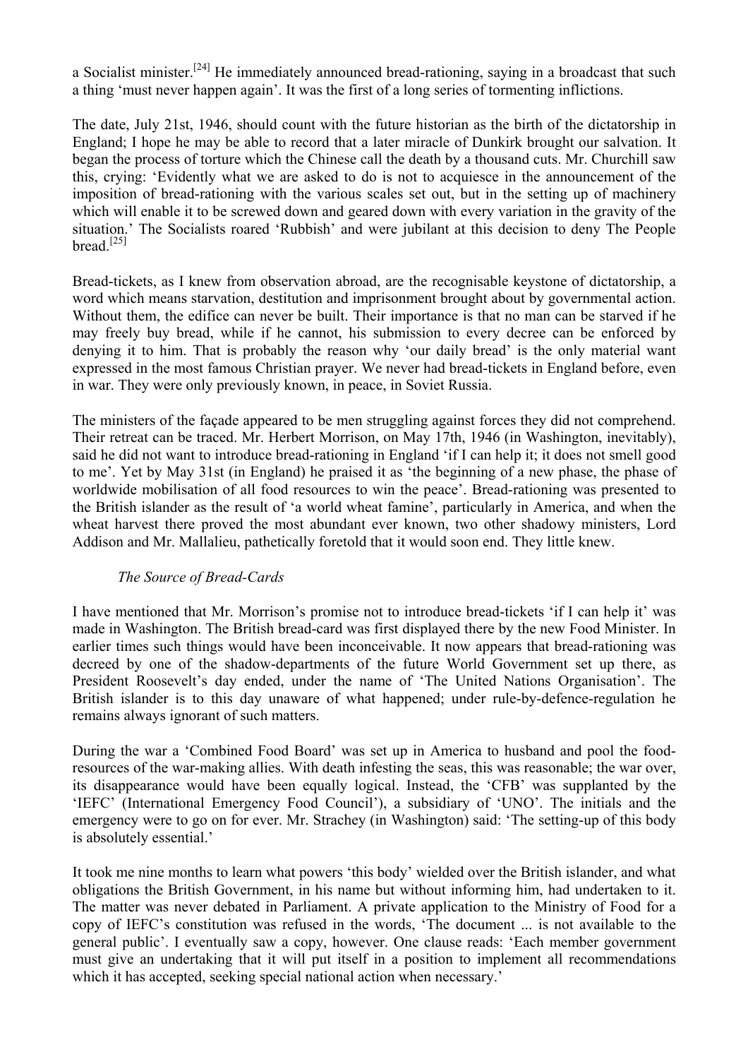a Socialist minister.[24] He immediately announced bread-rationing, saying in a broadcast that such a thing 'must never happen again'. It was the first of a long series of tormenting inflictions.

The date, July 21st, 1946, should count with the future historian as the birth of the dictatorship in England; I hope he may be able to record that a later miracle of Dunkirk brought our salvation. It began the process of torture which the Chinese call the death by a thousand cuts. Mr. Churchill saw this, crying: 'Evidently what we are asked to do is not to acquiesce in the announcement of the imposition of bread-rationing with the various scales set out, but in the setting up of machinery which will enable it to be screwed down and geared down with every variation in the gravity of the situation.' The Socialists roared 'Rubbish' and were jubilant at this decision to deny The People bread.[25]

Bread-tickets, as I knew from observation abroad, are the recognisable keystone of dictatorship, a word which means starvation, destitution and imprisonment brought about by governmental action. Without them, the edifice can never be built. Their importance is that no man can be starved if he may freely buy bread, while if he cannot, his submission to every decree can be enforced by denying it to him. That is probably the reason why 'our daily bread' is the only material want expressed in the most famous Christian prayer. We never had bread-tickets in England before, even in war. They were only previously known, in peace, in Soviet Russia.

The ministers of the façade appeared to be men struggling against forces they did not comprehend. Their retreat can be traced. Mr. Herbert Morrison, on May 17th, 1946 (in Washington, inevitably), said he did not want to introduce bread-rationing in England 'if I can help it; it does not smell good to me'. Yet by May 31st (in England) he praised it as 'the beginning of a new phase, the phase of worldwide mobilisation of all food resources to win the peace'. Bread-rationing was presented to the British islander as the result of 'a world wheat famine', particularly in America, and when the wheat harvest there proved the most abundant ever known, two other shadowy ministers, Lord Addison and Mr. Mallalieu, pathetically foretold that it would soon end. They little knew.

### *The Source of Bread-Cards*

I have mentioned that Mr. Morrison's promise not to introduce bread-tickets 'if I can help it' was made in Washington. The British bread-card was first displayed there by the new Food Minister. In earlier times such things would have been inconceivable. It now appears that bread-rationing was decreed by one of the shadow-departments of the future World Government set up there, as President Roosevelt's day ended, under the name of 'The United Nations Organisation'. The British islander is to this day unaware of what happened; under rule-by-defence-regulation he remains always ignorant of such matters.

During the war a 'Combined Food Board' was set up in America to husband and pool the food-resources of the war-making allies. With death infesting the seas, this was reasonable; the war over, its disappearance would have been equally logical. Instead, the 'CFB' was supplanted by the 'IEFC' (International Emergency Food Council'), a subsidiary of 'UNO'. The initials and the emergency were to go on for ever. Mr. Strachey (in Washington) said: 'The setting-up of this body is absolutely essential.'

It took me nine months to learn what powers 'this body' wielded over the British islander, and what obligations the British Government, in his name but without informing him, had undertaken to it. The matter was never debated in Parliament. A private application to the Ministry of Food for a copy of IEFC's constitution was refused in the words, 'The document ... is not available to the general public'. I eventually saw a copy, however. One clause reads: 'Each member government must give an undertaking that it will put itself in a position to implement all recommendations which it has accepted, seeking special national action when necessary.'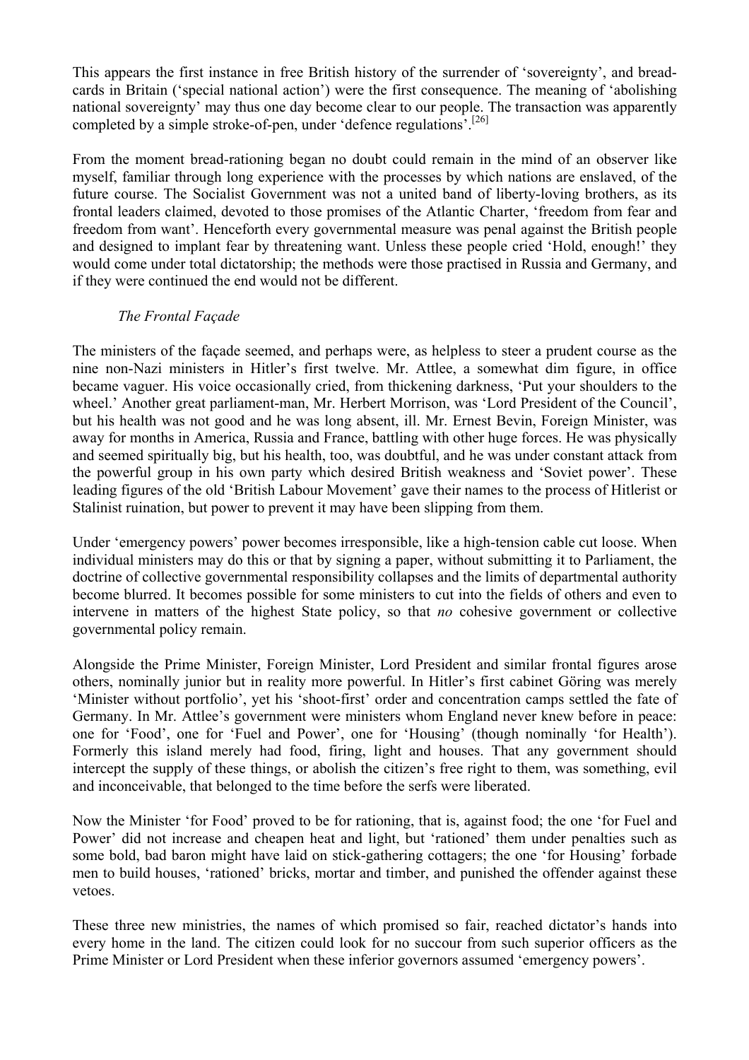This appears the first instance in free British history of the surrender of 'sovereignty', and bread-cards in Britain ('special national action') were the first consequence. The meaning of 'abolishing national sovereignty' may thus one day become clear to our people. The transaction was apparently completed by a simple stroke-of-pen, under 'defence regulations'.[26]

From the moment bread-rationing began no doubt could remain in the mind of an observer like myself, familiar through long experience with the processes by which nations are enslaved, of the future course. The Socialist Government was not a united band of liberty-loving brothers, as its frontal leaders claimed, devoted to those promises of the Atlantic Charter, 'freedom from fear and freedom from want'. Henceforth every governmental measure was penal against the British people and designed to implant fear by threatening want. Unless these people cried 'Hold, enough!' they would come under total dictatorship; the methods were those practised in Russia and Germany, and if they were continued the end would not be different.

*The Frontal Façade*

The ministers of the façade seemed, and perhaps were, as helpless to steer a prudent course as the nine non-Nazi ministers in Hitler's first twelve. Mr. Attlee, a somewhat dim figure, in office became vaguer. His voice occasionally cried, from thickening darkness, 'Put your shoulders to the wheel.' Another great parliament-man, Mr. Herbert Morrison, was 'Lord President of the Council', but his health was not good and he was long absent, ill. Mr. Ernest Bevin, Foreign Minister, was away for months in America, Russia and France, battling with other huge forces. He was physically and seemed spiritually big, but his health, too, was doubtful, and he was under constant attack from the powerful group in his own party which desired British weakness and 'Soviet power'. These leading figures of the old 'British Labour Movement' gave their names to the process of Hitlerist or Stalinist ruination, but power to prevent it may have been slipping from them.

Under 'emergency powers' power becomes irresponsible, like a high-tension cable cut loose. When individual ministers may do this or that by signing a paper, without submitting it to Parliament, the doctrine of collective governmental responsibility collapses and the limits of departmental authority become blurred. It becomes possible for some ministers to cut into the fields of others and even to intervene in matters of the highest State policy, so that *no* cohesive government or collective governmental policy remain.

Alongside the Prime Minister, Foreign Minister, Lord President and similar frontal figures arose others, nominally junior but in reality more powerful. In Hitler's first cabinet Göring was merely 'Minister without portfolio', yet his 'shoot-first' order and concentration camps settled the fate of Germany. In Mr. Attlee's government were ministers whom England never knew before in peace: one for 'Food', one for 'Fuel and Power', one for 'Housing' (though nominally 'for Health'). Formerly this island merely had food, firing, light and houses. That any government should intercept the supply of these things, or abolish the citizen's free right to them, was something, evil and inconceivable, that belonged to the time before the serfs were liberated.

Now the Minister 'for Food' proved to be for rationing, that is, against food; the one 'for Fuel and Power' did not increase and cheapen heat and light, but 'rationed' them under penalties such as some bold, bad baron might have laid on stick-gathering cottagers; the one 'for Housing' forbade men to build houses, 'rationed' bricks, mortar and timber, and punished the offender against these vetoes.

These three new ministries, the names of which promised so fair, reached dictator's hands into every home in the land. The citizen could look for no succour from such superior officers as the Prime Minister or Lord President when these inferior governors assumed 'emergency powers'.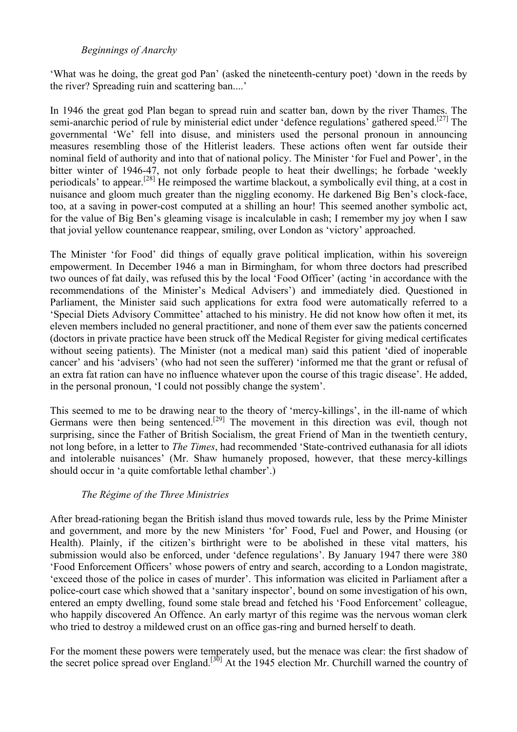*Beginnings of Anarchy*

'What was he doing, the great god Pan' (asked the nineteenth-century poet) 'down in the reeds by the river? Spreading ruin and scattering ban....'

In 1946 the great god Plan began to spread ruin and scatter ban, down by the river Thames. The semi-anarchic period of rule by ministerial edict under 'defence regulations' gathered speed.[27] The governmental 'We' fell into disuse, and ministers used the personal pronoun in announcing measures resembling those of the Hitlerist leaders. These actions often went far outside their nominal field of authority and into that of national policy. The Minister 'for Fuel and Power', in the bitter winter of 1946-47, not only forbade people to heat their dwellings; he forbade 'weekly periodicals' to appear.[28] He reimposed the wartime blackout, a symbolically evil thing, at a cost in nuisance and gloom much greater than the niggling economy. He darkened Big Ben's clock-face, too, at a saving in power-cost computed at a shilling an hour! This seemed another symbolic act, for the value of Big Ben's gleaming visage is incalculable in cash; I remember my joy when I saw that jovial yellow countenance reappear, smiling, over London as 'victory' approached.

The Minister 'for Food' did things of equally grave political implication, within his sovereign empowerment. In December 1946 a man in Birmingham, for whom three doctors had prescribed two ounces of fat daily, was refused this by the local 'Food Officer' (acting 'in accordance with the recommendations of the Minister's Medical Advisers') and immediately died. Questioned in Parliament, the Minister said such applications for extra food were automatically referred to a 'Special Diets Advisory Committee' attached to his ministry. He did not know how often it met, its eleven members included no general practitioner, and none of them ever saw the patients concerned (doctors in private practice have been struck off the Medical Register for giving medical certificates without seeing patients). The Minister (not a medical man) said this patient 'died of inoperable cancer' and his 'advisers' (who had not seen the sufferer) 'informed me that the grant or refusal of an extra fat ration can have no influence whatever upon the course of this tragic disease'. He added, in the personal pronoun, 'I could not possibly change the system'.

This seemed to me to be drawing near to the theory of 'mercy-killings', in the ill-name of which Germans were then being sentenced.[29] The movement in this direction was evil, though not surprising, since the Father of British Socialism, the great Friend of Man in the twentieth century, not long before, in a letter to *The Times*, had recommended 'State-contrived euthanasia for all idiots and intolerable nuisances' (Mr. Shaw humanely proposed, however, that these mercy-killings should occur in 'a quite comfortable lethal chamber'.)

*The Régime of the Three Ministries*

After bread-rationing began the British island thus moved towards rule, less by the Prime Minister and government, and more by the new Ministers 'for' Food, Fuel and Power, and Housing (or Health). Plainly, if the citizen's birthright were to be abolished in these vital matters, his submission would also be enforced, under 'defence regulations'. By January 1947 there were 380 'Food Enforcement Officers' whose powers of entry and search, according to a London magistrate, 'exceed those of the police in cases of murder'. This information was elicited in Parliament after a police-court case which showed that a 'sanitary inspector', bound on some investigation of his own, entered an empty dwelling, found some stale bread and fetched his 'Food Enforcement' colleague, who happily discovered An Offence. An early martyr of this regime was the nervous woman clerk who tried to destroy a mildewed crust on an office gas-ring and burned herself to death.

For the moment these powers were temperately used, but the menace was clear: the first shadow of the secret police spread over England.[30] At the 1945 election Mr. Churchill warned the country of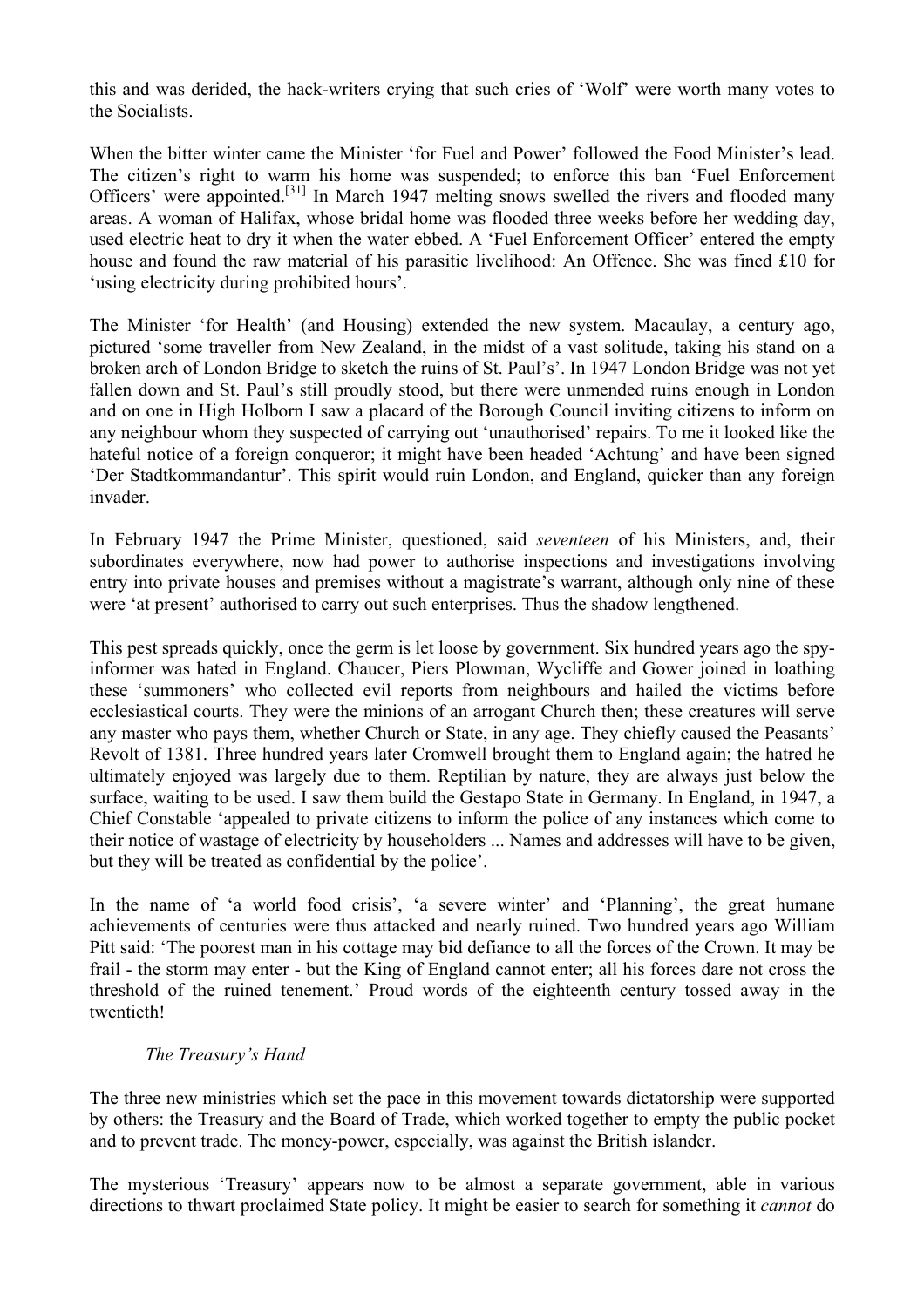this and was derided, the hack-writers crying that such cries of 'Wolf' were worth many votes to the Socialists.

When the bitter winter came the Minister 'for Fuel and Power' followed the Food Minister's lead. The citizen's right to warm his home was suspended; to enforce this ban 'Fuel Enforcement Officers' were appointed.[31] In March 1947 melting snows swelled the rivers and flooded many areas. A woman of Halifax, whose bridal home was flooded three weeks before her wedding day, used electric heat to dry it when the water ebbed. A 'Fuel Enforcement Officer' entered the empty house and found the raw material of his parasitic livelihood: An Offence. She was fined £10 for 'using electricity during prohibited hours'.

The Minister 'for Health' (and Housing) extended the new system. Macaulay, a century ago, pictured 'some traveller from New Zealand, in the midst of a vast solitude, taking his stand on a broken arch of London Bridge to sketch the ruins of St. Paul's'. In 1947 London Bridge was not yet fallen down and St. Paul's still proudly stood, but there were unmended ruins enough in London and on one in High Holborn I saw a placard of the Borough Council inviting citizens to inform on any neighbour whom they suspected of carrying out 'unauthorised' repairs. To me it looked like the hateful notice of a foreign conqueror; it might have been headed 'Achtung' and have been signed 'Der Stadtkommandantur'. This spirit would ruin London, and England, quicker than any foreign invader.

In February 1947 the Prime Minister, questioned, said *seventeen* of his Ministers, and, their subordinates everywhere, now had power to authorise inspections and investigations involving entry into private houses and premises without a magistrate's warrant, although only nine of these were 'at present' authorised to carry out such enterprises. Thus the shadow lengthened.

This pest spreads quickly, once the germ is let loose by government. Six hundred years ago the spy-informer was hated in England. Chaucer, Piers Plowman, Wycliffe and Gower joined in loathing these 'summoners' who collected evil reports from neighbours and hailed the victims before ecclesiastical courts. They were the minions of an arrogant Church then; these creatures will serve any master who pays them, whether Church or State, in any age. They chiefly caused the Peasants' Revolt of 1381. Three hundred years later Cromwell brought them to England again; the hatred he ultimately enjoyed was largely due to them. Reptilian by nature, they are always just below the surface, waiting to be used. I saw them build the Gestapo State in Germany. In England, in 1947, a Chief Constable 'appealed to private citizens to inform the police of any instances which come to their notice of wastage of electricity by householders ... Names and addresses will have to be given, but they will be treated as confidential by the police'.

In the name of 'a world food crisis', 'a severe winter' and 'Planning', the great humane achievements of centuries were thus attacked and nearly ruined. Two hundred years ago William Pitt said: 'The poorest man in his cottage may bid defiance to all the forces of the Crown. It may be frail - the storm may enter - but the King of England cannot enter; all his forces dare not cross the threshold of the ruined tenement.' Proud words of the eighteenth century tossed away in the twentieth!

*The Treasury's Hand*

The three new ministries which set the pace in this movement towards dictatorship were supported by others: the Treasury and the Board of Trade, which worked together to empty the public pocket and to prevent trade. The money-power, especially, was against the British islander.

The mysterious 'Treasury' appears now to be almost a separate government, able in various directions to thwart proclaimed State policy. It might be easier to search for something it *cannot* do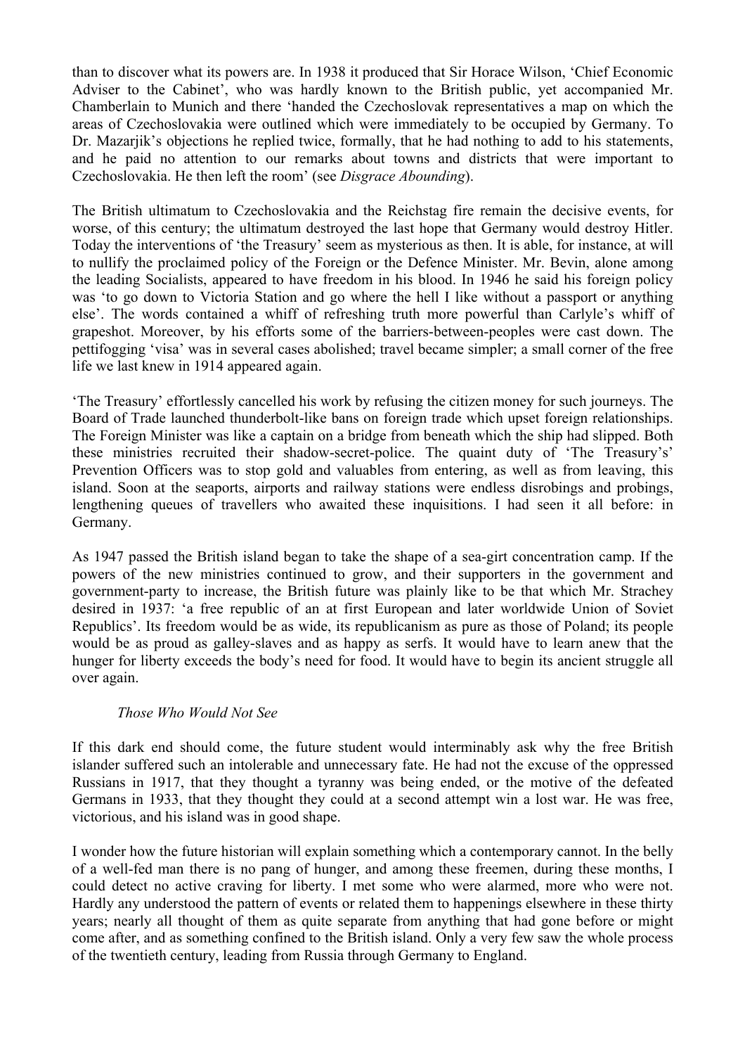than to discover what its powers are. In 1938 it produced that Sir Horace Wilson, 'Chief Economic Adviser to the Cabinet', who was hardly known to the British public, yet accompanied Mr. Chamberlain to Munich and there 'handed the Czechoslovak representatives a map on which the areas of Czechoslovakia were outlined which were immediately to be occupied by Germany. To Dr. Mazarjik's objections he replied twice, formally, that he had nothing to add to his statements, and he paid no attention to our remarks about towns and districts that were important to Czechoslovakia. He then left the room' (see *Disgrace Abounding*).

The British ultimatum to Czechoslovakia and the Reichstag fire remain the decisive events, for worse, of this century; the ultimatum destroyed the last hope that Germany would destroy Hitler. Today the interventions of 'the Treasury' seem as mysterious as then. It is able, for instance, at will to nullify the proclaimed policy of the Foreign or the Defence Minister. Mr. Bevin, alone among the leading Socialists, appeared to have freedom in his blood. In 1946 he said his foreign policy was 'to go down to Victoria Station and go where the hell I like without a passport or anything else'. The words contained a whiff of refreshing truth more powerful than Carlyle's whiff of grapeshot. Moreover, by his efforts some of the barriers-between-peoples were cast down. The pettifogging 'visa' was in several cases abolished; travel became simpler; a small corner of the free life we last knew in 1914 appeared again.

'The Treasury' effortlessly cancelled his work by refusing the citizen money for such journeys. The Board of Trade launched thunderbolt-like bans on foreign trade which upset foreign relationships. The Foreign Minister was like a captain on a bridge from beneath which the ship had slipped. Both these ministries recruited their shadow-secret-police. The quaint duty of 'The Treasury's' Prevention Officers was to stop gold and valuables from entering, as well as from leaving, this island. Soon at the seaports, airports and railway stations were endless disrobings and probings, lengthening queues of travellers who awaited these inquisitions. I had seen it all before: in Germany.

As 1947 passed the British island began to take the shape of a sea-girt concentration camp. If the powers of the new ministries continued to grow, and their supporters in the government and government-party to increase, the British future was plainly like to be that which Mr. Strachey desired in 1937: 'a free republic of an at first European and later worldwide Union of Soviet Republics'. Its freedom would be as wide, its republicanism as pure as those of Poland; its people would be as proud as galley-slaves and as happy as serfs. It would have to learn anew that the hunger for liberty exceeds the body's need for food. It would have to begin its ancient struggle all over again.

*Those Who Would Not See*

If this dark end should come, the future student would interminably ask why the free British islander suffered such an intolerable and unnecessary fate. He had not the excuse of the oppressed Russians in 1917, that they thought a tyranny was being ended, or the motive of the defeated Germans in 1933, that they thought they could at a second attempt win a lost war. He was free, victorious, and his island was in good shape.

I wonder how the future historian will explain something which a contemporary cannot. In the belly of a well-fed man there is no pang of hunger, and among these freemen, during these months, I could detect no active craving for liberty. I met some who were alarmed, more who were not. Hardly any understood the pattern of events or related them to happenings elsewhere in these thirty years; nearly all thought of them as quite separate from anything that had gone before or might come after, and as something confined to the British island. Only a very few saw the whole process of the twentieth century, leading from Russia through Germany to England.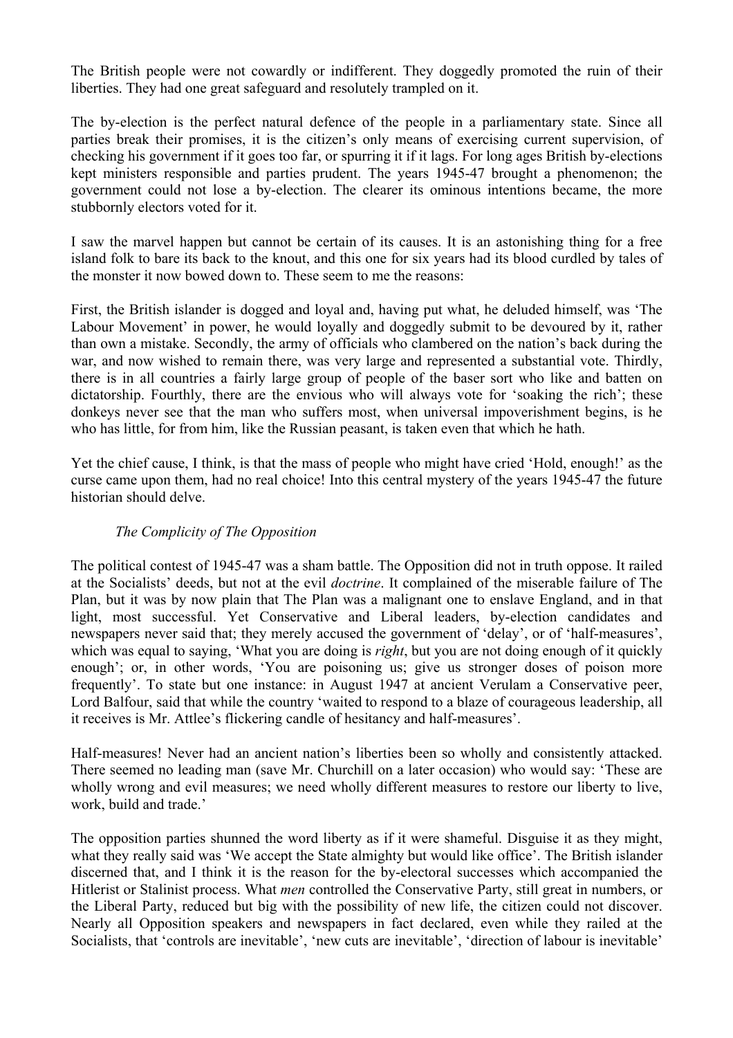The British people were not cowardly or indifferent. They doggedly promoted the ruin of their liberties. They had one great safeguard and resolutely trampled on it.

The by-election is the perfect natural defence of the people in a parliamentary state. Since all parties break their promises, it is the citizen's only means of exercising current supervision, of checking his government if it goes too far, or spurring it if it lags. For long ages British by-elections kept ministers responsible and parties prudent. The years 1945-47 brought a phenomenon; the government could not lose a by-election. The clearer its ominous intentions became, the more stubbornly electors voted for it.

I saw the marvel happen but cannot be certain of its causes. It is an astonishing thing for a free island folk to bare its back to the knout, and this one for six years had its blood curdled by tales of the monster it now bowed down to. These seem to me the reasons:

First, the British islander is dogged and loyal and, having put what, he deluded himself, was 'The Labour Movement' in power, he would loyally and doggedly submit to be devoured by it, rather than own a mistake. Secondly, the army of officials who clambered on the nation's back during the war, and now wished to remain there, was very large and represented a substantial vote. Thirdly, there is in all countries a fairly large group of people of the baser sort who like and batten on dictatorship. Fourthly, there are the envious who will always vote for 'soaking the rich'; these donkeys never see that the man who suffers most, when universal impoverishment begins, is he who has little, for from him, like the Russian peasant, is taken even that which he hath.

Yet the chief cause, I think, is that the mass of people who might have cried 'Hold, enough!' as the curse came upon them, had no real choice! Into this central mystery of the years 1945-47 the future historian should delve.

*The Complicity of The Opposition*

The political contest of 1945-47 was a sham battle. The Opposition did not in truth oppose. It railed at the Socialists' deeds, but not at the evil *doctrine*. It complained of the miserable failure of The Plan, but it was by now plain that The Plan was a malignant one to enslave England, and in that light, most successful. Yet Conservative and Liberal leaders, by-election candidates and newspapers never said that; they merely accused the government of 'delay', or of 'half-measures', which was equal to saying, 'What you are doing is *right*, but you are not doing enough of it quickly enough'; or, in other words, 'You are poisoning us; give us stronger doses of poison more frequently'. To state but one instance: in August 1947 at ancient Verulam a Conservative peer, Lord Balfour, said that while the country 'waited to respond to a blaze of courageous leadership, all it receives is Mr. Attlee's flickering candle of hesitancy and half-measures'.

Half-measures! Never had an ancient nation's liberties been so wholly and consistently attacked. There seemed no leading man (save Mr. Churchill on a later occasion) who would say: 'These are wholly wrong and evil measures; we need wholly different measures to restore our liberty to live, work, build and trade.'

The opposition parties shunned the word liberty as if it were shameful. Disguise it as they might, what they really said was 'We accept the State almighty but would like office'. The British islander discerned that, and I think it is the reason for the by-electoral successes which accompanied the Hitlerist or Stalinist process. What *men* controlled the Conservative Party, still great in numbers, or the Liberal Party, reduced but big with the possibility of new life, the citizen could not discover. Nearly all Opposition speakers and newspapers in fact declared, even while they railed at the Socialists, that 'controls are inevitable', 'new cuts are inevitable', 'direction of labour is inevitable'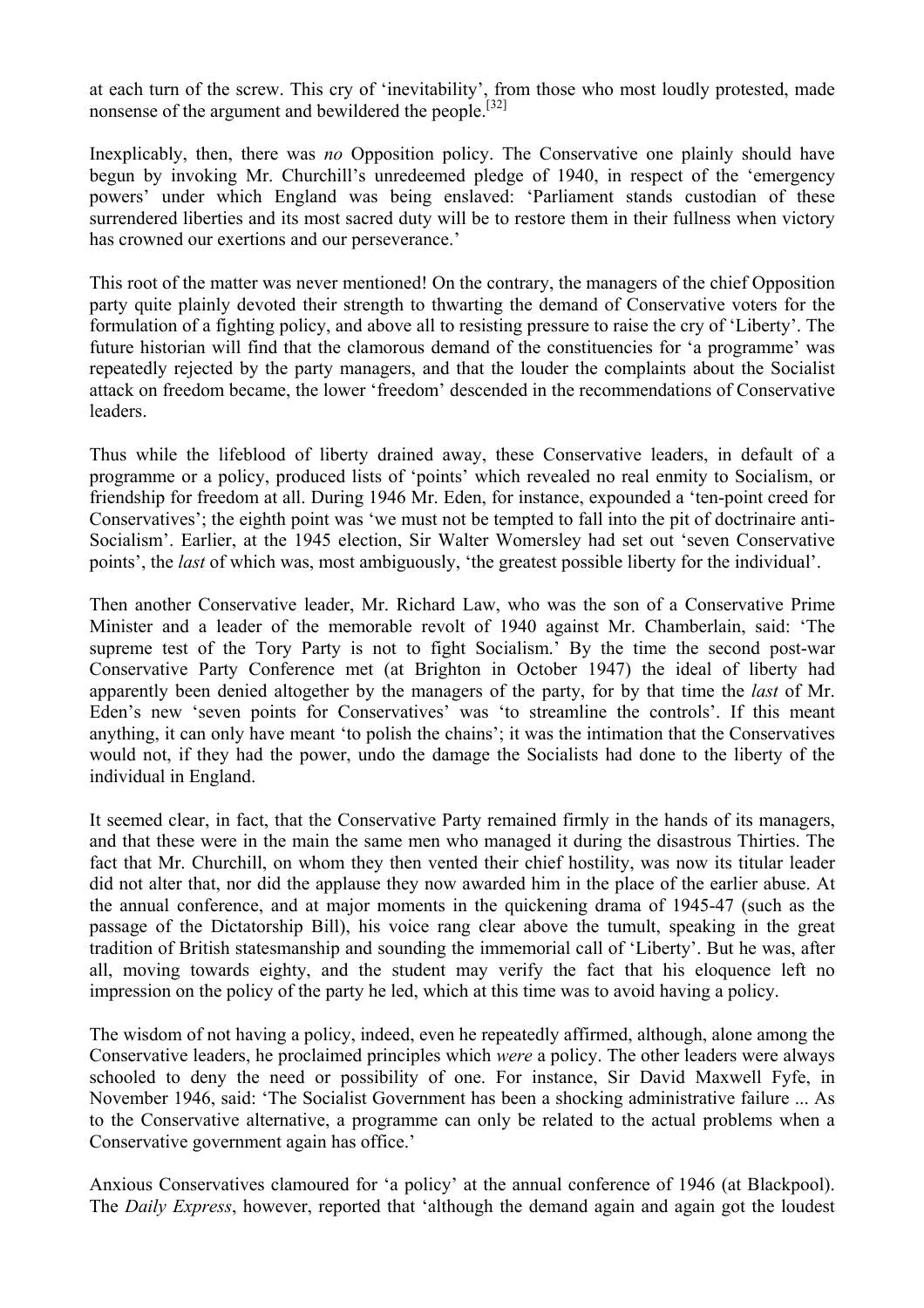at each turn of the screw. This cry of 'inevitability', from those who most loudly protested, made nonsense of the argument and bewildered the people.[32]

Inexplicably, then, there was *no* Opposition policy. The Conservative one plainly should have begun by invoking Mr. Churchill's unredeemed pledge of 1940, in respect of the 'emergency powers' under which England was being enslaved: 'Parliament stands custodian of these surrendered liberties and its most sacred duty will be to restore them in their fullness when victory has crowned our exertions and our perseverance.'

This root of the matter was never mentioned! On the contrary, the managers of the chief Opposition party quite plainly devoted their strength to thwarting the demand of Conservative voters for the formulation of a fighting policy, and above all to resisting pressure to raise the cry of 'Liberty'. The future historian will find that the clamorous demand of the constituencies for 'a programme' was repeatedly rejected by the party managers, and that the louder the complaints about the Socialist attack on freedom became, the lower 'freedom' descended in the recommendations of Conservative leaders.

Thus while the lifeblood of liberty drained away, these Conservative leaders, in default of a programme or a policy, produced lists of 'points' which revealed no real enmity to Socialism, or friendship for freedom at all. During 1946 Mr. Eden, for instance, expounded a 'ten-point creed for Conservatives'; the eighth point was 'we must not be tempted to fall into the pit of doctrinaire anti-Socialism'. Earlier, at the 1945 election, Sir Walter Womersley had set out 'seven Conservative points', the *last* of which was, most ambiguously, 'the greatest possible liberty for the individual'.

Then another Conservative leader, Mr. Richard Law, who was the son of a Conservative Prime Minister and a leader of the memorable revolt of 1940 against Mr. Chamberlain, said: 'The supreme test of the Tory Party is not to fight Socialism.' By the time the second post-war Conservative Party Conference met (at Brighton in October 1947) the ideal of liberty had apparently been denied altogether by the managers of the party, for by that time the *last* of Mr. Eden's new 'seven points for Conservatives' was 'to streamline the controls'. If this meant anything, it can only have meant 'to polish the chains'; it was the intimation that the Conservatives would not, if they had the power, undo the damage the Socialists had done to the liberty of the individual in England.

It seemed clear, in fact, that the Conservative Party remained firmly in the hands of its managers, and that these were in the main the same men who managed it during the disastrous Thirties. The fact that Mr. Churchill, on whom they then vented their chief hostility, was now its titular leader did not alter that, nor did the applause they now awarded him in the place of the earlier abuse. At the annual conference, and at major moments in the quickening drama of 1945-47 (such as the passage of the Dictatorship Bill), his voice rang clear above the tumult, speaking in the great tradition of British statesmanship and sounding the immemorial call of 'Liberty'. But he was, after all, moving towards eighty, and the student may verify the fact that his eloquence left no impression on the policy of the party he led, which at this time was to avoid having a policy.

The wisdom of not having a policy, indeed, even he repeatedly affirmed, although, alone among the Conservative leaders, he proclaimed principles which *were* a policy. The other leaders were always schooled to deny the need or possibility of one. For instance, Sir David Maxwell Fyfe, in November 1946, said: 'The Socialist Government has been a shocking administrative failure ... As to the Conservative alternative, a programme can only be related to the actual problems when a Conservative government again has office.'

Anxious Conservatives clamoured for 'a policy' at the annual conference of 1946 (at Blackpool). The *Daily Express*, however, reported that 'although the demand again and again got the loudest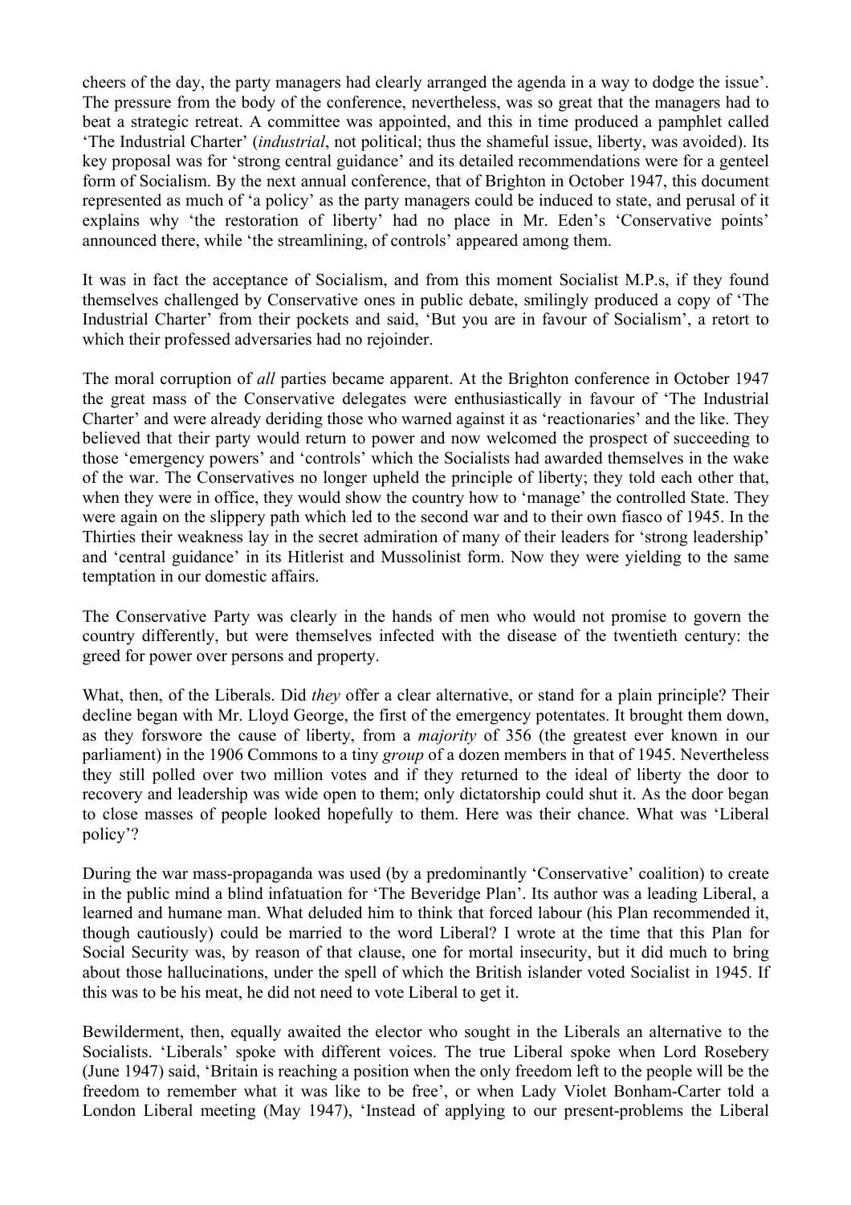cheers of the day, the party managers had clearly arranged the agenda in a way to dodge the issue'. The pressure from the body of the conference, nevertheless, was so great that the managers had to beat a strategic retreat. A committee was appointed, and this in time produced a pamphlet called 'The Industrial Charter' (*industrial*, not political; thus the shameful issue, liberty, was avoided). Its key proposal was for 'strong central guidance' and its detailed recommendations were for a genteel form of Socialism. By the next annual conference, that of Brighton in October 1947, this document represented as much of 'a policy' as the party managers could be induced to state, and perusal of it explains why 'the restoration of liberty' had no place in Mr. Eden's 'Conservative points' announced there, while 'the streamlining, of controls' appeared among them.

It was in fact the acceptance of Socialism, and from this moment Socialist M.P.s, if they found themselves challenged by Conservative ones in public debate, smilingly produced a copy of 'The Industrial Charter' from their pockets and said, 'But you are in favour of Socialism', a retort to which their professed adversaries had no rejoinder.

The moral corruption of *all* parties became apparent. At the Brighton conference in October 1947 the great mass of the Conservative delegates were enthusiastically in favour of 'The Industrial Charter' and were already deriding those who warned against it as 'reactionaries' and the like. They believed that their party would return to power and now welcomed the prospect of succeeding to those 'emergency powers' and 'controls' which the Socialists had awarded themselves in the wake of the war. The Conservatives no longer upheld the principle of liberty; they told each other that, when they were in office, they would show the country how to 'manage' the controlled State. They were again on the slippery path which led to the second war and to their own fiasco of 1945. In the Thirties their weakness lay in the secret admiration of many of their leaders for 'strong leadership' and 'central guidance' in its Hitlerist and Mussolinist form. Now they were yielding to the same temptation in our domestic affairs.

The Conservative Party was clearly in the hands of men who would not promise to govern the country differently, but were themselves infected with the disease of the twentieth century: the greed for power over persons and property.

What, then, of the Liberals. Did *they* offer a clear alternative, or stand for a plain principle? Their decline began with Mr. Lloyd George, the first of the emergency potentates. It brought them down, as they forswore the cause of liberty, from a *majority* of 356 (the greatest ever known in our parliament) in the 1906 Commons to a tiny *group* of a dozen members in that of 1945. Nevertheless they still polled over two million votes and if they returned to the ideal of liberty the door to recovery and leadership was wide open to them; only dictatorship could shut it. As the door began to close masses of people looked hopefully to them. Here was their chance. What was 'Liberal policy'?

During the war mass-propaganda was used (by a predominantly 'Conservative' coalition) to create in the public mind a blind infatuation for 'The Beveridge Plan'. Its author was a leading Liberal, a learned and humane man. What deluded him to think that forced labour (his Plan recommended it, though cautiously) could be married to the word Liberal? I wrote at the time that this Plan for Social Security was, by reason of that clause, one for mortal insecurity, but it did much to bring about those hallucinations, under the spell of which the British islander voted Socialist in 1945. If this was to be his meat, he did not need to vote Liberal to get it.

Bewilderment, then, equally awaited the elector who sought in the Liberals an alternative to the Socialists. 'Liberals' spoke with different voices. The true Liberal spoke when Lord Rosebery (June 1947) said, 'Britain is reaching a position when the only freedom left to the people will be the freedom to remember what it was like to be free', or when Lady Violet Bonham-Carter told a London Liberal meeting (May 1947), 'Instead of applying to our present-problems the Liberal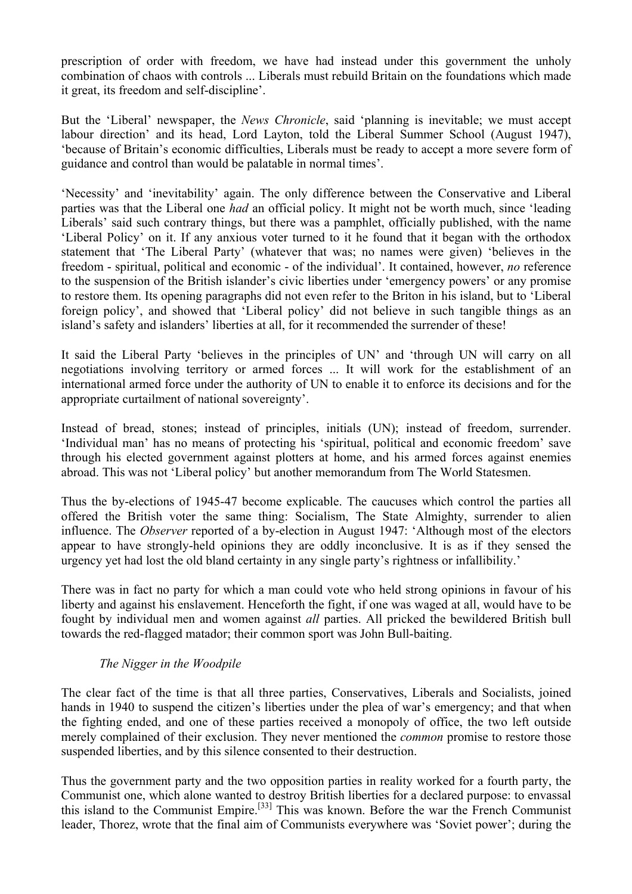prescription of order with freedom, we have had instead under this government the unholy combination of chaos with controls ... Liberals must rebuild Britain on the foundations which made it great, its freedom and self-discipline'.

But the 'Liberal' newspaper, the *News Chronicle*, said 'planning is inevitable; we must accept labour direction' and its head, Lord Layton, told the Liberal Summer School (August 1947), 'because of Britain's economic difficulties, Liberals must be ready to accept a more severe form of guidance and control than would be palatable in normal times'.

'Necessity' and 'inevitability' again. The only difference between the Conservative and Liberal parties was that the Liberal one *had* an official policy. It might not be worth much, since 'leading Liberals' said such contrary things, but there was a pamphlet, officially published, with the name 'Liberal Policy' on it. If any anxious voter turned to it he found that it began with the orthodox statement that 'The Liberal Party' (whatever that was; no names were given) 'believes in the freedom - spiritual, political and economic - of the individual'. It contained, however, *no* reference to the suspension of the British islander's civic liberties under 'emergency powers' or any promise to restore them. Its opening paragraphs did not even refer to the Briton in his island, but to 'Liberal foreign policy', and showed that 'Liberal policy' did not believe in such tangible things as an island's safety and islanders' liberties at all, for it recommended the surrender of these!

It said the Liberal Party 'believes in the principles of UN' and 'through UN will carry on all negotiations involving territory or armed forces ... It will work for the establishment of an international armed force under the authority of UN to enable it to enforce its decisions and for the appropriate curtailment of national sovereignty'.

Instead of bread, stones; instead of principles, initials (UN); instead of freedom, surrender. 'Individual man' has no means of protecting his 'spiritual, political and economic freedom' save through his elected government against plotters at home, and his armed forces against enemies abroad. This was not 'Liberal policy' but another memorandum from The World Statesmen.

Thus the by-elections of 1945-47 become explicable. The caucuses which control the parties all offered the British voter the same thing: Socialism, The State Almighty, surrender to alien influence. The *Observer* reported of a by-election in August 1947: 'Although most of the electors appear to have strongly-held opinions they are oddly inconclusive. It is as if they sensed the urgency yet had lost the old bland certainty in any single party's rightness or infallibility.'

There was in fact no party for which a man could vote who held strong opinions in favour of his liberty and against his enslavement. Henceforth the fight, if one was waged at all, would have to be fought by individual men and women against *all* parties. All pricked the bewildered British bull towards the red-flagged matador; their common sport was John Bull-baiting.

### *The Nigger in the Woodpile*

The clear fact of the time is that all three parties, Conservatives, Liberals and Socialists, joined hands in 1940 to suspend the citizen's liberties under the plea of war's emergency; and that when the fighting ended, and one of these parties received a monopoly of office, the two left outside merely complained of their exclusion. They never mentioned the *common* promise to restore those suspended liberties, and by this silence consented to their destruction.

Thus the government party and the two opposition parties in reality worked for a fourth party, the Communist one, which alone wanted to destroy British liberties for a declared purpose: to envassal this island to the Communist Empire.[33] This was known. Before the war the French Communist leader, Thorez, wrote that the final aim of Communists everywhere was 'Soviet power'; during the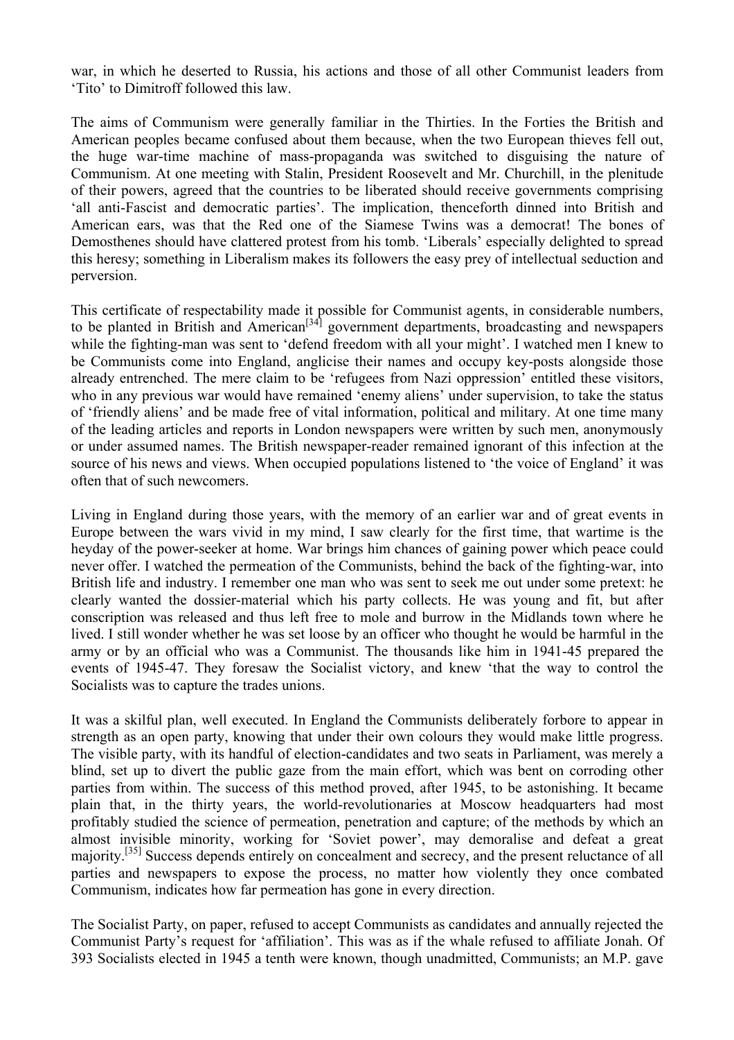war, in which he deserted to Russia, his actions and those of all other Communist leaders from 'Tito' to Dimitroff followed this law.

The aims of Communism were generally familiar in the Thirties. In the Forties the British and American peoples became confused about them because, when the two European thieves fell out, the huge war-time machine of mass-propaganda was switched to disguising the nature of Communism. At one meeting with Stalin, President Roosevelt and Mr. Churchill, in the plenitude of their powers, agreed that the countries to be liberated should receive governments comprising 'all anti-Fascist and democratic parties'. The implication, thenceforth dinned into British and American ears, was that the Red one of the Siamese Twins was a democrat! The bones of Demosthenes should have clattered protest from his tomb. 'Liberals' especially delighted to spread this heresy; something in Liberalism makes its followers the easy prey of intellectual seduction and perversion.

This certificate of respectability made it possible for Communist agents, in considerable numbers, to be planted in British and American[34] government departments, broadcasting and newspapers while the fighting-man was sent to 'defend freedom with all your might'. I watched men I knew to be Communists come into England, anglicise their names and occupy key-posts alongside those already entrenched. The mere claim to be 'refugees from Nazi oppression' entitled these visitors, who in any previous war would have remained 'enemy aliens' under supervision, to take the status of 'friendly aliens' and be made free of vital information, political and military. At one time many of the leading articles and reports in London newspapers were written by such men, anonymously or under assumed names. The British newspaper-reader remained ignorant of this infection at the source of his news and views. When occupied populations listened to 'the voice of England' it was often that of such newcomers.

Living in England during those years, with the memory of an earlier war and of great events in Europe between the wars vivid in my mind, I saw clearly for the first time, that wartime is the heyday of the power-seeker at home. War brings him chances of gaining power which peace could never offer. I watched the permeation of the Communists, behind the back of the fighting-war, into British life and industry. I remember one man who was sent to seek me out under some pretext: he clearly wanted the dossier-material which his party collects. He was young and fit, but after conscription was released and thus left free to mole and burrow in the Midlands town where he lived. I still wonder whether he was set loose by an officer who thought he would be harmful in the army or by an official who was a Communist. The thousands like him in 1941-45 prepared the events of 1945-47. They foresaw the Socialist victory, and knew 'that the way to control the Socialists was to capture the trades unions.

It was a skilful plan, well executed. In England the Communists deliberately forbore to appear in strength as an open party, knowing that under their own colours they would make little progress. The visible party, with its handful of election-candidates and two seats in Parliament, was merely a blind, set up to divert the public gaze from the main effort, which was bent on corroding other parties from within. The success of this method proved, after 1945, to be astonishing. It became plain that, in the thirty years, the world-revolutionaries at Moscow headquarters had most profitably studied the science of permeation, penetration and capture; of the methods by which an almost invisible minority, working for 'Soviet power', may demoralise and defeat a great majority.[35] Success depends entirely on concealment and secrecy, and the present reluctance of all parties and newspapers to expose the process, no matter how violently they once combated Communism, indicates how far permeation has gone in every direction.

The Socialist Party, on paper, refused to accept Communists as candidates and annually rejected the Communist Party's request for 'affiliation'. This was as if the whale refused to affiliate Jonah. Of 393 Socialists elected in 1945 a tenth were known, though unadmitted, Communists; an M.P. gave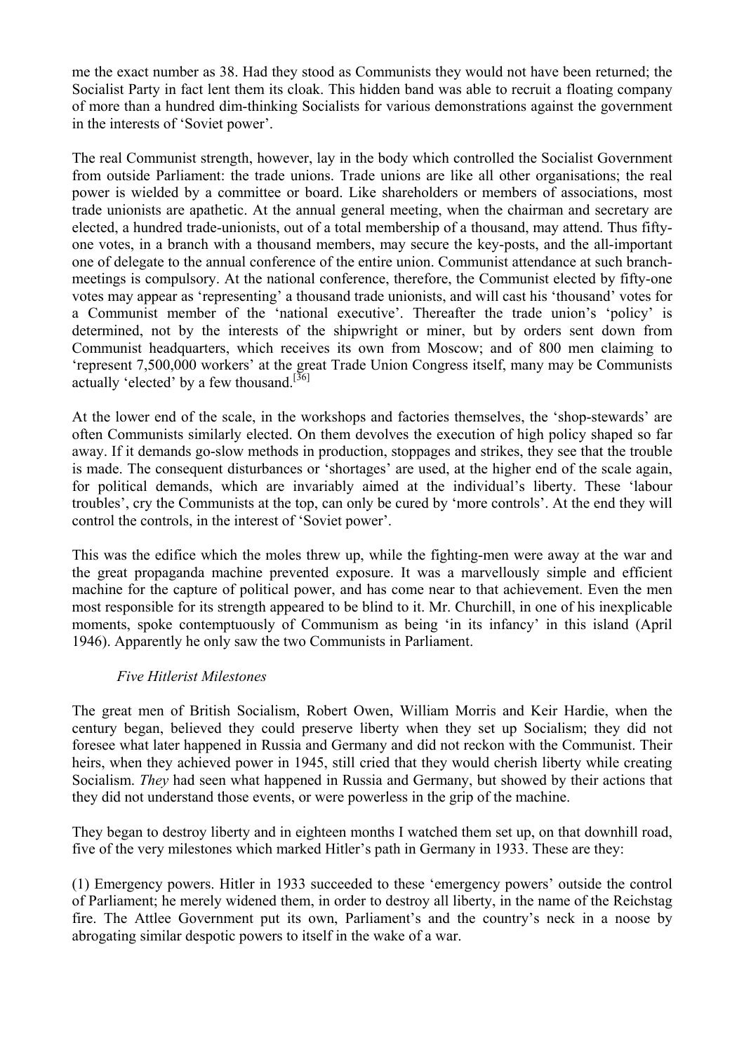me the exact number as 38. Had they stood as Communists they would not have been returned; the Socialist Party in fact lent them its cloak. This hidden band was able to recruit a floating company of more than a hundred dim-thinking Socialists for various demonstrations against the government in the interests of 'Soviet power'.

The real Communist strength, however, lay in the body which controlled the Socialist Government from outside Parliament: the trade unions. Trade unions are like all other organisations; the real power is wielded by a committee or board. Like shareholders or members of associations, most trade unionists are apathetic. At the annual general meeting, when the chairman and secretary are elected, a hundred trade-unionists, out of a total membership of a thousand, may attend. Thus fifty-one votes, in a branch with a thousand members, may secure the key-posts, and the all-important one of delegate to the annual conference of the entire union. Communist attendance at such branch-meetings is compulsory. At the national conference, therefore, the Communist elected by fifty-one votes may appear as 'representing' a thousand trade unionists, and will cast his 'thousand' votes for a Communist member of the 'national executive'. Thereafter the trade union's 'policy' is determined, not by the interests of the shipwright or miner, but by orders sent down from Communist headquarters, which receives its own from Moscow; and of 800 men claiming to 'represent 7,500,000 workers' at the great Trade Union Congress itself, many may be Communists actually 'elected' by a few thousand.[36]

At the lower end of the scale, in the workshops and factories themselves, the 'shop-stewards' are often Communists similarly elected. On them devolves the execution of high policy shaped so far away. If it demands go-slow methods in production, stoppages and strikes, they see that the trouble is made. The consequent disturbances or 'shortages' are used, at the higher end of the scale again, for political demands, which are invariably aimed at the individual's liberty. These 'labour troubles', cry the Communists at the top, can only be cured by 'more controls'. At the end they will control the controls, in the interest of 'Soviet power'.

This was the edifice which the moles threw up, while the fighting-men were away at the war and the great propaganda machine prevented exposure. It was a marvellously simple and efficient machine for the capture of political power, and has come near to that achievement. Even the men most responsible for its strength appeared to be blind to it. Mr. Churchill, in one of his inexplicable moments, spoke contemptuously of Communism as being 'in its infancy' in this island (April 1946). Apparently he only saw the two Communists in Parliament.

### *Five Hitlerist Milestones*

The great men of British Socialism, Robert Owen, William Morris and Keir Hardie, when the century began, believed they could preserve liberty when they set up Socialism; they did not foresee what later happened in Russia and Germany and did not reckon with the Communist. Their heirs, when they achieved power in 1945, still cried that they would cherish liberty while creating Socialism. *They* had seen what happened in Russia and Germany, but showed by their actions that they did not understand those events, or were powerless in the grip of the machine.

They began to destroy liberty and in eighteen months I watched them set up, on that downhill road, five of the very milestones which marked Hitler's path in Germany in 1933. These are they:

(1) Emergency powers. Hitler in 1933 succeeded to these 'emergency powers' outside the control of Parliament; he merely widened them, in order to destroy all liberty, in the name of the Reichstag fire. The Attlee Government put its own, Parliament's and the country's neck in a noose by abrogating similar despotic powers to itself in the wake of a war.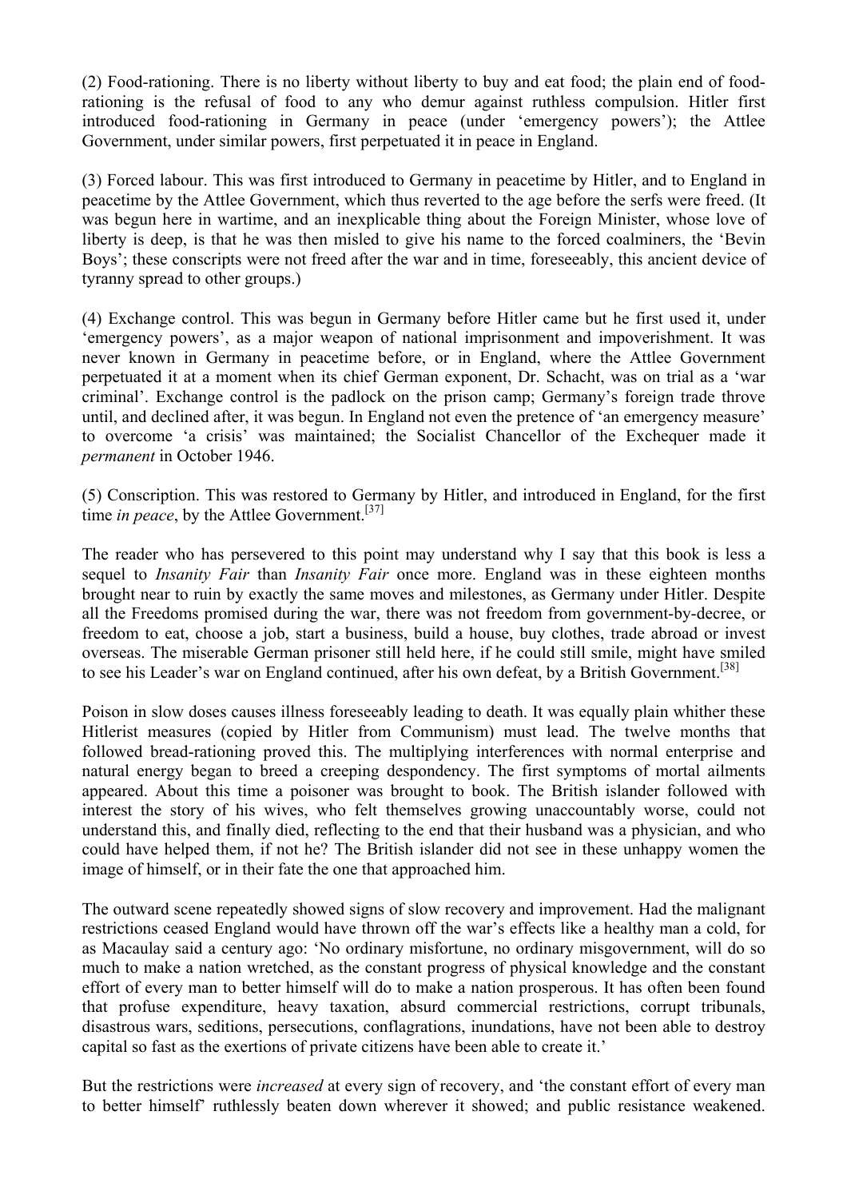(2) Food-rationing. There is no liberty without liberty to buy and eat food; the plain end of food-rationing is the refusal of food to any who demur against ruthless compulsion. Hitler first introduced food-rationing in Germany in peace (under 'emergency powers'); the Attlee Government, under similar powers, first perpetuated it in peace in England.

(3) Forced labour. This was first introduced to Germany in peacetime by Hitler, and to England in peacetime by the Attlee Government, which thus reverted to the age before the serfs were freed. (It was begun here in wartime, and an inexplicable thing about the Foreign Minister, whose love of liberty is deep, is that he was then misled to give his name to the forced coalminers, the 'Bevin Boys'; these conscripts were not freed after the war and in time, foreseeably, this ancient device of tyranny spread to other groups.)

(4) Exchange control. This was begun in Germany before Hitler came but he first used it, under 'emergency powers', as a major weapon of national imprisonment and impoverishment. It was never known in Germany in peacetime before, or in England, where the Attlee Government perpetuated it at a moment when its chief German exponent, Dr. Schacht, was on trial as a 'war criminal'. Exchange control is the padlock on the prison camp; Germany's foreign trade throve until, and declined after, it was begun. In England not even the pretence of 'an emergency measure' to overcome 'a crisis' was maintained; the Socialist Chancellor of the Exchequer made it *permanent* in October 1946.

(5) Conscription. This was restored to Germany by Hitler, and introduced in England, for the first time *in peace*, by the Attlee Government.[37]

The reader who has persevered to this point may understand why I say that this book is less a sequel to *Insanity Fair* than *Insanity Fair* once more. England was in these eighteen months brought near to ruin by exactly the same moves and milestones, as Germany under Hitler. Despite all the Freedoms promised during the war, there was not freedom from government-by-decree, or freedom to eat, choose a job, start a business, build a house, buy clothes, trade abroad or invest overseas. The miserable German prisoner still held here, if he could still smile, might have smiled to see his Leader's war on England continued, after his own defeat, by a British Government.[38]

Poison in slow doses causes illness foreseeably leading to death. It was equally plain whither these Hitlerist measures (copied by Hitler from Communism) must lead. The twelve months that followed bread-rationing proved this. The multiplying interferences with normal enterprise and natural energy began to breed a creeping despondency. The first symptoms of mortal ailments appeared. About this time a poisoner was brought to book. The British islander followed with interest the story of his wives, who felt themselves growing unaccountably worse, could not understand this, and finally died, reflecting to the end that their husband was a physician, and who could have helped them, if not he? The British islander did not see in these unhappy women the image of himself, or in their fate the one that approached him.

The outward scene repeatedly showed signs of slow recovery and improvement. Had the malignant restrictions ceased England would have thrown off the war's effects like a healthy man a cold, for as Macaulay said a century ago: 'No ordinary misfortune, no ordinary misgovernment, will do so much to make a nation wretched, as the constant progress of physical knowledge and the constant effort of every man to better himself will do to make a nation prosperous. It has often been found that profuse expenditure, heavy taxation, absurd commercial restrictions, corrupt tribunals, disastrous wars, seditions, persecutions, conflagrations, inundations, have not been able to destroy capital so fast as the exertions of private citizens have been able to create it.'

But the restrictions were *increased* at every sign of recovery, and 'the constant effort of every man to better himself' ruthlessly beaten down wherever it showed; and public resistance weakened.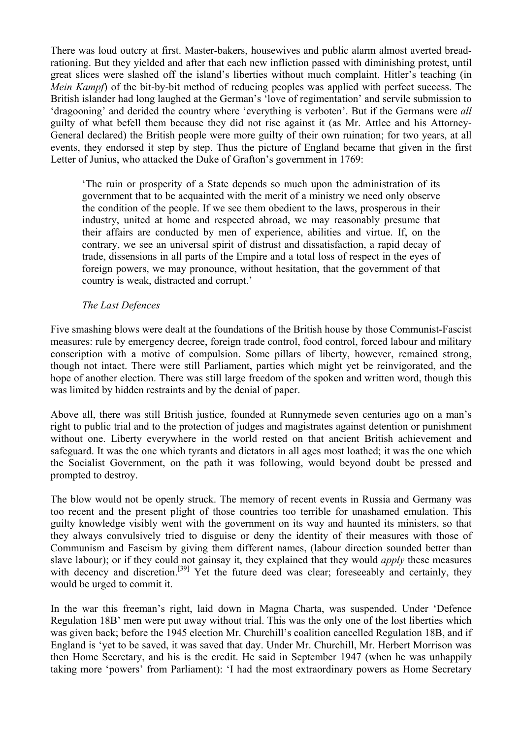There was loud outcry at first. Master-bakers, housewives and public alarm almost averted bread-rationing. But they yielded and after that each new infliction passed with diminishing protest, until great slices were slashed off the island's liberties without much complaint. Hitler's teaching (in *Mein Kampf*) of the bit-by-bit method of reducing peoples was applied with perfect success. The British islander had long laughed at the German's 'love of regimentation' and servile submission to 'dragooning' and derided the country where 'everything is verboten'. But if the Germans were *all* guilty of what befell them because they did not rise against it (as Mr. Attlee and his Attorney-General declared) the British people were more guilty of their own ruination; for two years, at all events, they endorsed it step by step. Thus the picture of England became that given in the first Letter of Junius, who attacked the Duke of Grafton's government in 1769:

> 'The ruin or prosperity of a State depends so much upon the administration of its government that to be acquainted with the merit of a ministry we need only observe the condition of the people. If we see them obedient to the laws, prosperous in their industry, united at home and respected abroad, we may reasonably presume that their affairs are conducted by men of experience, abilities and virtue. If, on the contrary, we see an universal spirit of distrust and dissatisfaction, a rapid decay of trade, dissensions in all parts of the Empire and a total loss of respect in the eyes of foreign powers, we may pronounce, without hesitation, that the government of that country is weak, distracted and corrupt.'

### *The Last Defences*

Five smashing blows were dealt at the foundations of the British house by those Communist-Fascist measures: rule by emergency decree, foreign trade control, food control, forced labour and military conscription with a motive of compulsion. Some pillars of liberty, however, remained strong, though not intact. There were still Parliament, parties which might yet be reinvigorated, and the hope of another election. There was still large freedom of the spoken and written word, though this was limited by hidden restraints and by the denial of paper.

Above all, there was still British justice, founded at Runnymede seven centuries ago on a man's right to public trial and to the protection of judges and magistrates against detention or punishment without one. Liberty everywhere in the world rested on that ancient British achievement and safeguard. It was the one which tyrants and dictators in all ages most loathed; it was the one which the Socialist Government, on the path it was following, would beyond doubt be pressed and prompted to destroy.

The blow would not be openly struck. The memory of recent events in Russia and Germany was too recent and the present plight of those countries too terrible for unashamed emulation. This guilty knowledge visibly went with the government on its way and haunted its ministers, so that they always convulsively tried to disguise or deny the identity of their measures with those of Communism and Fascism by giving them different names, (labour direction sounded better than slave labour); or if they could not gainsay it, they explained that they would *apply* these measures with decency and discretion.[39] Yet the future deed was clear; foreseeably and certainly, they would be urged to commit it.

In the war this freeman's right, laid down in Magna Charta, was suspended. Under 'Defence Regulation 18B' men were put away without trial. This was the only one of the lost liberties which was given back; before the 1945 election Mr. Churchill's coalition cancelled Regulation 18B, and if England is 'yet to be saved, it was saved that day. Under Mr. Churchill, Mr. Herbert Morrison was then Home Secretary, and his is the credit. He said in September 1947 (when he was unhappily taking more 'powers' from Parliament): 'I had the most extraordinary powers as Home Secretary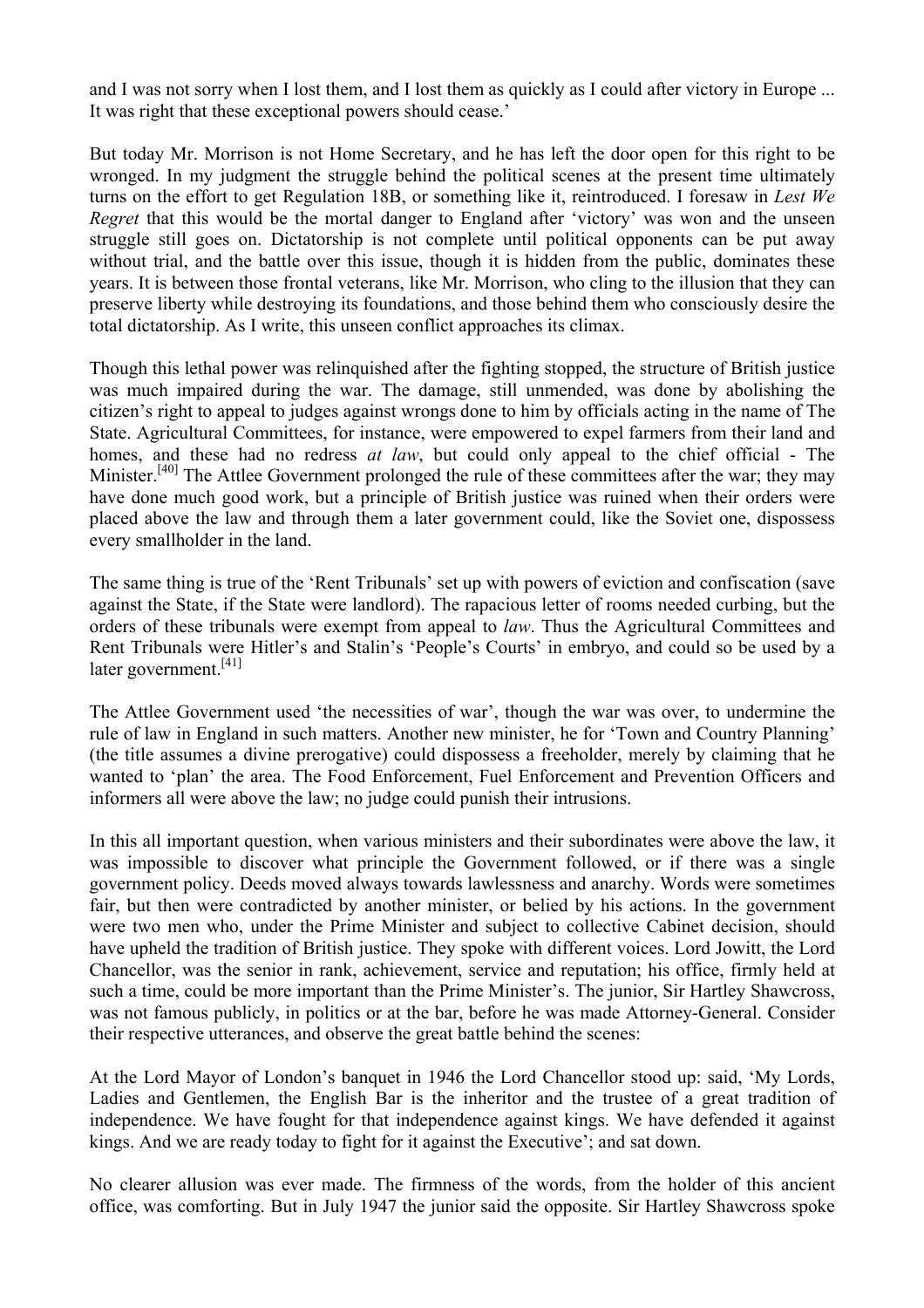and I was not sorry when I lost them, and I lost them as quickly as I could after victory in Europe ... It was right that these exceptional powers should cease.'

But today Mr. Morrison is not Home Secretary, and he has left the door open for this right to be wronged. In my judgment the struggle behind the political scenes at the present time ultimately turns on the effort to get Regulation 18B, or something like it, reintroduced. I foresaw in *Lest We Regret* that this would be the mortal danger to England after 'victory' was won and the unseen struggle still goes on. Dictatorship is not complete until political opponents can be put away without trial, and the battle over this issue, though it is hidden from the public, dominates these years. It is between those frontal veterans, like Mr. Morrison, who cling to the illusion that they can preserve liberty while destroying its foundations, and those behind them who consciously desire the total dictatorship. As I write, this unseen conflict approaches its climax.

Though this lethal power was relinquished after the fighting stopped, the structure of British justice was much impaired during the war. The damage, still unmended, was done by abolishing the citizen's right to appeal to judges against wrongs done to him by officials acting in the name of The State. Agricultural Committees, for instance, were empowered to expel farmers from their land and homes, and these had no redress *at law*, but could only appeal to the chief official - The Minister.[40] The Attlee Government prolonged the rule of these committees after the war; they may have done much good work, but a principle of British justice was ruined when their orders were placed above the law and through them a later government could, like the Soviet one, dispossess every smallholder in the land.

The same thing is true of the 'Rent Tribunals' set up with powers of eviction and confiscation (save against the State, if the State were landlord). The rapacious letter of rooms needed curbing, but the orders of these tribunals were exempt from appeal to *law*. Thus the Agricultural Committees and Rent Tribunals were Hitler's and Stalin's 'People's Courts' in embryo, and could so be used by a later government.[41]

The Attlee Government used 'the necessities of war', though the war was over, to undermine the rule of law in England in such matters. Another new minister, he for 'Town and Country Planning' (the title assumes a divine prerogative) could dispossess a freeholder, merely by claiming that he wanted to 'plan' the area. The Food Enforcement, Fuel Enforcement and Prevention Officers and informers all were above the law; no judge could punish their intrusions.

In this all important question, when various ministers and their subordinates were above the law, it was impossible to discover what principle the Government followed, or if there was a single government policy. Deeds moved always towards lawlessness and anarchy. Words were sometimes fair, but then were contradicted by another minister, or belied by his actions. In the government were two men who, under the Prime Minister and subject to collective Cabinet decision, should have upheld the tradition of British justice. They spoke with different voices. Lord Jowitt, the Lord Chancellor, was the senior in rank, achievement, service and reputation; his office, firmly held at such a time, could be more important than the Prime Minister's. The junior, Sir Hartley Shawcross, was not famous publicly, in politics or at the bar, before he was made Attorney-General. Consider their respective utterances, and observe the great battle behind the scenes:

At the Lord Mayor of London's banquet in 1946 the Lord Chancellor stood up: said, 'My Lords, Ladies and Gentlemen, the English Bar is the inheritor and the trustee of a great tradition of independence. We have fought for that independence against kings. We have defended it against kings. And we are ready today to fight for it against the Executive'; and sat down.

No clearer allusion was ever made. The firmness of the words, from the holder of this ancient office, was comforting. But in July 1947 the junior said the opposite. Sir Hartley Shawcross spoke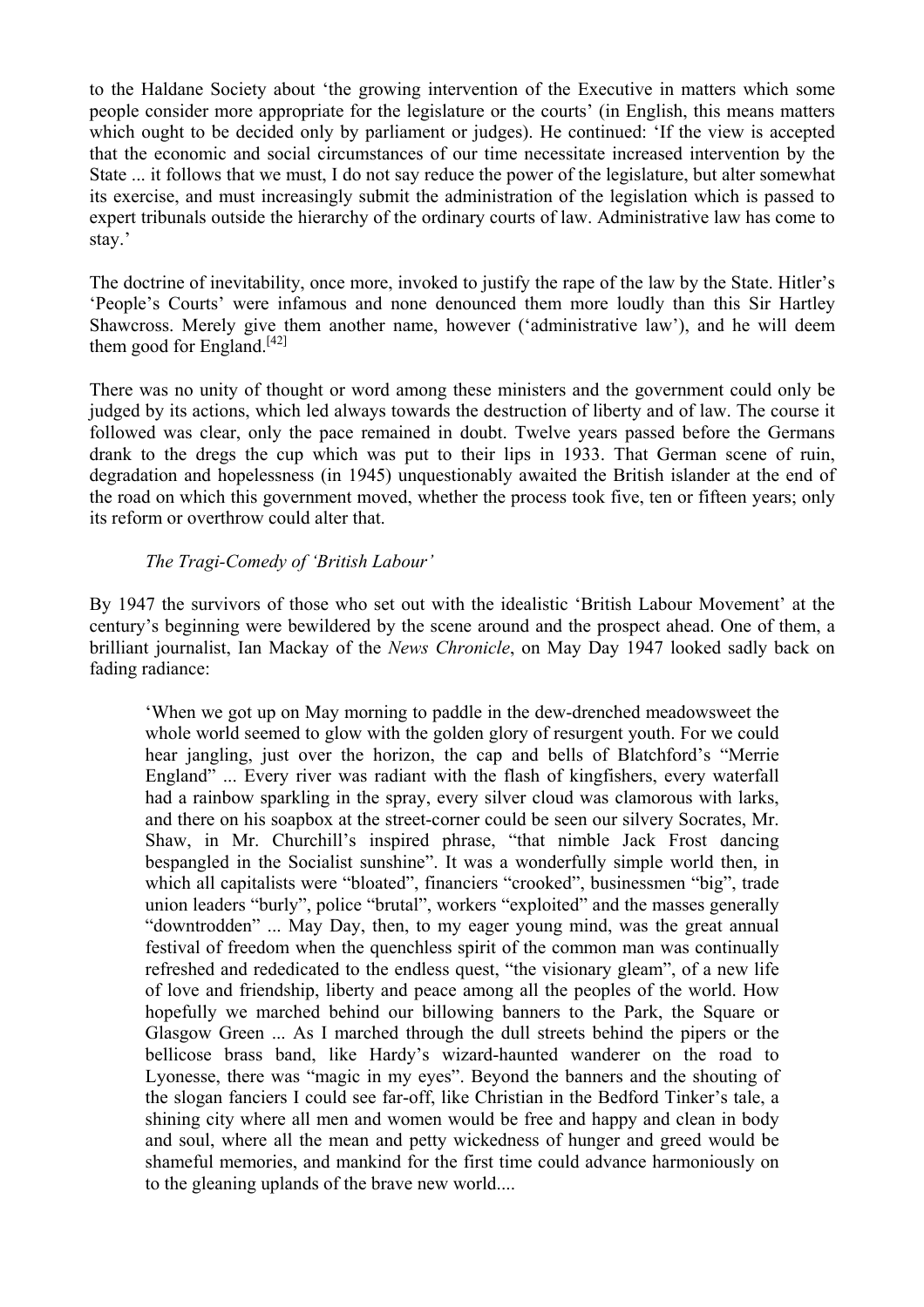to the Haldane Society about 'the growing intervention of the Executive in matters which some people consider more appropriate for the legislature or the courts' (in English, this means matters which ought to be decided only by parliament or judges). He continued: 'If the view is accepted that the economic and social circumstances of our time necessitate increased intervention by the State ... it follows that we must, I do not say reduce the power of the legislature, but alter somewhat its exercise, and must increasingly submit the administration of the legislation which is passed to expert tribunals outside the hierarchy of the ordinary courts of law. Administrative law has come to stay.'

The doctrine of inevitability, once more, invoked to justify the rape of the law by the State. Hitler's 'People's Courts' were infamous and none denounced them more loudly than this Sir Hartley Shawcross. Merely give them another name, however ('administrative law'), and he will deem them good for England.[42]

There was no unity of thought or word among these ministers and the government could only be judged by its actions, which led always towards the destruction of liberty and of law. The course it followed was clear, only the pace remained in doubt. Twelve years passed before the Germans drank to the dregs the cup which was put to their lips in 1933. That German scene of ruin, degradation and hopelessness (in 1945) unquestionably awaited the British islander at the end of the road on which this government moved, whether the process took five, ten or fifteen years; only its reform or overthrow could alter that.

### *The Tragi-Comedy of 'British Labour'*

By 1947 the survivors of those who set out with the idealistic 'British Labour Movement' at the century's beginning were bewildered by the scene around and the prospect ahead. One of them, a brilliant journalist, Ian Mackay of the *News Chronicle*, on May Day 1947 looked sadly back on fading radiance:

> 'When we got up on May morning to paddle in the dew-drenched meadowsweet the whole world seemed to glow with the golden glory of resurgent youth. For we could hear jangling, just over the horizon, the cap and bells of Blatchford's "Merrie England" ... Every river was radiant with the flash of kingfishers, every waterfall had a rainbow sparkling in the spray, every silver cloud was clamorous with larks, and there on his soapbox at the street-corner could be seen our silvery Socrates, Mr. Shaw, in Mr. Churchill's inspired phrase, "that nimble Jack Frost dancing bespangled in the Socialist sunshine". It was a wonderfully simple world then, in which all capitalists were "bloated", financiers "crooked", businessmen "big", trade union leaders "burly", police "brutal", workers "exploited" and the masses generally "downtrodden" ... May Day, then, to my eager young mind, was the great annual festival of freedom when the quenchless spirit of the common man was continually refreshed and rededicated to the endless quest, "the visionary gleam", of a new life of love and friendship, liberty and peace among all the peoples of the world. How hopefully we marched behind our billowing banners to the Park, the Square or Glasgow Green ... As I marched through the dull streets behind the pipers or the bellicose brass band, like Hardy's wizard-haunted wanderer on the road to Lyonesse, there was "magic in my eyes". Beyond the banners and the shouting of the slogan fanciers I could see far-off, like Christian in the Bedford Tinker's tale, a shining city where all men and women would be free and happy and clean in body and soul, where all the mean and petty wickedness of hunger and greed would be shameful memories, and mankind for the first time could advance harmoniously on to the gleaning uplands of the brave new world....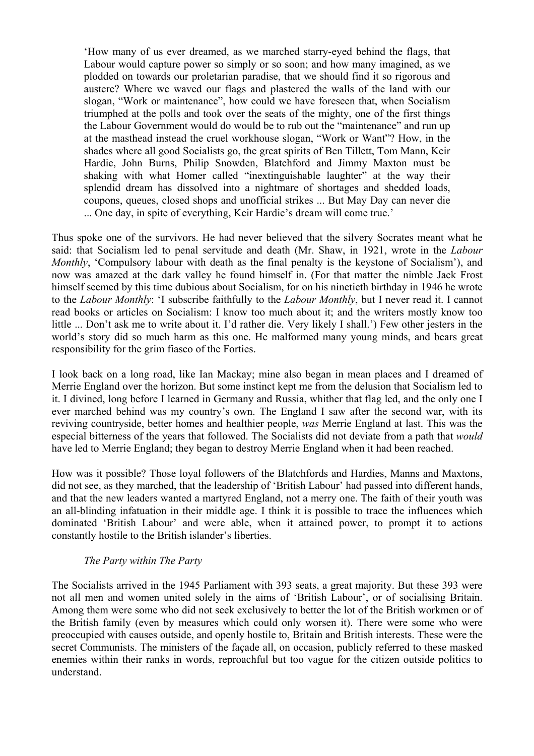> 'How many of us ever dreamed, as we marched starry-eyed behind the flags, that Labour would capture power so simply or so soon; and how many imagined, as we plodded on towards our proletarian paradise, that we should find it so rigorous and austere? Where we waved our flags and plastered the walls of the land with our slogan, "Work or maintenance", how could we have foreseen that, when Socialism triumphed at the polls and took over the seats of the mighty, one of the first things the Labour Government would do would be to rub out the "maintenance" and run up at the masthead instead the cruel workhouse slogan, "Work or Want"? How, in the shades where all good Socialists go, the great spirits of Ben Tillett, Tom Mann, Keir Hardie, John Burns, Philip Snowden, Blatchford and Jimmy Maxton must be shaking with what Homer called "inextinguishable laughter" at the way their splendid dream has dissolved into a nightmare of shortages and shedded loads, coupons, queues, closed shops and unofficial strikes ... But May Day can never die ... One day, in spite of everything, Keir Hardie's dream will come true.'

Thus spoke one of the survivors. He had never believed that the silvery Socrates meant what he said: that Socialism led to penal servitude and death (Mr. Shaw, in 1921, wrote in the *Labour Monthly*, 'Compulsory labour with death as the final penalty is the keystone of Socialism'), and now was amazed at the dark valley he found himself in. (For that matter the nimble Jack Frost himself seemed by this time dubious about Socialism, for on his ninetieth birthday in 1946 he wrote to the *Labour Monthly*: 'I subscribe faithfully to the *Labour Monthly*, but I never read it. I cannot read books or articles on Socialism: I know too much about it; and the writers mostly know too little ... Don't ask me to write about it. I'd rather die. Very likely I shall.') Few other jesters in the world's story did so much harm as this one. He malformed many young minds, and bears great responsibility for the grim fiasco of the Forties.

I look back on a long road, like Ian Mackay; mine also began in mean places and I dreamed of Merrie England over the horizon. But some instinct kept me from the delusion that Socialism led to it. I divined, long before I learned in Germany and Russia, whither that flag led, and the only one I ever marched behind was my country's own. The England I saw after the second war, with its reviving countryside, better homes and healthier people, *was* Merrie England at last. This was the especial bitterness of the years that followed. The Socialists did not deviate from a path that *would* have led to Merrie England; they began to destroy Merrie England when it had been reached.

How was it possible? Those loyal followers of the Blatchfords and Hardies, Manns and Maxtons, did not see, as they marched, that the leadership of 'British Labour' had passed into different hands, and that the new leaders wanted a martyred England, not a merry one. The faith of their youth was an all-blinding infatuation in their middle age. I think it is possible to trace the influences which dominated 'British Labour' and were able, when it attained power, to prompt it to actions constantly hostile to the British islander's liberties.

### *The Party within The Party*

The Socialists arrived in the 1945 Parliament with 393 seats, a great majority. But these 393 were not all men and women united solely in the aims of 'British Labour', or of socialising Britain. Among them were some who did not seek exclusively to better the lot of the British workmen or of the British family (even by measures which could only worsen it). There were some who were preoccupied with causes outside, and openly hostile to, Britain and British interests. These were the secret Communists. The ministers of the façade all, on occasion, publicly referred to these masked enemies within their ranks in words, reproachful but too vague for the citizen outside politics to understand.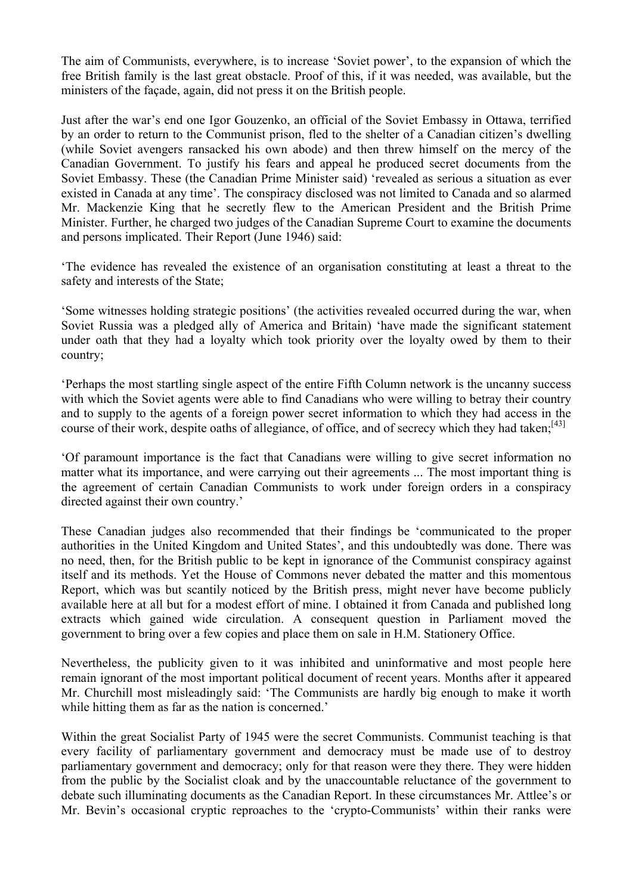The aim of Communists, everywhere, is to increase 'Soviet power', to the expansion of which the free British family is the last great obstacle. Proof of this, if it was needed, was available, but the ministers of the façade, again, did not press it on the British people.

Just after the war's end one Igor Gouzenko, an official of the Soviet Embassy in Ottawa, terrified by an order to return to the Communist prison, fled to the shelter of a Canadian citizen's dwelling (while Soviet avengers ransacked his own abode) and then threw himself on the mercy of the Canadian Government. To justify his fears and appeal he produced secret documents from the Soviet Embassy. These (the Canadian Prime Minister said) 'revealed as serious a situation as ever existed in Canada at any time'. The conspiracy disclosed was not limited to Canada and so alarmed Mr. Mackenzie King that he secretly flew to the American President and the British Prime Minister. Further, he charged two judges of the Canadian Supreme Court to examine the documents and persons implicated. Their Report (June 1946) said:

'The evidence has revealed the existence of an organisation constituting at least a threat to the safety and interests of the State;

'Some witnesses holding strategic positions' (the activities revealed occurred during the war, when Soviet Russia was a pledged ally of America and Britain) 'have made the significant statement under oath that they had a loyalty which took priority over the loyalty owed by them to their country;

'Perhaps the most startling single aspect of the entire Fifth Column network is the uncanny success with which the Soviet agents were able to find Canadians who were willing to betray their country and to supply to the agents of a foreign power secret information to which they had access in the course of their work, despite oaths of allegiance, of office, and of secrecy which they had taken;[43]

'Of paramount importance is the fact that Canadians were willing to give secret information no matter what its importance, and were carrying out their agreements ... The most important thing is the agreement of certain Canadian Communists to work under foreign orders in a conspiracy directed against their own country.'

These Canadian judges also recommended that their findings be 'communicated to the proper authorities in the United Kingdom and United States', and this undoubtedly was done. There was no need, then, for the British public to be kept in ignorance of the Communist conspiracy against itself and its methods. Yet the House of Commons never debated the matter and this momentous Report, which was but scantily noticed by the British press, might never have become publicly available here at all but for a modest effort of mine. I obtained it from Canada and published long extracts which gained wide circulation. A consequent question in Parliament moved the government to bring over a few copies and place them on sale in H.M. Stationery Office.

Nevertheless, the publicity given to it was inhibited and uninformative and most people here remain ignorant of the most important political document of recent years. Months after it appeared Mr. Churchill most misleadingly said: 'The Communists are hardly big enough to make it worth while hitting them as far as the nation is concerned.'

Within the great Socialist Party of 1945 were the secret Communists. Communist teaching is that every facility of parliamentary government and democracy must be made use of to destroy parliamentary government and democracy; only for that reason were they there. They were hidden from the public by the Socialist cloak and by the unaccountable reluctance of the government to debate such illuminating documents as the Canadian Report. In these circumstances Mr. Attlee's or Mr. Bevin's occasional cryptic reproaches to the 'crypto-Communists' within their ranks were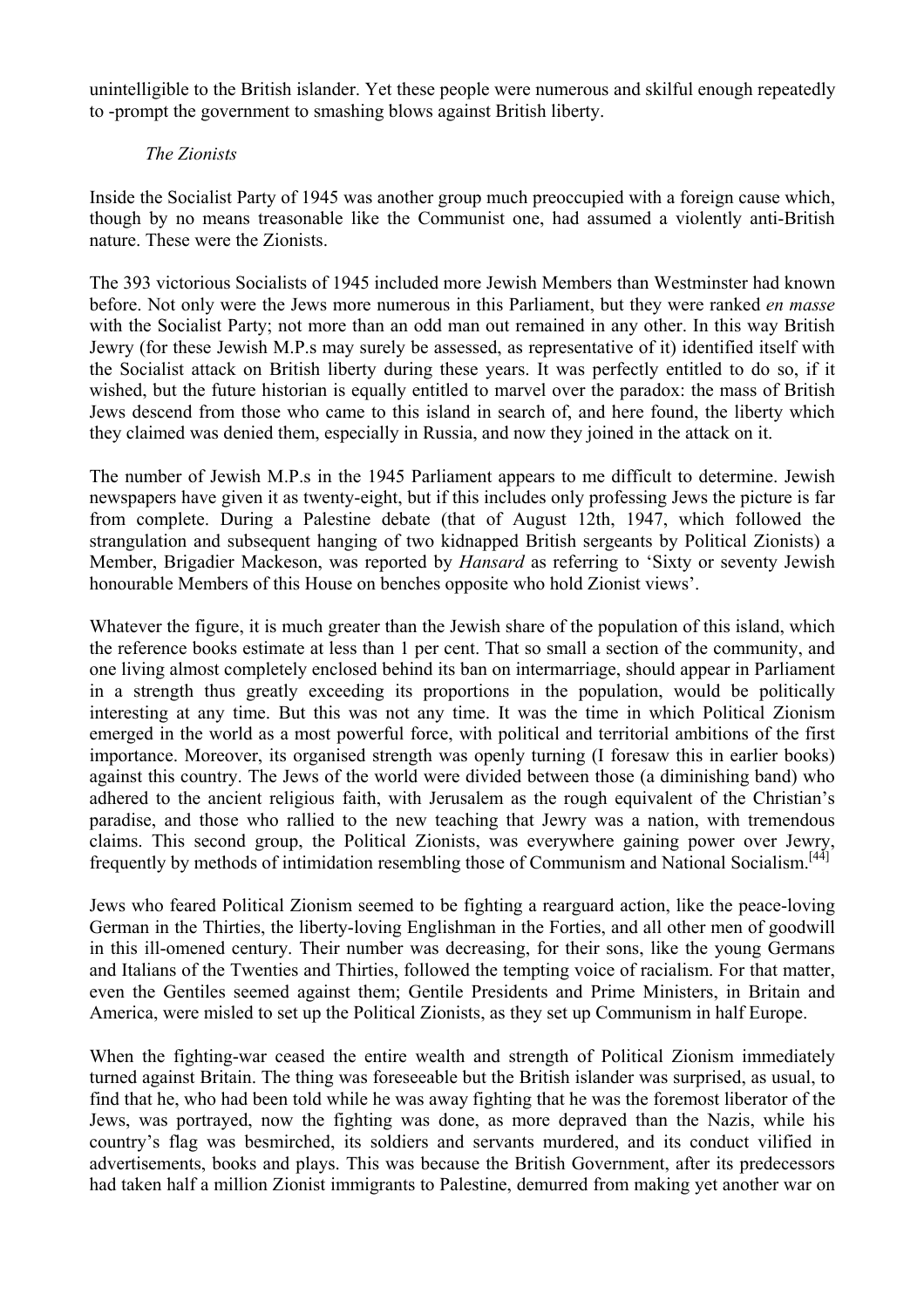unintelligible to the British islander. Yet these people were numerous and skilful enough repeatedly to -prompt the government to smashing blows against British liberty.

*The Zionists*

Inside the Socialist Party of 1945 was another group much preoccupied with a foreign cause which, though by no means treasonable like the Communist one, had assumed a violently anti-British nature. These were the Zionists.

The 393 victorious Socialists of 1945 included more Jewish Members than Westminster had known before. Not only were the Jews more numerous in this Parliament, but they were ranked *en masse* with the Socialist Party; not more than an odd man out remained in any other. In this way British Jewry (for these Jewish M.P.s may surely be assessed, as representative of it) identified itself with the Socialist attack on British liberty during these years. It was perfectly entitled to do so, if it wished, but the future historian is equally entitled to marvel over the paradox: the mass of British Jews descend from those who came to this island in search of, and here found, the liberty which they claimed was denied them, especially in Russia, and now they joined in the attack on it.

The number of Jewish M.P.s in the 1945 Parliament appears to me difficult to determine. Jewish newspapers have given it as twenty-eight, but if this includes only professing Jews the picture is far from complete. During a Palestine debate (that of August 12th, 1947, which followed the strangulation and subsequent hanging of two kidnapped British sergeants by Political Zionists) a Member, Brigadier Mackeson, was reported by *Hansard* as referring to 'Sixty or seventy Jewish honourable Members of this House on benches opposite who hold Zionist views'.

Whatever the figure, it is much greater than the Jewish share of the population of this island, which the reference books estimate at less than 1 per cent. That so small a section of the community, and one living almost completely enclosed behind its ban on intermarriage, should appear in Parliament in a strength thus greatly exceeding its proportions in the population, would be politically interesting at any time. But this was not any time. It was the time in which Political Zionism emerged in the world as a most powerful force, with political and territorial ambitions of the first importance. Moreover, its organised strength was openly turning (I foresaw this in earlier books) against this country. The Jews of the world were divided between those (a diminishing band) who adhered to the ancient religious faith, with Jerusalem as the rough equivalent of the Christian's paradise, and those who rallied to the new teaching that Jewry was a nation, with tremendous claims. This second group, the Political Zionists, was everywhere gaining power over Jewry, frequently by methods of intimidation resembling those of Communism and National Socialism.[44]

Jews who feared Political Zionism seemed to be fighting a rearguard action, like the peace-loving German in the Thirties, the liberty-loving Englishman in the Forties, and all other men of goodwill in this ill-omened century. Their number was decreasing, for their sons, like the young Germans and Italians of the Twenties and Thirties, followed the tempting voice of racialism. For that matter, even the Gentiles seemed against them; Gentile Presidents and Prime Ministers, in Britain and America, were misled to set up the Political Zionists, as they set up Communism in half Europe.

When the fighting-war ceased the entire wealth and strength of Political Zionism immediately turned against Britain. The thing was foreseeable but the British islander was surprised, as usual, to find that he, who had been told while he was away fighting that he was the foremost liberator of the Jews, was portrayed, now the fighting was done, as more depraved than the Nazis, while his country's flag was besmirched, its soldiers and servants murdered, and its conduct vilified in advertisements, books and plays. This was because the British Government, after its predecessors had taken half a million Zionist immigrants to Palestine, demurred from making yet another war on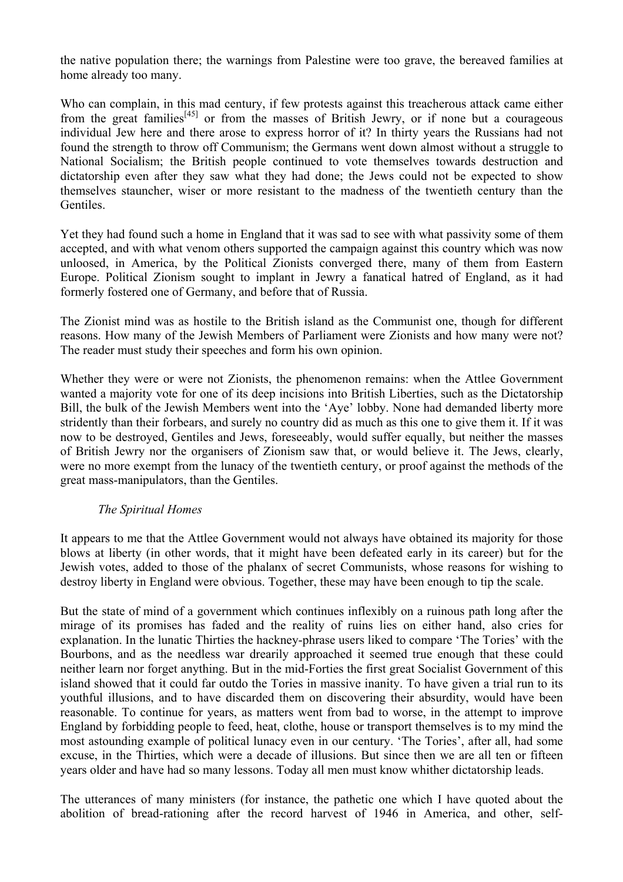the native population there; the warnings from Palestine were too grave, the bereaved families at home already too many.

Who can complain, in this mad century, if few protests against this treacherous attack came either from the great families[45] or from the masses of British Jewry, or if none but a courageous individual Jew here and there arose to express horror of it? In thirty years the Russians had not found the strength to throw off Communism; the Germans went down almost without a struggle to National Socialism; the British people continued to vote themselves towards destruction and dictatorship even after they saw what they had done; the Jews could not be expected to show themselves stauncher, wiser or more resistant to the madness of the twentieth century than the Gentiles.

Yet they had found such a home in England that it was sad to see with what passivity some of them accepted, and with what venom others supported the campaign against this country which was now unloosed, in America, by the Political Zionists converged there, many of them from Eastern Europe. Political Zionism sought to implant in Jewry a fanatical hatred of England, as it had formerly fostered one of Germany, and before that of Russia.

The Zionist mind was as hostile to the British island as the Communist one, though for different reasons. How many of the Jewish Members of Parliament were Zionists and how many were not? The reader must study their speeches and form his own opinion.

Whether they were or were not Zionists, the phenomenon remains: when the Attlee Government wanted a majority vote for one of its deep incisions into British Liberties, such as the Dictatorship Bill, the bulk of the Jewish Members went into the 'Aye' lobby. None had demanded liberty more stridently than their forbears, and surely no country did as much as this one to give them it. If it was now to be destroyed, Gentiles and Jews, foreseeably, would suffer equally, but neither the masses of British Jewry nor the organisers of Zionism saw that, or would believe it. The Jews, clearly, were no more exempt from the lunacy of the twentieth century, or proof against the methods of the great mass-manipulators, than the Gentiles.

*The Spiritual Homes*

It appears to me that the Attlee Government would not always have obtained its majority for those blows at liberty (in other words, that it might have been defeated early in its career) but for the Jewish votes, added to those of the phalanx of secret Communists, whose reasons for wishing to destroy liberty in England were obvious. Together, these may have been enough to tip the scale.

But the state of mind of a government which continues inflexibly on a ruinous path long after the mirage of its promises has faded and the reality of ruins lies on either hand, also cries for explanation. In the lunatic Thirties the hackney-phrase users liked to compare 'The Tories' with the Bourbons, and as the needless war drearily approached it seemed true enough that these could neither learn nor forget anything. But in the mid-Forties the first great Socialist Government of this island showed that it could far outdo the Tories in massive inanity. To have given a trial run to its youthful illusions, and to have discarded them on discovering their absurdity, would have been reasonable. To continue for years, as matters went from bad to worse, in the attempt to improve England by forbidding people to feed, heat, clothe, house or transport themselves is to my mind the most astounding example of political lunacy even in our century. 'The Tories', after all, had some excuse, in the Thirties, which were a decade of illusions. But since then we are all ten or fifteen years older and have had so many lessons. Today all men must know whither dictatorship leads.

The utterances of many ministers (for instance, the pathetic one which I have quoted about the abolition of bread-rationing after the record harvest of 1946 in America, and other, self-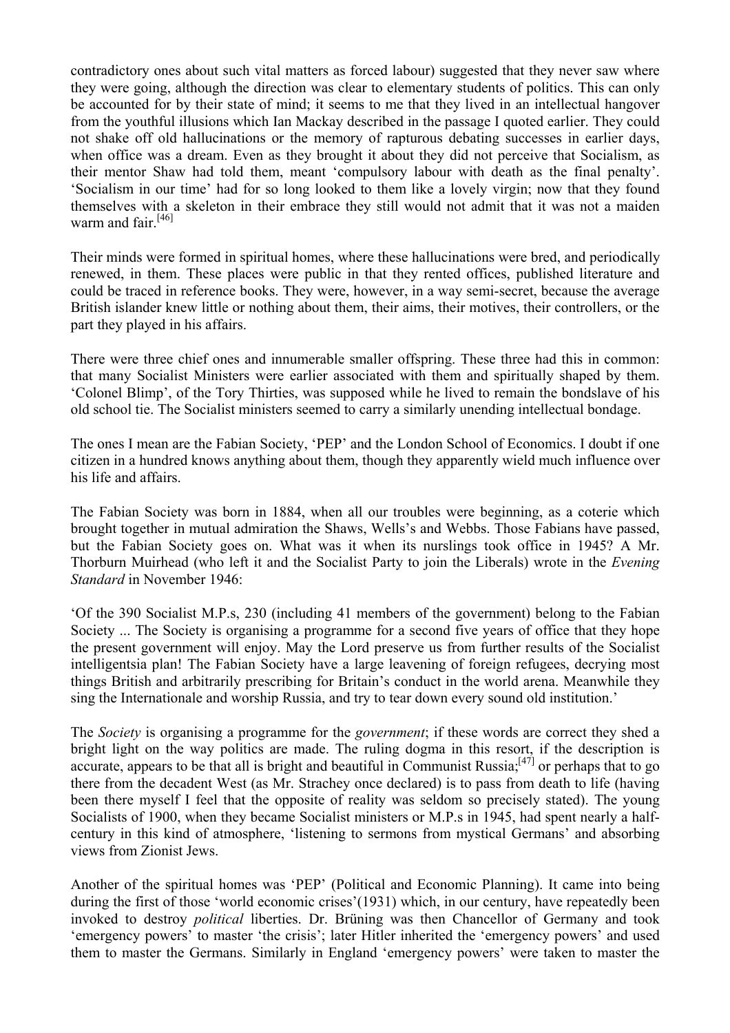contradictory ones about such vital matters as forced labour) suggested that they never saw where they were going, although the direction was clear to elementary students of politics. This can only be accounted for by their state of mind; it seems to me that they lived in an intellectual hangover from the youthful illusions which Ian Mackay described in the passage I quoted earlier. They could not shake off old hallucinations or the memory of rapturous debating successes in earlier days, when office was a dream. Even as they brought it about they did not perceive that Socialism, as their mentor Shaw had told them, meant 'compulsory labour with death as the final penalty'. 'Socialism in our time' had for so long looked to them like a lovely virgin; now that they found themselves with a skeleton in their embrace they still would not admit that it was not a maiden warm and fair.[46]

Their minds were formed in spiritual homes, where these hallucinations were bred, and periodically renewed, in them. These places were public in that they rented offices, published literature and could be traced in reference books. They were, however, in a way semi-secret, because the average British islander knew little or nothing about them, their aims, their motives, their controllers, or the part they played in his affairs.

There were three chief ones and innumerable smaller offspring. These three had this in common: that many Socialist Ministers were earlier associated with them and spiritually shaped by them. 'Colonel Blimp', of the Tory Thirties, was supposed while he lived to remain the bondslave of his old school tie. The Socialist ministers seemed to carry a similarly unending intellectual bondage.

The ones I mean are the Fabian Society, 'PEP' and the London School of Economics. I doubt if one citizen in a hundred knows anything about them, though they apparently wield much influence over his life and affairs.

The Fabian Society was born in 1884, when all our troubles were beginning, as a coterie which brought together in mutual admiration the Shaws, Wells's and Webbs. Those Fabians have passed, but the Fabian Society goes on. What was it when its nurslings took office in 1945? A Mr. Thorburn Muirhead (who left it and the Socialist Party to join the Liberals) wrote in the *Evening Standard* in November 1946:

'Of the 390 Socialist M.P.s, 230 (including 41 members of the government) belong to the Fabian Society ... The Society is organising a programme for a second five years of office that they hope the present government will enjoy. May the Lord preserve us from further results of the Socialist intelligentsia plan! The Fabian Society have a large leavening of foreign refugees, decrying most things British and arbitrarily prescribing for Britain's conduct in the world arena. Meanwhile they sing the Internationale and worship Russia, and try to tear down every sound old institution.'

The *Society* is organising a programme for the *government*; if these words are correct they shed a bright light on the way politics are made. The ruling dogma in this resort, if the description is accurate, appears to be that all is bright and beautiful in Communist Russia;[47] or perhaps that to go there from the decadent West (as Mr. Strachey once declared) is to pass from death to life (having been there myself I feel that the opposite of reality was seldom so precisely stated). The young Socialists of 1900, when they became Socialist ministers or M.P.s in 1945, had spent nearly a half-century in this kind of atmosphere, 'listening to sermons from mystical Germans' and absorbing views from Zionist Jews.

Another of the spiritual homes was 'PEP' (Political and Economic Planning). It came into being during the first of those 'world economic crises'(1931) which, in our century, have repeatedly been invoked to destroy *political* liberties. Dr. Brüning was then Chancellor of Germany and took 'emergency powers' to master 'the crisis'; later Hitler inherited the 'emergency powers' and used them to master the Germans. Similarly in England 'emergency powers' were taken to master the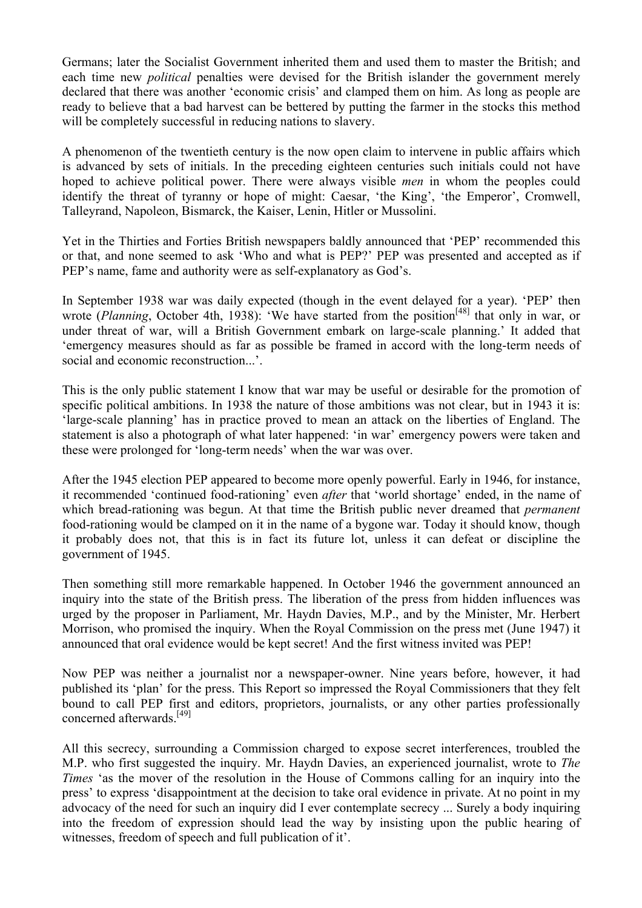Germans; later the Socialist Government inherited them and used them to master the British; and each time new *political* penalties were devised for the British islander the government merely declared that there was another 'economic crisis' and clamped them on him. As long as people are ready to believe that a bad harvest can be bettered by putting the farmer in the stocks this method will be completely successful in reducing nations to slavery.

A phenomenon of the twentieth century is the now open claim to intervene in public affairs which is advanced by sets of initials. In the preceding eighteen centuries such initials could not have hoped to achieve political power. There were always visible *men* in whom the peoples could identify the threat of tyranny or hope of might: Caesar, 'the King', 'the Emperor', Cromwell, Talleyrand, Napoleon, Bismarck, the Kaiser, Lenin, Hitler or Mussolini.

Yet in the Thirties and Forties British newspapers baldly announced that 'PEP' recommended this or that, and none seemed to ask 'Who and what is PEP?' PEP was presented and accepted as if PEP's name, fame and authority were as self-explanatory as God's.

In September 1938 war was daily expected (though in the event delayed for a year). 'PEP' then wrote (*Planning*, October 4th, 1938): 'We have started from the position[48] that only in war, or under threat of war, will a British Government embark on large-scale planning.' It added that 'emergency measures should as far as possible be framed in accord with the long-term needs of social and economic reconstruction...'.

This is the only public statement I know that war may be useful or desirable for the promotion of specific political ambitions. In 1938 the nature of those ambitions was not clear, but in 1943 it is: 'large-scale planning' has in practice proved to mean an attack on the liberties of England. The statement is also a photograph of what later happened: 'in war' emergency powers were taken and these were prolonged for 'long-term needs' when the war was over.

After the 1945 election PEP appeared to become more openly powerful. Early in 1946, for instance, it recommended 'continued food-rationing' even *after* that 'world shortage' ended, in the name of which bread-rationing was begun. At that time the British public never dreamed that *permanent* food-rationing would be clamped on it in the name of a bygone war. Today it should know, though it probably does not, that this is in fact its future lot, unless it can defeat or discipline the government of 1945.

Then something still more remarkable happened. In October 1946 the government announced an inquiry into the state of the British press. The liberation of the press from hidden influences was urged by the proposer in Parliament, Mr. Haydn Davies, M.P., and by the Minister, Mr. Herbert Morrison, who promised the inquiry. When the Royal Commission on the press met (June 1947) it announced that oral evidence would be kept secret! And the first witness invited was PEP!

Now PEP was neither a journalist nor a newspaper-owner. Nine years before, however, it had published its 'plan' for the press. This Report so impressed the Royal Commissioners that they felt bound to call PEP first and editors, proprietors, journalists, or any other parties professionally concerned afterwards.[49]

All this secrecy, surrounding a Commission charged to expose secret interferences, troubled the M.P. who first suggested the inquiry. Mr. Haydn Davies, an experienced journalist, wrote to *The Times* 'as the mover of the resolution in the House of Commons calling for an inquiry into the press' to express 'disappointment at the decision to take oral evidence in private. At no point in my advocacy of the need for such an inquiry did I ever contemplate secrecy ... Surely a body inquiring into the freedom of expression should lead the way by insisting upon the public hearing of witnesses, freedom of speech and full publication of it'.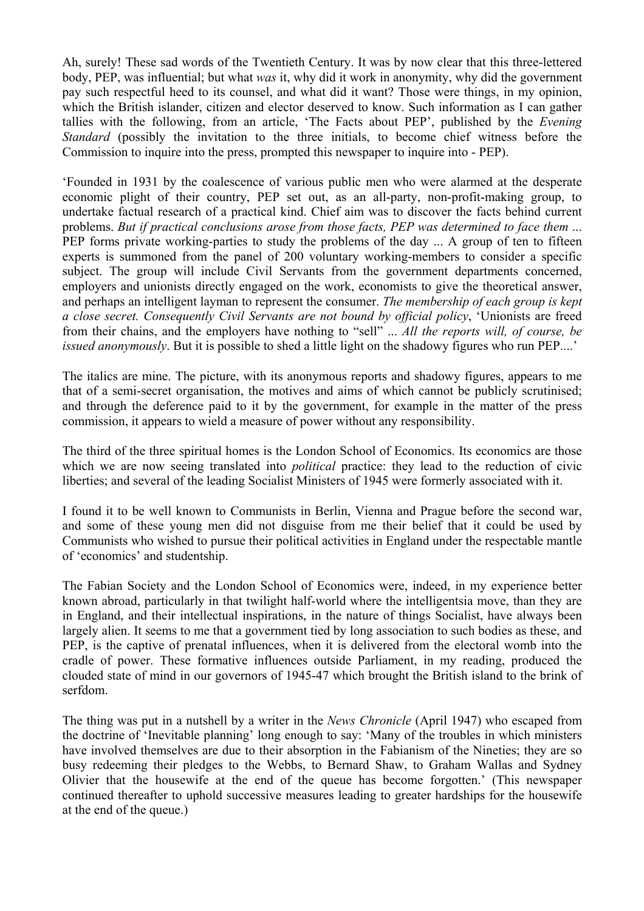Ah, surely! These sad words of the Twentieth Century. It was by now clear that this three-lettered body, PEP, was influential; but what *was* it, why did it work in anonymity, why did the government pay such respectful heed to its counsel, and what did it want? Those were things, in my opinion, which the British islander, citizen and elector deserved to know. Such information as I can gather tallies with the following, from an article, 'The Facts about PEP', published by the *Evening Standard* (possibly the invitation to the three initials, to become chief witness before the Commission to inquire into the press, prompted this newspaper to inquire into - PEP).

'Founded in 1931 by the coalescence of various public men who were alarmed at the desperate economic plight of their country, PEP set out, as an all-party, non-profit-making group, to undertake factual research of a practical kind. Chief aim was to discover the facts behind current problems. *But if practical conclusions arose from those facts, PEP was determined to face them* ... PEP forms private working-parties to study the problems of the day ... A group of ten to fifteen experts is summoned from the panel of 200 voluntary working-members to consider a specific subject. The group will include Civil Servants from the government departments concerned, employers and unionists directly engaged on the work, economists to give the theoretical answer, and perhaps an intelligent layman to represent the consumer. *The membership of each group is kept a close secret. Consequently Civil Servants are not bound by official policy*, 'Unionists are freed from their chains, and the employers have nothing to "sell" ... *All the reports will, of course, be issued anonymously*. But it is possible to shed a little light on the shadowy figures who run PEP....'

The italics are mine. The picture, with its anonymous reports and shadowy figures, appears to me that of a semi-secret organisation, the motives and aims of which cannot be publicly scrutinised; and through the deference paid to it by the government, for example in the matter of the press commission, it appears to wield a measure of power without any responsibility.

The third of the three spiritual homes is the London School of Economics. Its economics are those which we are now seeing translated into *political* practice: they lead to the reduction of civic liberties; and several of the leading Socialist Ministers of 1945 were formerly associated with it.

I found it to be well known to Communists in Berlin, Vienna and Prague before the second war, and some of these young men did not disguise from me their belief that it could be used by Communists who wished to pursue their political activities in England under the respectable mantle of 'economics' and studentship.

The Fabian Society and the London School of Economics were, indeed, in my experience better known abroad, particularly in that twilight half-world where the intelligentsia move, than they are in England, and their intellectual inspirations, in the nature of things Socialist, have always been largely alien. It seems to me that a government tied by long association to such bodies as these, and PEP, is the captive of prenatal influences, when it is delivered from the electoral womb into the cradle of power. These formative influences outside Parliament, in my reading, produced the clouded state of mind in our governors of 1945-47 which brought the British island to the brink of serfdom.

The thing was put in a nutshell by a writer in the *News Chronicle* (April 1947) who escaped from the doctrine of 'Inevitable planning' long enough to say: 'Many of the troubles in which ministers have involved themselves are due to their absorption in the Fabianism of the Nineties; they are so busy redeeming their pledges to the Webbs, to Bernard Shaw, to Graham Wallas and Sydney Olivier that the housewife at the end of the queue has become forgotten.' (This newspaper continued thereafter to uphold successive measures leading to greater hardships for the housewife at the end of the queue.)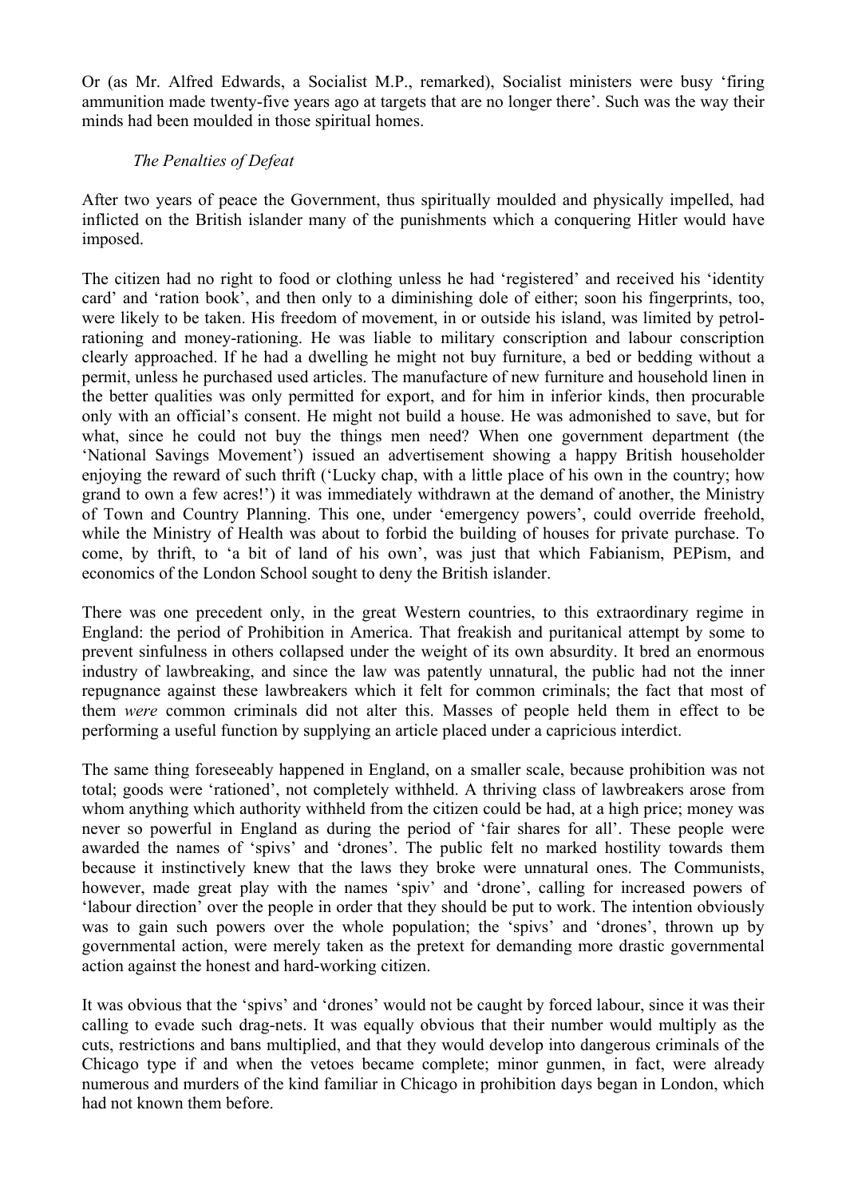Or (as Mr. Alfred Edwards, a Socialist M.P., remarked), Socialist ministers were busy 'firing ammunition made twenty-five years ago at targets that are no longer there'. Such was the way their minds had been moulded in those spiritual homes.

### *The Penalties of Defeat*

After two years of peace the Government, thus spiritually moulded and physically impelled, had inflicted on the British islander many of the punishments which a conquering Hitler would have imposed.

The citizen had no right to food or clothing unless he had 'registered' and received his 'identity card' and 'ration book', and then only to a diminishing dole of either; soon his fingerprints, too, were likely to be taken. His freedom of movement, in or outside his island, was limited by petrol-rationing and money-rationing. He was liable to military conscription and labour conscription clearly approached. If he had a dwelling he might not buy furniture, a bed or bedding without a permit, unless he purchased used articles. The manufacture of new furniture and household linen in the better qualities was only permitted for export, and for him in inferior kinds, then procurable only with an official's consent. He might not build a house. He was admonished to save, but for what, since he could not buy the things men need? When one government department (the 'National Savings Movement') issued an advertisement showing a happy British householder enjoying the reward of such thrift ('Lucky chap, with a little place of his own in the country; how grand to own a few acres!') it was immediately withdrawn at the demand of another, the Ministry of Town and Country Planning. This one, under 'emergency powers', could override freehold, while the Ministry of Health was about to forbid the building of houses for private purchase. To come, by thrift, to 'a bit of land of his own', was just that which Fabianism, PEPism, and economics of the London School sought to deny the British islander.

There was one precedent only, in the great Western countries, to this extraordinary regime in England: the period of Prohibition in America. That freakish and puritanical attempt by some to prevent sinfulness in others collapsed under the weight of its own absurdity. It bred an enormous industry of lawbreaking, and since the law was patently unnatural, the public had not the inner repugnance against these lawbreakers which it felt for common criminals; the fact that most of them *were* common criminals did not alter this. Masses of people held them in effect to be performing a useful function by supplying an article placed under a capricious interdict.

The same thing foreseeably happened in England, on a smaller scale, because prohibition was not total; goods were 'rationed', not completely withheld. A thriving class of lawbreakers arose from whom anything which authority withheld from the citizen could be had, at a high price; money was never so powerful in England as during the period of 'fair shares for all'. These people were awarded the names of 'spivs' and 'drones'. The public felt no marked hostility towards them because it instinctively knew that the laws they broke were unnatural ones. The Communists, however, made great play with the names 'spiv' and 'drone', calling for increased powers of 'labour direction' over the people in order that they should be put to work. The intention obviously was to gain such powers over the whole population; the 'spivs' and 'drones', thrown up by governmental action, were merely taken as the pretext for demanding more drastic governmental action against the honest and hard-working citizen.

It was obvious that the 'spivs' and 'drones' would not be caught by forced labour, since it was their calling to evade such drag-nets. It was equally obvious that their number would multiply as the cuts, restrictions and bans multiplied, and that they would develop into dangerous criminals of the Chicago type if and when the vetoes became complete; minor gunmen, in fact, were already numerous and murders of the kind familiar in Chicago in prohibition days began in London, which had not known them before.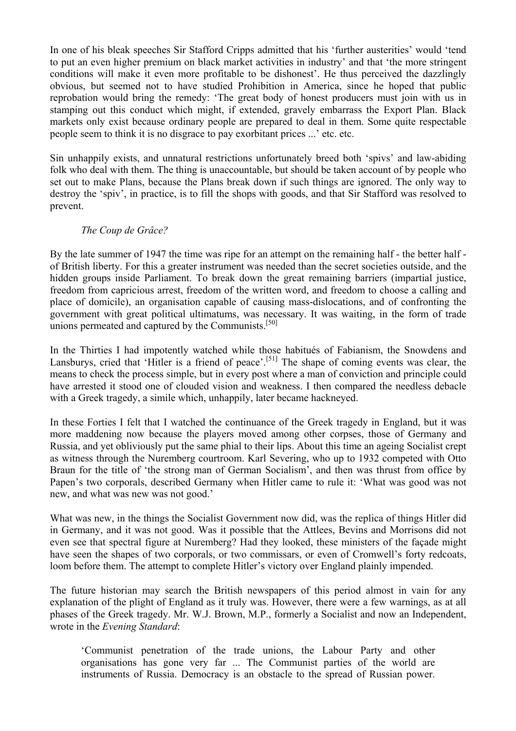In one of his bleak speeches Sir Stafford Cripps admitted that his 'further austerities' would 'tend to put an even higher premium on black market activities in industry' and that 'the more stringent conditions will make it even more profitable to be dishonest'. He thus perceived the dazzlingly obvious, but seemed not to have studied Prohibition in America, since he hoped that public reprobation would bring the remedy: 'The great body of honest producers must join with us in stamping out this conduct which might, if extended, gravely embarrass the Export Plan. Black markets only exist because ordinary people are prepared to deal in them. Some quite respectable people seem to think it is no disgrace to pay exorbitant prices ...' etc. etc.

Sin unhappily exists, and unnatural restrictions unfortunately breed both 'spivs' and law-abiding folk who deal with them. The thing is unaccountable, but should be taken account of by people who set out to make Plans, because the Plans break down if such things are ignored. The only way to destroy the 'spiv', in practice, is to fill the shops with goods, and that Sir Stafford was resolved to prevent.

### *The Coup de Grâce?*

By the late summer of 1947 the time was ripe for an attempt on the remaining half - the better half - of British liberty. For this a greater instrument was needed than the secret societies outside, and the hidden groups inside Parliament. To break down the great remaining barriers (impartial justice, freedom from capricious arrest, freedom of the written word, and freedom to choose a calling and place of domicile), an organisation capable of causing mass-dislocations, and of confronting the government with great political ultimatums, was necessary. It was waiting, in the form of trade unions permeated and captured by the Communists.[50]

In the Thirties I had impotently watched while those habitués of Fabianism, the Snowdens and Lansburys, cried that 'Hitler is a friend of peace'.[51] The shape of coming events was clear, the means to check the process simple, but in every post where a man of conviction and principle could have arrested it stood one of clouded vision and weakness. I then compared the needless debacle with a Greek tragedy, a simile which, unhappily, later became hackneyed.

In these Forties I felt that I watched the continuance of the Greek tragedy in England, but it was more maddening now because the players moved among other corpses, those of Germany and Russia, and yet obliviously put the same phial to their lips. About this time an ageing Socialist crept as witness through the Nuremberg courtroom. Karl Severing, who up to 1932 competed with Otto Braun for the title of 'the strong man of German Socialism', and then was thrust from office by Papen's two corporals, described Germany when Hitler came to rule it: 'What was good was not new, and what was new was not good.'

What was new, in the things the Socialist Government now did, was the replica of things Hitler did in Germany, and it was not good. Was it possible that the Attlees, Bevins and Morrisons did not even see that spectral figure at Nuremberg? Had they looked, these ministers of the façade might have seen the shapes of two corporals, or two commissars, or even of Cromwell's forty redcoats, loom before them. The attempt to complete Hitler's victory over England plainly impended.

The future historian may search the British newspapers of this period almost in vain for any explanation of the plight of England as it truly was. However, there were a few warnings, as at all phases of the Greek tragedy. Mr. W.J. Brown, M.P., formerly a Socialist and now an Independent, wrote in the *Evening Standard*:

> 'Communist penetration of the trade unions, the Labour Party and other organisations has gone very far ... The Communist parties of the world are instruments of Russia. Democracy is an obstacle to the spread of Russian power.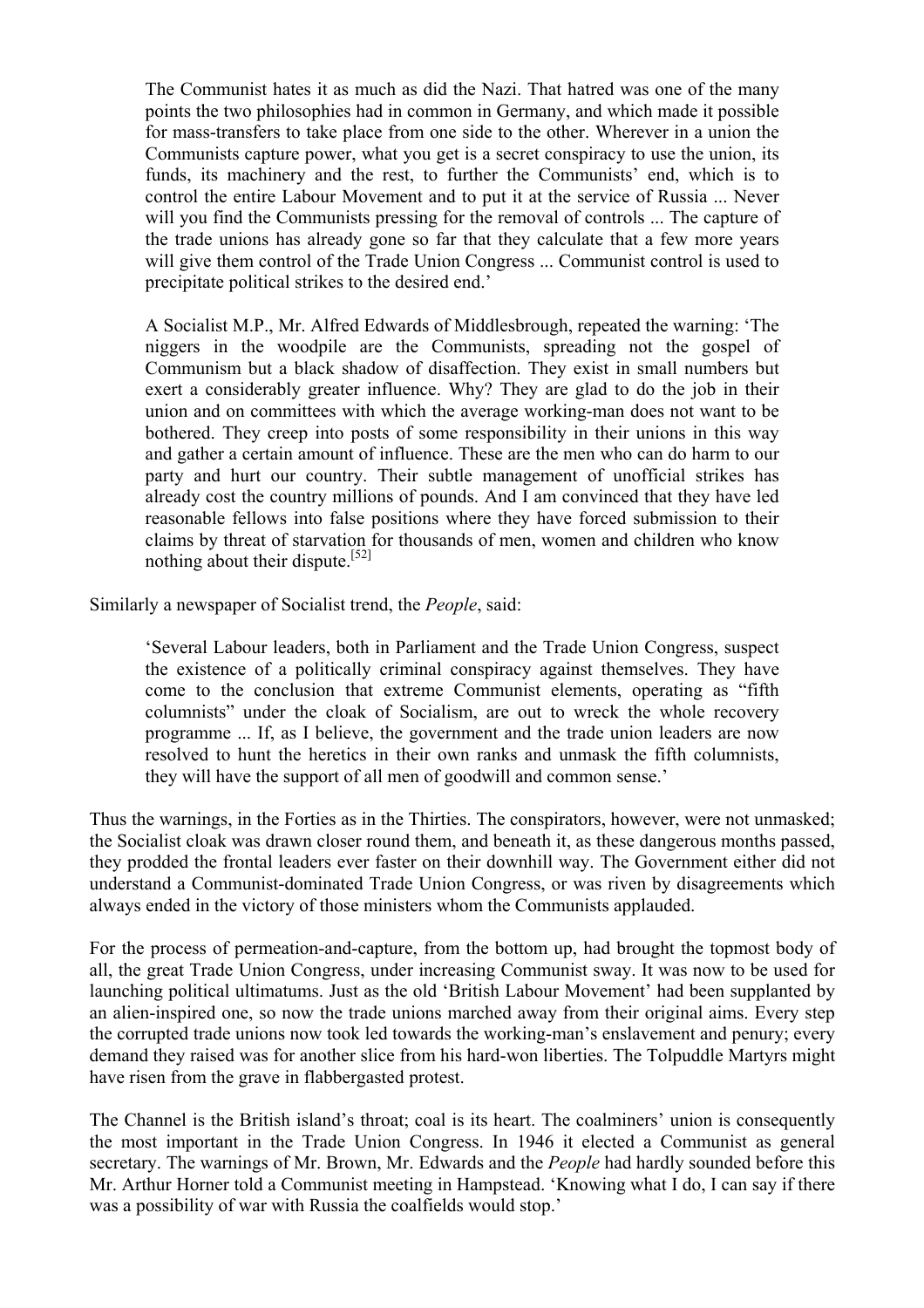> The Communist hates it as much as did the Nazi. That hatred was one of the many points the two philosophies had in common in Germany, and which made it possible for mass-transfers to take place from one side to the other. Wherever in a union the Communists capture power, what you get is a secret conspiracy to use the union, its funds, its machinery and the rest, to further the Communists' end, which is to control the entire Labour Movement and to put it at the service of Russia ... Never will you find the Communists pressing for the removal of controls ... The capture of the trade unions has already gone so far that they calculate that a few more years will give them control of the Trade Union Congress ... Communist control is used to precipitate political strikes to the desired end.'

> A Socialist M.P., Mr. Alfred Edwards of Middlesbrough, repeated the warning: 'The niggers in the woodpile are the Communists, spreading not the gospel of Communism but a black shadow of disaffection. They exist in small numbers but exert a considerably greater influence. Why? They are glad to do the job in their union and on committees with which the average working-man does not want to be bothered. They creep into posts of some responsibility in their unions in this way and gather a certain amount of influence. These are the men who can do harm to our party and hurt our country. Their subtle management of unofficial strikes has already cost the country millions of pounds. And I am convinced that they have led reasonable fellows into false positions where they have forced submission to their claims by threat of starvation for thousands of men, women and children who know nothing about their dispute.[52]

Similarly a newspaper of Socialist trend, the *People*, said:

> 'Several Labour leaders, both in Parliament and the Trade Union Congress, suspect the existence of a politically criminal conspiracy against themselves. They have come to the conclusion that extreme Communist elements, operating as "fifth columnists" under the cloak of Socialism, are out to wreck the whole recovery programme ... If, as I believe, the government and the trade union leaders are now resolved to hunt the heretics in their own ranks and unmask the fifth columnists, they will have the support of all men of goodwill and common sense.'

Thus the warnings, in the Forties as in the Thirties. The conspirators, however, were not unmasked; the Socialist cloak was drawn closer round them, and beneath it, as these dangerous months passed, they prodded the frontal leaders ever faster on their downhill way. The Government either did not understand a Communist-dominated Trade Union Congress, or was riven by disagreements which always ended in the victory of those ministers whom the Communists applauded.

For the process of permeation-and-capture, from the bottom up, had brought the topmost body of all, the great Trade Union Congress, under increasing Communist sway. It was now to be used for launching political ultimatums. Just as the old 'British Labour Movement' had been supplanted by an alien-inspired one, so now the trade unions marched away from their original aims. Every step the corrupted trade unions now took led towards the working-man's enslavement and penury; every demand they raised was for another slice from his hard-won liberties. The Tolpuddle Martyrs might have risen from the grave in flabbergasted protest.

The Channel is the British island's throat; coal is its heart. The coalminers' union is consequently the most important in the Trade Union Congress. In 1946 it elected a Communist as general secretary. The warnings of Mr. Brown, Mr. Edwards and the *People* had hardly sounded before this Mr. Arthur Horner told a Communist meeting in Hampstead. 'Knowing what I do, I can say if there was a possibility of war with Russia the coalfields would stop.'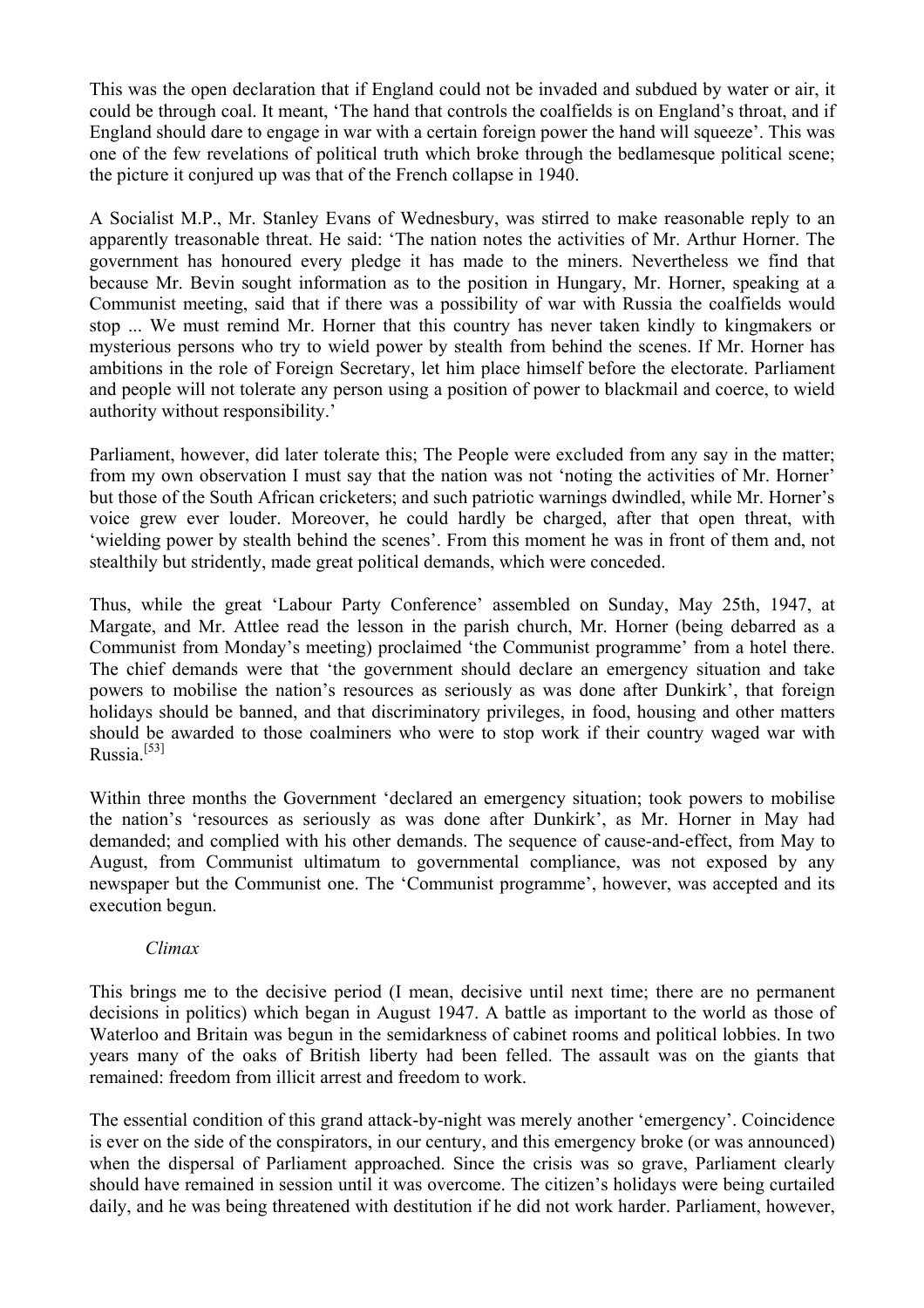This was the open declaration that if England could not be invaded and subdued by water or air, it could be through coal. It meant, 'The hand that controls the coalfields is on England's throat, and if England should dare to engage in war with a certain foreign power the hand will squeeze'. This was one of the few revelations of political truth which broke through the bedlamesque political scene; the picture it conjured up was that of the French collapse in 1940.

A Socialist M.P., Mr. Stanley Evans of Wednesbury, was stirred to make reasonable reply to an apparently treasonable threat. He said: 'The nation notes the activities of Mr. Arthur Horner. The government has honoured every pledge it has made to the miners. Nevertheless we find that because Mr. Bevin sought information as to the position in Hungary, Mr. Horner, speaking at a Communist meeting, said that if there was a possibility of war with Russia the coalfields would stop ... We must remind Mr. Horner that this country has never taken kindly to kingmakers or mysterious persons who try to wield power by stealth from behind the scenes. If Mr. Horner has ambitions in the role of Foreign Secretary, let him place himself before the electorate. Parliament and people will not tolerate any person using a position of power to blackmail and coerce, to wield authority without responsibility.'

Parliament, however, did later tolerate this; The People were excluded from any say in the matter; from my own observation I must say that the nation was not 'noting the activities of Mr. Horner' but those of the South African cricketers; and such patriotic warnings dwindled, while Mr. Horner's voice grew ever louder. Moreover, he could hardly be charged, after that open threat, with 'wielding power by stealth behind the scenes'. From this moment he was in front of them and, not stealthily but stridently, made great political demands, which were conceded.

Thus, while the great 'Labour Party Conference' assembled on Sunday, May 25th, 1947, at Margate, and Mr. Attlee read the lesson in the parish church, Mr. Horner (being debarred as a Communist from Monday's meeting) proclaimed 'the Communist programme' from a hotel there. The chief demands were that 'the government should declare an emergency situation and take powers to mobilise the nation's resources as seriously as was done after Dunkirk', that foreign holidays should be banned, and that discriminatory privileges, in food, housing and other matters should be awarded to those coalminers who were to stop work if their country waged war with Russia.[53]

Within three months the Government 'declared an emergency situation; took powers to mobilise the nation's 'resources as seriously as was done after Dunkirk', as Mr. Horner in May had demanded; and complied with his other demands. The sequence of cause-and-effect, from May to August, from Communist ultimatum to governmental compliance, was not exposed by any newspaper but the Communist one. The 'Communist programme', however, was accepted and its execution begun.

*Climax*

This brings me to the decisive period (I mean, decisive until next time; there are no permanent decisions in politics) which began in August 1947. A battle as important to the world as those of Waterloo and Britain was begun in the semidarkness of cabinet rooms and political lobbies. In two years many of the oaks of British liberty had been felled. The assault was on the giants that remained: freedom from illicit arrest and freedom to work.

The essential condition of this grand attack-by-night was merely another 'emergency'. Coincidence is ever on the side of the conspirators, in our century, and this emergency broke (or was announced) when the dispersal of Parliament approached. Since the crisis was so grave, Parliament clearly should have remained in session until it was overcome. The citizen's holidays were being curtailed daily, and he was being threatened with destitution if he did not work harder. Parliament, however,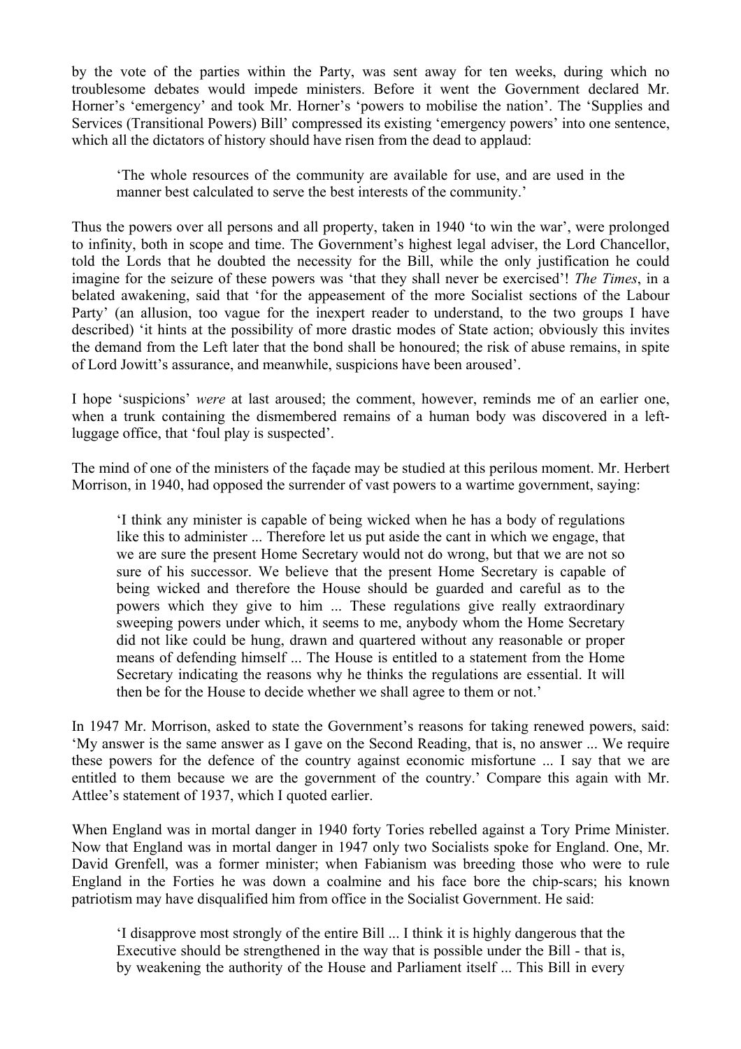by the vote of the parties within the Party, was sent away for ten weeks, during which no troublesome debates would impede ministers. Before it went the Government declared Mr. Horner's 'emergency' and took Mr. Horner's 'powers to mobilise the nation'. The 'Supplies and Services (Transitional Powers) Bill' compressed its existing 'emergency powers' into one sentence, which all the dictators of history should have risen from the dead to applaud:

> 'The whole resources of the community are available for use, and are used in the manner best calculated to serve the best interests of the community.'

Thus the powers over all persons and all property, taken in 1940 'to win the war', were prolonged to infinity, both in scope and time. The Government's highest legal adviser, the Lord Chancellor, told the Lords that he doubted the necessity for the Bill, while the only justification he could imagine for the seizure of these powers was 'that they shall never be exercised'! *The Times*, in a belated awakening, said that 'for the appeasement of the more Socialist sections of the Labour Party' (an allusion, too vague for the inexpert reader to understand, to the two groups I have described) 'it hints at the possibility of more drastic modes of State action; obviously this invites the demand from the Left later that the bond shall be honoured; the risk of abuse remains, in spite of Lord Jowitt's assurance, and meanwhile, suspicions have been aroused'.

I hope 'suspicions' *were* at last aroused; the comment, however, reminds me of an earlier one, when a trunk containing the dismembered remains of a human body was discovered in a left-luggage office, that 'foul play is suspected'.

The mind of one of the ministers of the façade may be studied at this perilous moment. Mr. Herbert Morrison, in 1940, had opposed the surrender of vast powers to a wartime government, saying:

> 'I think any minister is capable of being wicked when he has a body of regulations like this to administer ... Therefore let us put aside the cant in which we engage, that we are sure the present Home Secretary would not do wrong, but that we are not so sure of his successor. We believe that the present Home Secretary is capable of being wicked and therefore the House should be guarded and careful as to the powers which they give to him ... These regulations give really extraordinary sweeping powers under which, it seems to me, anybody whom the Home Secretary did not like could be hung, drawn and quartered without any reasonable or proper means of defending himself ... The House is entitled to a statement from the Home Secretary indicating the reasons why he thinks the regulations are essential. It will then be for the House to decide whether we shall agree to them or not.'

In 1947 Mr. Morrison, asked to state the Government's reasons for taking renewed powers, said: 'My answer is the same answer as I gave on the Second Reading, that is, no answer ... We require these powers for the defence of the country against economic misfortune ... I say that we are entitled to them because we are the government of the country.' Compare this again with Mr. Attlee's statement of 1937, which I quoted earlier.

When England was in mortal danger in 1940 forty Tories rebelled against a Tory Prime Minister. Now that England was in mortal danger in 1947 only two Socialists spoke for England. One, Mr. David Grenfell, was a former minister; when Fabianism was breeding those who were to rule England in the Forties he was down a coalmine and his face bore the chip-scars; his known patriotism may have disqualified him from office in the Socialist Government. He said:

> 'I disapprove most strongly of the entire Bill ... I think it is highly dangerous that the Executive should be strengthened in the way that is possible under the Bill - that is, by weakening the authority of the House and Parliament itself ... This Bill in every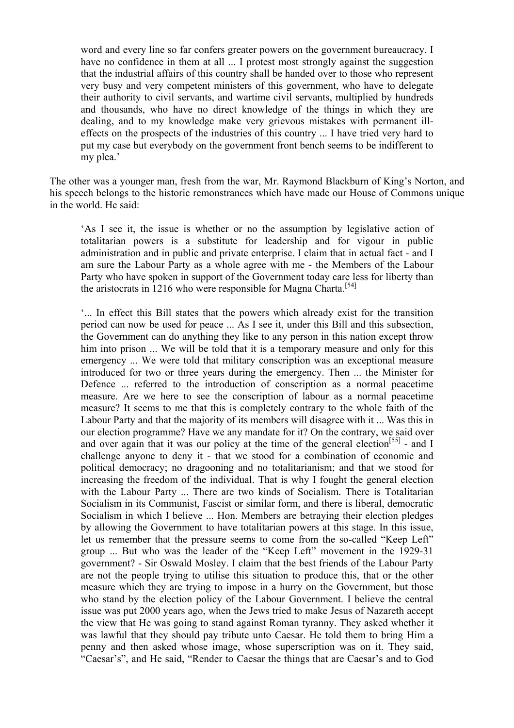word and every line so far confers greater powers on the government bureaucracy. I have no confidence in them at all ... I protest most strongly against the suggestion that the industrial affairs of this country shall be handed over to those who represent very busy and very competent ministers of this government, who have to delegate their authority to civil servants, and wartime civil servants, multiplied by hundreds and thousands, who have no direct knowledge of the things in which they are dealing, and to my knowledge make very grievous mistakes with permanent ill-effects on the prospects of the industries of this country ... I have tried very hard to put my case but everybody on the government front bench seems to be indifferent to my plea.'

The other was a younger man, fresh from the war, Mr. Raymond Blackburn of King's Norton, and his speech belongs to the historic remonstrances which have made our House of Commons unique in the world. He said:

> 'As I see it, the issue is whether or no the assumption by legislative action of totalitarian powers is a substitute for leadership and for vigour in public administration and in public and private enterprise. I claim that in actual fact - and I am sure the Labour Party as a whole agree with me - the Members of the Labour Party who have spoken in support of the Government today care less for liberty than the aristocrats in 1216 who were responsible for Magna Charta.[54]
>
> '... In effect this Bill states that the powers which already exist for the transition period can now be used for peace ... As I see it, under this Bill and this subsection, the Government can do anything they like to any person in this nation except throw him into prison ... We will be told that it is a temporary measure and only for this emergency ... We were told that military conscription was an exceptional measure introduced for two or three years during the emergency. Then ... the Minister for Defence ... referred to the introduction of conscription as a normal peacetime measure. Are we here to see the conscription of labour as a normal peacetime measure? It seems to me that this is completely contrary to the whole faith of the Labour Party and that the majority of its members will disagree with it ... Was this in our election programme? Have we any mandate for it? On the contrary, we said over and over again that it was our policy at the time of the general election[55] - and I challenge anyone to deny it - that we stood for a combination of economic and political democracy; no dragooning and no totalitarianism; and that we stood for increasing the freedom of the individual. That is why I fought the general election with the Labour Party ... There are two kinds of Socialism. There is Totalitarian Socialism in its Communist, Fascist or similar form, and there is liberal, democratic Socialism in which I believe ... Hon. Members are betraying their election pledges by allowing the Government to have totalitarian powers at this stage. In this issue, let us remember that the pressure seems to come from the so-called "Keep Left" group ... But who was the leader of the "Keep Left" movement in the 1929-31 government? - Sir Oswald Mosley. I claim that the best friends of the Labour Party are not the people trying to utilise this situation to produce this, that or the other measure which they are trying to impose in a hurry on the Government, but those who stand by the election policy of the Labour Government. I believe the central issue was put 2000 years ago, when the Jews tried to make Jesus of Nazareth accept the view that He was going to stand against Roman tyranny. They asked whether it was lawful that they should pay tribute unto Caesar. He told them to bring Him a penny and then asked whose image, whose superscription was on it. They said, "Caesar's", and He said, "Render to Caesar the things that are Caesar's and to God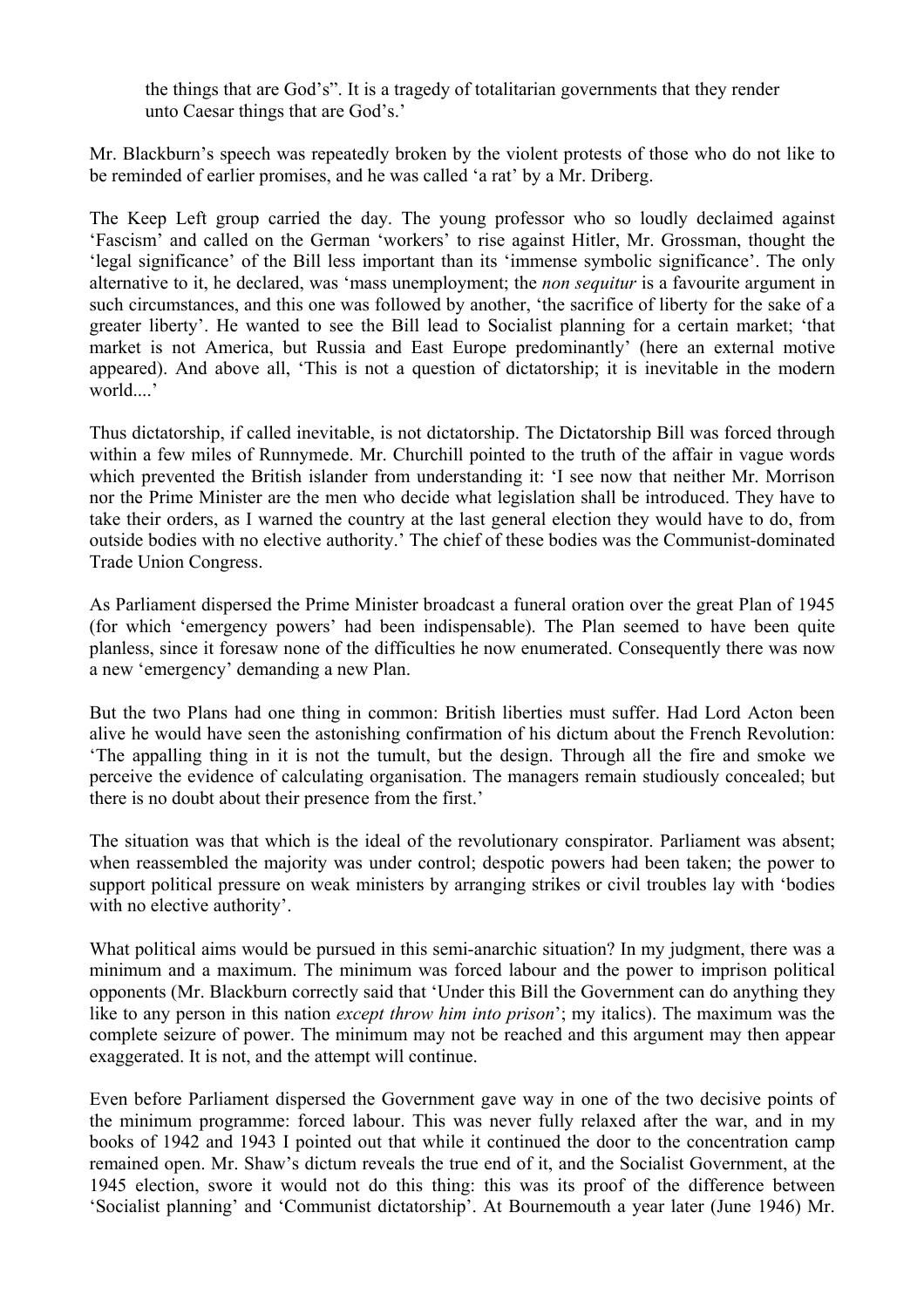> the things that are God's". It is a tragedy of totalitarian governments that they render unto Caesar things that are God's.'

Mr. Blackburn's speech was repeatedly broken by the violent protests of those who do not like to be reminded of earlier promises, and he was called 'a rat' by a Mr. Driberg.

The Keep Left group carried the day. The young professor who so loudly declaimed against 'Fascism' and called on the German 'workers' to rise against Hitler, Mr. Grossman, thought the 'legal significance' of the Bill less important than its 'immense symbolic significance'. The only alternative to it, he declared, was 'mass unemployment; the *non sequitur* is a favourite argument in such circumstances, and this one was followed by another, 'the sacrifice of liberty for the sake of a greater liberty'. He wanted to see the Bill lead to Socialist planning for a certain market; 'that market is not America, but Russia and East Europe predominantly' (here an external motive appeared). And above all, 'This is not a question of dictatorship; it is inevitable in the modern world....'

Thus dictatorship, if called inevitable, is not dictatorship. The Dictatorship Bill was forced through within a few miles of Runnymede. Mr. Churchill pointed to the truth of the affair in vague words which prevented the British islander from understanding it: 'I see now that neither Mr. Morrison nor the Prime Minister are the men who decide what legislation shall be introduced. They have to take their orders, as I warned the country at the last general election they would have to do, from outside bodies with no elective authority.' The chief of these bodies was the Communist-dominated Trade Union Congress.

As Parliament dispersed the Prime Minister broadcast a funeral oration over the great Plan of 1945 (for which 'emergency powers' had been indispensable). The Plan seemed to have been quite planless, since it foresaw none of the difficulties he now enumerated. Consequently there was now a new 'emergency' demanding a new Plan.

But the two Plans had one thing in common: British liberties must suffer. Had Lord Acton been alive he would have seen the astonishing confirmation of his dictum about the French Revolution: 'The appalling thing in it is not the tumult, but the design. Through all the fire and smoke we perceive the evidence of calculating organisation. The managers remain studiously concealed; but there is no doubt about their presence from the first.'

The situation was that which is the ideal of the revolutionary conspirator. Parliament was absent; when reassembled the majority was under control; despotic powers had been taken; the power to support political pressure on weak ministers by arranging strikes or civil troubles lay with 'bodies with no elective authority'.

What political aims would be pursued in this semi-anarchic situation? In my judgment, there was a minimum and a maximum. The minimum was forced labour and the power to imprison political opponents (Mr. Blackburn correctly said that 'Under this Bill the Government can do anything they like to any person in this nation *except throw him into prison*'; my italics). The maximum was the complete seizure of power. The minimum may not be reached and this argument may then appear exaggerated. It is not, and the attempt will continue.

Even before Parliament dispersed the Government gave way in one of the two decisive points of the minimum programme: forced labour. This was never fully relaxed after the war, and in my books of 1942 and 1943 I pointed out that while it continued the door to the concentration camp remained open. Mr. Shaw's dictum reveals the true end of it, and the Socialist Government, at the 1945 election, swore it would not do this thing: this was its proof of the difference between 'Socialist planning' and 'Communist dictatorship'. At Bournemouth a year later (June 1946) Mr.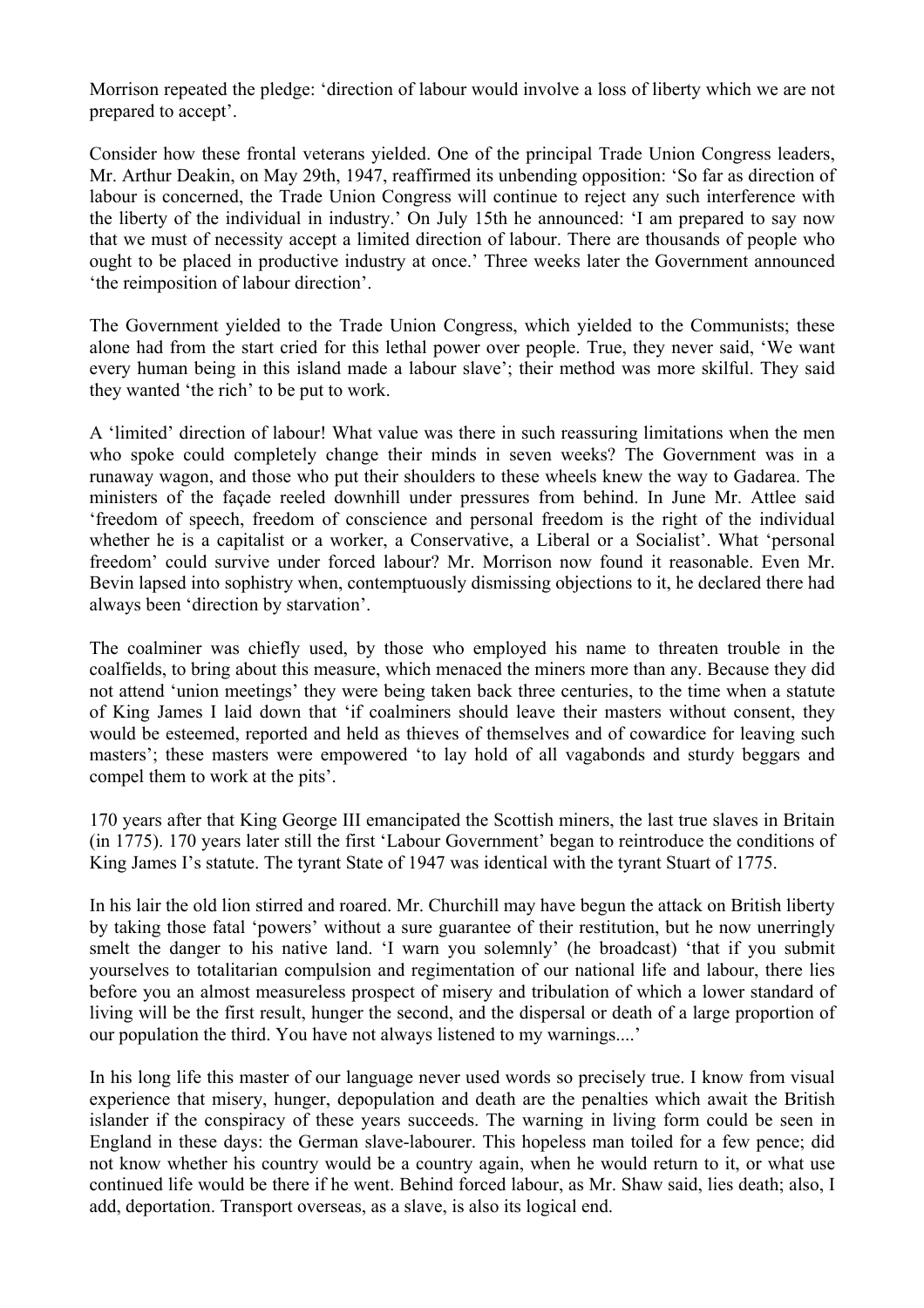Morrison repeated the pledge: 'direction of labour would involve a loss of liberty which we are not prepared to accept'.

Consider how these frontal veterans yielded. One of the principal Trade Union Congress leaders, Mr. Arthur Deakin, on May 29th, 1947, reaffirmed its unbending opposition: 'So far as direction of labour is concerned, the Trade Union Congress will continue to reject any such interference with the liberty of the individual in industry.' On July 15th he announced: 'I am prepared to say now that we must of necessity accept a limited direction of labour. There are thousands of people who ought to be placed in productive industry at once.' Three weeks later the Government announced 'the reimposition of labour direction'.

The Government yielded to the Trade Union Congress, which yielded to the Communists; these alone had from the start cried for this lethal power over people. True, they never said, 'We want every human being in this island made a labour slave'; their method was more skilful. They said they wanted 'the rich' to be put to work.

A 'limited' direction of labour! What value was there in such reassuring limitations when the men who spoke could completely change their minds in seven weeks? The Government was in a runaway wagon, and those who put their shoulders to these wheels knew the way to Gadarea. The ministers of the façade reeled downhill under pressures from behind. In June Mr. Attlee said 'freedom of speech, freedom of conscience and personal freedom is the right of the individual whether he is a capitalist or a worker, a Conservative, a Liberal or a Socialist'. What 'personal freedom' could survive under forced labour? Mr. Morrison now found it reasonable. Even Mr. Bevin lapsed into sophistry when, contemptuously dismissing objections to it, he declared there had always been 'direction by starvation'.

The coalminer was chiefly used, by those who employed his name to threaten trouble in the coalfields, to bring about this measure, which menaced the miners more than any. Because they did not attend 'union meetings' they were being taken back three centuries, to the time when a statute of King James I laid down that 'if coalminers should leave their masters without consent, they would be esteemed, reported and held as thieves of themselves and of cowardice for leaving such masters'; these masters were empowered 'to lay hold of all vagabonds and sturdy beggars and compel them to work at the pits'.

170 years after that King George III emancipated the Scottish miners, the last true slaves in Britain (in 1775). 170 years later still the first 'Labour Government' began to reintroduce the conditions of King James I's statute. The tyrant State of 1947 was identical with the tyrant Stuart of 1775.

In his lair the old lion stirred and roared. Mr. Churchill may have begun the attack on British liberty by taking those fatal 'powers' without a sure guarantee of their restitution, but he now unerringly smelt the danger to his native land. 'I warn you solemnly' (he broadcast) 'that if you submit yourselves to totalitarian compulsion and regimentation of our national life and labour, there lies before you an almost measureless prospect of misery and tribulation of which a lower standard of living will be the first result, hunger the second, and the dispersal or death of a large proportion of our population the third. You have not always listened to my warnings....'

In his long life this master of our language never used words so precisely true. I know from visual experience that misery, hunger, depopulation and death are the penalties which await the British islander if the conspiracy of these years succeeds. The warning in living form could be seen in England in these days: the German slave-labourer. This hopeless man toiled for a few pence; did not know whether his country would be a country again, when he would return to it, or what use continued life would be there if he went. Behind forced labour, as Mr. Shaw said, lies death; also, I add, deportation. Transport overseas, as a slave, is also its logical end.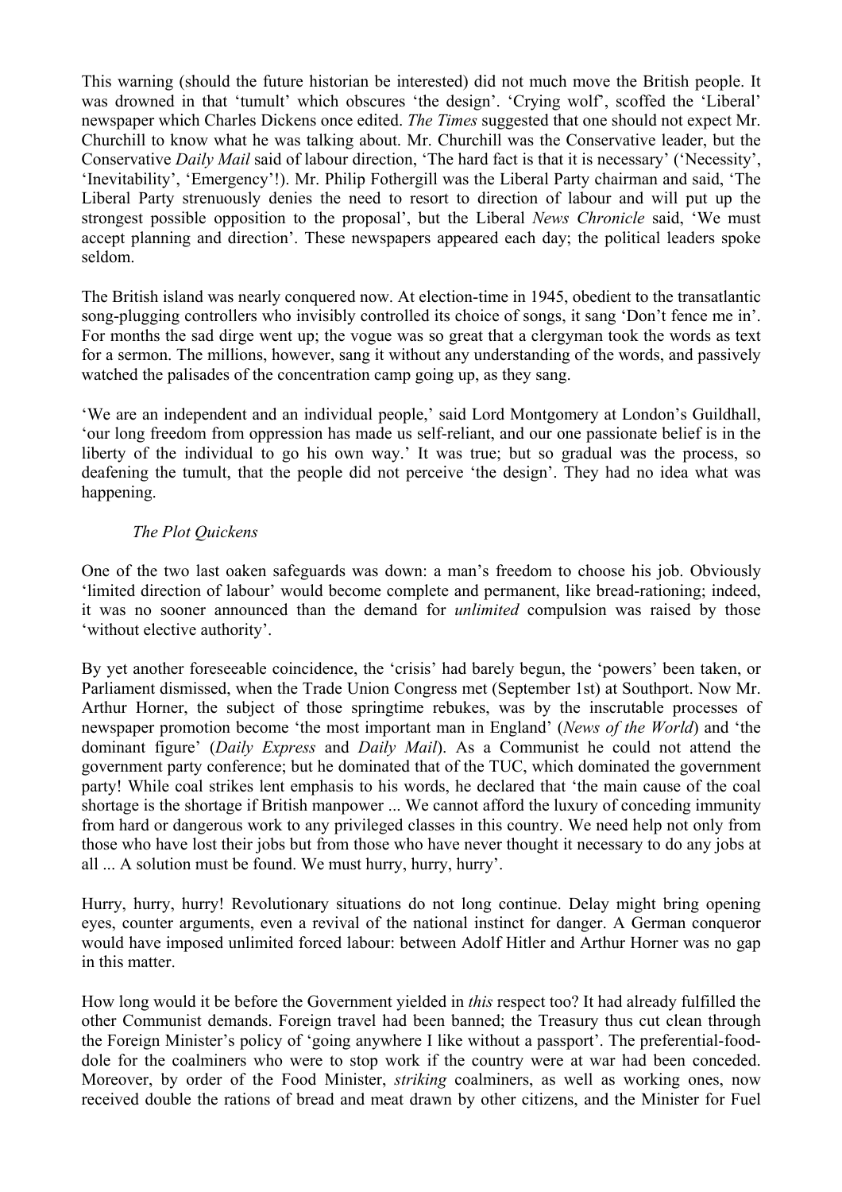This warning (should the future historian be interested) did not much move the British people. It was drowned in that 'tumult' which obscures 'the design'. 'Crying wolf', scoffed the 'Liberal' newspaper which Charles Dickens once edited. *The Times* suggested that one should not expect Mr. Churchill to know what he was talking about. Mr. Churchill was the Conservative leader, but the Conservative *Daily Mail* said of labour direction, 'The hard fact is that it is necessary' ('Necessity', 'Inevitability', 'Emergency'!). Mr. Philip Fothergill was the Liberal Party chairman and said, 'The Liberal Party strenuously denies the need to resort to direction of labour and will put up the strongest possible opposition to the proposal', but the Liberal *News Chronicle* said, 'We must accept planning and direction'. These newspapers appeared each day; the political leaders spoke seldom.

The British island was nearly conquered now. At election-time in 1945, obedient to the transatlantic song-plugging controllers who invisibly controlled its choice of songs, it sang 'Don't fence me in'. For months the sad dirge went up; the vogue was so great that a clergyman took the words as text for a sermon. The millions, however, sang it without any understanding of the words, and passively watched the palisades of the concentration camp going up, as they sang.

'We are an independent and an individual people,' said Lord Montgomery at London's Guildhall, 'our long freedom from oppression has made us self-reliant, and our one passionate belief is in the liberty of the individual to go his own way.' It was true; but so gradual was the process, so deafening the tumult, that the people did not perceive 'the design'. They had no idea what was happening.

### *The Plot Quickens*

One of the two last oaken safeguards was down: a man's freedom to choose his job. Obviously 'limited direction of labour' would become complete and permanent, like bread-rationing; indeed, it was no sooner announced than the demand for *unlimited* compulsion was raised by those 'without elective authority'.

By yet another foreseeable coincidence, the 'crisis' had barely begun, the 'powers' been taken, or Parliament dismissed, when the Trade Union Congress met (September 1st) at Southport. Now Mr. Arthur Horner, the subject of those springtime rebukes, was by the inscrutable processes of newspaper promotion become 'the most important man in England' (*News of the World*) and 'the dominant figure' (*Daily Express* and *Daily Mail*). As a Communist he could not attend the government party conference; but he dominated that of the TUC, which dominated the government party! While coal strikes lent emphasis to his words, he declared that 'the main cause of the coal shortage is the shortage if British manpower ... We cannot afford the luxury of conceding immunity from hard or dangerous work to any privileged classes in this country. We need help not only from those who have lost their jobs but from those who have never thought it necessary to do any jobs at all ... A solution must be found. We must hurry, hurry, hurry'.

Hurry, hurry, hurry! Revolutionary situations do not long continue. Delay might bring opening eyes, counter arguments, even a revival of the national instinct for danger. A German conqueror would have imposed unlimited forced labour: between Adolf Hitler and Arthur Horner was no gap in this matter.

How long would it be before the Government yielded in *this* respect too? It had already fulfilled the other Communist demands. Foreign travel had been banned; the Treasury thus cut clean through the Foreign Minister's policy of 'going anywhere I like without a passport'. The preferential-food-dole for the coalminers who were to stop work if the country were at war had been conceded. Moreover, by order of the Food Minister, *striking* coalminers, as well as working ones, now received double the rations of bread and meat drawn by other citizens, and the Minister for Fuel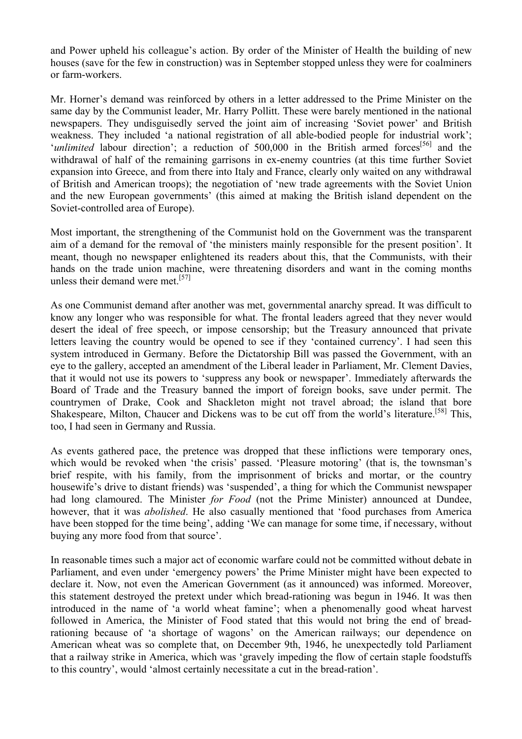and Power upheld his colleague's action. By order of the Minister of Health the building of new houses (save for the few in construction) was in September stopped unless they were for coalminers or farm-workers.

Mr. Horner's demand was reinforced by others in a letter addressed to the Prime Minister on the same day by the Communist leader, Mr. Harry Pollitt. These were barely mentioned in the national newspapers. They undisguisedly served the joint aim of increasing 'Soviet power' and British weakness. They included 'a national registration of all able-bodied people for industrial work'; '*unlimited* labour direction'; a reduction of 500,000 in the British armed forces[56] and the withdrawal of half of the remaining garrisons in ex-enemy countries (at this time further Soviet expansion into Greece, and from there into Italy and France, clearly only waited on any withdrawal of British and American troops); the negotiation of 'new trade agreements with the Soviet Union and the new European governments' (this aimed at making the British island dependent on the Soviet-controlled area of Europe).

Most important, the strengthening of the Communist hold on the Government was the transparent aim of a demand for the removal of 'the ministers mainly responsible for the present position'. It meant, though no newspaper enlightened its readers about this, that the Communists, with their hands on the trade union machine, were threatening disorders and want in the coming months unless their demand were met.[57]

As one Communist demand after another was met, governmental anarchy spread. It was difficult to know any longer who was responsible for what. The frontal leaders agreed that they never would desert the ideal of free speech, or impose censorship; but the Treasury announced that private letters leaving the country would be opened to see if they 'contained currency'. I had seen this system introduced in Germany. Before the Dictatorship Bill was passed the Government, with an eye to the gallery, accepted an amendment of the Liberal leader in Parliament, Mr. Clement Davies, that it would not use its powers to 'suppress any book or newspaper'. Immediately afterwards the Board of Trade and the Treasury banned the import of foreign books, save under permit. The countrymen of Drake, Cook and Shackleton might not travel abroad; the island that bore Shakespeare, Milton, Chaucer and Dickens was to be cut off from the world's literature.[58] This, too, I had seen in Germany and Russia.

As events gathered pace, the pretence was dropped that these inflictions were temporary ones, which would be revoked when 'the crisis' passed. 'Pleasure motoring' (that is, the townsman's brief respite, with his family, from the imprisonment of bricks and mortar, or the country housewife's drive to distant friends) was 'suspended', a thing for which the Communist newspaper had long clamoured. The Minister *for Food* (not the Prime Minister) announced at Dundee, however, that it was *abolished*. He also casually mentioned that 'food purchases from America have been stopped for the time being', adding 'We can manage for some time, if necessary, without buying any more food from that source'.

In reasonable times such a major act of economic warfare could not be committed without debate in Parliament, and even under 'emergency powers' the Prime Minister might have been expected to declare it. Now, not even the American Government (as it announced) was informed. Moreover, this statement destroyed the pretext under which bread-rationing was begun in 1946. It was then introduced in the name of 'a world wheat famine'; when a phenomenally good wheat harvest followed in America, the Minister of Food stated that this would not bring the end of bread-rationing because of 'a shortage of wagons' on the American railways; our dependence on American wheat was so complete that, on December 9th, 1946, he unexpectedly told Parliament that a railway strike in America, which was 'gravely impeding the flow of certain staple foodstuffs to this country', would 'almost certainly necessitate a cut in the bread-ration'.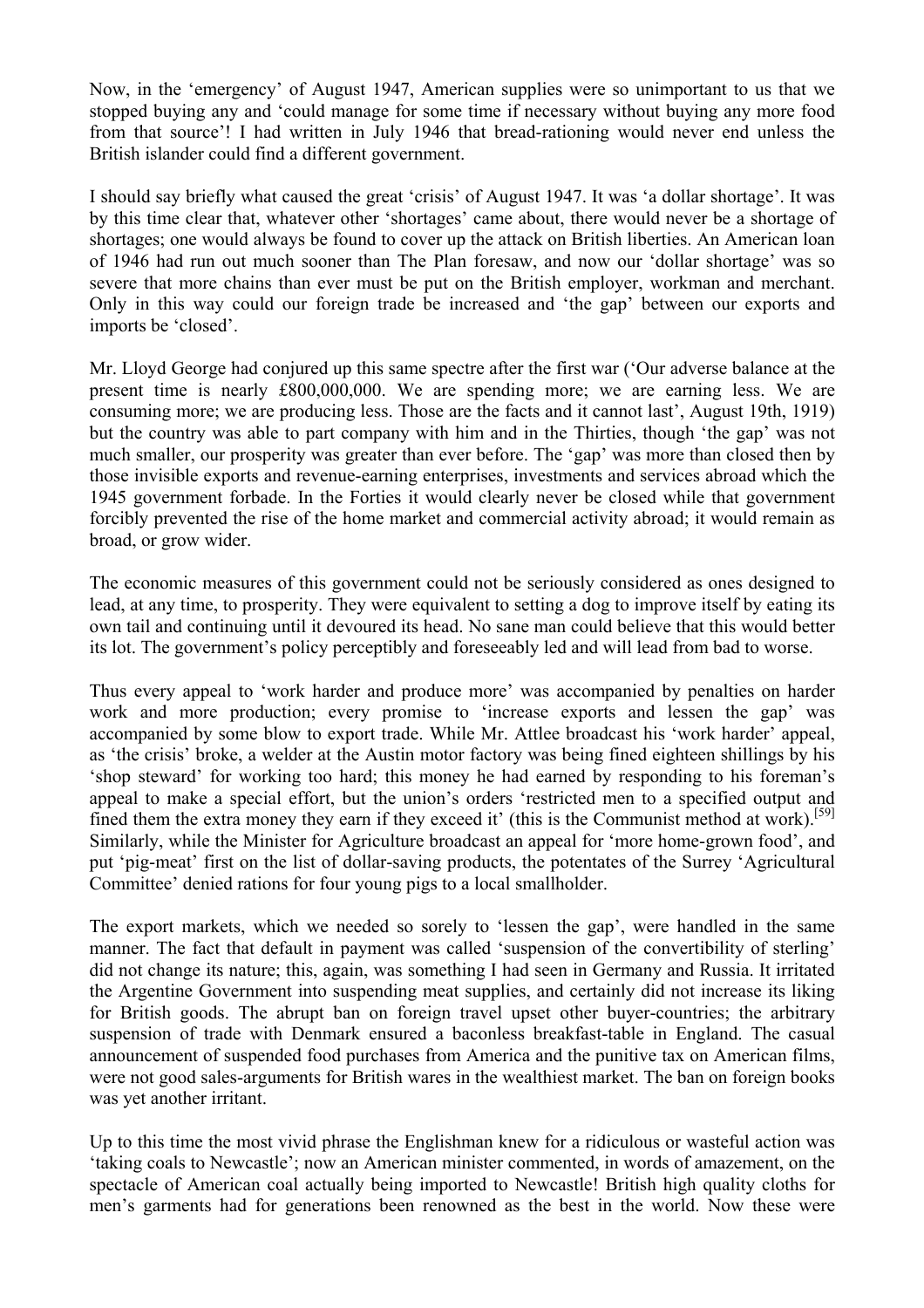Now, in the 'emergency' of August 1947, American supplies were so unimportant to us that we stopped buying any and 'could manage for some time if necessary without buying any more food from that source'! I had written in July 1946 that bread-rationing would never end unless the British islander could find a different government.

I should say briefly what caused the great 'crisis' of August 1947. It was 'a dollar shortage'. It was by this time clear that, whatever other 'shortages' came about, there would never be a shortage of shortages; one would always be found to cover up the attack on British liberties. An American loan of 1946 had run out much sooner than The Plan foresaw, and now our 'dollar shortage' was so severe that more chains than ever must be put on the British employer, workman and merchant. Only in this way could our foreign trade be increased and 'the gap' between our exports and imports be 'closed'.

Mr. Lloyd George had conjured up this same spectre after the first war ('Our adverse balance at the present time is nearly £800,000,000. We are spending more; we are earning less. We are consuming more; we are producing less. Those are the facts and it cannot last', August 19th, 1919) but the country was able to part company with him and in the Thirties, though 'the gap' was not much smaller, our prosperity was greater than ever before. The 'gap' was more than closed then by those invisible exports and revenue-earning enterprises, investments and services abroad which the 1945 government forbade. In the Forties it would clearly never be closed while that government forcibly prevented the rise of the home market and commercial activity abroad; it would remain as broad, or grow wider.

The economic measures of this government could not be seriously considered as ones designed to lead, at any time, to prosperity. They were equivalent to setting a dog to improve itself by eating its own tail and continuing until it devoured its head. No sane man could believe that this would better its lot. The government's policy perceptibly and foreseeably led and will lead from bad to worse.

Thus every appeal to 'work harder and produce more' was accompanied by penalties on harder work and more production; every promise to 'increase exports and lessen the gap' was accompanied by some blow to export trade. While Mr. Attlee broadcast his 'work harder' appeal, as 'the crisis' broke, a welder at the Austin motor factory was being fined eighteen shillings by his 'shop steward' for working too hard; this money he had earned by responding to his foreman's appeal to make a special effort, but the union's orders 'restricted men to a specified output and fined them the extra money they earn if they exceed it' (this is the Communist method at work).[59] Similarly, while the Minister for Agriculture broadcast an appeal for 'more home-grown food', and put 'pig-meat' first on the list of dollar-saving products, the potentates of the Surrey 'Agricultural Committee' denied rations for four young pigs to a local smallholder.

The export markets, which we needed so sorely to 'lessen the gap', were handled in the same manner. The fact that default in payment was called 'suspension of the convertibility of sterling' did not change its nature; this, again, was something I had seen in Germany and Russia. It irritated the Argentine Government into suspending meat supplies, and certainly did not increase its liking for British goods. The abrupt ban on foreign travel upset other buyer-countries; the arbitrary suspension of trade with Denmark ensured a baconless breakfast-table in England. The casual announcement of suspended food purchases from America and the punitive tax on American films, were not good sales-arguments for British wares in the wealthiest market. The ban on foreign books was yet another irritant.

Up to this time the most vivid phrase the Englishman knew for a ridiculous or wasteful action was 'taking coals to Newcastle'; now an American minister commented, in words of amazement, on the spectacle of American coal actually being imported to Newcastle! British high quality cloths for men's garments had for generations been renowned as the best in the world. Now these were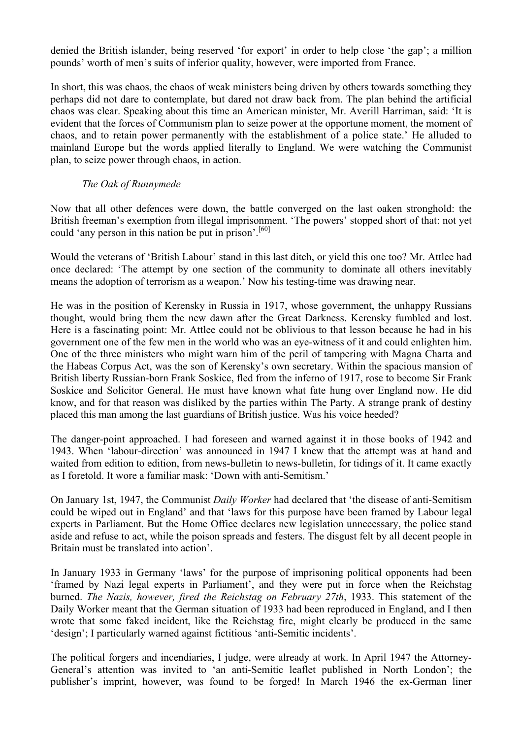denied the British islander, being reserved 'for export' in order to help close 'the gap'; a million pounds' worth of men's suits of inferior quality, however, were imported from France.

In short, this was chaos, the chaos of weak ministers being driven by others towards something they perhaps did not dare to contemplate, but dared not draw back from. The plan behind the artificial chaos was clear. Speaking about this time an American minister, Mr. Averill Harriman, said: 'It is evident that the forces of Communism plan to seize power at the opportune moment, the moment of chaos, and to retain power permanently with the establishment of a police state.' He alluded to mainland Europe but the words applied literally to England. We were watching the Communist plan, to seize power through chaos, in action.

### *The Oak of Runnymede*

Now that all other defences were down, the battle converged on the last oaken stronghold: the British freeman's exemption from illegal imprisonment. 'The powers' stopped short of that: not yet could 'any person in this nation be put in prison'.[60]

Would the veterans of 'British Labour' stand in this last ditch, or yield this one too? Mr. Attlee had once declared: 'The attempt by one section of the community to dominate all others inevitably means the adoption of terrorism as a weapon.' Now his testing-time was drawing near.

He was in the position of Kerensky in Russia in 1917, whose government, the unhappy Russians thought, would bring them the new dawn after the Great Darkness. Kerensky fumbled and lost. Here is a fascinating point: Mr. Attlee could not be oblivious to that lesson because he had in his government one of the few men in the world who was an eye-witness of it and could enlighten him. One of the three ministers who might warn him of the peril of tampering with Magna Charta and the Habeas Corpus Act, was the son of Kerensky's own secretary. Within the spacious mansion of British liberty Russian-born Frank Soskice, fled from the inferno of 1917, rose to become Sir Frank Soskice and Solicitor General. He must have known what fate hung over England now. He did know, and for that reason was disliked by the parties within The Party. A strange prank of destiny placed this man among the last guardians of British justice. Was his voice heeded?

The danger-point approached. I had foreseen and warned against it in those books of 1942 and 1943. When 'labour-direction' was announced in 1947 I knew that the attempt was at hand and waited from edition to edition, from news-bulletin to news-bulletin, for tidings of it. It came exactly as I foretold. It wore a familiar mask: 'Down with anti-Semitism.'

On January 1st, 1947, the Communist *Daily Worker* had declared that 'the disease of anti-Semitism could be wiped out in England' and that 'laws for this purpose have been framed by Labour legal experts in Parliament. But the Home Office declares new legislation unnecessary, the police stand aside and refuse to act, while the poison spreads and festers. The disgust felt by all decent people in Britain must be translated into action'.

In January 1933 in Germany 'laws' for the purpose of imprisoning political opponents had been 'framed by Nazi legal experts in Parliament', and they were put in force when the Reichstag burned. *The Nazis, however, fired the Reichstag on February 27th*, 1933. This statement of the Daily Worker meant that the German situation of 1933 had been reproduced in England, and I then wrote that some faked incident, like the Reichstag fire, might clearly be produced in the same 'design'; I particularly warned against fictitious 'anti-Semitic incidents'.

The political forgers and incendiaries, I judge, were already at work. In April 1947 the Attorney-General's attention was invited to 'an anti-Semitic leaflet published in North London'; the publisher's imprint, however, was found to be forged! In March 1946 the ex-German liner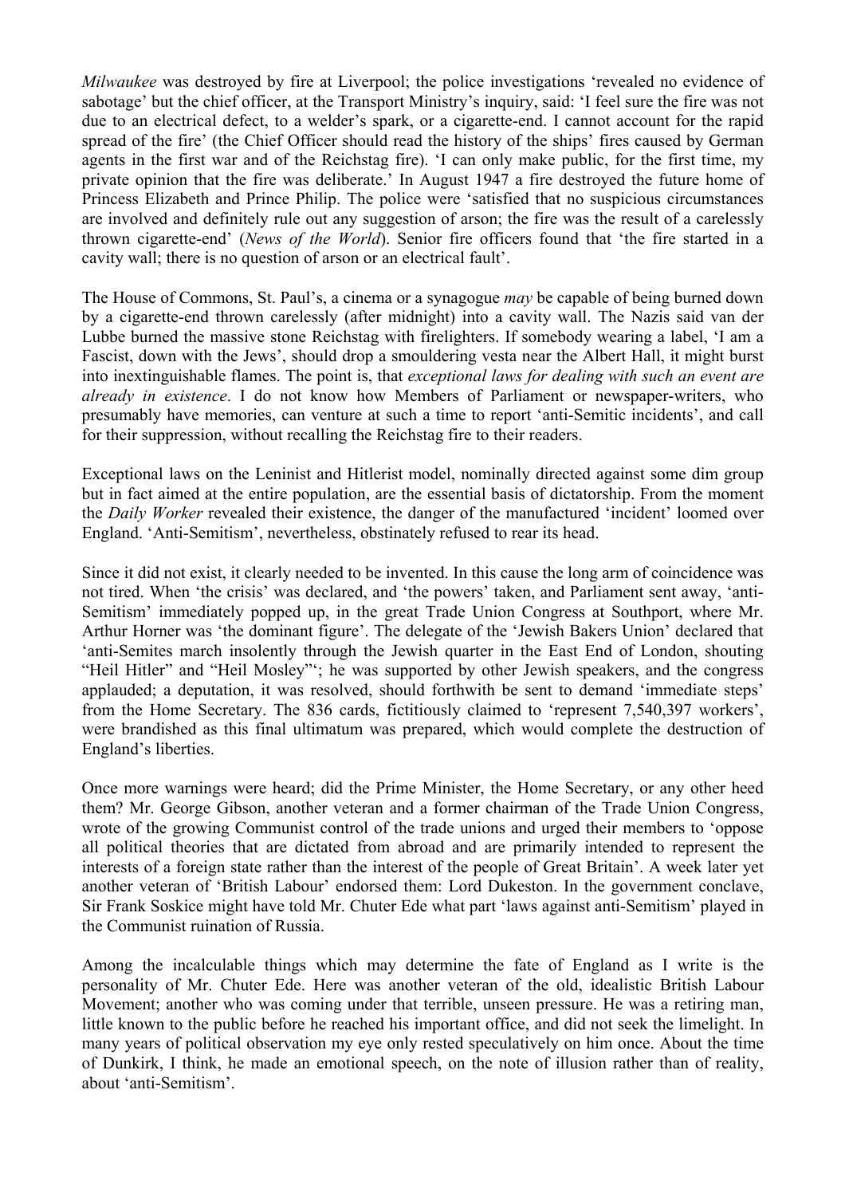*Milwaukee* was destroyed by fire at Liverpool; the police investigations 'revealed no evidence of sabotage' but the chief officer, at the Transport Ministry's inquiry, said: 'I feel sure the fire was not due to an electrical defect, to a welder's spark, or a cigarette-end. I cannot account for the rapid spread of the fire' (the Chief Officer should read the history of the ships' fires caused by German agents in the first war and of the Reichstag fire). 'I can only make public, for the first time, my private opinion that the fire was deliberate.' In August 1947 a fire destroyed the future home of Princess Elizabeth and Prince Philip. The police were 'satisfied that no suspicious circumstances are involved and definitely rule out any suggestion of arson; the fire was the result of a carelessly thrown cigarette-end' (*News of the World*). Senior fire officers found that 'the fire started in a cavity wall; there is no question of arson or an electrical fault'.

The House of Commons, St. Paul's, a cinema or a synagogue *may* be capable of being burned down by a cigarette-end thrown carelessly (after midnight) into a cavity wall. The Nazis said van der Lubbe burned the massive stone Reichstag with firelighters. If somebody wearing a label, 'I am a Fascist, down with the Jews', should drop a smouldering vesta near the Albert Hall, it might burst into inextinguishable flames. The point is, that *exceptional laws for dealing with such an event are already in existence*. I do not know how Members of Parliament or newspaper-writers, who presumably have memories, can venture at such a time to report 'anti-Semitic incidents', and call for their suppression, without recalling the Reichstag fire to their readers.

Exceptional laws on the Leninist and Hitlerist model, nominally directed against some dim group but in fact aimed at the entire population, are the essential basis of dictatorship. From the moment the *Daily Worker* revealed their existence, the danger of the manufactured 'incident' loomed over England. 'Anti-Semitism', nevertheless, obstinately refused to rear its head.

Since it did not exist, it clearly needed to be invented. In this cause the long arm of coincidence was not tired. When 'the crisis' was declared, and 'the powers' taken, and Parliament sent away, 'anti-Semitism' immediately popped up, in the great Trade Union Congress at Southport, where Mr. Arthur Horner was 'the dominant figure'. The delegate of the 'Jewish Bakers Union' declared that 'anti-Semites march insolently through the Jewish quarter in the East End of London, shouting "Heil Hitler" and "Heil Mosley"'; he was supported by other Jewish speakers, and the congress applauded; a deputation, it was resolved, should forthwith be sent to demand 'immediate steps' from the Home Secretary. The 836 cards, fictitiously claimed to 'represent 7,540,397 workers', were brandished as this final ultimatum was prepared, which would complete the destruction of England's liberties.

Once more warnings were heard; did the Prime Minister, the Home Secretary, or any other heed them? Mr. George Gibson, another veteran and a former chairman of the Trade Union Congress, wrote of the growing Communist control of the trade unions and urged their members to 'oppose all political theories that are dictated from abroad and are primarily intended to represent the interests of a foreign state rather than the interest of the people of Great Britain'. A week later yet another veteran of 'British Labour' endorsed them: Lord Dukeston. In the government conclave, Sir Frank Soskice might have told Mr. Chuter Ede what part 'laws against anti-Semitism' played in the Communist ruination of Russia.

Among the incalculable things which may determine the fate of England as I write is the personality of Mr. Chuter Ede. Here was another veteran of the old, idealistic British Labour Movement; another who was coming under that terrible, unseen pressure. He was a retiring man, little known to the public before he reached his important office, and did not seek the limelight. In many years of political observation my eye only rested speculatively on him once. About the time of Dunkirk, I think, he made an emotional speech, on the note of illusion rather than of reality, about 'anti-Semitism'.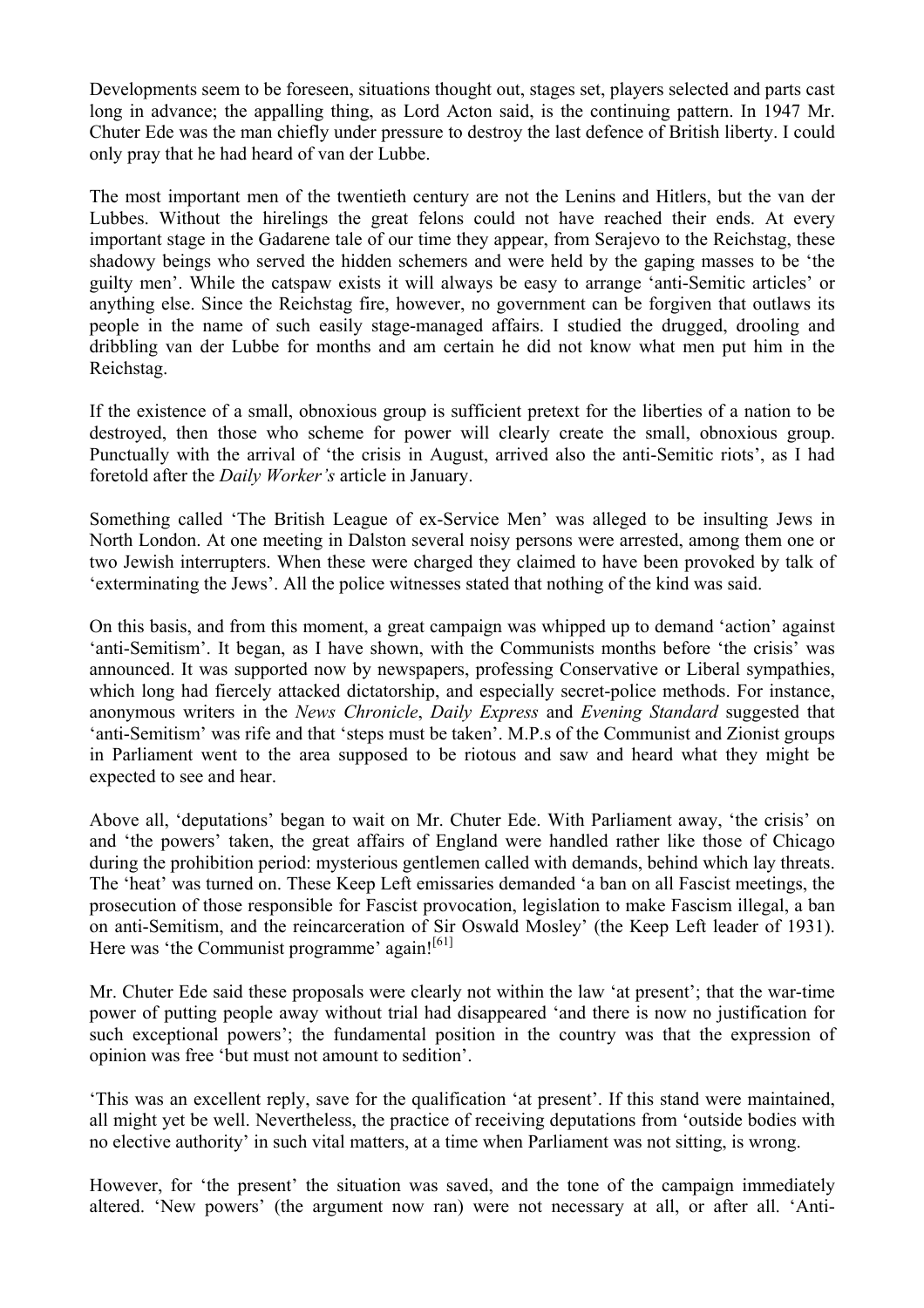Developments seem to be foreseen, situations thought out, stages set, players selected and parts cast long in advance; the appalling thing, as Lord Acton said, is the continuing pattern. In 1947 Mr. Chuter Ede was the man chiefly under pressure to destroy the last defence of British liberty. I could only pray that he had heard of van der Lubbe.

The most important men of the twentieth century are not the Lenins and Hitlers, but the van der Lubbes. Without the hirelings the great felons could not have reached their ends. At every important stage in the Gadarene tale of our time they appear, from Serajevo to the Reichstag, these shadowy beings who served the hidden schemers and were held by the gaping masses to be 'the guilty men'. While the catspaw exists it will always be easy to arrange 'anti-Semitic articles' or anything else. Since the Reichstag fire, however, no government can be forgiven that outlaws its people in the name of such easily stage-managed affairs. I studied the drugged, drooling and dribbling van der Lubbe for months and am certain he did not know what men put him in the Reichstag.

If the existence of a small, obnoxious group is sufficient pretext for the liberties of a nation to be destroyed, then those who scheme for power will clearly create the small, obnoxious group. Punctually with the arrival of 'the crisis in August, arrived also the anti-Semitic riots', as I had foretold after the *Daily Worker's* article in January.

Something called 'The British League of ex-Service Men' was alleged to be insulting Jews in North London. At one meeting in Dalston several noisy persons were arrested, among them one or two Jewish interrupters. When these were charged they claimed to have been provoked by talk of 'exterminating the Jews'. All the police witnesses stated that nothing of the kind was said.

On this basis, and from this moment, a great campaign was whipped up to demand 'action' against 'anti-Semitism'. It began, as I have shown, with the Communists months before 'the crisis' was announced. It was supported now by newspapers, professing Conservative or Liberal sympathies, which long had fiercely attacked dictatorship, and especially secret-police methods. For instance, anonymous writers in the *News Chronicle*, *Daily Express* and *Evening Standard* suggested that 'anti-Semitism' was rife and that 'steps must be taken'. M.P.s of the Communist and Zionist groups in Parliament went to the area supposed to be riotous and saw and heard what they might be expected to see and hear.

Above all, 'deputations' began to wait on Mr. Chuter Ede. With Parliament away, 'the crisis' on and 'the powers' taken, the great affairs of England were handled rather like those of Chicago during the prohibition period: mysterious gentlemen called with demands, behind which lay threats. The 'heat' was turned on. These Keep Left emissaries demanded 'a ban on all Fascist meetings, the prosecution of those responsible for Fascist provocation, legislation to make Fascism illegal, a ban on anti-Semitism, and the reincarceration of Sir Oswald Mosley' (the Keep Left leader of 1931). Here was 'the Communist programme' again![61]

Mr. Chuter Ede said these proposals were clearly not within the law 'at present'; that the war-time power of putting people away without trial had disappeared 'and there is now no justification for such exceptional powers'; the fundamental position in the country was that the expression of opinion was free 'but must not amount to sedition'.

'This was an excellent reply, save for the qualification 'at present'. If this stand were maintained, all might yet be well. Nevertheless, the practice of receiving deputations from 'outside bodies with no elective authority' in such vital matters, at a time when Parliament was not sitting, is wrong.

However, for 'the present' the situation was saved, and the tone of the campaign immediately altered. 'New powers' (the argument now ran) were not necessary at all, or after all. 'Anti-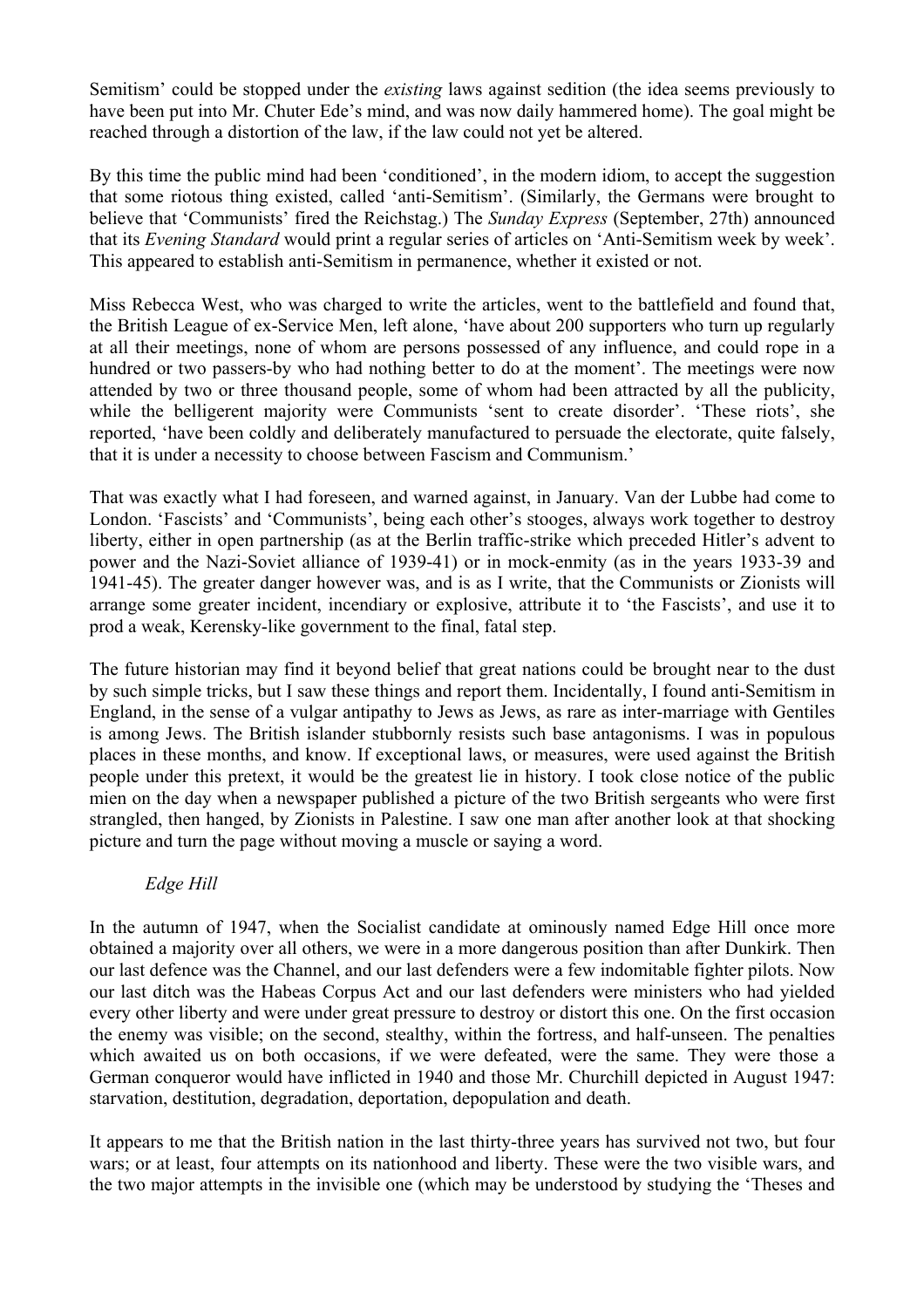Semitism' could be stopped under the *existing* laws against sedition (the idea seems previously to have been put into Mr. Chuter Ede's mind, and was now daily hammered home). The goal might be reached through a distortion of the law, if the law could not yet be altered.

By this time the public mind had been 'conditioned', in the modern idiom, to accept the suggestion that some riotous thing existed, called 'anti-Semitism'. (Similarly, the Germans were brought to believe that 'Communists' fired the Reichstag.) The *Sunday Express* (September, 27th) announced that its *Evening Standard* would print a regular series of articles on 'Anti-Semitism week by week'. This appeared to establish anti-Semitism in permanence, whether it existed or not.

Miss Rebecca West, who was charged to write the articles, went to the battlefield and found that, the British League of ex-Service Men, left alone, 'have about 200 supporters who turn up regularly at all their meetings, none of whom are persons possessed of any influence, and could rope in a hundred or two passers-by who had nothing better to do at the moment'. The meetings were now attended by two or three thousand people, some of whom had been attracted by all the publicity, while the belligerent majority were Communists 'sent to create disorder'. 'These riots', she reported, 'have been coldly and deliberately manufactured to persuade the electorate, quite falsely, that it is under a necessity to choose between Fascism and Communism.'

That was exactly what I had foreseen, and warned against, in January. Van der Lubbe had come to London. 'Fascists' and 'Communists', being each other's stooges, always work together to destroy liberty, either in open partnership (as at the Berlin traffic-strike which preceded Hitler's advent to power and the Nazi-Soviet alliance of 1939-41) or in mock-enmity (as in the years 1933-39 and 1941-45). The greater danger however was, and is as I write, that the Communists or Zionists will arrange some greater incident, incendiary or explosive, attribute it to 'the Fascists', and use it to prod a weak, Kerensky-like government to the final, fatal step.

The future historian may find it beyond belief that great nations could be brought near to the dust by such simple tricks, but I saw these things and report them. Incidentally, I found anti-Semitism in England, in the sense of a vulgar antipathy to Jews as Jews, as rare as inter-marriage with Gentiles is among Jews. The British islander stubbornly resists such base antagonisms. I was in populous places in these months, and know. If exceptional laws, or measures, were used against the British people under this pretext, it would be the greatest lie in history. I took close notice of the public mien on the day when a newspaper published a picture of the two British sergeants who were first strangled, then hanged, by Zionists in Palestine. I saw one man after another look at that shocking picture and turn the page without moving a muscle or saying a word.

### *Edge Hill*

In the autumn of 1947, when the Socialist candidate at ominously named Edge Hill once more obtained a majority over all others, we were in a more dangerous position than after Dunkirk. Then our last defence was the Channel, and our last defenders were a few indomitable fighter pilots. Now our last ditch was the Habeas Corpus Act and our last defenders were ministers who had yielded every other liberty and were under great pressure to destroy or distort this one. On the first occasion the enemy was visible; on the second, stealthy, within the fortress, and half-unseen. The penalties which awaited us on both occasions, if we were defeated, were the same. They were those a German conqueror would have inflicted in 1940 and those Mr. Churchill depicted in August 1947: starvation, destitution, degradation, deportation, depopulation and death.

It appears to me that the British nation in the last thirty-three years has survived not two, but four wars; or at least, four attempts on its nationhood and liberty. These were the two visible wars, and the two major attempts in the invisible one (which may be understood by studying the 'Theses and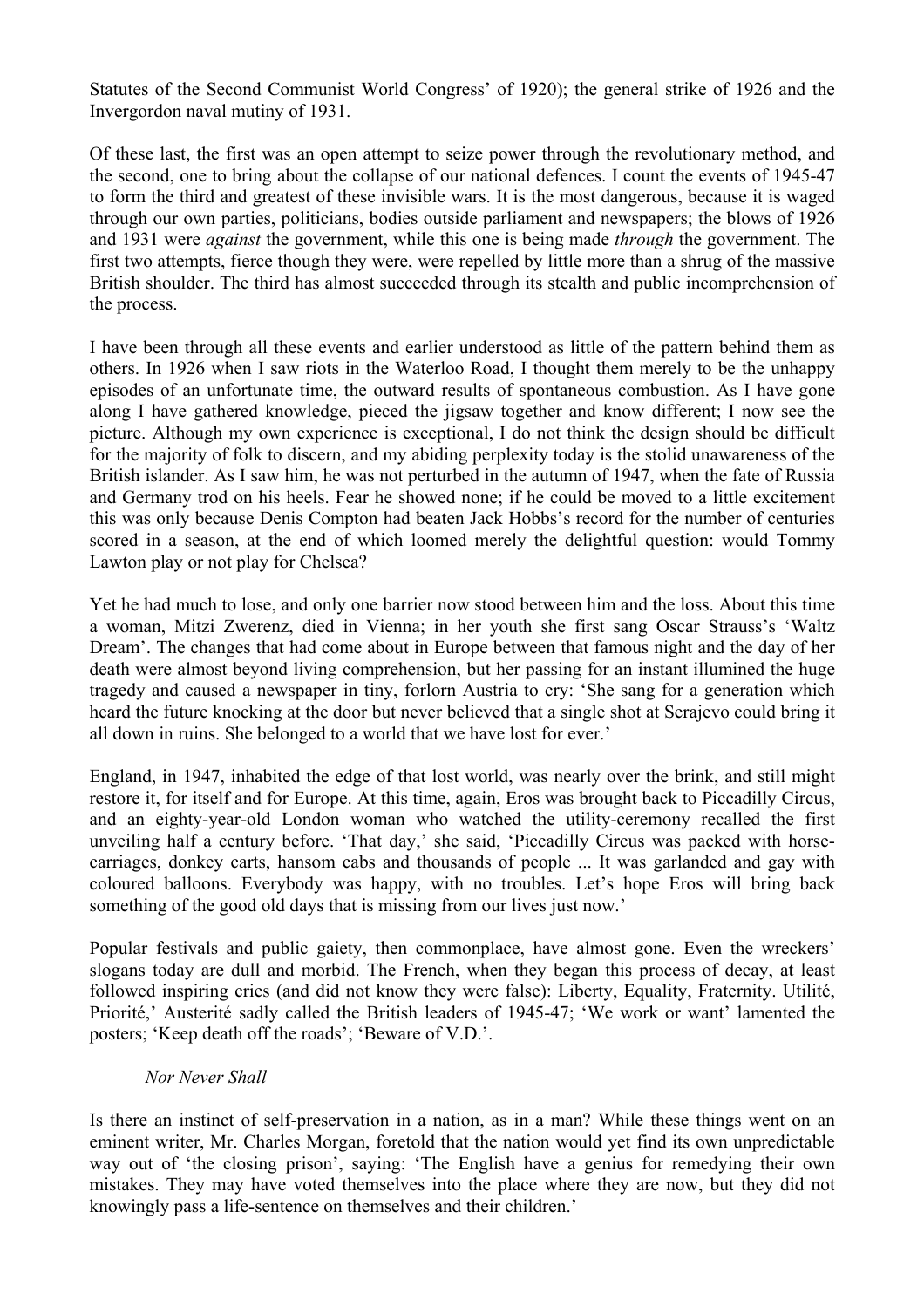Statutes of the Second Communist World Congress' of 1920); the general strike of 1926 and the Invergordon naval mutiny of 1931.

Of these last, the first was an open attempt to seize power through the revolutionary method, and the second, one to bring about the collapse of our national defences. I count the events of 1945-47 to form the third and greatest of these invisible wars. It is the most dangerous, because it is waged through our own parties, politicians, bodies outside parliament and newspapers; the blows of 1926 and 1931 were *against* the government, while this one is being made *through* the government. The first two attempts, fierce though they were, were repelled by little more than a shrug of the massive British shoulder. The third has almost succeeded through its stealth and public incomprehension of the process.

I have been through all these events and earlier understood as little of the pattern behind them as others. In 1926 when I saw riots in the Waterloo Road, I thought them merely to be the unhappy episodes of an unfortunate time, the outward results of spontaneous combustion. As I have gone along I have gathered knowledge, pieced the jigsaw together and know different; I now see the picture. Although my own experience is exceptional, I do not think the design should be difficult for the majority of folk to discern, and my abiding perplexity today is the stolid unawareness of the British islander. As I saw him, he was not perturbed in the autumn of 1947, when the fate of Russia and Germany trod on his heels. Fear he showed none; if he could be moved to a little excitement this was only because Denis Compton had beaten Jack Hobbs's record for the number of centuries scored in a season, at the end of which loomed merely the delightful question: would Tommy Lawton play or not play for Chelsea?

Yet he had much to lose, and only one barrier now stood between him and the loss. About this time a woman, Mitzi Zwerenz, died in Vienna; in her youth she first sang Oscar Strauss's 'Waltz Dream'. The changes that had come about in Europe between that famous night and the day of her death were almost beyond living comprehension, but her passing for an instant illumined the huge tragedy and caused a newspaper in tiny, forlorn Austria to cry: 'She sang for a generation which heard the future knocking at the door but never believed that a single shot at Serajevo could bring it all down in ruins. She belonged to a world that we have lost for ever.'

England, in 1947, inhabited the edge of that lost world, was nearly over the brink, and still might restore it, for itself and for Europe. At this time, again, Eros was brought back to Piccadilly Circus, and an eighty-year-old London woman who watched the utility-ceremony recalled the first unveiling half a century before. 'That day,' she said, 'Piccadilly Circus was packed with horse-carriages, donkey carts, hansom cabs and thousands of people ... It was garlanded and gay with coloured balloons. Everybody was happy, with no troubles. Let's hope Eros will bring back something of the good old days that is missing from our lives just now.'

Popular festivals and public gaiety, then commonplace, have almost gone. Even the wreckers' slogans today are dull and morbid. The French, when they began this process of decay, at least followed inspiring cries (and did not know they were false): Liberty, Equality, Fraternity. Utilité, Priorité,' Austerité sadly called the British leaders of 1945-47; 'We work or want' lamented the posters; 'Keep death off the roads'; 'Beware of V.D.'.

### *Nor Never Shall*

Is there an instinct of self-preservation in a nation, as in a man? While these things went on an eminent writer, Mr. Charles Morgan, foretold that the nation would yet find its own unpredictable way out of 'the closing prison', saying: 'The English have a genius for remedying their own mistakes. They may have voted themselves into the place where they are now, but they did not knowingly pass a life-sentence on themselves and their children.'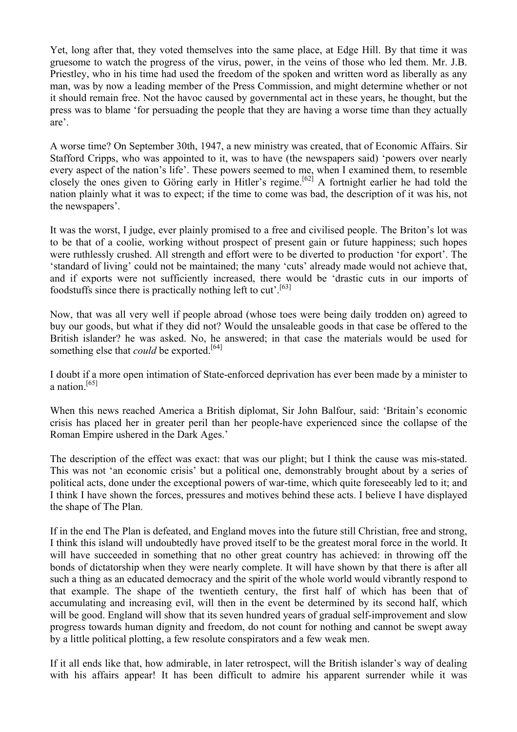Yet, long after that, they voted themselves into the same place, at Edge Hill. By that time it was gruesome to watch the progress of the virus, power, in the veins of those who led them. Mr. J.B. Priestley, who in his time had used the freedom of the spoken and written word as liberally as any man, was by now a leading member of the Press Commission, and might determine whether or not it should remain free. Not the havoc caused by governmental act in these years, he thought, but the press was to blame 'for persuading the people that they are having a worse time than they actually are'.

A worse time? On September 30th, 1947, a new ministry was created, that of Economic Affairs. Sir Stafford Cripps, who was appointed to it, was to have (the newspapers said) 'powers over nearly every aspect of the nation's life'. These powers seemed to me, when I examined them, to resemble closely the ones given to Göring early in Hitler's regime.[62] A fortnight earlier he had told the nation plainly what it was to expect; if the time to come was bad, the description of it was his, not the newspapers'.

It was the worst, I judge, ever plainly promised to a free and civilised people. The Briton's lot was to be that of a coolie, working without prospect of present gain or future happiness; such hopes were ruthlessly crushed. All strength and effort were to be diverted to production 'for export'. The 'standard of living' could not be maintained; the many 'cuts' already made would not achieve that, and if exports were not sufficiently increased, there would be 'drastic cuts in our imports of foodstuffs since there is practically nothing left to cut'.[63]

Now, that was all very well if people abroad (whose toes were being daily trodden on) agreed to buy our goods, but what if they did not? Would the unsaleable goods in that case be offered to the British islander? he was asked. No, he answered; in that case the materials would be used for something else that *could* be exported.[64]

I doubt if a more open intimation of State-enforced deprivation has ever been made by a minister to a nation.[65]

When this news reached America a British diplomat, Sir John Balfour, said: 'Britain's economic crisis has placed her in greater peril than her people-have experienced since the collapse of the Roman Empire ushered in the Dark Ages.'

The description of the effect was exact: that was our plight; but I think the cause was mis-stated. This was not 'an economic crisis' but a political one, demonstrably brought about by a series of political acts, done under the exceptional powers of war-time, which quite foreseeably led to it; and I think I have shown the forces, pressures and motives behind these acts. I believe I have displayed the shape of The Plan.

If in the end The Plan is defeated, and England moves into the future still Christian, free and strong, I think this island will undoubtedly have proved itself to be the greatest moral force in the world. It will have succeeded in something that no other great country has achieved: in throwing off the bonds of dictatorship when they were nearly complete. It will have shown by that there is after all such a thing as an educated democracy and the spirit of the whole world would vibrantly respond to that example. The shape of the twentieth century, the first half of which has been that of accumulating and increasing evil, will then in the event be determined by its second half, which will be good. England will show that its seven hundred years of gradual self-improvement and slow progress towards human dignity and freedom, do not count for nothing and cannot be swept away by a little political plotting, a few resolute conspirators and a few weak men.

If it all ends like that, how admirable, in later retrospect, will the British islander's way of dealing with his affairs appear! It has been difficult to admire his apparent surrender while it was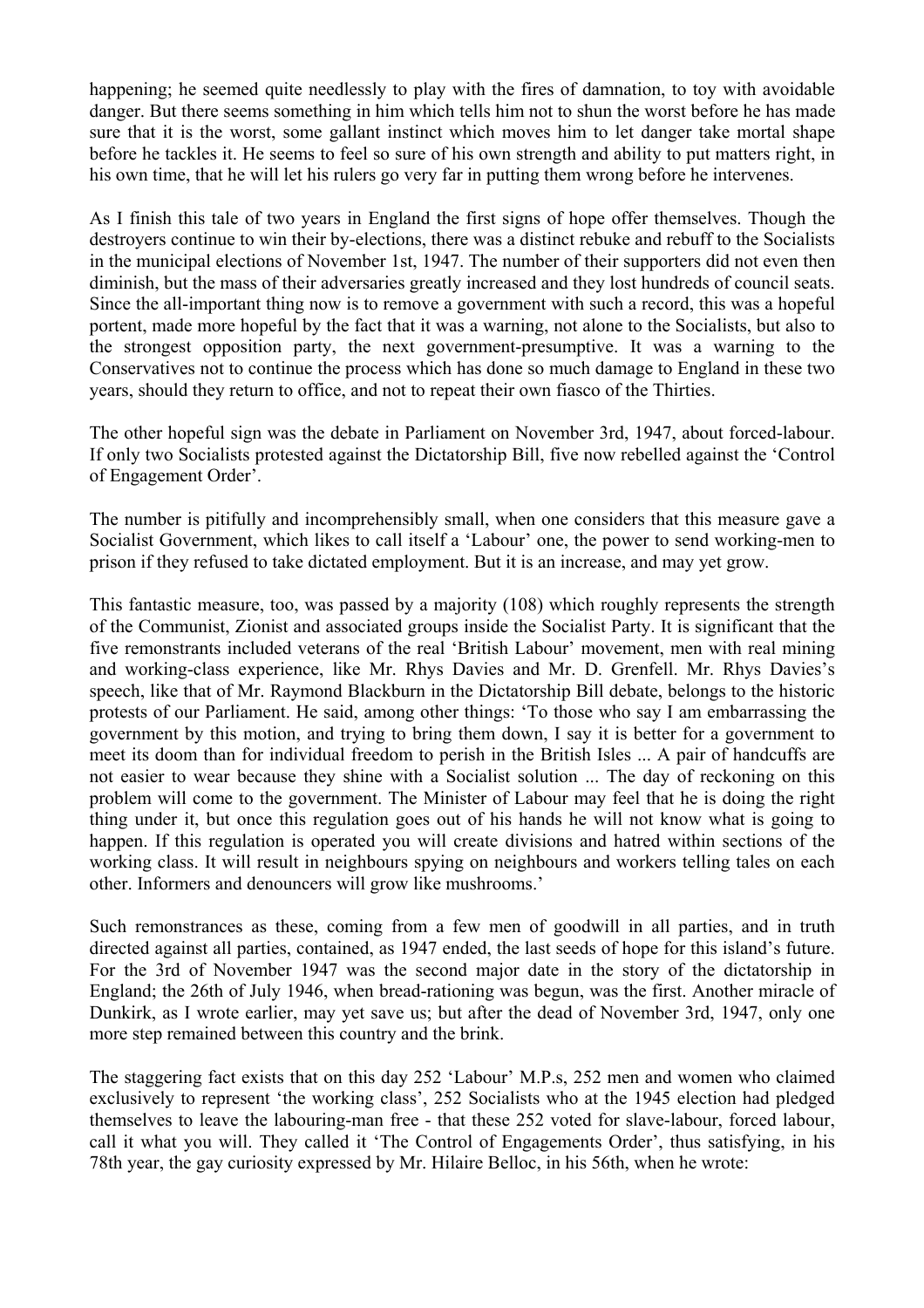happening; he seemed quite needlessly to play with the fires of damnation, to toy with avoidable danger. But there seems something in him which tells him not to shun the worst before he has made sure that it is the worst, some gallant instinct which moves him to let danger take mortal shape before he tackles it. He seems to feel so sure of his own strength and ability to put matters right, in his own time, that he will let his rulers go very far in putting them wrong before he intervenes.

As I finish this tale of two years in England the first signs of hope offer themselves. Though the destroyers continue to win their by-elections, there was a distinct rebuke and rebuff to the Socialists in the municipal elections of November 1st, 1947. The number of their supporters did not even then diminish, but the mass of their adversaries greatly increased and they lost hundreds of council seats. Since the all-important thing now is to remove a government with such a record, this was a hopeful portent, made more hopeful by the fact that it was a warning, not alone to the Socialists, but also to the strongest opposition party, the next government-presumptive. It was a warning to the Conservatives not to continue the process which has done so much damage to England in these two years, should they return to office, and not to repeat their own fiasco of the Thirties.

The other hopeful sign was the debate in Parliament on November 3rd, 1947, about forced-labour. If only two Socialists protested against the Dictatorship Bill, five now rebelled against the 'Control of Engagement Order'.

The number is pitifully and incomprehensibly small, when one considers that this measure gave a Socialist Government, which likes to call itself a 'Labour' one, the power to send working-men to prison if they refused to take dictated employment. But it is an increase, and may yet grow.

This fantastic measure, too, was passed by a majority (108) which roughly represents the strength of the Communist, Zionist and associated groups inside the Socialist Party. It is significant that the five remonstrants included veterans of the real 'British Labour' movement, men with real mining and working-class experience, like Mr. Rhys Davies and Mr. D. Grenfell. Mr. Rhys Davies's speech, like that of Mr. Raymond Blackburn in the Dictatorship Bill debate, belongs to the historic protests of our Parliament. He said, among other things: 'To those who say I am embarrassing the government by this motion, and trying to bring them down, I say it is better for a government to meet its doom than for individual freedom to perish in the British Isles ... A pair of handcuffs are not easier to wear because they shine with a Socialist solution ... The day of reckoning on this problem will come to the government. The Minister of Labour may feel that he is doing the right thing under it, but once this regulation goes out of his hands he will not know what is going to happen. If this regulation is operated you will create divisions and hatred within sections of the working class. It will result in neighbours spying on neighbours and workers telling tales on each other. Informers and denouncers will grow like mushrooms.'

Such remonstrances as these, coming from a few men of goodwill in all parties, and in truth directed against all parties, contained, as 1947 ended, the last seeds of hope for this island's future. For the 3rd of November 1947 was the second major date in the story of the dictatorship in England; the 26th of July 1946, when bread-rationing was begun, was the first. Another miracle of Dunkirk, as I wrote earlier, may yet save us; but after the dead of November 3rd, 1947, only one more step remained between this country and the brink.

The staggering fact exists that on this day 252 'Labour' M.P.s, 252 men and women who claimed exclusively to represent 'the working class', 252 Socialists who at the 1945 election had pledged themselves to leave the labouring-man free - that these 252 voted for slave-labour, forced labour, call it what you will. They called it 'The Control of Engagements Order', thus satisfying, in his 78th year, the gay curiosity expressed by Mr. Hilaire Belloc, in his 56th, when he wrote: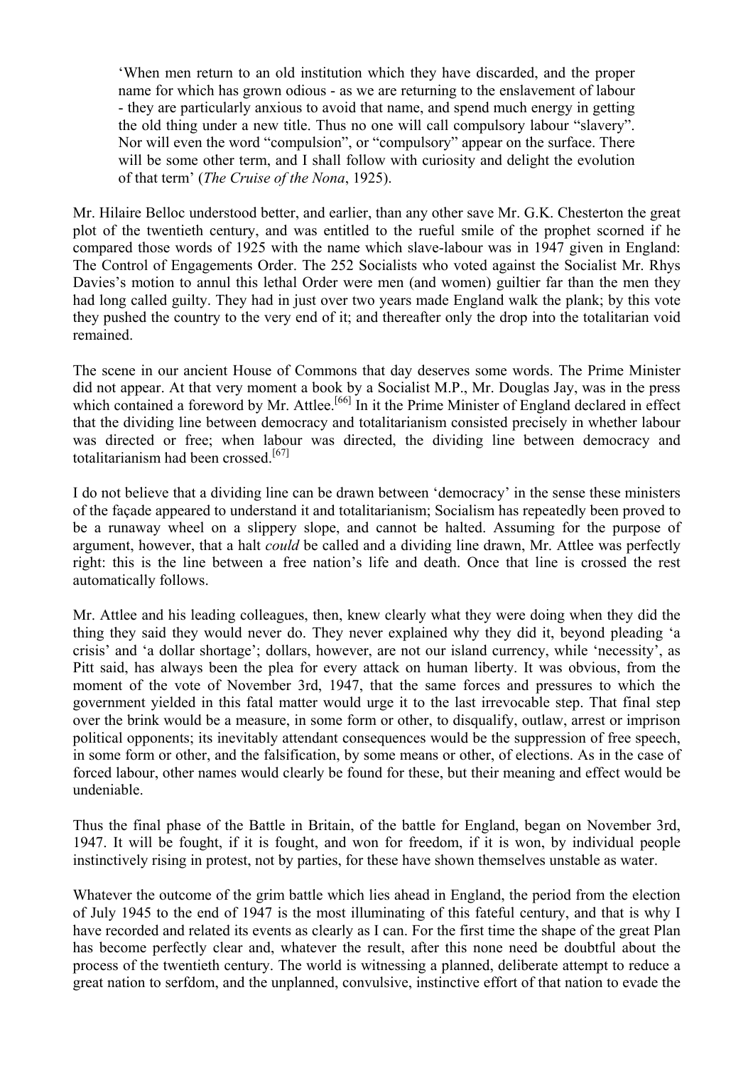> ‘When men return to an old institution which they have discarded, and the proper name for which has grown odious - as we are returning to the enslavement of labour - they are particularly anxious to avoid that name, and spend much energy in getting the old thing under a new title. Thus no one will call compulsory labour “slavery”. Nor will even the word “compulsion”, or “compulsory” appear on the surface. There will be some other term, and I shall follow with curiosity and delight the evolution of that term’ (*The Cruise of the Nona*, 1925).

Mr. Hilaire Belloc understood better, and earlier, than any other save Mr. G.K. Chesterton the great plot of the twentieth century, and was entitled to the rueful smile of the prophet scorned if he compared those words of 1925 with the name which slave-labour was in 1947 given in England: The Control of Engagements Order. The 252 Socialists who voted against the Socialist Mr. Rhys Davies’s motion to annul this lethal Order were men (and women) guiltier far than the men they had long called guilty. They had in just over two years made England walk the plank; by this vote they pushed the country to the very end of it; and thereafter only the drop into the totalitarian void remained.

The scene in our ancient House of Commons that day deserves some words. The Prime Minister did not appear. At that very moment a book by a Socialist M.P., Mr. Douglas Jay, was in the press which contained a foreword by Mr. Attlee.[66] In it the Prime Minister of England declared in effect that the dividing line between democracy and totalitarianism consisted precisely in whether labour was directed or free; when labour was directed, the dividing line between democracy and totalitarianism had been crossed.[67]

I do not believe that a dividing line can be drawn between ‘democracy’ in the sense these ministers of the façade appeared to understand it and totalitarianism; Socialism has repeatedly been proved to be a runaway wheel on a slippery slope, and cannot be halted. Assuming for the purpose of argument, however, that a halt *could* be called and a dividing line drawn, Mr. Attlee was perfectly right: this is the line between a free nation’s life and death. Once that line is crossed the rest automatically follows.

Mr. Attlee and his leading colleagues, then, knew clearly what they were doing when they did the thing they said they would never do. They never explained why they did it, beyond pleading ‘a crisis’ and ‘a dollar shortage’; dollars, however, are not our island currency, while ‘necessity’, as Pitt said, has always been the plea for every attack on human liberty. It was obvious, from the moment of the vote of November 3rd, 1947, that the same forces and pressures to which the government yielded in this fatal matter would urge it to the last irrevocable step. That final step over the brink would be a measure, in some form or other, to disqualify, outlaw, arrest or imprison political opponents; its inevitably attendant consequences would be the suppression of free speech, in some form or other, and the falsification, by some means or other, of elections. As in the case of forced labour, other names would clearly be found for these, but their meaning and effect would be undeniable.

Thus the final phase of the Battle in Britain, of the battle for England, began on November 3rd, 1947. It will be fought, if it is fought, and won for freedom, if it is won, by individual people instinctively rising in protest, not by parties, for these have shown themselves unstable as water.

Whatever the outcome of the grim battle which lies ahead in England, the period from the election of July 1945 to the end of 1947 is the most illuminating of this fateful century, and that is why I have recorded and related its events as clearly as I can. For the first time the shape of the great Plan has become perfectly clear and, whatever the result, after this none need be doubtful about the process of the twentieth century. The world is witnessing a planned, deliberate attempt to reduce a great nation to serfdom, and the unplanned, convulsive, instinctive effort of that nation to evade the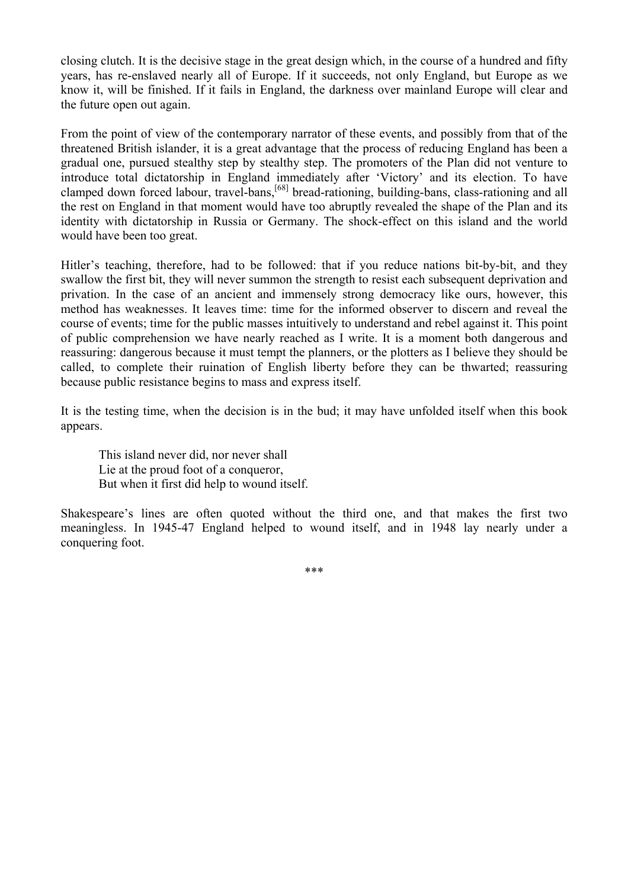closing clutch. It is the decisive stage in the great design which, in the course of a hundred and fifty years, has re-enslaved nearly all of Europe. If it succeeds, not only England, but Europe as we know it, will be finished. If it fails in England, the darkness over mainland Europe will clear and the future open out again.

From the point of view of the contemporary narrator of these events, and possibly from that of the threatened British islander, it is a great advantage that the process of reducing England has been a gradual one, pursued stealthy step by stealthy step. The promoters of the Plan did not venture to introduce total dictatorship in England immediately after 'Victory' and its election. To have clamped down forced labour, travel-bans,[68] bread-rationing, building-bans, class-rationing and all the rest on England in that moment would have too abruptly revealed the shape of the Plan and its identity with dictatorship in Russia or Germany. The shock-effect on this island and the world would have been too great.

Hitler's teaching, therefore, had to be followed: that if you reduce nations bit-by-bit, and they swallow the first bit, they will never summon the strength to resist each subsequent deprivation and privation. In the case of an ancient and immensely strong democracy like ours, however, this method has weaknesses. It leaves time: time for the informed observer to discern and reveal the course of events; time for the public masses intuitively to understand and rebel against it. This point of public comprehension we have nearly reached as I write. It is a moment both dangerous and reassuring: dangerous because it must tempt the planners, or the plotters as I believe they should be called, to complete their ruination of English liberty before they can be thwarted; reassuring because public resistance begins to mass and express itself.

It is the testing time, when the decision is in the bud; it may have unfolded itself when this book appears.

> This island never did, nor never shall
> Lie at the proud foot of a conqueror,
> But when it first did help to wound itself.

Shakespeare's lines are often quoted without the third one, and that makes the first two meaningless. In 1945-47 England helped to wound itself, and in 1948 lay nearly under a conquering foot.

***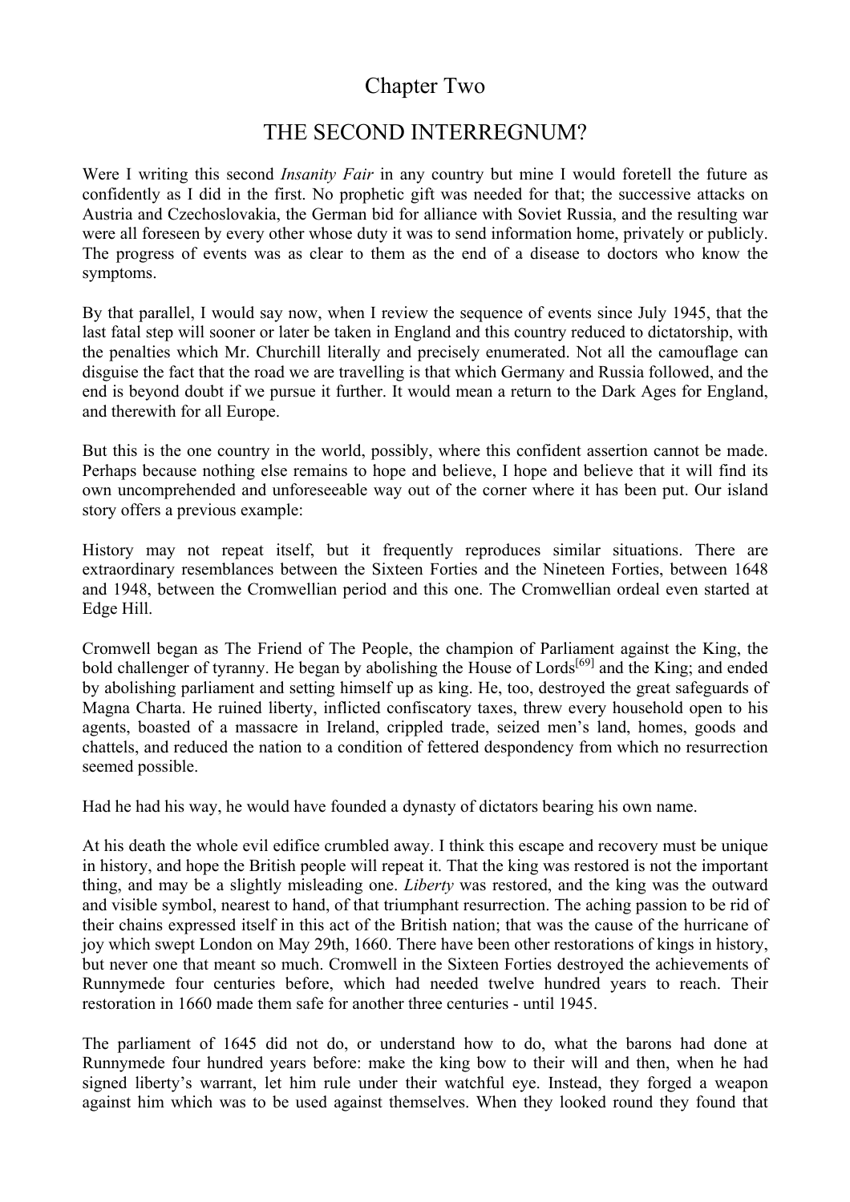## Chapter Two

## THE SECOND INTERREGNUM?

Were I writing this second *Insanity Fair* in any country but mine I would foretell the future as confidently as I did in the first. No prophetic gift was needed for that; the successive attacks on Austria and Czechoslovakia, the German bid for alliance with Soviet Russia, and the resulting war were all foreseen by every other whose duty it was to send information home, privately or publicly. The progress of events was as clear to them as the end of a disease to doctors who know the symptoms.

By that parallel, I would say now, when I review the sequence of events since July 1945, that the last fatal step will sooner or later be taken in England and this country reduced to dictatorship, with the penalties which Mr. Churchill literally and precisely enumerated. Not all the camouflage can disguise the fact that the road we are travelling is that which Germany and Russia followed, and the end is beyond doubt if we pursue it further. It would mean a return to the Dark Ages for England, and therewith for all Europe.

But this is the one country in the world, possibly, where this confident assertion cannot be made. Perhaps because nothing else remains to hope and believe, I hope and believe that it will find its own uncomprehended and unforeseeable way out of the corner where it has been put. Our island story offers a previous example:

History may not repeat itself, but it frequently reproduces similar situations. There are extraordinary resemblances between the Sixteen Forties and the Nineteen Forties, between 1648 and 1948, between the Cromwellian period and this one. The Cromwellian ordeal even started at Edge Hill.

Cromwell began as The Friend of The People, the champion of Parliament against the King, the bold challenger of tyranny. He began by abolishing the House of Lords[69] and the King; and ended by abolishing parliament and setting himself up as king. He, too, destroyed the great safeguards of Magna Charta. He ruined liberty, inflicted confiscatory taxes, threw every household open to his agents, boasted of a massacre in Ireland, crippled trade, seized men's land, homes, goods and chattels, and reduced the nation to a condition of fettered despondency from which no resurrection seemed possible.

Had he had his way, he would have founded a dynasty of dictators bearing his own name.

At his death the whole evil edifice crumbled away. I think this escape and recovery must be unique in history, and hope the British people will repeat it. That the king was restored is not the important thing, and may be a slightly misleading one. *Liberty* was restored, and the king was the outward and visible symbol, nearest to hand, of that triumphant resurrection. The aching passion to be rid of their chains expressed itself in this act of the British nation; that was the cause of the hurricane of joy which swept London on May 29th, 1660. There have been other restorations of kings in history, but never one that meant so much. Cromwell in the Sixteen Forties destroyed the achievements of Runnymede four centuries before, which had needed twelve hundred years to reach. Their restoration in 1660 made them safe for another three centuries - until 1945.

The parliament of 1645 did not do, or understand how to do, what the barons had done at Runnymede four hundred years before: make the king bow to their will and then, when he had signed liberty's warrant, let him rule under their watchful eye. Instead, they forged a weapon against him which was to be used against themselves. When they looked round they found that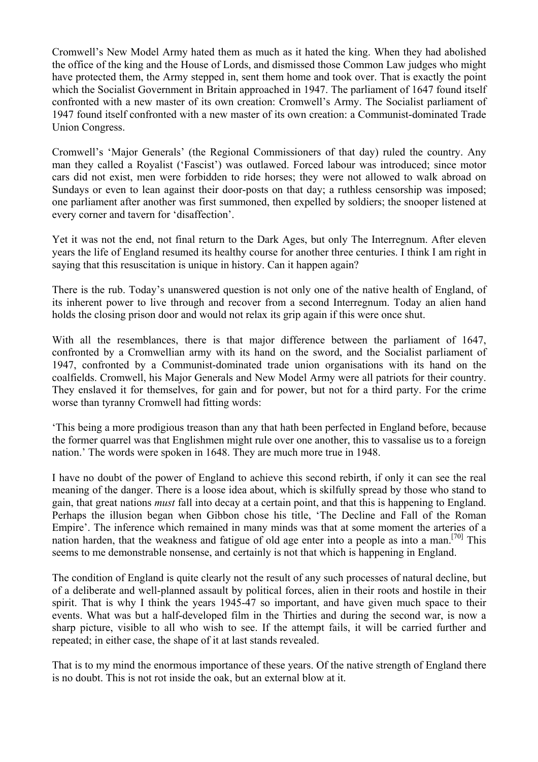Cromwell's New Model Army hated them as much as it hated the king. When they had abolished the office of the king and the House of Lords, and dismissed those Common Law judges who might have protected them, the Army stepped in, sent them home and took over. That is exactly the point which the Socialist Government in Britain approached in 1947. The parliament of 1647 found itself confronted with a new master of its own creation: Cromwell's Army. The Socialist parliament of 1947 found itself confronted with a new master of its own creation: a Communist-dominated Trade Union Congress.

Cromwell's 'Major Generals' (the Regional Commissioners of that day) ruled the country. Any man they called a Royalist ('Fascist') was outlawed. Forced labour was introduced; since motor cars did not exist, men were forbidden to ride horses; they were not allowed to walk abroad on Sundays or even to lean against their door-posts on that day; a ruthless censorship was imposed; one parliament after another was first summoned, then expelled by soldiers; the snooper listened at every corner and tavern for 'disaffection'.

Yet it was not the end, not final return to the Dark Ages, but only The Interregnum. After eleven years the life of England resumed its healthy course for another three centuries. I think I am right in saying that this resuscitation is unique in history. Can it happen again?

There is the rub. Today's unanswered question is not only one of the native health of England, of its inherent power to live through and recover from a second Interregnum. Today an alien hand holds the closing prison door and would not relax its grip again if this were once shut.

With all the resemblances, there is that major difference between the parliament of 1647, confronted by a Cromwellian army with its hand on the sword, and the Socialist parliament of 1947, confronted by a Communist-dominated trade union organisations with its hand on the coalfields. Cromwell, his Major Generals and New Model Army were all patriots for their country. They enslaved it for themselves, for gain and for power, but not for a third party. For the crime worse than tyranny Cromwell had fitting words:

'This being a more prodigious treason than any that hath been perfected in England before, because the former quarrel was that Englishmen might rule over one another, this to vassalise us to a foreign nation.' The words were spoken in 1648. They are much more true in 1948.

I have no doubt of the power of England to achieve this second rebirth, if only it can see the real meaning of the danger. There is a loose idea about, which is skilfully spread by those who stand to gain, that great nations *must* fall into decay at a certain point, and that this is happening to England. Perhaps the illusion began when Gibbon chose his title, 'The Decline and Fall of the Roman Empire'. The inference which remained in many minds was that at some moment the arteries of a nation harden, that the weakness and fatigue of old age enter into a people as into a man.[70] This seems to me demonstrable nonsense, and certainly is not that which is happening in England.

The condition of England is quite clearly not the result of any such processes of natural decline, but of a deliberate and well-planned assault by political forces, alien in their roots and hostile in their spirit. That is why I think the years 1945-47 so important, and have given much space to their events. What was but a half-developed film in the Thirties and during the second war, is now a sharp picture, visible to all who wish to see. If the attempt fails, it will be carried further and repeated; in either case, the shape of it at last stands revealed.

That is to my mind the enormous importance of these years. Of the native strength of England there is no doubt. This is not rot inside the oak, but an external blow at it.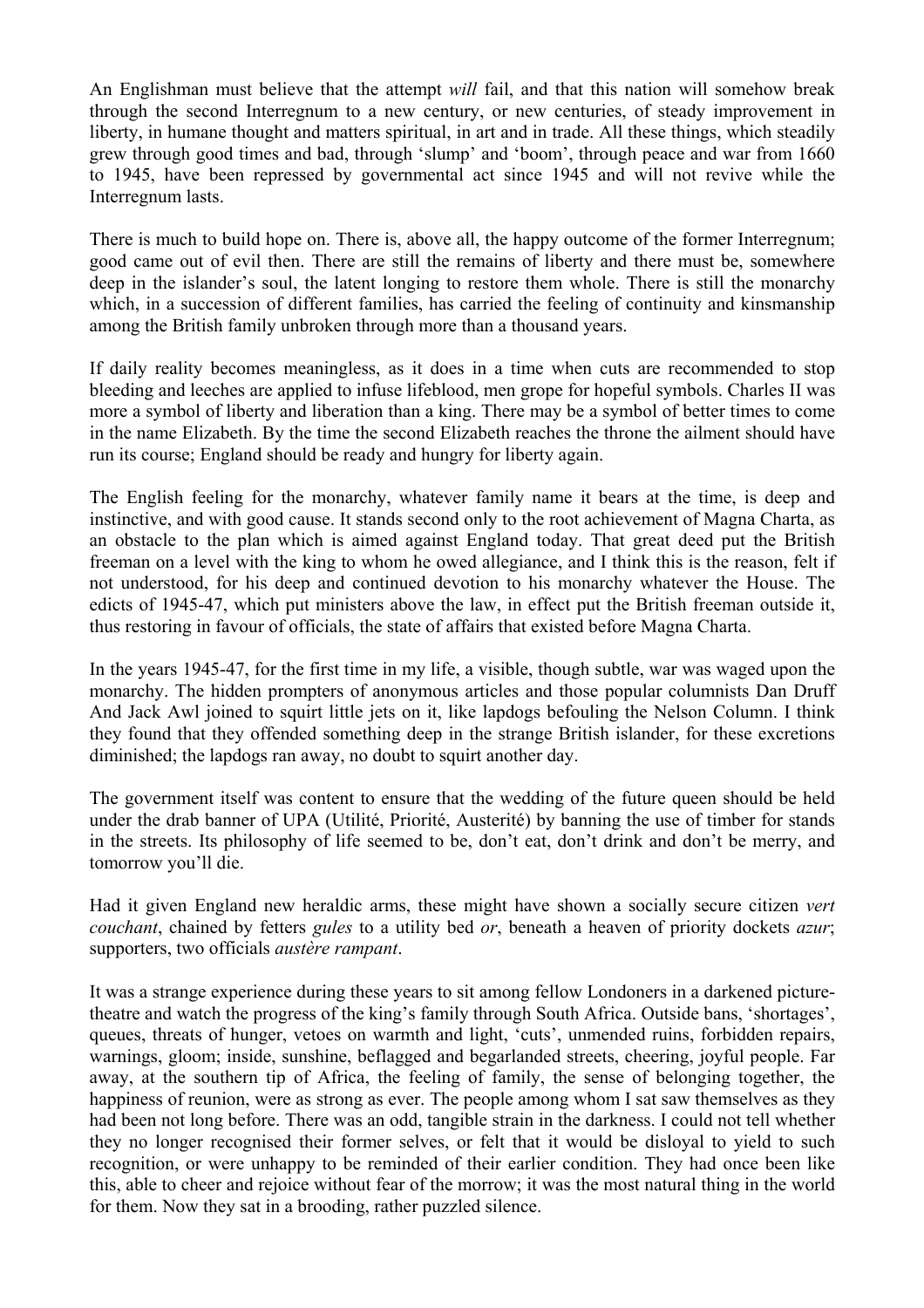An Englishman must believe that the attempt *will* fail, and that this nation will somehow break through the second Interregnum to a new century, or new centuries, of steady improvement in liberty, in humane thought and matters spiritual, in art and in trade. All these things, which steadily grew through good times and bad, through 'slump' and 'boom', through peace and war from 1660 to 1945, have been repressed by governmental act since 1945 and will not revive while the Interregnum lasts.

There is much to build hope on. There is, above all, the happy outcome of the former Interregnum; good came out of evil then. There are still the remains of liberty and there must be, somewhere deep in the islander's soul, the latent longing to restore them whole. There is still the monarchy which, in a succession of different families, has carried the feeling of continuity and kinsmanship among the British family unbroken through more than a thousand years.

If daily reality becomes meaningless, as it does in a time when cuts are recommended to stop bleeding and leeches are applied to infuse lifeblood, men grope for hopeful symbols. Charles II was more a symbol of liberty and liberation than a king. There may be a symbol of better times to come in the name Elizabeth. By the time the second Elizabeth reaches the throne the ailment should have run its course; England should be ready and hungry for liberty again.

The English feeling for the monarchy, whatever family name it bears at the time, is deep and instinctive, and with good cause. It stands second only to the root achievement of Magna Charta, as an obstacle to the plan which is aimed against England today. That great deed put the British freeman on a level with the king to whom he owed allegiance, and I think this is the reason, felt if not understood, for his deep and continued devotion to his monarchy whatever the House. The edicts of 1945-47, which put ministers above the law, in effect put the British freeman outside it, thus restoring in favour of officials, the state of affairs that existed before Magna Charta.

In the years 1945-47, for the first time in my life, a visible, though subtle, war was waged upon the monarchy. The hidden prompters of anonymous articles and those popular columnists Dan Druff And Jack Awl joined to squirt little jets on it, like lapdogs befouling the Nelson Column. I think they found that they offended something deep in the strange British islander, for these excretions diminished; the lapdogs ran away, no doubt to squirt another day.

The government itself was content to ensure that the wedding of the future queen should be held under the drab banner of UPA (Utilité, Priorité, Austerité) by banning the use of timber for stands in the streets. Its philosophy of life seemed to be, don't eat, don't drink and don't be merry, and tomorrow you'll die.

Had it given England new heraldic arms, these might have shown a socially secure citizen *vert couchant*, chained by fetters *gules* to a utility bed *or*, beneath a heaven of priority dockets *azur*; supporters, two officials *austère rampant*.

It was a strange experience during these years to sit among fellow Londoners in a darkened picture-theatre and watch the progress of the king's family through South Africa. Outside bans, 'shortages', queues, threats of hunger, vetoes on warmth and light, 'cuts', unmended ruins, forbidden repairs, warnings, gloom; inside, sunshine, beflagged and begarlanded streets, cheering, joyful people. Far away, at the southern tip of Africa, the feeling of family, the sense of belonging together, the happiness of reunion, were as strong as ever. The people among whom I sat saw themselves as they had been not long before. There was an odd, tangible strain in the darkness. I could not tell whether they no longer recognised their former selves, or felt that it would be disloyal to yield to such recognition, or were unhappy to be reminded of their earlier condition. They had once been like this, able to cheer and rejoice without fear of the morrow; it was the most natural thing in the world for them. Now they sat in a brooding, rather puzzled silence.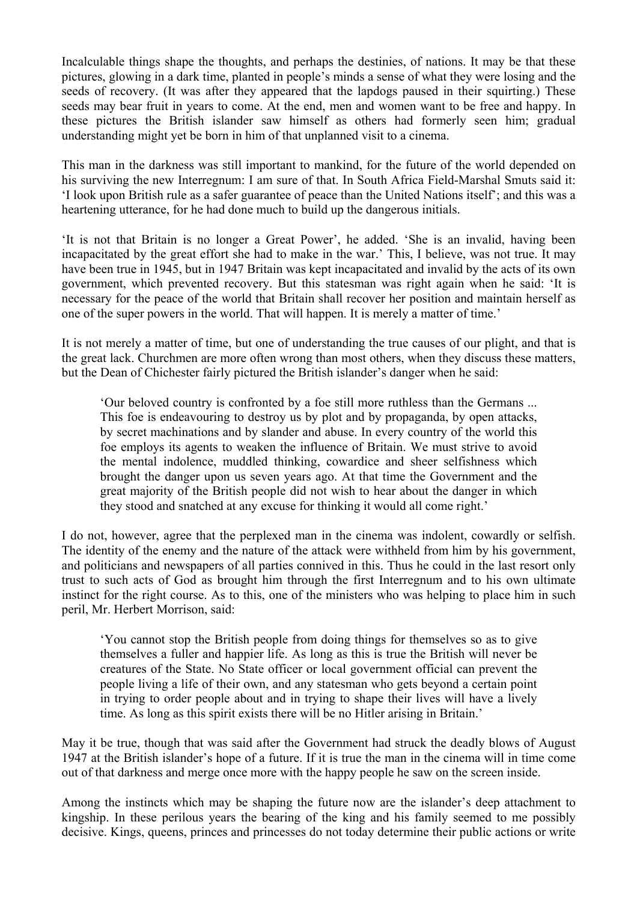Incalculable things shape the thoughts, and perhaps the destinies, of nations. It may be that these pictures, glowing in a dark time, planted in people's minds a sense of what they were losing and the seeds of recovery. (It was after they appeared that the lapdogs paused in their squirting.) These seeds may bear fruit in years to come. At the end, men and women want to be free and happy. In these pictures the British islander saw himself as others had formerly seen him; gradual understanding might yet be born in him of that unplanned visit to a cinema.

This man in the darkness was still important to mankind, for the future of the world depended on his surviving the new Interregnum: I am sure of that. In South Africa Field-Marshal Smuts said it: 'I look upon British rule as a safer guarantee of peace than the United Nations itself'; and this was a heartening utterance, for he had done much to build up the dangerous initials.

'It is not that Britain is no longer a Great Power', he added. 'She is an invalid, having been incapacitated by the great effort she had to make in the war.' This, I believe, was not true. It may have been true in 1945, but in 1947 Britain was kept incapacitated and invalid by the acts of its own government, which prevented recovery. But this statesman was right again when he said: 'It is necessary for the peace of the world that Britain shall recover her position and maintain herself as one of the super powers in the world. That will happen. It is merely a matter of time.'

It is not merely a matter of time, but one of understanding the true causes of our plight, and that is the great lack. Churchmen are more often wrong than most others, when they discuss these matters, but the Dean of Chichester fairly pictured the British islander's danger when he said:

> 'Our beloved country is confronted by a foe still more ruthless than the Germans ... This foe is endeavouring to destroy us by plot and by propaganda, by open attacks, by secret machinations and by slander and abuse. In every country of the world this foe employs its agents to weaken the influence of Britain. We must strive to avoid the mental indolence, muddled thinking, cowardice and sheer selfishness which brought the danger upon us seven years ago. At that time the Government and the great majority of the British people did not wish to hear about the danger in which they stood and snatched at any excuse for thinking it would all come right.'

I do not, however, agree that the perplexed man in the cinema was indolent, cowardly or selfish. The identity of the enemy and the nature of the attack were withheld from him by his government, and politicians and newspapers of all parties connived in this. Thus he could in the last resort only trust to such acts of God as brought him through the first Interregnum and to his own ultimate instinct for the right course. As to this, one of the ministers who was helping to place him in such peril, Mr. Herbert Morrison, said:

> 'You cannot stop the British people from doing things for themselves so as to give themselves a fuller and happier life. As long as this is true the British will never be creatures of the State. No State officer or local government official can prevent the people living a life of their own, and any statesman who gets beyond a certain point in trying to order people about and in trying to shape their lives will have a lively time. As long as this spirit exists there will be no Hitler arising in Britain.'

May it be true, though that was said after the Government had struck the deadly blows of August 1947 at the British islander's hope of a future. If it is true the man in the cinema will in time come out of that darkness and merge once more with the happy people he saw on the screen inside.

Among the instincts which may be shaping the future now are the islander's deep attachment to kingship. In these perilous years the bearing of the king and his family seemed to me possibly decisive. Kings, queens, princes and princesses do not today determine their public actions or write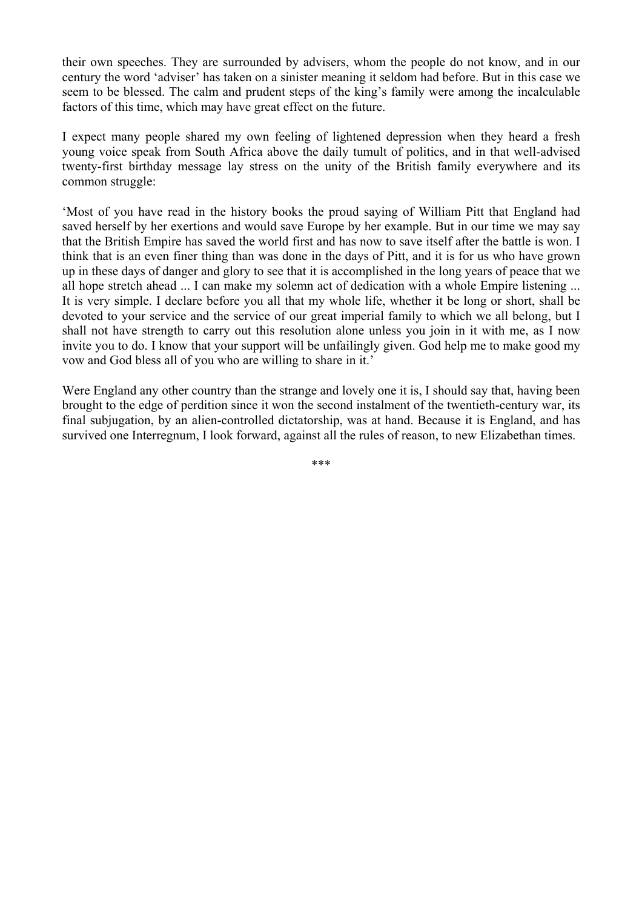their own speeches. They are surrounded by advisers, whom the people do not know, and in our century the word 'adviser' has taken on a sinister meaning it seldom had before. But in this case we seem to be blessed. The calm and prudent steps of the king's family were among the incalculable factors of this time, which may have great effect on the future.

I expect many people shared my own feeling of lightened depression when they heard a fresh young voice speak from South Africa above the daily tumult of politics, and in that well-advised twenty-first birthday message lay stress on the unity of the British family everywhere and its common struggle:

'Most of you have read in the history books the proud saying of William Pitt that England had saved herself by her exertions and would save Europe by her example. But in our time we may say that the British Empire has saved the world first and has now to save itself after the battle is won. I think that is an even finer thing than was done in the days of Pitt, and it is for us who have grown up in these days of danger and glory to see that it is accomplished in the long years of peace that we all hope stretch ahead ... I can make my solemn act of dedication with a whole Empire listening ... It is very simple. I declare before you all that my whole life, whether it be long or short, shall be devoted to your service and the service of our great imperial family to which we all belong, but I shall not have strength to carry out this resolution alone unless you join in it with me, as I now invite you to do. I know that your support will be unfailingly given. God help me to make good my vow and God bless all of you who are willing to share in it.'

Were England any other country than the strange and lovely one it is, I should say that, having been brought to the edge of perdition since it won the second instalment of the twentieth-century war, its final subjugation, by an alien-controlled dictatorship, was at hand. Because it is England, and has survived one Interregnum, I look forward, against all the rules of reason, to new Elizabethan times.

***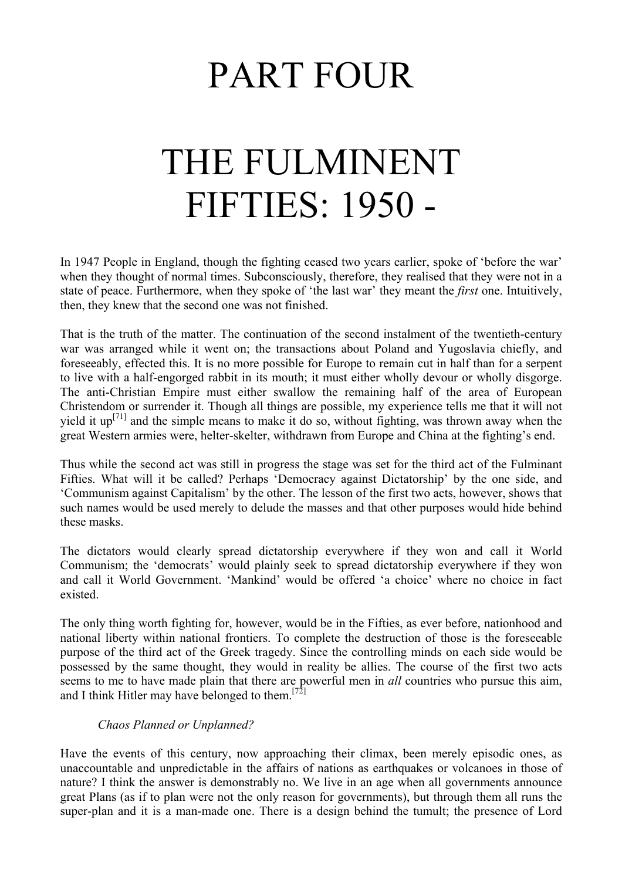# PART FOUR

# THE FULMINENT FIFTIES: 1950 -

In 1947 People in England, though the fighting ceased two years earlier, spoke of 'before the war' when they thought of normal times. Subconsciously, therefore, they realised that they were not in a state of peace. Furthermore, when they spoke of 'the last war' they meant the *first* one. Intuitively, then, they knew that the second one was not finished.

That is the truth of the matter. The continuation of the second instalment of the twentieth-century war was arranged while it went on; the transactions about Poland and Yugoslavia chiefly, and foreseeably, effected this. It is no more possible for Europe to remain cut in half than for a serpent to live with a half-engorged rabbit in its mouth; it must either wholly devour or wholly disgorge. The anti-Christian Empire must either swallow the remaining half of the area of European Christendom or surrender it. Though all things are possible, my experience tells me that it will not yield it up[71] and the simple means to make it do so, without fighting, was thrown away when the great Western armies were, helter-skelter, withdrawn from Europe and China at the fighting's end.

Thus while the second act was still in progress the stage was set for the third act of the Fulminant Fifties. What will it be called? Perhaps 'Democracy against Dictatorship' by the one side, and 'Communism against Capitalism' by the other. The lesson of the first two acts, however, shows that such names would be used merely to delude the masses and that other purposes would hide behind these masks.

The dictators would clearly spread dictatorship everywhere if they won and call it World Communism; the 'democrats' would plainly seek to spread dictatorship everywhere if they won and call it World Government. 'Mankind' would be offered 'a choice' where no choice in fact existed.

The only thing worth fighting for, however, would be in the Fifties, as ever before, nationhood and national liberty within national frontiers. To complete the destruction of those is the foreseeable purpose of the third act of the Greek tragedy. Since the controlling minds on each side would be possessed by the same thought, they would in reality be allies. The course of the first two acts seems to me to have made plain that there are powerful men in *all* countries who pursue this aim, and I think Hitler may have belonged to them.[72]

*Chaos Planned or Unplanned?*

Have the events of this century, now approaching their climax, been merely episodic ones, as unaccountable and unpredictable in the affairs of nations as earthquakes or volcanoes in those of nature? I think the answer is demonstrably no. We live in an age when all governments announce great Plans (as if to plan were not the only reason for governments), but through them all runs the super-plan and it is a man-made one. There is a design behind the tumult; the presence of Lord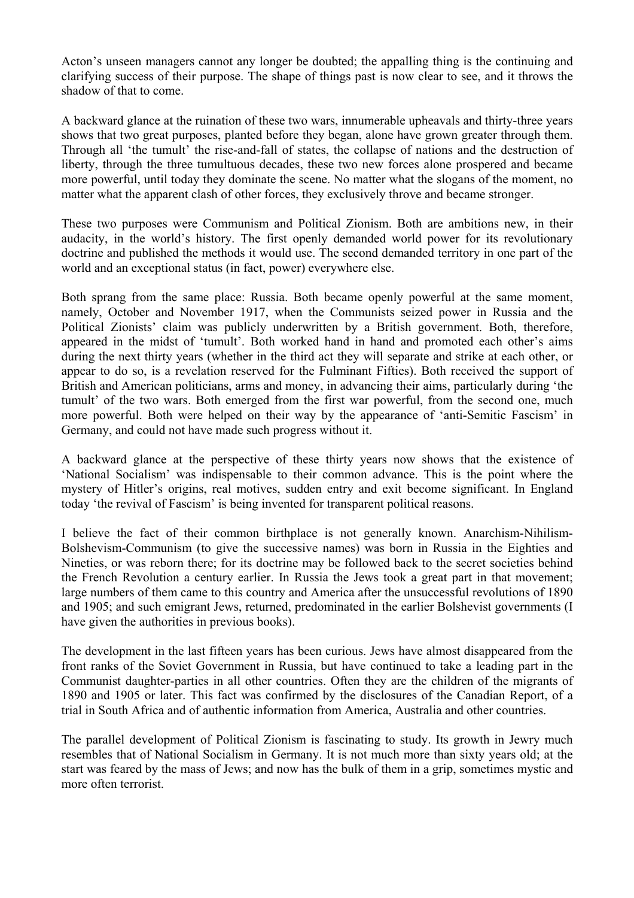Acton's unseen managers cannot any longer be doubted; the appalling thing is the continuing and clarifying success of their purpose. The shape of things past is now clear to see, and it throws the shadow of that to come.

A backward glance at the ruination of these two wars, innumerable upheavals and thirty-three years shows that two great purposes, planted before they began, alone have grown greater through them. Through all 'the tumult' the rise-and-fall of states, the collapse of nations and the destruction of liberty, through the three tumultuous decades, these two new forces alone prospered and became more powerful, until today they dominate the scene. No matter what the slogans of the moment, no matter what the apparent clash of other forces, they exclusively throve and became stronger.

These two purposes were Communism and Political Zionism. Both are ambitions new, in their audacity, in the world's history. The first openly demanded world power for its revolutionary doctrine and published the methods it would use. The second demanded territory in one part of the world and an exceptional status (in fact, power) everywhere else.

Both sprang from the same place: Russia. Both became openly powerful at the same moment, namely, October and November 1917, when the Communists seized power in Russia and the Political Zionists' claim was publicly underwritten by a British government. Both, therefore, appeared in the midst of 'tumult'. Both worked hand in hand and promoted each other's aims during the next thirty years (whether in the third act they will separate and strike at each other, or appear to do so, is a revelation reserved for the Fulminant Fifties). Both received the support of British and American politicians, arms and money, in advancing their aims, particularly during 'the tumult' of the two wars. Both emerged from the first war powerful, from the second one, much more powerful. Both were helped on their way by the appearance of 'anti-Semitic Fascism' in Germany, and could not have made such progress without it.

A backward glance at the perspective of these thirty years now shows that the existence of 'National Socialism' was indispensable to their common advance. This is the point where the mystery of Hitler's origins, real motives, sudden entry and exit become significant. In England today 'the revival of Fascism' is being invented for transparent political reasons.

I believe the fact of their common birthplace is not generally known. Anarchism-Nihilism-Bolshevism-Communism (to give the successive names) was born in Russia in the Eighties and Nineties, or was reborn there; for its doctrine may be followed back to the secret societies behind the French Revolution a century earlier. In Russia the Jews took a great part in that movement; large numbers of them came to this country and America after the unsuccessful revolutions of 1890 and 1905; and such emigrant Jews, returned, predominated in the earlier Bolshevist governments (I have given the authorities in previous books).

The development in the last fifteen years has been curious. Jews have almost disappeared from the front ranks of the Soviet Government in Russia, but have continued to take a leading part in the Communist daughter-parties in all other countries. Often they are the children of the migrants of 1890 and 1905 or later. This fact was confirmed by the disclosures of the Canadian Report, of a trial in South Africa and of authentic information from America, Australia and other countries.

The parallel development of Political Zionism is fascinating to study. Its growth in Jewry much resembles that of National Socialism in Germany. It is not much more than sixty years old; at the start was feared by the mass of Jews; and now has the bulk of them in a grip, sometimes mystic and more often terrorist.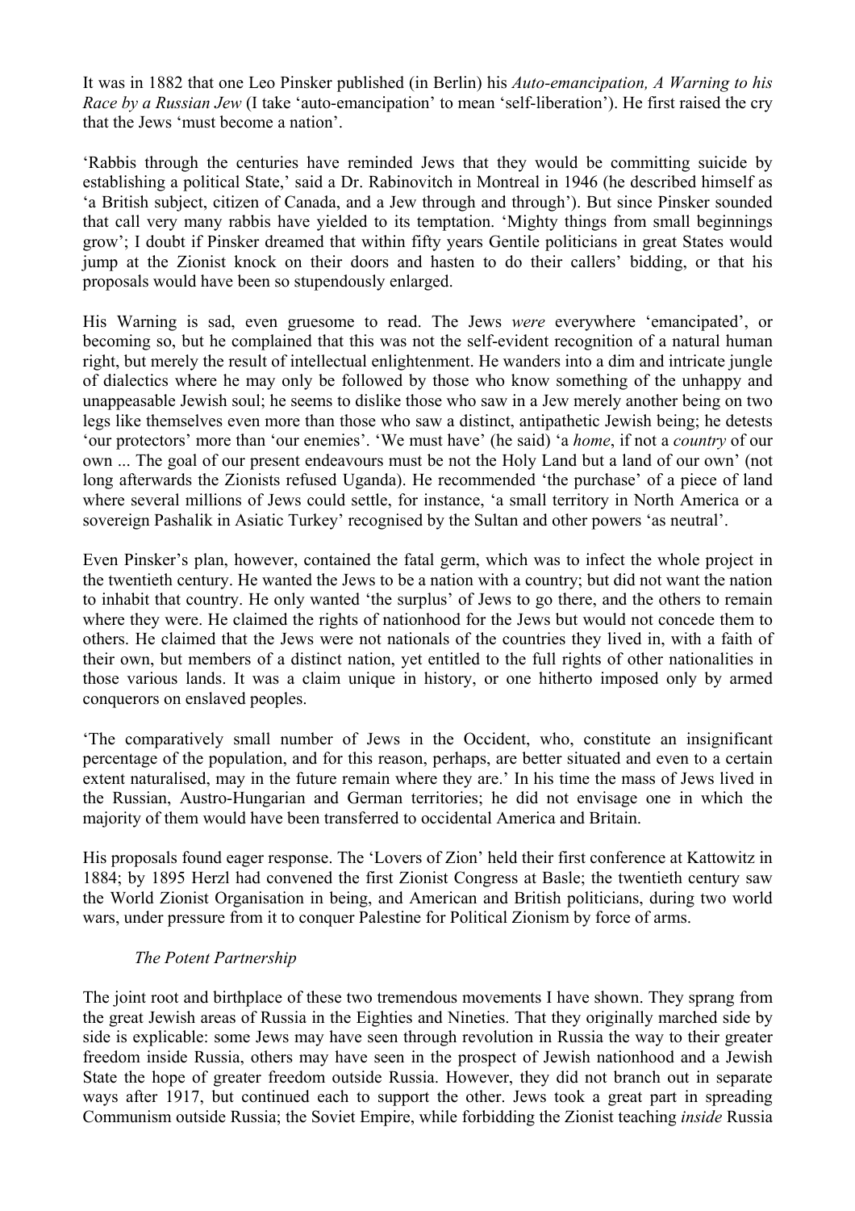It was in 1882 that one Leo Pinsker published (in Berlin) his *Auto-emancipation, A Warning to his Race by a Russian Jew* (I take 'auto-emancipation' to mean 'self-liberation'). He first raised the cry that the Jews 'must become a nation'.

'Rabbis through the centuries have reminded Jews that they would be committing suicide by establishing a political State,' said a Dr. Rabinovitch in Montreal in 1946 (he described himself as 'a British subject, citizen of Canada, and a Jew through and through'). But since Pinsker sounded that call very many rabbis have yielded to its temptation. 'Mighty things from small beginnings grow'; I doubt if Pinsker dreamed that within fifty years Gentile politicians in great States would jump at the Zionist knock on their doors and hasten to do their callers' bidding, or that his proposals would have been so stupendously enlarged.

His Warning is sad, even gruesome to read. The Jews *were* everywhere 'emancipated', or becoming so, but he complained that this was not the self-evident recognition of a natural human right, but merely the result of intellectual enlightenment. He wanders into a dim and intricate jungle of dialectics where he may only be followed by those who know something of the unhappy and unappeasable Jewish soul; he seems to dislike those who saw in a Jew merely another being on two legs like themselves even more than those who saw a distinct, antipathetic Jewish being; he detests 'our protectors' more than 'our enemies'. 'We must have' (he said) 'a *home*, if not a *country* of our own ... The goal of our present endeavours must be not the Holy Land but a land of our own' (not long afterwards the Zionists refused Uganda). He recommended 'the purchase' of a piece of land where several millions of Jews could settle, for instance, 'a small territory in North America or a sovereign Pashalik in Asiatic Turkey' recognised by the Sultan and other powers 'as neutral'.

Even Pinsker's plan, however, contained the fatal germ, which was to infect the whole project in the twentieth century. He wanted the Jews to be a nation with a country; but did not want the nation to inhabit that country. He only wanted 'the surplus' of Jews to go there, and the others to remain where they were. He claimed the rights of nationhood for the Jews but would not concede them to others. He claimed that the Jews were not nationals of the countries they lived in, with a faith of their own, but members of a distinct nation, yet entitled to the full rights of other nationalities in those various lands. It was a claim unique in history, or one hitherto imposed only by armed conquerors on enslaved peoples.

'The comparatively small number of Jews in the Occident, who, constitute an insignificant percentage of the population, and for this reason, perhaps, are better situated and even to a certain extent naturalised, may in the future remain where they are.' In his time the mass of Jews lived in the Russian, Austro-Hungarian and German territories; he did not envisage one in which the majority of them would have been transferred to occidental America and Britain.

His proposals found eager response. The 'Lovers of Zion' held their first conference at Kattowitz in 1884; by 1895 Herzl had convened the first Zionist Congress at Basle; the twentieth century saw the World Zionist Organisation in being, and American and British politicians, during two world wars, under pressure from it to conquer Palestine for Political Zionism by force of arms.

### *The Potent Partnership*

The joint root and birthplace of these two tremendous movements I have shown. They sprang from the great Jewish areas of Russia in the Eighties and Nineties. That they originally marched side by side is explicable: some Jews may have seen through revolution in Russia the way to their greater freedom inside Russia, others may have seen in the prospect of Jewish nationhood and a Jewish State the hope of greater freedom outside Russia. However, they did not branch out in separate ways after 1917, but continued each to support the other. Jews took a great part in spreading Communism outside Russia; the Soviet Empire, while forbidding the Zionist teaching *inside* Russia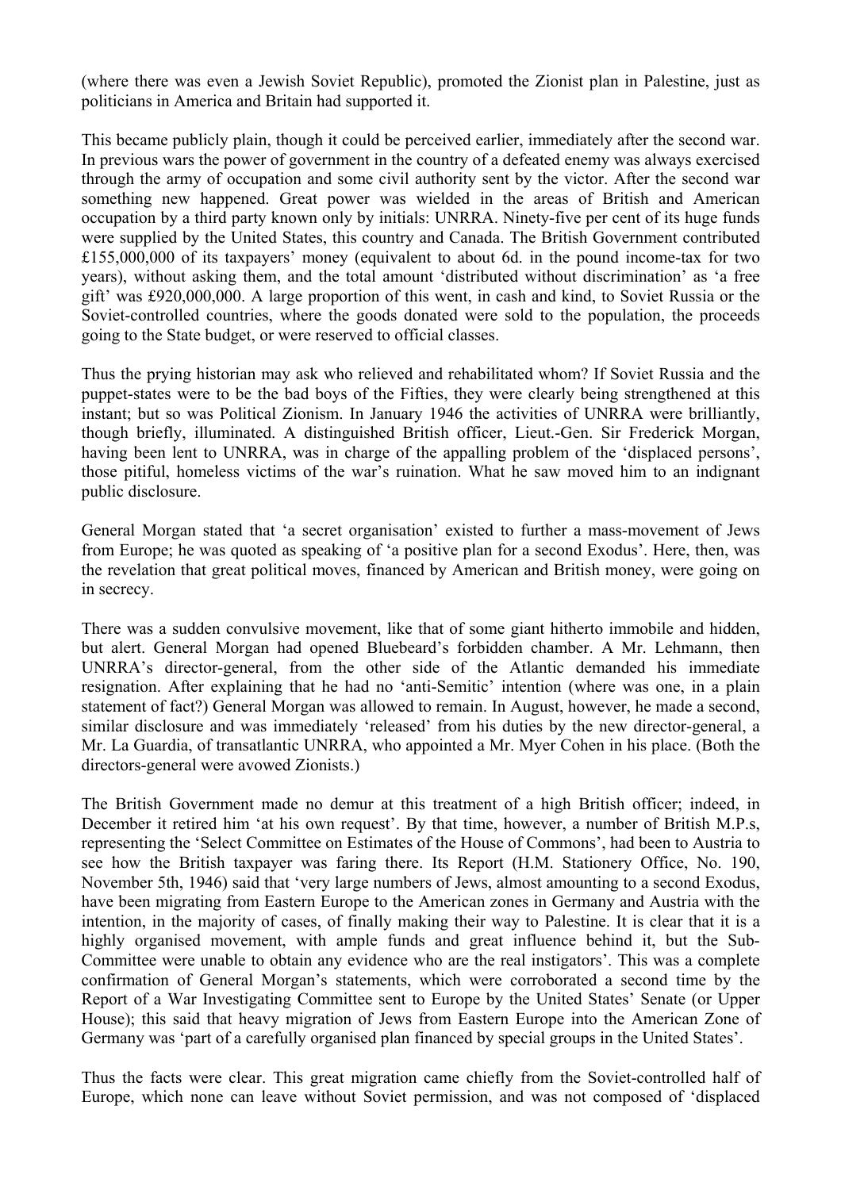(where there was even a Jewish Soviet Republic), promoted the Zionist plan in Palestine, just as politicians in America and Britain had supported it.

This became publicly plain, though it could be perceived earlier, immediately after the second war. In previous wars the power of government in the country of a defeated enemy was always exercised through the army of occupation and some civil authority sent by the victor. After the second war something new happened. Great power was wielded in the areas of British and American occupation by a third party known only by initials: UNRRA. Ninety-five per cent of its huge funds were supplied by the United States, this country and Canada. The British Government contributed £155,000,000 of its taxpayers' money (equivalent to about 6d. in the pound income-tax for two years), without asking them, and the total amount 'distributed without discrimination' as 'a free gift' was £920,000,000. A large proportion of this went, in cash and kind, to Soviet Russia or the Soviet-controlled countries, where the goods donated were sold to the population, the proceeds going to the State budget, or were reserved to official classes.

Thus the prying historian may ask who relieved and rehabilitated whom? If Soviet Russia and the puppet-states were to be the bad boys of the Fifties, they were clearly being strengthened at this instant; but so was Political Zionism. In January 1946 the activities of UNRRA were brilliantly, though briefly, illuminated. A distinguished British officer, Lieut.-Gen. Sir Frederick Morgan, having been lent to UNRRA, was in charge of the appalling problem of the 'displaced persons', those pitiful, homeless victims of the war's ruination. What he saw moved him to an indignant public disclosure.

General Morgan stated that 'a secret organisation' existed to further a mass-movement of Jews from Europe; he was quoted as speaking of 'a positive plan for a second Exodus'. Here, then, was the revelation that great political moves, financed by American and British money, were going on in secrecy.

There was a sudden convulsive movement, like that of some giant hitherto immobile and hidden, but alert. General Morgan had opened Bluebeard's forbidden chamber. A Mr. Lehmann, then UNRRA's director-general, from the other side of the Atlantic demanded his immediate resignation. After explaining that he had no 'anti-Semitic' intention (where was one, in a plain statement of fact?) General Morgan was allowed to remain. In August, however, he made a second, similar disclosure and was immediately 'released' from his duties by the new director-general, a Mr. La Guardia, of transatlantic UNRRA, who appointed a Mr. Myer Cohen in his place. (Both the directors-general were avowed Zionists.)

The British Government made no demur at this treatment of a high British officer; indeed, in December it retired him 'at his own request'. By that time, however, a number of British M.P.s, representing the 'Select Committee on Estimates of the House of Commons', had been to Austria to see how the British taxpayer was faring there. Its Report (H.M. Stationery Office, No. 190, November 5th, 1946) said that 'very large numbers of Jews, almost amounting to a second Exodus, have been migrating from Eastern Europe to the American zones in Germany and Austria with the intention, in the majority of cases, of finally making their way to Palestine. It is clear that it is a highly organised movement, with ample funds and great influence behind it, but the Sub-Committee were unable to obtain any evidence who are the real instigators'. This was a complete confirmation of General Morgan's statements, which were corroborated a second time by the Report of a War Investigating Committee sent to Europe by the United States' Senate (or Upper House); this said that heavy migration of Jews from Eastern Europe into the American Zone of Germany was 'part of a carefully organised plan financed by special groups in the United States'.

Thus the facts were clear. This great migration came chiefly from the Soviet-controlled half of Europe, which none can leave without Soviet permission, and was not composed of 'displaced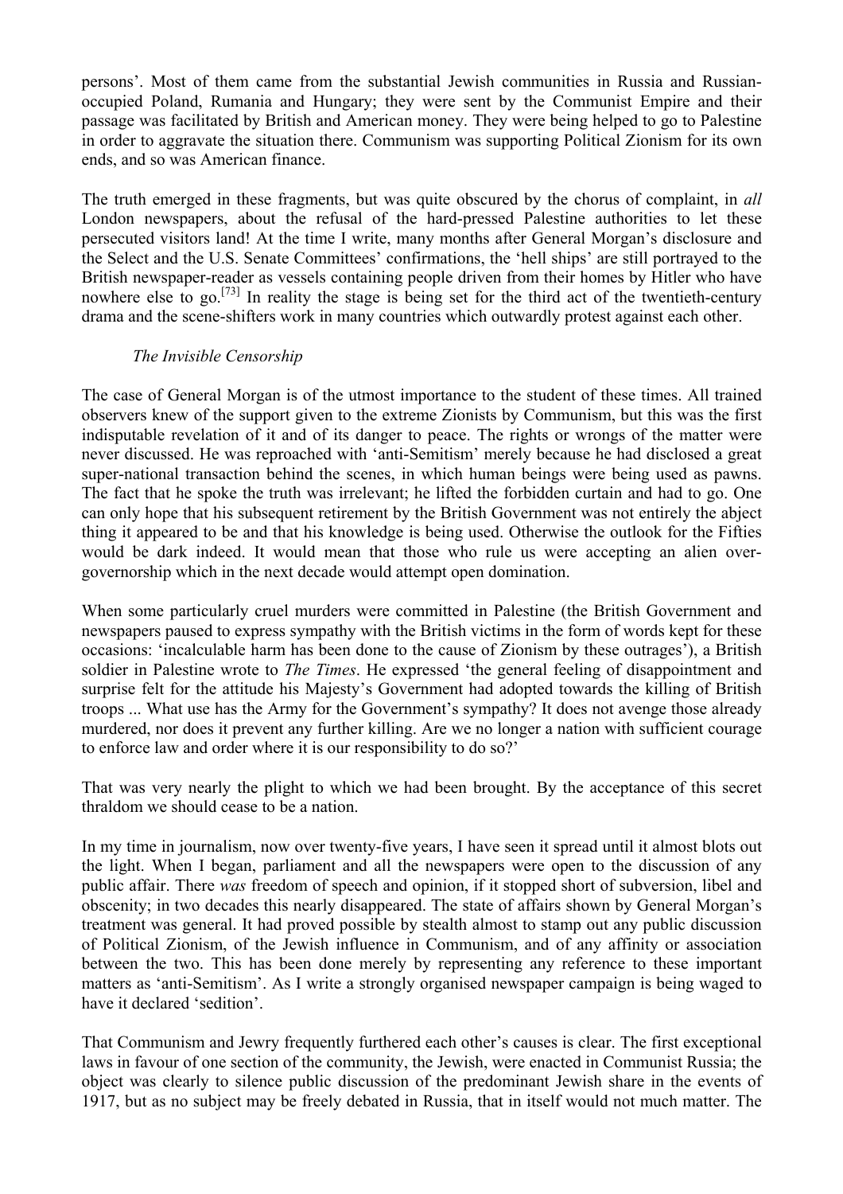persons'. Most of them came from the substantial Jewish communities in Russia and Russian-occupied Poland, Rumania and Hungary; they were sent by the Communist Empire and their passage was facilitated by British and American money. They were being helped to go to Palestine in order to aggravate the situation there. Communism was supporting Political Zionism for its own ends, and so was American finance.

The truth emerged in these fragments, but was quite obscured by the chorus of complaint, in *all* London newspapers, about the refusal of the hard-pressed Palestine authorities to let these persecuted visitors land! At the time I write, many months after General Morgan's disclosure and the Select and the U.S. Senate Committees' confirmations, the 'hell ships' are still portrayed to the British newspaper-reader as vessels containing people driven from their homes by Hitler who have nowhere else to go.[73] In reality the stage is being set for the third act of the twentieth-century drama and the scene-shifters work in many countries which outwardly protest against each other.

### *The Invisible Censorship*

The case of General Morgan is of the utmost importance to the student of these times. All trained observers knew of the support given to the extreme Zionists by Communism, but this was the first indisputable revelation of it and of its danger to peace. The rights or wrongs of the matter were never discussed. He was reproached with 'anti-Semitism' merely because he had disclosed a great super-national transaction behind the scenes, in which human beings were being used as pawns. The fact that he spoke the truth was irrelevant; he lifted the forbidden curtain and had to go. One can only hope that his subsequent retirement by the British Government was not entirely the abject thing it appeared to be and that his knowledge is being used. Otherwise the outlook for the Fifties would be dark indeed. It would mean that those who rule us were accepting an alien over-governorship which in the next decade would attempt open domination.

When some particularly cruel murders were committed in Palestine (the British Government and newspapers paused to express sympathy with the British victims in the form of words kept for these occasions: 'incalculable harm has been done to the cause of Zionism by these outrages'), a British soldier in Palestine wrote to *The Times*. He expressed 'the general feeling of disappointment and surprise felt for the attitude his Majesty's Government had adopted towards the killing of British troops ... What use has the Army for the Government's sympathy? It does not avenge those already murdered, nor does it prevent any further killing. Are we no longer a nation with sufficient courage to enforce law and order where it is our responsibility to do so?'

That was very nearly the plight to which we had been brought. By the acceptance of this secret thraldom we should cease to be a nation.

In my time in journalism, now over twenty-five years, I have seen it spread until it almost blots out the light. When I began, parliament and all the newspapers were open to the discussion of any public affair. There *was* freedom of speech and opinion, if it stopped short of subversion, libel and obscenity; in two decades this nearly disappeared. The state of affairs shown by General Morgan's treatment was general. It had proved possible by stealth almost to stamp out any public discussion of Political Zionism, of the Jewish influence in Communism, and of any affinity or association between the two. This has been done merely by representing any reference to these important matters as 'anti-Semitism'. As I write a strongly organised newspaper campaign is being waged to have it declared 'sedition'.

That Communism and Jewry frequently furthered each other's causes is clear. The first exceptional laws in favour of one section of the community, the Jewish, were enacted in Communist Russia; the object was clearly to silence public discussion of the predominant Jewish share in the events of 1917, but as no subject may be freely debated in Russia, that in itself would not much matter. The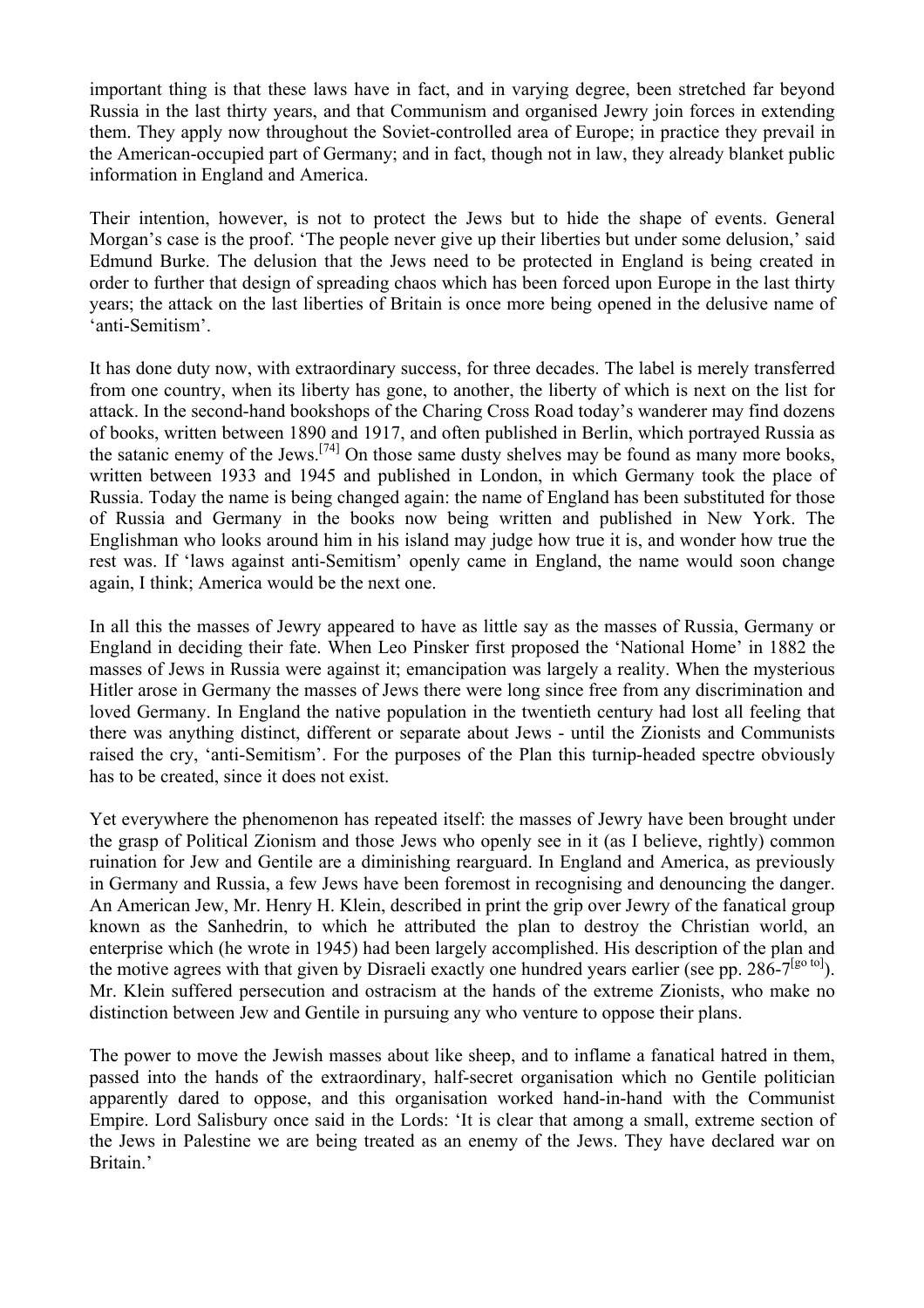important thing is that these laws have in fact, and in varying degree, been stretched far beyond Russia in the last thirty years, and that Communism and organised Jewry join forces in extending them. They apply now throughout the Soviet-controlled area of Europe; in practice they prevail in the American-occupied part of Germany; and in fact, though not in law, they already blanket public information in England and America.

Their intention, however, is not to protect the Jews but to hide the shape of events. General Morgan's case is the proof. 'The people never give up their liberties but under some delusion,' said Edmund Burke. The delusion that the Jews need to be protected in England is being created in order to further that design of spreading chaos which has been forced upon Europe in the last thirty years; the attack on the last liberties of Britain is once more being opened in the delusive name of 'anti-Semitism'.

It has done duty now, with extraordinary success, for three decades. The label is merely transferred from one country, when its liberty has gone, to another, the liberty of which is next on the list for attack. In the second-hand bookshops of the Charing Cross Road today's wanderer may find dozens of books, written between 1890 and 1917, and often published in Berlin, which portrayed Russia as the satanic enemy of the Jews.[74] On those same dusty shelves may be found as many more books, written between 1933 and 1945 and published in London, in which Germany took the place of Russia. Today the name is being changed again: the name of England has been substituted for those of Russia and Germany in the books now being written and published in New York. The Englishman who looks around him in his island may judge how true it is, and wonder how true the rest was. If 'laws against anti-Semitism' openly came in England, the name would soon change again, I think; America would be the next one.

In all this the masses of Jewry appeared to have as little say as the masses of Russia, Germany or England in deciding their fate. When Leo Pinsker first proposed the 'National Home' in 1882 the masses of Jews in Russia were against it; emancipation was largely a reality. When the mysterious Hitler arose in Germany the masses of Jews there were long since free from any discrimination and loved Germany. In England the native population in the twentieth century had lost all feeling that there was anything distinct, different or separate about Jews - until the Zionists and Communists raised the cry, 'anti-Semitism'. For the purposes of the Plan this turnip-headed spectre obviously has to be created, since it does not exist.

Yet everywhere the phenomenon has repeated itself: the masses of Jewry have been brought under the grasp of Political Zionism and those Jews who openly see in it (as I believe, rightly) common ruination for Jew and Gentile are a diminishing rearguard. In England and America, as previously in Germany and Russia, a few Jews have been foremost in recognising and denouncing the danger. An American Jew, Mr. Henry H. Klein, described in print the grip over Jewry of the fanatical group known as the Sanhedrin, to which he attributed the plan to destroy the Christian world, an enterprise which (he wrote in 1945) had been largely accomplished. His description of the plan and the motive agrees with that given by Disraeli exactly one hundred years earlier (see pp. 286-7[go to]). Mr. Klein suffered persecution and ostracism at the hands of the extreme Zionists, who make no distinction between Jew and Gentile in pursuing any who venture to oppose their plans.

The power to move the Jewish masses about like sheep, and to inflame a fanatical hatred in them, passed into the hands of the extraordinary, half-secret organisation which no Gentile politician apparently dared to oppose, and this organisation worked hand-in-hand with the Communist Empire. Lord Salisbury once said in the Lords: 'It is clear that among a small, extreme section of the Jews in Palestine we are being treated as an enemy of the Jews. They have declared war on Britain.'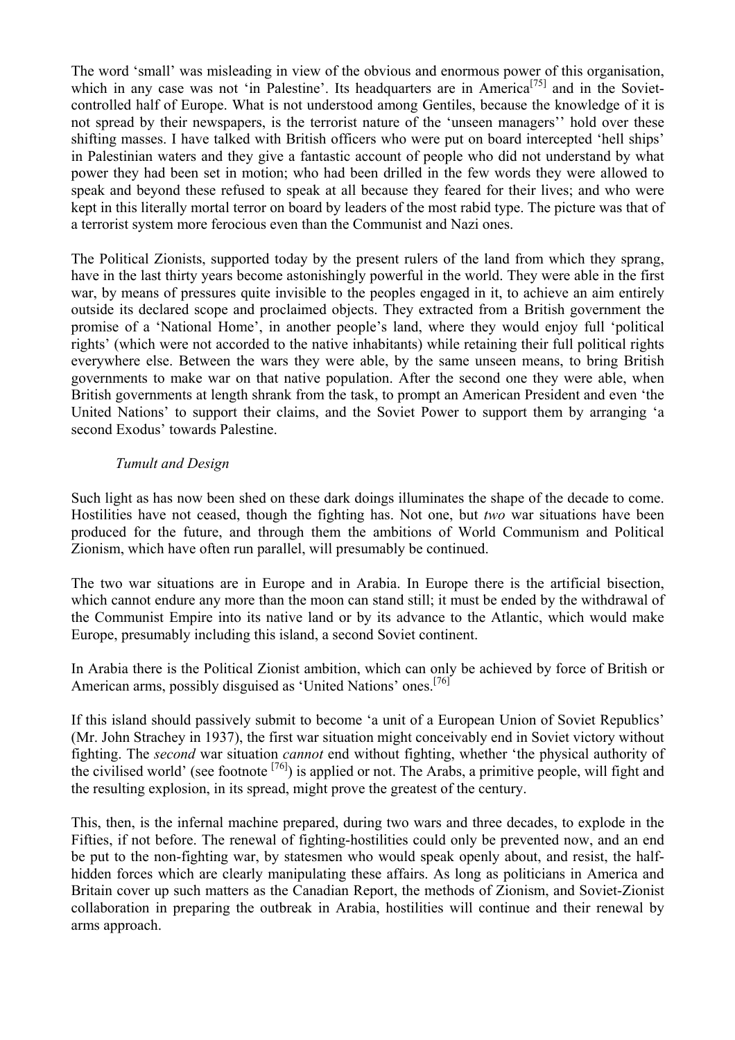The word 'small' was misleading in view of the obvious and enormous power of this organisation, which in any case was not 'in Palestine'. Its headquarters are in America[75] and in the Soviet-controlled half of Europe. What is not understood among Gentiles, because the knowledge of it is not spread by their newspapers, is the terrorist nature of the 'unseen managers'' hold over these shifting masses. I have talked with British officers who were put on board intercepted 'hell ships' in Palestinian waters and they give a fantastic account of people who did not understand by what power they had been set in motion; who had been drilled in the few words they were allowed to speak and beyond these refused to speak at all because they feared for their lives; and who were kept in this literally mortal terror on board by leaders of the most rabid type. The picture was that of a terrorist system more ferocious even than the Communist and Nazi ones.

The Political Zionists, supported today by the present rulers of the land from which they sprang, have in the last thirty years become astonishingly powerful in the world. They were able in the first war, by means of pressures quite invisible to the peoples engaged in it, to achieve an aim entirely outside its declared scope and proclaimed objects. They extracted from a British government the promise of a 'National Home', in another people's land, where they would enjoy full 'political rights' (which were not accorded to the native inhabitants) while retaining their full political rights everywhere else. Between the wars they were able, by the same unseen means, to bring British governments to make war on that native population. After the second one they were able, when British governments at length shrank from the task, to prompt an American President and even 'the United Nations' to support their claims, and the Soviet Power to support them by arranging 'a second Exodus' towards Palestine.

*Tumult and Design*

Such light as has now been shed on these dark doings illuminates the shape of the decade to come. Hostilities have not ceased, though the fighting has. Not one, but *two* war situations have been produced for the future, and through them the ambitions of World Communism and Political Zionism, which have often run parallel, will presumably be continued.

The two war situations are in Europe and in Arabia. In Europe there is the artificial bisection, which cannot endure any more than the moon can stand still; it must be ended by the withdrawal of the Communist Empire into its native land or by its advance to the Atlantic, which would make Europe, presumably including this island, a second Soviet continent.

In Arabia there is the Political Zionist ambition, which can only be achieved by force of British or American arms, possibly disguised as 'United Nations' ones.[76]

If this island should passively submit to become 'a unit of a European Union of Soviet Republics' (Mr. John Strachey in 1937), the first war situation might conceivably end in Soviet victory without fighting. The *second* war situation *cannot* end without fighting, whether 'the physical authority of the civilised world' (see footnote [76]) is applied or not. The Arabs, a primitive people, will fight and the resulting explosion, in its spread, might prove the greatest of the century.

This, then, is the infernal machine prepared, during two wars and three decades, to explode in the Fifties, if not before. The renewal of fighting-hostilities could only be prevented now, and an end be put to the non-fighting war, by statesmen who would speak openly about, and resist, the half-hidden forces which are clearly manipulating these affairs. As long as politicians in America and Britain cover up such matters as the Canadian Report, the methods of Zionism, and Soviet-Zionist collaboration in preparing the outbreak in Arabia, hostilities will continue and their renewal by arms approach.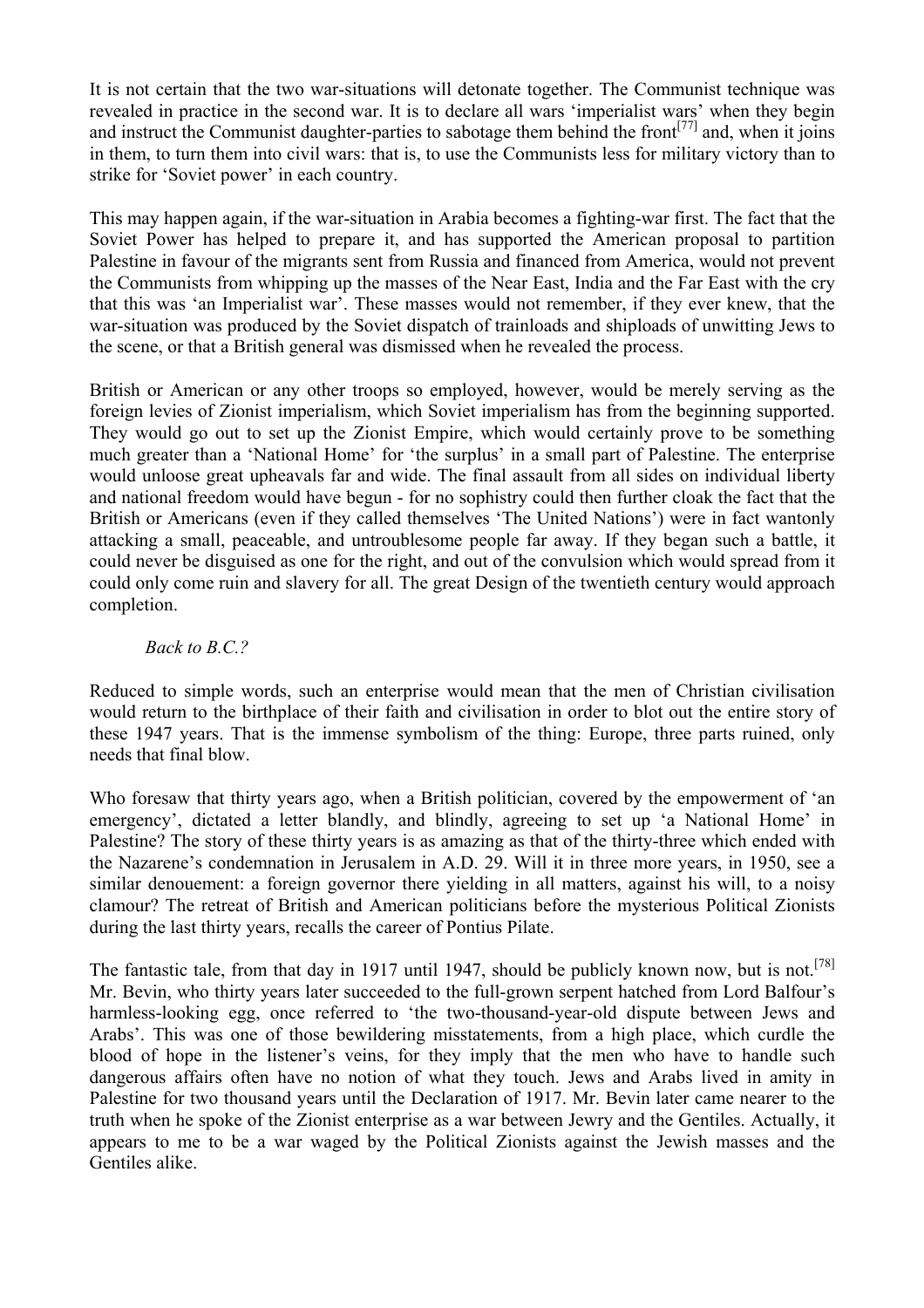It is not certain that the two war-situations will detonate together. The Communist technique was revealed in practice in the second war. It is to declare all wars 'imperialist wars' when they begin and instruct the Communist daughter-parties to sabotage them behind the front[77] and, when it joins in them, to turn them into civil wars: that is, to use the Communists less for military victory than to strike for 'Soviet power' in each country.

This may happen again, if the war-situation in Arabia becomes a fighting-war first. The fact that the Soviet Power has helped to prepare it, and has supported the American proposal to partition Palestine in favour of the migrants sent from Russia and financed from America, would not prevent the Communists from whipping up the masses of the Near East, India and the Far East with the cry that this was 'an Imperialist war'. These masses would not remember, if they ever knew, that the war-situation was produced by the Soviet dispatch of trainloads and shiploads of unwitting Jews to the scene, or that a British general was dismissed when he revealed the process.

British or American or any other troops so employed, however, would be merely serving as the foreign levies of Zionist imperialism, which Soviet imperialism has from the beginning supported. They would go out to set up the Zionist Empire, which would certainly prove to be something much greater than a 'National Home' for 'the surplus' in a small part of Palestine. The enterprise would unloose great upheavals far and wide. The final assault from all sides on individual liberty and national freedom would have begun - for no sophistry could then further cloak the fact that the British or Americans (even if they called themselves 'The United Nations') were in fact wantonly attacking a small, peaceable, and untroublesome people far away. If they began such a battle, it could never be disguised as one for the right, and out of the convulsion which would spread from it could only come ruin and slavery for all. The great Design of the twentieth century would approach completion.

*Back to B.C.?*

Reduced to simple words, such an enterprise would mean that the men of Christian civilisation would return to the birthplace of their faith and civilisation in order to blot out the entire story of these 1947 years. That is the immense symbolism of the thing: Europe, three parts ruined, only needs that final blow.

Who foresaw that thirty years ago, when a British politician, covered by the empowerment of 'an emergency', dictated a letter blandly, and blindly, agreeing to set up 'a National Home' in Palestine? The story of these thirty years is as amazing as that of the thirty-three which ended with the Nazarene's condemnation in Jerusalem in A.D. 29. Will it in three more years, in 1950, see a similar denouement: a foreign governor there yielding in all matters, against his will, to a noisy clamour? The retreat of British and American politicians before the mysterious Political Zionists during the last thirty years, recalls the career of Pontius Pilate.

The fantastic tale, from that day in 1917 until 1947, should be publicly known now, but is not.[78] Mr. Bevin, who thirty years later succeeded to the full-grown serpent hatched from Lord Balfour's harmless-looking egg, once referred to 'the two-thousand-year-old dispute between Jews and Arabs'. This was one of those bewildering misstatements, from a high place, which curdle the blood of hope in the listener's veins, for they imply that the men who have to handle such dangerous affairs often have no notion of what they touch. Jews and Arabs lived in amity in Palestine for two thousand years until the Declaration of 1917. Mr. Bevin later came nearer to the truth when he spoke of the Zionist enterprise as a war between Jewry and the Gentiles. Actually, it appears to me to be a war waged by the Political Zionists against the Jewish masses and the Gentiles alike.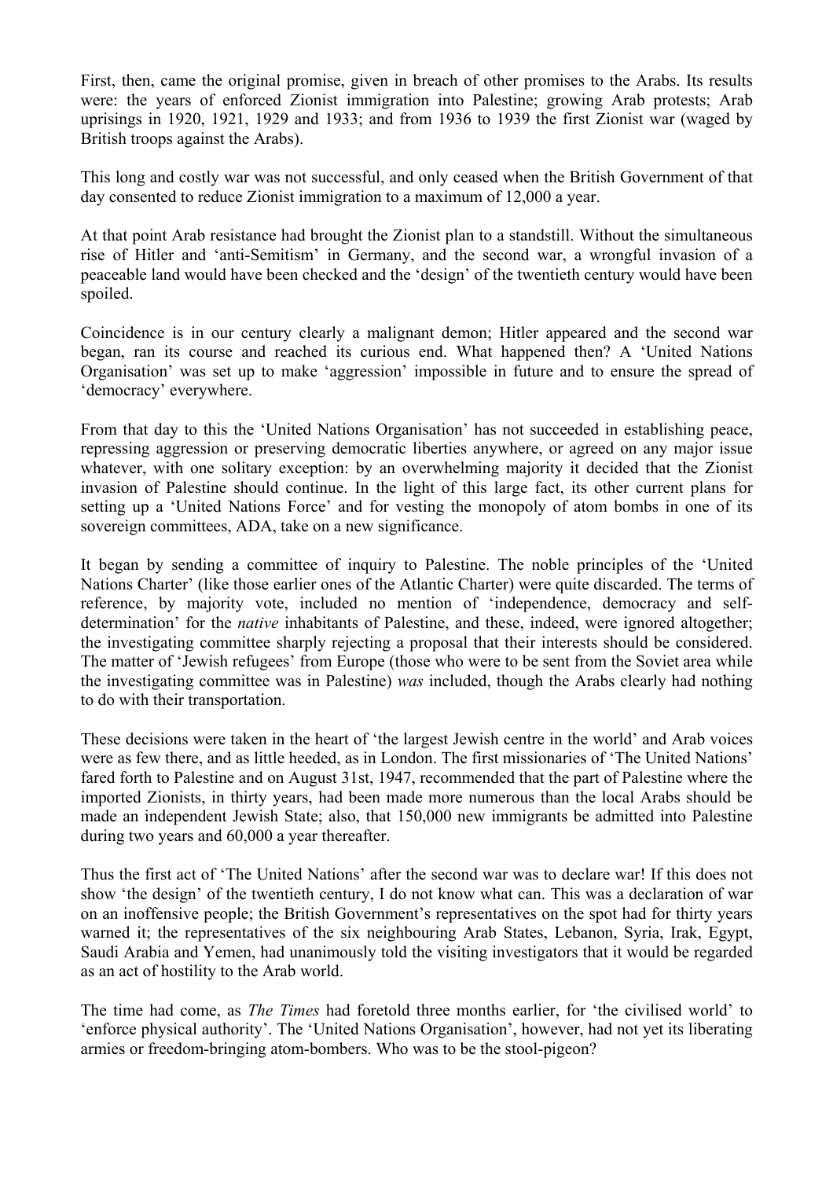First, then, came the original promise, given in breach of other promises to the Arabs. Its results were: the years of enforced Zionist immigration into Palestine; growing Arab protests; Arab uprisings in 1920, 1921, 1929 and 1933; and from 1936 to 1939 the first Zionist war (waged by British troops against the Arabs).

This long and costly war was not successful, and only ceased when the British Government of that day consented to reduce Zionist immigration to a maximum of 12,000 a year.

At that point Arab resistance had brought the Zionist plan to a standstill. Without the simultaneous rise of Hitler and 'anti-Semitism' in Germany, and the second war, a wrongful invasion of a peaceable land would have been checked and the 'design' of the twentieth century would have been spoiled.

Coincidence is in our century clearly a malignant demon; Hitler appeared and the second war began, ran its course and reached its curious end. What happened then? A 'United Nations Organisation' was set up to make 'aggression' impossible in future and to ensure the spread of 'democracy' everywhere.

From that day to this the 'United Nations Organisation' has not succeeded in establishing peace, repressing aggression or preserving democratic liberties anywhere, or agreed on any major issue whatever, with one solitary exception: by an overwhelming majority it decided that the Zionist invasion of Palestine should continue. In the light of this large fact, its other current plans for setting up a 'United Nations Force' and for vesting the monopoly of atom bombs in one of its sovereign committees, ADA, take on a new significance.

It began by sending a committee of inquiry to Palestine. The noble principles of the 'United Nations Charter' (like those earlier ones of the Atlantic Charter) were quite discarded. The terms of reference, by majority vote, included no mention of 'independence, democracy and self-determination' for the *native* inhabitants of Palestine, and these, indeed, were ignored altogether; the investigating committee sharply rejecting a proposal that their interests should be considered. The matter of 'Jewish refugees' from Europe (those who were to be sent from the Soviet area while the investigating committee was in Palestine) *was* included, though the Arabs clearly had nothing to do with their transportation.

These decisions were taken in the heart of 'the largest Jewish centre in the world' and Arab voices were as few there, and as little heeded, as in London. The first missionaries of 'The United Nations' fared forth to Palestine and on August 31st, 1947, recommended that the part of Palestine where the imported Zionists, in thirty years, had been made more numerous than the local Arabs should be made an independent Jewish State; also, that 150,000 new immigrants be admitted into Palestine during two years and 60,000 a year thereafter.

Thus the first act of 'The United Nations' after the second war was to declare war! If this does not show 'the design' of the twentieth century, I do not know what can. This was a declaration of war on an inoffensive people; the British Government's representatives on the spot had for thirty years warned it; the representatives of the six neighbouring Arab States, Lebanon, Syria, Irak, Egypt, Saudi Arabia and Yemen, had unanimously told the visiting investigators that it would be regarded as an act of hostility to the Arab world.

The time had come, as *The Times* had foretold three months earlier, for 'the civilised world' to 'enforce physical authority'. The 'United Nations Organisation', however, had not yet its liberating armies or freedom-bringing atom-bombers. Who was to be the stool-pigeon?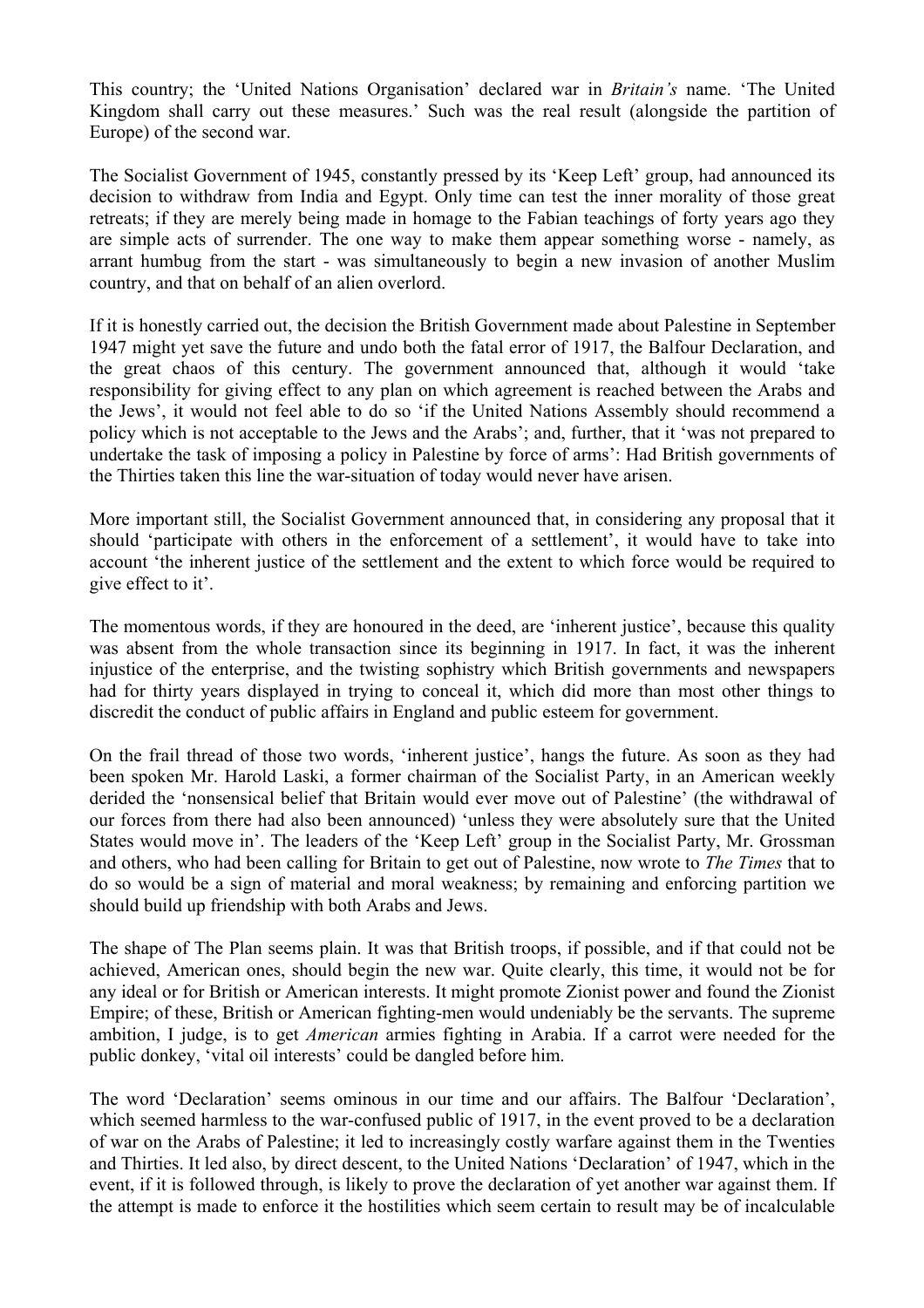This country; the 'United Nations Organisation' declared war in *Britain's* name. 'The United Kingdom shall carry out these measures.' Such was the real result (alongside the partition of Europe) of the second war.

The Socialist Government of 1945, constantly pressed by its 'Keep Left' group, had announced its decision to withdraw from India and Egypt. Only time can test the inner morality of those great retreats; if they are merely being made in homage to the Fabian teachings of forty years ago they are simple acts of surrender. The one way to make them appear something worse - namely, as arrant humbug from the start - was simultaneously to begin a new invasion of another Muslim country, and that on behalf of an alien overlord.

If it is honestly carried out, the decision the British Government made about Palestine in September 1947 might yet save the future and undo both the fatal error of 1917, the Balfour Declaration, and the great chaos of this century. The government announced that, although it would 'take responsibility for giving effect to any plan on which agreement is reached between the Arabs and the Jews', it would not feel able to do so 'if the United Nations Assembly should recommend a policy which is not acceptable to the Jews and the Arabs'; and, further, that it 'was not prepared to undertake the task of imposing a policy in Palestine by force of arms': Had British governments of the Thirties taken this line the war-situation of today would never have arisen.

More important still, the Socialist Government announced that, in considering any proposal that it should 'participate with others in the enforcement of a settlement', it would have to take into account 'the inherent justice of the settlement and the extent to which force would be required to give effect to it'.

The momentous words, if they are honoured in the deed, are 'inherent justice', because this quality was absent from the whole transaction since its beginning in 1917. In fact, it was the inherent injustice of the enterprise, and the twisting sophistry which British governments and newspapers had for thirty years displayed in trying to conceal it, which did more than most other things to discredit the conduct of public affairs in England and public esteem for government.

On the frail thread of those two words, 'inherent justice', hangs the future. As soon as they had been spoken Mr. Harold Laski, a former chairman of the Socialist Party, in an American weekly derided the 'nonsensical belief that Britain would ever move out of Palestine' (the withdrawal of our forces from there had also been announced) 'unless they were absolutely sure that the United States would move in'. The leaders of the 'Keep Left' group in the Socialist Party, Mr. Grossman and others, who had been calling for Britain to get out of Palestine, now wrote to *The Times* that to do so would be a sign of material and moral weakness; by remaining and enforcing partition we should build up friendship with both Arabs and Jews.

The shape of The Plan seems plain. It was that British troops, if possible, and if that could not be achieved, American ones, should begin the new war. Quite clearly, this time, it would not be for any ideal or for British or American interests. It might promote Zionist power and found the Zionist Empire; of these, British or American fighting-men would undeniably be the servants. The supreme ambition, I judge, is to get *American* armies fighting in Arabia. If a carrot were needed for the public donkey, 'vital oil interests' could be dangled before him.

The word 'Declaration' seems ominous in our time and our affairs. The Balfour 'Declaration', which seemed harmless to the war-confused public of 1917, in the event proved to be a declaration of war on the Arabs of Palestine; it led to increasingly costly warfare against them in the Twenties and Thirties. It led also, by direct descent, to the United Nations 'Declaration' of 1947, which in the event, if it is followed through, is likely to prove the declaration of yet another war against them. If the attempt is made to enforce it the hostilities which seem certain to result may be of incalculable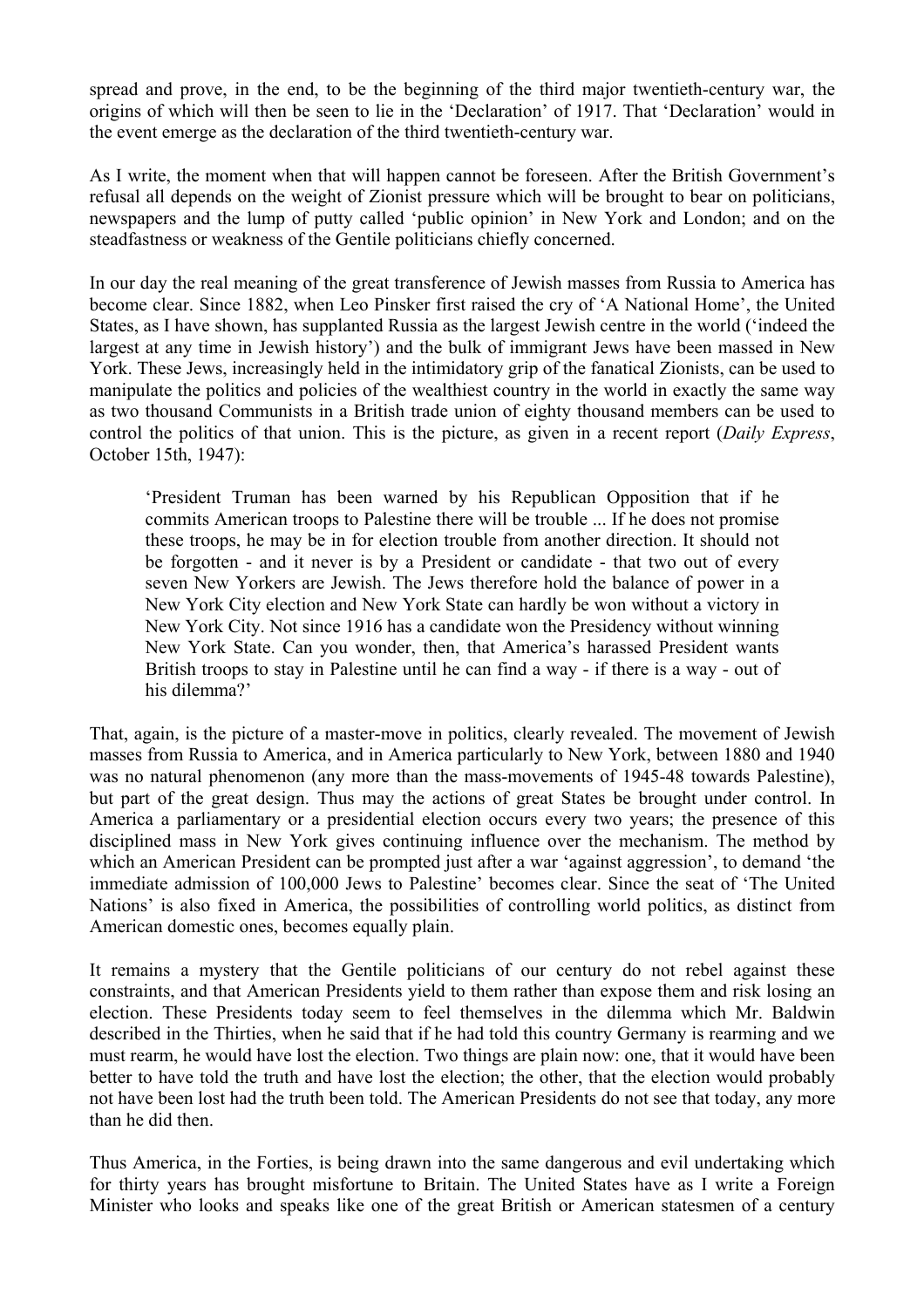spread and prove, in the end, to be the beginning of the third major twentieth-century war, the origins of which will then be seen to lie in the 'Declaration' of 1917. That 'Declaration' would in the event emerge as the declaration of the third twentieth-century war.

As I write, the moment when that will happen cannot be foreseen. After the British Government's refusal all depends on the weight of Zionist pressure which will be brought to bear on politicians, newspapers and the lump of putty called 'public opinion' in New York and London; and on the steadfastness or weakness of the Gentile politicians chiefly concerned.

In our day the real meaning of the great transference of Jewish masses from Russia to America has become clear. Since 1882, when Leo Pinsker first raised the cry of 'A National Home', the United States, as I have shown, has supplanted Russia as the largest Jewish centre in the world ('indeed the largest at any time in Jewish history') and the bulk of immigrant Jews have been massed in New York. These Jews, increasingly held in the intimidatory grip of the fanatical Zionists, can be used to manipulate the politics and policies of the wealthiest country in the world in exactly the same way as two thousand Communists in a British trade union of eighty thousand members can be used to control the politics of that union. This is the picture, as given in a recent report (*Daily Express*, October 15th, 1947):

> 'President Truman has been warned by his Republican Opposition that if he commits American troops to Palestine there will be trouble ... If he does not promise these troops, he may be in for election trouble from another direction. It should not be forgotten - and it never is by a President or candidate - that two out of every seven New Yorkers are Jewish. The Jews therefore hold the balance of power in a New York City election and New York State can hardly be won without a victory in New York City. Not since 1916 has a candidate won the Presidency without winning New York State. Can you wonder, then, that America's harassed President wants British troops to stay in Palestine until he can find a way - if there is a way - out of his dilemma?'

That, again, is the picture of a master-move in politics, clearly revealed. The movement of Jewish masses from Russia to America, and in America particularly to New York, between 1880 and 1940 was no natural phenomenon (any more than the mass-movements of 1945-48 towards Palestine), but part of the great design. Thus may the actions of great States be brought under control. In America a parliamentary or a presidential election occurs every two years; the presence of this disciplined mass in New York gives continuing influence over the mechanism. The method by which an American President can be prompted just after a war 'against aggression', to demand 'the immediate admission of 100,000 Jews to Palestine' becomes clear. Since the seat of 'The United Nations' is also fixed in America, the possibilities of controlling world politics, as distinct from American domestic ones, becomes equally plain.

It remains a mystery that the Gentile politicians of our century do not rebel against these constraints, and that American Presidents yield to them rather than expose them and risk losing an election. These Presidents today seem to feel themselves in the dilemma which Mr. Baldwin described in the Thirties, when he said that if he had told this country Germany is rearming and we must rearm, he would have lost the election. Two things are plain now: one, that it would have been better to have told the truth and have lost the election; the other, that the election would probably not have been lost had the truth been told. The American Presidents do not see that today, any more than he did then.

Thus America, in the Forties, is being drawn into the same dangerous and evil undertaking which for thirty years has brought misfortune to Britain. The United States have as I write a Foreign Minister who looks and speaks like one of the great British or American statesmen of a century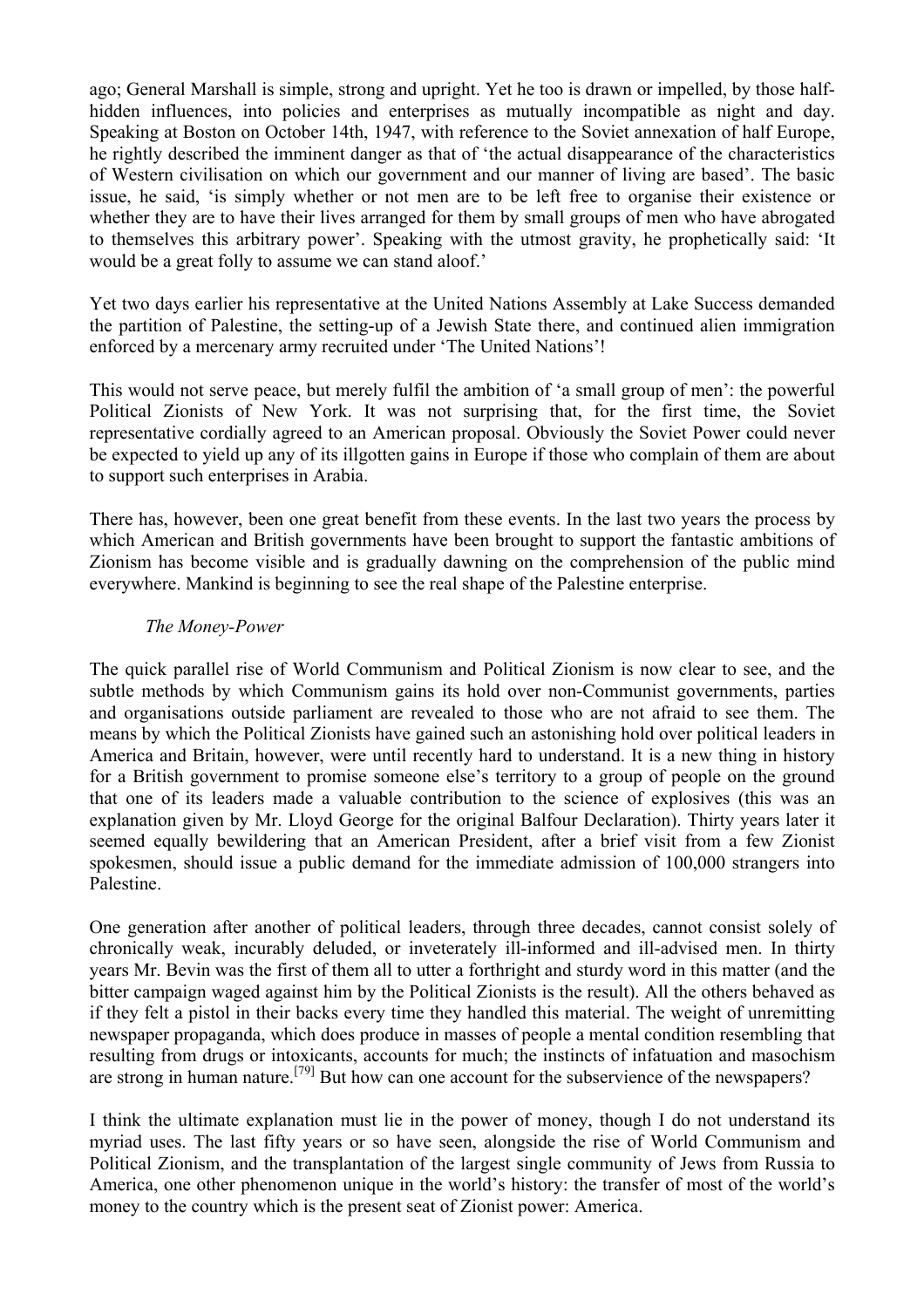ago; General Marshall is simple, strong and upright. Yet he too is drawn or impelled, by those half-hidden influences, into policies and enterprises as mutually incompatible as night and day. Speaking at Boston on October 14th, 1947, with reference to the Soviet annexation of half Europe, he rightly described the imminent danger as that of 'the actual disappearance of the characteristics of Western civilisation on which our government and our manner of living are based'. The basic issue, he said, 'is simply whether or not men are to be left free to organise their existence or whether they are to have their lives arranged for them by small groups of men who have abrogated to themselves this arbitrary power'. Speaking with the utmost gravity, he prophetically said: 'It would be a great folly to assume we can stand aloof.'

Yet two days earlier his representative at the United Nations Assembly at Lake Success demanded the partition of Palestine, the setting-up of a Jewish State there, and continued alien immigration enforced by a mercenary army recruited under 'The United Nations'!

This would not serve peace, but merely fulfil the ambition of 'a small group of men': the powerful Political Zionists of New York. It was not surprising that, for the first time, the Soviet representative cordially agreed to an American proposal. Obviously the Soviet Power could never be expected to yield up any of its illgotten gains in Europe if those who complain of them are about to support such enterprises in Arabia.

There has, however, been one great benefit from these events. In the last two years the process by which American and British governments have been brought to support the fantastic ambitions of Zionism has become visible and is gradually dawning on the comprehension of the public mind everywhere. Mankind is beginning to see the real shape of the Palestine enterprise.

*The Money-Power*

The quick parallel rise of World Communism and Political Zionism is now clear to see, and the subtle methods by which Communism gains its hold over non-Communist governments, parties and organisations outside parliament are revealed to those who are not afraid to see them. The means by which the Political Zionists have gained such an astonishing hold over political leaders in America and Britain, however, were until recently hard to understand. It is a new thing in history for a British government to promise someone else's territory to a group of people on the ground that one of its leaders made a valuable contribution to the science of explosives (this was an explanation given by Mr. Lloyd George for the original Balfour Declaration). Thirty years later it seemed equally bewildering that an American President, after a brief visit from a few Zionist spokesmen, should issue a public demand for the immediate admission of 100,000 strangers into Palestine.

One generation after another of political leaders, through three decades, cannot consist solely of chronically weak, incurably deluded, or inveterately ill-informed and ill-advised men. In thirty years Mr. Bevin was the first of them all to utter a forthright and sturdy word in this matter (and the bitter campaign waged against him by the Political Zionists is the result). All the others behaved as if they felt a pistol in their backs every time they handled this material. The weight of unremitting newspaper propaganda, which does produce in masses of people a mental condition resembling that resulting from drugs or intoxicants, accounts for much; the instincts of infatuation and masochism are strong in human nature.[79] But how can one account for the subservience of the newspapers?

I think the ultimate explanation must lie in the power of money, though I do not understand its myriad uses. The last fifty years or so have seen, alongside the rise of World Communism and Political Zionism, and the transplantation of the largest single community of Jews from Russia to America, one other phenomenon unique in the world's history: the transfer of most of the world's money to the country which is the present seat of Zionist power: America.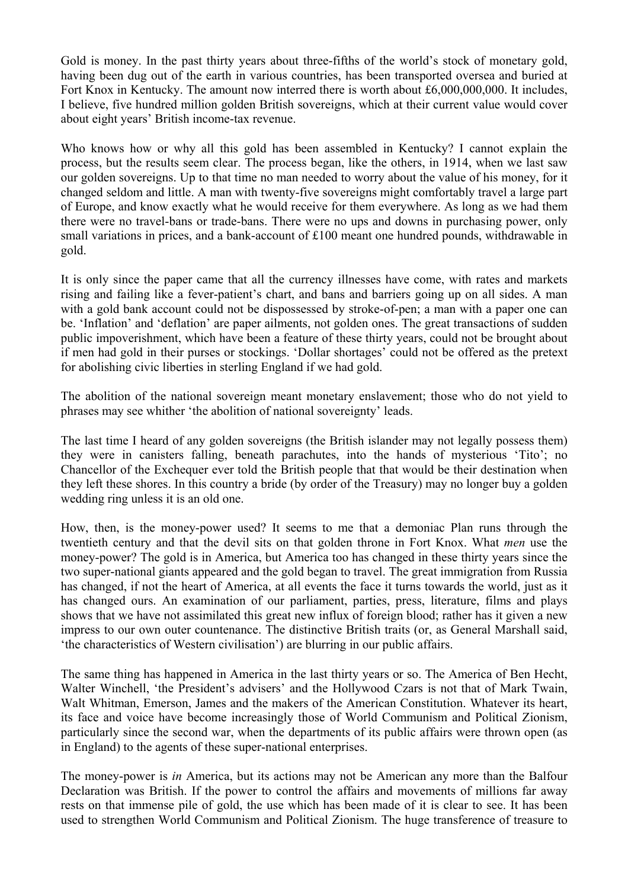Gold is money. In the past thirty years about three-fifths of the world's stock of monetary gold, having been dug out of the earth in various countries, has been transported oversea and buried at Fort Knox in Kentucky. The amount now interred there is worth about £6,000,000,000. It includes, I believe, five hundred million golden British sovereigns, which at their current value would cover about eight years' British income-tax revenue.

Who knows how or why all this gold has been assembled in Kentucky? I cannot explain the process, but the results seem clear. The process began, like the others, in 1914, when we last saw our golden sovereigns. Up to that time no man needed to worry about the value of his money, for it changed seldom and little. A man with twenty-five sovereigns might comfortably travel a large part of Europe, and know exactly what he would receive for them everywhere. As long as we had them there were no travel-bans or trade-bans. There were no ups and downs in purchasing power, only small variations in prices, and a bank-account of £100 meant one hundred pounds, withdrawable in gold.

It is only since the paper came that all the currency illnesses have come, with rates and markets rising and failing like a fever-patient's chart, and bans and barriers going up on all sides. A man with a gold bank account could not be dispossessed by stroke-of-pen; a man with a paper one can be. 'Inflation' and 'deflation' are paper ailments, not golden ones. The great transactions of sudden public impoverishment, which have been a feature of these thirty years, could not be brought about if men had gold in their purses or stockings. 'Dollar shortages' could not be offered as the pretext for abolishing civic liberties in sterling England if we had gold.

The abolition of the national sovereign meant monetary enslavement; those who do not yield to phrases may see whither 'the abolition of national sovereignty' leads.

The last time I heard of any golden sovereigns (the British islander may not legally possess them) they were in canisters falling, beneath parachutes, into the hands of mysterious 'Tito'; no Chancellor of the Exchequer ever told the British people that that would be their destination when they left these shores. In this country a bride (by order of the Treasury) may no longer buy a golden wedding ring unless it is an old one.

How, then, is the money-power used? It seems to me that a demoniac Plan runs through the twentieth century and that the devil sits on that golden throne in Fort Knox. What *men* use the money-power? The gold is in America, but America too has changed in these thirty years since the two super-national giants appeared and the gold began to travel. The great immigration from Russia has changed, if not the heart of America, at all events the face it turns towards the world, just as it has changed ours. An examination of our parliament, parties, press, literature, films and plays shows that we have not assimilated this great new influx of foreign blood; rather has it given a new impress to our own outer countenance. The distinctive British traits (or, as General Marshall said, 'the characteristics of Western civilisation') are blurring in our public affairs.

The same thing has happened in America in the last thirty years or so. The America of Ben Hecht, Walter Winchell, 'the President's advisers' and the Hollywood Czars is not that of Mark Twain, Walt Whitman, Emerson, James and the makers of the American Constitution. Whatever its heart, its face and voice have become increasingly those of World Communism and Political Zionism, particularly since the second war, when the departments of its public affairs were thrown open (as in England) to the agents of these super-national enterprises.

The money-power is *in* America, but its actions may not be American any more than the Balfour Declaration was British. If the power to control the affairs and movements of millions far away rests on that immense pile of gold, the use which has been made of it is clear to see. It has been used to strengthen World Communism and Political Zionism. The huge transference of treasure to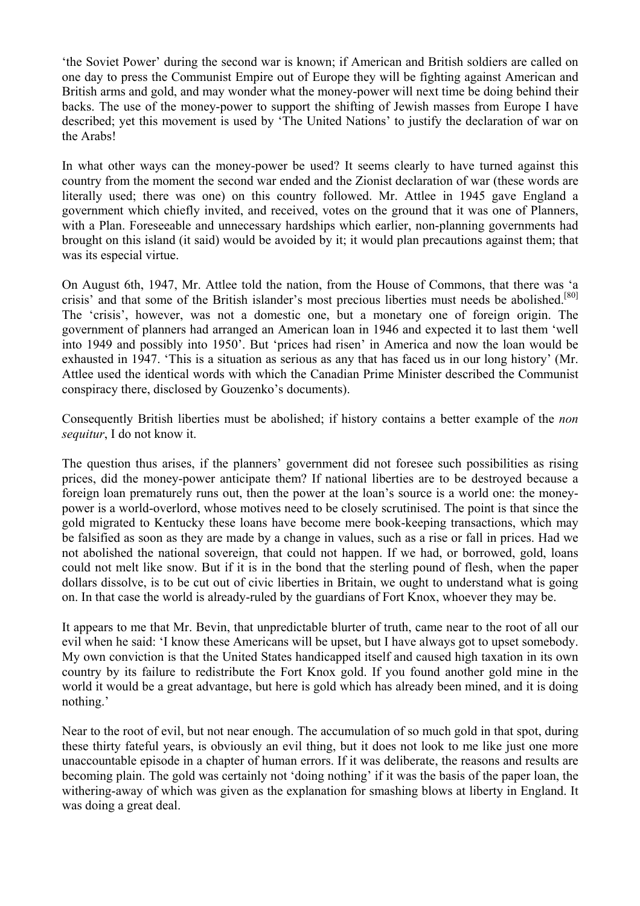'the Soviet Power' during the second war is known; if American and British soldiers are called on one day to press the Communist Empire out of Europe they will be fighting against American and British arms and gold, and may wonder what the money-power will next time be doing behind their backs. The use of the money-power to support the shifting of Jewish masses from Europe I have described; yet this movement is used by 'The United Nations' to justify the declaration of war on the Arabs!

In what other ways can the money-power be used? It seems clearly to have turned against this country from the moment the second war ended and the Zionist declaration of war (these words are literally used; there was one) on this country followed. Mr. Attlee in 1945 gave England a government which chiefly invited, and received, votes on the ground that it was one of Planners, with a Plan. Foreseeable and unnecessary hardships which earlier, non-planning governments had brought on this island (it said) would be avoided by it; it would plan precautions against them; that was its especial virtue.

On August 6th, 1947, Mr. Attlee told the nation, from the House of Commons, that there was 'a crisis' and that some of the British islander's most precious liberties must needs be abolished.[80] The 'crisis', however, was not a domestic one, but a monetary one of foreign origin. The government of planners had arranged an American loan in 1946 and expected it to last them 'well into 1949 and possibly into 1950'. But 'prices had risen' in America and now the loan would be exhausted in 1947. 'This is a situation as serious as any that has faced us in our long history' (Mr. Attlee used the identical words with which the Canadian Prime Minister described the Communist conspiracy there, disclosed by Gouzenko's documents).

Consequently British liberties must be abolished; if history contains a better example of the *non sequitur*, I do not know it.

The question thus arises, if the planners' government did not foresee such possibilities as rising prices, did the money-power anticipate them? If national liberties are to be destroyed because a foreign loan prematurely runs out, then the power at the loan's source is a world one: the money-power is a world-overlord, whose motives need to be closely scrutinised. The point is that since the gold migrated to Kentucky these loans have become mere book-keeping transactions, which may be falsified as soon as they are made by a change in values, such as a rise or fall in prices. Had we not abolished the national sovereign, that could not happen. If we had, or borrowed, gold, loans could not melt like snow. But if it is in the bond that the sterling pound of flesh, when the paper dollars dissolve, is to be cut out of civic liberties in Britain, we ought to understand what is going on. In that case the world is already-ruled by the guardians of Fort Knox, whoever they may be.

It appears to me that Mr. Bevin, that unpredictable blurter of truth, came near to the root of all our evil when he said: 'I know these Americans will be upset, but I have always got to upset somebody. My own conviction is that the United States handicapped itself and caused high taxation in its own country by its failure to redistribute the Fort Knox gold. If you found another gold mine in the world it would be a great advantage, but here is gold which has already been mined, and it is doing nothing.'

Near to the root of evil, but not near enough. The accumulation of so much gold in that spot, during these thirty fateful years, is obviously an evil thing, but it does not look to me like just one more unaccountable episode in a chapter of human errors. If it was deliberate, the reasons and results are becoming plain. The gold was certainly not 'doing nothing' if it was the basis of the paper loan, the withering-away of which was given as the explanation for smashing blows at liberty in England. It was doing a great deal.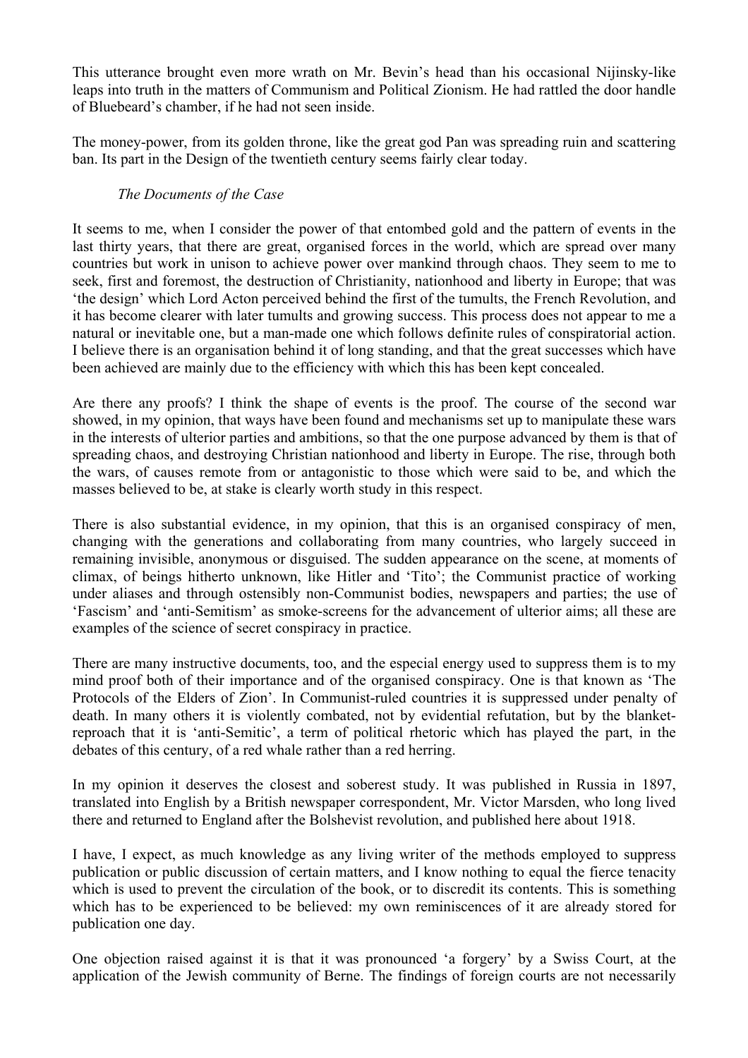This utterance brought even more wrath on Mr. Bevin's head than his occasional Nijinsky-like leaps into truth in the matters of Communism and Political Zionism. He had rattled the door handle of Bluebeard's chamber, if he had not seen inside.

The money-power, from its golden throne, like the great god Pan was spreading ruin and scattering ban. Its part in the Design of the twentieth century seems fairly clear today.

*The Documents of the Case*

It seems to me, when I consider the power of that entombed gold and the pattern of events in the last thirty years, that there are great, organised forces in the world, which are spread over many countries but work in unison to achieve power over mankind through chaos. They seem to me to seek, first and foremost, the destruction of Christianity, nationhood and liberty in Europe; that was 'the design' which Lord Acton perceived behind the first of the tumults, the French Revolution, and it has become clearer with later tumults and growing success. This process does not appear to me a natural or inevitable one, but a man-made one which follows definite rules of conspiratorial action. I believe there is an organisation behind it of long standing, and that the great successes which have been achieved are mainly due to the efficiency with which this has been kept concealed.

Are there any proofs? I think the shape of events is the proof. The course of the second war showed, in my opinion, that ways have been found and mechanisms set up to manipulate these wars in the interests of ulterior parties and ambitions, so that the one purpose advanced by them is that of spreading chaos, and destroying Christian nationhood and liberty in Europe. The rise, through both the wars, of causes remote from or antagonistic to those which were said to be, and which the masses believed to be, at stake is clearly worth study in this respect.

There is also substantial evidence, in my opinion, that this is an organised conspiracy of men, changing with the generations and collaborating from many countries, who largely succeed in remaining invisible, anonymous or disguised. The sudden appearance on the scene, at moments of climax, of beings hitherto unknown, like Hitler and 'Tito'; the Communist practice of working under aliases and through ostensibly non-Communist bodies, newspapers and parties; the use of 'Fascism' and 'anti-Semitism' as smoke-screens for the advancement of ulterior aims; all these are examples of the science of secret conspiracy in practice.

There are many instructive documents, too, and the especial energy used to suppress them is to my mind proof both of their importance and of the organised conspiracy. One is that known as 'The Protocols of the Elders of Zion'. In Communist-ruled countries it is suppressed under penalty of death. In many others it is violently combated, not by evidential refutation, but by the blanket-reproach that it is 'anti-Semitic', a term of political rhetoric which has played the part, in the debates of this century, of a red whale rather than a red herring.

In my opinion it deserves the closest and soberest study. It was published in Russia in 1897, translated into English by a British newspaper correspondent, Mr. Victor Marsden, who long lived there and returned to England after the Bolshevist revolution, and published here about 1918.

I have, I expect, as much knowledge as any living writer of the methods employed to suppress publication or public discussion of certain matters, and I know nothing to equal the fierce tenacity which is used to prevent the circulation of the book, or to discredit its contents. This is something which has to be experienced to be believed: my own reminiscences of it are already stored for publication one day.

One objection raised against it is that it was pronounced 'a forgery' by a Swiss Court, at the application of the Jewish community of Berne. The findings of foreign courts are not necessarily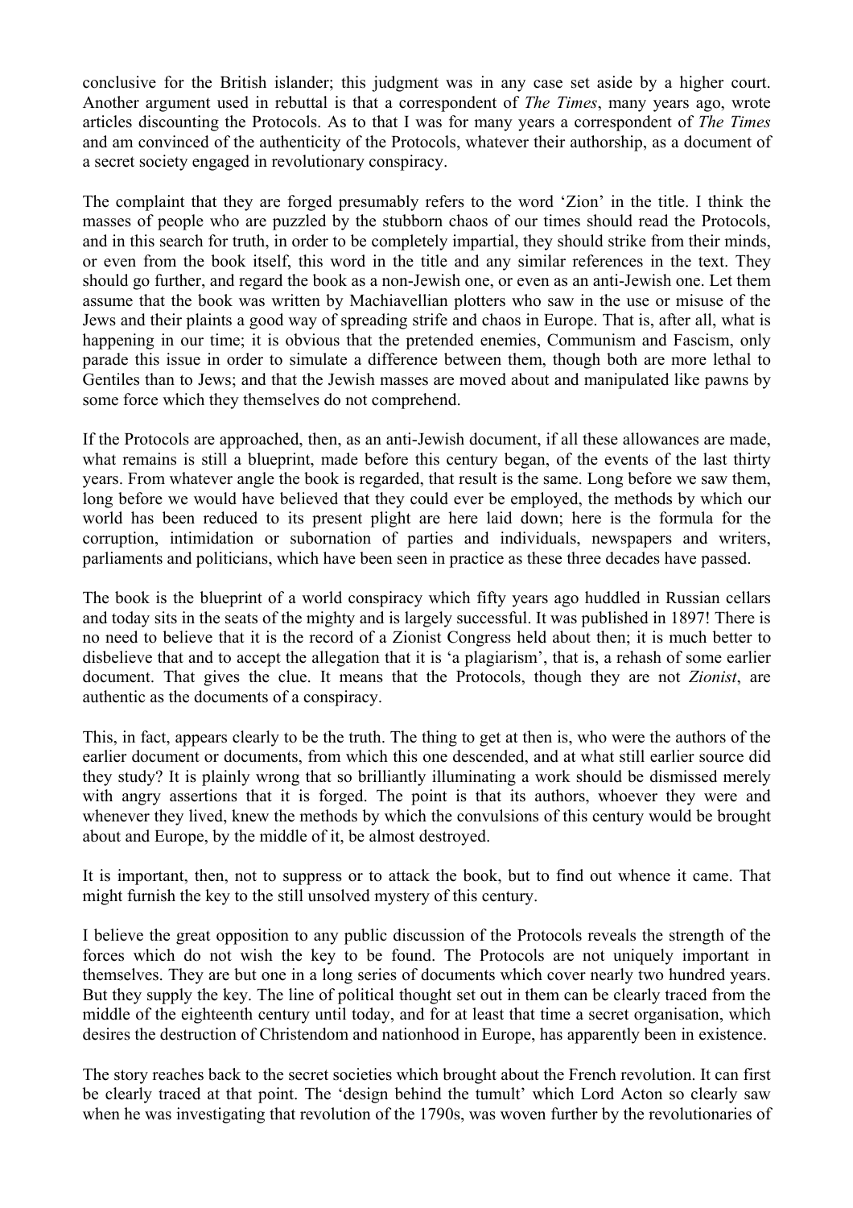conclusive for the British islander; this judgment was in any case set aside by a higher court. Another argument used in rebuttal is that a correspondent of *The Times*, many years ago, wrote articles discounting the Protocols. As to that I was for many years a correspondent of *The Times* and am convinced of the authenticity of the Protocols, whatever their authorship, as a document of a secret society engaged in revolutionary conspiracy.

The complaint that they are forged presumably refers to the word 'Zion' in the title. I think the masses of people who are puzzled by the stubborn chaos of our times should read the Protocols, and in this search for truth, in order to be completely impartial, they should strike from their minds, or even from the book itself, this word in the title and any similar references in the text. They should go further, and regard the book as a non-Jewish one, or even as an anti-Jewish one. Let them assume that the book was written by Machiavellian plotters who saw in the use or misuse of the Jews and their plaints a good way of spreading strife and chaos in Europe. That is, after all, what is happening in our time; it is obvious that the pretended enemies, Communism and Fascism, only parade this issue in order to simulate a difference between them, though both are more lethal to Gentiles than to Jews; and that the Jewish masses are moved about and manipulated like pawns by some force which they themselves do not comprehend.

If the Protocols are approached, then, as an anti-Jewish document, if all these allowances are made, what remains is still a blueprint, made before this century began, of the events of the last thirty years. From whatever angle the book is regarded, that result is the same. Long before we saw them, long before we would have believed that they could ever be employed, the methods by which our world has been reduced to its present plight are here laid down; here is the formula for the corruption, intimidation or subornation of parties and individuals, newspapers and writers, parliaments and politicians, which have been seen in practice as these three decades have passed.

The book is the blueprint of a world conspiracy which fifty years ago huddled in Russian cellars and today sits in the seats of the mighty and is largely successful. It was published in 1897! There is no need to believe that it is the record of a Zionist Congress held about then; it is much better to disbelieve that and to accept the allegation that it is 'a plagiarism', that is, a rehash of some earlier document. That gives the clue. It means that the Protocols, though they are not *Zionist*, are authentic as the documents of a conspiracy.

This, in fact, appears clearly to be the truth. The thing to get at then is, who were the authors of the earlier document or documents, from which this one descended, and at what still earlier source did they study? It is plainly wrong that so brilliantly illuminating a work should be dismissed merely with angry assertions that it is forged. The point is that its authors, whoever they were and whenever they lived, knew the methods by which the convulsions of this century would be brought about and Europe, by the middle of it, be almost destroyed.

It is important, then, not to suppress or to attack the book, but to find out whence it came. That might furnish the key to the still unsolved mystery of this century.

I believe the great opposition to any public discussion of the Protocols reveals the strength of the forces which do not wish the key to be found. The Protocols are not uniquely important in themselves. They are but one in a long series of documents which cover nearly two hundred years. But they supply the key. The line of political thought set out in them can be clearly traced from the middle of the eighteenth century until today, and for at least that time a secret organisation, which desires the destruction of Christendom and nationhood in Europe, has apparently been in existence.

The story reaches back to the secret societies which brought about the French revolution. It can first be clearly traced at that point. The 'design behind the tumult' which Lord Acton so clearly saw when he was investigating that revolution of the 1790s, was woven further by the revolutionaries of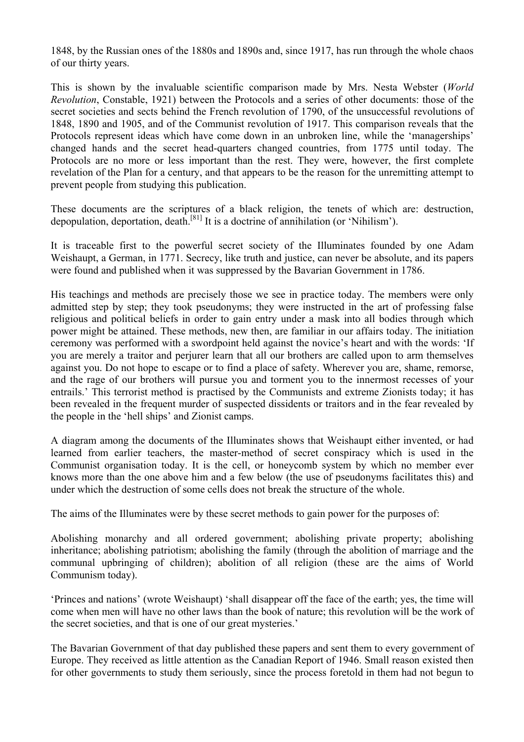1848, by the Russian ones of the 1880s and 1890s and, since 1917, has run through the whole chaos of our thirty years.

This is shown by the invaluable scientific comparison made by Mrs. Nesta Webster (*World Revolution*, Constable, 1921) between the Protocols and a series of other documents: those of the secret societies and sects behind the French revolution of 1790, of the unsuccessful revolutions of 1848, 1890 and 1905, and of the Communist revolution of 1917. This comparison reveals that the Protocols represent ideas which have come down in an unbroken line, while the 'managerships' changed hands and the secret head-quarters changed countries, from 1775 until today. The Protocols are no more or less important than the rest. They were, however, the first complete revelation of the Plan for a century, and that appears to be the reason for the unremitting attempt to prevent people from studying this publication.

These documents are the scriptures of a black religion, the tenets of which are: destruction, depopulation, deportation, death.[81] It is a doctrine of annihilation (or 'Nihilism').

It is traceable first to the powerful secret society of the Illuminates founded by one Adam Weishaupt, a German, in 1771. Secrecy, like truth and justice, can never be absolute, and its papers were found and published when it was suppressed by the Bavarian Government in 1786.

His teachings and methods are precisely those we see in practice today. The members were only admitted step by step; they took pseudonyms; they were instructed in the art of professing false religious and political beliefs in order to gain entry under a mask into all bodies through which power might be attained. These methods, new then, are familiar in our affairs today. The initiation ceremony was performed with a swordpoint held against the novice's heart and with the words: 'If you are merely a traitor and perjurer learn that all our brothers are called upon to arm themselves against you. Do not hope to escape or to find a place of safety. Wherever you are, shame, remorse, and the rage of our brothers will pursue you and torment you to the innermost recesses of your entrails.' This terrorist method is practised by the Communists and extreme Zionists today; it has been revealed in the frequent murder of suspected dissidents or traitors and in the fear revealed by the people in the 'hell ships' and Zionist camps.

A diagram among the documents of the Illuminates shows that Weishaupt either invented, or had learned from earlier teachers, the master-method of secret conspiracy which is used in the Communist organisation today. It is the cell, or honeycomb system by which no member ever knows more than the one above him and a few below (the use of pseudonyms facilitates this) and under which the destruction of some cells does not break the structure of the whole.

The aims of the Illuminates were by these secret methods to gain power for the purposes of:

Abolishing monarchy and all ordered government; abolishing private property; abolishing inheritance; abolishing patriotism; abolishing the family (through the abolition of marriage and the communal upbringing of children); abolition of all religion (these are the aims of World Communism today).

'Princes and nations' (wrote Weishaupt) 'shall disappear off the face of the earth; yes, the time will come when men will have no other laws than the book of nature; this revolution will be the work of the secret societies, and that is one of our great mysteries.'

The Bavarian Government of that day published these papers and sent them to every government of Europe. They received as little attention as the Canadian Report of 1946. Small reason existed then for other governments to study them seriously, since the process foretold in them had not begun to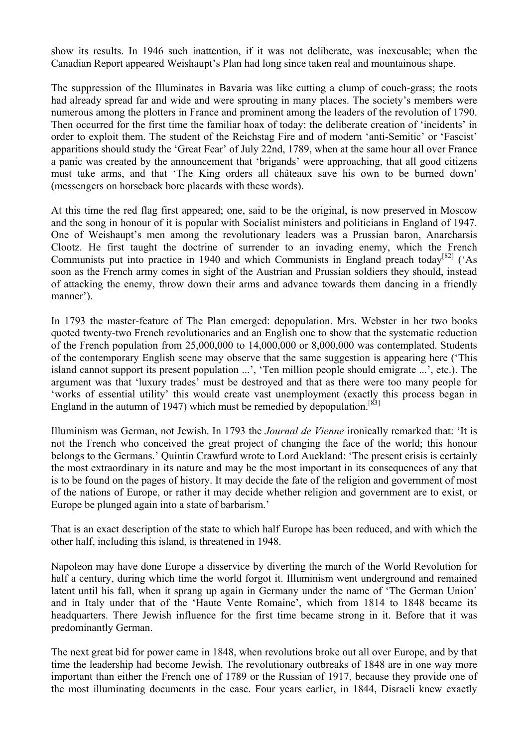show its results. In 1946 such inattention, if it was not deliberate, was inexcusable; when the Canadian Report appeared Weishaupt's Plan had long since taken real and mountainous shape.

The suppression of the Illuminates in Bavaria was like cutting a clump of couch-grass; the roots had already spread far and wide and were sprouting in many places. The society's members were numerous among the plotters in France and prominent among the leaders of the revolution of 1790. Then occurred for the first time the familiar hoax of today: the deliberate creation of 'incidents' in order to exploit them. The student of the Reichstag Fire and of modern 'anti-Semitic' or 'Fascist' apparitions should study the 'Great Fear' of July 22nd, 1789, when at the same hour all over France a panic was created by the announcement that 'brigands' were approaching, that all good citizens must take arms, and that 'The King orders all châteaux save his own to be burned down' (messengers on horseback bore placards with these words).

At this time the red flag first appeared; one, said to be the original, is now preserved in Moscow and the song in honour of it is popular with Socialist ministers and politicians in England of 1947. One of Weishaupt's men among the revolutionary leaders was a Prussian baron, Anarcharsis Clootz. He first taught the doctrine of surrender to an invading enemy, which the French Communists put into practice in 1940 and which Communists in England preach today[82] ('As soon as the French army comes in sight of the Austrian and Prussian soldiers they should, instead of attacking the enemy, throw down their arms and advance towards them dancing in a friendly manner').

In 1793 the master-feature of The Plan emerged: depopulation. Mrs. Webster in her two books quoted twenty-two French revolutionaries and an English one to show that the systematic reduction of the French population from 25,000,000 to 14,000,000 or 8,000,000 was contemplated. Students of the contemporary English scene may observe that the same suggestion is appearing here ('This island cannot support its present population ...', 'Ten million people should emigrate ...', etc.). The argument was that 'luxury trades' must be destroyed and that as there were too many people for 'works of essential utility' this would create vast unemployment (exactly this process began in England in the autumn of 1947) which must be remedied by depopulation.[83]

Illuminism was German, not Jewish. In 1793 the *Journal de Vienne* ironically remarked that: 'It is not the French who conceived the great project of changing the face of the world; this honour belongs to the Germans.' Quintin Crawfurd wrote to Lord Auckland: 'The present crisis is certainly the most extraordinary in its nature and may be the most important in its consequences of any that is to be found on the pages of history. It may decide the fate of the religion and government of most of the nations of Europe, or rather it may decide whether religion and government are to exist, or Europe be plunged again into a state of barbarism.'

That is an exact description of the state to which half Europe has been reduced, and with which the other half, including this island, is threatened in 1948.

Napoleon may have done Europe a disservice by diverting the march of the World Revolution for half a century, during which time the world forgot it. Illuminism went underground and remained latent until his fall, when it sprang up again in Germany under the name of 'The German Union' and in Italy under that of the 'Haute Vente Romaine', which from 1814 to 1848 became its headquarters. There Jewish influence for the first time became strong in it. Before that it was predominantly German.

The next great bid for power came in 1848, when revolutions broke out all over Europe, and by that time the leadership had become Jewish. The revolutionary outbreaks of 1848 are in one way more important than either the French one of 1789 or the Russian of 1917, because they provide one of the most illuminating documents in the case. Four years earlier, in 1844, Disraeli knew exactly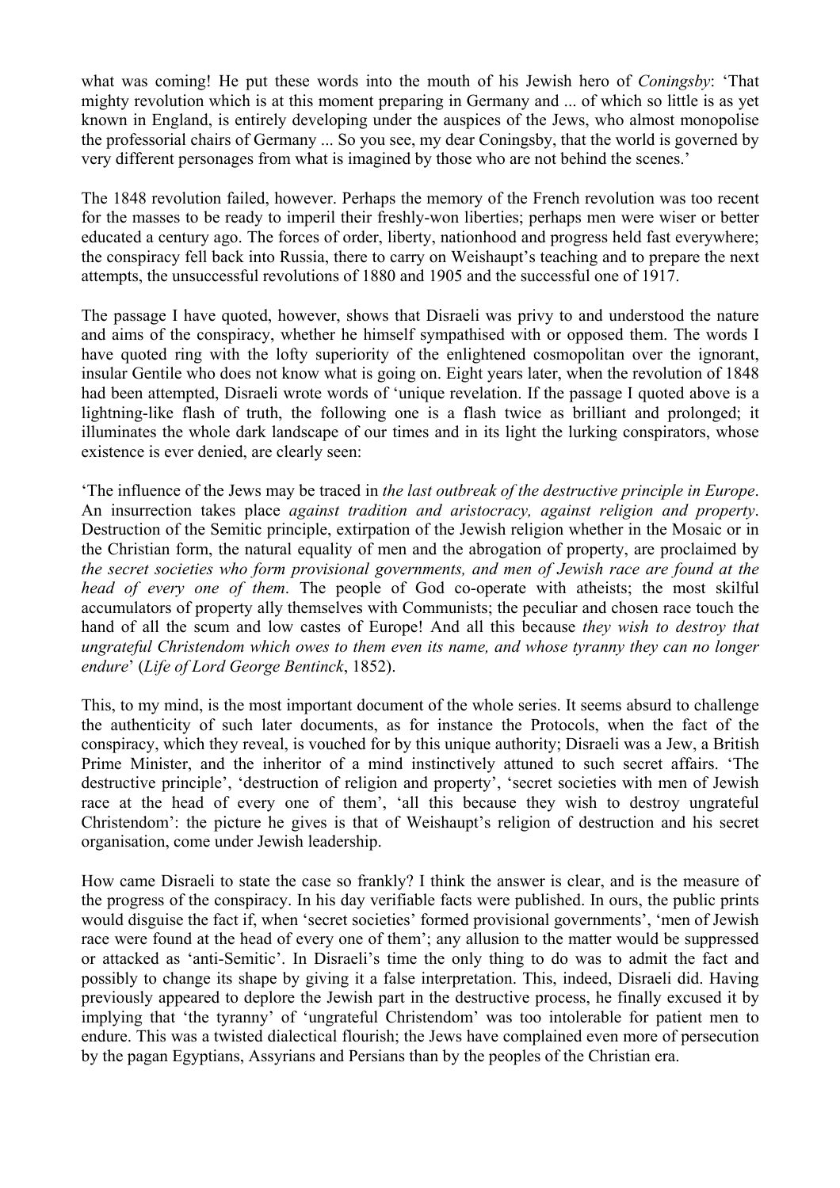what was coming! He put these words into the mouth of his Jewish hero of *Coningsby*: 'That mighty revolution which is at this moment preparing in Germany and ... of which so little is as yet known in England, is entirely developing under the auspices of the Jews, who almost monopolise the professorial chairs of Germany ... So you see, my dear Coningsby, that the world is governed by very different personages from what is imagined by those who are not behind the scenes.'

The 1848 revolution failed, however. Perhaps the memory of the French revolution was too recent for the masses to be ready to imperil their freshly-won liberties; perhaps men were wiser or better educated a century ago. The forces of order, liberty, nationhood and progress held fast everywhere; the conspiracy fell back into Russia, there to carry on Weishaupt's teaching and to prepare the next attempts, the unsuccessful revolutions of 1880 and 1905 and the successful one of 1917.

The passage I have quoted, however, shows that Disraeli was privy to and understood the nature and aims of the conspiracy, whether he himself sympathised with or opposed them. The words I have quoted ring with the lofty superiority of the enlightened cosmopolitan over the ignorant, insular Gentile who does not know what is going on. Eight years later, when the revolution of 1848 had been attempted, Disraeli wrote words of 'unique revelation. If the passage I quoted above is a lightning-like flash of truth, the following one is a flash twice as brilliant and prolonged; it illuminates the whole dark landscape of our times and in its light the lurking conspirators, whose existence is ever denied, are clearly seen:

'The influence of the Jews may be traced in *the last outbreak of the destructive principle in Europe*. An insurrection takes place *against tradition and aristocracy, against religion and property*. Destruction of the Semitic principle, extirpation of the Jewish religion whether in the Mosaic or in the Christian form, the natural equality of men and the abrogation of property, are proclaimed by *the secret societies who form provisional governments, and men of Jewish race are found at the head of every one of them*. The people of God co-operate with atheists; the most skilful accumulators of property ally themselves with Communists; the peculiar and chosen race touch the hand of all the scum and low castes of Europe! And all this because *they wish to destroy that ungrateful Christendom which owes to them even its name, and whose tyranny they can no longer endure*' (*Life of Lord George Bentinck*, 1852).

This, to my mind, is the most important document of the whole series. It seems absurd to challenge the authenticity of such later documents, as for instance the Protocols, when the fact of the conspiracy, which they reveal, is vouched for by this unique authority; Disraeli was a Jew, a British Prime Minister, and the inheritor of a mind instinctively attuned to such secret affairs. 'The destructive principle', 'destruction of religion and property', 'secret societies with men of Jewish race at the head of every one of them', 'all this because they wish to destroy ungrateful Christendom': the picture he gives is that of Weishaupt's religion of destruction and his secret organisation, come under Jewish leadership.

How came Disraeli to state the case so frankly? I think the answer is clear, and is the measure of the progress of the conspiracy. In his day verifiable facts were published. In ours, the public prints would disguise the fact if, when 'secret societies' formed provisional governments', 'men of Jewish race were found at the head of every one of them'; any allusion to the matter would be suppressed or attacked as 'anti-Semitic'. In Disraeli's time the only thing to do was to admit the fact and possibly to change its shape by giving it a false interpretation. This, indeed, Disraeli did. Having previously appeared to deplore the Jewish part in the destructive process, he finally excused it by implying that 'the tyranny' of 'ungrateful Christendom' was too intolerable for patient men to endure. This was a twisted dialectical flourish; the Jews have complained even more of persecution by the pagan Egyptians, Assyrians and Persians than by the peoples of the Christian era.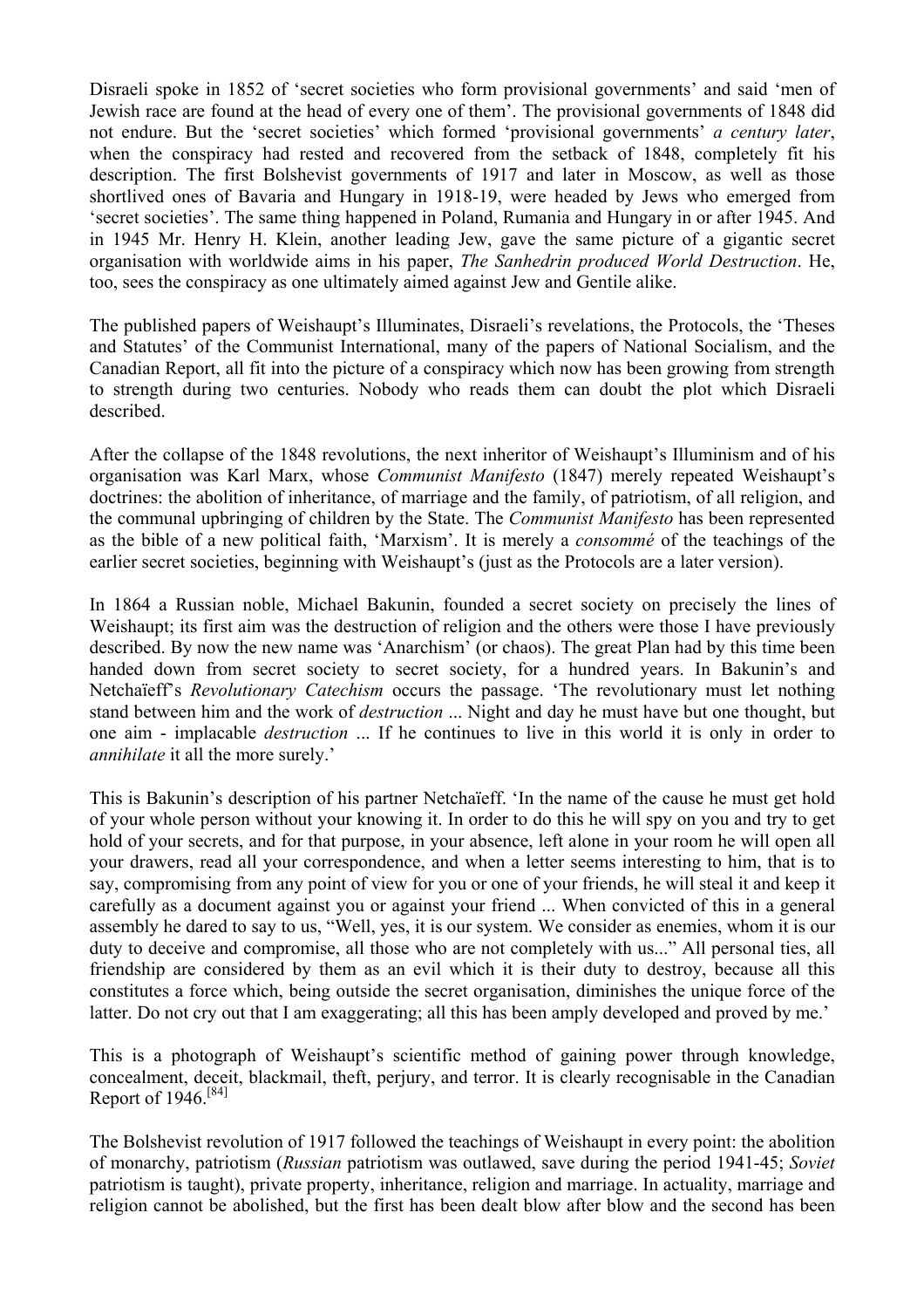Disraeli spoke in 1852 of 'secret societies who form provisional governments' and said 'men of Jewish race are found at the head of every one of them'. The provisional governments of 1848 did not endure. But the 'secret societies' which formed 'provisional governments' *a century later*, when the conspiracy had rested and recovered from the setback of 1848, completely fit his description. The first Bolshevist governments of 1917 and later in Moscow, as well as those shortlived ones of Bavaria and Hungary in 1918-19, were headed by Jews who emerged from 'secret societies'. The same thing happened in Poland, Rumania and Hungary in or after 1945. And in 1945 Mr. Henry H. Klein, another leading Jew, gave the same picture of a gigantic secret organisation with worldwide aims in his paper, *The Sanhedrin produced World Destruction*. He, too, sees the conspiracy as one ultimately aimed against Jew and Gentile alike.

The published papers of Weishaupt's Illuminates, Disraeli's revelations, the Protocols, the 'Theses and Statutes' of the Communist International, many of the papers of National Socialism, and the Canadian Report, all fit into the picture of a conspiracy which now has been growing from strength to strength during two centuries. Nobody who reads them can doubt the plot which Disraeli described.

After the collapse of the 1848 revolutions, the next inheritor of Weishaupt's Illuminism and of his organisation was Karl Marx, whose *Communist Manifesto* (1847) merely repeated Weishaupt's doctrines: the abolition of inheritance, of marriage and the family, of patriotism, of all religion, and the communal upbringing of children by the State. The *Communist Manifesto* has been represented as the bible of a new political faith, 'Marxism'. It is merely a *consommé* of the teachings of the earlier secret societies, beginning with Weishaupt's (just as the Protocols are a later version).

In 1864 a Russian noble, Michael Bakunin, founded a secret society on precisely the lines of Weishaupt; its first aim was the destruction of religion and the others were those I have previously described. By now the new name was 'Anarchism' (or chaos). The great Plan had by this time been handed down from secret society to secret society, for a hundred years. In Bakunin's and Netchaïeff's *Revolutionary Catechism* occurs the passage. 'The revolutionary must let nothing stand between him and the work of *destruction* ... Night and day he must have but one thought, but one aim - implacable *destruction* ... If he continues to live in this world it is only in order to *annihilate* it all the more surely.'

This is Bakunin's description of his partner Netchaïeff. 'In the name of the cause he must get hold of your whole person without your knowing it. In order to do this he will spy on you and try to get hold of your secrets, and for that purpose, in your absence, left alone in your room he will open all your drawers, read all your correspondence, and when a letter seems interesting to him, that is to say, compromising from any point of view for you or one of your friends, he will steal it and keep it carefully as a document against you or against your friend ... When convicted of this in a general assembly he dared to say to us, "Well, yes, it is our system. We consider as enemies, whom it is our duty to deceive and compromise, all those who are not completely with us..." All personal ties, all friendship are considered by them as an evil which it is their duty to destroy, because all this constitutes a force which, being outside the secret organisation, diminishes the unique force of the latter. Do not cry out that I am exaggerating; all this has been amply developed and proved by me.'

This is a photograph of Weishaupt's scientific method of gaining power through knowledge, concealment, deceit, blackmail, theft, perjury, and terror. It is clearly recognisable in the Canadian Report of 1946.[84]

The Bolshevist revolution of 1917 followed the teachings of Weishaupt in every point: the abolition of monarchy, patriotism (*Russian* patriotism was outlawed, save during the period 1941-45; *Soviet* patriotism is taught), private property, inheritance, religion and marriage. In actuality, marriage and religion cannot be abolished, but the first has been dealt blow after blow and the second has been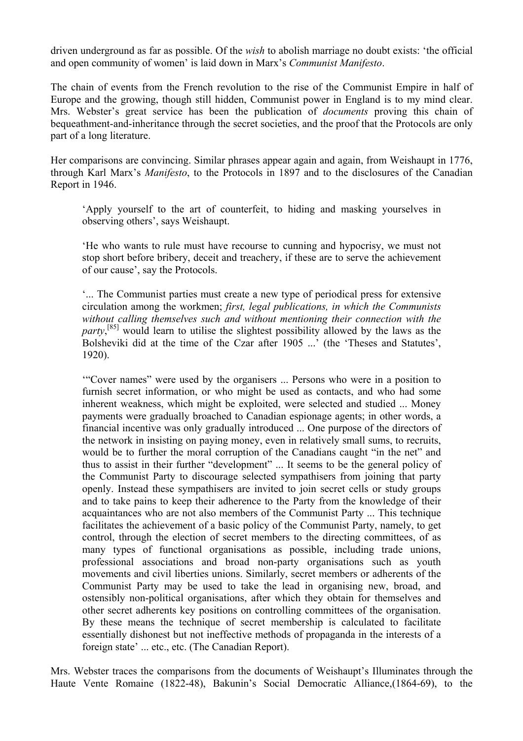driven underground as far as possible. Of the *wish* to abolish marriage no doubt exists: 'the official and open community of women' is laid down in Marx's *Communist Manifesto*.

The chain of events from the French revolution to the rise of the Communist Empire in half of Europe and the growing, though still hidden, Communist power in England is to my mind clear. Mrs. Webster's great service has been the publication of *documents* proving this chain of bequeathment-and-inheritance through the secret societies, and the proof that the Protocols are only part of a long literature.

Her comparisons are convincing. Similar phrases appear again and again, from Weishaupt in 1776, through Karl Marx's *Manifesto*, to the Protocols in 1897 and to the disclosures of the Canadian Report in 1946.

> 'Apply yourself to the art of counterfeit, to hiding and masking yourselves in observing others', says Weishaupt.
>
> 'He who wants to rule must have recourse to cunning and hypocrisy, we must not stop short before bribery, deceit and treachery, if these are to serve the achievement of our cause', say the Protocols.
>
> '... The Communist parties must create a new type of periodical press for extensive circulation among the workmen; *first, legal publications, in which the Communists without calling themselves such and without mentioning their connection with the party*,[85] would learn to utilise the slightest possibility allowed by the laws as the Bolsheviki did at the time of the Czar after 1905 ...' (the 'Theses and Statutes', 1920).
>
> '"Cover names" were used by the organisers ... Persons who were in a position to furnish secret information, or who might be used as contacts, and who had some inherent weakness, which might be exploited, were selected and studied ... Money payments were gradually broached to Canadian espionage agents; in other words, a financial incentive was only gradually introduced ... One purpose of the directors of the network in insisting on paying money, even in relatively small sums, to recruits, would be to further the moral corruption of the Canadians caught "in the net" and thus to assist in their further "development" ... It seems to be the general policy of the Communist Party to discourage selected sympathisers from joining that party openly. Instead these sympathisers are invited to join secret cells or study groups and to take pains to keep their adherence to the Party from the knowledge of their acquaintances who are not also members of the Communist Party ... This technique facilitates the achievement of a basic policy of the Communist Party, namely, to get control, through the election of secret members to the directing committees, of as many types of functional organisations as possible, including trade unions, professional associations and broad non-party organisations such as youth movements and civil liberties unions. Similarly, secret members or adherents of the Communist Party may be used to take the lead in organising new, broad, and ostensibly non-political organisations, after which they obtain for themselves and other secret adherents key positions on controlling committees of the organisation. By these means the technique of secret membership is calculated to facilitate essentially dishonest but not ineffective methods of propaganda in the interests of a foreign state' ... etc., etc. (The Canadian Report).

Mrs. Webster traces the comparisons from the documents of Weishaupt's Illuminates through the Haute Vente Romaine (1822-48), Bakunin's Social Democratic Alliance,(1864-69), to the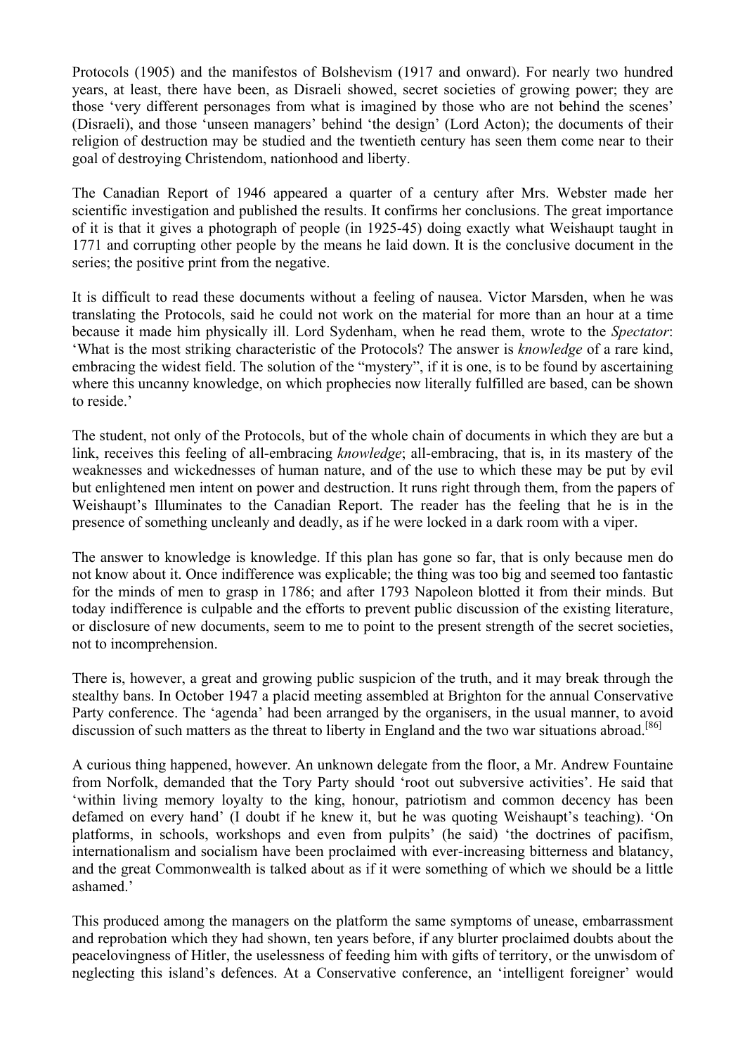Protocols (1905) and the manifestos of Bolshevism (1917 and onward). For nearly two hundred years, at least, there have been, as Disraeli showed, secret societies of growing power; they are those 'very different personages from what is imagined by those who are not behind the scenes' (Disraeli), and those 'unseen managers' behind 'the design' (Lord Acton); the documents of their religion of destruction may be studied and the twentieth century has seen them come near to their goal of destroying Christendom, nationhood and liberty.

The Canadian Report of 1946 appeared a quarter of a century after Mrs. Webster made her scientific investigation and published the results. It confirms her conclusions. The great importance of it is that it gives a photograph of people (in 1925-45) doing exactly what Weishaupt taught in 1771 and corrupting other people by the means he laid down. It is the conclusive document in the series; the positive print from the negative.

It is difficult to read these documents without a feeling of nausea. Victor Marsden, when he was translating the Protocols, said he could not work on the material for more than an hour at a time because it made him physically ill. Lord Sydenham, when he read them, wrote to the *Spectator*: 'What is the most striking characteristic of the Protocols? The answer is *knowledge* of a rare kind, embracing the widest field. The solution of the "mystery", if it is one, is to be found by ascertaining where this uncanny knowledge, on which prophecies now literally fulfilled are based, can be shown to reside.'

The student, not only of the Protocols, but of the whole chain of documents in which they are but a link, receives this feeling of all-embracing *knowledge*; all-embracing, that is, in its mastery of the weaknesses and wickednesses of human nature, and of the use to which these may be put by evil but enlightened men intent on power and destruction. It runs right through them, from the papers of Weishaupt's Illuminates to the Canadian Report. The reader has the feeling that he is in the presence of something uncleanly and deadly, as if he were locked in a dark room with a viper.

The answer to knowledge is knowledge. If this plan has gone so far, that is only because men do not know about it. Once indifference was explicable; the thing was too big and seemed too fantastic for the minds of men to grasp in 1786; and after 1793 Napoleon blotted it from their minds. But today indifference is culpable and the efforts to prevent public discussion of the existing literature, or disclosure of new documents, seem to me to point to the present strength of the secret societies, not to incomprehension.

There is, however, a great and growing public suspicion of the truth, and it may break through the stealthy bans. In October 1947 a placid meeting assembled at Brighton for the annual Conservative Party conference. The 'agenda' had been arranged by the organisers, in the usual manner, to avoid discussion of such matters as the threat to liberty in England and the two war situations abroad.[86]

A curious thing happened, however. An unknown delegate from the floor, a Mr. Andrew Fountaine from Norfolk, demanded that the Tory Party should 'root out subversive activities'. He said that 'within living memory loyalty to the king, honour, patriotism and common decency has been defamed on every hand' (I doubt if he knew it, but he was quoting Weishaupt's teaching). 'On platforms, in schools, workshops and even from pulpits' (he said) 'the doctrines of pacifism, internationalism and socialism have been proclaimed with ever-increasing bitterness and blatancy, and the great Commonwealth is talked about as if it were something of which we should be a little ashamed.'

This produced among the managers on the platform the same symptoms of unease, embarrassment and reprobation which they had shown, ten years before, if any blurter proclaimed doubts about the peacelovingness of Hitler, the uselessness of feeding him with gifts of territory, or the unwisdom of neglecting this island's defences. At a Conservative conference, an 'intelligent foreigner' would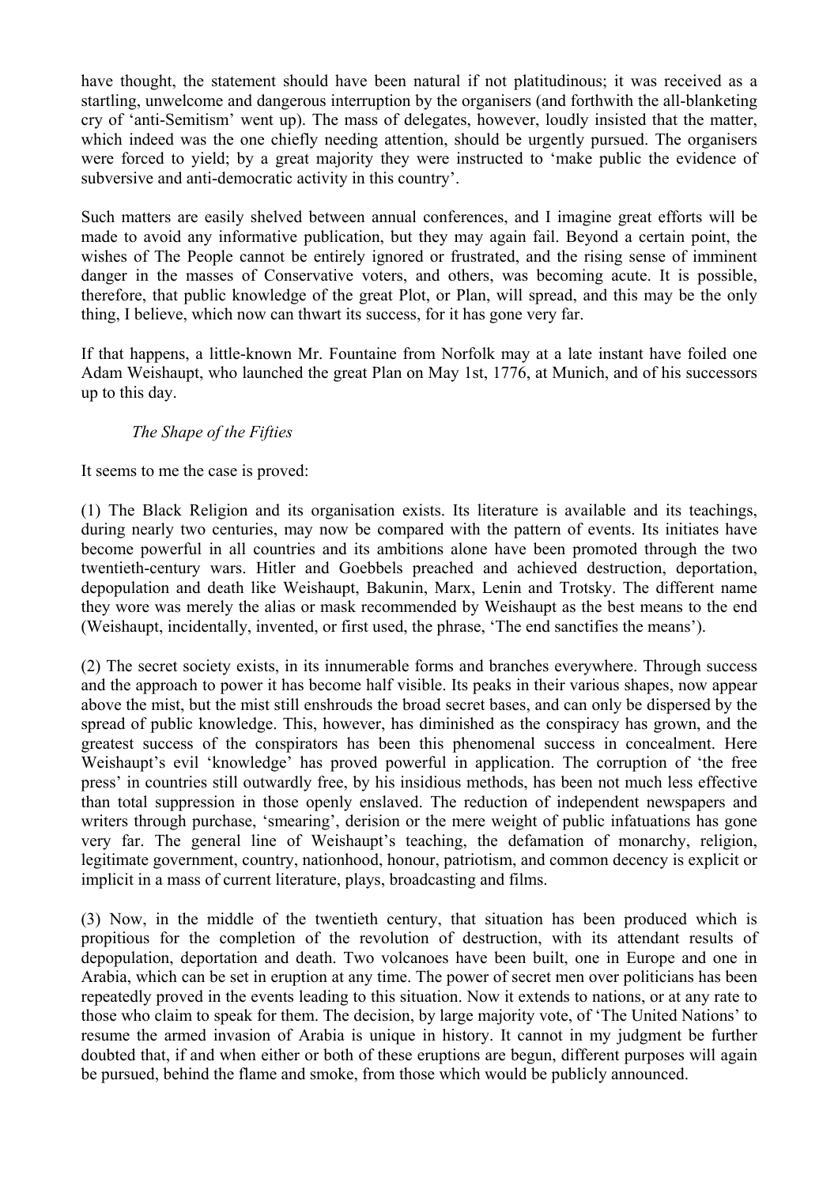have thought, the statement should have been natural if not platitudinous; it was received as a startling, unwelcome and dangerous interruption by the organisers (and forthwith the all-blanketing cry of 'anti-Semitism' went up). The mass of delegates, however, loudly insisted that the matter, which indeed was the one chiefly needing attention, should be urgently pursued. The organisers were forced to yield; by a great majority they were instructed to 'make public the evidence of subversive and anti-democratic activity in this country'.

Such matters are easily shelved between annual conferences, and I imagine great efforts will be made to avoid any informative publication, but they may again fail. Beyond a certain point, the wishes of The People cannot be entirely ignored or frustrated, and the rising sense of imminent danger in the masses of Conservative voters, and others, was becoming acute. It is possible, therefore, that public knowledge of the great Plot, or Plan, will spread, and this may be the only thing, I believe, which now can thwart its success, for it has gone very far.

If that happens, a little-known Mr. Fountaine from Norfolk may at a late instant have foiled one Adam Weishaupt, who launched the great Plan on May 1st, 1776, at Munich, and of his successors up to this day.

*The Shape of the Fifties*

It seems to me the case is proved:

(1) The Black Religion and its organisation exists. Its literature is available and its teachings, during nearly two centuries, may now be compared with the pattern of events. Its initiates have become powerful in all countries and its ambitions alone have been promoted through the two twentieth-century wars. Hitler and Goebbels preached and achieved destruction, deportation, depopulation and death like Weishaupt, Bakunin, Marx, Lenin and Trotsky. The different name they wore was merely the alias or mask recommended by Weishaupt as the best means to the end (Weishaupt, incidentally, invented, or first used, the phrase, 'The end sanctifies the means').

(2) The secret society exists, in its innumerable forms and branches everywhere. Through success and the approach to power it has become half visible. Its peaks in their various shapes, now appear above the mist, but the mist still enshrouds the broad secret bases, and can only be dispersed by the spread of public knowledge. This, however, has diminished as the conspiracy has grown, and the greatest success of the conspirators has been this phenomenal success in concealment. Here Weishaupt's evil 'knowledge' has proved powerful in application. The corruption of 'the free press' in countries still outwardly free, by his insidious methods, has been not much less effective than total suppression in those openly enslaved. The reduction of independent newspapers and writers through purchase, 'smearing', derision or the mere weight of public infatuations has gone very far. The general line of Weishaupt's teaching, the defamation of monarchy, religion, legitimate government, country, nationhood, honour, patriotism, and common decency is explicit or implicit in a mass of current literature, plays, broadcasting and films.

(3) Now, in the middle of the twentieth century, that situation has been produced which is propitious for the completion of the revolution of destruction, with its attendant results of depopulation, deportation and death. Two volcanoes have been built, one in Europe and one in Arabia, which can be set in eruption at any time. The power of secret men over politicians has been repeatedly proved in the events leading to this situation. Now it extends to nations, or at any rate to those who claim to speak for them. The decision, by large majority vote, of 'The United Nations' to resume the armed invasion of Arabia is unique in history. It cannot in my judgment be further doubted that, if and when either or both of these eruptions are begun, different purposes will again be pursued, behind the flame and smoke, from those which would be publicly announced.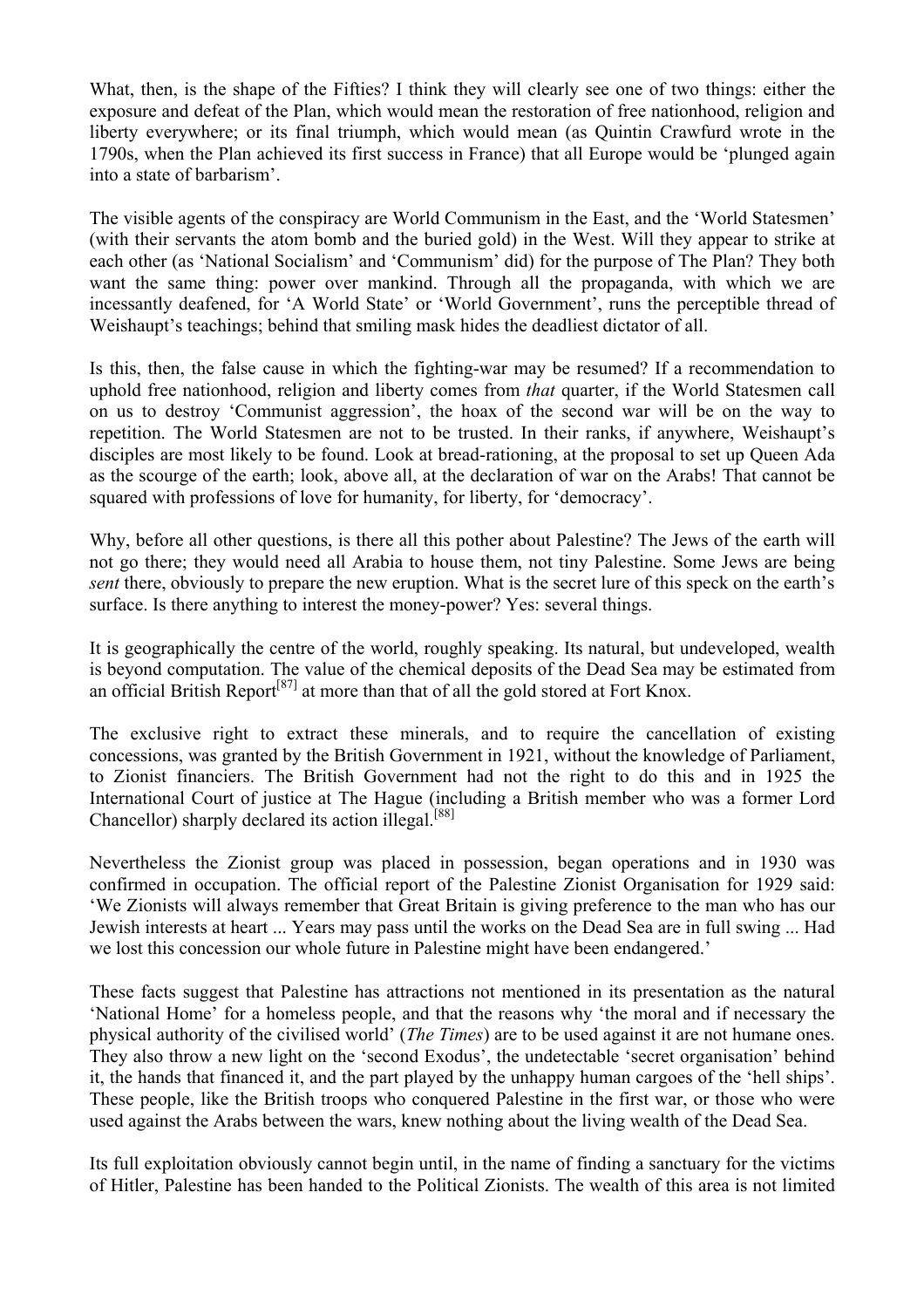What, then, is the shape of the Fifties? I think they will clearly see one of two things: either the exposure and defeat of the Plan, which would mean the restoration of free nationhood, religion and liberty everywhere; or its final triumph, which would mean (as Quintin Crawfurd wrote in the 1790s, when the Plan achieved its first success in France) that all Europe would be 'plunged again into a state of barbarism'.

The visible agents of the conspiracy are World Communism in the East, and the 'World Statesmen' (with their servants the atom bomb and the buried gold) in the West. Will they appear to strike at each other (as 'National Socialism' and 'Communism' did) for the purpose of The Plan? They both want the same thing: power over mankind. Through all the propaganda, with which we are incessantly deafened, for 'A World State' or 'World Government', runs the perceptible thread of Weishaupt's teachings; behind that smiling mask hides the deadliest dictator of all.

Is this, then, the false cause in which the fighting-war may be resumed? If a recommendation to uphold free nationhood, religion and liberty comes from *that* quarter, if the World Statesmen call on us to destroy 'Communist aggression', the hoax of the second war will be on the way to repetition. The World Statesmen are not to be trusted. In their ranks, if anywhere, Weishaupt's disciples are most likely to be found. Look at bread-rationing, at the proposal to set up Queen Ada as the scourge of the earth; look, above all, at the declaration of war on the Arabs! That cannot be squared with professions of love for humanity, for liberty, for 'democracy'.

Why, before all other questions, is there all this pother about Palestine? The Jews of the earth will not go there; they would need all Arabia to house them, not tiny Palestine. Some Jews are being *sent* there, obviously to prepare the new eruption. What is the secret lure of this speck on the earth's surface. Is there anything to interest the money-power? Yes: several things.

It is geographically the centre of the world, roughly speaking. Its natural, but undeveloped, wealth is beyond computation. The value of the chemical deposits of the Dead Sea may be estimated from an official British Report[87] at more than that of all the gold stored at Fort Knox.

The exclusive right to extract these minerals, and to require the cancellation of existing concessions, was granted by the British Government in 1921, without the knowledge of Parliament, to Zionist financiers. The British Government had not the right to do this and in 1925 the International Court of justice at The Hague (including a British member who was a former Lord Chancellor) sharply declared its action illegal.[88]

Nevertheless the Zionist group was placed in possession, began operations and in 1930 was confirmed in occupation. The official report of the Palestine Zionist Organisation for 1929 said: 'We Zionists will always remember that Great Britain is giving preference to the man who has our Jewish interests at heart ... Years may pass until the works on the Dead Sea are in full swing ... Had we lost this concession our whole future in Palestine might have been endangered.'

These facts suggest that Palestine has attractions not mentioned in its presentation as the natural 'National Home' for a homeless people, and that the reasons why 'the moral and if necessary the physical authority of the civilised world' (*The Times*) are to be used against it are not humane ones. They also throw a new light on the 'second Exodus', the undetectable 'secret organisation' behind it, the hands that financed it, and the part played by the unhappy human cargoes of the 'hell ships'. These people, like the British troops who conquered Palestine in the first war, or those who were used against the Arabs between the wars, knew nothing about the living wealth of the Dead Sea.

Its full exploitation obviously cannot begin until, in the name of finding a sanctuary for the victims of Hitler, Palestine has been handed to the Political Zionists. The wealth of this area is not limited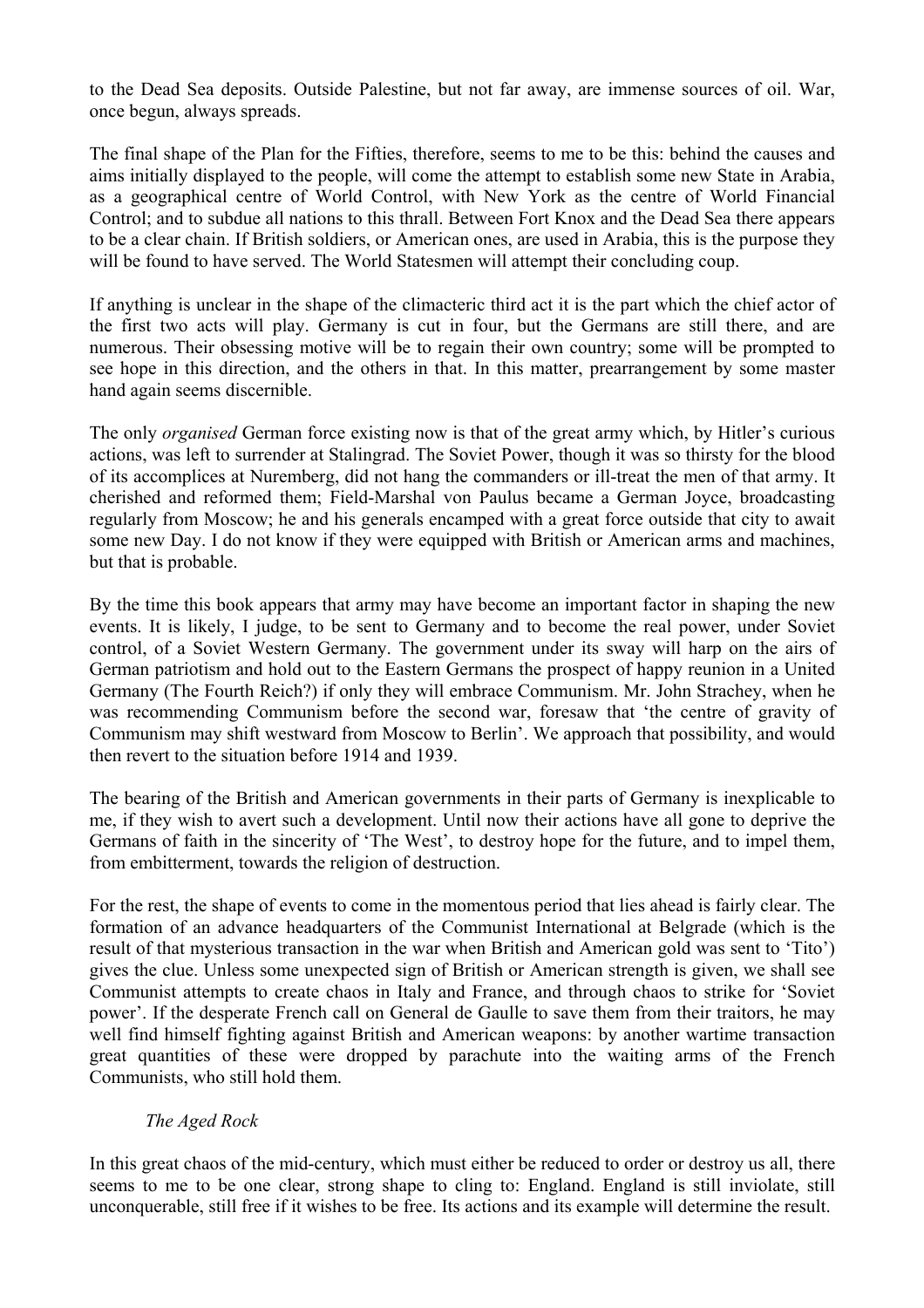to the Dead Sea deposits. Outside Palestine, but not far away, are immense sources of oil. War, once begun, always spreads.

The final shape of the Plan for the Fifties, therefore, seems to me to be this: behind the causes and aims initially displayed to the people, will come the attempt to establish some new State in Arabia, as a geographical centre of World Control, with New York as the centre of World Financial Control; and to subdue all nations to this thrall. Between Fort Knox and the Dead Sea there appears to be a clear chain. If British soldiers, or American ones, are used in Arabia, this is the purpose they will be found to have served. The World Statesmen will attempt their concluding coup.

If anything is unclear in the shape of the climacteric third act it is the part which the chief actor of the first two acts will play. Germany is cut in four, but the Germans are still there, and are numerous. Their obsessing motive will be to regain their own country; some will be prompted to see hope in this direction, and the others in that. In this matter, prearrangement by some master hand again seems discernible.

The only *organised* German force existing now is that of the great army which, by Hitler's curious actions, was left to surrender at Stalingrad. The Soviet Power, though it was so thirsty for the blood of its accomplices at Nuremberg, did not hang the commanders or ill-treat the men of that army. It cherished and reformed them; Field-Marshal von Paulus became a German Joyce, broadcasting regularly from Moscow; he and his generals encamped with a great force outside that city to await some new Day. I do not know if they were equipped with British or American arms and machines, but that is probable.

By the time this book appears that army may have become an important factor in shaping the new events. It is likely, I judge, to be sent to Germany and to become the real power, under Soviet control, of a Soviet Western Germany. The government under its sway will harp on the airs of German patriotism and hold out to the Eastern Germans the prospect of happy reunion in a United Germany (The Fourth Reich?) if only they will embrace Communism. Mr. John Strachey, when he was recommending Communism before the second war, foresaw that 'the centre of gravity of Communism may shift westward from Moscow to Berlin'. We approach that possibility, and would then revert to the situation before 1914 and 1939.

The bearing of the British and American governments in their parts of Germany is inexplicable to me, if they wish to avert such a development. Until now their actions have all gone to deprive the Germans of faith in the sincerity of 'The West', to destroy hope for the future, and to impel them, from embitterment, towards the religion of destruction.

For the rest, the shape of events to come in the momentous period that lies ahead is fairly clear. The formation of an advance headquarters of the Communist International at Belgrade (which is the result of that mysterious transaction in the war when British and American gold was sent to 'Tito') gives the clue. Unless some unexpected sign of British or American strength is given, we shall see Communist attempts to create chaos in Italy and France, and through chaos to strike for 'Soviet power'. If the desperate French call on General de Gaulle to save them from their traitors, he may well find himself fighting against British and American weapons: by another wartime transaction great quantities of these were dropped by parachute into the waiting arms of the French Communists, who still hold them.

*The Aged Rock*

In this great chaos of the mid-century, which must either be reduced to order or destroy us all, there seems to me to be one clear, strong shape to cling to: England. England is still inviolate, still unconquerable, still free if it wishes to be free. Its actions and its example will determine the result.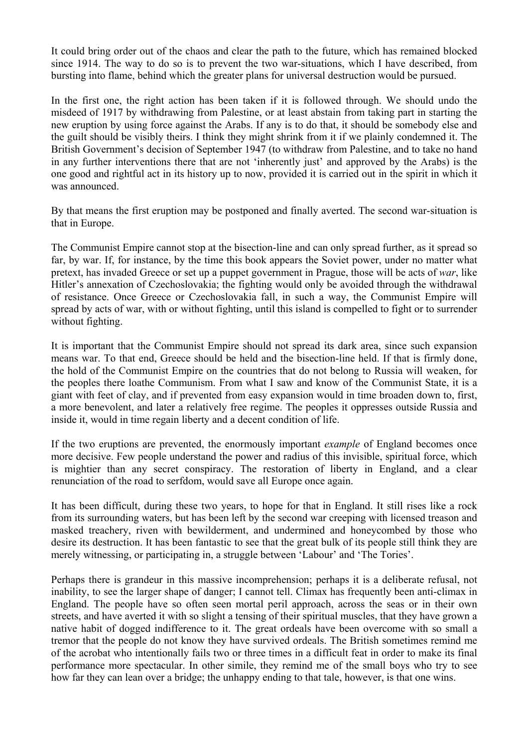It could bring order out of the chaos and clear the path to the future, which has remained blocked since 1914. The way to do so is to prevent the two war-situations, which I have described, from bursting into flame, behind which the greater plans for universal destruction would be pursued.

In the first one, the right action has been taken if it is followed through. We should undo the misdeed of 1917 by withdrawing from Palestine, or at least abstain from taking part in starting the new eruption by using force against the Arabs. If any is to do that, it should be somebody else and the guilt should be visibly theirs. I think they might shrink from it if we plainly condemned it. The British Government's decision of September 1947 (to withdraw from Palestine, and to take no hand in any further interventions there that are not 'inherently just' and approved by the Arabs) is the one good and rightful act in its history up to now, provided it is carried out in the spirit in which it was announced.

By that means the first eruption may be postponed and finally averted. The second war-situation is that in Europe.

The Communist Empire cannot stop at the bisection-line and can only spread further, as it spread so far, by war. If, for instance, by the time this book appears the Soviet power, under no matter what pretext, has invaded Greece or set up a puppet government in Prague, those will be acts of *war*, like Hitler's annexation of Czechoslovakia; the fighting would only be avoided through the withdrawal of resistance. Once Greece or Czechoslovakia fall, in such a way, the Communist Empire will spread by acts of war, with or without fighting, until this island is compelled to fight or to surrender without fighting.

It is important that the Communist Empire should not spread its dark area, since such expansion means war. To that end, Greece should be held and the bisection-line held. If that is firmly done, the hold of the Communist Empire on the countries that do not belong to Russia will weaken, for the peoples there loathe Communism. From what I saw and know of the Communist State, it is a giant with feet of clay, and if prevented from easy expansion would in time broaden down to, first, a more benevolent, and later a relatively free regime. The peoples it oppresses outside Russia and inside it, would in time regain liberty and a decent condition of life.

If the two eruptions are prevented, the enormously important *example* of England becomes once more decisive. Few people understand the power and radius of this invisible, spiritual force, which is mightier than any secret conspiracy. The restoration of liberty in England, and a clear renunciation of the road to serfdom, would save all Europe once again.

It has been difficult, during these two years, to hope for that in England. It still rises like a rock from its surrounding waters, but has been left by the second war creeping with licensed treason and masked treachery, riven with bewilderment, and undermined and honeycombed by those who desire its destruction. It has been fantastic to see that the great bulk of its people still think they are merely witnessing, or participating in, a struggle between 'Labour' and 'The Tories'.

Perhaps there is grandeur in this massive incomprehension; perhaps it is a deliberate refusal, not inability, to see the larger shape of danger; I cannot tell. Climax has frequently been anti-climax in England. The people have so often seen mortal peril approach, across the seas or in their own streets, and have averted it with so slight a tensing of their spiritual muscles, that they have grown a native habit of dogged indifference to it. The great ordeals have been overcome with so small a tremor that the people do not know they have survived ordeals. The British sometimes remind me of the acrobat who intentionally fails two or three times in a difficult feat in order to make its final performance more spectacular. In other simile, they remind me of the small boys who try to see how far they can lean over a bridge; the unhappy ending to that tale, however, is that one wins.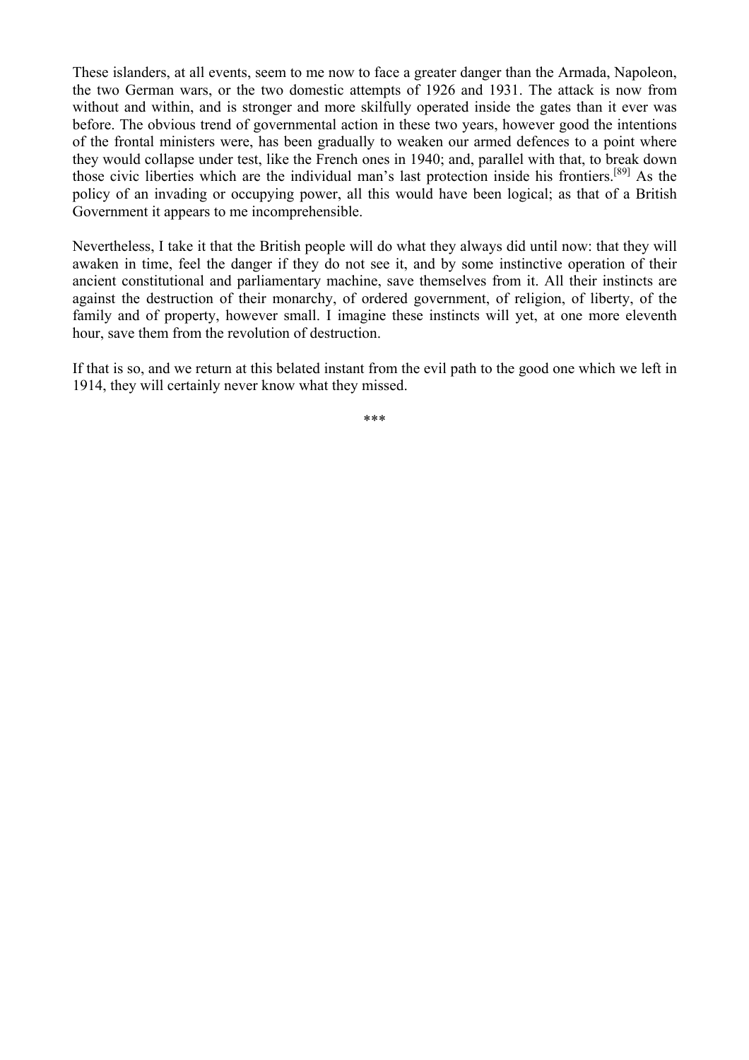These islanders, at all events, seem to me now to face a greater danger than the Armada, Napoleon, the two German wars, or the two domestic attempts of 1926 and 1931. The attack is now from without and within, and is stronger and more skilfully operated inside the gates than it ever was before. The obvious trend of governmental action in these two years, however good the intentions of the frontal ministers were, has been gradually to weaken our armed defences to a point where they would collapse under test, like the French ones in 1940; and, parallel with that, to break down those civic liberties which are the individual man's last protection inside his frontiers.[89] As the policy of an invading or occupying power, all this would have been logical; as that of a British Government it appears to me incomprehensible.

Nevertheless, I take it that the British people will do what they always did until now: that they will awaken in time, feel the danger if they do not see it, and by some instinctive operation of their ancient constitutional and parliamentary machine, save themselves from it. All their instincts are against the destruction of their monarchy, of ordered government, of religion, of liberty, of the family and of property, however small. I imagine these instincts will yet, at one more eleventh hour, save them from the revolution of destruction.

If that is so, and we return at this belated instant from the evil path to the good one which we left in 1914, they will certainly never know what they missed.

***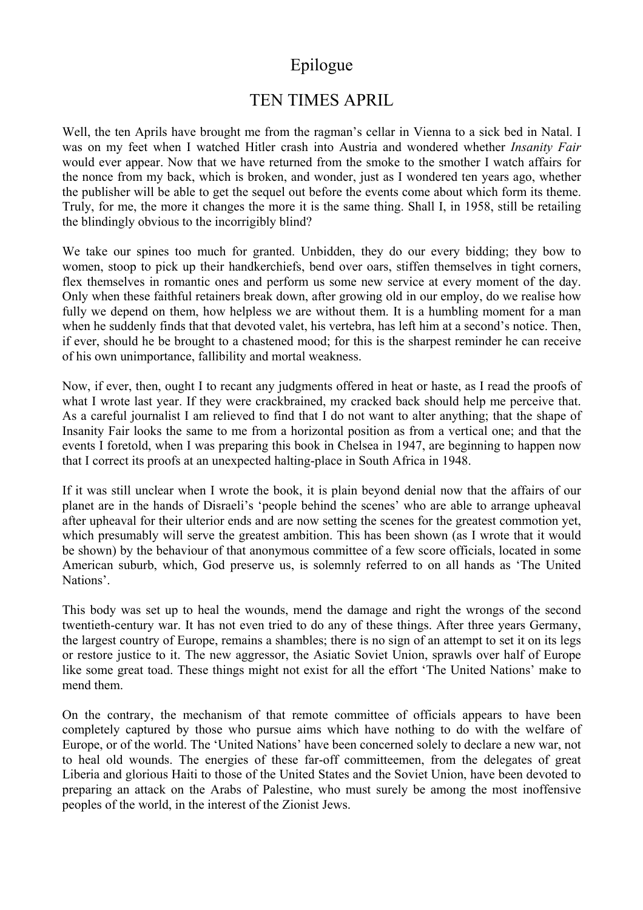# Epilogue

## TEN TIMES APRIL

Well, the ten Aprils have brought me from the ragman's cellar in Vienna to a sick bed in Natal. I was on my feet when I watched Hitler crash into Austria and wondered whether *Insanity Fair* would ever appear. Now that we have returned from the smoke to the smother I watch affairs for the nonce from my back, which is broken, and wonder, just as I wondered ten years ago, whether the publisher will be able to get the sequel out before the events come about which form its theme. Truly, for me, the more it changes the more it is the same thing. Shall I, in 1958, still be retailing the blindingly obvious to the incorrigibly blind?

We take our spines too much for granted. Unbidden, they do our every bidding; they bow to women, stoop to pick up their handkerchiefs, bend over oars, stiffen themselves in tight corners, flex themselves in romantic ones and perform us some new service at every moment of the day. Only when these faithful retainers break down, after growing old in our employ, do we realise how fully we depend on them, how helpless we are without them. It is a humbling moment for a man when he suddenly finds that that devoted valet, his vertebra, has left him at a second's notice. Then, if ever, should he be brought to a chastened mood; for this is the sharpest reminder he can receive of his own unimportance, fallibility and mortal weakness.

Now, if ever, then, ought I to recant any judgments offered in heat or haste, as I read the proofs of what I wrote last year. If they were crackbrained, my cracked back should help me perceive that. As a careful journalist I am relieved to find that I do not want to alter anything; that the shape of Insanity Fair looks the same to me from a horizontal position as from a vertical one; and that the events I foretold, when I was preparing this book in Chelsea in 1947, are beginning to happen now that I correct its proofs at an unexpected halting-place in South Africa in 1948.

If it was still unclear when I wrote the book, it is plain beyond denial now that the affairs of our planet are in the hands of Disraeli's 'people behind the scenes' who are able to arrange upheaval after upheaval for their ulterior ends and are now setting the scenes for the greatest commotion yet, which presumably will serve the greatest ambition. This has been shown (as I wrote that it would be shown) by the behaviour of that anonymous committee of a few score officials, located in some American suburb, which, God preserve us, is solemnly referred to on all hands as 'The United Nations'.

This body was set up to heal the wounds, mend the damage and right the wrongs of the second twentieth-century war. It has not even tried to do any of these things. After three years Germany, the largest country of Europe, remains a shambles; there is no sign of an attempt to set it on its legs or restore justice to it. The new aggressor, the Asiatic Soviet Union, sprawls over half of Europe like some great toad. These things might not exist for all the effort 'The United Nations' make to mend them.

On the contrary, the mechanism of that remote committee of officials appears to have been completely captured by those who pursue aims which have nothing to do with the welfare of Europe, or of the world. The 'United Nations' have been concerned solely to declare a new war, not to heal old wounds. The energies of these far-off committeemen, from the delegates of great Liberia and glorious Haiti to those of the United States and the Soviet Union, have been devoted to preparing an attack on the Arabs of Palestine, who must surely be among the most inoffensive peoples of the world, in the interest of the Zionist Jews.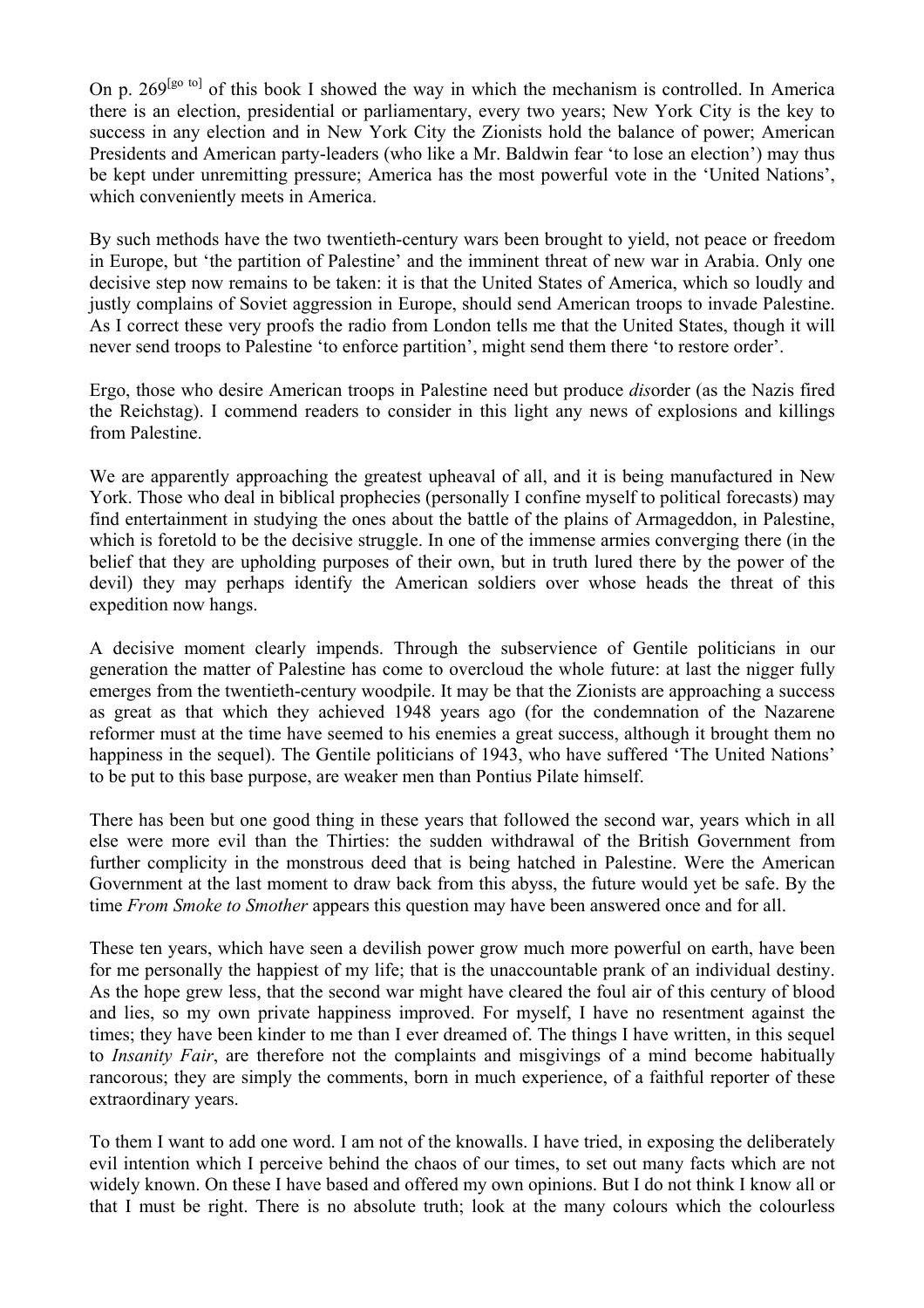On p. 269[go to] of this book I showed the way in which the mechanism is controlled. In America there is an election, presidential or parliamentary, every two years; New York City is the key to success in any election and in New York City the Zionists hold the balance of power; American Presidents and American party-leaders (who like a Mr. Baldwin fear 'to lose an election') may thus be kept under unremitting pressure; America has the most powerful vote in the 'United Nations', which conveniently meets in America.

By such methods have the two twentieth-century wars been brought to yield, not peace or freedom in Europe, but 'the partition of Palestine' and the imminent threat of new war in Arabia. Only one decisive step now remains to be taken: it is that the United States of America, which so loudly and justly complains of Soviet aggression in Europe, should send American troops to invade Palestine. As I correct these very proofs the radio from London tells me that the United States, though it will never send troops to Palestine 'to enforce partition', might send them there 'to restore order'.

Ergo, those who desire American troops in Palestine need but produce *dis*order (as the Nazis fired the Reichstag). I commend readers to consider in this light any news of explosions and killings from Palestine.

We are apparently approaching the greatest upheaval of all, and it is being manufactured in New York. Those who deal in biblical prophecies (personally I confine myself to political forecasts) may find entertainment in studying the ones about the battle of the plains of Armageddon, in Palestine, which is foretold to be the decisive struggle. In one of the immense armies converging there (in the belief that they are upholding purposes of their own, but in truth lured there by the power of the devil) they may perhaps identify the American soldiers over whose heads the threat of this expedition now hangs.

A decisive moment clearly impends. Through the subservience of Gentile politicians in our generation the matter of Palestine has come to overcloud the whole future: at last the nigger fully emerges from the twentieth-century woodpile. It may be that the Zionists are approaching a success as great as that which they achieved 1948 years ago (for the condemnation of the Nazarene reformer must at the time have seemed to his enemies a great success, although it brought them no happiness in the sequel). The Gentile politicians of 1943, who have suffered 'The United Nations' to be put to this base purpose, are weaker men than Pontius Pilate himself.

There has been but one good thing in these years that followed the second war, years which in all else were more evil than the Thirties: the sudden withdrawal of the British Government from further complicity in the monstrous deed that is being hatched in Palestine. Were the American Government at the last moment to draw back from this abyss, the future would yet be safe. By the time *From Smoke to Smother* appears this question may have been answered once and for all.

These ten years, which have seen a devilish power grow much more powerful on earth, have been for me personally the happiest of my life; that is the unaccountable prank of an individual destiny. As the hope grew less, that the second war might have cleared the foul air of this century of blood and lies, so my own private happiness improved. For myself, I have no resentment against the times; they have been kinder to me than I ever dreamed of. The things I have written, in this sequel to *Insanity Fair*, are therefore not the complaints and misgivings of a mind become habitually rancorous; they are simply the comments, born in much experience, of a faithful reporter of these extraordinary years.

To them I want to add one word. I am not of the knowalls. I have tried, in exposing the deliberately evil intention which I perceive behind the chaos of our times, to set out many facts which are not widely known. On these I have based and offered my own opinions. But I do not think I know all or that I must be right. There is no absolute truth; look at the many colours which the colourless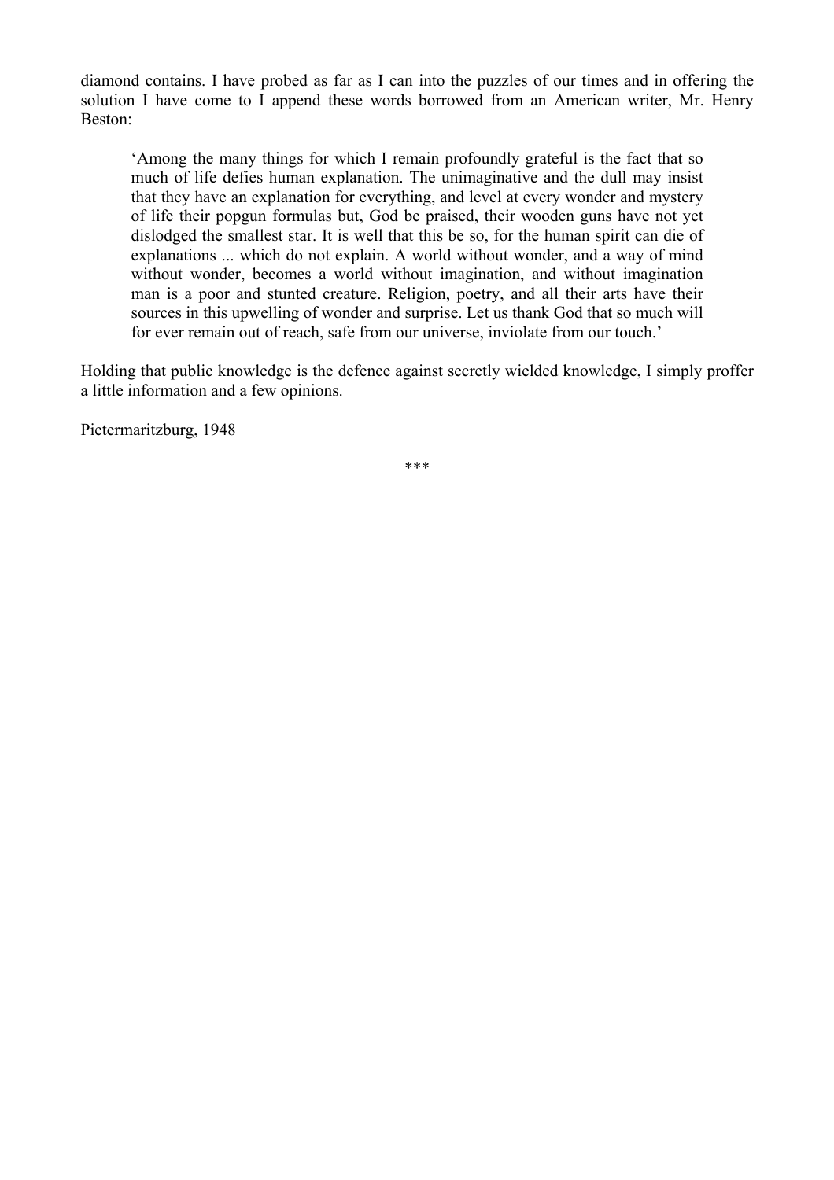diamond contains. I have probed as far as I can into the puzzles of our times and in offering the solution I have come to I append these words borrowed from an American writer, Mr. Henry Beston:

> 'Among the many things for which I remain profoundly grateful is the fact that so much of life defies human explanation. The unimaginative and the dull may insist that they have an explanation for everything, and level at every wonder and mystery of life their popgun formulas but, God be praised, their wooden guns have not yet dislodged the smallest star. It is well that this be so, for the human spirit can die of explanations ... which do not explain. A world without wonder, and a way of mind without wonder, becomes a world without imagination, and without imagination man is a poor and stunted creature. Religion, poetry, and all their arts have their sources in this upwelling of wonder and surprise. Let us thank God that so much will for ever remain out of reach, safe from our universe, inviolate from our touch.'

Holding that public knowledge is the defence against secretly wielded knowledge, I simply proffer a little information and a few opinions.

Pietermaritzburg, 1948

***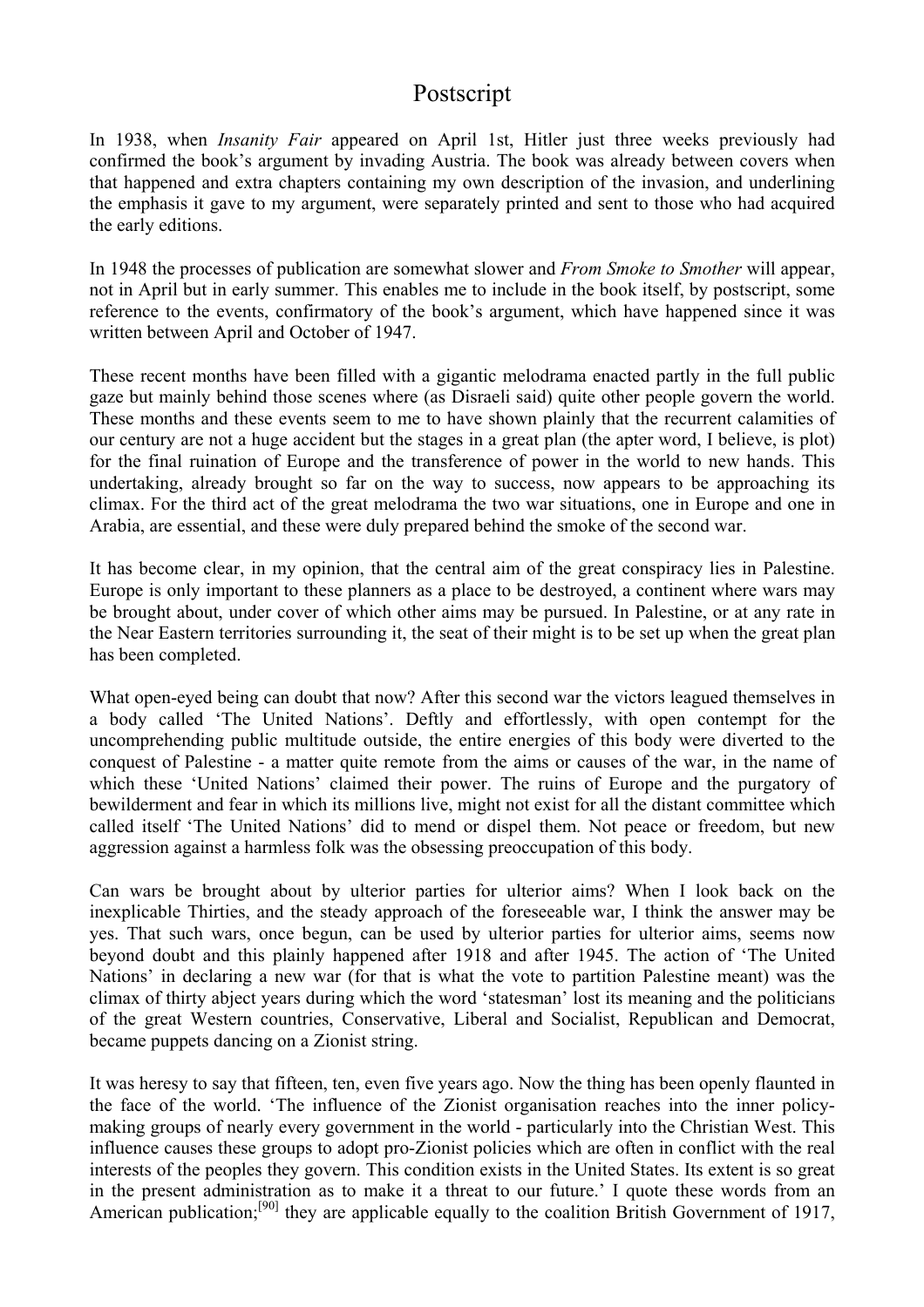# Postscript

In 1938, when *Insanity Fair* appeared on April 1st, Hitler just three weeks previously had confirmed the book's argument by invading Austria. The book was already between covers when that happened and extra chapters containing my own description of the invasion, and underlining the emphasis it gave to my argument, were separately printed and sent to those who had acquired the early editions.

In 1948 the processes of publication are somewhat slower and *From Smoke to Smother* will appear, not in April but in early summer. This enables me to include in the book itself, by postscript, some reference to the events, confirmatory of the book's argument, which have happened since it was written between April and October of 1947.

These recent months have been filled with a gigantic melodrama enacted partly in the full public gaze but mainly behind those scenes where (as Disraeli said) quite other people govern the world. These months and these events seem to me to have shown plainly that the recurrent calamities of our century are not a huge accident but the stages in a great plan (the apter word, I believe, is plot) for the final ruination of Europe and the transference of power in the world to new hands. This undertaking, already brought so far on the way to success, now appears to be approaching its climax. For the third act of the great melodrama the two war situations, one in Europe and one in Arabia, are essential, and these were duly prepared behind the smoke of the second war.

It has become clear, in my opinion, that the central aim of the great conspiracy lies in Palestine. Europe is only important to these planners as a place to be destroyed, a continent where wars may be brought about, under cover of which other aims may be pursued. In Palestine, or at any rate in the Near Eastern territories surrounding it, the seat of their might is to be set up when the great plan has been completed.

What open-eyed being can doubt that now? After this second war the victors leagued themselves in a body called 'The United Nations'. Deftly and effortlessly, with open contempt for the uncomprehending public multitude outside, the entire energies of this body were diverted to the conquest of Palestine - a matter quite remote from the aims or causes of the war, in the name of which these 'United Nations' claimed their power. The ruins of Europe and the purgatory of bewilderment and fear in which its millions live, might not exist for all the distant committee which called itself 'The United Nations' did to mend or dispel them. Not peace or freedom, but new aggression against a harmless folk was the obsessing preoccupation of this body.

Can wars be brought about by ulterior parties for ulterior aims? When I look back on the inexplicable Thirties, and the steady approach of the foreseeable war, I think the answer may be yes. That such wars, once begun, can be used by ulterior parties for ulterior aims, seems now beyond doubt and this plainly happened after 1918 and after 1945. The action of 'The United Nations' in declaring a new war (for that is what the vote to partition Palestine meant) was the climax of thirty abject years during which the word 'statesman' lost its meaning and the politicians of the great Western countries, Conservative, Liberal and Socialist, Republican and Democrat, became puppets dancing on a Zionist string.

It was heresy to say that fifteen, ten, even five years ago. Now the thing has been openly flaunted in the face of the world. 'The influence of the Zionist organisation reaches into the inner policy-making groups of nearly every government in the world - particularly into the Christian West. This influence causes these groups to adopt pro-Zionist policies which are often in conflict with the real interests of the peoples they govern. This condition exists in the United States. Its extent is so great in the present administration as to make it a threat to our future.' I quote these words from an American publication;[90] they are applicable equally to the coalition British Government of 1917,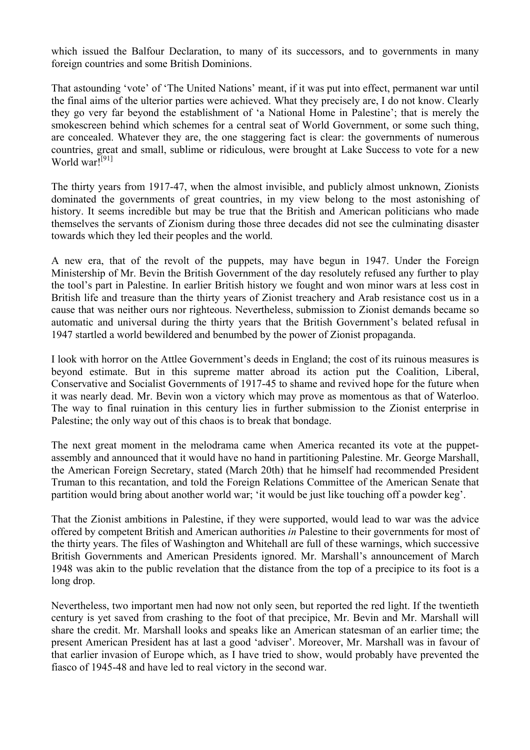which issued the Balfour Declaration, to many of its successors, and to governments in many foreign countries and some British Dominions.

That astounding 'vote' of 'The United Nations' meant, if it was put into effect, permanent war until the final aims of the ulterior parties were achieved. What they precisely are, I do not know. Clearly they go very far beyond the establishment of 'a National Home in Palestine'; that is merely the smokescreen behind which schemes for a central seat of World Government, or some such thing, are concealed. Whatever they are, the one staggering fact is clear: the governments of numerous countries, great and small, sublime or ridiculous, were brought at Lake Success to vote for a new World war![91]

The thirty years from 1917-47, when the almost invisible, and publicly almost unknown, Zionists dominated the governments of great countries, in my view belong to the most astonishing of history. It seems incredible but may be true that the British and American politicians who made themselves the servants of Zionism during those three decades did not see the culminating disaster towards which they led their peoples and the world.

A new era, that of the revolt of the puppets, may have begun in 1947. Under the Foreign Ministership of Mr. Bevin the British Government of the day resolutely refused any further to play the tool's part in Palestine. In earlier British history we fought and won minor wars at less cost in British life and treasure than the thirty years of Zionist treachery and Arab resistance cost us in a cause that was neither ours nor righteous. Nevertheless, submission to Zionist demands became so automatic and universal during the thirty years that the British Government's belated refusal in 1947 startled a world bewildered and benumbed by the power of Zionist propaganda.

I look with horror on the Attlee Government's deeds in England; the cost of its ruinous measures is beyond estimate. But in this supreme matter abroad its action put the Coalition, Liberal, Conservative and Socialist Governments of 1917-45 to shame and revived hope for the future when it was nearly dead. Mr. Bevin won a victory which may prove as momentous as that of Waterloo. The way to final ruination in this century lies in further submission to the Zionist enterprise in Palestine; the only way out of this chaos is to break that bondage.

The next great moment in the melodrama came when America recanted its vote at the puppet-assembly and announced that it would have no hand in partitioning Palestine. Mr. George Marshall, the American Foreign Secretary, stated (March 20th) that he himself had recommended President Truman to this recantation, and told the Foreign Relations Committee of the American Senate that partition would bring about another world war; 'it would be just like touching off a powder keg'.

That the Zionist ambitions in Palestine, if they were supported, would lead to war was the advice offered by competent British and American authorities *in* Palestine to their governments for most of the thirty years. The files of Washington and Whitehall are full of these warnings, which successive British Governments and American Presidents ignored. Mr. Marshall's announcement of March 1948 was akin to the public revelation that the distance from the top of a precipice to its foot is a long drop.

Nevertheless, two important men had now not only seen, but reported the red light. If the twentieth century is yet saved from crashing to the foot of that precipice, Mr. Bevin and Mr. Marshall will share the credit. Mr. Marshall looks and speaks like an American statesman of an earlier time; the present American President has at last a good 'adviser'. Moreover, Mr. Marshall was in favour of that earlier invasion of Europe which, as I have tried to show, would probably have prevented the fiasco of 1945-48 and have led to real victory in the second war.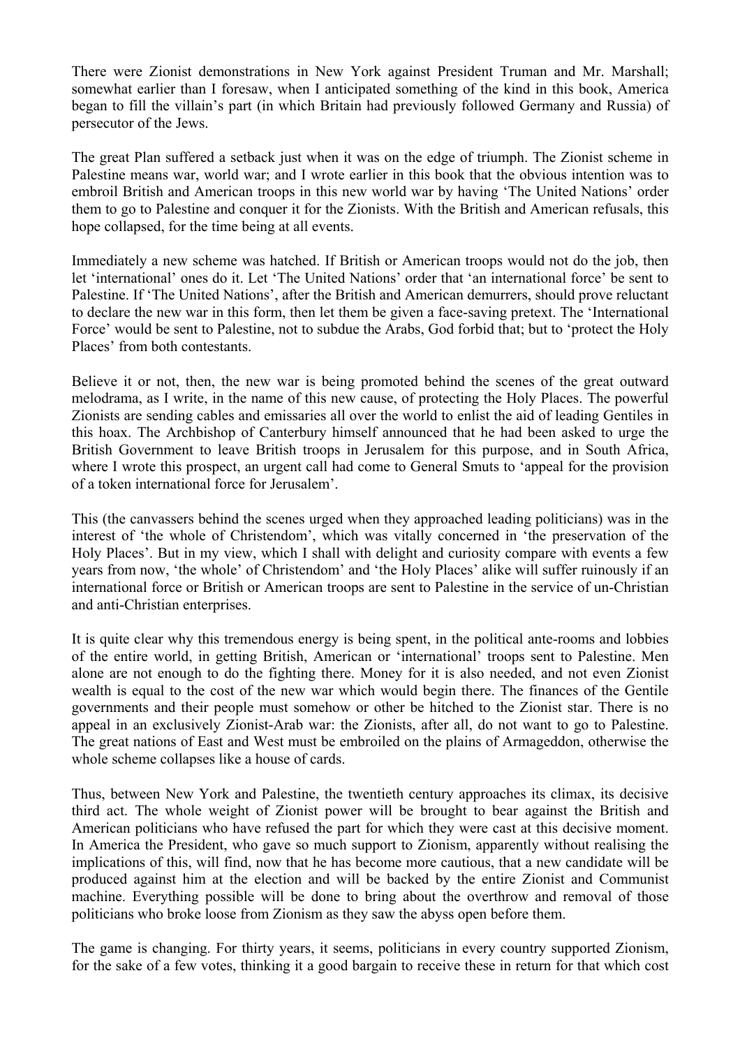There were Zionist demonstrations in New York against President Truman and Mr. Marshall; somewhat earlier than I foresaw, when I anticipated something of the kind in this book, America began to fill the villain's part (in which Britain had previously followed Germany and Russia) of persecutor of the Jews.

The great Plan suffered a setback just when it was on the edge of triumph. The Zionist scheme in Palestine means war, world war; and I wrote earlier in this book that the obvious intention was to embroil British and American troops in this new world war by having 'The United Nations' order them to go to Palestine and conquer it for the Zionists. With the British and American refusals, this hope collapsed, for the time being at all events.

Immediately a new scheme was hatched. If British or American troops would not do the job, then let 'international' ones do it. Let 'The United Nations' order that 'an international force' be sent to Palestine. If 'The United Nations', after the British and American demurrers, should prove reluctant to declare the new war in this form, then let them be given a face-saving pretext. The 'International Force' would be sent to Palestine, not to subdue the Arabs, God forbid that; but to 'protect the Holy Places' from both contestants.

Believe it or not, then, the new war is being promoted behind the scenes of the great outward melodrama, as I write, in the name of this new cause, of protecting the Holy Places. The powerful Zionists are sending cables and emissaries all over the world to enlist the aid of leading Gentiles in this hoax. The Archbishop of Canterbury himself announced that he had been asked to urge the British Government to leave British troops in Jerusalem for this purpose, and in South Africa, where I wrote this prospect, an urgent call had come to General Smuts to 'appeal for the provision of a token international force for Jerusalem'.

This (the canvassers behind the scenes urged when they approached leading politicians) was in the interest of 'the whole of Christendom', which was vitally concerned in 'the preservation of the Holy Places'. But in my view, which I shall with delight and curiosity compare with events a few years from now, 'the whole' of Christendom' and 'the Holy Places' alike will suffer ruinously if an international force or British or American troops are sent to Palestine in the service of un-Christian and anti-Christian enterprises.

It is quite clear why this tremendous energy is being spent, in the political ante-rooms and lobbies of the entire world, in getting British, American or 'international' troops sent to Palestine. Men alone are not enough to do the fighting there. Money for it is also needed, and not even Zionist wealth is equal to the cost of the new war which would begin there. The finances of the Gentile governments and their people must somehow or other be hitched to the Zionist star. There is no appeal in an exclusively Zionist-Arab war: the Zionists, after all, do not want to go to Palestine. The great nations of East and West must be embroiled on the plains of Armageddon, otherwise the whole scheme collapses like a house of cards.

Thus, between New York and Palestine, the twentieth century approaches its climax, its decisive third act. The whole weight of Zionist power will be brought to bear against the British and American politicians who have refused the part for which they were cast at this decisive moment. In America the President, who gave so much support to Zionism, apparently without realising the implications of this, will find, now that he has become more cautious, that a new candidate will be produced against him at the election and will be backed by the entire Zionist and Communist machine. Everything possible will be done to bring about the overthrow and removal of those politicians who broke loose from Zionism as they saw the abyss open before them.

The game is changing. For thirty years, it seems, politicians in every country supported Zionism, for the sake of a few votes, thinking it a good bargain to receive these in return for that which cost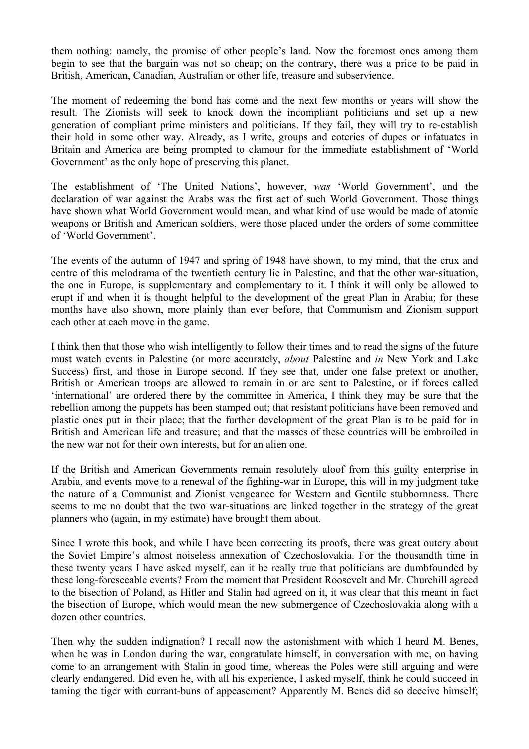them nothing: namely, the promise of other people's land. Now the foremost ones among them begin to see that the bargain was not so cheap; on the contrary, there was a price to be paid in British, American, Canadian, Australian or other life, treasure and subservience.

The moment of redeeming the bond has come and the next few months or years will show the result. The Zionists will seek to knock down the incompliant politicians and set up a new generation of compliant prime ministers and politicians. If they fail, they will try to re-establish their hold in some other way. Already, as I write, groups and coteries of dupes or infatuates in Britain and America are being prompted to clamour for the immediate establishment of 'World Government' as the only hope of preserving this planet.

The establishment of 'The United Nations', however, *was* 'World Government', and the declaration of war against the Arabs was the first act of such World Government. Those things have shown what World Government would mean, and what kind of use would be made of atomic weapons or British and American soldiers, were those placed under the orders of some committee of 'World Government'.

The events of the autumn of 1947 and spring of 1948 have shown, to my mind, that the crux and centre of this melodrama of the twentieth century lie in Palestine, and that the other war-situation, the one in Europe, is supplementary and complementary to it. I think it will only be allowed to erupt if and when it is thought helpful to the development of the great Plan in Arabia; for these months have also shown, more plainly than ever before, that Communism and Zionism support each other at each move in the game.

I think then that those who wish intelligently to follow their times and to read the signs of the future must watch events in Palestine (or more accurately, *about* Palestine and *in* New York and Lake Success) first, and those in Europe second. If they see that, under one false pretext or another, British or American troops are allowed to remain in or are sent to Palestine, or if forces called 'international' are ordered there by the committee in America, I think they may be sure that the rebellion among the puppets has been stamped out; that resistant politicians have been removed and plastic ones put in their place; that the further development of the great Plan is to be paid for in British and American life and treasure; and that the masses of these countries will be embroiled in the new war not for their own interests, but for an alien one.

If the British and American Governments remain resolutely aloof from this guilty enterprise in Arabia, and events move to a renewal of the fighting-war in Europe, this will in my judgment take the nature of a Communist and Zionist vengeance for Western and Gentile stubbornness. There seems to me no doubt that the two war-situations are linked together in the strategy of the great planners who (again, in my estimate) have brought them about.

Since I wrote this book, and while I have been correcting its proofs, there was great outcry about the Soviet Empire's almost noiseless annexation of Czechoslovakia. For the thousandth time in these twenty years I have asked myself, can it be really true that politicians are dumbfounded by these long-foreseeable events? From the moment that President Roosevelt and Mr. Churchill agreed to the bisection of Poland, as Hitler and Stalin had agreed on it, it was clear that this meant in fact the bisection of Europe, which would mean the new submergence of Czechoslovakia along with a dozen other countries.

Then why the sudden indignation? I recall now the astonishment with which I heard M. Benes, when he was in London during the war, congratulate himself, in conversation with me, on having come to an arrangement with Stalin in good time, whereas the Poles were still arguing and were clearly endangered. Did even he, with all his experience, I asked myself, think he could succeed in taming the tiger with currant-buns of appeasement? Apparently M. Benes did so deceive himself;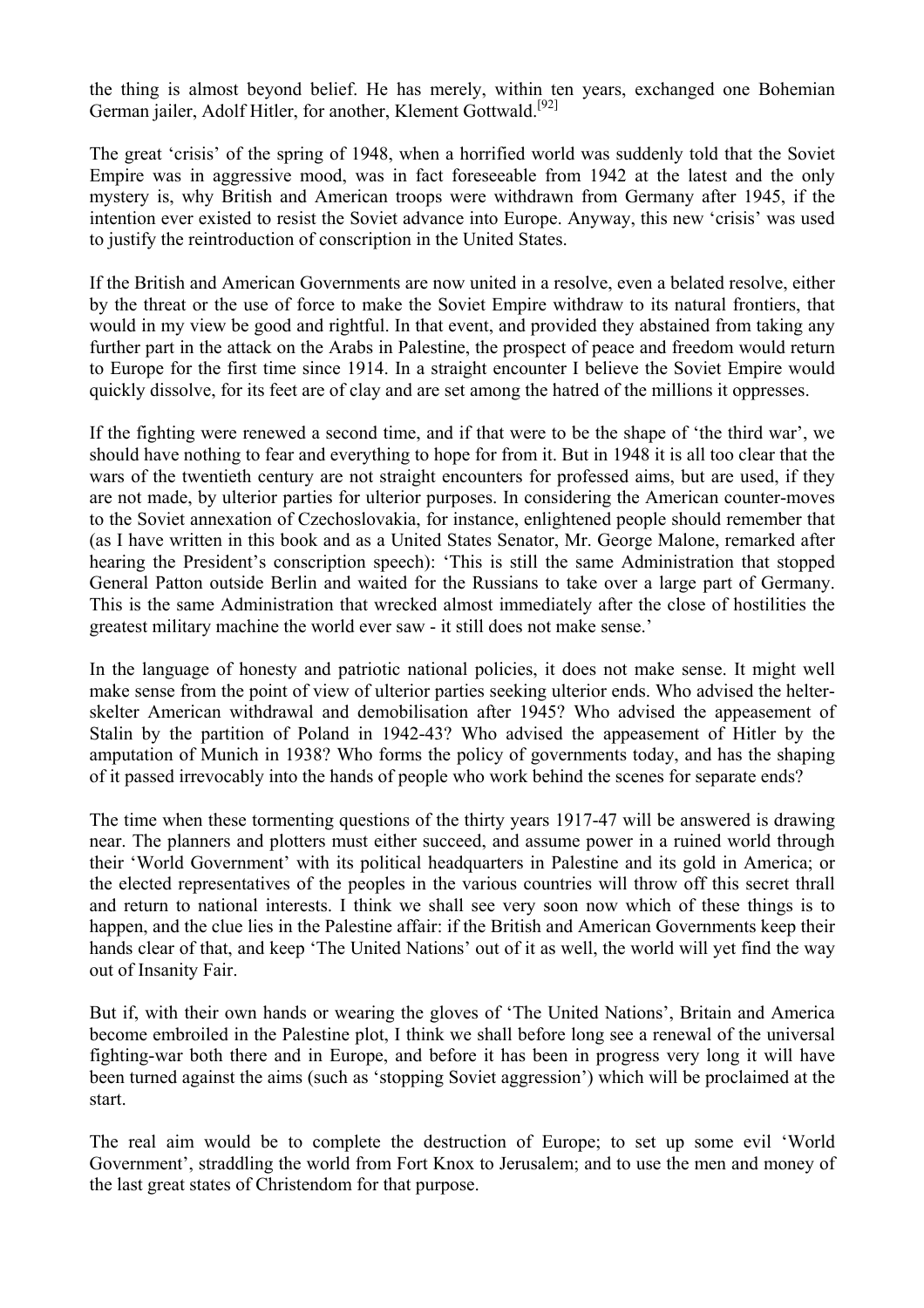the thing is almost beyond belief. He has merely, within ten years, exchanged one Bohemian German jailer, Adolf Hitler, for another, Klement Gottwald.[92]

The great 'crisis' of the spring of 1948, when a horrified world was suddenly told that the Soviet Empire was in aggressive mood, was in fact foreseeable from 1942 at the latest and the only mystery is, why British and American troops were withdrawn from Germany after 1945, if the intention ever existed to resist the Soviet advance into Europe. Anyway, this new 'crisis' was used to justify the reintroduction of conscription in the United States.

If the British and American Governments are now united in a resolve, even a belated resolve, either by the threat or the use of force to make the Soviet Empire withdraw to its natural frontiers, that would in my view be good and rightful. In that event, and provided they abstained from taking any further part in the attack on the Arabs in Palestine, the prospect of peace and freedom would return to Europe for the first time since 1914. In a straight encounter I believe the Soviet Empire would quickly dissolve, for its feet are of clay and are set among the hatred of the millions it oppresses.

If the fighting were renewed a second time, and if that were to be the shape of 'the third war', we should have nothing to fear and everything to hope for from it. But in 1948 it is all too clear that the wars of the twentieth century are not straight encounters for professed aims, but are used, if they are not made, by ulterior parties for ulterior purposes. In considering the American counter-moves to the Soviet annexation of Czechoslovakia, for instance, enlightened people should remember that (as I have written in this book and as a United States Senator, Mr. George Malone, remarked after hearing the President's conscription speech): 'This is still the same Administration that stopped General Patton outside Berlin and waited for the Russians to take over a large part of Germany. This is the same Administration that wrecked almost immediately after the close of hostilities the greatest military machine the world ever saw - it still does not make sense.'

In the language of honesty and patriotic national policies, it does not make sense. It might well make sense from the point of view of ulterior parties seeking ulterior ends. Who advised the helter-skelter American withdrawal and demobilisation after 1945? Who advised the appeasement of Stalin by the partition of Poland in 1942-43? Who advised the appeasement of Hitler by the amputation of Munich in 1938? Who forms the policy of governments today, and has the shaping of it passed irrevocably into the hands of people who work behind the scenes for separate ends?

The time when these tormenting questions of the thirty years 1917-47 will be answered is drawing near. The planners and plotters must either succeed, and assume power in a ruined world through their 'World Government' with its political headquarters in Palestine and its gold in America; or the elected representatives of the peoples in the various countries will throw off this secret thrall and return to national interests. I think we shall see very soon now which of these things is to happen, and the clue lies in the Palestine affair: if the British and American Governments keep their hands clear of that, and keep 'The United Nations' out of it as well, the world will yet find the way out of Insanity Fair.

But if, with their own hands or wearing the gloves of 'The United Nations', Britain and America become embroiled in the Palestine plot, I think we shall before long see a renewal of the universal fighting-war both there and in Europe, and before it has been in progress very long it will have been turned against the aims (such as 'stopping Soviet aggression') which will be proclaimed at the start.

The real aim would be to complete the destruction of Europe; to set up some evil 'World Government', straddling the world from Fort Knox to Jerusalem; and to use the men and money of the last great states of Christendom for that purpose.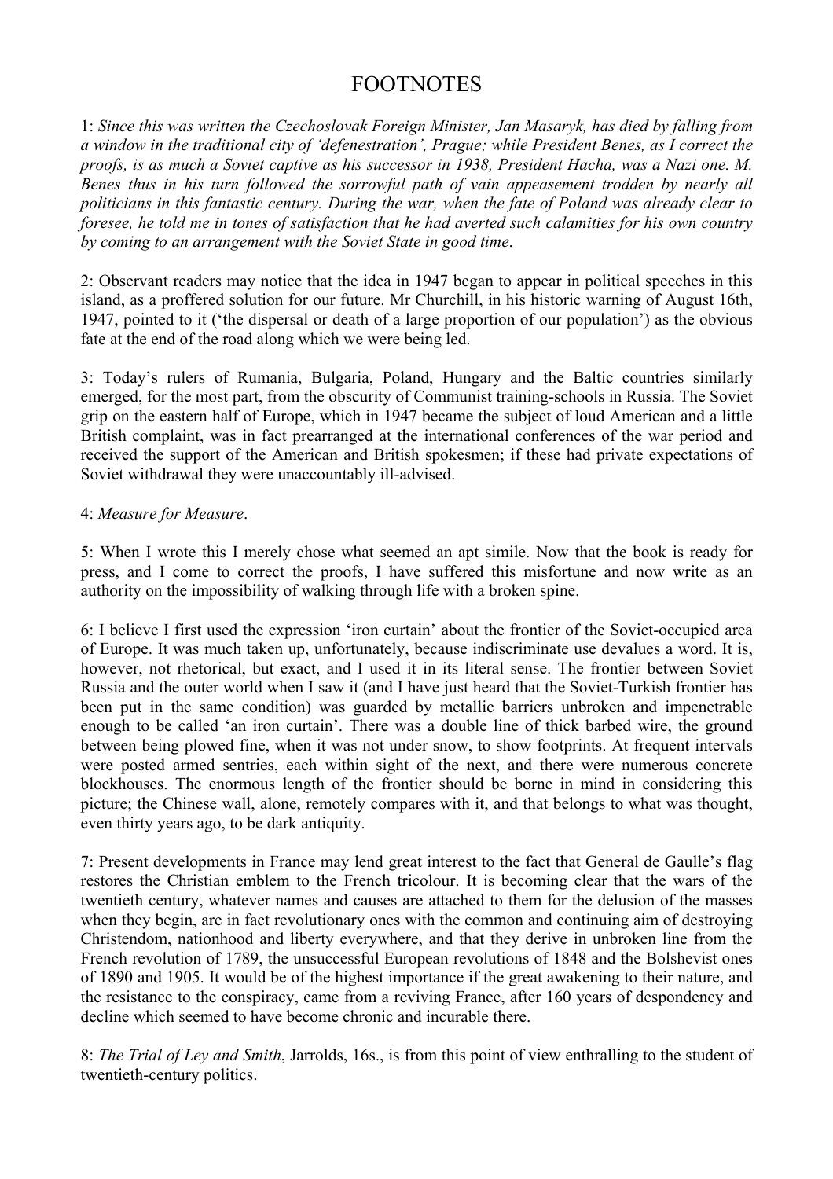# FOOTNOTES

1: *Since this was written the Czechoslovak Foreign Minister, Jan Masaryk, has died by falling from a window in the traditional city of 'defenestration', Prague; while President Benes, as I correct the proofs, is as much a Soviet captive as his successor in 1938, President Hacha, was a Nazi one. M. Benes thus in his turn followed the sorrowful path of vain appeasement trodden by nearly all politicians in this fantastic century. During the war, when the fate of Poland was already clear to foresee, he told me in tones of satisfaction that he had averted such calamities for his own country by coming to an arrangement with the Soviet State in good time*.

2: Observant readers may notice that the idea in 1947 began to appear in political speeches in this island, as a proffered solution for our future. Mr Churchill, in his historic warning of August 16th, 1947, pointed to it ('the dispersal or death of a large proportion of our population') as the obvious fate at the end of the road along which we were being led.

3: Today's rulers of Rumania, Bulgaria, Poland, Hungary and the Baltic countries similarly emerged, for the most part, from the obscurity of Communist training-schools in Russia. The Soviet grip on the eastern half of Europe, which in 1947 became the subject of loud American and a little British complaint, was in fact prearranged at the international conferences of the war period and received the support of the American and British spokesmen; if these had private expectations of Soviet withdrawal they were unaccountably ill-advised.

4: *Measure for Measure*.

5: When I wrote this I merely chose what seemed an apt simile. Now that the book is ready for press, and I come to correct the proofs, I have suffered this misfortune and now write as an authority on the impossibility of walking through life with a broken spine.

6: I believe I first used the expression 'iron curtain' about the frontier of the Soviet-occupied area of Europe. It was much taken up, unfortunately, because indiscriminate use devalues a word. It is, however, not rhetorical, but exact, and I used it in its literal sense. The frontier between Soviet Russia and the outer world when I saw it (and I have just heard that the Soviet-Turkish frontier has been put in the same condition) was guarded by metallic barriers unbroken and impenetrable enough to be called 'an iron curtain'. There was a double line of thick barbed wire, the ground between being plowed fine, when it was not under snow, to show footprints. At frequent intervals were posted armed sentries, each within sight of the next, and there were numerous concrete blockhouses. The enormous length of the frontier should be borne in mind in considering this picture; the Chinese wall, alone, remotely compares with it, and that belongs to what was thought, even thirty years ago, to be dark antiquity.

7: Present developments in France may lend great interest to the fact that General de Gaulle's flag restores the Christian emblem to the French tricolour. It is becoming clear that the wars of the twentieth century, whatever names and causes are attached to them for the delusion of the masses when they begin, are in fact revolutionary ones with the common and continuing aim of destroying Christendom, nationhood and liberty everywhere, and that they derive in unbroken line from the French revolution of 1789, the unsuccessful European revolutions of 1848 and the Bolshevist ones of 1890 and 1905. It would be of the highest importance if the great awakening to their nature, and the resistance to the conspiracy, came from a reviving France, after 160 years of despondency and decline which seemed to have become chronic and incurable there.

8: *The Trial of Ley and Smith*, Jarrolds, 16s., is from this point of view enthralling to the student of twentieth-century politics.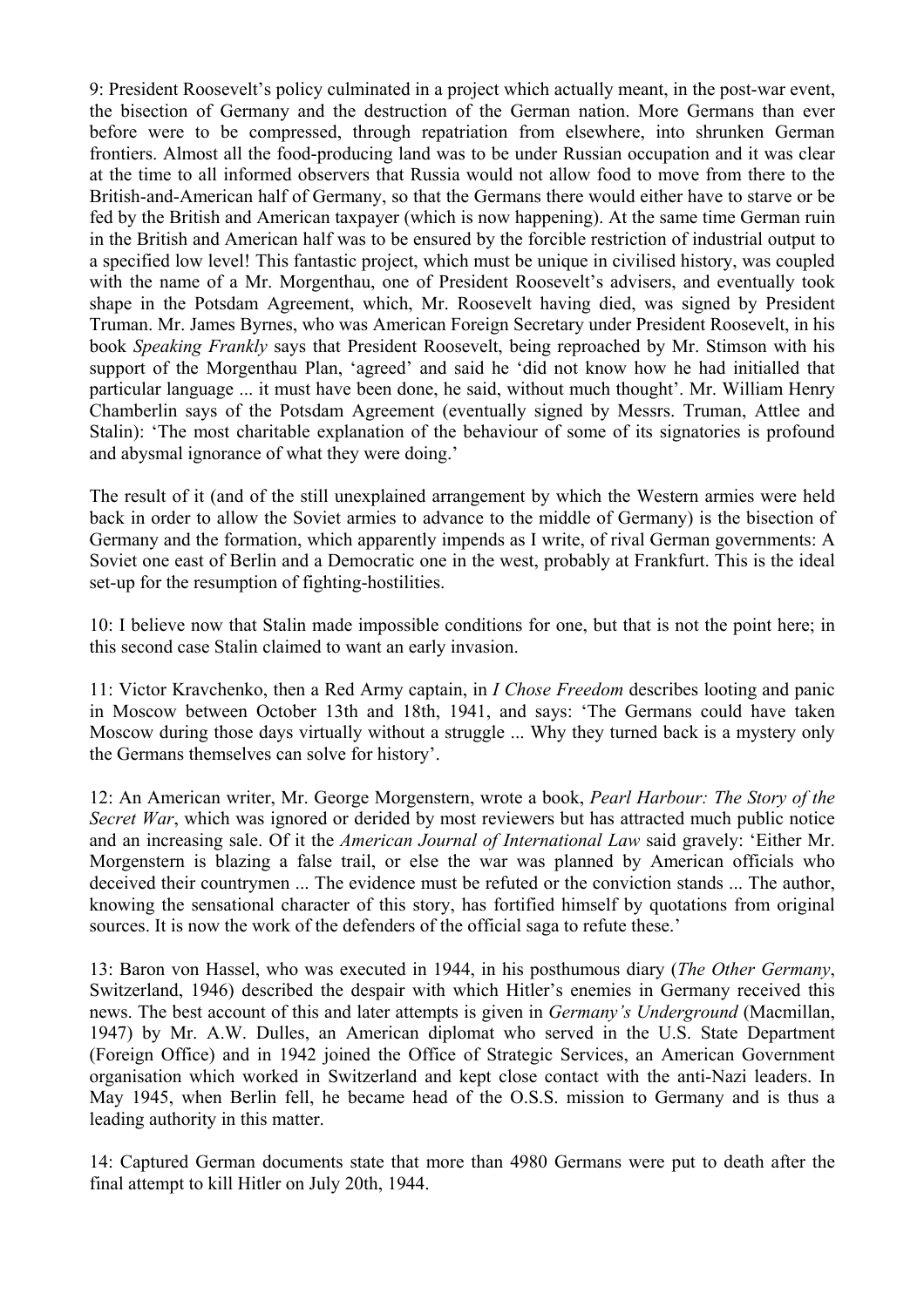9: President Roosevelt's policy culminated in a project which actually meant, in the post-war event, the bisection of Germany and the destruction of the German nation. More Germans than ever before were to be compressed, through repatriation from elsewhere, into shrunken German frontiers. Almost all the food-producing land was to be under Russian occupation and it was clear at the time to all informed observers that Russia would not allow food to move from there to the British-and-American half of Germany, so that the Germans there would either have to starve or be fed by the British and American taxpayer (which is now happening). At the same time German ruin in the British and American half was to be ensured by the forcible restriction of industrial output to a specified low level! This fantastic project, which must be unique in civilised history, was coupled with the name of a Mr. Morgenthau, one of President Roosevelt's advisers, and eventually took shape in the Potsdam Agreement, which, Mr. Roosevelt having died, was signed by President Truman. Mr. James Byrnes, who was American Foreign Secretary under President Roosevelt, in his book *Speaking Frankly* says that President Roosevelt, being reproached by Mr. Stimson with his support of the Morgenthau Plan, 'agreed' and said he 'did not know how he had initialled that particular language ... it must have been done, he said, without much thought'. Mr. William Henry Chamberlin says of the Potsdam Agreement (eventually signed by Messrs. Truman, Attlee and Stalin): 'The most charitable explanation of the behaviour of some of its signatories is profound and abysmal ignorance of what they were doing.'

The result of it (and of the still unexplained arrangement by which the Western armies were held back in order to allow the Soviet armies to advance to the middle of Germany) is the bisection of Germany and the formation, which apparently impends as I write, of rival German governments: A Soviet one east of Berlin and a Democratic one in the west, probably at Frankfurt. This is the ideal set-up for the resumption of fighting-hostilities.

10: I believe now that Stalin made impossible conditions for one, but that is not the point here; in this second case Stalin claimed to want an early invasion.

11: Victor Kravchenko, then a Red Army captain, in *I Chose Freedom* describes looting and panic in Moscow between October 13th and 18th, 1941, and says: 'The Germans could have taken Moscow during those days virtually without a struggle ... Why they turned back is a mystery only the Germans themselves can solve for history'.

12: An American writer, Mr. George Morgenstern, wrote a book, *Pearl Harbour: The Story of the Secret War*, which was ignored or derided by most reviewers but has attracted much public notice and an increasing sale. Of it the *American Journal of International Law* said gravely: 'Either Mr. Morgenstern is blazing a false trail, or else the war was planned by American officials who deceived their countrymen ... The evidence must be refuted or the conviction stands ... The author, knowing the sensational character of this story, has fortified himself by quotations from original sources. It is now the work of the defenders of the official saga to refute these.'

13: Baron von Hassel, who was executed in 1944, in his posthumous diary (*The Other Germany*, Switzerland, 1946) described the despair with which Hitler's enemies in Germany received this news. The best account of this and later attempts is given in *Germany's Underground* (Macmillan, 1947) by Mr. A.W. Dulles, an American diplomat who served in the U.S. State Department (Foreign Office) and in 1942 joined the Office of Strategic Services, an American Government organisation which worked in Switzerland and kept close contact with the anti-Nazi leaders. In May 1945, when Berlin fell, he became head of the O.S.S. mission to Germany and is thus a leading authority in this matter.

14: Captured German documents state that more than 4980 Germans were put to death after the final attempt to kill Hitler on July 20th, 1944.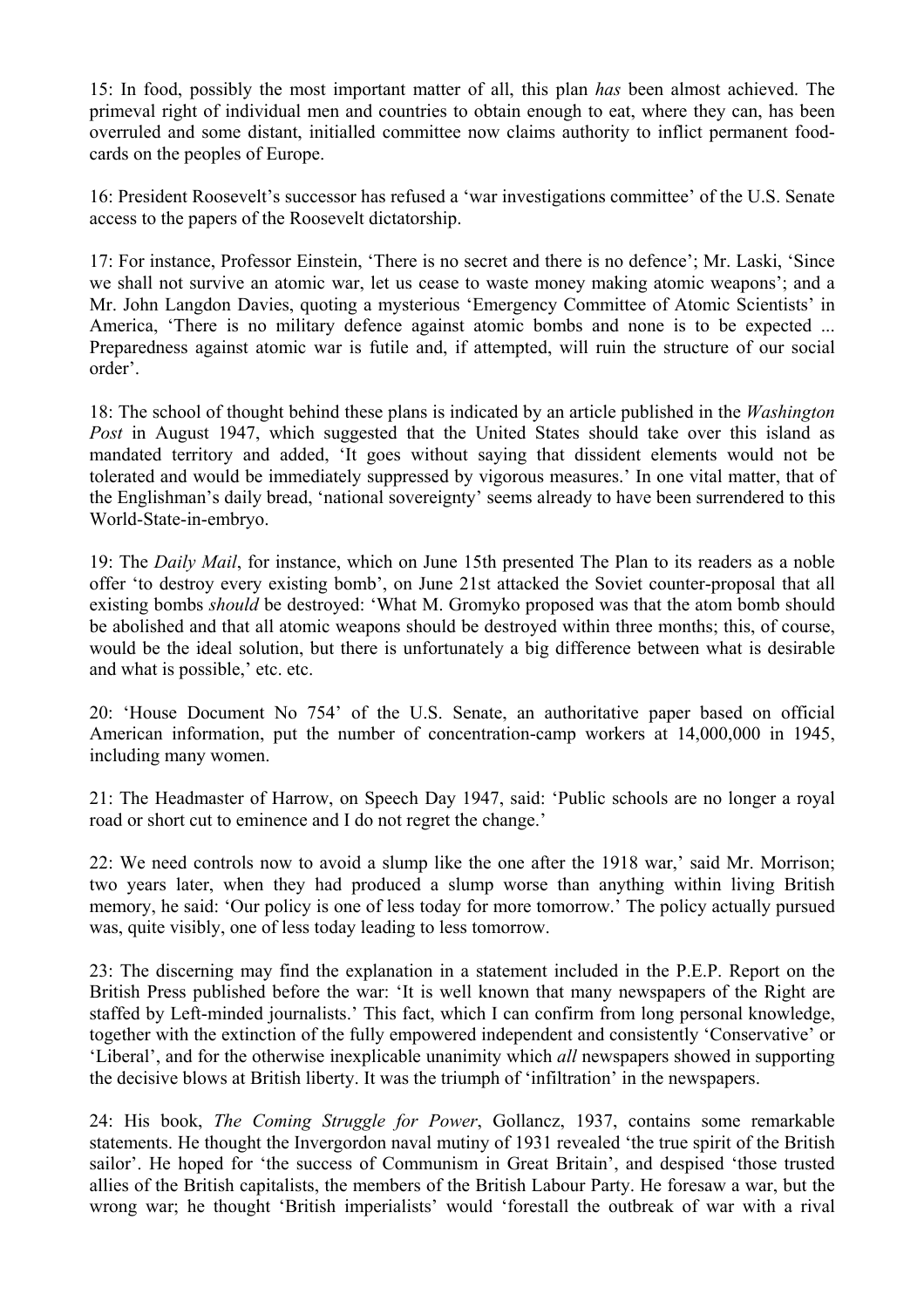15: In food, possibly the most important matter of all, this plan *has* been almost achieved. The primeval right of individual men and countries to obtain enough to eat, where they can, has been overruled and some distant, initialled committee now claims authority to inflict permanent food-cards on the peoples of Europe.

16: President Roosevelt's successor has refused a 'war investigations committee' of the U.S. Senate access to the papers of the Roosevelt dictatorship.

17: For instance, Professor Einstein, 'There is no secret and there is no defence'; Mr. Laski, 'Since we shall not survive an atomic war, let us cease to waste money making atomic weapons'; and a Mr. John Langdon Davies, quoting a mysterious 'Emergency Committee of Atomic Scientists' in America, 'There is no military defence against atomic bombs and none is to be expected ... Preparedness against atomic war is futile and, if attempted, will ruin the structure of our social order'.

18: The school of thought behind these plans is indicated by an article published in the *Washington Post* in August 1947, which suggested that the United States should take over this island as mandated territory and added, 'It goes without saying that dissident elements would not be tolerated and would be immediately suppressed by vigorous measures.' In one vital matter, that of the Englishman's daily bread, 'national sovereignty' seems already to have been surrendered to this World-State-in-embryo.

19: The *Daily Mail*, for instance, which on June 15th presented The Plan to its readers as a noble offer 'to destroy every existing bomb', on June 21st attacked the Soviet counter-proposal that all existing bombs *should* be destroyed: 'What M. Gromyko proposed was that the atom bomb should be abolished and that all atomic weapons should be destroyed within three months; this, of course, would be the ideal solution, but there is unfortunately a big difference between what is desirable and what is possible,' etc. etc.

20: 'House Document No 754' of the U.S. Senate, an authoritative paper based on official American information, put the number of concentration-camp workers at 14,000,000 in 1945, including many women.

21: The Headmaster of Harrow, on Speech Day 1947, said: 'Public schools are no longer a royal road or short cut to eminence and I do not regret the change.'

22: We need controls now to avoid a slump like the one after the 1918 war,' said Mr. Morrison; two years later, when they had produced a slump worse than anything within living British memory, he said: 'Our policy is one of less today for more tomorrow.' The policy actually pursued was, quite visibly, one of less today leading to less tomorrow.

23: The discerning may find the explanation in a statement included in the P.E.P. Report on the British Press published before the war: 'It is well known that many newspapers of the Right are staffed by Left-minded journalists.' This fact, which I can confirm from long personal knowledge, together with the extinction of the fully empowered independent and consistently 'Conservative' or 'Liberal', and for the otherwise inexplicable unanimity which *all* newspapers showed in supporting the decisive blows at British liberty. It was the triumph of 'infiltration' in the newspapers.

24: His book, *The Coming Struggle for Power*, Gollancz, 1937, contains some remarkable statements. He thought the Invergordon naval mutiny of 1931 revealed 'the true spirit of the British sailor'. He hoped for 'the success of Communism in Great Britain', and despised 'those trusted allies of the British capitalists, the members of the British Labour Party. He foresaw a war, but the wrong war; he thought 'British imperialists' would 'forestall the outbreak of war with a rival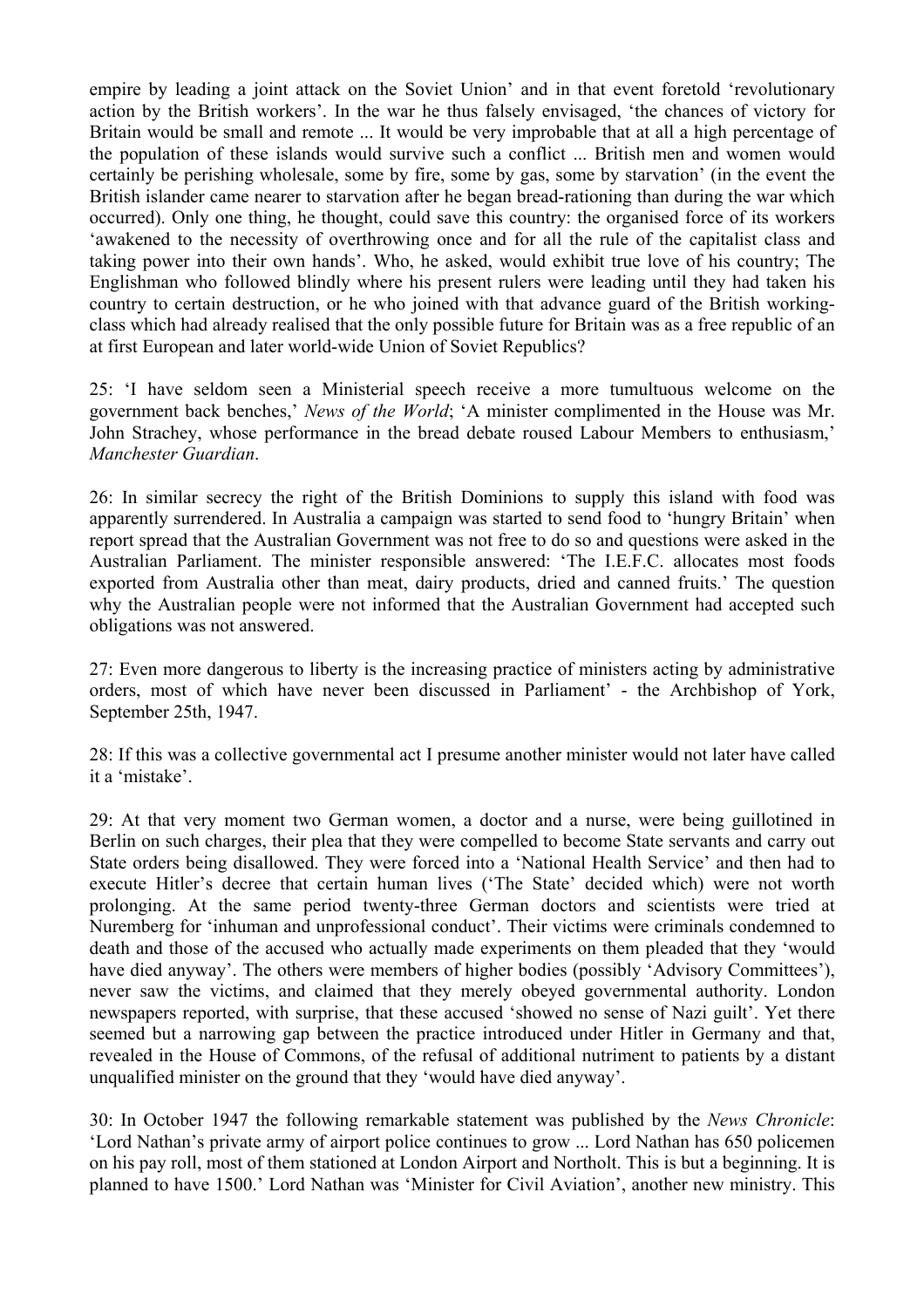empire by leading a joint attack on the Soviet Union' and in that event foretold 'revolutionary action by the British workers'. In the war he thus falsely envisaged, 'the chances of victory for Britain would be small and remote ... It would be very improbable that at all a high percentage of the population of these islands would survive such a conflict ... British men and women would certainly be perishing wholesale, some by fire, some by gas, some by starvation' (in the event the British islander came nearer to starvation after he began bread-rationing than during the war which occurred). Only one thing, he thought, could save this country: the organised force of its workers 'awakened to the necessity of overthrowing once and for all the rule of the capitalist class and taking power into their own hands'. Who, he asked, would exhibit true love of his country; The Englishman who followed blindly where his present rulers were leading until they had taken his country to certain destruction, or he who joined with that advance guard of the British working-class which had already realised that the only possible future for Britain was as a free republic of an at first European and later world-wide Union of Soviet Republics?

25: 'I have seldom seen a Ministerial speech receive a more tumultuous welcome on the government back benches,' *News of the World*; 'A minister complimented in the House was Mr. John Strachey, whose performance in the bread debate roused Labour Members to enthusiasm,' *Manchester Guardian*.

26: In similar secrecy the right of the British Dominions to supply this island with food was apparently surrendered. In Australia a campaign was started to send food to 'hungry Britain' when report spread that the Australian Government was not free to do so and questions were asked in the Australian Parliament. The minister responsible answered: 'The I.E.F.C. allocates most foods exported from Australia other than meat, dairy products, dried and canned fruits.' The question why the Australian people were not informed that the Australian Government had accepted such obligations was not answered.

27: Even more dangerous to liberty is the increasing practice of ministers acting by administrative orders, most of which have never been discussed in Parliament' - the Archbishop of York, September 25th, 1947.

28: If this was a collective governmental act I presume another minister would not later have called it a 'mistake'.

29: At that very moment two German women, a doctor and a nurse, were being guillotined in Berlin on such charges, their plea that they were compelled to become State servants and carry out State orders being disallowed. They were forced into a 'National Health Service' and then had to execute Hitler's decree that certain human lives ('The State' decided which) were not worth prolonging. At the same period twenty-three German doctors and scientists were tried at Nuremberg for 'inhuman and unprofessional conduct'. Their victims were criminals condemned to death and those of the accused who actually made experiments on them pleaded that they 'would have died anyway'. The others were members of higher bodies (possibly 'Advisory Committees'), never saw the victims, and claimed that they merely obeyed governmental authority. London newspapers reported, with surprise, that these accused 'showed no sense of Nazi guilt'. Yet there seemed but a narrowing gap between the practice introduced under Hitler in Germany and that, revealed in the House of Commons, of the refusal of additional nutriment to patients by a distant unqualified minister on the ground that they 'would have died anyway'.

30: In October 1947 the following remarkable statement was published by the *News Chronicle*: 'Lord Nathan's private army of airport police continues to grow ... Lord Nathan has 650 policemen on his pay roll, most of them stationed at London Airport and Northolt. This is but a beginning. It is planned to have 1500.' Lord Nathan was 'Minister for Civil Aviation', another new ministry. This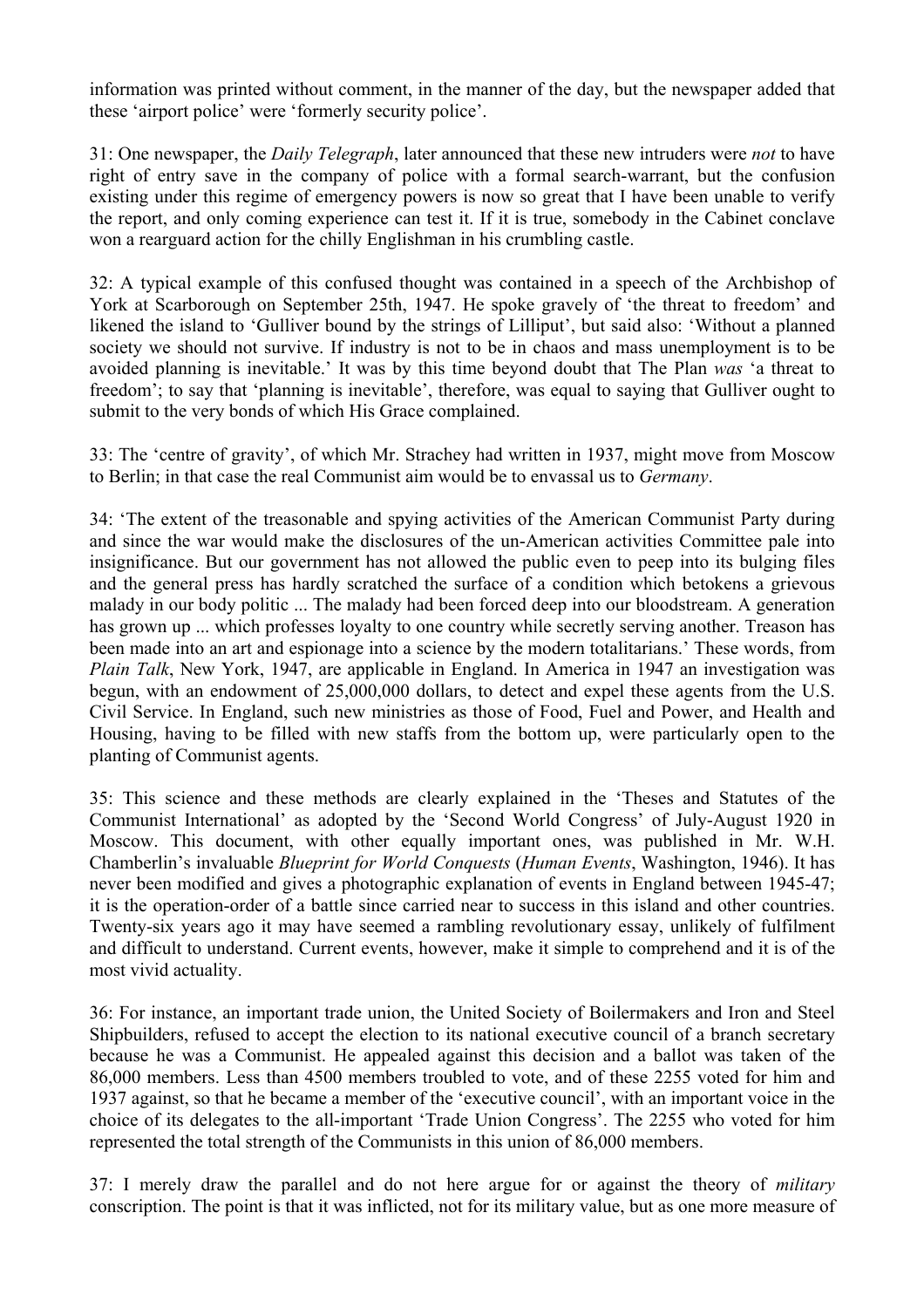information was printed without comment, in the manner of the day, but the newspaper added that these 'airport police' were 'formerly security police'.

31: One newspaper, the *Daily Telegraph*, later announced that these new intruders were *not* to have right of entry save in the company of police with a formal search-warrant, but the confusion existing under this regime of emergency powers is now so great that I have been unable to verify the report, and only coming experience can test it. If it is true, somebody in the Cabinet conclave won a rearguard action for the chilly Englishman in his crumbling castle.

32: A typical example of this confused thought was contained in a speech of the Archbishop of York at Scarborough on September 25th, 1947. He spoke gravely of 'the threat to freedom' and likened the island to 'Gulliver bound by the strings of Lilliput', but said also: 'Without a planned society we should not survive. If industry is not to be in chaos and mass unemployment is to be avoided planning is inevitable.' It was by this time beyond doubt that The Plan *was* 'a threat to freedom'; to say that 'planning is inevitable', therefore, was equal to saying that Gulliver ought to submit to the very bonds of which His Grace complained.

33: The 'centre of gravity', of which Mr. Strachey had written in 1937, might move from Moscow to Berlin; in that case the real Communist aim would be to envassal us to *Germany*.

34: 'The extent of the treasonable and spying activities of the American Communist Party during and since the war would make the disclosures of the un-American activities Committee pale into insignificance. But our government has not allowed the public even to peep into its bulging files and the general press has hardly scratched the surface of a condition which betokens a grievous malady in our body politic ... The malady had been forced deep into our bloodstream. A generation has grown up ... which professes loyalty to one country while secretly serving another. Treason has been made into an art and espionage into a science by the modern totalitarians.' These words, from *Plain Talk*, New York, 1947, are applicable in England. In America in 1947 an investigation was begun, with an endowment of 25,000,000 dollars, to detect and expel these agents from the U.S. Civil Service. In England, such new ministries as those of Food, Fuel and Power, and Health and Housing, having to be filled with new staffs from the bottom up, were particularly open to the planting of Communist agents.

35: This science and these methods are clearly explained in the 'Theses and Statutes of the Communist International' as adopted by the 'Second World Congress' of July-August 1920 in Moscow. This document, with other equally important ones, was published in Mr. W.H. Chamberlin's invaluable *Blueprint for World Conquests* (*Human Events*, Washington, 1946). It has never been modified and gives a photographic explanation of events in England between 1945-47; it is the operation-order of a battle since carried near to success in this island and other countries. Twenty-six years ago it may have seemed a rambling revolutionary essay, unlikely of fulfilment and difficult to understand. Current events, however, make it simple to comprehend and it is of the most vivid actuality.

36: For instance, an important trade union, the United Society of Boilermakers and Iron and Steel Shipbuilders, refused to accept the election to its national executive council of a branch secretary because he was a Communist. He appealed against this decision and a ballot was taken of the 86,000 members. Less than 4500 members troubled to vote, and of these 2255 voted for him and 1937 against, so that he became a member of the 'executive council', with an important voice in the choice of its delegates to the all-important 'Trade Union Congress'. The 2255 who voted for him represented the total strength of the Communists in this union of 86,000 members.

37: I merely draw the parallel and do not here argue for or against the theory of *military* conscription. The point is that it was inflicted, not for its military value, but as one more measure of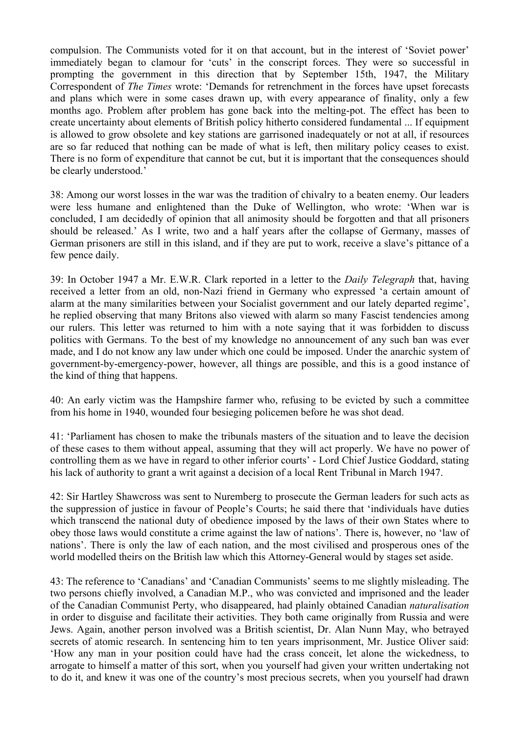compulsion. The Communists voted for it on that account, but in the interest of 'Soviet power' immediately began to clamour for 'cuts' in the conscript forces. They were so successful in prompting the government in this direction that by September 15th, 1947, the Military Correspondent of *The Times* wrote: 'Demands for retrenchment in the forces have upset forecasts and plans which were in some cases drawn up, with every appearance of finality, only a few months ago. Problem after problem has gone back into the melting-pot. The effect has been to create uncertainty about elements of British policy hitherto considered fundamental ... If equipment is allowed to grow obsolete and key stations are garrisoned inadequately or not at all, if resources are so far reduced that nothing can be made of what is left, then military policy ceases to exist. There is no form of expenditure that cannot be cut, but it is important that the consequences should be clearly understood.'

38: Among our worst losses in the war was the tradition of chivalry to a beaten enemy. Our leaders were less humane and enlightened than the Duke of Wellington, who wrote: 'When war is concluded, I am decidedly of opinion that all animosity should be forgotten and that all prisoners should be released.' As I write, two and a half years after the collapse of Germany, masses of German prisoners are still in this island, and if they are put to work, receive a slave's pittance of a few pence daily.

39: In October 1947 a Mr. E.W.R. Clark reported in a letter to the *Daily Telegraph* that, having received a letter from an old, non-Nazi friend in Germany who expressed 'a certain amount of alarm at the many similarities between your Socialist government and our lately departed regime', he replied observing that many Britons also viewed with alarm so many Fascist tendencies among our rulers. This letter was returned to him with a note saying that it was forbidden to discuss politics with Germans. To the best of my knowledge no announcement of any such ban was ever made, and I do not know any law under which one could be imposed. Under the anarchic system of government-by-emergency-power, however, all things are possible, and this is a good instance of the kind of thing that happens.

40: An early victim was the Hampshire farmer who, refusing to be evicted by such a committee from his home in 1940, wounded four besieging policemen before he was shot dead.

41: 'Parliament has chosen to make the tribunals masters of the situation and to leave the decision of these cases to them without appeal, assuming that they will act properly. We have no power of controlling them as we have in regard to other inferior courts' - Lord Chief Justice Goddard, stating his lack of authority to grant a writ against a decision of a local Rent Tribunal in March 1947.

42: Sir Hartley Shawcross was sent to Nuremberg to prosecute the German leaders for such acts as the suppression of justice in favour of People's Courts; he said there that 'individuals have duties which transcend the national duty of obedience imposed by the laws of their own States where to obey those laws would constitute a crime against the law of nations'. There is, however, no 'law of nations'. There is only the law of each nation, and the most civilised and prosperous ones of the world modelled theirs on the British law which this Attorney-General would by stages set aside.

43: The reference to 'Canadians' and 'Canadian Communists' seems to me slightly misleading. The two persons chiefly involved, a Canadian M.P., who was convicted and imprisoned and the leader of the Canadian Communist Perty, who disappeared, had plainly obtained Canadian *naturalisation* in order to disguise and facilitate their activities. They both came originally from Russia and were Jews. Again, another person involved was a British scientist, Dr. Alan Nunn May, who betrayed secrets of atomic research. In sentencing him to ten years imprisonment, Mr. Justice Oliver said: 'How any man in your position could have had the crass conceit, let alone the wickedness, to arrogate to himself a matter of this sort, when you yourself had given your written undertaking not to do it, and knew it was one of the country's most precious secrets, when you yourself had drawn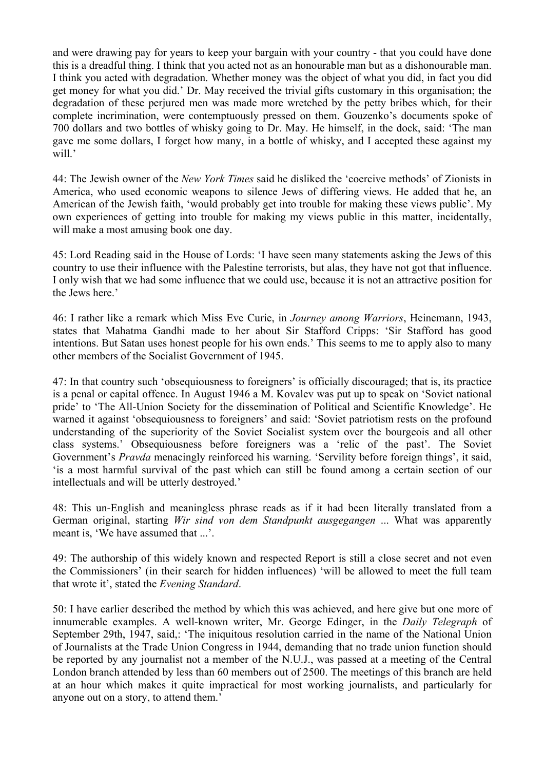and were drawing pay for years to keep your bargain with your country - that you could have done this is a dreadful thing. I think that you acted not as an honourable man but as a dishonourable man. I think you acted with degradation. Whether money was the object of what you did, in fact you did get money for what you did.' Dr. May received the trivial gifts customary in this organisation; the degradation of these perjured men was made more wretched by the petty bribes which, for their complete incrimination, were contemptuously pressed on them. Gouzenko's documents spoke of 700 dollars and two bottles of whisky going to Dr. May. He himself, in the dock, said: 'The man gave me some dollars, I forget how many, in a bottle of whisky, and I accepted these against my will.'

44: The Jewish owner of the *New York Times* said he disliked the 'coercive methods' of Zionists in America, who used economic weapons to silence Jews of differing views. He added that he, an American of the Jewish faith, 'would probably get into trouble for making these views public'. My own experiences of getting into trouble for making my views public in this matter, incidentally, will make a most amusing book one day.

45: Lord Reading said in the House of Lords: 'I have seen many statements asking the Jews of this country to use their influence with the Palestine terrorists, but alas, they have not got that influence. I only wish that we had some influence that we could use, because it is not an attractive position for the Jews here.'

46: I rather like a remark which Miss Eve Curie, in *Journey among Warriors*, Heinemann, 1943, states that Mahatma Gandhi made to her about Sir Stafford Cripps: 'Sir Stafford has good intentions. But Satan uses honest people for his own ends.' This seems to me to apply also to many other members of the Socialist Government of 1945.

47: In that country such 'obsequiousness to foreigners' is officially discouraged; that is, its practice is a penal or capital offence. In August 1946 a M. Kovalev was put up to speak on 'Soviet national pride' to 'The All-Union Society for the dissemination of Political and Scientific Knowledge'. He warned it against 'obsequiousness to foreigners' and said: 'Soviet patriotism rests on the profound understanding of the superiority of the Soviet Socialist system over the bourgeois and all other class systems.' Obsequiousness before foreigners was a 'relic of the past'. The Soviet Government's *Pravda* menacingly reinforced his warning. 'Servility before foreign things', it said, 'is a most harmful survival of the past which can still be found among a certain section of our intellectuals and will be utterly destroyed.'

48: This un-English and meaningless phrase reads as if it had been literally translated from a German original, starting *Wir sind von dem Standpunkt ausgegangen* ... What was apparently meant is, 'We have assumed that ...'.

49: The authorship of this widely known and respected Report is still a close secret and not even the Commissioners' (in their search for hidden influences) 'will be allowed to meet the full team that wrote it', stated the *Evening Standard*.

50: I have earlier described the method by which this was achieved, and here give but one more of innumerable examples. A well-known writer, Mr. George Edinger, in the *Daily Telegraph* of September 29th, 1947, said,: 'The iniquitous resolution carried in the name of the National Union of Journalists at the Trade Union Congress in 1944, demanding that no trade union function should be reported by any journalist not a member of the N.U.J., was passed at a meeting of the Central London branch attended by less than 60 members out of 2500. The meetings of this branch are held at an hour which makes it quite impractical for most working journalists, and particularly for anyone out on a story, to attend them.'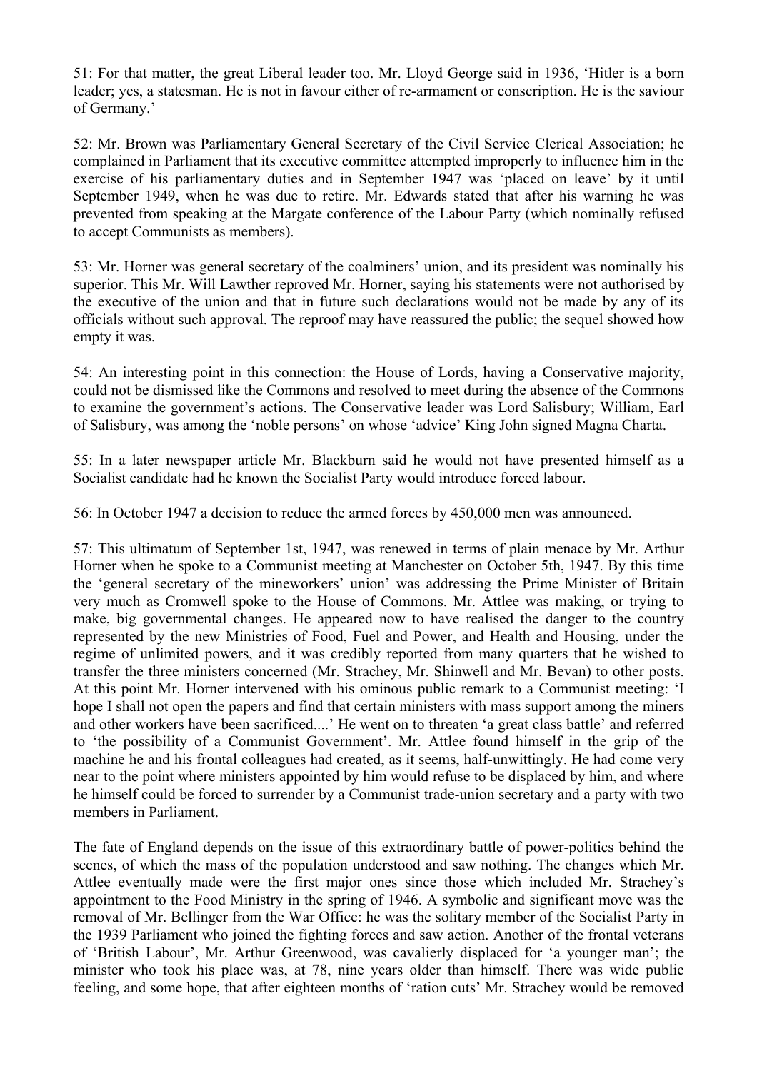51: For that matter, the great Liberal leader too. Mr. Lloyd George said in 1936, 'Hitler is a born leader; yes, a statesman. He is not in favour either of re-armament or conscription. He is the saviour of Germany.'

52: Mr. Brown was Parliamentary General Secretary of the Civil Service Clerical Association; he complained in Parliament that its executive committee attempted improperly to influence him in the exercise of his parliamentary duties and in September 1947 was 'placed on leave' by it until September 1949, when he was due to retire. Mr. Edwards stated that after his warning he was prevented from speaking at the Margate conference of the Labour Party (which nominally refused to accept Communists as members).

53: Mr. Horner was general secretary of the coalminers' union, and its president was nominally his superior. This Mr. Will Lawther reproved Mr. Horner, saying his statements were not authorised by the executive of the union and that in future such declarations would not be made by any of its officials without such approval. The reproof may have reassured the public; the sequel showed how empty it was.

54: An interesting point in this connection: the House of Lords, having a Conservative majority, could not be dismissed like the Commons and resolved to meet during the absence of the Commons to examine the government's actions. The Conservative leader was Lord Salisbury; William, Earl of Salisbury, was among the 'noble persons' on whose 'advice' King John signed Magna Charta.

55: In a later newspaper article Mr. Blackburn said he would not have presented himself as a Socialist candidate had he known the Socialist Party would introduce forced labour.

56: In October 1947 a decision to reduce the armed forces by 450,000 men was announced.

57: This ultimatum of September 1st, 1947, was renewed in terms of plain menace by Mr. Arthur Horner when he spoke to a Communist meeting at Manchester on October 5th, 1947. By this time the 'general secretary of the mineworkers' union' was addressing the Prime Minister of Britain very much as Cromwell spoke to the House of Commons. Mr. Attlee was making, or trying to make, big governmental changes. He appeared now to have realised the danger to the country represented by the new Ministries of Food, Fuel and Power, and Health and Housing, under the regime of unlimited powers, and it was credibly reported from many quarters that he wished to transfer the three ministers concerned (Mr. Strachey, Mr. Shinwell and Mr. Bevan) to other posts. At this point Mr. Horner intervened with his ominous public remark to a Communist meeting: 'I hope I shall not open the papers and find that certain ministers with mass support among the miners and other workers have been sacrificed....' He went on to threaten 'a great class battle' and referred to 'the possibility of a Communist Government'. Mr. Attlee found himself in the grip of the machine he and his frontal colleagues had created, as it seems, half-unwittingly. He had come very near to the point where ministers appointed by him would refuse to be displaced by him, and where he himself could be forced to surrender by a Communist trade-union secretary and a party with two members in Parliament.

The fate of England depends on the issue of this extraordinary battle of power-politics behind the scenes, of which the mass of the population understood and saw nothing. The changes which Mr. Attlee eventually made were the first major ones since those which included Mr. Strachey's appointment to the Food Ministry in the spring of 1946. A symbolic and significant move was the removal of Mr. Bellinger from the War Office: he was the solitary member of the Socialist Party in the 1939 Parliament who joined the fighting forces and saw action. Another of the frontal veterans of 'British Labour', Mr. Arthur Greenwood, was cavalierly displaced for 'a younger man'; the minister who took his place was, at 78, nine years older than himself. There was wide public feeling, and some hope, that after eighteen months of 'ration cuts' Mr. Strachey would be removed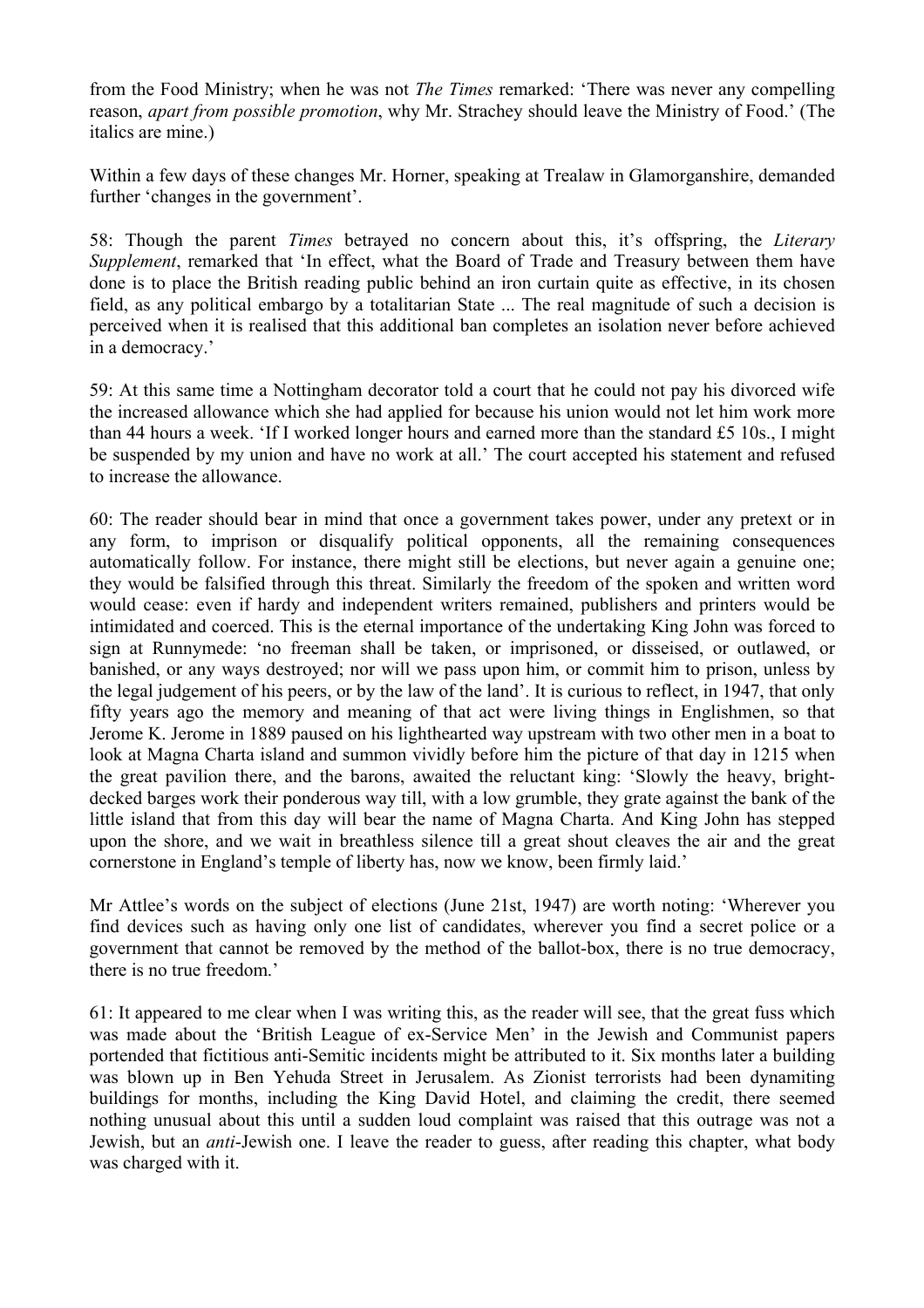from the Food Ministry; when he was not *The Times* remarked: 'There was never any compelling reason, *apart from possible promotion*, why Mr. Strachey should leave the Ministry of Food.' (The italics are mine.)

Within a few days of these changes Mr. Horner, speaking at Trealaw in Glamorganshire, demanded further 'changes in the government'.

58: Though the parent *Times* betrayed no concern about this, it's offspring, the *Literary Supplement*, remarked that 'In effect, what the Board of Trade and Treasury between them have done is to place the British reading public behind an iron curtain quite as effective, in its chosen field, as any political embargo by a totalitarian State ... The real magnitude of such a decision is perceived when it is realised that this additional ban completes an isolation never before achieved in a democracy.'

59: At this same time a Nottingham decorator told a court that he could not pay his divorced wife the increased allowance which she had applied for because his union would not let him work more than 44 hours a week. 'If I worked longer hours and earned more than the standard £5 10s., I might be suspended by my union and have no work at all.' The court accepted his statement and refused to increase the allowance.

60: The reader should bear in mind that once a government takes power, under any pretext or in any form, to imprison or disqualify political opponents, all the remaining consequences automatically follow. For instance, there might still be elections, but never again a genuine one; they would be falsified through this threat. Similarly the freedom of the spoken and written word would cease: even if hardy and independent writers remained, publishers and printers would be intimidated and coerced. This is the eternal importance of the undertaking King John was forced to sign at Runnymede: 'no freeman shall be taken, or imprisoned, or disseised, or outlawed, or banished, or any ways destroyed; nor will we pass upon him, or commit him to prison, unless by the legal judgement of his peers, or by the law of the land'. It is curious to reflect, in 1947, that only fifty years ago the memory and meaning of that act were living things in Englishmen, so that Jerome K. Jerome in 1889 paused on his lighthearted way upstream with two other men in a boat to look at Magna Charta island and summon vividly before him the picture of that day in 1215 when the great pavilion there, and the barons, awaited the reluctant king: 'Slowly the heavy, bright-decked barges work their ponderous way till, with a low grumble, they grate against the bank of the little island that from this day will bear the name of Magna Charta. And King John has stepped upon the shore, and we wait in breathless silence till a great shout cleaves the air and the great cornerstone in England's temple of liberty has, now we know, been firmly laid.'

Mr Attlee's words on the subject of elections (June 21st, 1947) are worth noting: 'Wherever you find devices such as having only one list of candidates, wherever you find a secret police or a government that cannot be removed by the method of the ballot-box, there is no true democracy, there is no true freedom.'

61: It appeared to me clear when I was writing this, as the reader will see, that the great fuss which was made about the 'British League of ex-Service Men' in the Jewish and Communist papers portended that fictitious anti-Semitic incidents might be attributed to it. Six months later a building was blown up in Ben Yehuda Street in Jerusalem. As Zionist terrorists had been dynamiting buildings for months, including the King David Hotel, and claiming the credit, there seemed nothing unusual about this until a sudden loud complaint was raised that this outrage was not a Jewish, but an *anti*-Jewish one. I leave the reader to guess, after reading this chapter, what body was charged with it.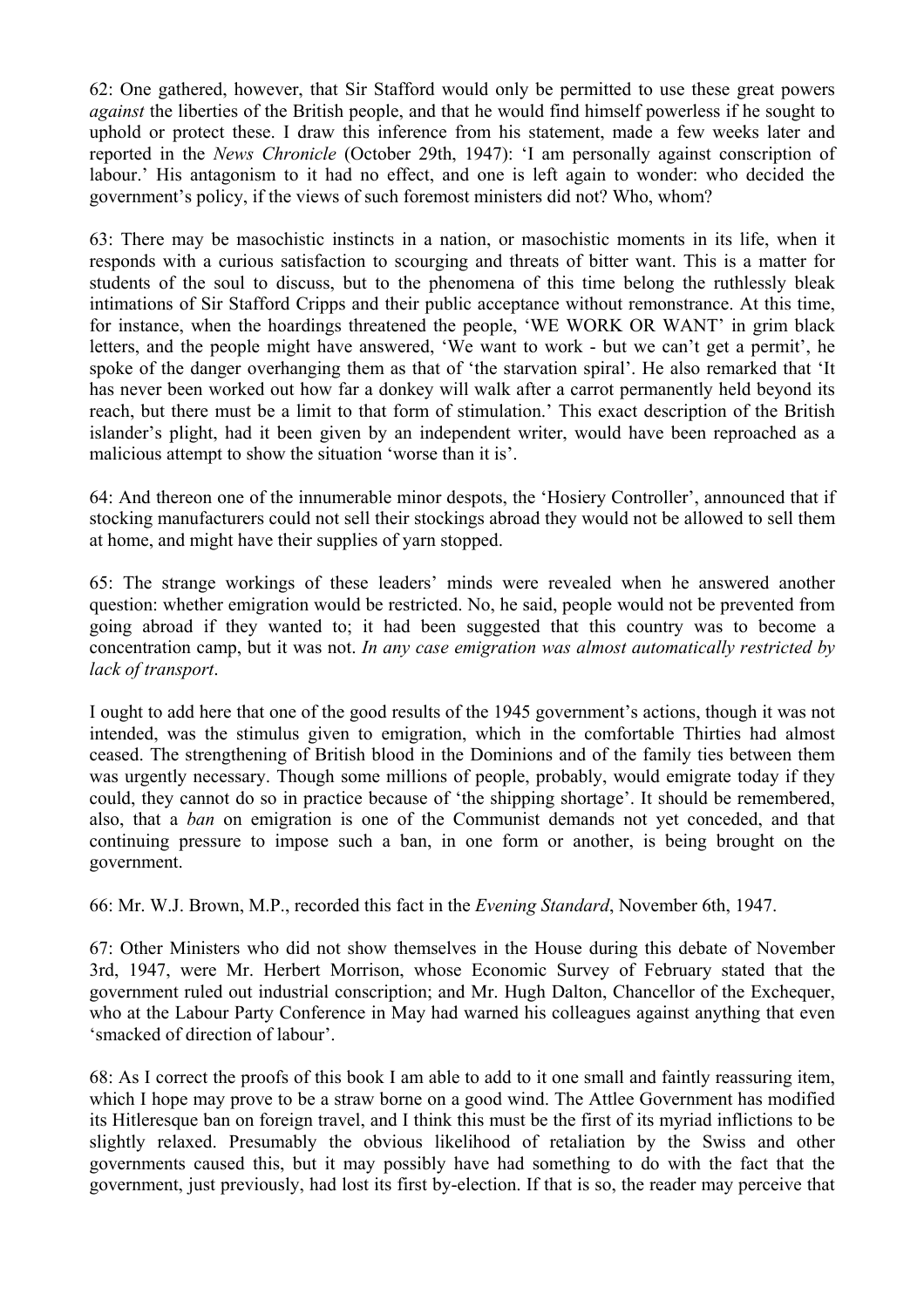62: One gathered, however, that Sir Stafford would only be permitted to use these great powers *against* the liberties of the British people, and that he would find himself powerless if he sought to uphold or protect these. I draw this inference from his statement, made a few weeks later and reported in the *News Chronicle* (October 29th, 1947): 'I am personally against conscription of labour.' His antagonism to it had no effect, and one is left again to wonder: who decided the government's policy, if the views of such foremost ministers did not? Who, whom?

63: There may be masochistic instincts in a nation, or masochistic moments in its life, when it responds with a curious satisfaction to scourging and threats of bitter want. This is a matter for students of the soul to discuss, but to the phenomena of this time belong the ruthlessly bleak intimations of Sir Stafford Cripps and their public acceptance without remonstrance. At this time, for instance, when the hoardings threatened the people, 'WE WORK OR WANT' in grim black letters, and the people might have answered, 'We want to work - but we can't get a permit', he spoke of the danger overhanging them as that of 'the starvation spiral'. He also remarked that 'It has never been worked out how far a donkey will walk after a carrot permanently held beyond its reach, but there must be a limit to that form of stimulation.' This exact description of the British islander's plight, had it been given by an independent writer, would have been reproached as a malicious attempt to show the situation 'worse than it is'.

64: And thereon one of the innumerable minor despots, the 'Hosiery Controller', announced that if stocking manufacturers could not sell their stockings abroad they would not be allowed to sell them at home, and might have their supplies of yarn stopped.

65: The strange workings of these leaders' minds were revealed when he answered another question: whether emigration would be restricted. No, he said, people would not be prevented from going abroad if they wanted to; it had been suggested that this country was to become a concentration camp, but it was not. *In any case emigration was almost automatically restricted by lack of transport*.

I ought to add here that one of the good results of the 1945 government's actions, though it was not intended, was the stimulus given to emigration, which in the comfortable Thirties had almost ceased. The strengthening of British blood in the Dominions and of the family ties between them was urgently necessary. Though some millions of people, probably, would emigrate today if they could, they cannot do so in practice because of 'the shipping shortage'. It should be remembered, also, that a *ban* on emigration is one of the Communist demands not yet conceded, and that continuing pressure to impose such a ban, in one form or another, is being brought on the government.

66: Mr. W.J. Brown, M.P., recorded this fact in the *Evening Standard*, November 6th, 1947.

67: Other Ministers who did not show themselves in the House during this debate of November 3rd, 1947, were Mr. Herbert Morrison, whose Economic Survey of February stated that the government ruled out industrial conscription; and Mr. Hugh Dalton, Chancellor of the Exchequer, who at the Labour Party Conference in May had warned his colleagues against anything that even 'smacked of direction of labour'.

68: As I correct the proofs of this book I am able to add to it one small and faintly reassuring item, which I hope may prove to be a straw borne on a good wind. The Attlee Government has modified its Hitleresque ban on foreign travel, and I think this must be the first of its myriad inflictions to be slightly relaxed. Presumably the obvious likelihood of retaliation by the Swiss and other governments caused this, but it may possibly have had something to do with the fact that the government, just previously, had lost its first by-election. If that is so, the reader may perceive that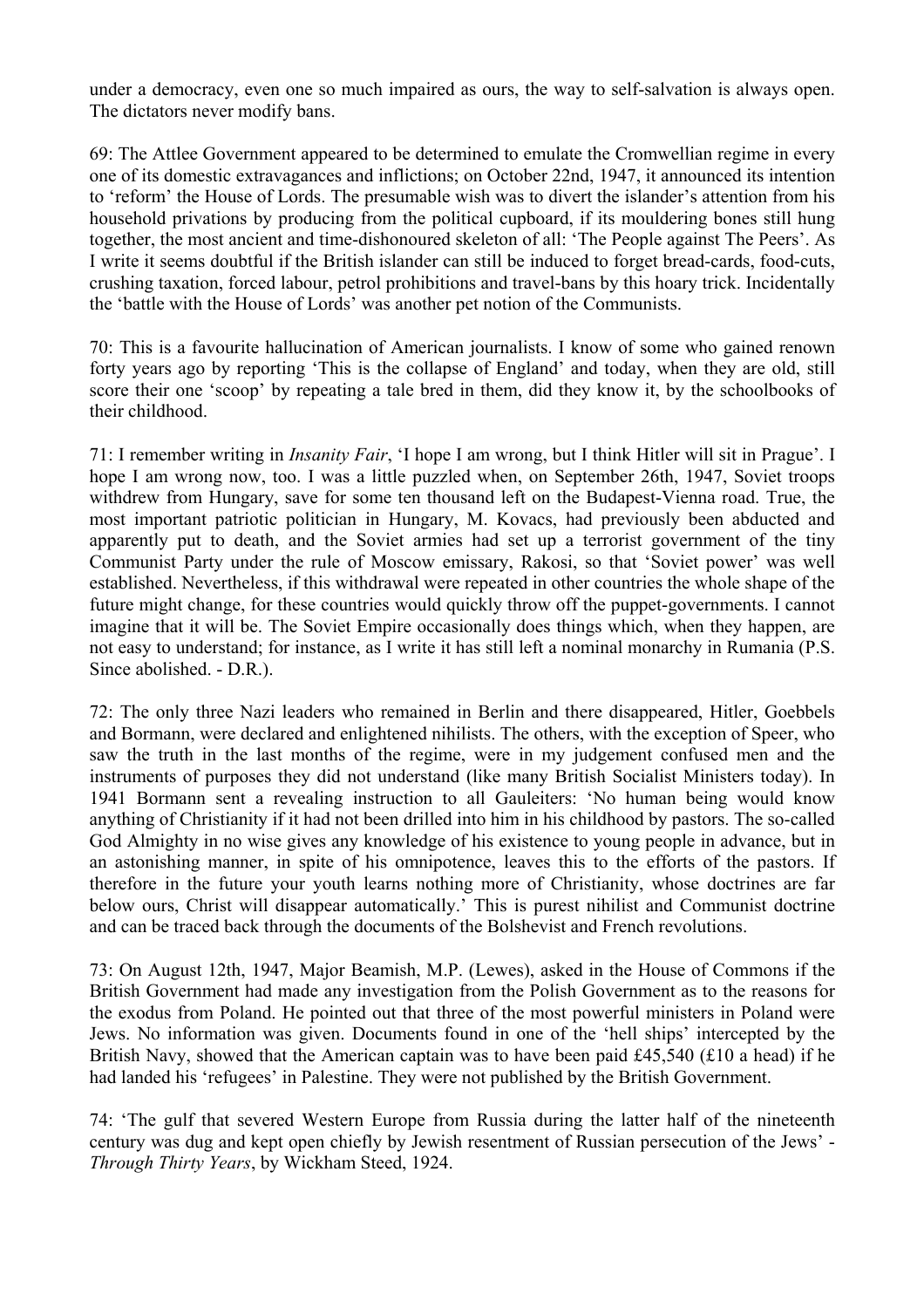under a democracy, even one so much impaired as ours, the way to self-salvation is always open. The dictators never modify bans.

69: The Attlee Government appeared to be determined to emulate the Cromwellian regime in every one of its domestic extravagances and inflictions; on October 22nd, 1947, it announced its intention to 'reform' the House of Lords. The presumable wish was to divert the islander's attention from his household privations by producing from the political cupboard, if its mouldering bones still hung together, the most ancient and time-dishonoured skeleton of all: 'The People against The Peers'. As I write it seems doubtful if the British islander can still be induced to forget bread-cards, food-cuts, crushing taxation, forced labour, petrol prohibitions and travel-bans by this hoary trick. Incidentally the 'battle with the House of Lords' was another pet notion of the Communists.

70: This is a favourite hallucination of American journalists. I know of some who gained renown forty years ago by reporting 'This is the collapse of England' and today, when they are old, still score their one 'scoop' by repeating a tale bred in them, did they know it, by the schoolbooks of their childhood.

71: I remember writing in *Insanity Fair*, 'I hope I am wrong, but I think Hitler will sit in Prague'. I hope I am wrong now, too. I was a little puzzled when, on September 26th, 1947, Soviet troops withdrew from Hungary, save for some ten thousand left on the Budapest-Vienna road. True, the most important patriotic politician in Hungary, M. Kovacs, had previously been abducted and apparently put to death, and the Soviet armies had set up a terrorist government of the tiny Communist Party under the rule of Moscow emissary, Rakosi, so that 'Soviet power' was well established. Nevertheless, if this withdrawal were repeated in other countries the whole shape of the future might change, for these countries would quickly throw off the puppet-governments. I cannot imagine that it will be. The Soviet Empire occasionally does things which, when they happen, are not easy to understand; for instance, as I write it has still left a nominal monarchy in Rumania (P.S. Since abolished. - D.R.).

72: The only three Nazi leaders who remained in Berlin and there disappeared, Hitler, Goebbels and Bormann, were declared and enlightened nihilists. The others, with the exception of Speer, who saw the truth in the last months of the regime, were in my judgement confused men and the instruments of purposes they did not understand (like many British Socialist Ministers today). In 1941 Bormann sent a revealing instruction to all Gauleiters: 'No human being would know anything of Christianity if it had not been drilled into him in his childhood by pastors. The so-called God Almighty in no wise gives any knowledge of his existence to young people in advance, but in an astonishing manner, in spite of his omnipotence, leaves this to the efforts of the pastors. If therefore in the future your youth learns nothing more of Christianity, whose doctrines are far below ours, Christ will disappear automatically.' This is purest nihilist and Communist doctrine and can be traced back through the documents of the Bolshevist and French revolutions.

73: On August 12th, 1947, Major Beamish, M.P. (Lewes), asked in the House of Commons if the British Government had made any investigation from the Polish Government as to the reasons for the exodus from Poland. He pointed out that three of the most powerful ministers in Poland were Jews. No information was given. Documents found in one of the 'hell ships' intercepted by the British Navy, showed that the American captain was to have been paid £45,540 (£10 a head) if he had landed his 'refugees' in Palestine. They were not published by the British Government.

74: 'The gulf that severed Western Europe from Russia during the latter half of the nineteenth century was dug and kept open chiefly by Jewish resentment of Russian persecution of the Jews' - *Through Thirty Years*, by Wickham Steed, 1924.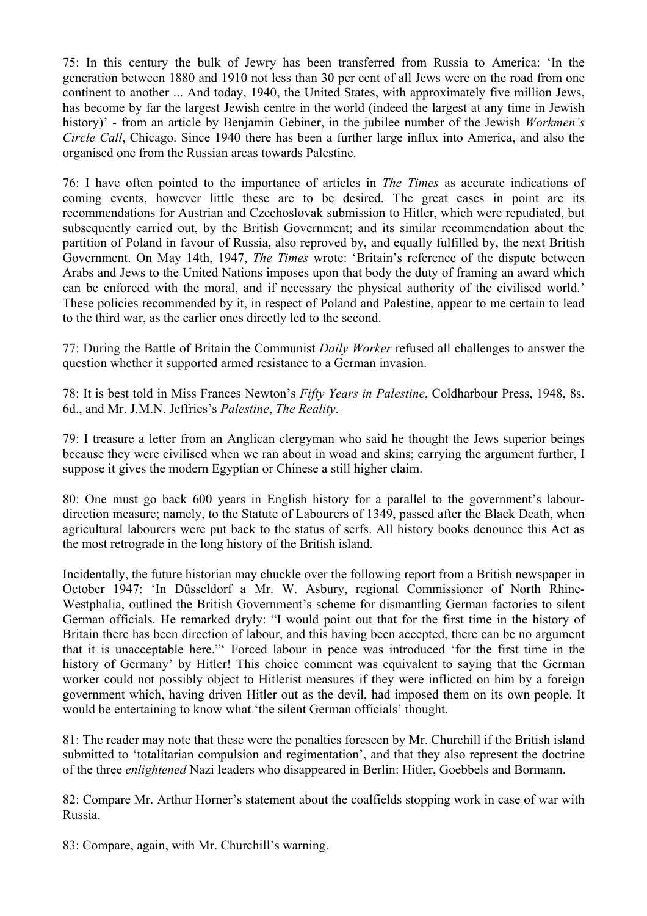75: In this century the bulk of Jewry has been transferred from Russia to America: 'In the generation between 1880 and 1910 not less than 30 per cent of all Jews were on the road from one continent to another ... And today, 1940, the United States, with approximately five million Jews, has become by far the largest Jewish centre in the world (indeed the largest at any time in Jewish history)' - from an article by Benjamin Gebiner, in the jubilee number of the Jewish *Workmen's Circle Call*, Chicago. Since 1940 there has been a further large influx into America, and also the organised one from the Russian areas towards Palestine.

76: I have often pointed to the importance of articles in *The Times* as accurate indications of coming events, however little these are to be desired. The great cases in point are its recommendations for Austrian and Czechoslovak submission to Hitler, which were repudiated, but subsequently carried out, by the British Government; and its similar recommendation about the partition of Poland in favour of Russia, also reproved by, and equally fulfilled by, the next British Government. On May 14th, 1947, *The Times* wrote: 'Britain's reference of the dispute between Arabs and Jews to the United Nations imposes upon that body the duty of framing an award which can be enforced with the moral, and if necessary the physical authority of the civilised world.' These policies recommended by it, in respect of Poland and Palestine, appear to me certain to lead to the third war, as the earlier ones directly led to the second.

77: During the Battle of Britain the Communist *Daily Worker* refused all challenges to answer the question whether it supported armed resistance to a German invasion.

78: It is best told in Miss Frances Newton's *Fifty Years in Palestine*, Coldharbour Press, 1948, 8s. 6d., and Mr. J.M.N. Jeffries's *Palestine*, *The Reality*.

79: I treasure a letter from an Anglican clergyman who said he thought the Jews superior beings because they were civilised when we ran about in woad and skins; carrying the argument further, I suppose it gives the modern Egyptian or Chinese a still higher claim.

80: One must go back 600 years in English history for a parallel to the government's labour-direction measure; namely, to the Statute of Labourers of 1349, passed after the Black Death, when agricultural labourers were put back to the status of serfs. All history books denounce this Act as the most retrograde in the long history of the British island.

Incidentally, the future historian may chuckle over the following report from a British newspaper in October 1947: 'In Düsseldorf a Mr. W. Asbury, regional Commissioner of North Rhine-Westphalia, outlined the British Government's scheme for dismantling German factories to silent German officials. He remarked dryly: "I would point out that for the first time in the history of Britain there has been direction of labour, and this having been accepted, there can be no argument that it is unacceptable here."' Forced labour in peace was introduced 'for the first time in the history of Germany' by Hitler! This choice comment was equivalent to saying that the German worker could not possibly object to Hitlerist measures if they were inflicted on him by a foreign government which, having driven Hitler out as the devil, had imposed them on its own people. It would be entertaining to know what 'the silent German officials' thought.

81: The reader may note that these were the penalties foreseen by Mr. Churchill if the British island submitted to 'totalitarian compulsion and regimentation', and that they also represent the doctrine of the three *enlightened* Nazi leaders who disappeared in Berlin: Hitler, Goebbels and Bormann.

82: Compare Mr. Arthur Horner's statement about the coalfields stopping work in case of war with Russia.

83: Compare, again, with Mr. Churchill's warning.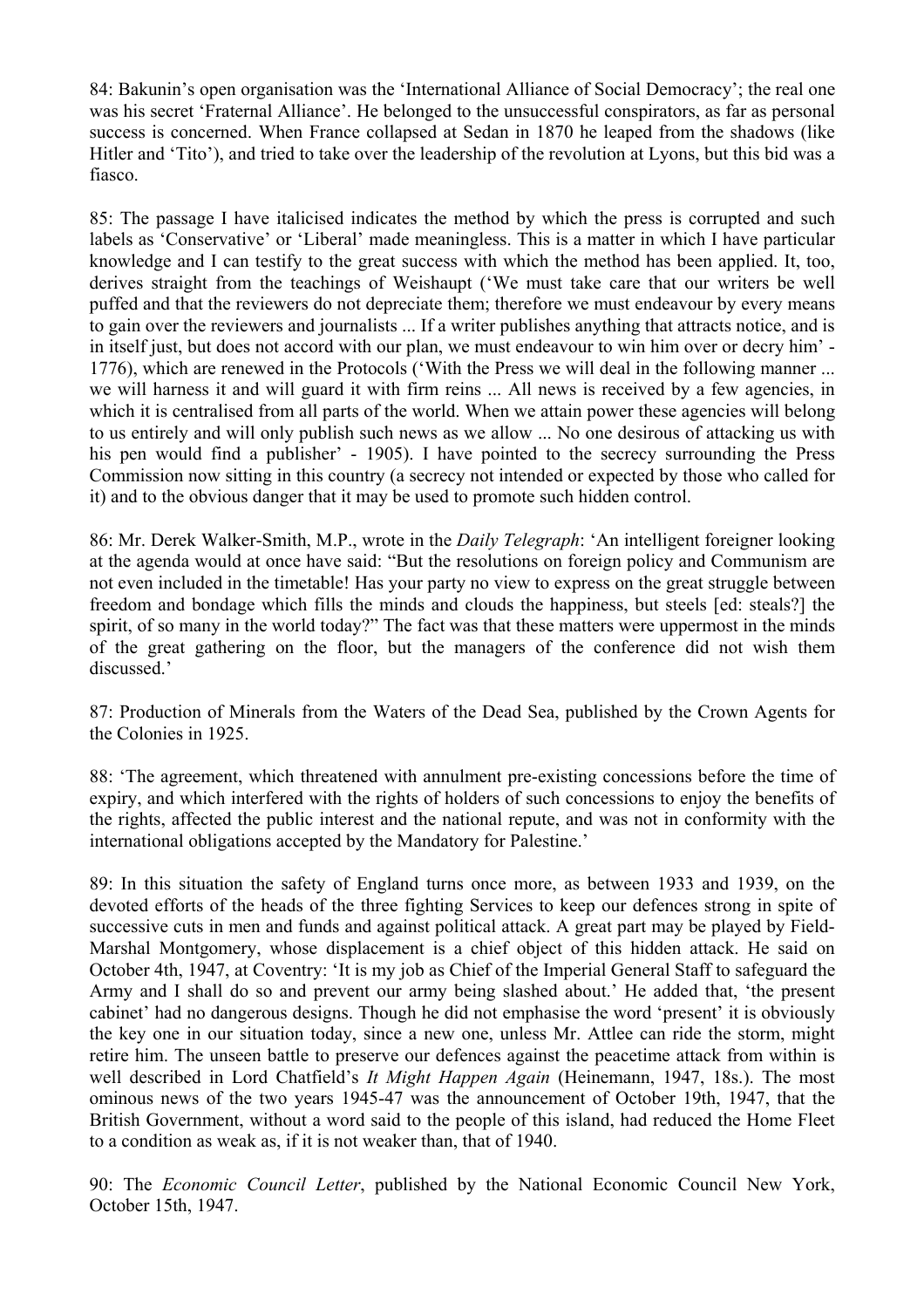84: Bakunin's open organisation was the 'International Alliance of Social Democracy'; the real one was his secret 'Fraternal Alliance'. He belonged to the unsuccessful conspirators, as far as personal success is concerned. When France collapsed at Sedan in 1870 he leaped from the shadows (like Hitler and 'Tito'), and tried to take over the leadership of the revolution at Lyons, but this bid was a fiasco.

85: The passage I have italicised indicates the method by which the press is corrupted and such labels as 'Conservative' or 'Liberal' made meaningless. This is a matter in which I have particular knowledge and I can testify to the great success with which the method has been applied. It, too, derives straight from the teachings of Weishaupt ('We must take care that our writers be well puffed and that the reviewers do not depreciate them; therefore we must endeavour by every means to gain over the reviewers and journalists ... If a writer publishes anything that attracts notice, and is in itself just, but does not accord with our plan, we must endeavour to win him over or decry him' - 1776), which are renewed in the Protocols ('With the Press we will deal in the following manner ... we will harness it and will guard it with firm reins ... All news is received by a few agencies, in which it is centralised from all parts of the world. When we attain power these agencies will belong to us entirely and will only publish such news as we allow ... No one desirous of attacking us with his pen would find a publisher' - 1905). I have pointed to the secrecy surrounding the Press Commission now sitting in this country (a secrecy not intended or expected by those who called for it) and to the obvious danger that it may be used to promote such hidden control.

86: Mr. Derek Walker-Smith, M.P., wrote in the *Daily Telegraph*: 'An intelligent foreigner looking at the agenda would at once have said: "But the resolutions on foreign policy and Communism are not even included in the timetable! Has your party no view to express on the great struggle between freedom and bondage which fills the minds and clouds the happiness, but steels [ed: steals?] the spirit, of so many in the world today?" The fact was that these matters were uppermost in the minds of the great gathering on the floor, but the managers of the conference did not wish them discussed.'

87: Production of Minerals from the Waters of the Dead Sea, published by the Crown Agents for the Colonies in 1925.

88: 'The agreement, which threatened with annulment pre-existing concessions before the time of expiry, and which interfered with the rights of holders of such concessions to enjoy the benefits of the rights, affected the public interest and the national repute, and was not in conformity with the international obligations accepted by the Mandatory for Palestine.'

89: In this situation the safety of England turns once more, as between 1933 and 1939, on the devoted efforts of the heads of the three fighting Services to keep our defences strong in spite of successive cuts in men and funds and against political attack. A great part may be played by Field-Marshal Montgomery, whose displacement is a chief object of this hidden attack. He said on October 4th, 1947, at Coventry: 'It is my job as Chief of the Imperial General Staff to safeguard the Army and I shall do so and prevent our army being slashed about.' He added that, 'the present cabinet' had no dangerous designs. Though he did not emphasise the word 'present' it is obviously the key one in our situation today, since a new one, unless Mr. Attlee can ride the storm, might retire him. The unseen battle to preserve our defences against the peacetime attack from within is well described in Lord Chatfield's *It Might Happen Again* (Heinemann, 1947, 18s.). The most ominous news of the two years 1945-47 was the announcement of October 19th, 1947, that the British Government, without a word said to the people of this island, had reduced the Home Fleet to a condition as weak as, if it is not weaker than, that of 1940.

90: The *Economic Council Letter*, published by the National Economic Council New York, October 15th, 1947.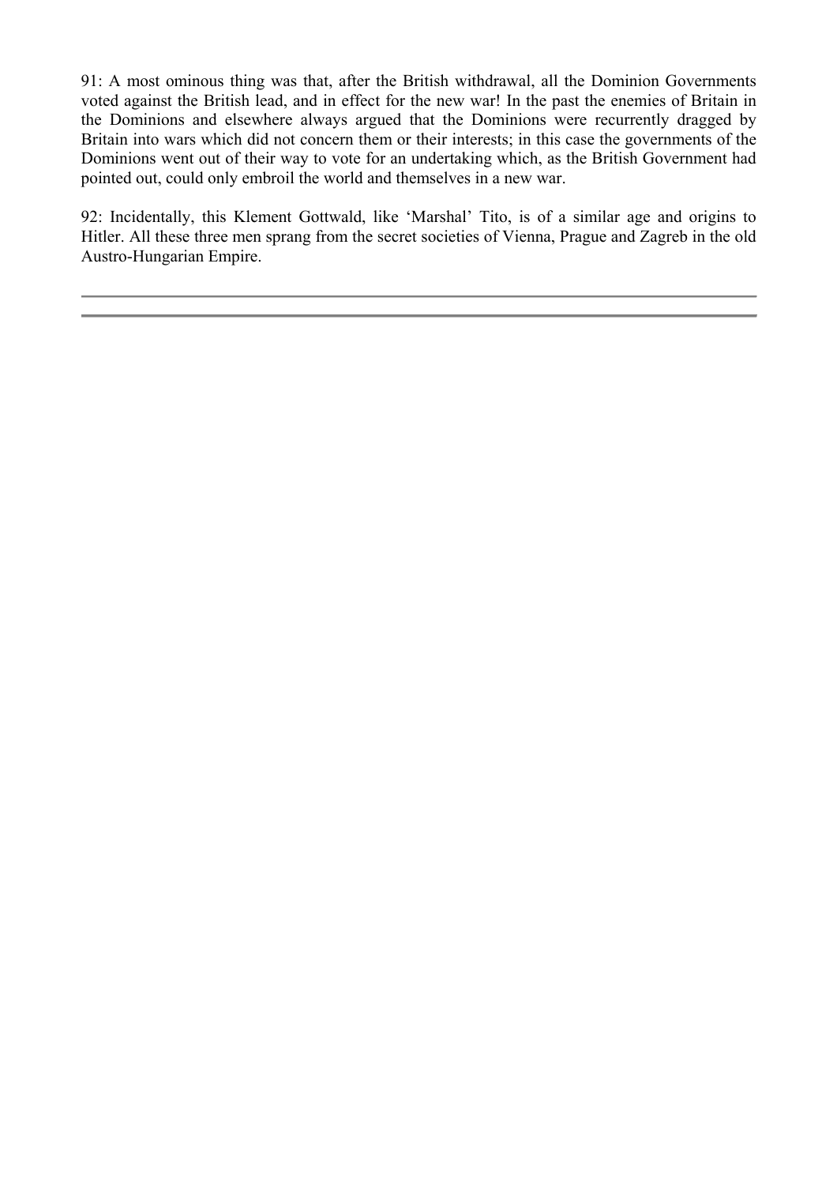91: A most ominous thing was that, after the British withdrawal, all the Dominion Governments voted against the British lead, and in effect for the new war! In the past the enemies of Britain in the Dominions and elsewhere always argued that the Dominions were recurrently dragged by Britain into wars which did not concern them or their interests; in this case the governments of the Dominions went out of their way to vote for an undertaking which, as the British Government had pointed out, could only embroil the world and themselves in a new war.

92: Incidentally, this Klement Gottwald, like 'Marshal' Tito, is of a similar age and origins to Hitler. All these three men sprang from the secret societies of Vienna, Prague and Zagreb in the old Austro-Hungarian Empire.